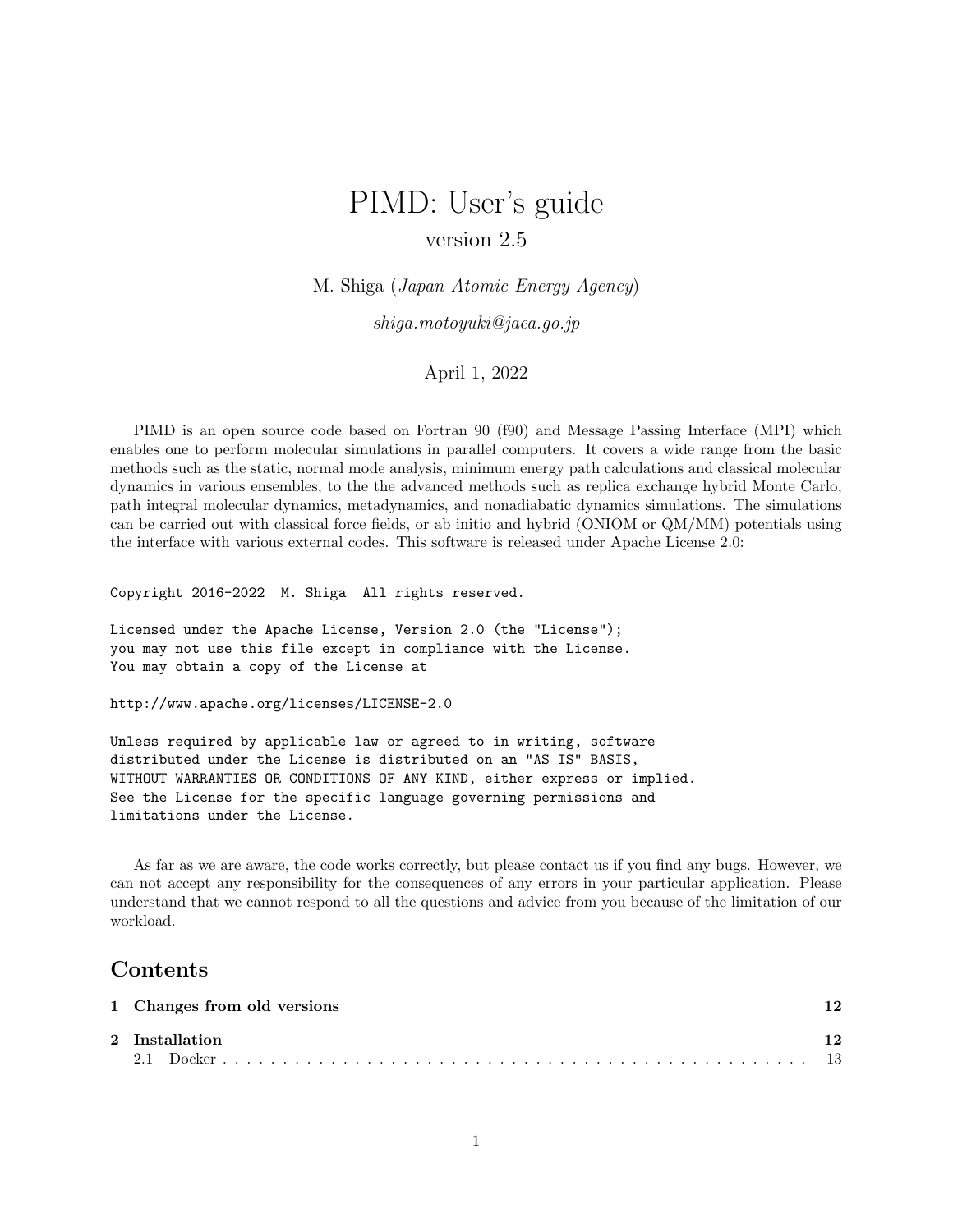# PIMD: User's guide

version 2.5

M. Shiga (*Japan Atomic Energy Agency*)

*shiga.motoyuki@jaea.go.jp*

April 1, 2022

PIMD is an open source code based on Fortran 90 (f90) and Message Passing Interface (MPI) which enables one to perform molecular simulations in parallel computers. It covers a wide range from the basic methods such as the static, normal mode analysis, minimum energy path calculations and classical molecular dynamics in various ensembles, to the the advanced methods such as replica exchange hybrid Monte Carlo, path integral molecular dynamics, metadynamics, and nonadiabatic dynamics simulations. The simulations can be carried out with classical force fields, or ab initio and hybrid (ONIOM or QM/MM) potentials using the interface with various external codes. This software is released under Apache License 2.0:

```
Copyright 2016-2022  M. Shiga  All rights reserved.

Licensed under the Apache License, Version 2.0 (the "License");
you may not use this file except in compliance with the License.
You may obtain a copy of the License at

http://www.apache.org/licenses/LICENSE-2.0

Unless required by applicable law or agreed to in writing, software
distributed under the License is distributed on an "AS IS" BASIS,
WITHOUT WARRANTIES OR CONDITIONS OF ANY KIND, either express or implied.
See the License for the specific language governing permissions and
limitations under the License.
```

As far as we are aware, the code works correctly, but please contact us if you find any bugs. However, we can not accept any responsibility for the consequences of any errors in your particular application. Please understand that we cannot respond to all the questions and advice from you because of the limitation of our workload.

## Contents

**1 Changes from old versions** .......... **12**

**2 Installation** .......... **12**

2.1 Docker .......... 13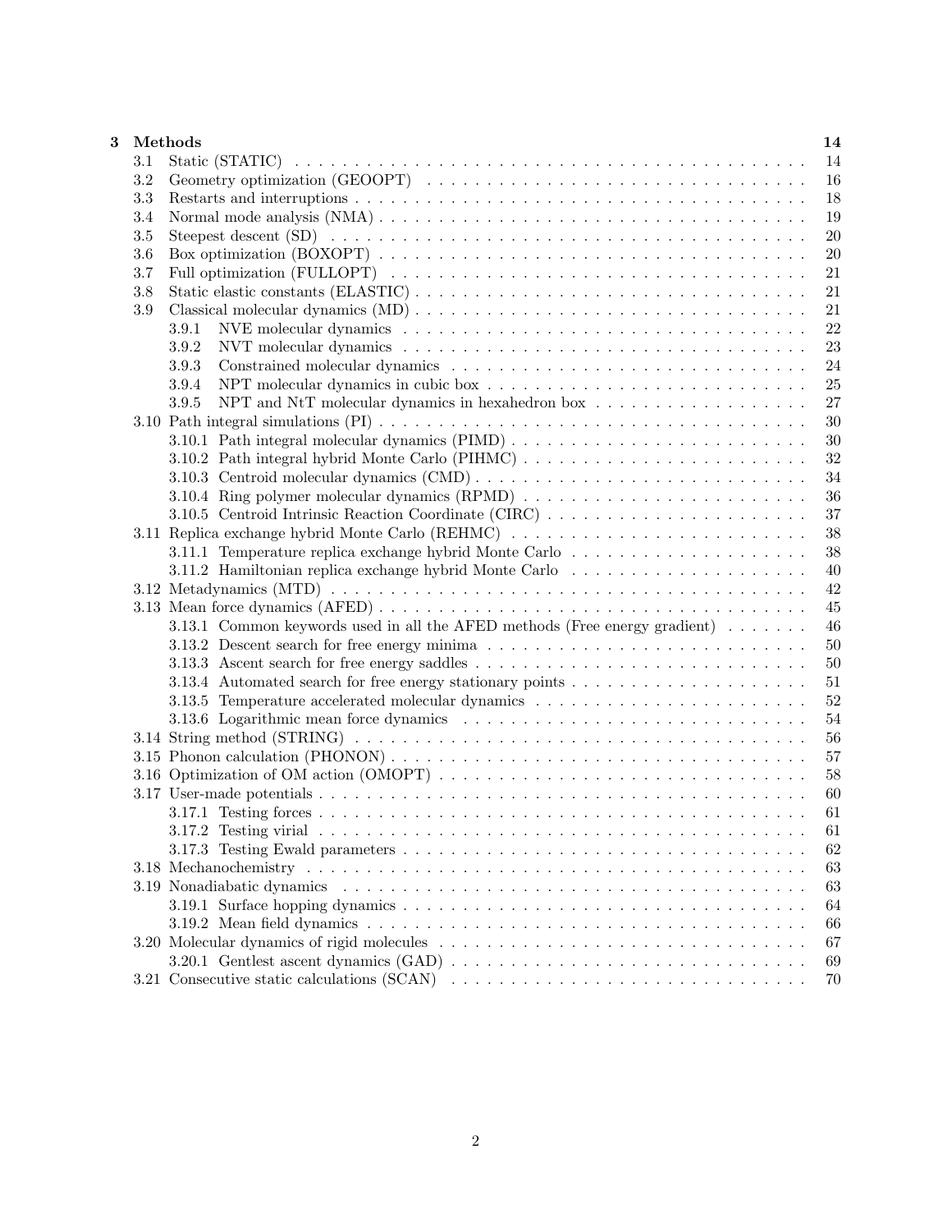**3 Methods** **14**

- 3.1 Static (STATIC) . . . . . 14
- 3.2 Geometry optimization (GEOOPT) . . . . . 16
- 3.3 Restarts and interruptions . . . . . 18
- 3.4 Normal mode analysis (NMA) . . . . . 19
- 3.5 Steepest descent (SD) . . . . . 20
- 3.6 Box optimization (BOXOPT) . . . . . 20
- 3.7 Full optimization (FULLOPT) . . . . . 21
- 3.8 Static elastic constants (ELASTIC) . . . . . 21
- 3.9 Classical molecular dynamics (MD) . . . . . 21
  - 3.9.1 NVE molecular dynamics . . . . . 22
  - 3.9.2 NVT molecular dynamics . . . . . 23
  - 3.9.3 Constrained molecular dynamics . . . . . 24
  - 3.9.4 NPT molecular dynamics in cubic box . . . . . 25
  - 3.9.5 NPT and NtT molecular dynamics in hexahedron box . . . . . 27
- 3.10 Path integral simulations (PI) . . . . . 30
  - 3.10.1 Path integral molecular dynamics (PIMD) . . . . . 30
  - 3.10.2 Path integral hybrid Monte Carlo (PIHMC) . . . . . 32
  - 3.10.3 Centroid molecular dynamics (CMD) . . . . . 34
  - 3.10.4 Ring polymer molecular dynamics (RPMD) . . . . . 36
  - 3.10.5 Centroid Intrinsic Reaction Coordinate (CIRC) . . . . . 37
- 3.11 Replica exchange hybrid Monte Carlo (REHMC) . . . . . 38
  - 3.11.1 Temperature replica exchange hybrid Monte Carlo . . . . . 38
  - 3.11.2 Hamiltonian replica exchange hybrid Monte Carlo . . . . . 40
- 3.12 Metadynamics (MTD) . . . . . 42
- 3.13 Mean force dynamics (AFED) . . . . . 45
  - 3.13.1 Common keywords used in all the AFED methods (Free energy gradient) . . . . . 46
  - 3.13.2 Descent search for free energy minima . . . . . 50
  - 3.13.3 Ascent search for free energy saddles . . . . . 50
  - 3.13.4 Automated search for free energy stationary points . . . . . 51
  - 3.13.5 Temperature accelerated molecular dynamics . . . . . 52
  - 3.13.6 Logarithmic mean force dynamics . . . . . 54
- 3.14 String method (STRING) . . . . . 56
- 3.15 Phonon calculation (PHONON) . . . . . 57
- 3.16 Optimization of OM action (OMOPT) . . . . . 58
- 3.17 User-made potentials . . . . . 60
  - 3.17.1 Testing forces . . . . . 61
  - 3.17.2 Testing virial . . . . . 61
  - 3.17.3 Testing Ewald parameters . . . . . 62
- 3.18 Mechanochemistry . . . . . 63
- 3.19 Nonadiabatic dynamics . . . . . 63
  - 3.19.1 Surface hopping dynamics . . . . . 64
  - 3.19.2 Mean field dynamics . . . . . 66
- 3.20 Molecular dynamics of rigid molecules . . . . . 67
  - 3.20.1 Gentlest ascent dynamics (GAD) . . . . . 69
- 3.21 Consecutive static calculations (SCAN) . . . . . 70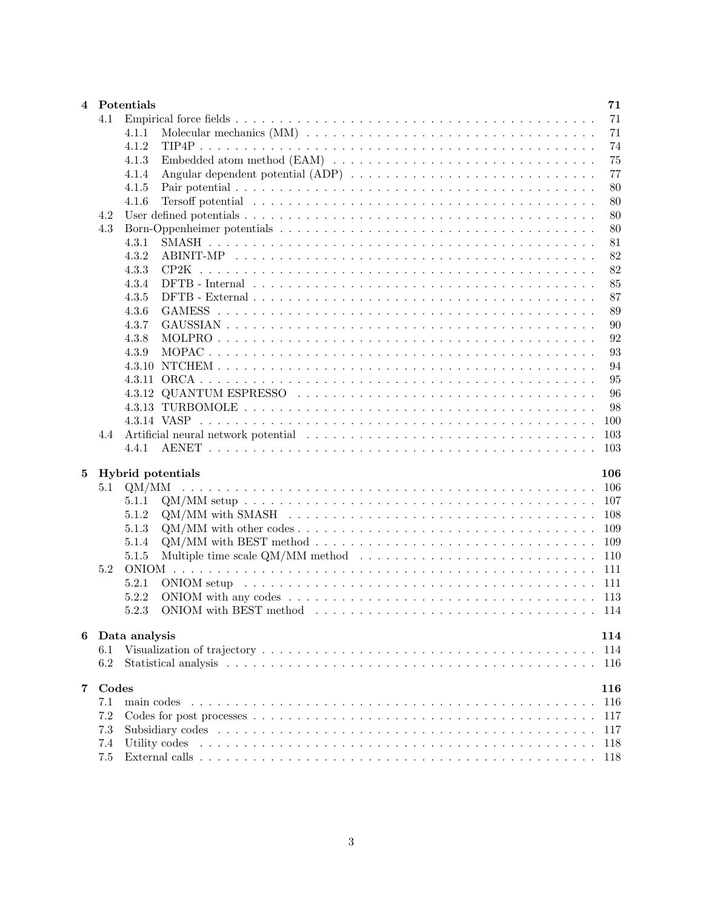**4 Potentials** 71

- 4.1 Empirical force fields . . . 71
  - 4.1.1 Molecular mechanics (MM) . . . 71
  - 4.1.2 TIP4P . . . 74
  - 4.1.3 Embedded atom method (EAM) . . . 75
  - 4.1.4 Angular dependent potential (ADP) . . . 77
  - 4.1.5 Pair potential . . . 80
  - 4.1.6 Tersoff potential . . . 80
- 4.2 User defined potentials . . . 80
- 4.3 Born-Oppenheimer potentials . . . 80
  - 4.3.1 SMASH . . . 81
  - 4.3.2 ABINIT-MP . . . 82
  - 4.3.3 CP2K . . . 82
  - 4.3.4 DFTB - Internal . . . 85
  - 4.3.5 DFTB - External . . . 87
  - 4.3.6 GAMESS . . . 89
  - 4.3.7 GAUSSIAN . . . 90
  - 4.3.8 MOLPRO . . . 92
  - 4.3.9 MOPAC . . . 93
  - 4.3.10 NTCHEM . . . 94
  - 4.3.11 ORCA . . . 95
  - 4.3.12 QUANTUM ESPRESSO . . . 96
  - 4.3.13 TURBOMOLE . . . 98
  - 4.3.14 VASP . . . 100
- 4.4 Artificial neural network potential . . . 103
  - 4.4.1 AENET . . . 103

**5 Hybrid potentials** 106

- 5.1 QM/MM . . . 106
  - 5.1.1 QM/MM setup . . . 107
  - 5.1.2 QM/MM with SMASH . . . 108
  - 5.1.3 QM/MM with other codes . . . 109
  - 5.1.4 QM/MM with BEST method . . . 109
  - 5.1.5 Multiple time scale QM/MM method . . . 110
- 5.2 ONIOM . . . 111
  - 5.2.1 ONIOM setup . . . 111
  - 5.2.2 ONIOM with any codes . . . 113
  - 5.2.3 ONIOM with BEST method . . . 114

**6 Data analysis** 114

- 6.1 Visualization of trajectory . . . 114
- 6.2 Statistical analysis . . . 116

**7 Codes** 116

- 7.1 main codes . . . 116
- 7.2 Codes for post processes . . . 117
- 7.3 Subsidiary codes . . . 117
- 7.4 Utility codes . . . 118
- 7.5 External calls . . . 118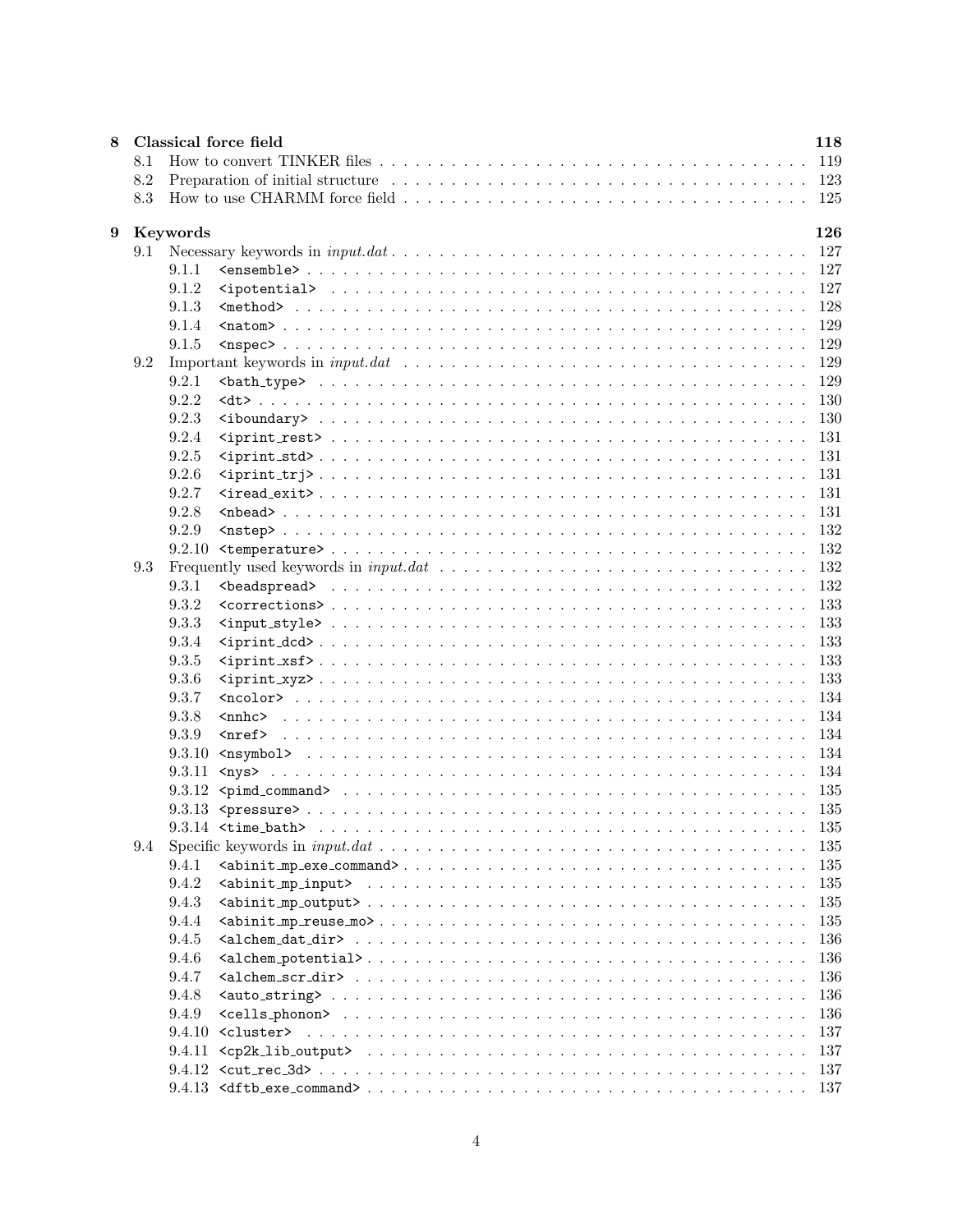**8 Classical force field** 118

- 8.1 How to convert TINKER files . . . 119
- 8.2 Preparation of initial structure . . . 123
- 8.3 How to use CHARMM force field . . . 125

**9 Keywords** 126

- 9.1 Necessary keywords in *input.dat* . . . 127
  - 9.1.1 `<ensemble>` . . . 127
  - 9.1.2 `<ipotential>` . . . 127
  - 9.1.3 `<method>` . . . 128
  - 9.1.4 `<natom>` . . . 129
  - 9.1.5 `<nspec>` . . . 129
- 9.2 Important keywords in *input.dat* . . . 129
  - 9.2.1 `<bath_type>` . . . 129
  - 9.2.2 `<dt>` . . . 130
  - 9.2.3 `<iboundary>` . . . 130
  - 9.2.4 `<iprint_rest>` . . . 131
  - 9.2.5 `<iprint_std>` . . . 131
  - 9.2.6 `<iprint_trj>` . . . 131
  - 9.2.7 `<iread_exit>` . . . 131
  - 9.2.8 `<nbead>` . . . 131
  - 9.2.9 `<nstep>` . . . 132
  - 9.2.10 `<temperature>` . . . 132
- 9.3 Frequently used keywords in *input.dat* . . . 132
  - 9.3.1 `<beadspread>` . . . 132
  - 9.3.2 `<corrections>` . . . 133
  - 9.3.3 `<input_style>` . . . 133
  - 9.3.4 `<iprint_dcd>` . . . 133
  - 9.3.5 `<iprint_xsf>` . . . 133
  - 9.3.6 `<iprint_xyz>` . . . 133
  - 9.3.7 `<ncolor>` . . . 134
  - 9.3.8 `<nnhc>` . . . 134
  - 9.3.9 `<nref>` . . . 134
  - 9.3.10 `<nsymbol>` . . . 134
  - 9.3.11 `<nys>` . . . 134
  - 9.3.12 `<pimd_command>` . . . 135
  - 9.3.13 `<pressure>` . . . 135
  - 9.3.14 `<time_bath>` . . . 135
- 9.4 Specific keywords in *input.dat* . . . 135
  - 9.4.1 `<abinit_mp_exe_command>` . . . 135
  - 9.4.2 `<abinit_mp_input>` . . . 135
  - 9.4.3 `<abinit_mp_output>` . . . 135
  - 9.4.4 `<abinit_mp_reuse_mo>` . . . 135
  - 9.4.5 `<alchem_dat_dir>` . . . 136
  - 9.4.6 `<alchem_potential>` . . . 136
  - 9.4.7 `<alchem_scr_dir>` . . . 136
  - 9.4.8 `<auto_string>` . . . 136
  - 9.4.9 `<cells_phonon>` . . . 136
  - 9.4.10 `<cluster>` . . . 137
  - 9.4.11 `<cp2k_lib_output>` . . . 137
  - 9.4.12 `<cut_rec_3d>` . . . 137
  - 9.4.13 `<dftb_exe_command>` . . . 137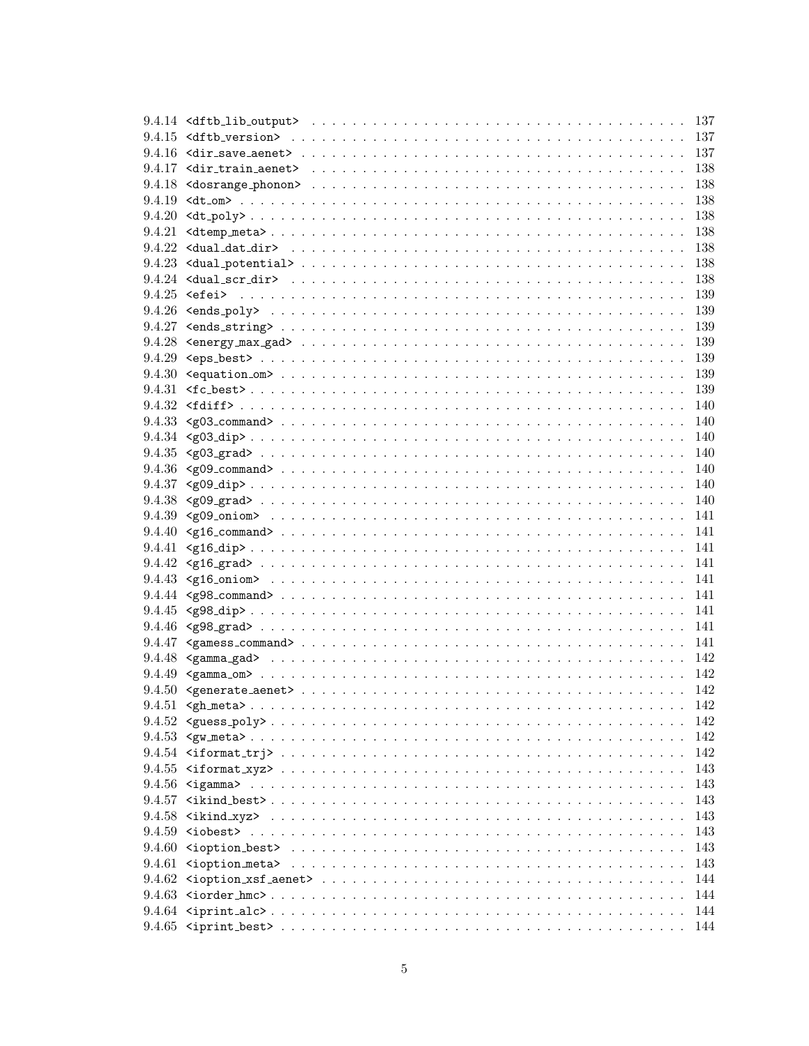9.4.14 <dftb_lib_output> . . . 137
9.4.15 <dftb_version> . . . 137
9.4.16 <dir_save_aenet> . . . 137
9.4.17 <dir_train_aenet> . . . 138
9.4.18 <dosrange_phonon> . . . 138
9.4.19 <dt_om> . . . 138
9.4.20 <dt_poly> . . . 138
9.4.21 <dtemp_meta> . . . 138
9.4.22 <dual_dat_dir> . . . 138
9.4.23 <dual_potential> . . . 138
9.4.24 <dual_scr_dir> . . . 138
9.4.25 <efei> . . . 139
9.4.26 <ends_poly> . . . 139
9.4.27 <ends_string> . . . 139
9.4.28 <energy_max_gad> . . . 139
9.4.29 <eps_best> . . . 139
9.4.30 <equation_om> . . . 139
9.4.31 <fc_best> . . . 139
9.4.32 <fdiff> . . . 140
9.4.33 <g03_command> . . . 140
9.4.34 <g03_dip> . . . 140
9.4.35 <g03_grad> . . . 140
9.4.36 <g09_command> . . . 140
9.4.37 <g09_dip> . . . 140
9.4.38 <g09_grad> . . . 140
9.4.39 <g09_oniom> . . . 141
9.4.40 <g16_command> . . . 141
9.4.41 <g16_dip> . . . 141
9.4.42 <g16_grad> . . . 141
9.4.43 <g16_oniom> . . . 141
9.4.44 <g98_command> . . . 141
9.4.45 <g98_dip> . . . 141
9.4.46 <g98_grad> . . . 141
9.4.47 <gamess_command> . . . 141
9.4.48 <gamma_gad> . . . 142
9.4.49 <gamma_om> . . . 142
9.4.50 <generate_aenet> . . . 142
9.4.51 <gh_meta> . . . 142
9.4.52 <guess_poly> . . . 142
9.4.53 <gw_meta> . . . 142
9.4.54 <iformat_trj> . . . 142
9.4.55 <iformat_xyz> . . . 143
9.4.56 <igamma> . . . 143
9.4.57 <ikind_best> . . . 143
9.4.58 <ikind_xyz> . . . 143
9.4.59 <iobest> . . . 143
9.4.60 <ioption_best> . . . 143
9.4.61 <ioption_meta> . . . 143
9.4.62 <ioption_xsf_aenet> . . . 144
9.4.63 <iorder_hmc> . . . 144
9.4.64 <iprint_alc> . . . 144
9.4.65 <iprint_best> . . . 144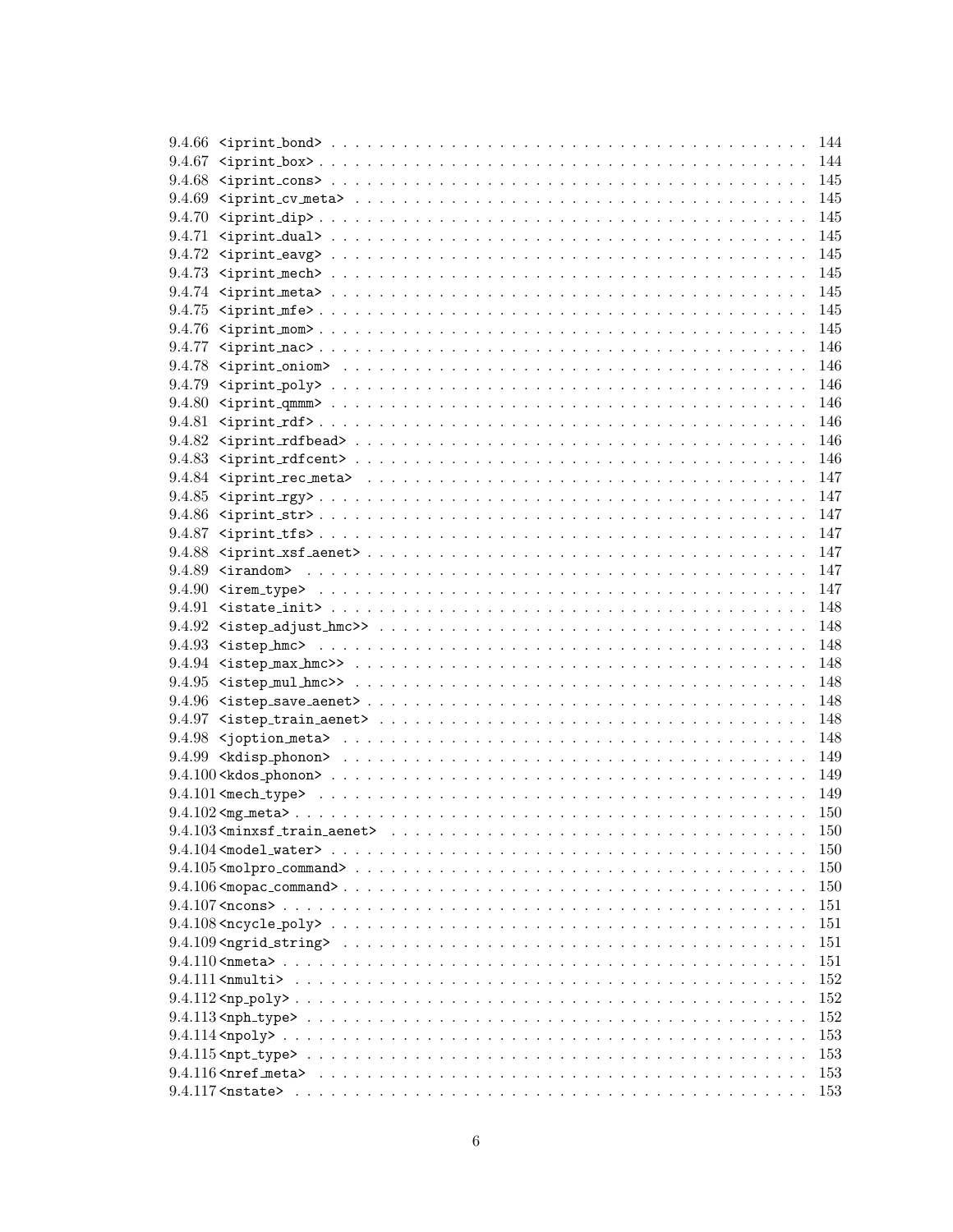9.4.66 <iprint_bond> . . . . . . . . . . . . . . . . . . . . . . . . . . . . . . . . . . . . . . 144
9.4.67 <iprint_box> . . . . . . . . . . . . . . . . . . . . . . . . . . . . . . . . . . . . . . 144
9.4.68 <iprint_cons> . . . . . . . . . . . . . . . . . . . . . . . . . . . . . . . . . . . . . . 145
9.4.69 <iprint_cv_meta> . . . . . . . . . . . . . . . . . . . . . . . . . . . . . . . . . . . . . . 145
9.4.70 <iprint_dip> . . . . . . . . . . . . . . . . . . . . . . . . . . . . . . . . . . . . . . 145
9.4.71 <iprint_dual> . . . . . . . . . . . . . . . . . . . . . . . . . . . . . . . . . . . . . . 145
9.4.72 <iprint_eavg> . . . . . . . . . . . . . . . . . . . . . . . . . . . . . . . . . . . . . . 145
9.4.73 <iprint_mech> . . . . . . . . . . . . . . . . . . . . . . . . . . . . . . . . . . . . . . 145
9.4.74 <iprint_meta> . . . . . . . . . . . . . . . . . . . . . . . . . . . . . . . . . . . . . . 145
9.4.75 <iprint_mfe> . . . . . . . . . . . . . . . . . . . . . . . . . . . . . . . . . . . . . . 145
9.4.76 <iprint_mom> . . . . . . . . . . . . . . . . . . . . . . . . . . . . . . . . . . . . . . 145
9.4.77 <iprint_nac> . . . . . . . . . . . . . . . . . . . . . . . . . . . . . . . . . . . . . . 146
9.4.78 <iprint_oniom> . . . . . . . . . . . . . . . . . . . . . . . . . . . . . . . . . . . . . . 146
9.4.79 <iprint_poly> . . . . . . . . . . . . . . . . . . . . . . . . . . . . . . . . . . . . . . 146
9.4.80 <iprint_qmmm> . . . . . . . . . . . . . . . . . . . . . . . . . . . . . . . . . . . . . . 146
9.4.81 <iprint_rdf> . . . . . . . . . . . . . . . . . . . . . . . . . . . . . . . . . . . . . . 146
9.4.82 <iprint_rdfbead> . . . . . . . . . . . . . . . . . . . . . . . . . . . . . . . . . . . . . . 146
9.4.83 <iprint_rdfcent> . . . . . . . . . . . . . . . . . . . . . . . . . . . . . . . . . . . . . . 146
9.4.84 <iprint_rec_meta> . . . . . . . . . . . . . . . . . . . . . . . . . . . . . . . . . . . . . . 147
9.4.85 <iprint_rgy> . . . . . . . . . . . . . . . . . . . . . . . . . . . . . . . . . . . . . . 147
9.4.86 <iprint_str> . . . . . . . . . . . . . . . . . . . . . . . . . . . . . . . . . . . . . . 147
9.4.87 <iprint_tfs> . . . . . . . . . . . . . . . . . . . . . . . . . . . . . . . . . . . . . . 147
9.4.88 <iprint_xsf_aenet> . . . . . . . . . . . . . . . . . . . . . . . . . . . . . . . . . . . . . . 147
9.4.89 <irandom> . . . . . . . . . . . . . . . . . . . . . . . . . . . . . . . . . . . . . . 147
9.4.90 <irem_type> . . . . . . . . . . . . . . . . . . . . . . . . . . . . . . . . . . . . . . 147
9.4.91 <istate_init> . . . . . . . . . . . . . . . . . . . . . . . . . . . . . . . . . . . . . . 148
9.4.92 <istep_adjust_hmc>> . . . . . . . . . . . . . . . . . . . . . . . . . . . . . . . . . . . . . . 148
9.4.93 <istep_hmc> . . . . . . . . . . . . . . . . . . . . . . . . . . . . . . . . . . . . . . 148
9.4.94 <istep_max_hmc>> . . . . . . . . . . . . . . . . . . . . . . . . . . . . . . . . . . . . . . 148
9.4.95 <istep_mul_hmc>> . . . . . . . . . . . . . . . . . . . . . . . . . . . . . . . . . . . . . . 148
9.4.96 <istep_save_aenet> . . . . . . . . . . . . . . . . . . . . . . . . . . . . . . . . . . . . . . 148
9.4.97 <istep_train_aenet> . . . . . . . . . . . . . . . . . . . . . . . . . . . . . . . . . . . . . . 148
9.4.98 <joption_meta> . . . . . . . . . . . . . . . . . . . . . . . . . . . . . . . . . . . . . . 148
9.4.99 <kdisp_phonon> . . . . . . . . . . . . . . . . . . . . . . . . . . . . . . . . . . . . . . 149
9.4.100 <kdos_phonon> . . . . . . . . . . . . . . . . . . . . . . . . . . . . . . . . . . . . . . 149
9.4.101 <mech_type> . . . . . . . . . . . . . . . . . . . . . . . . . . . . . . . . . . . . . . 149
9.4.102 <mg_meta> . . . . . . . . . . . . . . . . . . . . . . . . . . . . . . . . . . . . . . 150
9.4.103 <minxsf_train_aenet> . . . . . . . . . . . . . . . . . . . . . . . . . . . . . . . . . . . . . . 150
9.4.104 <model_water> . . . . . . . . . . . . . . . . . . . . . . . . . . . . . . . . . . . . . . 150
9.4.105 <molpro_command> . . . . . . . . . . . . . . . . . . . . . . . . . . . . . . . . . . . . . . 150
9.4.106 <mopac_command> . . . . . . . . . . . . . . . . . . . . . . . . . . . . . . . . . . . . . . 150
9.4.107 <ncons> . . . . . . . . . . . . . . . . . . . . . . . . . . . . . . . . . . . . . . 151
9.4.108 <ncycle_poly> . . . . . . . . . . . . . . . . . . . . . . . . . . . . . . . . . . . . . . 151
9.4.109 <ngrid_string> . . . . . . . . . . . . . . . . . . . . . . . . . . . . . . . . . . . . . . 151
9.4.110 <nmeta> . . . . . . . . . . . . . . . . . . . . . . . . . . . . . . . . . . . . . . 151
9.4.111 <nmulti> . . . . . . . . . . . . . . . . . . . . . . . . . . . . . . . . . . . . . . 152
9.4.112 <np_poly> . . . . . . . . . . . . . . . . . . . . . . . . . . . . . . . . . . . . . . 152
9.4.113 <nph_type> . . . . . . . . . . . . . . . . . . . . . . . . . . . . . . . . . . . . . . 152
9.4.114 <npoly> . . . . . . . . . . . . . . . . . . . . . . . . . . . . . . . . . . . . . . 153
9.4.115 <npt_type> . . . . . . . . . . . . . . . . . . . . . . . . . . . . . . . . . . . . . . 153
9.4.116 <nref_meta> . . . . . . . . . . . . . . . . . . . . . . . . . . . . . . . . . . . . . . 153
9.4.117 <nstate> . . . . . . . . . . . . . . . . . . . . . . . . . . . . . . . . . . . . . . 153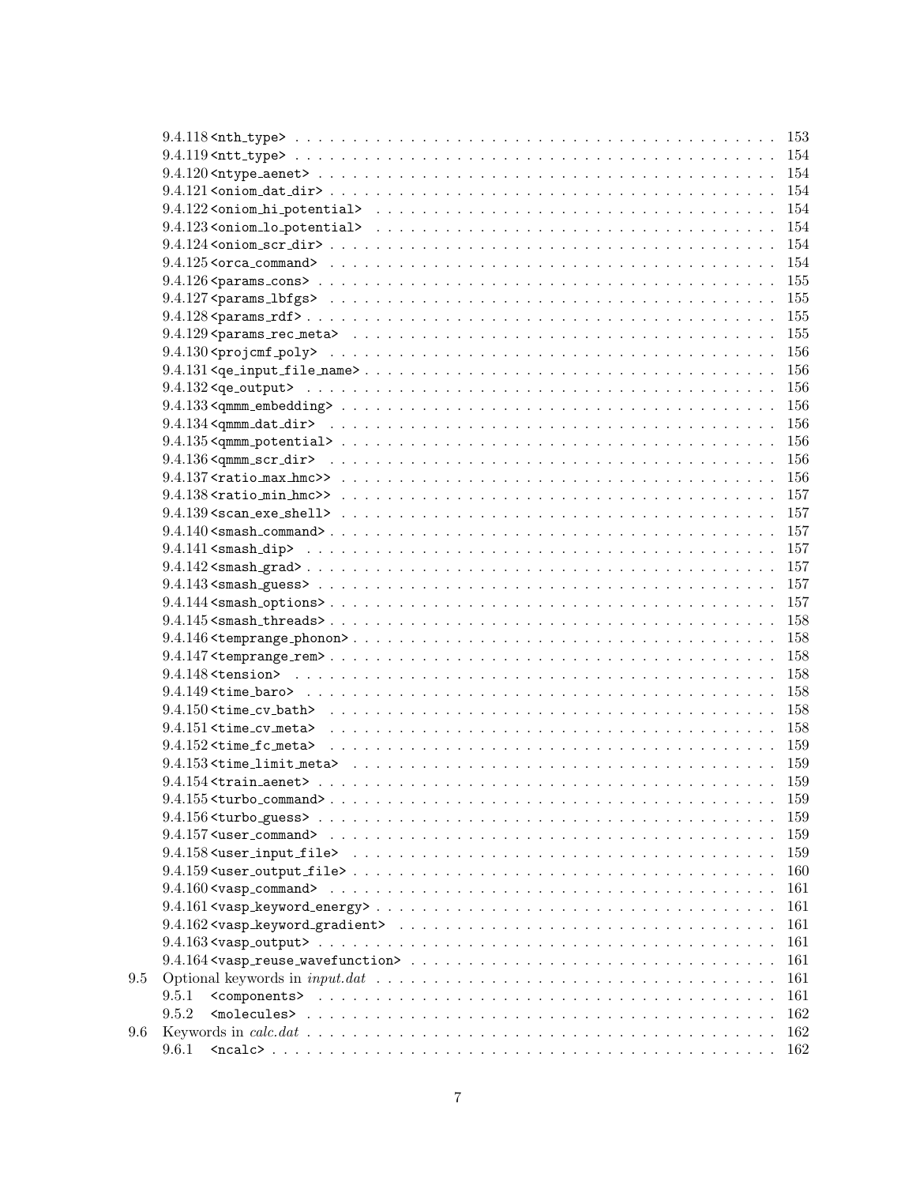9.4.118 <nth_type> . . . . . . . . . . . . . . . . . . . . . . . . . . . . . . . . . . . . . . . 153
9.4.119 <ntt_type> . . . . . . . . . . . . . . . . . . . . . . . . . . . . . . . . . . . . . . . 154
9.4.120 <ntype_aenet> . . . . . . . . . . . . . . . . . . . . . . . . . . . . . . . . . . . . 154
9.4.121 <oniom_dat_dir> . . . . . . . . . . . . . . . . . . . . . . . . . . . . . . . . . . 154
9.4.122 <oniom_hi_potential> . . . . . . . . . . . . . . . . . . . . . . . . . . . . . . 154
9.4.123 <oniom_lo_potential> . . . . . . . . . . . . . . . . . . . . . . . . . . . . . . 154
9.4.124 <oniom_scr_dir> . . . . . . . . . . . . . . . . . . . . . . . . . . . . . . . . . . 154
9.4.125 <orca_command> . . . . . . . . . . . . . . . . . . . . . . . . . . . . . . . . . . 154
9.4.126 <params_cons> . . . . . . . . . . . . . . . . . . . . . . . . . . . . . . . . . . . 155
9.4.127 <params_lbfgs> . . . . . . . . . . . . . . . . . . . . . . . . . . . . . . . . . . 155
9.4.128 <params_rdf> . . . . . . . . . . . . . . . . . . . . . . . . . . . . . . . . . . . . 155
9.4.129 <params_rec_meta> . . . . . . . . . . . . . . . . . . . . . . . . . . . . . . . . 155
9.4.130 <projcmf_poly> . . . . . . . . . . . . . . . . . . . . . . . . . . . . . . . . . . 156
9.4.131 <qe_input_file_name> . . . . . . . . . . . . . . . . . . . . . . . . . . . . . . . 156
9.4.132 <qe_output> . . . . . . . . . . . . . . . . . . . . . . . . . . . . . . . . . . . . 156
9.4.133 <qmmm_embedding> . . . . . . . . . . . . . . . . . . . . . . . . . . . . . . . . . 156
9.4.134 <qmmm_dat_dir> . . . . . . . . . . . . . . . . . . . . . . . . . . . . . . . . . . 156
9.4.135 <qmmm_potential> . . . . . . . . . . . . . . . . . . . . . . . . . . . . . . . . . 156
9.4.136 <qmmm_scr_dir> . . . . . . . . . . . . . . . . . . . . . . . . . . . . . . . . . . 156
9.4.137 <ratio_max_hmc>> . . . . . . . . . . . . . . . . . . . . . . . . . . . . . . . . . 156
9.4.138 <ratio_min_hmc>> . . . . . . . . . . . . . . . . . . . . . . . . . . . . . . . . . 157
9.4.139 <scan_exe_shell> . . . . . . . . . . . . . . . . . . . . . . . . . . . . . . . . . 157
9.4.140 <smash_command> . . . . . . . . . . . . . . . . . . . . . . . . . . . . . . . . . . 157
9.4.141 <smash_dip> . . . . . . . . . . . . . . . . . . . . . . . . . . . . . . . . . . . . 157
9.4.142 <smash_grad> . . . . . . . . . . . . . . . . . . . . . . . . . . . . . . . . . . . 157
9.4.143 <smash_guess> . . . . . . . . . . . . . . . . . . . . . . . . . . . . . . . . . . . 157
9.4.144 <smash_options> . . . . . . . . . . . . . . . . . . . . . . . . . . . . . . . . . . 157
9.4.145 <smash_threads> . . . . . . . . . . . . . . . . . . . . . . . . . . . . . . . . . . 158
9.4.146 <temprange_phonon> . . . . . . . . . . . . . . . . . . . . . . . . . . . . . . . . 158
9.4.147 <temprange_rem> . . . . . . . . . . . . . . . . . . . . . . . . . . . . . . . . . . 158
9.4.148 <tension> . . . . . . . . . . . . . . . . . . . . . . . . . . . . . . . . . . . . . 158
9.4.149 <time_baro> . . . . . . . . . . . . . . . . . . . . . . . . . . . . . . . . . . . . 158
9.4.150 <time_cv_bath> . . . . . . . . . . . . . . . . . . . . . . . . . . . . . . . . . . 158
9.4.151 <time_cv_meta> . . . . . . . . . . . . . . . . . . . . . . . . . . . . . . . . . . 158
9.4.152 <time_fc_meta> . . . . . . . . . . . . . . . . . . . . . . . . . . . . . . . . . . 159
9.4.153 <time_limit_meta> . . . . . . . . . . . . . . . . . . . . . . . . . . . . . . . . 159
9.4.154 <train_aenet> . . . . . . . . . . . . . . . . . . . . . . . . . . . . . . . . . . . 159
9.4.155 <turbo_command> . . . . . . . . . . . . . . . . . . . . . . . . . . . . . . . . . . 159
9.4.156 <turbo_guess> . . . . . . . . . . . . . . . . . . . . . . . . . . . . . . . . . . . 159
9.4.157 <user_command> . . . . . . . . . . . . . . . . . . . . . . . . . . . . . . . . . . 159
9.4.158 <user_input_file> . . . . . . . . . . . . . . . . . . . . . . . . . . . . . . . . 159
9.4.159 <user_output_file> . . . . . . . . . . . . . . . . . . . . . . . . . . . . . . . . 160
9.4.160 <vasp_command> . . . . . . . . . . . . . . . . . . . . . . . . . . . . . . . . . . 161
9.4.161 <vasp_keyword_energy> . . . . . . . . . . . . . . . . . . . . . . . . . . . . . . 161
9.4.162 <vasp_keyword_gradient> . . . . . . . . . . . . . . . . . . . . . . . . . . . . . 161
9.4.163 <vasp_output> . . . . . . . . . . . . . . . . . . . . . . . . . . . . . . . . . . . 161
9.4.164 <vasp_reuse_wavefunction> . . . . . . . . . . . . . . . . . . . . . . . . . . . . 161

9.5 Optional keywords in *input.dat* . . . . . . . . . . . . . . . . . . . . . . . . . . . . 161
9.5.1 <components> . . . . . . . . . . . . . . . . . . . . . . . . . . . . . . . . . . . . 161
9.5.2 <molecules> . . . . . . . . . . . . . . . . . . . . . . . . . . . . . . . . . . . . . 162

9.6 Keywords in *calc.dat* . . . . . . . . . . . . . . . . . . . . . . . . . . . . . . . . . 162
9.6.1 <ncalc> . . . . . . . . . . . . . . . . . . . . . . . . . . . . . . . . . . . . . . . 162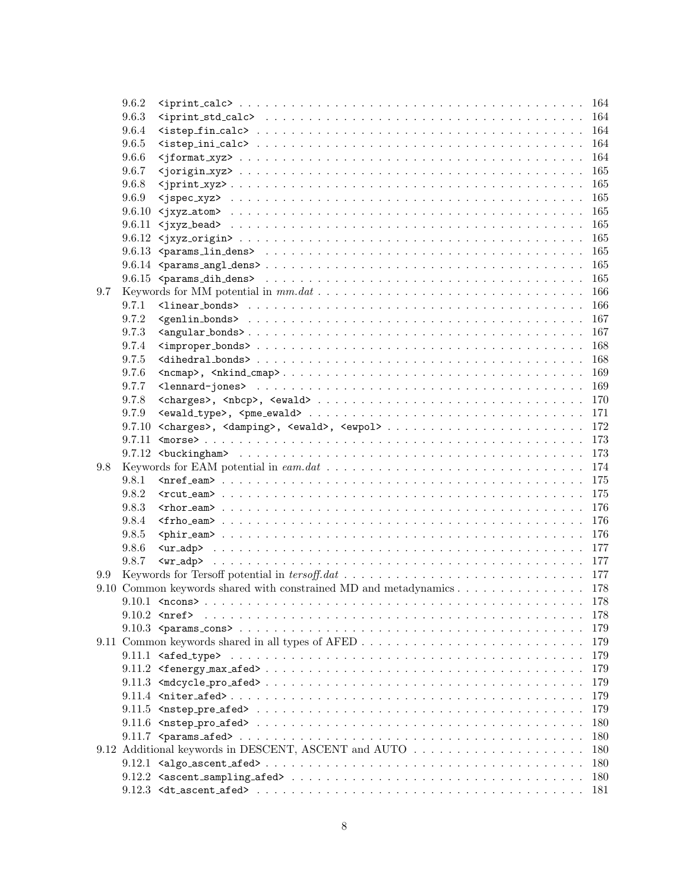9.6.2 <iprint_calc> . . . 164
9.6.3 <iprint_std_calc> . . . 164
9.6.4 <istep_fin_calc> . . . 164
9.6.5 <istep_ini_calc> . . . 164
9.6.6 <jformat_xyz> . . . 164
9.6.7 <jorigin_xyz> . . . 165
9.6.8 <jprint_xyz> . . . 165
9.6.9 <jspec_xyz> . . . 165
9.6.10 <jxyz_atom> . . . 165
9.6.11 <jxyz_bead> . . . 165
9.6.12 <jxyz_origin> . . . 165
9.6.13 <params_lin_dens> . . . 165
9.6.14 <params_angl_dens> . . . 165
9.6.15 <params_dih_dens> . . . 165

9.7 Keywords for MM potential in *mm.dat* . . . 166
9.7.1 <linear_bonds> . . . 166
9.7.2 <genlin_bonds> . . . 167
9.7.3 <angular_bonds> . . . 167
9.7.4 <improper_bonds> . . . 168
9.7.5 <dihedral_bonds> . . . 168
9.7.6 <ncmap>, <nkind_cmap> . . . 169
9.7.7 <lennard-jones> . . . 169
9.7.8 <charges>, <nbcp>, <ewald> . . . 170
9.7.9 <ewald_type>, <pme_ewald> . . . 171
9.7.10 <charges>, <damping>, <ewald>, <ewpol> . . . 172
9.7.11 <morse> . . . 173
9.7.12 <buckingham> . . . 173

9.8 Keywords for EAM potential in *eam.dat* . . . 174
9.8.1 <nref_eam> . . . 175
9.8.2 <rcut_eam> . . . 175
9.8.3 <rhor_eam> . . . 176
9.8.4 <frho_eam> . . . 176
9.8.5 <phir_eam> . . . 176
9.8.6 <ur_adp> . . . 177
9.8.7 <wr_adp> . . . 177

9.9 Keywords for Tersoff potential in *tersoff.dat* . . . 177

9.10 Common keywords shared with constrained MD and metadynamics . . . 178
9.10.1 <ncons> . . . 178
9.10.2 <nref> . . . 178
9.10.3 <params_cons> . . . 179

9.11 Common keywords shared in all types of AFED . . . 179
9.11.1 <afed_type> . . . 179
9.11.2 <fenergy_max_afed> . . . 179
9.11.3 <mdcycle_pro_afed> . . . 179
9.11.4 <niter_afed> . . . 179
9.11.5 <nstep_pre_afed> . . . 179
9.11.6 <nstep_pro_afed> . . . 180
9.11.7 <params_afed> . . . 180

9.12 Additional keywords in DESCENT, ASCENT and AUTO . . . 180
9.12.1 <algo_ascent_afed> . . . 180
9.12.2 <ascent_sampling_afed> . . . 180
9.12.3 <dt_ascent_afed> . . . 181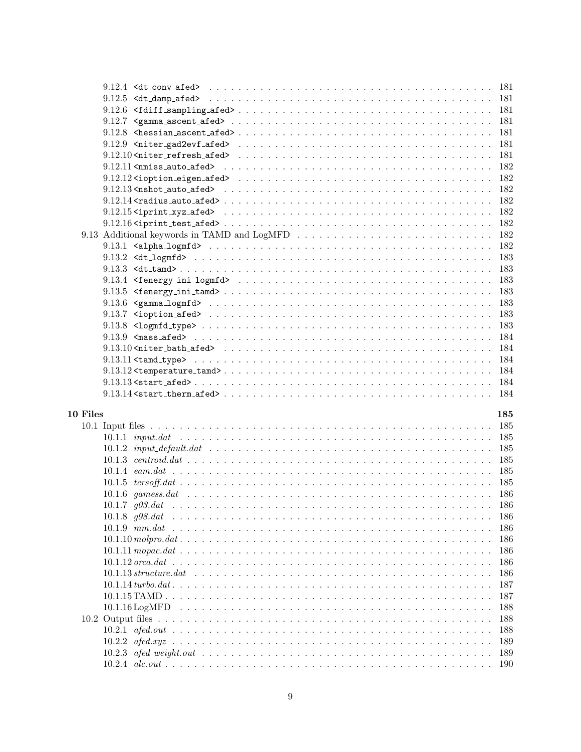- 9.12.4 `<dt_conv_afed>` . . . . . . . . . . 181
- 9.12.5 `<dt_damp_afed>` . . . . . . . . . . 181
- 9.12.6 `<fdiff_sampling_afed>` . . . . . . . . . . 181
- 9.12.7 `<gamma_ascent_afed>` . . . . . . . . . . 181
- 9.12.8 `<hessian_ascent_afed>` . . . . . . . . . . 181
- 9.12.9 `<niter_gad2evf_afed>` . . . . . . . . . . 181
- 9.12.10 `<niter_refresh_afed>` . . . . . . . . . . 181
- 9.12.11 `<nmiss_auto_afed>` . . . . . . . . . . 182
- 9.12.12 `<ioption_eigen_afed>` . . . . . . . . . . 182
- 9.12.13 `<nshot_auto_afed>` . . . . . . . . . . 182
- 9.12.14 `<radius_auto_afed>` . . . . . . . . . . 182
- 9.12.15 `<iprint_xyz_afed>` . . . . . . . . . . 182
- 9.12.16 `<iprint_test_afed>` . . . . . . . . . . 182

9.13 Additional keywords in TAMD and LogMFD . . . . . . . . . . 182

- 9.13.1 `<alpha_logmfd>` . . . . . . . . . . 182
- 9.13.2 `<dt_logmfd>` . . . . . . . . . . 183
- 9.13.3 `<dt_tamd>` . . . . . . . . . . 183
- 9.13.4 `<fenergy_ini_logmfd>` . . . . . . . . . . 183
- 9.13.5 `<fenergy_ini_tamd>` . . . . . . . . . . 183
- 9.13.6 `<gamma_logmfd>` . . . . . . . . . . 183
- 9.13.7 `<ioption_afed>` . . . . . . . . . . 183
- 9.13.8 `<logmfd_type>` . . . . . . . . . . 183
- 9.13.9 `<mass_afed>` . . . . . . . . . . 184
- 9.13.10 `<niter_bath_afed>` . . . . . . . . . . 184
- 9.13.11 `<tamd_type>` . . . . . . . . . . 184
- 9.13.12 `<temperature_tamd>` . . . . . . . . . . 184
- 9.13.13 `<start_afed>` . . . . . . . . . . 184
- 9.13.14 `<start_therm_afed>` . . . . . . . . . . 184

**10 Files** **185**

10.1 Input files . . . . . . . . . . 185

- 10.1.1 *input.dat* . . . . . . . . . . 185
- 10.1.2 *input_default.dat* . . . . . . . . . . 185
- 10.1.3 *centroid.dat* . . . . . . . . . . 185
- 10.1.4 *eam.dat* . . . . . . . . . . 185
- 10.1.5 *tersoff.dat* . . . . . . . . . . 185
- 10.1.6 *gamess.dat* . . . . . . . . . . 186
- 10.1.7 *g03.dat* . . . . . . . . . . 186
- 10.1.8 *g98.dat* . . . . . . . . . . 186
- 10.1.9 *mm.dat* . . . . . . . . . . 186
- 10.1.10 *molpro.dat* . . . . . . . . . . 186
- 10.1.11 *mopac.dat* . . . . . . . . . . 186
- 10.1.12 *orca.dat* . . . . . . . . . . 186
- 10.1.13 *structure.dat* . . . . . . . . . . 186
- 10.1.14 *turbo.dat* . . . . . . . . . . 187
- 10.1.15 TAMD . . . . . . . . . . 187
- 10.1.16 LogMFD . . . . . . . . . . 188

10.2 Output files . . . . . . . . . . 188

- 10.2.1 *afed.out* . . . . . . . . . . 188
- 10.2.2 *afed.xyz* . . . . . . . . . . 189
- 10.2.3 *afed_weight.out* . . . . . . . . . . 189
- 10.2.4 *alc.out* . . . . . . . . . . 190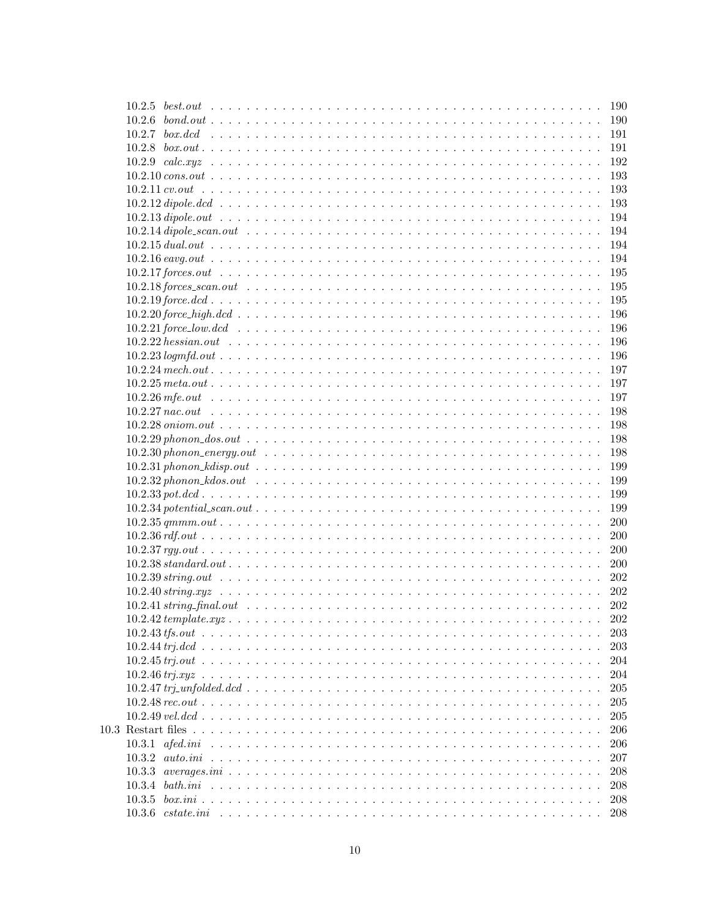- 10.2.5 *best.out* . . . . . 190
- 10.2.6 *bond.out* . . . . . 190
- 10.2.7 *box.dcd* . . . . . 191
- 10.2.8 *box.out* . . . . . 191
- 10.2.9 *calc.xyz* . . . . . 192
- 10.2.10 *cons.out* . . . . . 193
- 10.2.11 *cv.out* . . . . . 193
- 10.2.12 *dipole.dcd* . . . . . 193
- 10.2.13 *dipole.out* . . . . . 194
- 10.2.14 *dipole_scan.out* . . . . . 194
- 10.2.15 *dual.out* . . . . . 194
- 10.2.16 *eavg.out* . . . . . 194
- 10.2.17 *forces.out* . . . . . 195
- 10.2.18 *forces_scan.out* . . . . . 195
- 10.2.19 *force.dcd* . . . . . 195
- 10.2.20 *force_high.dcd* . . . . . 196
- 10.2.21 *force_low.dcd* . . . . . 196
- 10.2.22 *hessian.out* . . . . . 196
- 10.2.23 *logmfd.out* . . . . . 196
- 10.2.24 *mech.out* . . . . . 197
- 10.2.25 *meta.out* . . . . . 197
- 10.2.26 *mfe.out* . . . . . 197
- 10.2.27 *nac.out* . . . . . 198
- 10.2.28 *oniom.out* . . . . . 198
- 10.2.29 *phonon_dos.out* . . . . . 198
- 10.2.30 *phonon_energy.out* . . . . . 198
- 10.2.31 *phonon_kdisp.out* . . . . . 199
- 10.2.32 *phonon_kdos.out* . . . . . 199
- 10.2.33 *pot.dcd* . . . . . 199
- 10.2.34 *potential_scan.out* . . . . . 199
- 10.2.35 *qmmm.out* . . . . . 200
- 10.2.36 *rdf.out* . . . . . 200
- 10.2.37 *rgy.out* . . . . . 200
- 10.2.38 *standard.out* . . . . . 200
- 10.2.39 *string.out* . . . . . 202
- 10.2.40 *string.xyz* . . . . . 202
- 10.2.41 *string_final.out* . . . . . 202
- 10.2.42 *template.xyz* . . . . . 202
- 10.2.43 *tfs.out* . . . . . 203
- 10.2.44 *trj.dcd* . . . . . 203
- 10.2.45 *trj.out* . . . . . 204
- 10.2.46 *trj.xyz* . . . . . 204
- 10.2.47 *trj_unfolded.dcd* . . . . . 205
- 10.2.48 *rec.out* . . . . . 205
- 10.2.49 *vel.dcd* . . . . . 205

10.3 Restart files . . . . . 206

- 10.3.1 *afed.ini* . . . . . 206
- 10.3.2 *auto.ini* . . . . . 207
- 10.3.3 *averages.ini* . . . . . 208
- 10.3.4 *bath.ini* . . . . . 208
- 10.3.5 *box.ini* . . . . . 208
- 10.3.6 *cstate.ini* . . . . . 208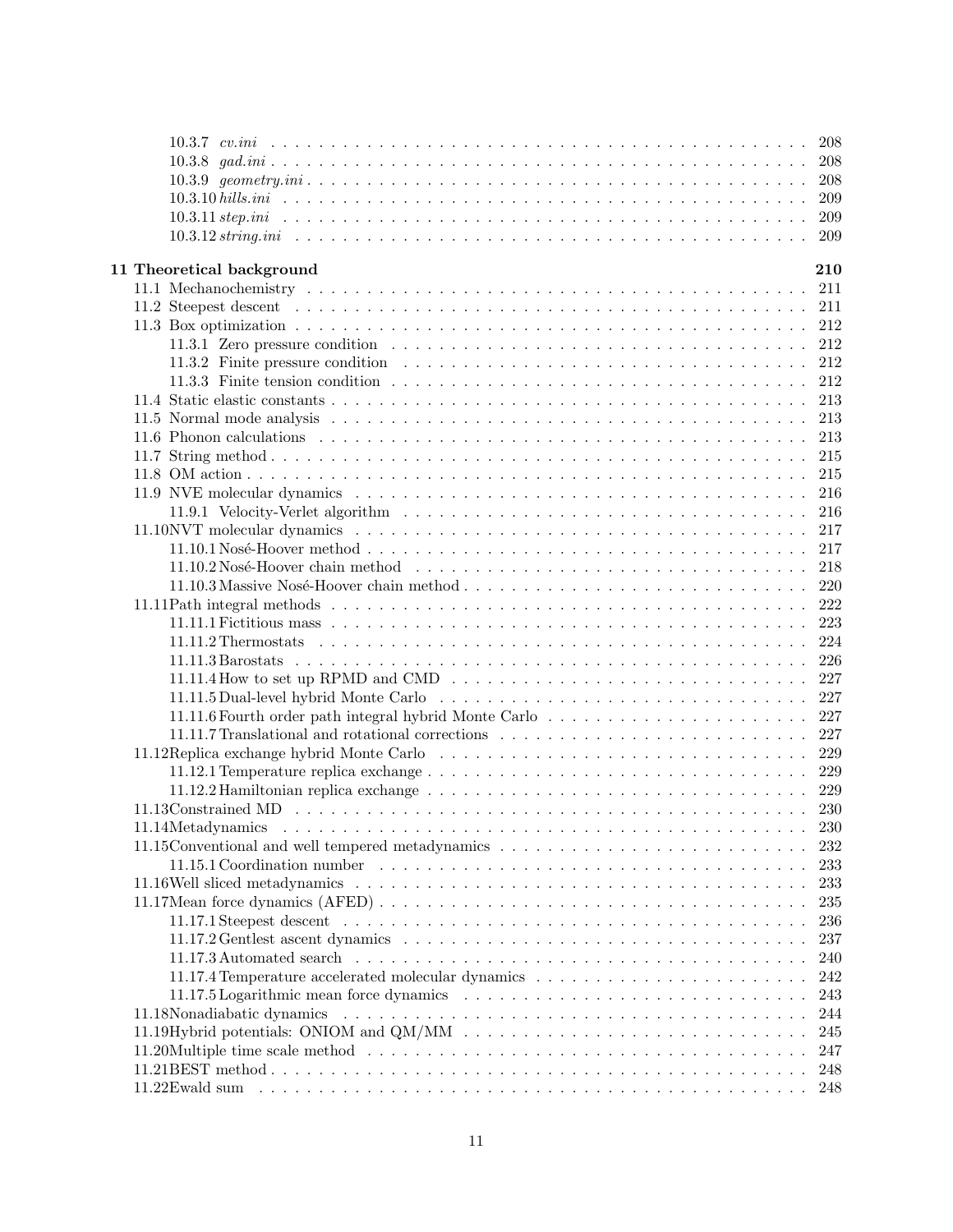10.3.7 *cv.ini* . . . . . . . . . . . . . . . . . . . . . . . . . . . . . . . . . . . . . . . . . . . . 208
10.3.8 *gad.ini* . . . . . . . . . . . . . . . . . . . . . . . . . . . . . . . . . . . . . . . . . . . . 208
10.3.9 *geometry.ini* . . . . . . . . . . . . . . . . . . . . . . . . . . . . . . . . . . . . . . . . 208
10.3.10 *hills.ini* . . . . . . . . . . . . . . . . . . . . . . . . . . . . . . . . . . . . . . . . . . 209
10.3.11 *step.ini* . . . . . . . . . . . . . . . . . . . . . . . . . . . . . . . . . . . . . . . . . . 209
10.3.12 *string.ini* . . . . . . . . . . . . . . . . . . . . . . . . . . . . . . . . . . . . . . . . . 209

**11 Theoretical background** **210**

11.1 Mechanochemistry . . . . . . . . . . . . . . . . . . . . . . . . . . . . . . . . . . . . . . . . 211
11.2 Steepest descent . . . . . . . . . . . . . . . . . . . . . . . . . . . . . . . . . . . . . . . . . 211
11.3 Box optimization . . . . . . . . . . . . . . . . . . . . . . . . . . . . . . . . . . . . . . . . 212
11.3.1 Zero pressure condition . . . . . . . . . . . . . . . . . . . . . . . . . . . . . . . . . . . 212
11.3.2 Finite pressure condition . . . . . . . . . . . . . . . . . . . . . . . . . . . . . . . . . . 212
11.3.3 Finite tension condition . . . . . . . . . . . . . . . . . . . . . . . . . . . . . . . . . . . 212
11.4 Static elastic constants . . . . . . . . . . . . . . . . . . . . . . . . . . . . . . . . . . . . . 213
11.5 Normal mode analysis . . . . . . . . . . . . . . . . . . . . . . . . . . . . . . . . . . . . . . 213
11.6 Phonon calculations . . . . . . . . . . . . . . . . . . . . . . . . . . . . . . . . . . . . . . . 213
11.7 String method . . . . . . . . . . . . . . . . . . . . . . . . . . . . . . . . . . . . . . . . . . 215
11.8 OM action . . . . . . . . . . . . . . . . . . . . . . . . . . . . . . . . . . . . . . . . . . . . 215
11.9 NVE molecular dynamics . . . . . . . . . . . . . . . . . . . . . . . . . . . . . . . . . . . . 216
11.9.1 Velocity-Verlet algorithm . . . . . . . . . . . . . . . . . . . . . . . . . . . . . . . . . . 216
11.10 NVT molecular dynamics . . . . . . . . . . . . . . . . . . . . . . . . . . . . . . . . . . . 217
11.10.1 Nosé-Hoover method . . . . . . . . . . . . . . . . . . . . . . . . . . . . . . . . . . . . 217
11.10.2 Nosé-Hoover chain method . . . . . . . . . . . . . . . . . . . . . . . . . . . . . . . . . 218
11.10.3 Massive Nosé-Hoover chain method . . . . . . . . . . . . . . . . . . . . . . . . . . . . . 220
11.11 Path integral methods . . . . . . . . . . . . . . . . . . . . . . . . . . . . . . . . . . . . . 222
11.11.1 Fictitious mass . . . . . . . . . . . . . . . . . . . . . . . . . . . . . . . . . . . . . . . 223
11.11.2 Thermostats . . . . . . . . . . . . . . . . . . . . . . . . . . . . . . . . . . . . . . . . . 224
11.11.3 Barostats . . . . . . . . . . . . . . . . . . . . . . . . . . . . . . . . . . . . . . . . . . 226
11.11.4 How to set up RPMD and CMD . . . . . . . . . . . . . . . . . . . . . . . . . . . . . . 227
11.11.5 Dual-level hybrid Monte Carlo . . . . . . . . . . . . . . . . . . . . . . . . . . . . . . . 227
11.11.6 Fourth order path integral hybrid Monte Carlo . . . . . . . . . . . . . . . . . . . . . . 227
11.11.7 Translational and rotational corrections . . . . . . . . . . . . . . . . . . . . . . . . . . 227
11.12 Replica exchange hybrid Monte Carlo . . . . . . . . . . . . . . . . . . . . . . . . . . . . . 229
11.12.1 Temperature replica exchange . . . . . . . . . . . . . . . . . . . . . . . . . . . . . . . 229
11.12.2 Hamiltonian replica exchange . . . . . . . . . . . . . . . . . . . . . . . . . . . . . . . 229
11.13 Constrained MD . . . . . . . . . . . . . . . . . . . . . . . . . . . . . . . . . . . . . . . . 230
11.14 Metadynamics . . . . . . . . . . . . . . . . . . . . . . . . . . . . . . . . . . . . . . . . . 230
11.15 Conventional and well tempered metadynamics . . . . . . . . . . . . . . . . . . . . . . . . 232
11.15.1 Coordination number . . . . . . . . . . . . . . . . . . . . . . . . . . . . . . . . . . . 233
11.16 Well sliced metadynamics . . . . . . . . . . . . . . . . . . . . . . . . . . . . . . . . . . . 233
11.17 Mean force dynamics (AFED) . . . . . . . . . . . . . . . . . . . . . . . . . . . . . . . . . 235
11.17.1 Steepest descent . . . . . . . . . . . . . . . . . . . . . . . . . . . . . . . . . . . . . . 236
11.17.2 Gentlest ascent dynamics . . . . . . . . . . . . . . . . . . . . . . . . . . . . . . . . . 237
11.17.3 Automated search . . . . . . . . . . . . . . . . . . . . . . . . . . . . . . . . . . . . . 240
11.17.4 Temperature accelerated molecular dynamics . . . . . . . . . . . . . . . . . . . . . . . 242
11.17.5 Logarithmic mean force dynamics . . . . . . . . . . . . . . . . . . . . . . . . . . . . . 243
11.18 Nonadiabatic dynamics . . . . . . . . . . . . . . . . . . . . . . . . . . . . . . . . . . . . 244
11.19 Hybrid potentials: ONIOM and QM/MM . . . . . . . . . . . . . . . . . . . . . . . . . . . 245
11.20 Multiple time scale method . . . . . . . . . . . . . . . . . . . . . . . . . . . . . . . . . . 247
11.21 BEST method . . . . . . . . . . . . . . . . . . . . . . . . . . . . . . . . . . . . . . . . . 248
11.22 Ewald sum . . . . . . . . . . . . . . . . . . . . . . . . . . . . . . . . . . . . . . . . . . . 248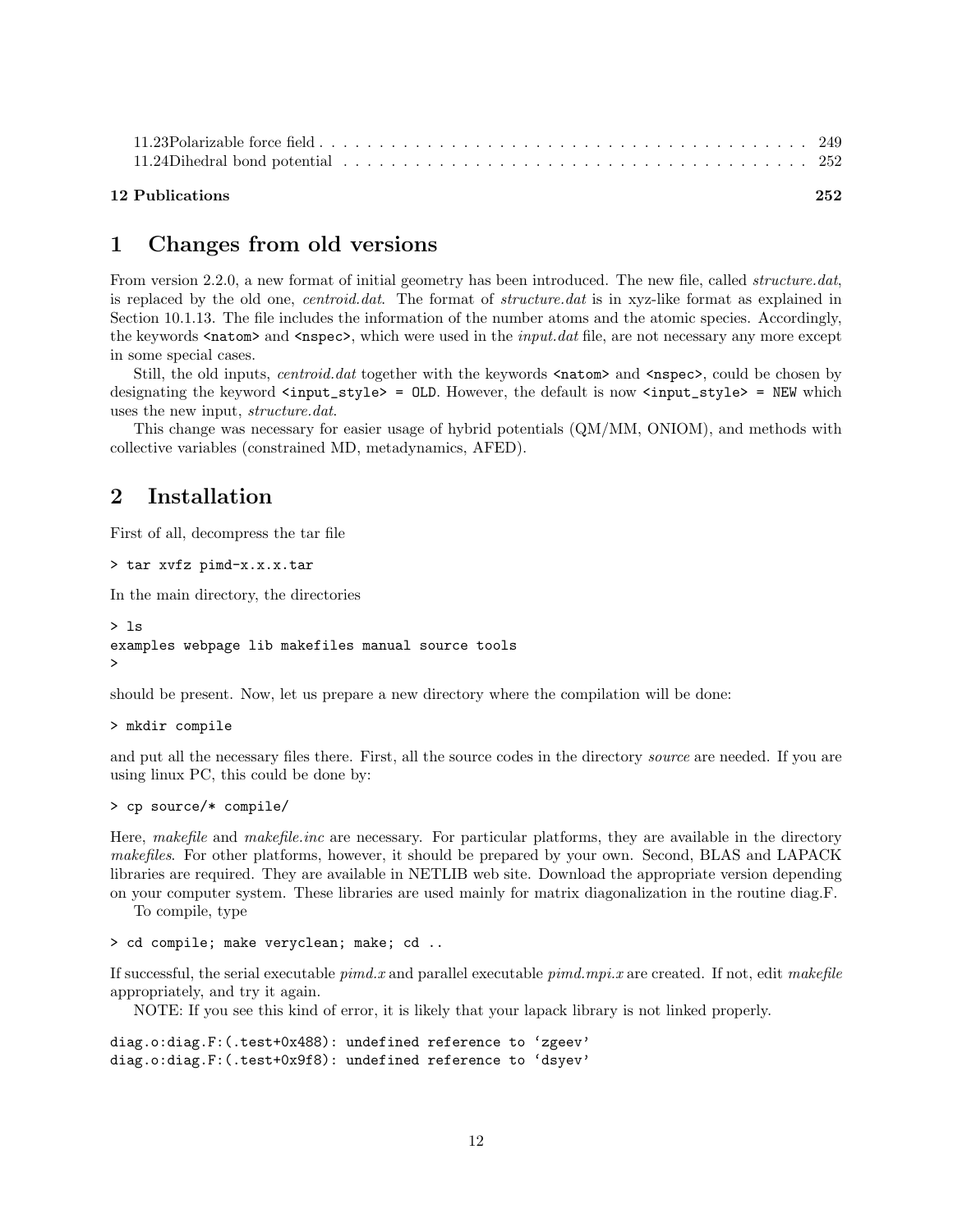11.23 Polarizable force field . . . . . . . . . . . . . . . . . . . . . . . . . . . . . . . . . . . . . . . . . . . 249
11.24 Dihedral bond potential . . . . . . . . . . . . . . . . . . . . . . . . . . . . . . . . . . . . . . . . . . 252

**12 Publications** **252**

# 1 Changes from old versions

From version 2.2.0, a new format of initial geometry has been introduced. The new file, called *structure.dat*, is replaced by the old one, *centroid.dat*. The format of *structure.dat* is in xyz-like format as explained in Section 10.1.13. The file includes the information of the number atoms and the atomic species. Accordingly, the keywords `<natom>` and `<nspec>`, which were used in the *input.dat* file, are not necessary any more except in some special cases.

Still, the old inputs, *centroid.dat* together with the keywords `<natom>` and `<nspec>`, could be chosen by designating the keyword `<input_style> = OLD`. However, the default is now `<input_style> = NEW` which uses the new input, *structure.dat*.

This change was necessary for easier usage of hybrid potentials (QM/MM, ONIOM), and methods with collective variables (constrained MD, metadynamics, AFED).

# 2 Installation

First of all, decompress the tar file

```
> tar xvfz pimd-x.x.x.tar
```

In the main directory, the directories

```
> ls
examples webpage lib makefiles manual source tools
>
```

should be present. Now, let us prepare a new directory where the compilation will be done:

```
> mkdir compile
```

and put all the necessary files there. First, all the source codes in the directory *source* are needed. If you are using linux PC, this could be done by:

```
> cp source/* compile/
```

Here, *makefile* and *makefile.inc* are necessary. For particular platforms, they are available in the directory *makefiles*. For other platforms, however, it should be prepared by your own. Second, BLAS and LAPACK libraries are required. They are available in NETLIB web site. Download the appropriate version depending on your computer system. These libraries are used mainly for matrix diagonalization in the routine diag.F.

To compile, type

```
> cd compile; make veryclean; make; cd ..
```

If successful, the serial executable *pimd.x* and parallel executable *pimd.mpi.x* are created. If not, edit *makefile* appropriately, and try it again.

NOTE: If you see this kind of error, it is likely that your lapack library is not linked properly.

```
diag.o:diag.F:(.test+0x488): undefined reference to 'zgeev'
diag.o:diag.F:(.test+0x9f8): undefined reference to 'dsyev'
```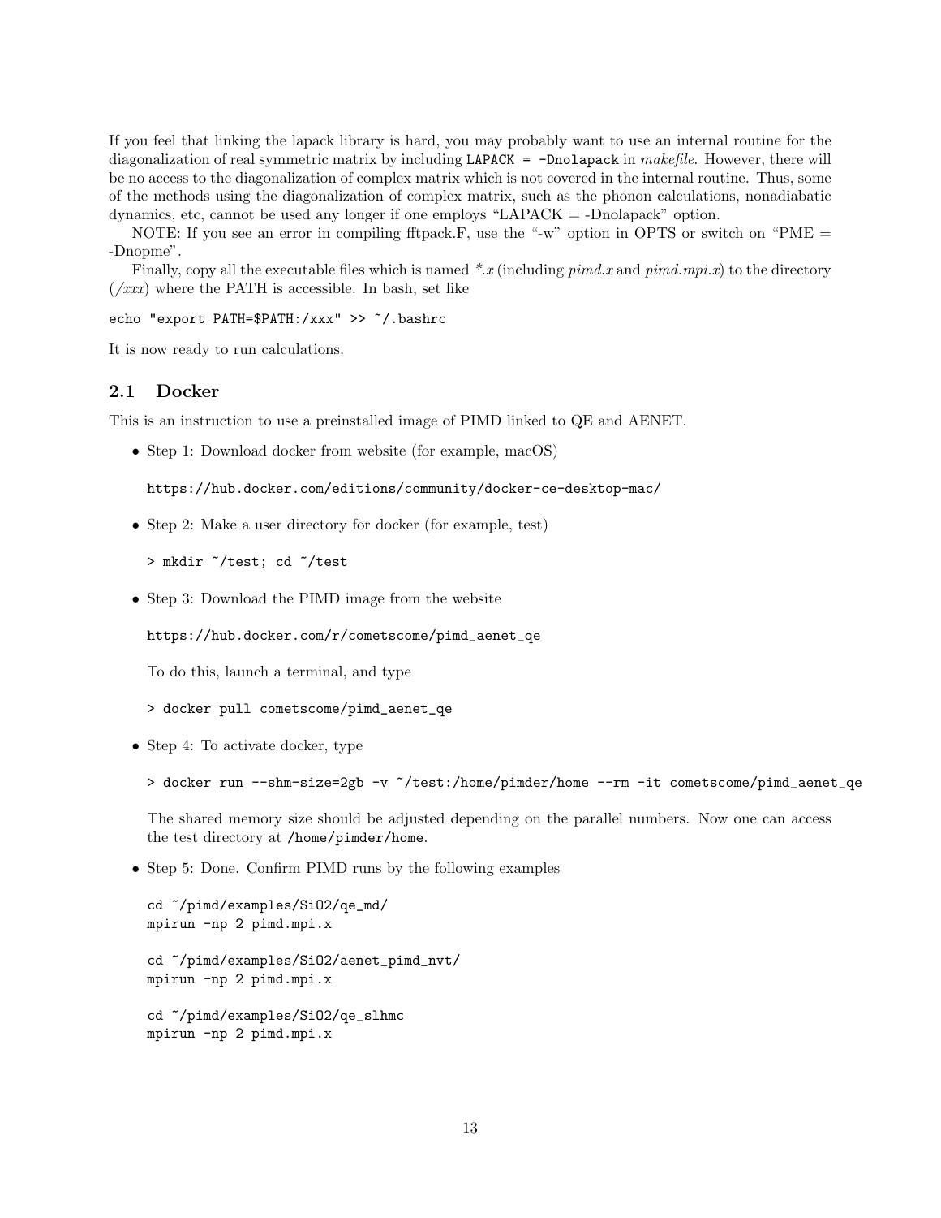If you feel that linking the lapack library is hard, you may probably want to use an internal routine for the diagonalization of real symmetric matrix by including `LAPACK = -Dnolapack` in *makefile*. However, there will be no access to the diagonalization of complex matrix which is not covered in the internal routine. Thus, some of the methods using the diagonalization of complex matrix, such as the phonon calculations, nonadiabatic dynamics, etc, cannot be used any longer if one employs "LAPACK = -Dnolapack" option.

NOTE: If you see an error in compiling fftpack.F, use the "-w" option in OPTS or switch on "PME = -Dnopme".

Finally, copy all the executable files which is named *\*.x* (including *pimd.x* and *pimd.mpi.x*) to the directory (*/xxx*) where the PATH is accessible. In bash, set like

```
echo "export PATH=$PATH:/xxx" >> ~/.bashrc
```

It is now ready to run calculations.

## 2.1 Docker

This is an instruction to use a preinstalled image of PIMD linked to QE and AENET.

- Step 1: Download docker from website (for example, macOS)

  ```
  https://hub.docker.com/editions/community/docker-ce-desktop-mac/
  ```

- Step 2: Make a user directory for docker (for example, test)

  ```
  > mkdir ~/test; cd ~/test
  ```

- Step 3: Download the PIMD image from the website

  ```
  https://hub.docker.com/r/cometscome/pimd_aenet_qe
  ```

  To do this, launch a terminal, and type

  ```
  > docker pull cometscome/pimd_aenet_qe
  ```

- Step 4: To activate docker, type

  ```
  > docker run --shm-size=2gb -v ~/test:/home/pimder/home --rm -it cometscome/pimd_aenet_qe
  ```

  The shared memory size should be adjusted depending on the parallel numbers. Now one can access the test directory at `/home/pimder/home`.

- Step 5: Done. Confirm PIMD runs by the following examples

  ```
  cd ~/pimd/examples/SiO2/qe_md/
  mpirun -np 2 pimd.mpi.x

  cd ~/pimd/examples/SiO2/aenet_pimd_nvt/
  mpirun -np 2 pimd.mpi.x

  cd ~/pimd/examples/SiO2/qe_slhmc
  mpirun -np 2 pimd.mpi.x
  ```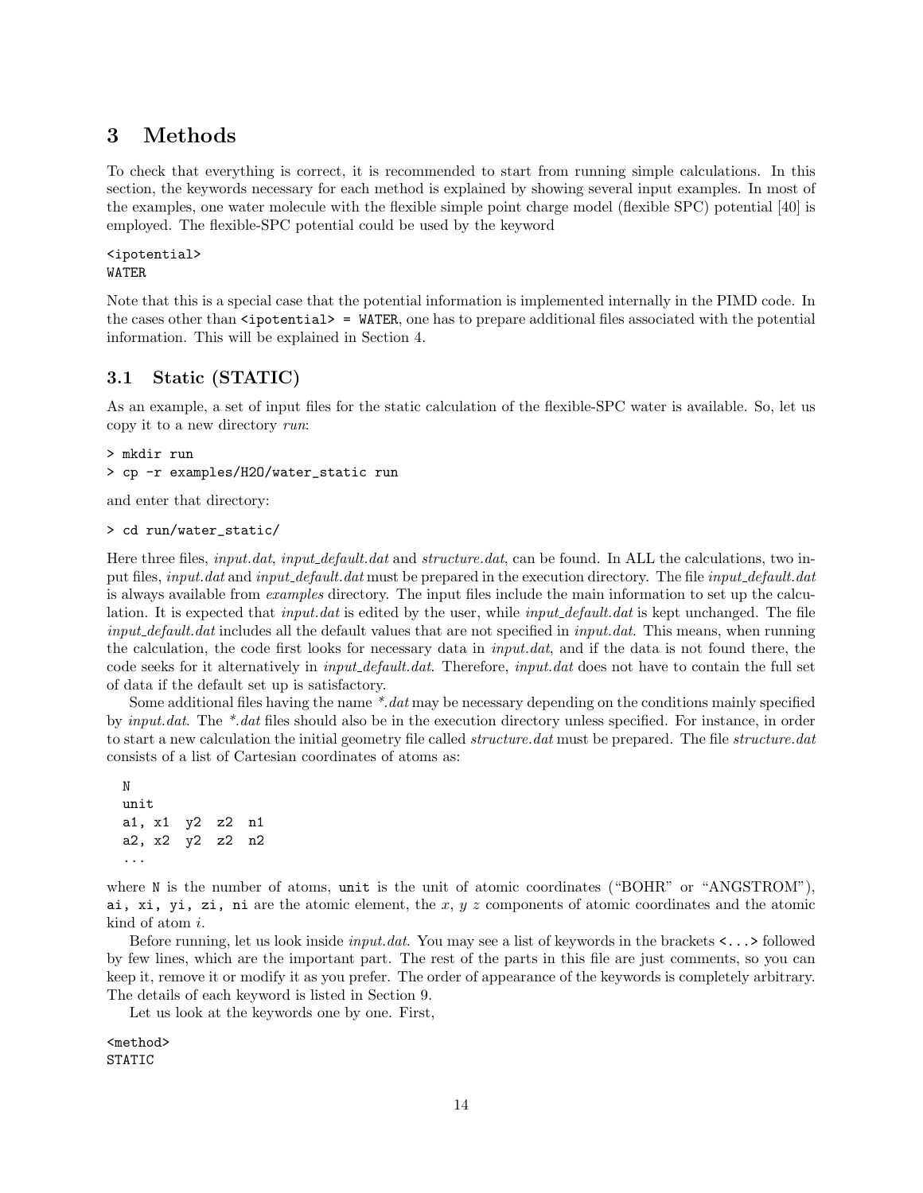# 3 Methods

To check that everything is correct, it is recommended to start from running simple calculations. In this section, the keywords necessary for each method is explained by showing several input examples. In most of the examples, one water molecule with the flexible simple point charge model (flexible SPC) potential [40] is employed. The flexible-SPC potential could be used by the keyword

```
<ipotential>
WATER
```

Note that this is a special case that the potential information is implemented internally in the PIMD code. In the cases other than `<ipotential> = WATER`, one has to prepare additional files associated with the potential information. This will be explained in Section 4.

## 3.1 Static (STATIC)

As an example, a set of input files for the static calculation of the flexible-SPC water is available. So, let us copy it to a new directory *run*:

```
> mkdir run
> cp -r examples/H2O/water_static run
```

and enter that directory:

```
> cd run/water_static/
```

Here three files, *input.dat*, *input_default.dat* and *structure.dat*, can be found. In ALL the calculations, two input files, *input.dat* and *input_default.dat* must be prepared in the execution directory. The file *input_default.dat* is always available from *examples* directory. The input files include the main information to set up the calculation. It is expected that *input.dat* is edited by the user, while *input_default.dat* is kept unchanged. The file *input_default.dat* includes all the default values that are not specified in *input.dat*. This means, when running the calculation, the code first looks for necessary data in *input.dat*, and if the data is not found there, the code seeks for it alternatively in *input_default.dat*. Therefore, *input.dat* does not have to contain the full set of data if the default set up is satisfactory.

Some additional files having the name *\*.dat* may be necessary depending on the conditions mainly specified by *input.dat*. The *\*.dat* files should also be in the execution directory unless specified. For instance, in order to start a new calculation the initial geometry file called *structure.dat* must be prepared. The file *structure.dat* consists of a list of Cartesian coordinates of atoms as:

```
N
unit
a1, x1  y2  z2  n1
a2, x2  y2  z2  n2
...
```

where `N` is the number of atoms, `unit` is the unit of atomic coordinates ("BOHR" or "ANGSTROM"), `ai, xi, yi, zi, ni` are the atomic element, the $x$, $y$ $z$ components of atomic coordinates and the atomic kind of atom $i$.

Before running, let us look inside *input.dat*. You may see a list of keywords in the brackets `<...>` followed by few lines, which are the important part. The rest of the parts in this file are just comments, so you can keep it, remove it or modify it as you prefer. The order of appearance of the keywords is completely arbitrary. The details of each keyword is listed in Section 9.

Let us look at the keywords one by one. First,

```
<method>
STATIC
```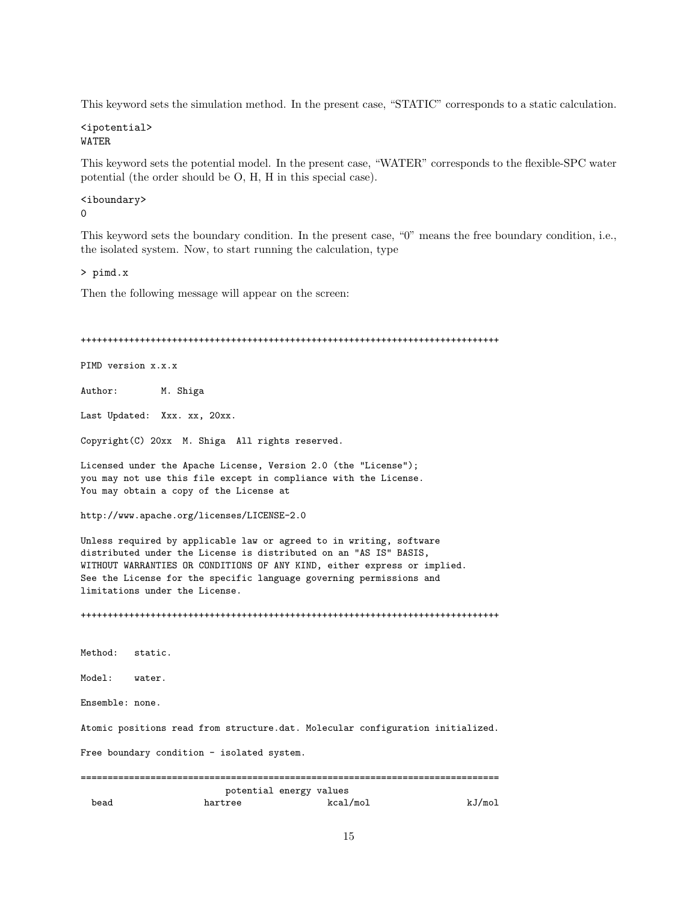This keyword sets the simulation method. In the present case, "STATIC" corresponds to a static calculation.

```
<ipotential>
WATER
```

This keyword sets the potential model. In the present case, "WATER" corresponds to the flexible-SPC water potential (the order should be O, H, H in this special case).

```
<iboundary>
0
```

This keyword sets the boundary condition. In the present case, "0" means the free boundary condition, i.e., the isolated system. Now, to start running the calculation, type

```
> pimd.x
```

Then the following message will appear on the screen:

```
++++++++++++++++++++++++++++++++++++++++++++++++++++++++++++++++++++++++++++++

PIMD version x.x.x

Author:        M. Shiga

Last Updated:  Xxx. xx, 20xx.

Copyright(C) 20xx  M. Shiga  All rights reserved.

Licensed under the Apache License, Version 2.0 (the "License");
you may not use this file except in compliance with the License.
You may obtain a copy of the License at

http://www.apache.org/licenses/LICENSE-2.0

Unless required by applicable law or agreed to in writing, software
distributed under the License is distributed on an "AS IS" BASIS,
WITHOUT WARRANTIES OR CONDITIONS OF ANY KIND, either express or implied.
See the License for the specific language governing permissions and
limitations under the License.

++++++++++++++++++++++++++++++++++++++++++++++++++++++++++++++++++++++++++++++


Method:   static.

Model:    water.

Ensemble: none.

Atomic positions read from structure.dat. Molecular configuration initialized.

Free boundary condition - isolated system.

==============================================================================
                          potential energy values
  bead                hartree               kcal/mol                  kJ/mol
```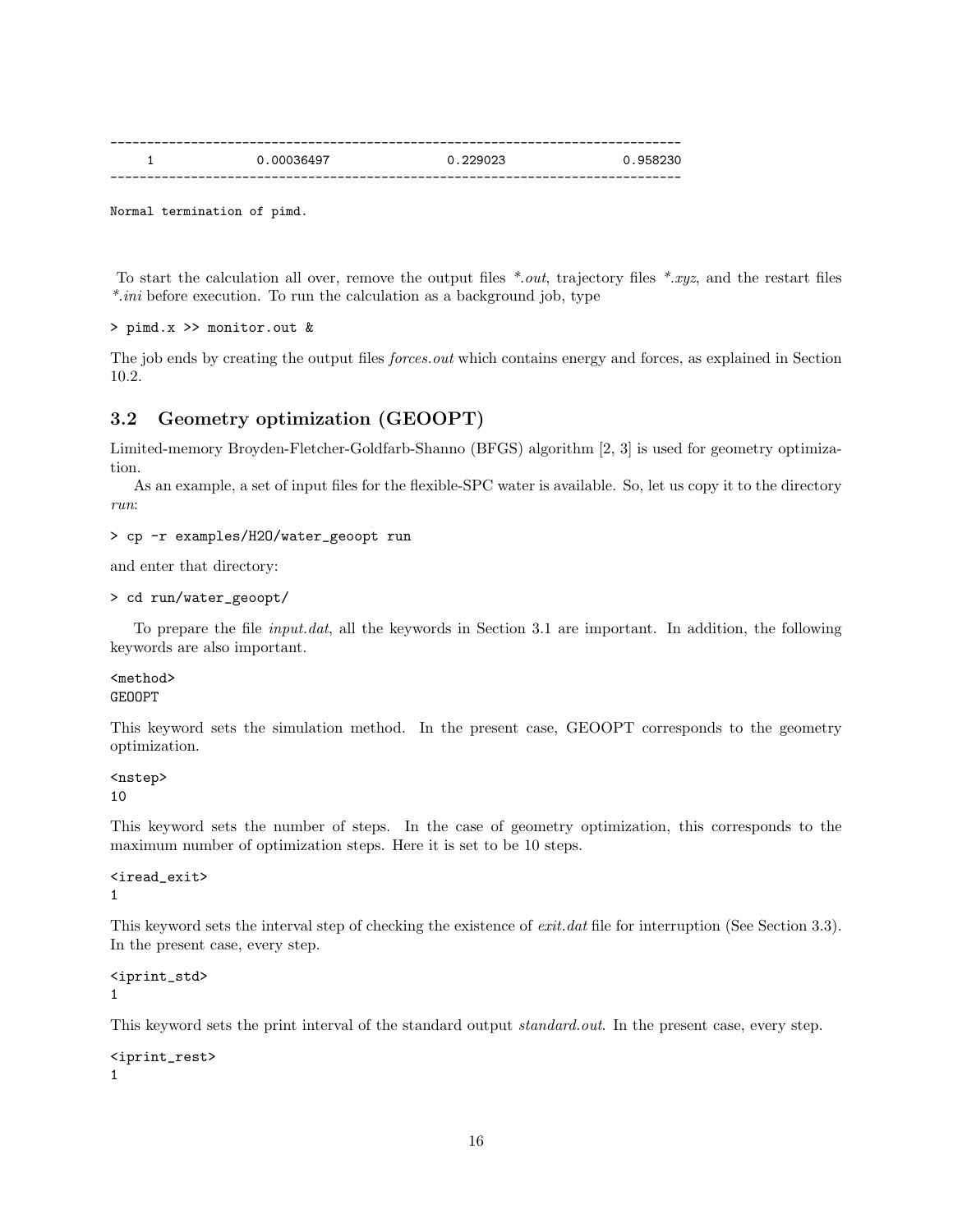```
------------------------------------------------------------------------------
     1            0.00036497              0.229023                0.958230
------------------------------------------------------------------------------

Normal termination of pimd.
```

To start the calculation all over, remove the output files *\*.out*, trajectory files *\*.xyz*, and the restart files *\*.ini* before execution. To run the calculation as a background job, type

```
> pimd.x >> monitor.out &
```

The job ends by creating the output files *forces.out* which contains energy and forces, as explained in Section 10.2.

## 3.2 Geometry optimization (GEOOPT)

Limited-memory Broyden-Fletcher-Goldfarb-Shanno (BFGS) algorithm [2, 3] is used for geometry optimization.

As an example, a set of input files for the flexible-SPC water is available. So, let us copy it to the directory *run*:

```
> cp -r examples/H2O/water_geoopt run
```

and enter that directory:

```
> cd run/water_geoopt/
```

To prepare the file *input.dat*, all the keywords in Section 3.1 are important. In addition, the following keywords are also important.

```
<method>
GEOOPT
```

This keyword sets the simulation method. In the present case, GEOOPT corresponds to the geometry optimization.

```
<nstep>
10
```

This keyword sets the number of steps. In the case of geometry optimization, this corresponds to the maximum number of optimization steps. Here it is set to be 10 steps.

```
<iread_exit>
1
```

This keyword sets the interval step of checking the existence of *exit.dat* file for interruption (See Section 3.3). In the present case, every step.

```
<iprint_std>
1
```

This keyword sets the print interval of the standard output *standard.out*. In the present case, every step.

```
<iprint_rest>
1
```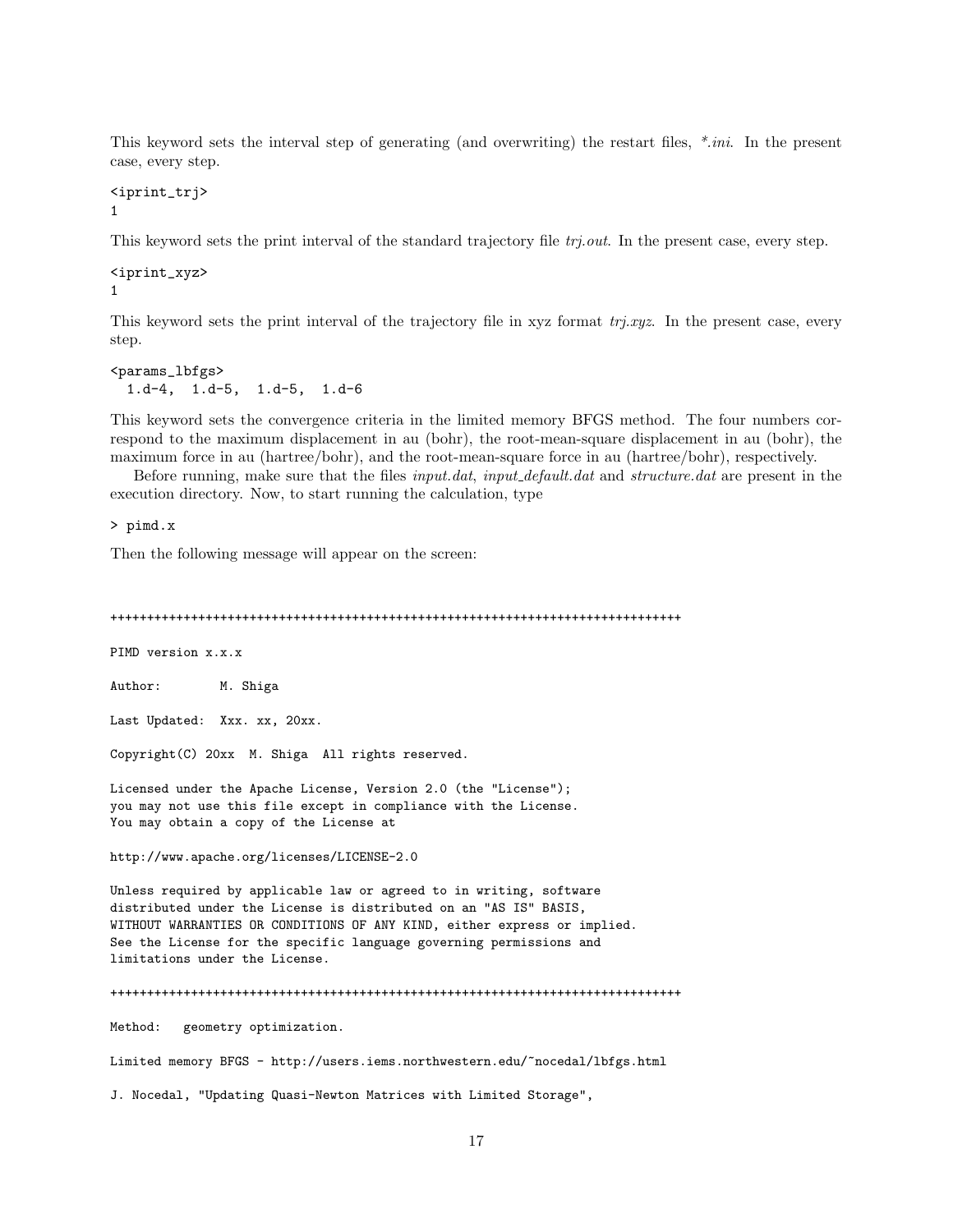This keyword sets the interval step of generating (and overwriting) the restart files, *\*.ini*. In the present case, every step.

```
<iprint_trj>
1
```

This keyword sets the print interval of the standard trajectory file *trj.out*. In the present case, every step.

```
<iprint_xyz>
1
```

This keyword sets the print interval of the trajectory file in xyz format *trj.xyz*. In the present case, every step.

```
<params_lbfgs>
  1.d-4,  1.d-5,  1.d-5,  1.d-6
```

This keyword sets the convergence criteria in the limited memory BFGS method. The four numbers correspond to the maximum displacement in au (bohr), the root-mean-square displacement in au (bohr), the maximum force in au (hartree/bohr), and the root-mean-square force in au (hartree/bohr), respectively.

Before running, make sure that the files *input.dat*, *input_default.dat* and *structure.dat* are present in the execution directory. Now, to start running the calculation, type

```
> pimd.x
```

Then the following message will appear on the screen:

```
+++++++++++++++++++++++++++++++++++++++++++++++++++++++++++++++++++++++++++++++

PIMD version x.x.x

Author:        M. Shiga

Last Updated:  Xxx. xx, 20xx.

Copyright(C) 20xx  M. Shiga  All rights reserved.

Licensed under the Apache License, Version 2.0 (the "License");
you may not use this file except in compliance with the License.
You may obtain a copy of the License at

http://www.apache.org/licenses/LICENSE-2.0

Unless required by applicable law or agreed to in writing, software
distributed under the License is distributed on an "AS IS" BASIS,
WITHOUT WARRANTIES OR CONDITIONS OF ANY KIND, either express or implied.
See the License for the specific language governing permissions and
limitations under the License.

+++++++++++++++++++++++++++++++++++++++++++++++++++++++++++++++++++++++++++++++

Method:   geometry optimization.

Limited memory BFGS - http://users.iems.northwestern.edu/~nocedal/lbfgs.html

J. Nocedal, "Updating Quasi-Newton Matrices with Limited Storage",
```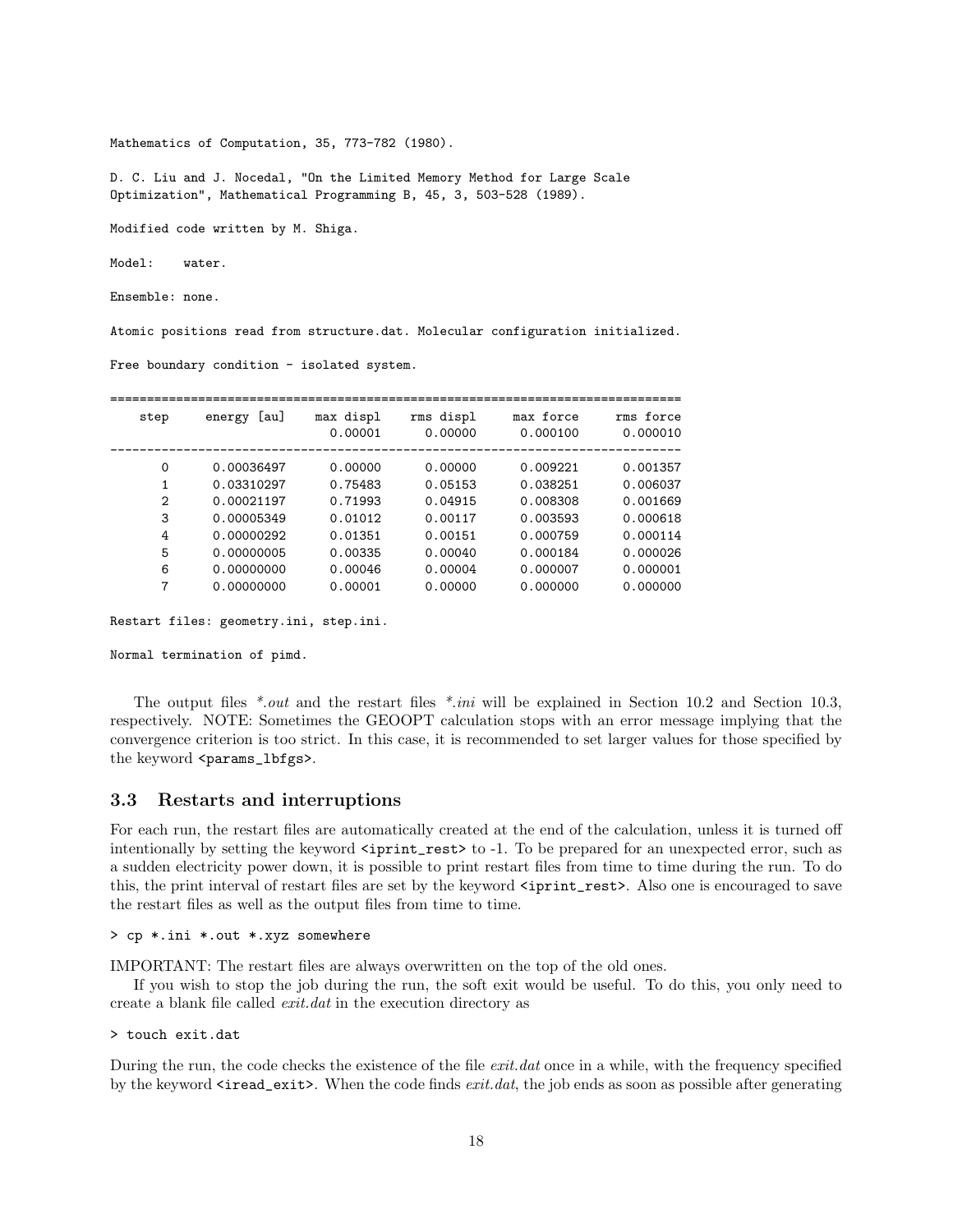```
Mathematics of Computation, 35, 773-782 (1980).

D. C. Liu and J. Nocedal, "On the Limited Memory Method for Large Scale
Optimization", Mathematical Programming B, 45, 3, 503-528 (1989).

Modified code written by M. Shiga.

Model:    water.

Ensemble: none.

Atomic positions read from structure.dat. Molecular configuration initialized.

Free boundary condition - isolated system.

=============================================================================
    step     energy [au]     max displ    rms displ     max force    rms force
                               0.00001      0.00000      0.000100     0.000010
-----------------------------------------------------------------------------
       0      0.00036497       0.00000      0.00000      0.009221     0.001357
       1      0.03310297       0.75483      0.05153      0.038251     0.006037
       2      0.00021197       0.71993      0.04915      0.008308     0.001669
       3      0.00005349       0.01012      0.00117      0.003593     0.000618
       4      0.00000292       0.01351      0.00151      0.000759     0.000114
       5      0.00000005       0.00335      0.00040      0.000184     0.000026
       6      0.00000000       0.00046      0.00004      0.000007     0.000001
       7      0.00000000       0.00001      0.00000      0.000000     0.000000

Restart files: geometry.ini, step.ini.

Normal termination of pimd.
```

The output files *\*.out* and the restart files *\*.ini* will be explained in Section 10.2 and Section 10.3, respectively. NOTE: Sometimes the GEOOPT calculation stops with an error message implying that the convergence criterion is too strict. In this case, it is recommended to set larger values for those specified by the keyword `<params_lbfgs>`.

### 3.3 Restarts and interruptions

For each run, the restart files are automatically created at the end of the calculation, unless it is turned off intentionally by setting the keyword `<iprint_rest>` to -1. To be prepared for an unexpected error, such as a sudden electricity power down, it is possible to print restart files from time to time during the run. To do this, the print interval of restart files are set by the keyword `<iprint_rest>`. Also one is encouraged to save the restart files as well as the output files from time to time.

```
> cp *.ini *.out *.xyz somewhere
```

IMPORTANT: The restart files are always overwritten on the top of the old ones.

If you wish to stop the job during the run, the soft exit would be useful. To do this, you only need to create a blank file called *exit.dat* in the execution directory as

```
> touch exit.dat
```

During the run, the code checks the existence of the file *exit.dat* once in a while, with the frequency specified by the keyword `<iread_exit>`. When the code finds *exit.dat*, the job ends as soon as possible after generating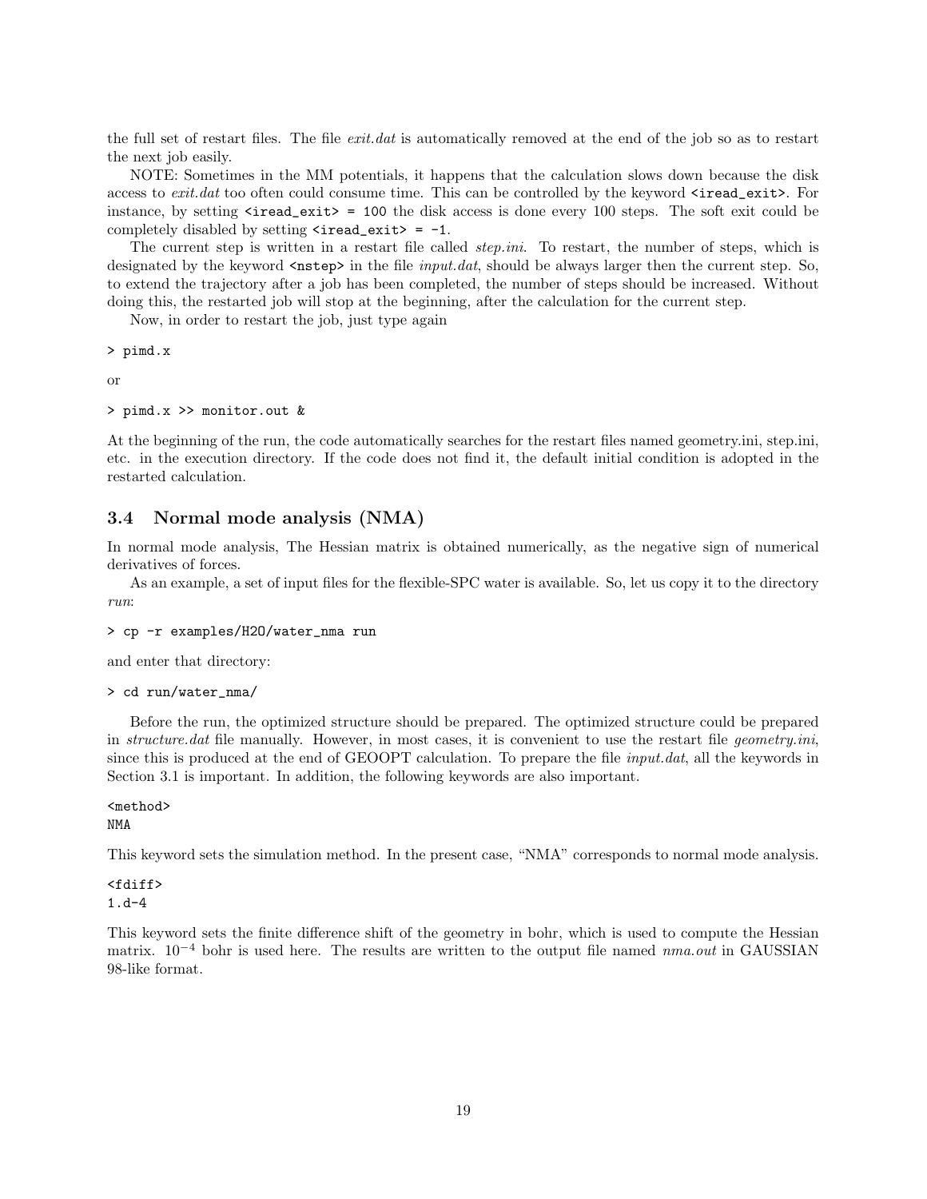the full set of restart files. The file *exit.dat* is automatically removed at the end of the job so as to restart the next job easily.

NOTE: Sometimes in the MM potentials, it happens that the calculation slows down because the disk access to *exit.dat* too often could consume time. This can be controlled by the keyword `<iread_exit>`. For instance, by setting `<iread_exit> = 100` the disk access is done every 100 steps. The soft exit could be completely disabled by setting `<iread_exit> = -1`.

The current step is written in a restart file called *step.ini*. To restart, the number of steps, which is designated by the keyword `<nstep>` in the file *input.dat*, should be always larger then the current step. So, to extend the trajectory after a job has been completed, the number of steps should be increased. Without doing this, the restarted job will stop at the beginning, after the calculation for the current step.

Now, in order to restart the job, just type again

```
> pimd.x
```

or

```
> pimd.x >> monitor.out &
```

At the beginning of the run, the code automatically searches for the restart files named geometry.ini, step.ini, etc. in the execution directory. If the code does not find it, the default initial condition is adopted in the restarted calculation.

### 3.4 Normal mode analysis (NMA)

In normal mode analysis, The Hessian matrix is obtained numerically, as the negative sign of numerical derivatives of forces.

As an example, a set of input files for the flexible-SPC water is available. So, let us copy it to the directory *run*:

```
> cp -r examples/H2O/water_nma run
```

and enter that directory:

```
> cd run/water_nma/
```

Before the run, the optimized structure should be prepared. The optimized structure could be prepared in *structure.dat* file manually. However, in most cases, it is convenient to use the restart file *geometry.ini*, since this is produced at the end of GEOOPT calculation. To prepare the file *input.dat*, all the keywords in Section 3.1 is important. In addition, the following keywords are also important.

```
<method>
NMA
```

This keyword sets the simulation method. In the present case, "NMA" corresponds to normal mode analysis.

```
<fdiff>
1.d-4
```

This keyword sets the finite difference shift of the geometry in bohr, which is used to compute the Hessian matrix. $10^{-4}$ bohr is used here. The results are written to the output file named *nma.out* in GAUSSIAN 98-like format.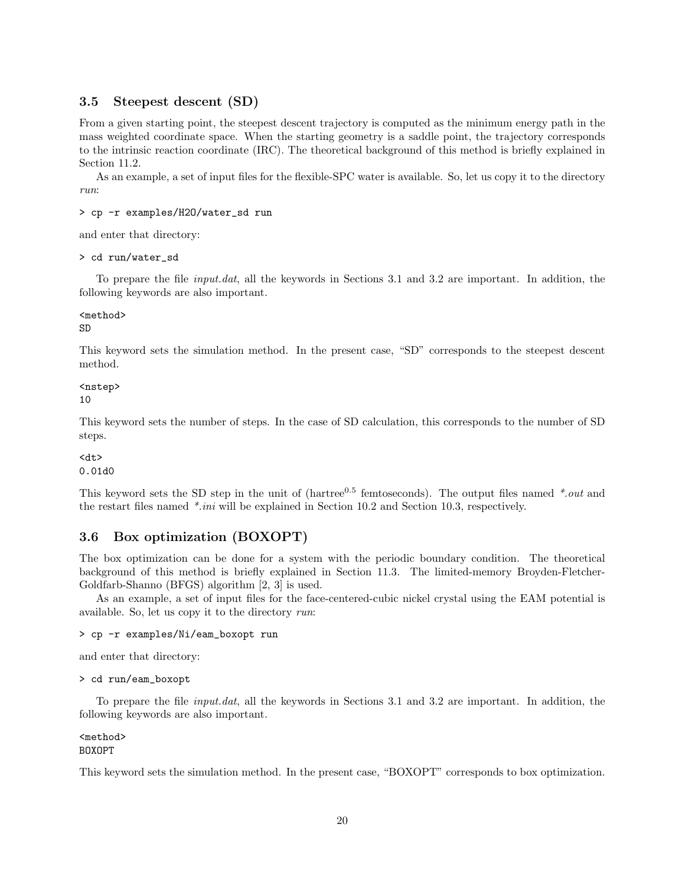### 3.5 Steepest descent (SD)

From a given starting point, the steepest descent trajectory is computed as the minimum energy path in the mass weighted coordinate space. When the starting geometry is a saddle point, the trajectory corresponds to the intrinsic reaction coordinate (IRC). The theoretical background of this method is briefly explained in Section 11.2.

As an example, a set of input files for the flexible-SPC water is available. So, let us copy it to the directory *run*:

```
> cp -r examples/H2O/water_sd run
```

and enter that directory:

```
> cd run/water_sd
```

To prepare the file *input.dat*, all the keywords in Sections 3.1 and 3.2 are important. In addition, the following keywords are also important.

```
<method>
SD
```

This keyword sets the simulation method. In the present case, “SD” corresponds to the steepest descent method.

```
<nstep>
10
```

This keyword sets the number of steps. In the case of SD calculation, this corresponds to the number of SD steps.

```
<dt>
0.01d0
```

This keyword sets the SD step in the unit of (hartree$^{0.5}$ femtoseconds). The output files named *\*.out* and the restart files named *\*.ini* will be explained in Section 10.2 and Section 10.3, respectively.

### 3.6 Box optimization (BOXOPT)

The box optimization can be done for a system with the periodic boundary condition. The theoretical background of this method is briefly explained in Section 11.3. The limited-memory Broyden-Fletcher-Goldfarb-Shanno (BFGS) algorithm [2, 3] is used.

As an example, a set of input files for the face-centered-cubic nickel crystal using the EAM potential is available. So, let us copy it to the directory *run*:

```
> cp -r examples/Ni/eam_boxopt run
```

and enter that directory:

```
> cd run/eam_boxopt
```

To prepare the file *input.dat*, all the keywords in Sections 3.1 and 3.2 are important. In addition, the following keywords are also important.

```
<method>
BOXOPT
```

This keyword sets the simulation method. In the present case, “BOXOPT” corresponds to box optimization.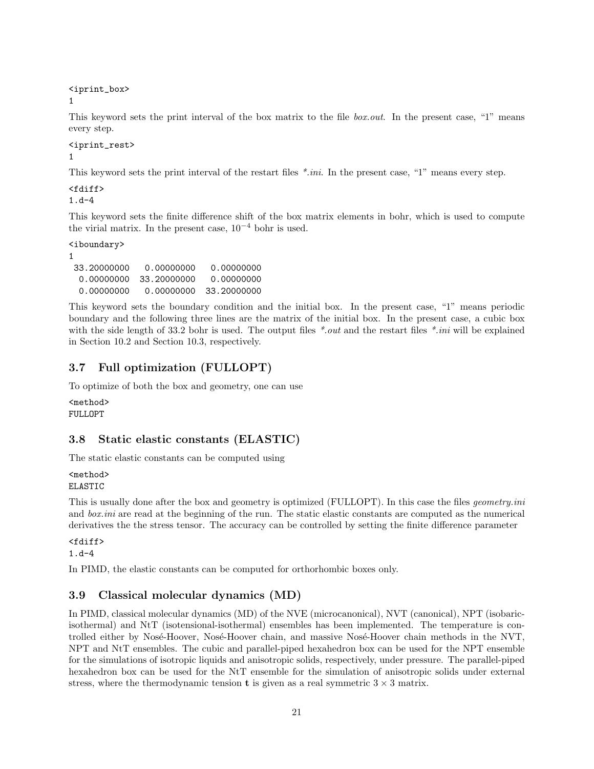```
<iprint_box>
1
```

This keyword sets the print interval of the box matrix to the file *box.out*. In the present case, "1" means every step.

```
<iprint_rest>
1
```

This keyword sets the print interval of the restart files *\*.ini*. In the present case, "1" means every step.

```
<fdiff>
1.d-4
```

This keyword sets the finite difference shift of the box matrix elements in bohr, which is used to compute the virial matrix. In the present case, $10^{-4}$ bohr is used.

```
<iboundary>
1
 33.20000000   0.00000000   0.00000000
  0.00000000  33.20000000   0.00000000
  0.00000000   0.00000000  33.20000000
```

This keyword sets the boundary condition and the initial box. In the present case, "1" means periodic boundary and the following three lines are the matrix of the initial box. In the present case, a cubic box with the side length of 33.2 bohr is used. The output files *\*.out* and the restart files *\*.ini* will be explained in Section 10.2 and Section 10.3, respectively.

## 3.7 Full optimization (FULLOPT)

To optimize of both the box and geometry, one can use

```
<method>
FULLOPT
```

## 3.8 Static elastic constants (ELASTIC)

The static elastic constants can be computed using

```
<method>
ELASTIC
```

This is usually done after the box and geometry is optimized (FULLOPT). In this case the files *geometry.ini* and *box.ini* are read at the beginning of the run. The static elastic constants are computed as the numerical derivatives the the stress tensor. The accuracy can be controlled by setting the finite difference parameter

```
<fdiff>
1.d-4
```

In PIMD, the elastic constants can be computed for orthorhombic boxes only.

## 3.9 Classical molecular dynamics (MD)

In PIMD, classical molecular dynamics (MD) of the NVE (microcanonical), NVT (canonical), NPT (isobaric-isothermal) and NtT (isotensional-isothermal) ensembles has been implemented. The temperature is controlled either by Nosé-Hoover, Nosé-Hoover chain, and massive Nosé-Hoover chain methods in the NVT, NPT and NtT ensembles. The cubic and parallel-piped hexahedron box can be used for the NPT ensemble for the simulations of isotropic liquids and anisotropic solids, respectively, under pressure. The parallel-piped hexahedron box can be used for the NtT ensemble for the simulation of anisotropic solids under external stress, where the thermodynamic tension $\mathbf{t}$ is given as a real symmetric $3 \times 3$ matrix.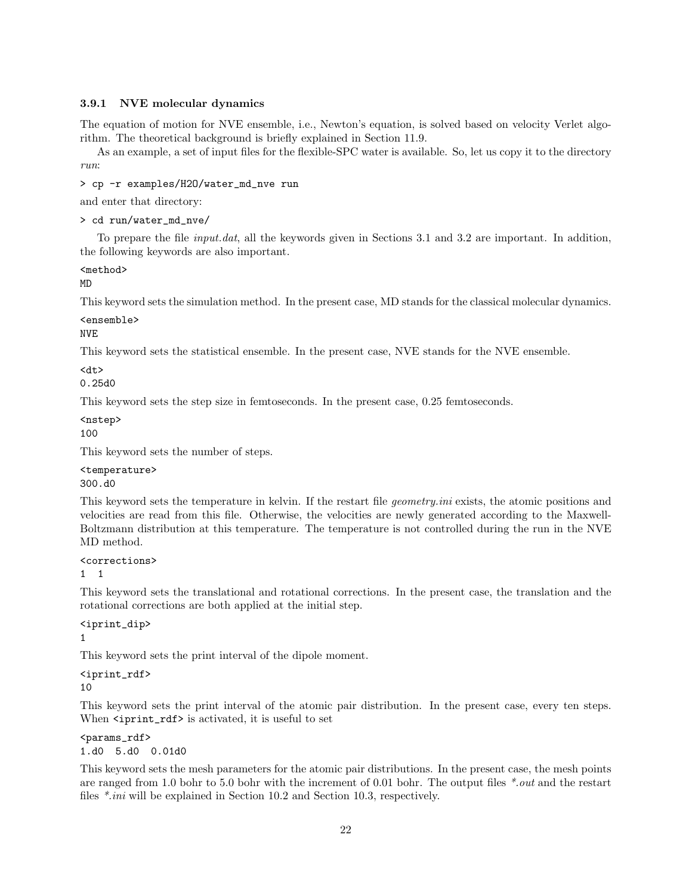### 3.9.1 NVE molecular dynamics

The equation of motion for NVE ensemble, i.e., Newton's equation, is solved based on velocity Verlet algorithm. The theoretical background is briefly explained in Section 11.9.

As an example, a set of input files for the flexible-SPC water is available. So, let us copy it to the directory *run*:

```
> cp -r examples/H2O/water_md_nve run
```

and enter that directory:

```
> cd run/water_md_nve/
```

To prepare the file *input.dat*, all the keywords given in Sections 3.1 and 3.2 are important. In addition, the following keywords are also important.

```
<method>
MD
```

This keyword sets the simulation method. In the present case, MD stands for the classical molecular dynamics.

```
<ensemble>
NVE
```

This keyword sets the statistical ensemble. In the present case, NVE stands for the NVE ensemble.

```
<dt>
0.25d0
```

This keyword sets the step size in femtoseconds. In the present case, 0.25 femtoseconds.

```
<nstep>
100
```

This keyword sets the number of steps.

```
<temperature>
300.d0
```

This keyword sets the temperature in kelvin. If the restart file *geometry.ini* exists, the atomic positions and velocities are read from this file. Otherwise, the velocities are newly generated according to the Maxwell-Boltzmann distribution at this temperature. The temperature is not controlled during the run in the NVE MD method.

```
<corrections>
1  1
```

This keyword sets the translational and rotational corrections. In the present case, the translation and the rotational corrections are both applied at the initial step.

```
<iprint_dip>
1
```

This keyword sets the print interval of the dipole moment.

```
<iprint_rdf>
10
```

This keyword sets the print interval of the atomic pair distribution. In the present case, every ten steps. When `<iprint_rdf>` is activated, it is useful to set

```
<params_rdf>
1.d0  5.d0  0.01d0
```

This keyword sets the mesh parameters for the atomic pair distributions. In the present case, the mesh points are ranged from 1.0 bohr to 5.0 bohr with the increment of 0.01 bohr. The output files *\*.out* and the restart files *\*.ini* will be explained in Section 10.2 and Section 10.3, respectively.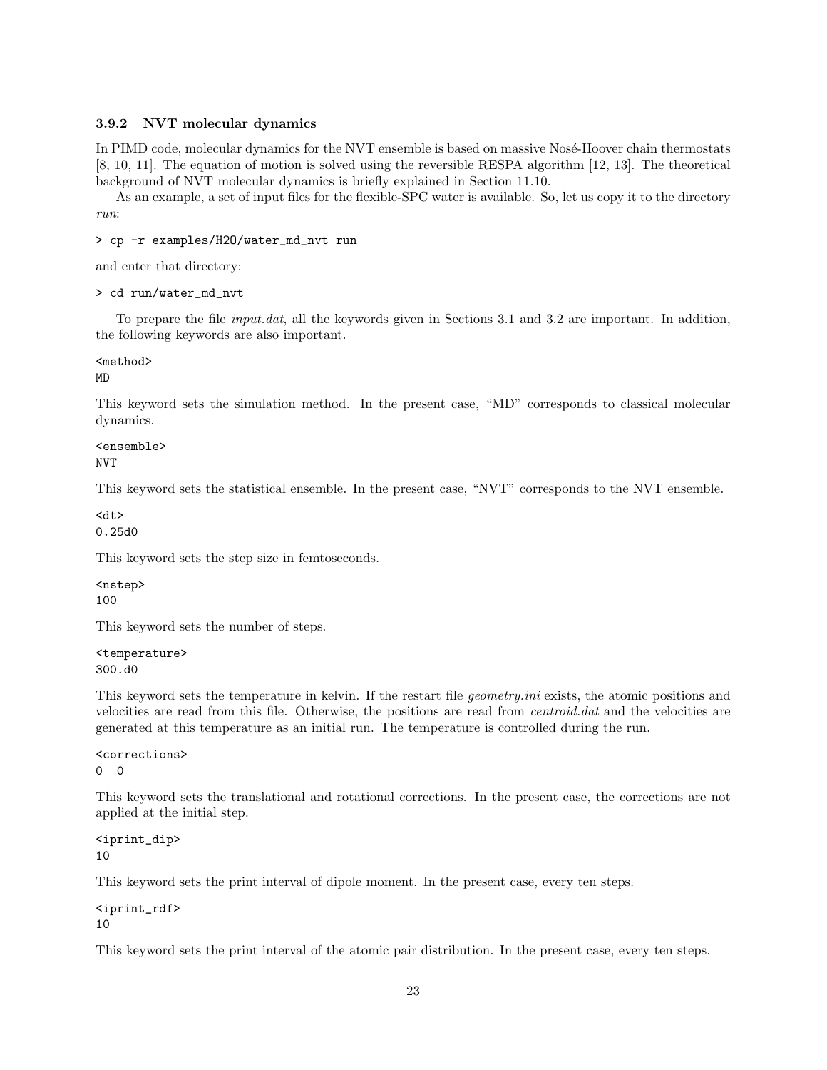### 3.9.2 NVT molecular dynamics

In PIMD code, molecular dynamics for the NVT ensemble is based on massive Nosé-Hoover chain thermostats [8, 10, 11]. The equation of motion is solved using the reversible RESPA algorithm [12, 13]. The theoretical background of NVT molecular dynamics is briefly explained in Section 11.10.

As an example, a set of input files for the flexible-SPC water is available. So, let us copy it to the directory *run*:

```
> cp -r examples/H2O/water_md_nvt run
```

and enter that directory:

```
> cd run/water_md_nvt
```

To prepare the file *input.dat*, all the keywords given in Sections 3.1 and 3.2 are important. In addition, the following keywords are also important.

```
<method>
MD
```

This keyword sets the simulation method. In the present case, "MD" corresponds to classical molecular dynamics.

```
<ensemble>
NVT
```

This keyword sets the statistical ensemble. In the present case, "NVT" corresponds to the NVT ensemble.

```
<dt>
0.25d0
```

This keyword sets the step size in femtoseconds.

```
<nstep>
100
```

This keyword sets the number of steps.

```
<temperature>
300.d0
```

This keyword sets the temperature in kelvin. If the restart file *geometry.ini* exists, the atomic positions and velocities are read from this file. Otherwise, the positions are read from *centroid.dat* and the velocities are generated at this temperature as an initial run. The temperature is controlled during the run.

```
<corrections>
0  0
```

This keyword sets the translational and rotational corrections. In the present case, the corrections are not applied at the initial step.

```
<iprint_dip>
10
```

This keyword sets the print interval of dipole moment. In the present case, every ten steps.

```
<iprint_rdf>
10
```

This keyword sets the print interval of the atomic pair distribution. In the present case, every ten steps.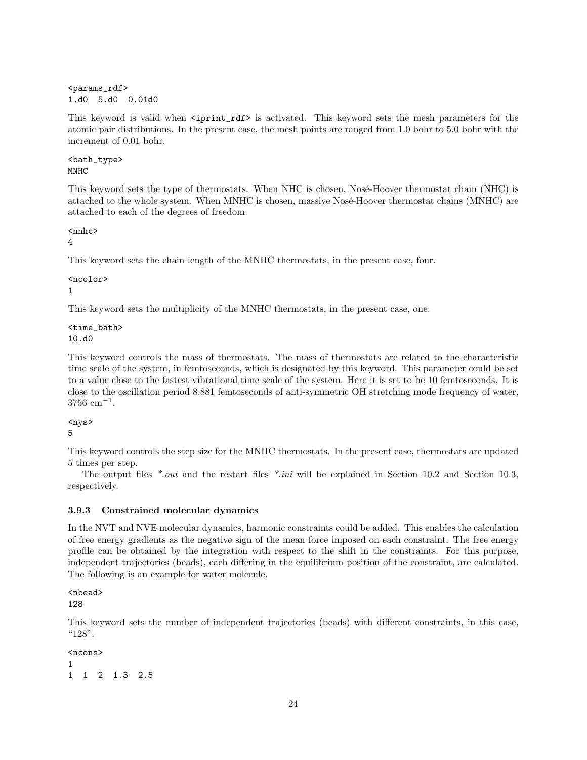```
<params_rdf>
1.d0  5.d0  0.01d0
```

This keyword is valid when `<iprint_rdf>` is activated. This keyword sets the mesh parameters for the atomic pair distributions. In the present case, the mesh points are ranged from 1.0 bohr to 5.0 bohr with the increment of 0.01 bohr.

```
<bath_type>
MNHC
```

This keyword sets the type of thermostats. When NHC is chosen, Nosé-Hoover thermostat chain (NHC) is attached to the whole system. When MNHC is chosen, massive Nosé-Hoover thermostat chains (MNHC) are attached to each of the degrees of freedom.

```
<nnhc>
4
```

This keyword sets the chain length of the MNHC thermostats, in the present case, four.

```
<ncolor>
1
```

This keyword sets the multiplicity of the MNHC thermostats, in the present case, one.

```
<time_bath>
10.d0
```

This keyword controls the mass of thermostats. The mass of thermostats are related to the characteristic time scale of the system, in femtoseconds, which is designated by this keyword. This parameter could be set to a value close to the fastest vibrational time scale of the system. Here it is set to be 10 femtoseconds. It is close to the oscillation period 8.881 femtoseconds of anti-symmetric OH stretching mode frequency of water, 3756 $\text{cm}^{-1}$.

```
<nys>
5
```

This keyword controls the step size for the MNHC thermostats. In the present case, thermostats are updated 5 times per step.

The output files *\*.out* and the restart files *\*.ini* will be explained in Section 10.2 and Section 10.3, respectively.

### 3.9.3 Constrained molecular dynamics

In the NVT and NVE molecular dynamics, harmonic constraints could be added. This enables the calculation of free energy gradients as the negative sign of the mean force imposed on each constraint. The free energy profile can be obtained by the integration with respect to the shift in the constraints. For this purpose, independent trajectories (beads), each differing in the equilibrium position of the constraint, are calculated. The following is an example for water molecule.

```
<nbead>
128
```

This keyword sets the number of independent trajectories (beads) with different constraints, in this case, "128".

```
<ncons>
1
1  1  2  1.3  2.5
```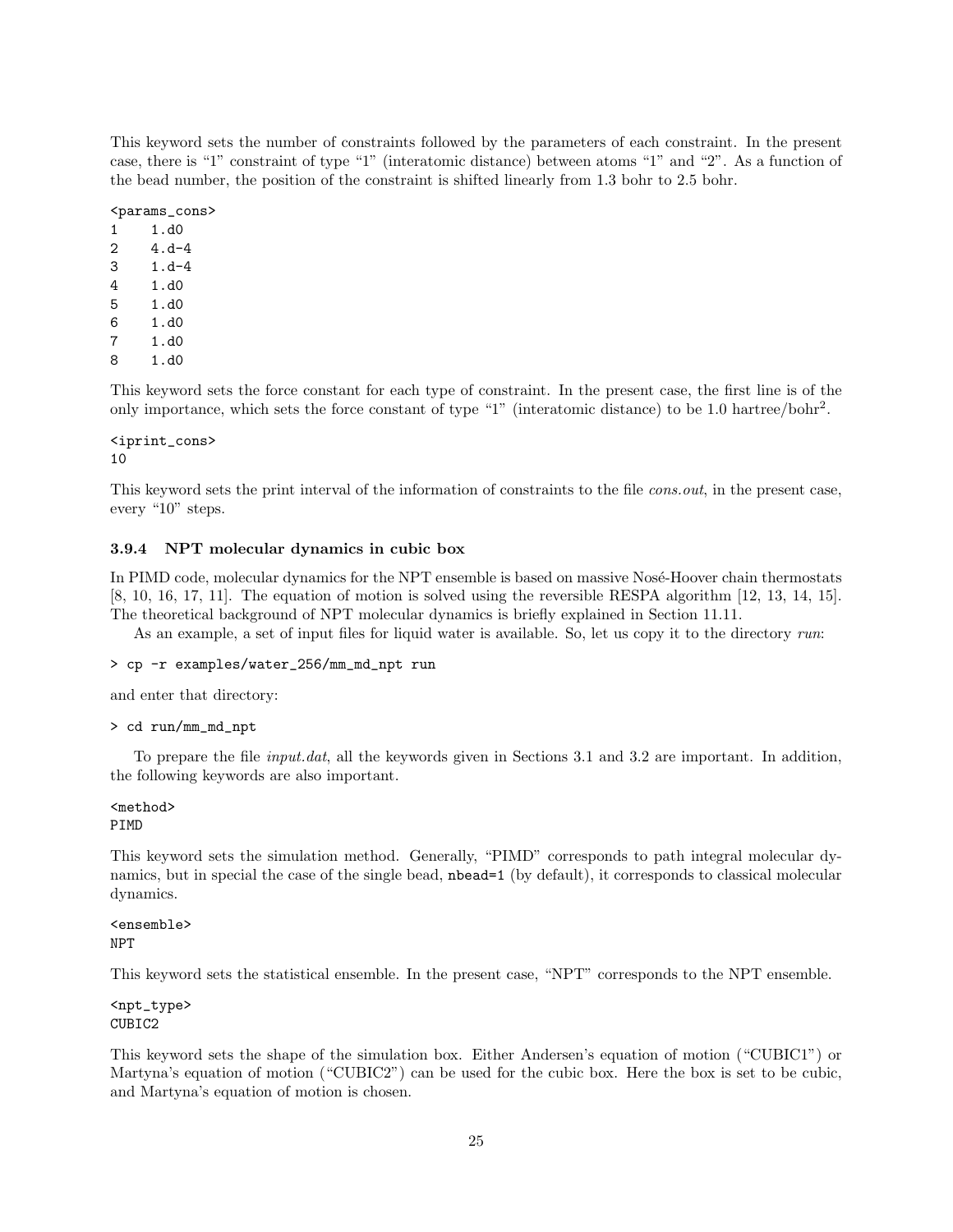This keyword sets the number of constraints followed by the parameters of each constraint. In the present case, there is "1" constraint of type "1" (interatomic distance) between atoms "1" and "2". As a function of the bead number, the position of the constraint is shifted linearly from 1.3 bohr to 2.5 bohr.

```
<params_cons>
1     1.d0
2     4.d-4
3     1.d-4
4     1.d0
5     1.d0
6     1.d0
7     1.d0
8     1.d0
```

This keyword sets the force constant for each type of constraint. In the present case, the first line is of the only importance, which sets the force constant of type "1" (interatomic distance) to be 1.0 hartree/bohr$^2$.

```
<iprint_cons>
10
```

This keyword sets the print interval of the information of constraints to the file *cons.out*, in the present case, every "10" steps.

### 3.9.4 NPT molecular dynamics in cubic box

In PIMD code, molecular dynamics for the NPT ensemble is based on massive Nosé-Hoover chain thermostats [8, 10, 16, 17, 11]. The equation of motion is solved using the reversible RESPA algorithm [12, 13, 14, 15]. The theoretical background of NPT molecular dynamics is briefly explained in Section 11.11.

As an example, a set of input files for liquid water is available. So, let us copy it to the directory *run*:

```
> cp -r examples/water_256/mm_md_npt run
```

and enter that directory:

```
> cd run/mm_md_npt
```

To prepare the file *input.dat*, all the keywords given in Sections 3.1 and 3.2 are important. In addition, the following keywords are also important.

```
<method>
PIMD
```

This keyword sets the simulation method. Generally, "PIMD" corresponds to path integral molecular dynamics, but in special the case of the single bead, `nbead=1` (by default), it corresponds to classical molecular dynamics.

```
<ensemble>
NPT
```

This keyword sets the statistical ensemble. In the present case, "NPT" corresponds to the NPT ensemble.

```
<npt_type>
CUBIC2
```

This keyword sets the shape of the simulation box. Either Andersen's equation of motion ("CUBIC1") or Martyna's equation of motion ("CUBIC2") can be used for the cubic box. Here the box is set to be cubic, and Martyna's equation of motion is chosen.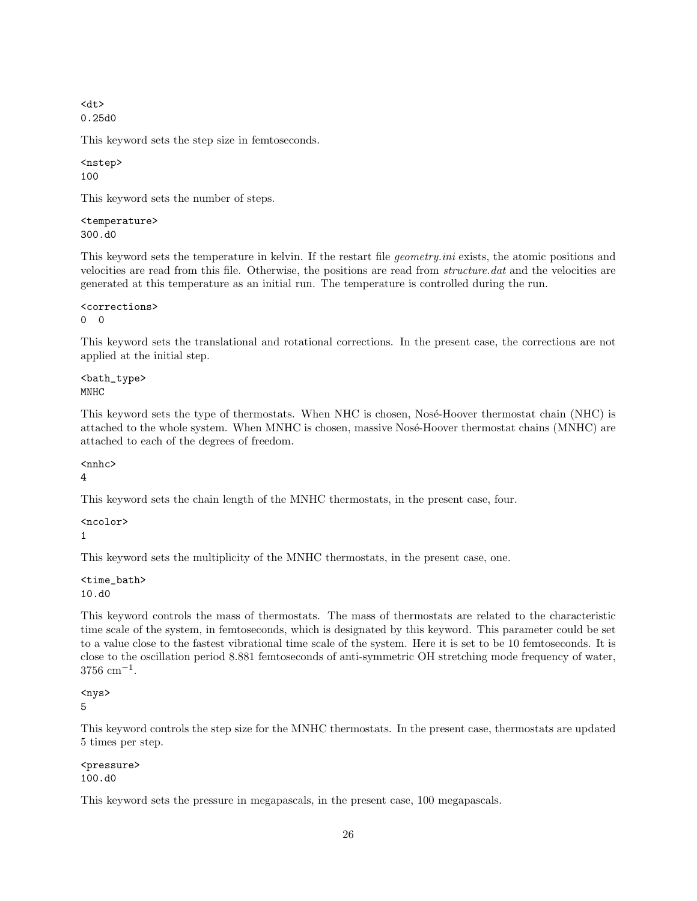```
<dt>
0.25d0
```

This keyword sets the step size in femtoseconds.

```
<nstep>
100
```

This keyword sets the number of steps.

```
<temperature>
300.d0
```

This keyword sets the temperature in kelvin. If the restart file *geometry.ini* exists, the atomic positions and velocities are read from this file. Otherwise, the positions are read from *structure.dat* and the velocities are generated at this temperature as an initial run. The temperature is controlled during the run.

```
<corrections>
0  0
```

This keyword sets the translational and rotational corrections. In the present case, the corrections are not applied at the initial step.

```
<bath_type>
MNHC
```

This keyword sets the type of thermostats. When NHC is chosen, Nosé-Hoover thermostat chain (NHC) is attached to the whole system. When MNHC is chosen, massive Nosé-Hoover thermostat chains (MNHC) are attached to each of the degrees of freedom.

```
<nnhc>
4
```

This keyword sets the chain length of the MNHC thermostats, in the present case, four.

```
<ncolor>
1
```

This keyword sets the multiplicity of the MNHC thermostats, in the present case, one.

```
<time_bath>
10.d0
```

This keyword controls the mass of thermostats. The mass of thermostats are related to the characteristic time scale of the system, in femtoseconds, which is designated by this keyword. This parameter could be set to a value close to the fastest vibrational time scale of the system. Here it is set to be 10 femtoseconds. It is close to the oscillation period 8.881 femtoseconds of anti-symmetric OH stretching mode frequency of water, 3756 $\mathrm{cm}^{-1}$.

```
<nys>
5
```

This keyword controls the step size for the MNHC thermostats. In the present case, thermostats are updated 5 times per step.

```
<pressure>
100.d0
```

This keyword sets the pressure in megapascals, in the present case, 100 megapascals.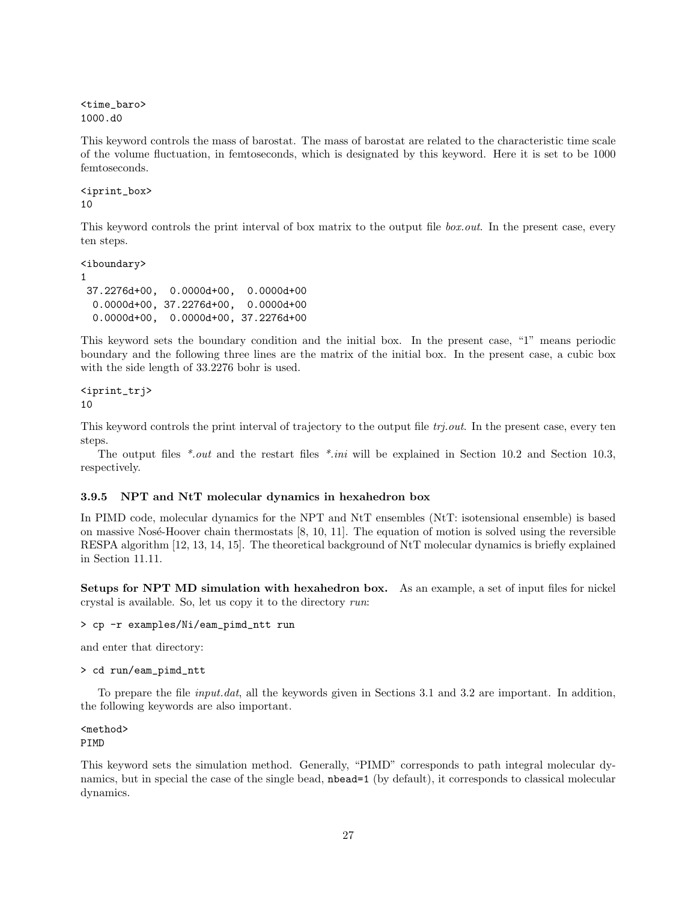```
<time_baro>
1000.d0
```

This keyword controls the mass of barostat. The mass of barostat are related to the characteristic time scale of the volume fluctuation, in femtoseconds, which is designated by this keyword. Here it is set to be 1000 femtoseconds.

```
<iprint_box>
10
```

This keyword controls the print interval of box matrix to the output file *box.out*. In the present case, every ten steps.

```
<iboundary>
1
 37.2276d+00,  0.0000d+00,  0.0000d+00
  0.0000d+00, 37.2276d+00,  0.0000d+00
  0.0000d+00,  0.0000d+00, 37.2276d+00
```

This keyword sets the boundary condition and the initial box. In the present case, "1" means periodic boundary and the following three lines are the matrix of the initial box. In the present case, a cubic box with the side length of 33.2276 bohr is used.

```
<iprint_trj>
10
```

This keyword controls the print interval of trajectory to the output file *trj.out*. In the present case, every ten steps.

The output files *\*.out* and the restart files *\*.ini* will be explained in Section 10.2 and Section 10.3, respectively.

### 3.9.5 NPT and NtT molecular dynamics in hexahedron box

In PIMD code, molecular dynamics for the NPT and NtT ensembles (NtT: isotensional ensemble) is based on massive Nosé-Hoover chain thermostats [8, 10, 11]. The equation of motion is solved using the reversible RESPA algorithm [12, 13, 14, 15]. The theoretical background of NtT molecular dynamics is briefly explained in Section 11.11.

**Setups for NPT MD simulation with hexahedron box.** As an example, a set of input files for nickel crystal is available. So, let us copy it to the directory *run*:

```
> cp -r examples/Ni/eam_pimd_ntt run
```

and enter that directory:

```
> cd run/eam_pimd_ntt
```

To prepare the file *input.dat*, all the keywords given in Sections 3.1 and 3.2 are important. In addition, the following keywords are also important.

```
<method>
PIMD
```

This keyword sets the simulation method. Generally, "PIMD" corresponds to path integral molecular dynamics, but in special the case of the single bead, `nbead=1` (by default), it corresponds to classical molecular dynamics.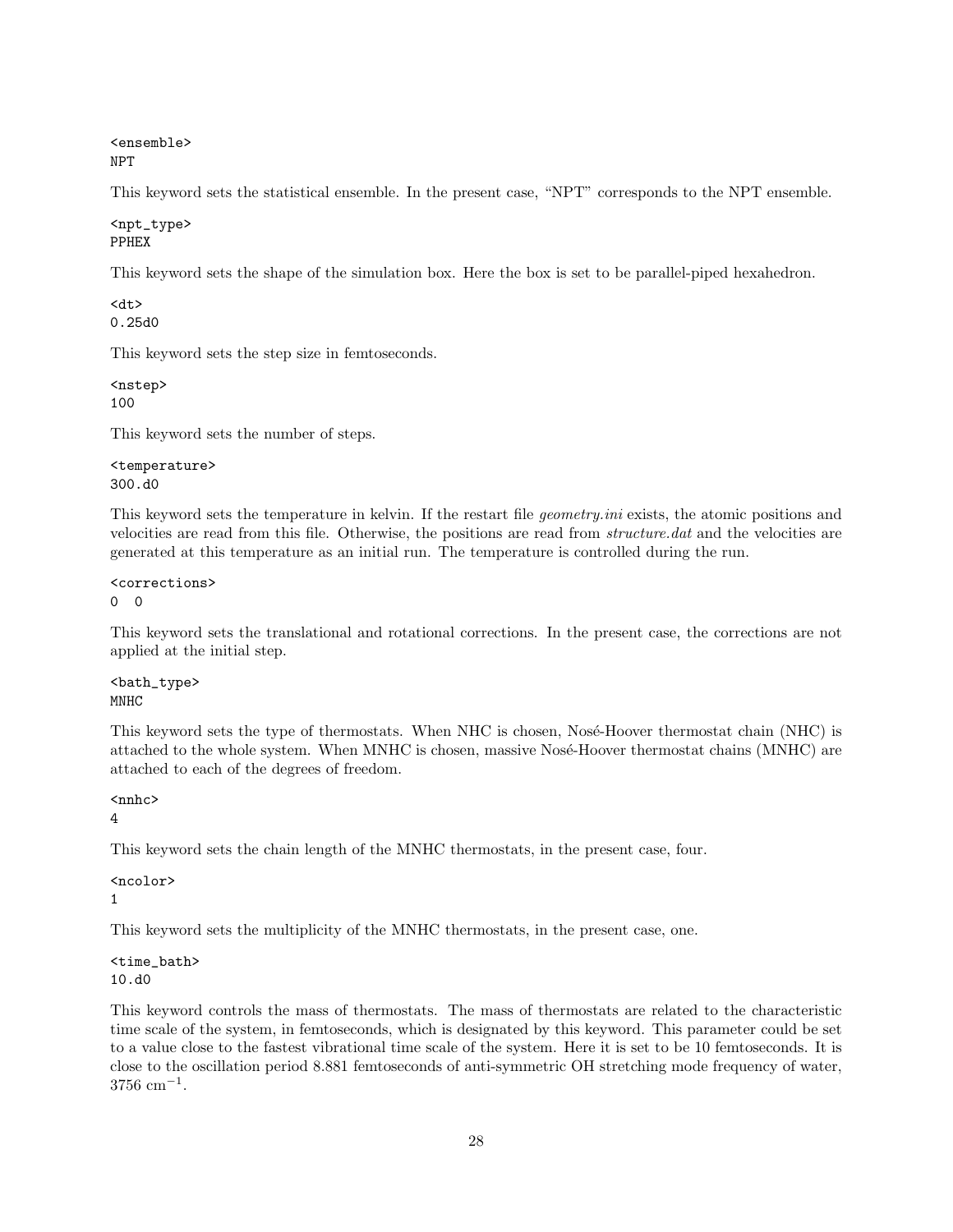```
<ensemble>
NPT
```

This keyword sets the statistical ensemble. In the present case, "NPT" corresponds to the NPT ensemble.

```
<npt_type>
PPHEX
```

This keyword sets the shape of the simulation box. Here the box is set to be parallel-piped hexahedron.

```
<dt>
0.25d0
```

This keyword sets the step size in femtoseconds.

```
<nstep>
100
```

This keyword sets the number of steps.

```
<temperature>
300.d0
```

This keyword sets the temperature in kelvin. If the restart file *geometry.ini* exists, the atomic positions and velocities are read from this file. Otherwise, the positions are read from *structure.dat* and the velocities are generated at this temperature as an initial run. The temperature is controlled during the run.

```
<corrections>
0  0
```

This keyword sets the translational and rotational corrections. In the present case, the corrections are not applied at the initial step.

```
<bath_type>
MNHC
```

This keyword sets the type of thermostats. When NHC is chosen, Nosé-Hoover thermostat chain (NHC) is attached to the whole system. When MNHC is chosen, massive Nosé-Hoover thermostat chains (MNHC) are attached to each of the degrees of freedom.

```
<nnhc>
4
```

This keyword sets the chain length of the MNHC thermostats, in the present case, four.

```
<ncolor>
1
```

This keyword sets the multiplicity of the MNHC thermostats, in the present case, one.

```
<time_bath>
10.d0
```

This keyword controls the mass of thermostats. The mass of thermostats are related to the characteristic time scale of the system, in femtoseconds, which is designated by this keyword. This parameter could be set to a value close to the fastest vibrational time scale of the system. Here it is set to be 10 femtoseconds. It is close to the oscillation period 8.881 femtoseconds of anti-symmetric OH stretching mode frequency of water, 3756 $\text{cm}^{-1}$.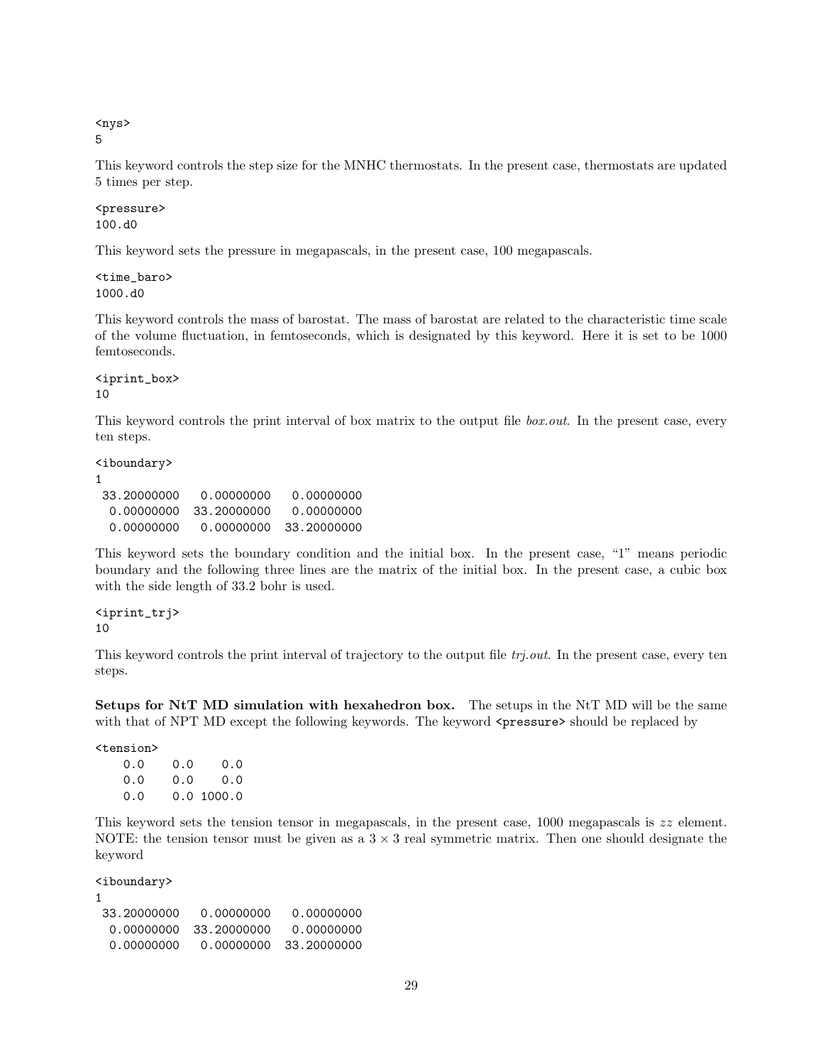```
<nys>
5
```

This keyword controls the step size for the MNHC thermostats. In the present case, thermostats are updated 5 times per step.

```
<pressure>
100.d0
```

This keyword sets the pressure in megapascals, in the present case, 100 megapascals.

```
<time_baro>
1000.d0
```

This keyword controls the mass of barostat. The mass of barostat are related to the characteristic time scale of the volume fluctuation, in femtoseconds, which is designated by this keyword. Here it is set to be 1000 femtoseconds.

```
<iprint_box>
10
```

This keyword controls the print interval of box matrix to the output file *box.out*. In the present case, every ten steps.

```
<iboundary>
1
 33.20000000    0.00000000    0.00000000
  0.00000000   33.20000000    0.00000000
  0.00000000    0.00000000   33.20000000
```

This keyword sets the boundary condition and the initial box. In the present case, "1" means periodic boundary and the following three lines are the matrix of the initial box. In the present case, a cubic box with the side length of 33.2 bohr is used.

```
<iprint_trj>
10
```

This keyword controls the print interval of trajectory to the output file *trj.out*. In the present case, every ten steps.

**Setups for NtT MD simulation with hexahedron box.** The setups in the NtT MD will be the same with that of NPT MD except the following keywords. The keyword `<pressure>` should be replaced by

```
<tension>
    0.0     0.0     0.0
    0.0     0.0     0.0
    0.0     0.0  1000.0
```

This keyword sets the tension tensor in megapascals, in the present case, 1000 megapascals is $zz$ element. NOTE: the tension tensor must be given as a $3 \times 3$ real symmetric matrix. Then one should designate the keyword

```
<iboundary>
1
 33.20000000    0.00000000    0.00000000
  0.00000000   33.20000000    0.00000000
  0.00000000    0.00000000   33.20000000
```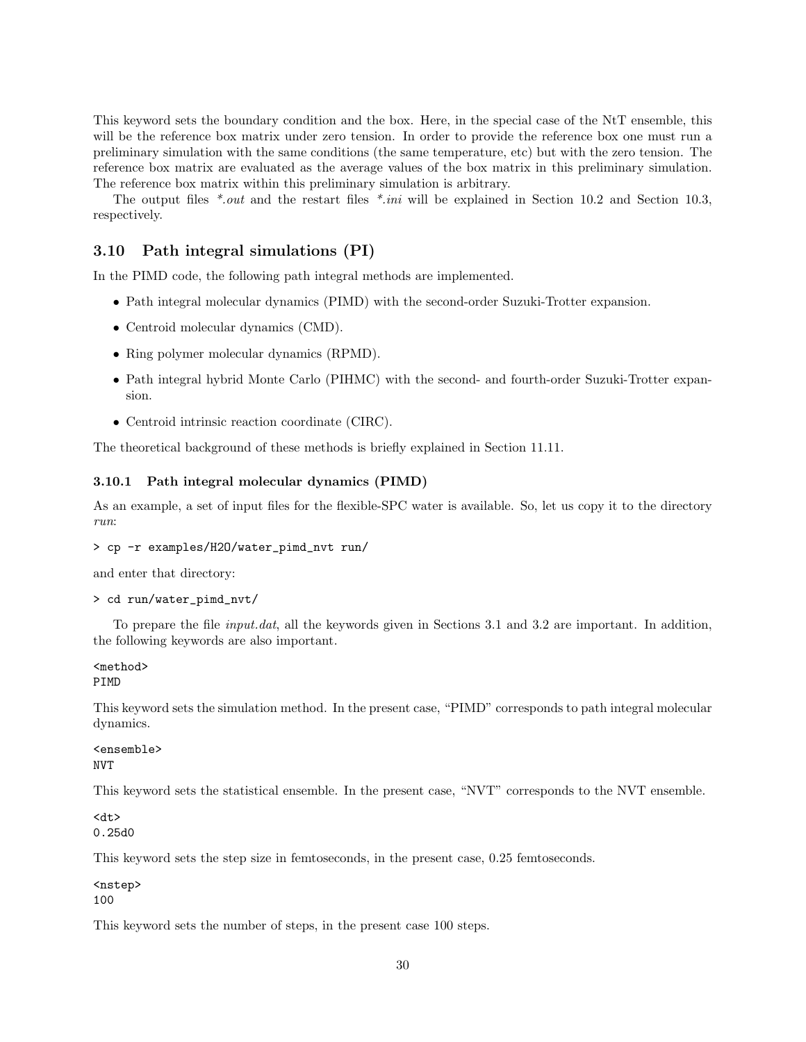This keyword sets the boundary condition and the box. Here, in the special case of the NtT ensemble, this will be the reference box matrix under zero tension. In order to provide the reference box one must run a preliminary simulation with the same conditions (the same temperature, etc) but with the zero tension. The reference box matrix are evaluated as the average values of the box matrix in this preliminary simulation. The reference box matrix within this preliminary simulation is arbitrary.

The output files *\*.out* and the restart files *\*.ini* will be explained in Section 10.2 and Section 10.3, respectively.

## 3.10 Path integral simulations (PI)

In the PIMD code, the following path integral methods are implemented.

- Path integral molecular dynamics (PIMD) with the second-order Suzuki-Trotter expansion.
- Centroid molecular dynamics (CMD).
- Ring polymer molecular dynamics (RPMD).
- Path integral hybrid Monte Carlo (PIHMC) with the second- and fourth-order Suzuki-Trotter expansion.
- Centroid intrinsic reaction coordinate (CIRC).

The theoretical background of these methods is briefly explained in Section 11.11.

### 3.10.1 Path integral molecular dynamics (PIMD)

As an example, a set of input files for the flexible-SPC water is available. So, let us copy it to the directory *run*:

```
> cp -r examples/H2O/water_pimd_nvt run/
```

and enter that directory:

```
> cd run/water_pimd_nvt/
```

To prepare the file *input.dat*, all the keywords given in Sections 3.1 and 3.2 are important. In addition, the following keywords are also important.

```
<method>
PIMD
```

This keyword sets the simulation method. In the present case, "PIMD" corresponds to path integral molecular dynamics.

```
<ensemble>
NVT
```

This keyword sets the statistical ensemble. In the present case, "NVT" corresponds to the NVT ensemble.

```
<dt>
0.25d0
```

This keyword sets the step size in femtoseconds, in the present case, 0.25 femtoseconds.

```
<nstep>
100
```

This keyword sets the number of steps, in the present case 100 steps.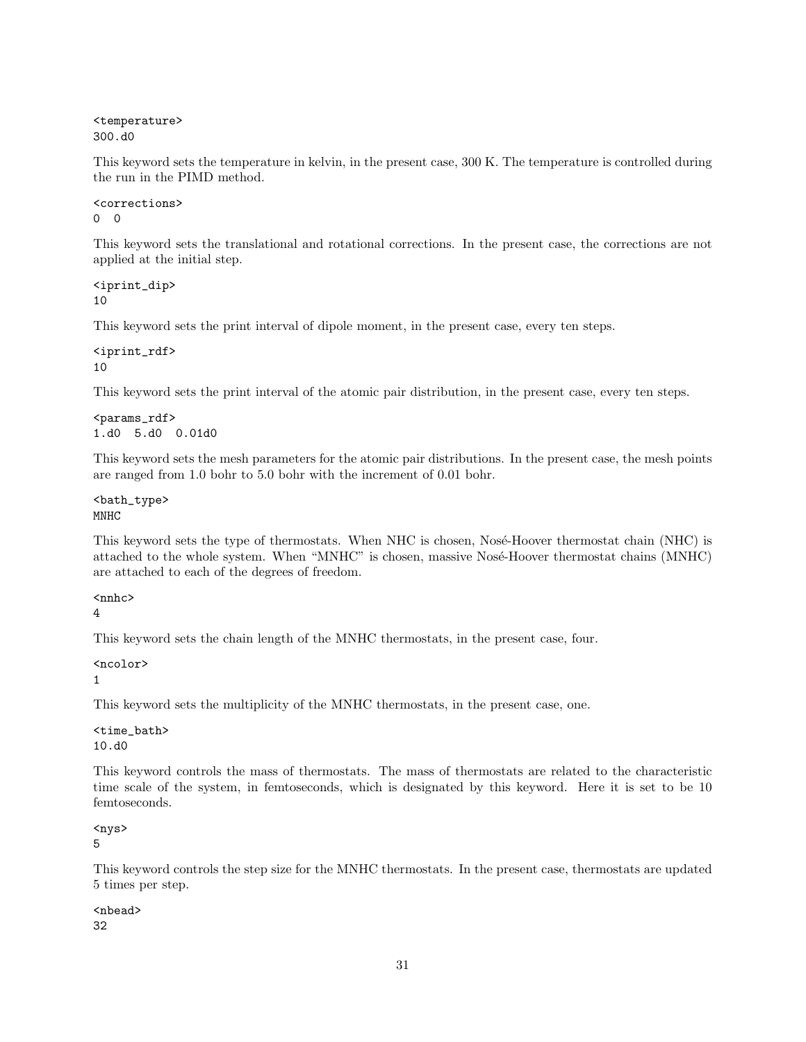```
<temperature>
300.d0
```

This keyword sets the temperature in kelvin, in the present case, 300 K. The temperature is controlled during the run in the PIMD method.

```
<corrections>
0  0
```

This keyword sets the translational and rotational corrections. In the present case, the corrections are not applied at the initial step.

```
<iprint_dip>
10
```

This keyword sets the print interval of dipole moment, in the present case, every ten steps.

```
<iprint_rdf>
10
```

This keyword sets the print interval of the atomic pair distribution, in the present case, every ten steps.

```
<params_rdf>
1.d0  5.d0  0.01d0
```

This keyword sets the mesh parameters for the atomic pair distributions. In the present case, the mesh points are ranged from 1.0 bohr to 5.0 bohr with the increment of 0.01 bohr.

```
<bath_type>
MNHC
```

This keyword sets the type of thermostats. When NHC is chosen, Nosé-Hoover thermostat chain (NHC) is attached to the whole system. When "MNHC" is chosen, massive Nosé-Hoover thermostat chains (MNHC) are attached to each of the degrees of freedom.

```
<nnhc>
4
```

This keyword sets the chain length of the MNHC thermostats, in the present case, four.

```
<ncolor>
1
```

This keyword sets the multiplicity of the MNHC thermostats, in the present case, one.

```
<time_bath>
10.d0
```

This keyword controls the mass of thermostats. The mass of thermostats are related to the characteristic time scale of the system, in femtoseconds, which is designated by this keyword. Here it is set to be 10 femtoseconds.

```
<nys>
5
```

This keyword controls the step size for the MNHC thermostats. In the present case, thermostats are updated 5 times per step.

```
<nbead>
32
```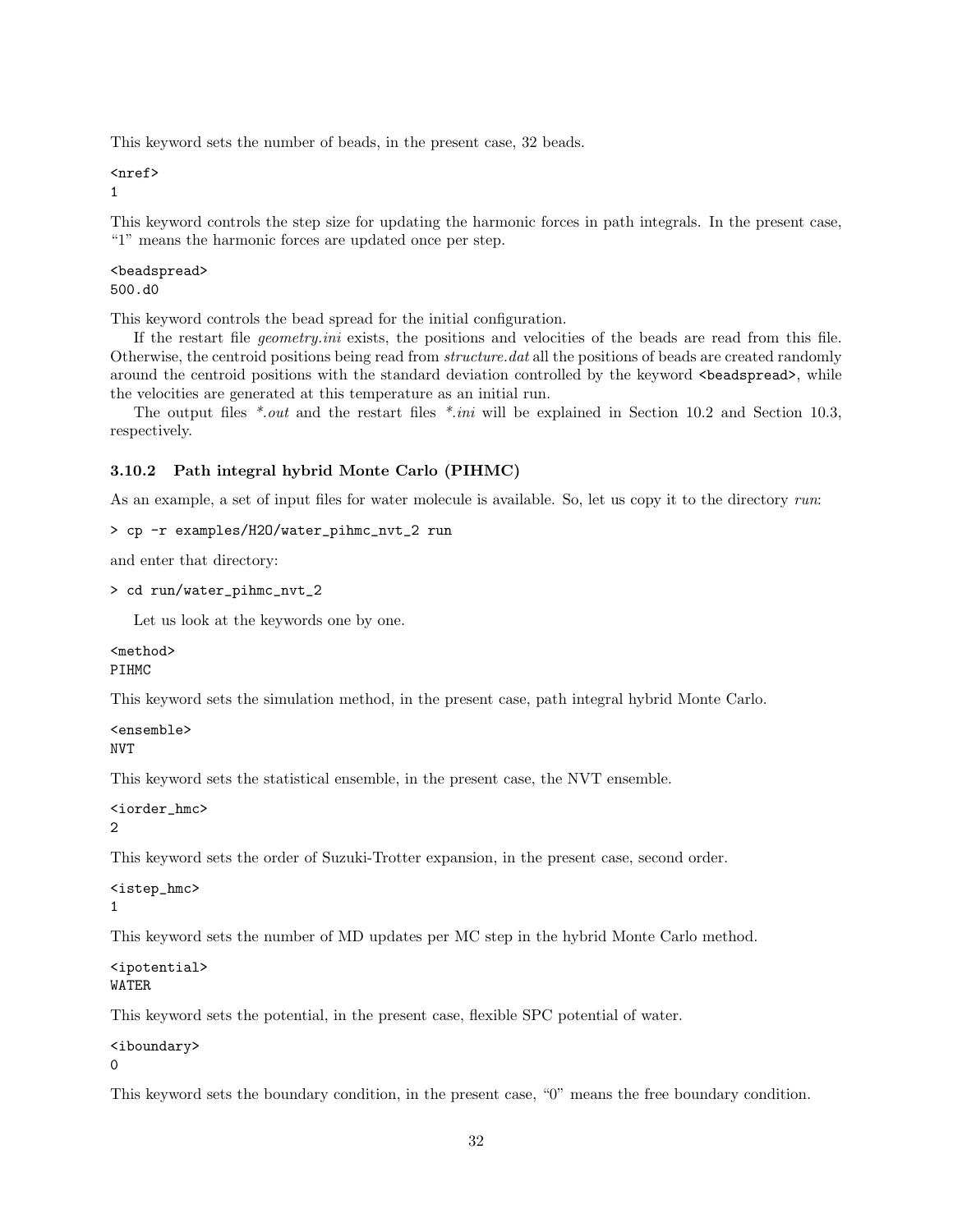This keyword sets the number of beads, in the present case, 32 beads.

```
<nref>
1
```

This keyword controls the step size for updating the harmonic forces in path integrals. In the present case, "1" means the harmonic forces are updated once per step.

```
<beadspread>
500.d0
```

This keyword controls the bead spread for the initial configuration.

If the restart file *geometry.ini* exists, the positions and velocities of the beads are read from this file. Otherwise, the centroid positions being read from *structure.dat* all the positions of beads are created randomly around the centroid positions with the standard deviation controlled by the keyword `<beadspread>`, while the velocities are generated at this temperature as an initial run.

The output files *\*.out* and the restart files *\*.ini* will be explained in Section 10.2 and Section 10.3, respectively.

### 3.10.2 Path integral hybrid Monte Carlo (PIHMC)

As an example, a set of input files for water molecule is available. So, let us copy it to the directory *run*:

```
> cp -r examples/H2O/water_pihmc_nvt_2 run
```

and enter that directory:

```
> cd run/water_pihmc_nvt_2
```

Let us look at the keywords one by one.

```
<method>
PIHMC
```

This keyword sets the simulation method, in the present case, path integral hybrid Monte Carlo.

```
<ensemble>
NVT
```

This keyword sets the statistical ensemble, in the present case, the NVT ensemble.

```
<iorder_hmc>
2
```

This keyword sets the order of Suzuki-Trotter expansion, in the present case, second order.

```
<istep_hmc>
1
```

This keyword sets the number of MD updates per MC step in the hybrid Monte Carlo method.

```
<ipotential>
WATER
```

This keyword sets the potential, in the present case, flexible SPC potential of water.

```
<iboundary>
0
```

This keyword sets the boundary condition, in the present case, "0" means the free boundary condition.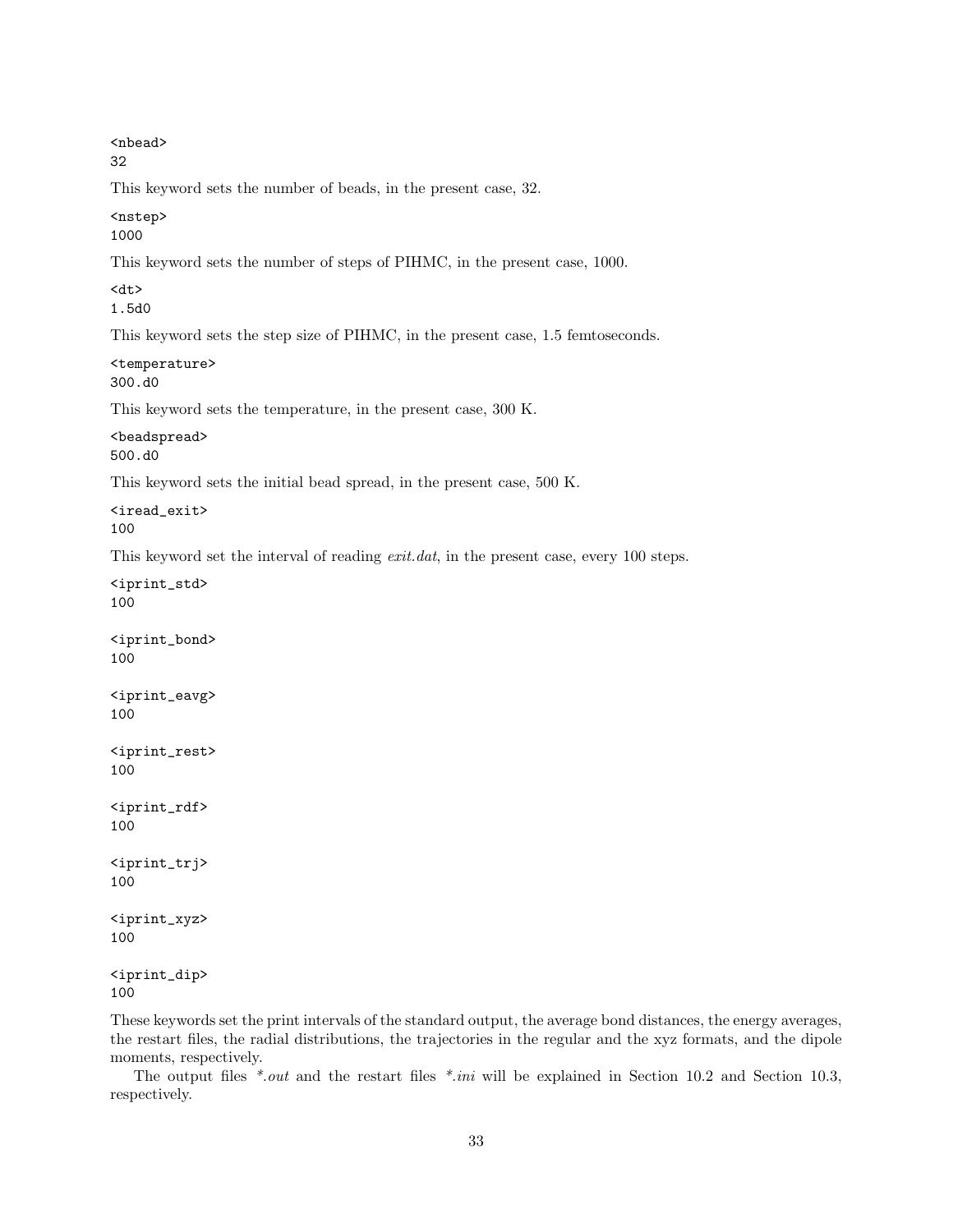```
<nbead>
32
```

This keyword sets the number of beads, in the present case, 32.

```
<nstep>
1000
```

This keyword sets the number of steps of PIHMC, in the present case, 1000.

```
<dt>
1.5d0
```

This keyword sets the step size of PIHMC, in the present case, 1.5 femtoseconds.

```
<temperature>
300.d0
```

This keyword sets the temperature, in the present case, 300 K.

```
<beadspread>
500.d0
```

This keyword sets the initial bead spread, in the present case, 500 K.

```
<iread_exit>
100
```

This keyword set the interval of reading *exit.dat*, in the present case, every 100 steps.

```
<iprint_std>
100

<iprint_bond>
100

<iprint_eavg>
100

<iprint_rest>
100

<iprint_rdf>
100

<iprint_trj>
100

<iprint_xyz>
100

<iprint_dip>
100
```

These keywords set the print intervals of the standard output, the average bond distances, the energy averages, the restart files, the radial distributions, the trajectories in the regular and the xyz formats, and the dipole moments, respectively.

The output files *\*.out* and the restart files *\*.ini* will be explained in Section 10.2 and Section 10.3, respectively.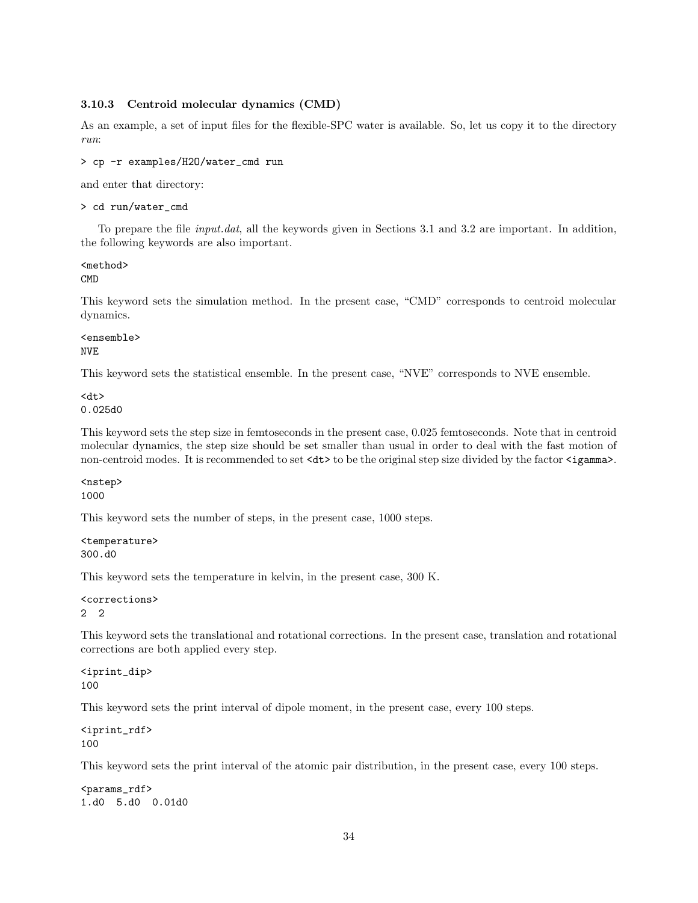### 3.10.3 Centroid molecular dynamics (CMD)

As an example, a set of input files for the flexible-SPC water is available. So, let us copy it to the directory *run*:

```
> cp -r examples/H2O/water_cmd run
```

and enter that directory:

```
> cd run/water_cmd
```

To prepare the file *input.dat*, all the keywords given in Sections 3.1 and 3.2 are important. In addition, the following keywords are also important.

```
<method>
CMD
```

This keyword sets the simulation method. In the present case, "CMD" corresponds to centroid molecular dynamics.

```
<ensemble>
NVE
```

This keyword sets the statistical ensemble. In the present case, "NVE" corresponds to NVE ensemble.

```
<dt>
0.025d0
```

This keyword sets the step size in femtoseconds in the present case, 0.025 femtoseconds. Note that in centroid molecular dynamics, the step size should be set smaller than usual in order to deal with the fast motion of non-centroid modes. It is recommended to set `<dt>` to be the original step size divided by the factor `<igamma>`.

```
<nstep>
1000
```

This keyword sets the number of steps, in the present case, 1000 steps.

```
<temperature>
300.d0
```

This keyword sets the temperature in kelvin, in the present case, 300 K.

```
<corrections>
2  2
```

This keyword sets the translational and rotational corrections. In the present case, translation and rotational corrections are both applied every step.

```
<iprint_dip>
100
```

This keyword sets the print interval of dipole moment, in the present case, every 100 steps.

```
<iprint_rdf>
100
```

This keyword sets the print interval of the atomic pair distribution, in the present case, every 100 steps.

```
<params_rdf>
1.d0  5.d0  0.01d0
```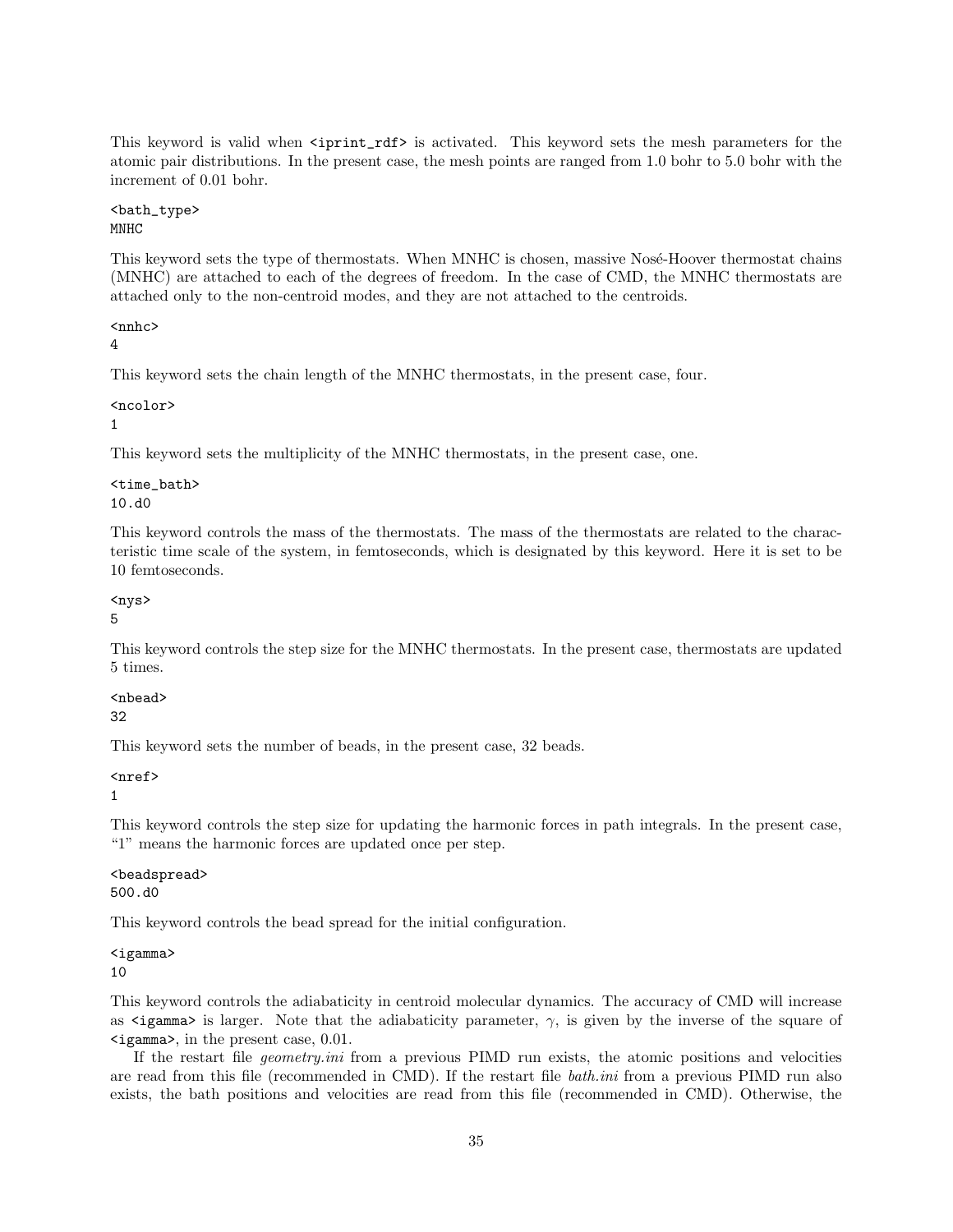This keyword is valid when `<iprint_rdf>` is activated. This keyword sets the mesh parameters for the atomic pair distributions. In the present case, the mesh points are ranged from 1.0 bohr to 5.0 bohr with the increment of 0.01 bohr.

```
<bath_type>
MNHC
```

This keyword sets the type of thermostats. When MNHC is chosen, massive Nosé-Hoover thermostat chains (MNHC) are attached to each of the degrees of freedom. In the case of CMD, the MNHC thermostats are attached only to the non-centroid modes, and they are not attached to the centroids.

```
<nnhc>
4
```

This keyword sets the chain length of the MNHC thermostats, in the present case, four.

```
<ncolor>
1
```

This keyword sets the multiplicity of the MNHC thermostats, in the present case, one.

```
<time_bath>
10.d0
```

This keyword controls the mass of the thermostats. The mass of the thermostats are related to the characteristic time scale of the system, in femtoseconds, which is designated by this keyword. Here it is set to be 10 femtoseconds.

```
<nys>
5
```

This keyword controls the step size for the MNHC thermostats. In the present case, thermostats are updated 5 times.

```
<nbead>
32
```

This keyword sets the number of beads, in the present case, 32 beads.

```
<nref>
1
```

This keyword controls the step size for updating the harmonic forces in path integrals. In the present case, "1" means the harmonic forces are updated once per step.

```
<beadspread>
500.d0
```

This keyword controls the bead spread for the initial configuration.

```
<igamma>
10
```

This keyword controls the adiabaticity in centroid molecular dynamics. The accuracy of CMD will increase as `<igamma>` is larger. Note that the adiabaticity parameter, $\gamma$, is given by the inverse of the square of `<igamma>`, in the present case, 0.01.

If the restart file *geometry.ini* from a previous PIMD run exists, the atomic positions and velocities are read from this file (recommended in CMD). If the restart file *bath.ini* from a previous PIMD run also exists, the bath positions and velocities are read from this file (recommended in CMD). Otherwise, the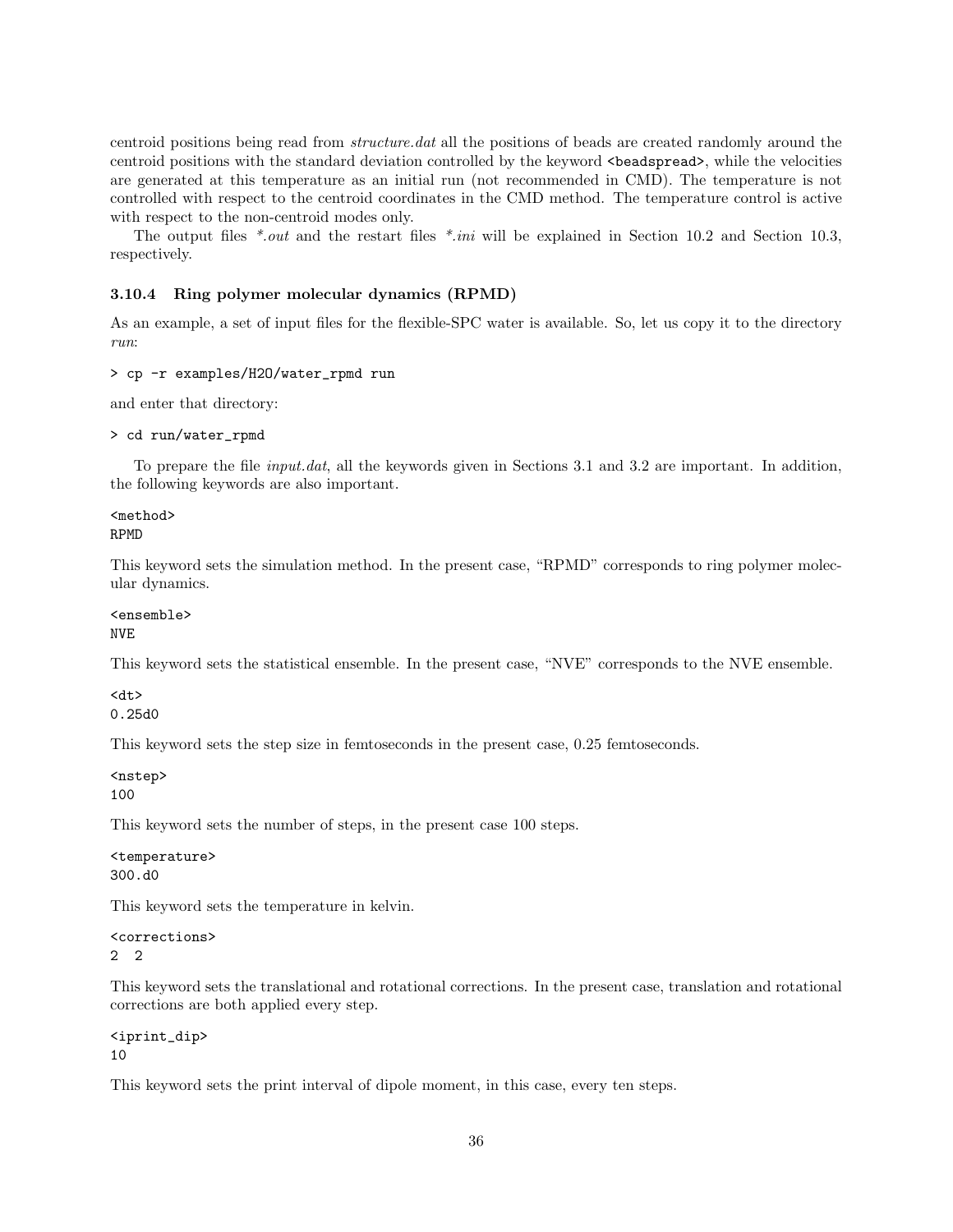centroid positions being read from *structure.dat* all the positions of beads are created randomly around the centroid positions with the standard deviation controlled by the keyword `<beadspread>`, while the velocities are generated at this temperature as an initial run (not recommended in CMD). The temperature is not controlled with respect to the centroid coordinates in the CMD method. The temperature control is active with respect to the non-centroid modes only.

The output files *\*.out* and the restart files *\*.ini* will be explained in Section 10.2 and Section 10.3, respectively.

### 3.10.4 Ring polymer molecular dynamics (RPMD)

As an example, a set of input files for the flexible-SPC water is available. So, let us copy it to the directory *run*:

```
> cp -r examples/H2O/water_rpmd run
```

and enter that directory:

```
> cd run/water_rpmd
```

To prepare the file *input.dat*, all the keywords given in Sections 3.1 and 3.2 are important. In addition, the following keywords are also important.

```
<method>
RPMD
```

This keyword sets the simulation method. In the present case, "RPMD" corresponds to ring polymer molecular dynamics.

```
<ensemble>
NVE
```

This keyword sets the statistical ensemble. In the present case, "NVE" corresponds to the NVE ensemble.

```
<dt>
0.25d0
```

This keyword sets the step size in femtoseconds in the present case, 0.25 femtoseconds.

```
<nstep>
100
```

This keyword sets the number of steps, in the present case 100 steps.

```
<temperature>
300.d0
```

This keyword sets the temperature in kelvin.

```
<corrections>
2  2
```

This keyword sets the translational and rotational corrections. In the present case, translation and rotational corrections are both applied every step.

```
<iprint_dip>
10
```

This keyword sets the print interval of dipole moment, in this case, every ten steps.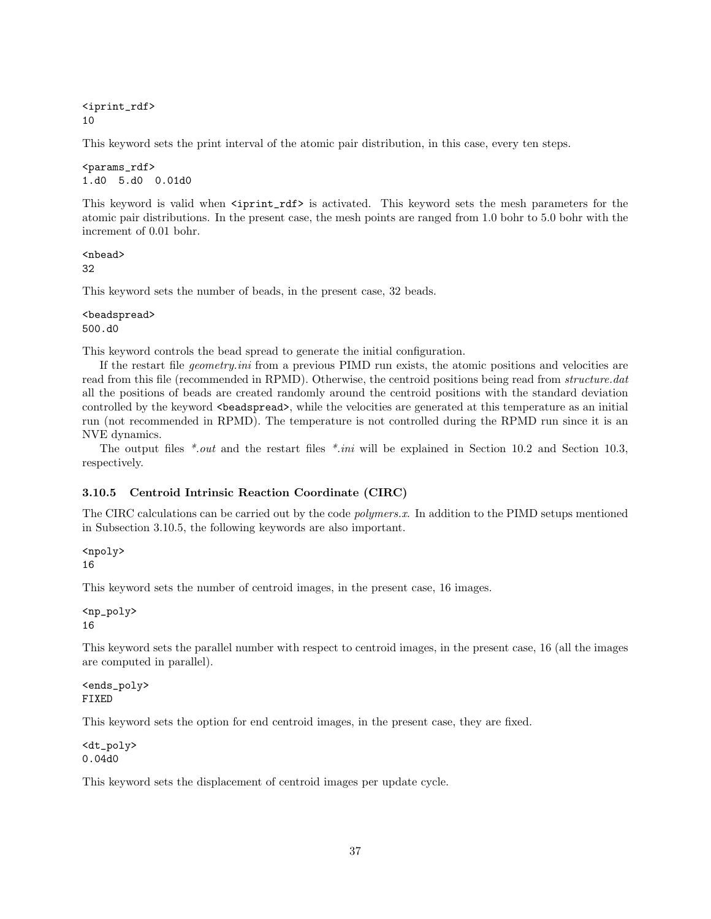```
<iprint_rdf>
10
```

This keyword sets the print interval of the atomic pair distribution, in this case, every ten steps.

```
<params_rdf>
1.d0  5.d0  0.01d0
```

This keyword is valid when `<iprint_rdf>` is activated. This keyword sets the mesh parameters for the atomic pair distributions. In the present case, the mesh points are ranged from 1.0 bohr to 5.0 bohr with the increment of 0.01 bohr.

```
<nbead>
32
```

This keyword sets the number of beads, in the present case, 32 beads.

```
<beadspread>
500.d0
```

This keyword controls the bead spread to generate the initial configuration.

If the restart file *geometry.ini* from a previous PIMD run exists, the atomic positions and velocities are read from this file (recommended in RPMD). Otherwise, the centroid positions being read from *structure.dat* all the positions of beads are created randomly around the centroid positions with the standard deviation controlled by the keyword `<beadspread>`, while the velocities are generated at this temperature as an initial run (not recommended in RPMD). The temperature is not controlled during the RPMD run since it is an NVE dynamics.

The output files *\*.out* and the restart files *\*.ini* will be explained in Section 10.2 and Section 10.3, respectively.

### 3.10.5 Centroid Intrinsic Reaction Coordinate (CIRC)

The CIRC calculations can be carried out by the code *polymers.x*. In addition to the PIMD setups mentioned in Subsection 3.10.5, the following keywords are also important.

```
<npoly>
16
```

This keyword sets the number of centroid images, in the present case, 16 images.

```
<np_poly>
16
```

This keyword sets the parallel number with respect to centroid images, in the present case, 16 (all the images are computed in parallel).

```
<ends_poly>
FIXED
```

This keyword sets the option for end centroid images, in the present case, they are fixed.

```
<dt_poly>
0.04d0
```

This keyword sets the displacement of centroid images per update cycle.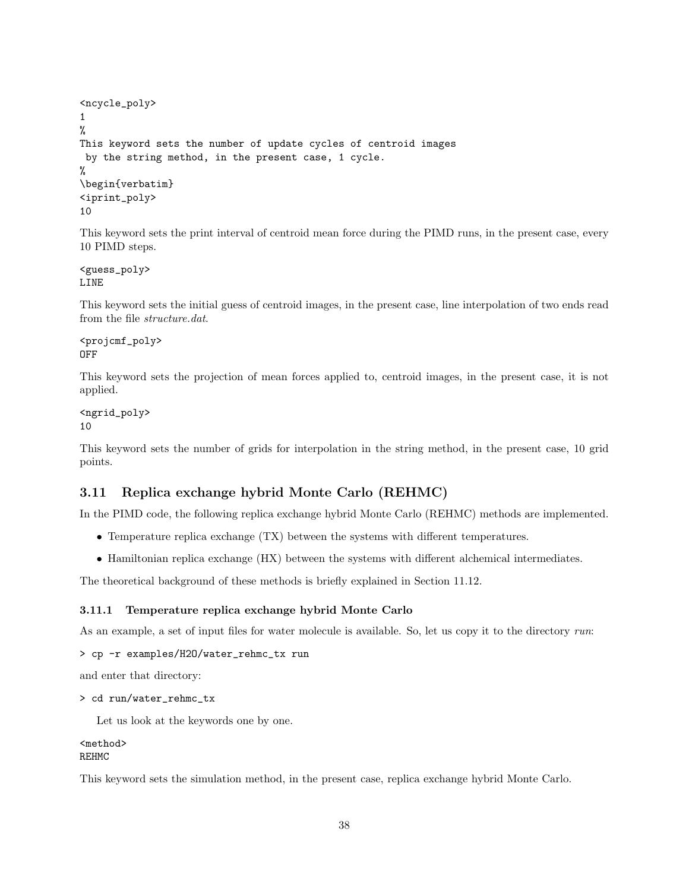```
<ncycle_poly>
1
%
This keyword sets the number of update cycles of centroid images
 by the string method, in the present case, 1 cycle.
%
\begin{verbatim}
<iprint_poly>
10
```

This keyword sets the print interval of centroid mean force during the PIMD runs, in the present case, every 10 PIMD steps.

```
<guess_poly>
LINE
```

This keyword sets the initial guess of centroid images, in the present case, line interpolation of two ends read from the file *structure.dat*.

```
<projcmf_poly>
OFF
```

This keyword sets the projection of mean forces applied to, centroid images, in the present case, it is not applied.

```
<ngrid_poly>
10
```

This keyword sets the number of grids for interpolation in the string method, in the present case, 10 grid points.

## 3.11 Replica exchange hybrid Monte Carlo (REHMC)

In the PIMD code, the following replica exchange hybrid Monte Carlo (REHMC) methods are implemented.

- Temperature replica exchange (TX) between the systems with different temperatures.
- Hamiltonian replica exchange (HX) between the systems with different alchemical intermediates.

The theoretical background of these methods is briefly explained in Section 11.12.

### 3.11.1 Temperature replica exchange hybrid Monte Carlo

As an example, a set of input files for water molecule is available. So, let us copy it to the directory *run*:

```
> cp -r examples/H2O/water_rehmc_tx run
```

and enter that directory:

```
> cd run/water_rehmc_tx
```

Let us look at the keywords one by one.

```
<method>
REHMC
```

This keyword sets the simulation method, in the present case, replica exchange hybrid Monte Carlo.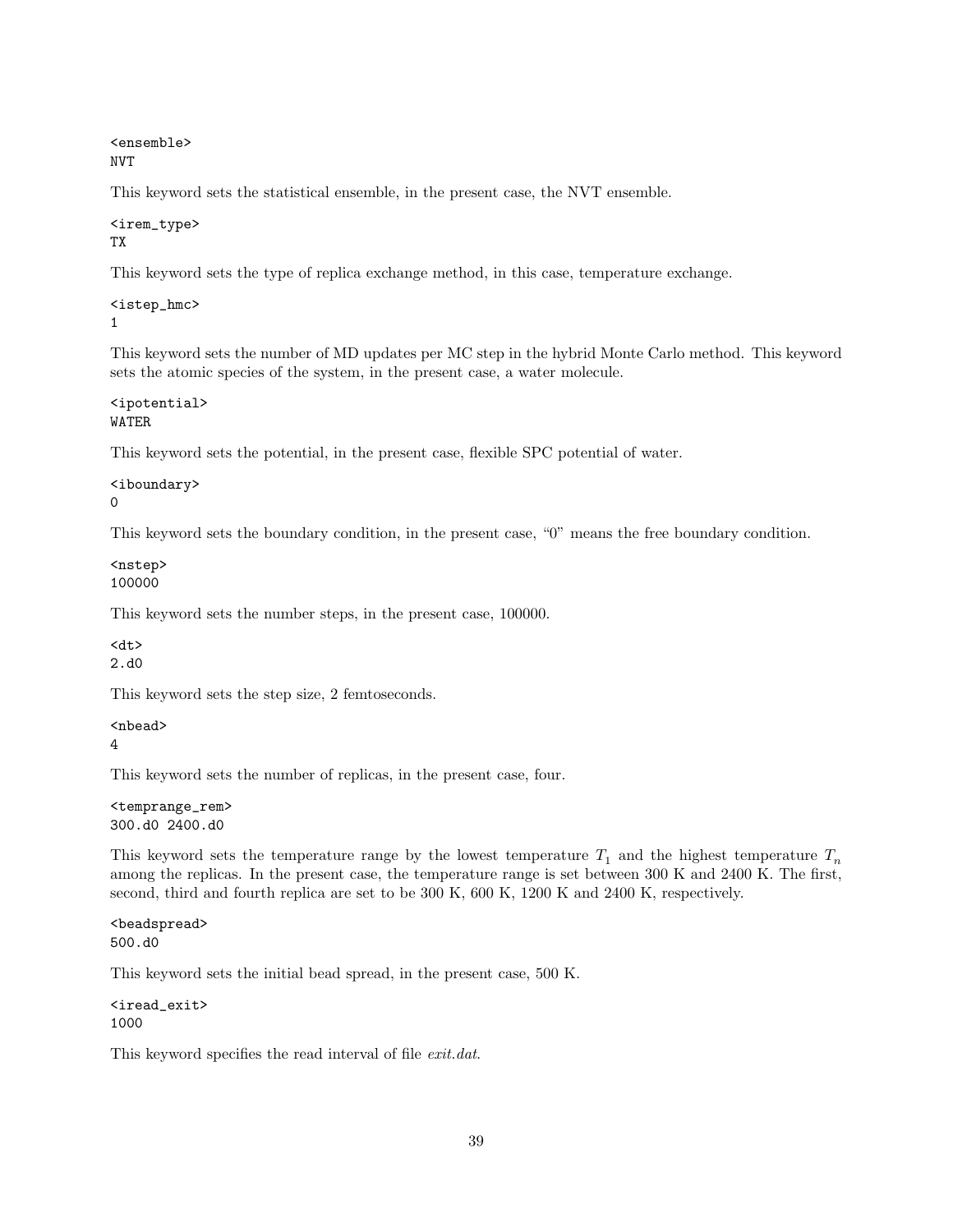```
<ensemble>
NVT
```

This keyword sets the statistical ensemble, in the present case, the NVT ensemble.

```
<irem_type>
TX
```

This keyword sets the type of replica exchange method, in this case, temperature exchange.

```
<istep_hmc>
1
```

This keyword sets the number of MD updates per MC step in the hybrid Monte Carlo method. This keyword sets the atomic species of the system, in the present case, a water molecule.

```
<ipotential>
WATER
```

This keyword sets the potential, in the present case, flexible SPC potential of water.

```
<iboundary>
0
```

This keyword sets the boundary condition, in the present case, "0" means the free boundary condition.

```
<nstep>
100000
```

This keyword sets the number steps, in the present case, 100000.

```
<dt>
2.d0
```

This keyword sets the step size, 2 femtoseconds.

```
<nbead>
4
```

This keyword sets the number of replicas, in the present case, four.

```
<temprange_rem>
300.d0 2400.d0
```

This keyword sets the temperature range by the lowest temperature $T_1$ and the highest temperature $T_n$ among the replicas. In the present case, the temperature range is set between 300 K and 2400 K. The first, second, third and fourth replica are set to be 300 K, 600 K, 1200 K and 2400 K, respectively.

```
<beadspread>
500.d0
```

This keyword sets the initial bead spread, in the present case, 500 K.

```
<iread_exit>
1000
```

This keyword specifies the read interval of file *exit.dat*.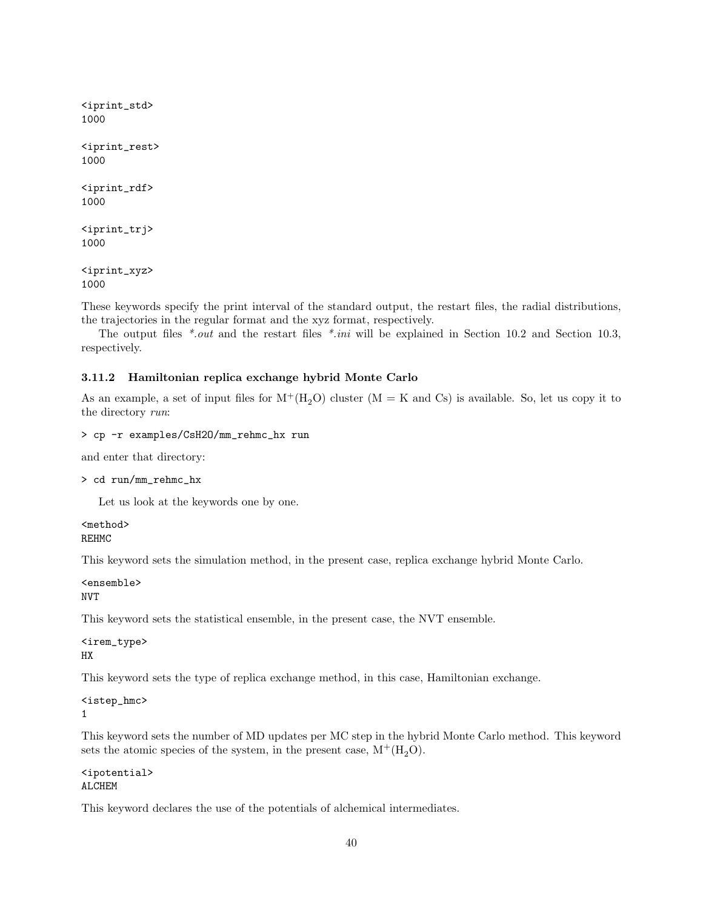```
<iprint_std>
1000

<iprint_rest>
1000

<iprint_rdf>
1000

<iprint_trj>
1000

<iprint_xyz>
1000
```

These keywords specify the print interval of the standard output, the restart files, the radial distributions, the trajectories in the regular format and the xyz format, respectively.

The output files *\*.out* and the restart files *\*.ini* will be explained in Section 10.2 and Section 10.3, respectively.

### 3.11.2 Hamiltonian replica exchange hybrid Monte Carlo

As an example, a set of input files for $M^+(H_2O)$ cluster (M = K and Cs) is available. So, let us copy it to the directory *run*:

```
> cp -r examples/CsH2O/mm_rehmc_hx run
```

and enter that directory:

```
> cd run/mm_rehmc_hx
```

Let us look at the keywords one by one.

```
<method>
REHMC
```

This keyword sets the simulation method, in the present case, replica exchange hybrid Monte Carlo.

```
<ensemble>
NVT
```

This keyword sets the statistical ensemble, in the present case, the NVT ensemble.

```
<irem_type>
HX
```

This keyword sets the type of replica exchange method, in this case, Hamiltonian exchange.

```
<istep_hmc>
1
```

This keyword sets the number of MD updates per MC step in the hybrid Monte Carlo method. This keyword sets the atomic species of the system, in the present case, $M^+(H_2O)$.

```
<ipotential>
ALCHEM
```

This keyword declares the use of the potentials of alchemical intermediates.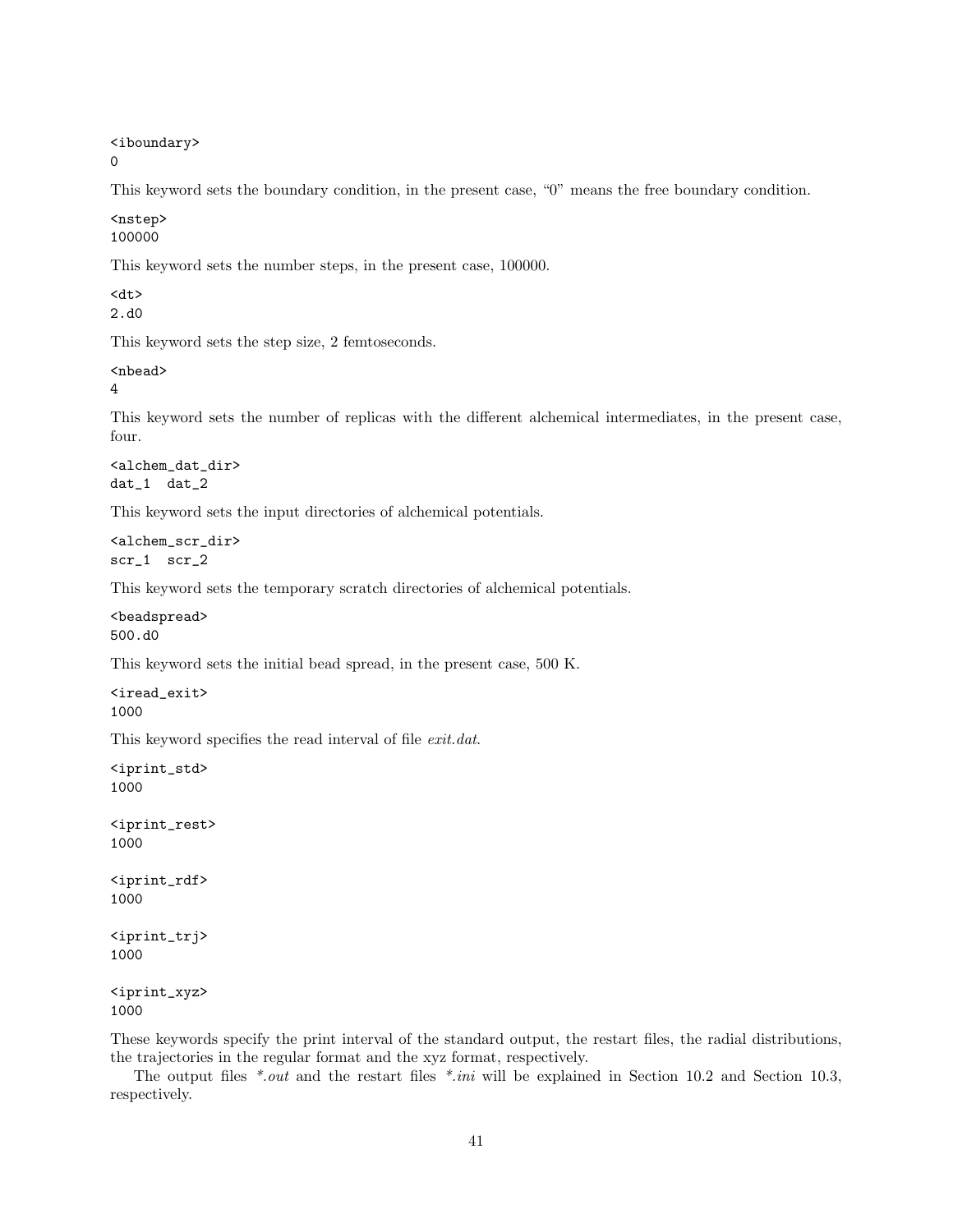```
<iboundary>
0
```

This keyword sets the boundary condition, in the present case, “0” means the free boundary condition.

```
<nstep>
100000
```

This keyword sets the number steps, in the present case, 100000.

```
<dt>
2.d0
```

This keyword sets the step size, 2 femtoseconds.

```
<nbead>
4
```

This keyword sets the number of replicas with the different alchemical intermediates, in the present case, four.

```
<alchem_dat_dir>
dat_1  dat_2
```

This keyword sets the input directories of alchemical potentials.

```
<alchem_scr_dir>
scr_1  scr_2
```

This keyword sets the temporary scratch directories of alchemical potentials.

```
<beadspread>
500.d0
```

This keyword sets the initial bead spread, in the present case, 500 K.

```
<iread_exit>
1000
```

This keyword specifies the read interval of file *exit.dat*.

```
<iprint_std>
1000

<iprint_rest>
1000

<iprint_rdf>
1000

<iprint_trj>
1000

<iprint_xyz>
1000
```

These keywords specify the print interval of the standard output, the restart files, the radial distributions, the trajectories in the regular format and the xyz format, respectively.

The output files *\*.out* and the restart files *\*.ini* will be explained in Section 10.2 and Section 10.3, respectively.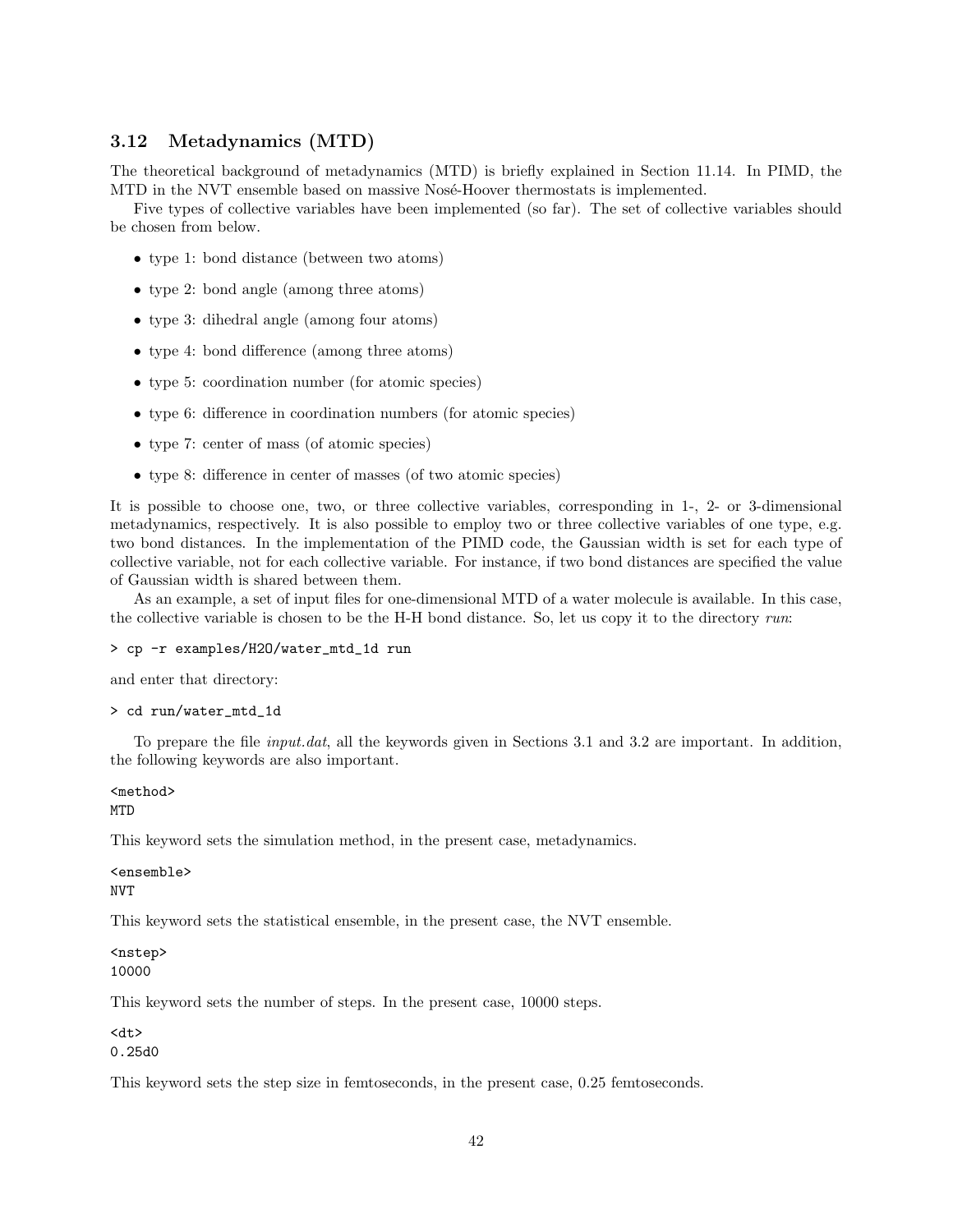### 3.12 Metadynamics (MTD)

The theoretical background of metadynamics (MTD) is briefly explained in Section 11.14. In PIMD, the MTD in the NVT ensemble based on massive Nosé-Hoover thermostats is implemented.

Five types of collective variables have been implemented (so far). The set of collective variables should be chosen from below.

- type 1: bond distance (between two atoms)
- type 2: bond angle (among three atoms)
- type 3: dihedral angle (among four atoms)
- type 4: bond difference (among three atoms)
- type 5: coordination number (for atomic species)
- type 6: difference in coordination numbers (for atomic species)
- type 7: center of mass (of atomic species)
- type 8: difference in center of masses (of two atomic species)

It is possible to choose one, two, or three collective variables, corresponding in 1-, 2- or 3-dimensional metadynamics, respectively. It is also possible to employ two or three collective variables of one type, e.g. two bond distances. In the implementation of the PIMD code, the Gaussian width is set for each type of collective variable, not for each collective variable. For instance, if two bond distances are specified the value of Gaussian width is shared between them.

As an example, a set of input files for one-dimensional MTD of a water molecule is available. In this case, the collective variable is chosen to be the H-H bond distance. So, let us copy it to the directory *run*:

```
> cp -r examples/H2O/water_mtd_1d run
```

and enter that directory:

```
> cd run/water_mtd_1d
```

To prepare the file *input.dat*, all the keywords given in Sections 3.1 and 3.2 are important. In addition, the following keywords are also important.

```
<method>
MTD
```

This keyword sets the simulation method, in the present case, metadynamics.

```
<ensemble>
NVT
```

This keyword sets the statistical ensemble, in the present case, the NVT ensemble.

```
<nstep>
10000
```

This keyword sets the number of steps. In the present case, 10000 steps.

```
<dt>
0.25d0
```

This keyword sets the step size in femtoseconds, in the present case, 0.25 femtoseconds.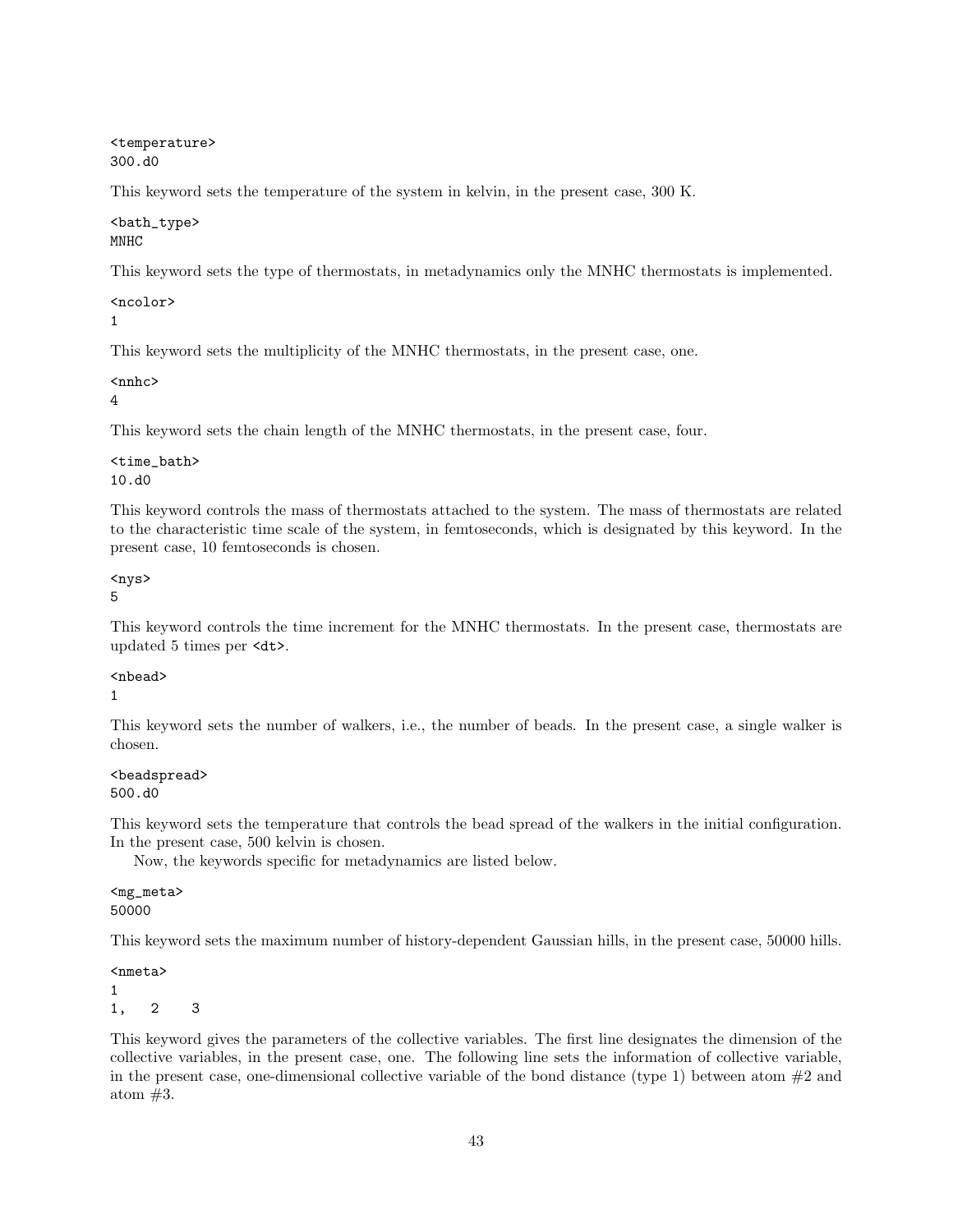```
<temperature>
300.d0
```

This keyword sets the temperature of the system in kelvin, in the present case, 300 K.

```
<bath_type>
MNHC
```

This keyword sets the type of thermostats, in metadynamics only the MNHC thermostats is implemented.

```
<ncolor>
1
```

This keyword sets the multiplicity of the MNHC thermostats, in the present case, one.

```
<nnhc>
4
```

This keyword sets the chain length of the MNHC thermostats, in the present case, four.

```
<time_bath>
10.d0
```

This keyword controls the mass of thermostats attached to the system. The mass of thermostats are related to the characteristic time scale of the system, in femtoseconds, which is designated by this keyword. In the present case, 10 femtoseconds is chosen.

```
<nys>
5
```

This keyword controls the time increment for the MNHC thermostats. In the present case, thermostats are updated 5 times per `<dt>`.

```
<nbead>
1
```

This keyword sets the number of walkers, i.e., the number of beads. In the present case, a single walker is chosen.

```
<beadspread>
500.d0
```

This keyword sets the temperature that controls the bead spread of the walkers in the initial configuration. In the present case, 500 kelvin is chosen.

Now, the keywords specific for metadynamics are listed below.

```
<mg_meta>
50000
```

This keyword sets the maximum number of history-dependent Gaussian hills, in the present case, 50000 hills.

```
<nmeta>
1
1,   2    3
```

This keyword gives the parameters of the collective variables. The first line designates the dimension of the collective variables, in the present case, one. The following line sets the information of collective variable, in the present case, one-dimensional collective variable of the bond distance (type 1) between atom #2 and atom #3.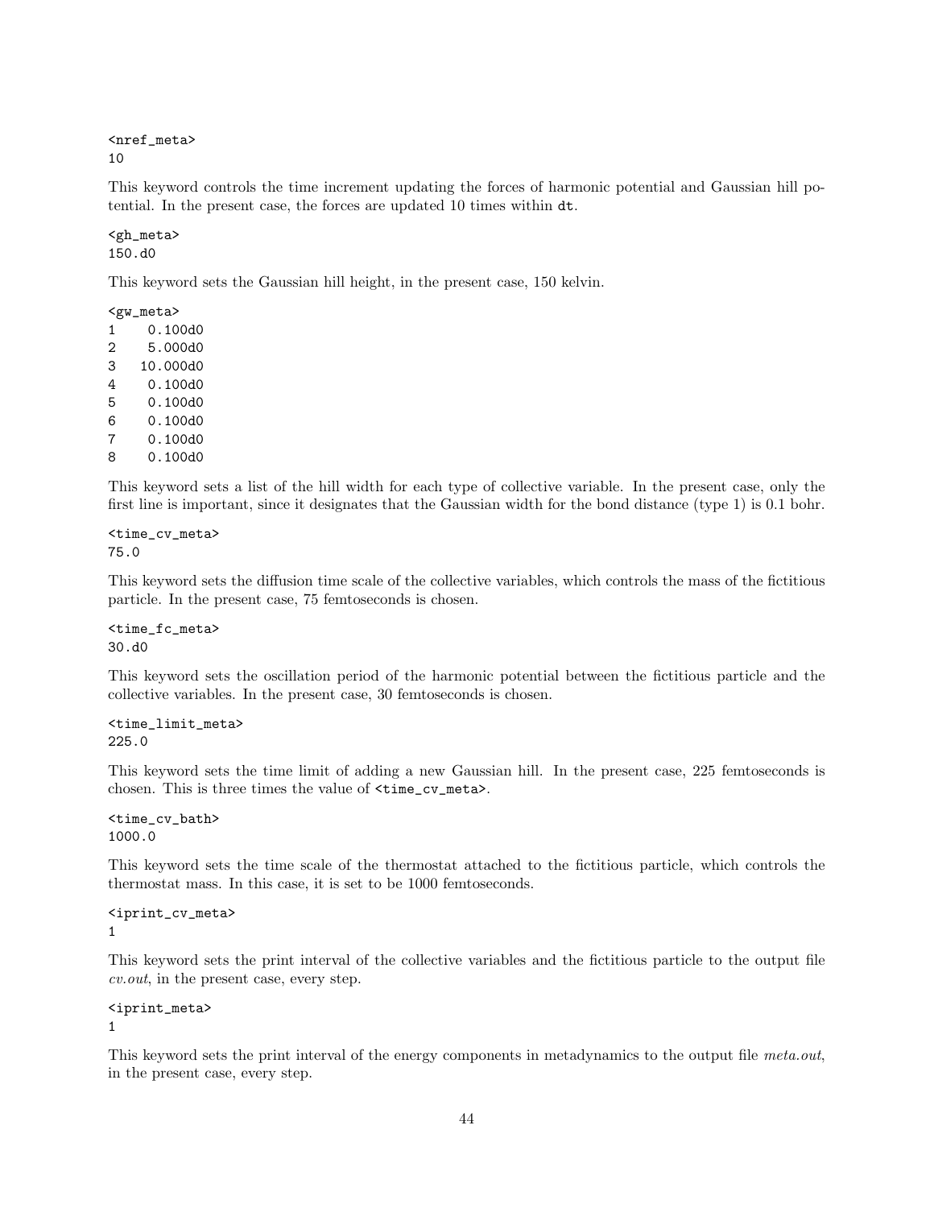```
<nref_meta>
10
```

This keyword controls the time increment updating the forces of harmonic potential and Gaussian hill potential. In the present case, the forces are updated 10 times within `dt`.

```
<gh_meta>
150.d0
```

This keyword sets the Gaussian hill height, in the present case, 150 kelvin.

```
<gw_meta>
1    0.100d0
2    5.000d0
3   10.000d0
4    0.100d0
5    0.100d0
6    0.100d0
7    0.100d0
8    0.100d0
```

This keyword sets a list of the hill width for each type of collective variable. In the present case, only the first line is important, since it designates that the Gaussian width for the bond distance (type 1) is 0.1 bohr.

```
<time_cv_meta>
75.0
```

This keyword sets the diffusion time scale of the collective variables, which controls the mass of the fictitious particle. In the present case, 75 femtoseconds is chosen.

```
<time_fc_meta>
30.d0
```

This keyword sets the oscillation period of the harmonic potential between the fictitious particle and the collective variables. In the present case, 30 femtoseconds is chosen.

```
<time_limit_meta>
225.0
```

This keyword sets the time limit of adding a new Gaussian hill. In the present case, 225 femtoseconds is chosen. This is three times the value of `<time_cv_meta>`.

```
<time_cv_bath>
1000.0
```

This keyword sets the time scale of the thermostat attached to the fictitious particle, which controls the thermostat mass. In this case, it is set to be 1000 femtoseconds.

```
<iprint_cv_meta>
1
```

This keyword sets the print interval of the collective variables and the fictitious particle to the output file *cv.out*, in the present case, every step.

```
<iprint_meta>
1
```

This keyword sets the print interval of the energy components in metadynamics to the output file *meta.out*, in the present case, every step.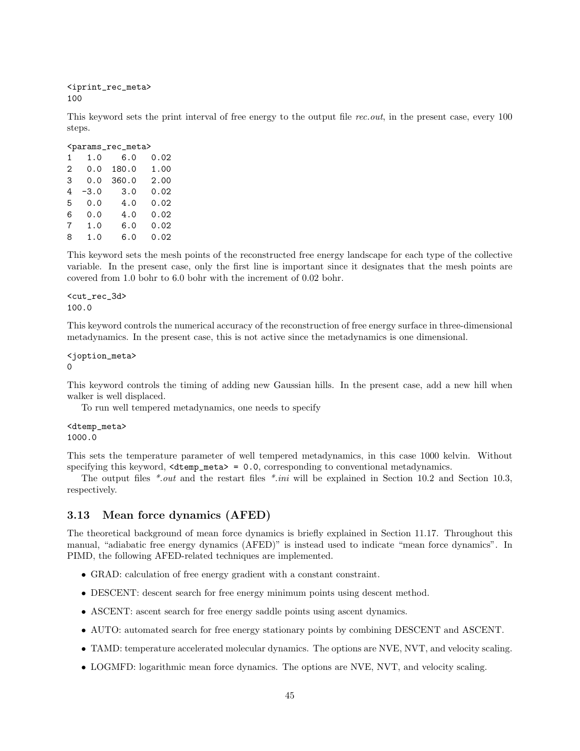```
<iprint_rec_meta>
100
```

This keyword sets the print interval of free energy to the output file *rec.out*, in the present case, every 100 steps.

```
<params_rec_meta>
1   1.0    6.0   0.02
2   0.0  180.0   1.00
3   0.0  360.0   2.00
4  -3.0    3.0   0.02
5   0.0    4.0   0.02
6   0.0    4.0   0.02
7   1.0    6.0   0.02
8   1.0    6.0   0.02
```

This keyword sets the mesh points of the reconstructed free energy landscape for each type of the collective variable. In the present case, only the first line is important since it designates that the mesh points are covered from 1.0 bohr to 6.0 bohr with the increment of 0.02 bohr.

```
<cut_rec_3d>
100.0
```

This keyword controls the numerical accuracy of the reconstruction of free energy surface in three-dimensional metadynamics. In the present case, this is not active since the metadynamics is one dimensional.

```
<joption_meta>
0
```

This keyword controls the timing of adding new Gaussian hills. In the present case, add a new hill when walker is well displaced.

To run well tempered metadynamics, one needs to specify

```
<dtemp_meta>
1000.0
```

This sets the temperature parameter of well tempered metadynamics, in this case 1000 kelvin. Without specifying this keyword, `<dtemp_meta> = 0.0`, corresponding to conventional metadynamics.

The output files *\*.out* and the restart files *\*.ini* will be explained in Section 10.2 and Section 10.3, respectively.

### 3.13 Mean force dynamics (AFED)

The theoretical background of mean force dynamics is briefly explained in Section 11.17. Throughout this manual, "adiabatic free energy dynamics (AFED)" is instead used to indicate "mean force dynamics". In PIMD, the following AFED-related techniques are implemented.

- GRAD: calculation of free energy gradient with a constant constraint.
- DESCENT: descent search for free energy minimum points using descent method.
- ASCENT: ascent search for free energy saddle points using ascent dynamics.
- AUTO: automated search for free energy stationary points by combining DESCENT and ASCENT.
- TAMD: temperature accelerated molecular dynamics. The options are NVE, NVT, and velocity scaling.
- LOGMFD: logarithmic mean force dynamics. The options are NVE, NVT, and velocity scaling.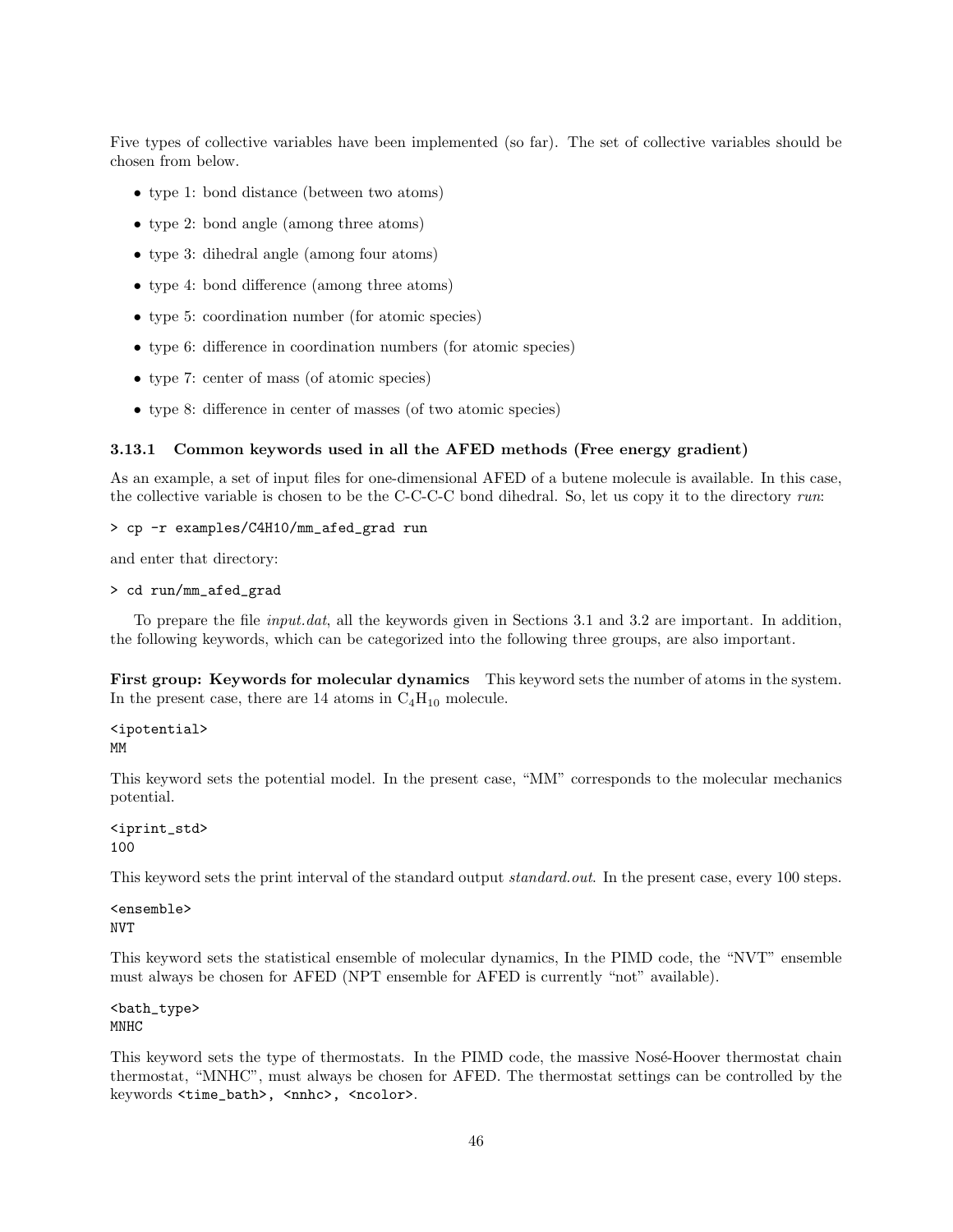Five types of collective variables have been implemented (so far). The set of collective variables should be chosen from below.

- type 1: bond distance (between two atoms)
- type 2: bond angle (among three atoms)
- type 3: dihedral angle (among four atoms)
- type 4: bond difference (among three atoms)
- type 5: coordination number (for atomic species)
- type 6: difference in coordination numbers (for atomic species)
- type 7: center of mass (of atomic species)
- type 8: difference in center of masses (of two atomic species)

### 3.13.1 Common keywords used in all the AFED methods (Free energy gradient)

As an example, a set of input files for one-dimensional AFED of a butene molecule is available. In this case, the collective variable is chosen to be the C-C-C-C bond dihedral. So, let us copy it to the directory *run*:

```
> cp -r examples/C4H10/mm_afed_grad run
```

and enter that directory:

```
> cd run/mm_afed_grad
```

To prepare the file *input.dat*, all the keywords given in Sections 3.1 and 3.2 are important. In addition, the following keywords, which can be categorized into the following three groups, are also important.

**First group: Keywords for molecular dynamics** This keyword sets the number of atoms in the system. In the present case, there are 14 atoms in $C_4H_{10}$ molecule.

```
<ipotential>
MM
```

This keyword sets the potential model. In the present case, "MM" corresponds to the molecular mechanics potential.

```
<iprint_std>
100
```

This keyword sets the print interval of the standard output *standard.out*. In the present case, every 100 steps.

```
<ensemble>
NVT
```

This keyword sets the statistical ensemble of molecular dynamics, In the PIMD code, the "NVT" ensemble must always be chosen for AFED (NPT ensemble for AFED is currently "not" available).

```
<bath_type>
MNHC
```

This keyword sets the type of thermostats. In the PIMD code, the massive Nosé-Hoover thermostat chain thermostat, "MNHC", must always be chosen for AFED. The thermostat settings can be controlled by the keywords `<time_bath>, <nnhc>, <ncolor>`.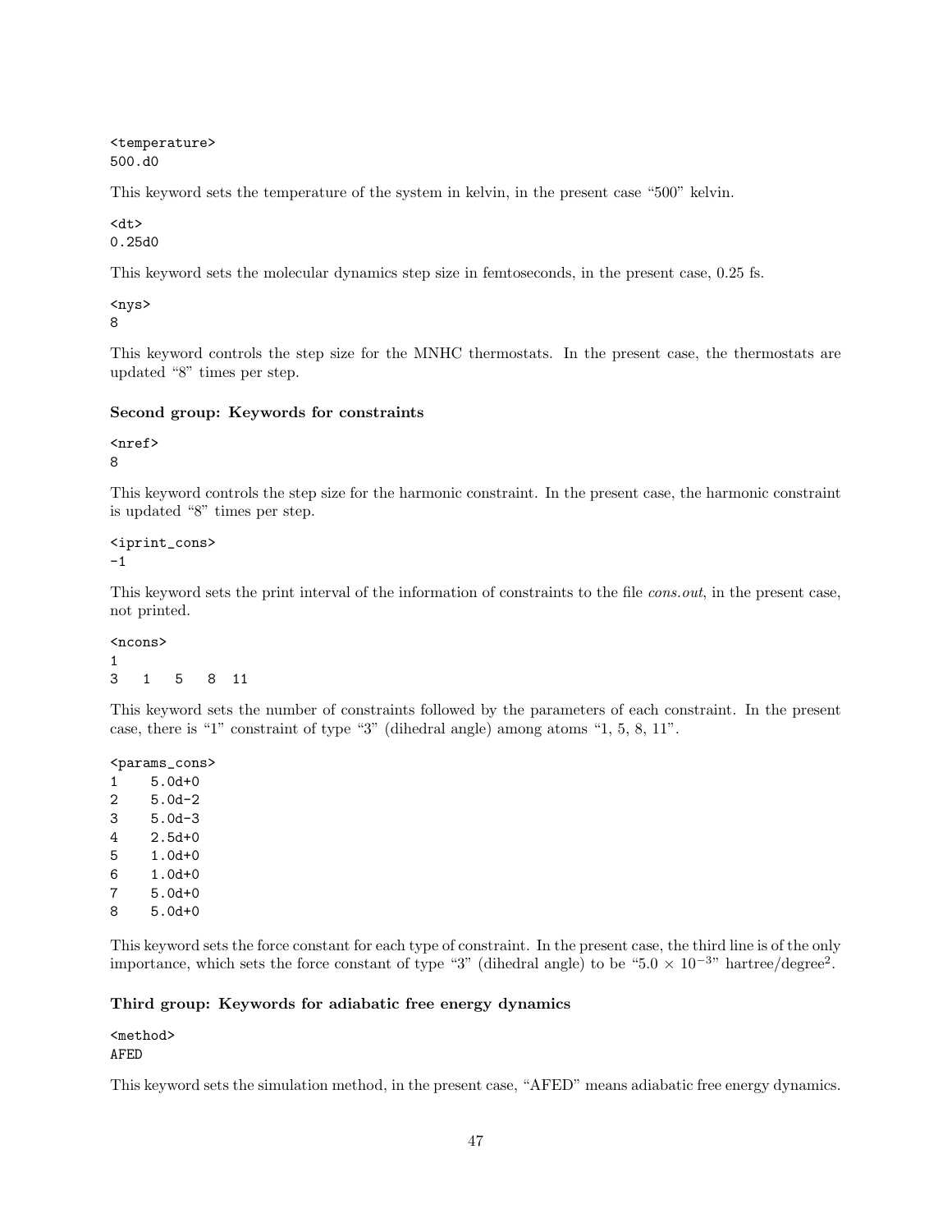```
<temperature>
500.d0
```

This keyword sets the temperature of the system in kelvin, in the present case "500" kelvin.

```
<dt>
0.25d0
```

This keyword sets the molecular dynamics step size in femtoseconds, in the present case, 0.25 fs.

```
<nys>
8
```

This keyword controls the step size for the MNHC thermostats. In the present case, the thermostats are updated "8" times per step.

**Second group: Keywords for constraints**

```
<nref>
8
```

This keyword controls the step size for the harmonic constraint. In the present case, the harmonic constraint is updated "8" times per step.

```
<iprint_cons>
-1
```

This keyword sets the print interval of the information of constraints to the file *cons.out*, in the present case, not printed.

```
<ncons>
1
3   1   5   8  11
```

This keyword sets the number of constraints followed by the parameters of each constraint. In the present case, there is "1" constraint of type "3" (dihedral angle) among atoms "1, 5, 8, 11".

```
<params_cons>
1     5.0d+0
2     5.0d-2
3     5.0d-3
4     2.5d+0
5     1.0d+0
6     1.0d+0
7     5.0d+0
8     5.0d+0
```

This keyword sets the force constant for each type of constraint. In the present case, the third line is of the only importance, which sets the force constant of type "3" (dihedral angle) to be "$5.0 \times 10^{-3}$" hartree/degree$^2$.

**Third group: Keywords for adiabatic free energy dynamics**

```
<method>
AFED
```

This keyword sets the simulation method, in the present case, "AFED" means adiabatic free energy dynamics.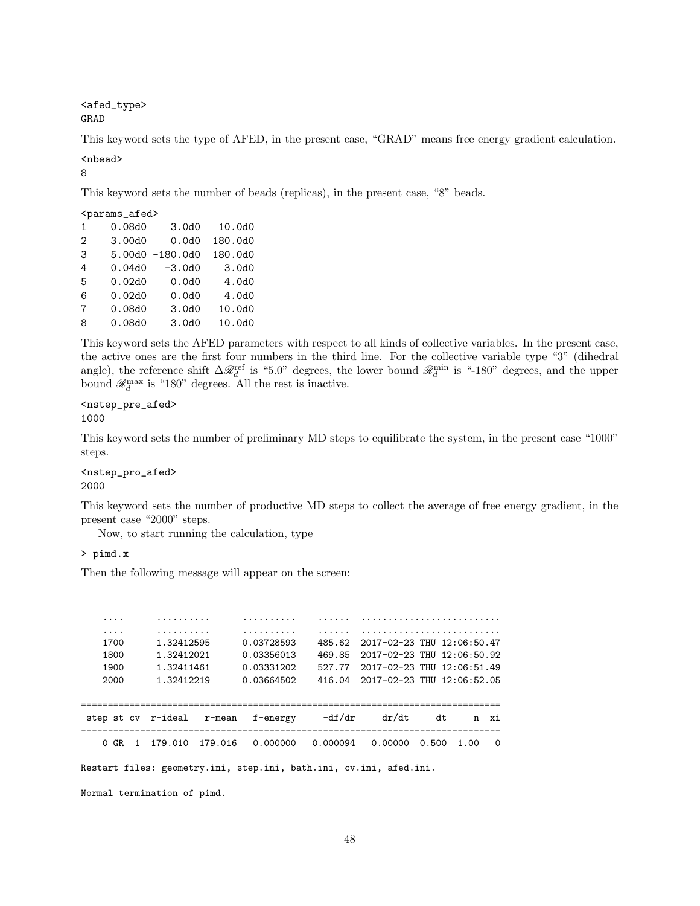```
<afed_type>
GRAD
```

This keyword sets the type of AFED, in the present case, "GRAD" means free energy gradient calculation.

```
<nbead>
8
```

This keyword sets the number of beads (replicas), in the present case, "8" beads.

```
<params_afed>
1     0.08d0     3.0d0    10.0d0
2     3.00d0     0.0d0   180.0d0
3     5.00d0  -180.0d0   180.0d0
4     0.04d0    -3.0d0     3.0d0
5     0.02d0     0.0d0     4.0d0
6     0.02d0     0.0d0     4.0d0
7     0.08d0     3.0d0    10.0d0
8     0.08d0     3.0d0    10.0d0
```

This keyword sets the AFED parameters with respect to all kinds of collective variables. In the present case, the active ones are the first four numbers in the third line. For the collective variable type "3" (dihedral angle), the reference shift $\Delta\mathscr{R}_d^{\rm ref}$ is "5.0" degrees, the lower bound $\mathscr{R}_d^{\rm min}$ is "-180" degrees, and the upper bound $\mathscr{R}_d^{\rm max}$ is "180" degrees. All the rest is inactive.

```
<nstep_pre_afed>
1000
```

This keyword sets the number of preliminary MD steps to equilibrate the system, in the present case "1000" steps.

```
<nstep_pro_afed>
2000
```

This keyword sets the number of productive MD steps to collect the average of free energy gradient, in the present case "2000" steps.

Now, to start running the calculation, type

```
> pimd.x
```

Then the following message will appear on the screen:

```
    ....      ..........      ..........    ......  ..........................
    ....      ..........      ..........    ......  ..........................
    1700      1.32412595      0.03728593    485.62  2017-02-23 THU 12:06:50.47
    1800      1.32412021      0.03356013    469.85  2017-02-23 THU 12:06:50.92
    1900      1.32411461      0.03331202    527.77  2017-02-23 THU 12:06:51.49
    2000      1.32412219      0.03664502    416.04  2017-02-23 THU 12:06:52.05

==============================================================================
 step st cv  r-ideal   r-mean   f-energy     -df/dr     dr/dt     dt      n  xi
------------------------------------------------------------------------------
    0 GR  1  179.010  179.016   0.000000   0.000094   0.00000  0.500  1.00   0

Restart files: geometry.ini, step.ini, bath.ini, cv.ini, afed.ini.

Normal termination of pimd.
```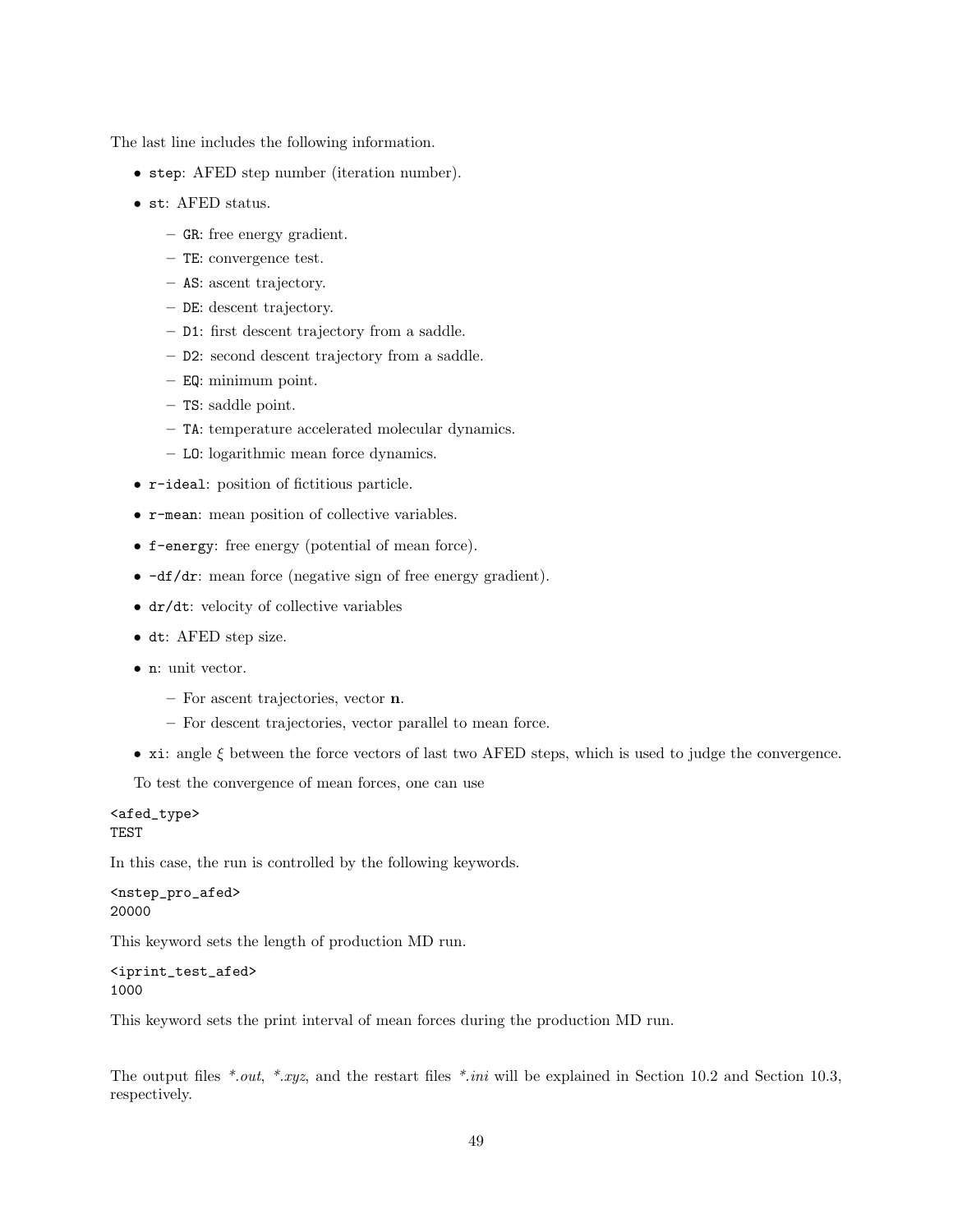The last line includes the following information.

- `step`: AFED step number (iteration number).
- `st`: AFED status.
  - `GR`: free energy gradient.
  - `TE`: convergence test.
  - `AS`: ascent trajectory.
  - `DE`: descent trajectory.
  - `D1`: first descent trajectory from a saddle.
  - `D2`: second descent trajectory from a saddle.
  - `EQ`: minimum point.
  - `TS`: saddle point.
  - `TA`: temperature accelerated molecular dynamics.
  - `LO`: logarithmic mean force dynamics.
- `r-ideal`: position of fictitious particle.
- `r-mean`: mean position of collective variables.
- `f-energy`: free energy (potential of mean force).
- `-df/dr`: mean force (negative sign of free energy gradient).
- `dr/dt`: velocity of collective variables
- `dt`: AFED step size.
- `n`: unit vector.
  - For ascent trajectories, vector **n**.
  - For descent trajectories, vector parallel to mean force.
- `xi`: angle $\xi$ between the force vectors of last two AFED steps, which is used to judge the convergence.

To test the convergence of mean forces, one can use

```
<afed_type>
TEST
```

In this case, the run is controlled by the following keywords.

```
<nstep_pro_afed>
20000
```

This keyword sets the length of production MD run.

```
<iprint_test_afed>
1000
```

This keyword sets the print interval of mean forces during the production MD run.

The output files *\*.out*, *\*.xyz*, and the restart files *\*.ini* will be explained in Section 10.2 and Section 10.3, respectively.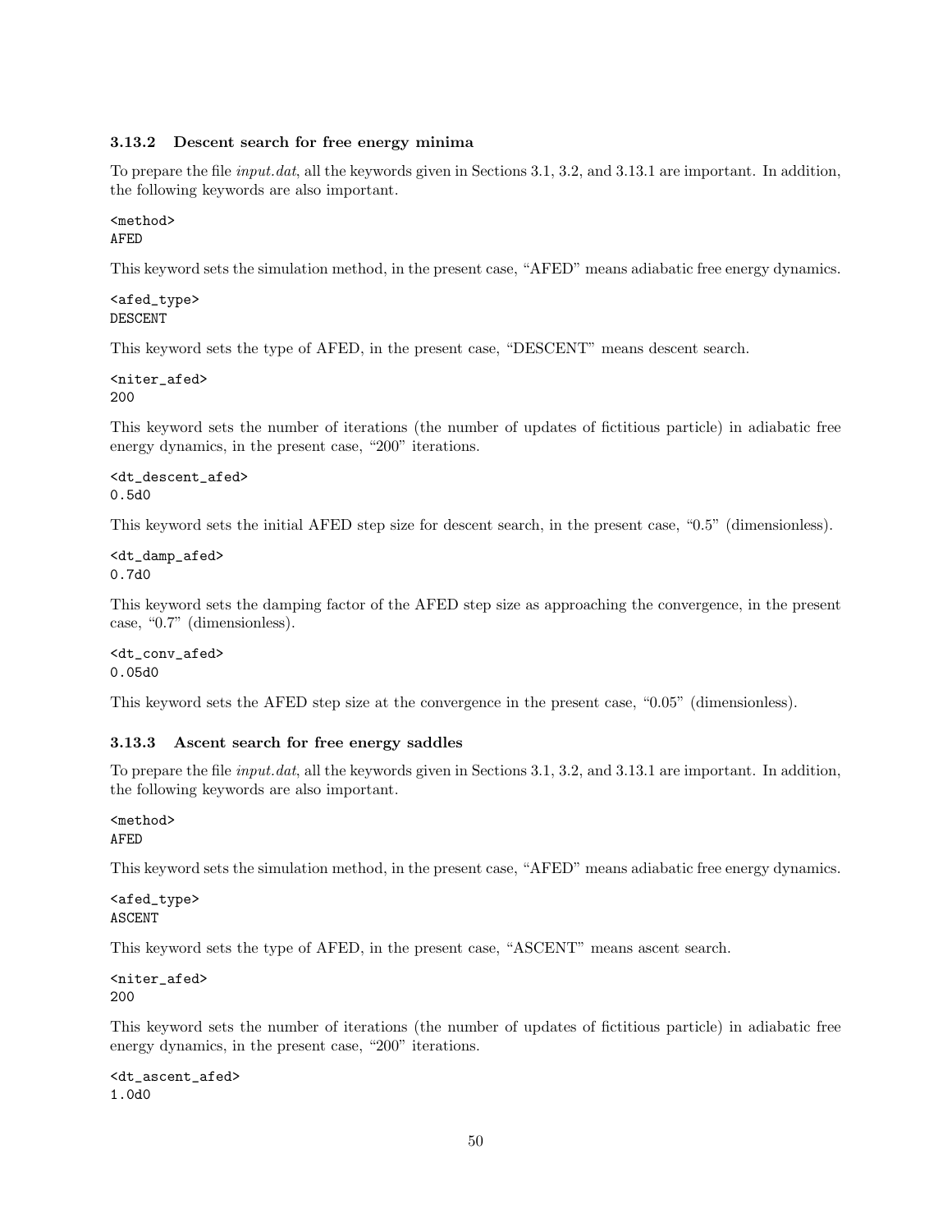### 3.13.2 Descent search for free energy minima

To prepare the file *input.dat*, all the keywords given in Sections 3.1, 3.2, and 3.13.1 are important. In addition, the following keywords are also important.

```
<method>
AFED
```

This keyword sets the simulation method, in the present case, "AFED" means adiabatic free energy dynamics.

```
<afed_type>
DESCENT
```

This keyword sets the type of AFED, in the present case, "DESCENT" means descent search.

```
<niter_afed>
200
```

This keyword sets the number of iterations (the number of updates of fictitious particle) in adiabatic free energy dynamics, in the present case, "200" iterations.

```
<dt_descent_afed>
0.5d0
```

This keyword sets the initial AFED step size for descent search, in the present case, "0.5" (dimensionless).

```
<dt_damp_afed>
0.7d0
```

This keyword sets the damping factor of the AFED step size as approaching the convergence, in the present case, "0.7" (dimensionless).

```
<dt_conv_afed>
0.05d0
```

This keyword sets the AFED step size at the convergence in the present case, "0.05" (dimensionless).

### 3.13.3 Ascent search for free energy saddles

To prepare the file *input.dat*, all the keywords given in Sections 3.1, 3.2, and 3.13.1 are important. In addition, the following keywords are also important.

```
<method>
AFED
```

This keyword sets the simulation method, in the present case, "AFED" means adiabatic free energy dynamics.

```
<afed_type>
ASCENT
```

This keyword sets the type of AFED, in the present case, "ASCENT" means ascent search.

```
<niter_afed>
200
```

This keyword sets the number of iterations (the number of updates of fictitious particle) in adiabatic free energy dynamics, in the present case, "200" iterations.

```
<dt_ascent_afed>
1.0d0
```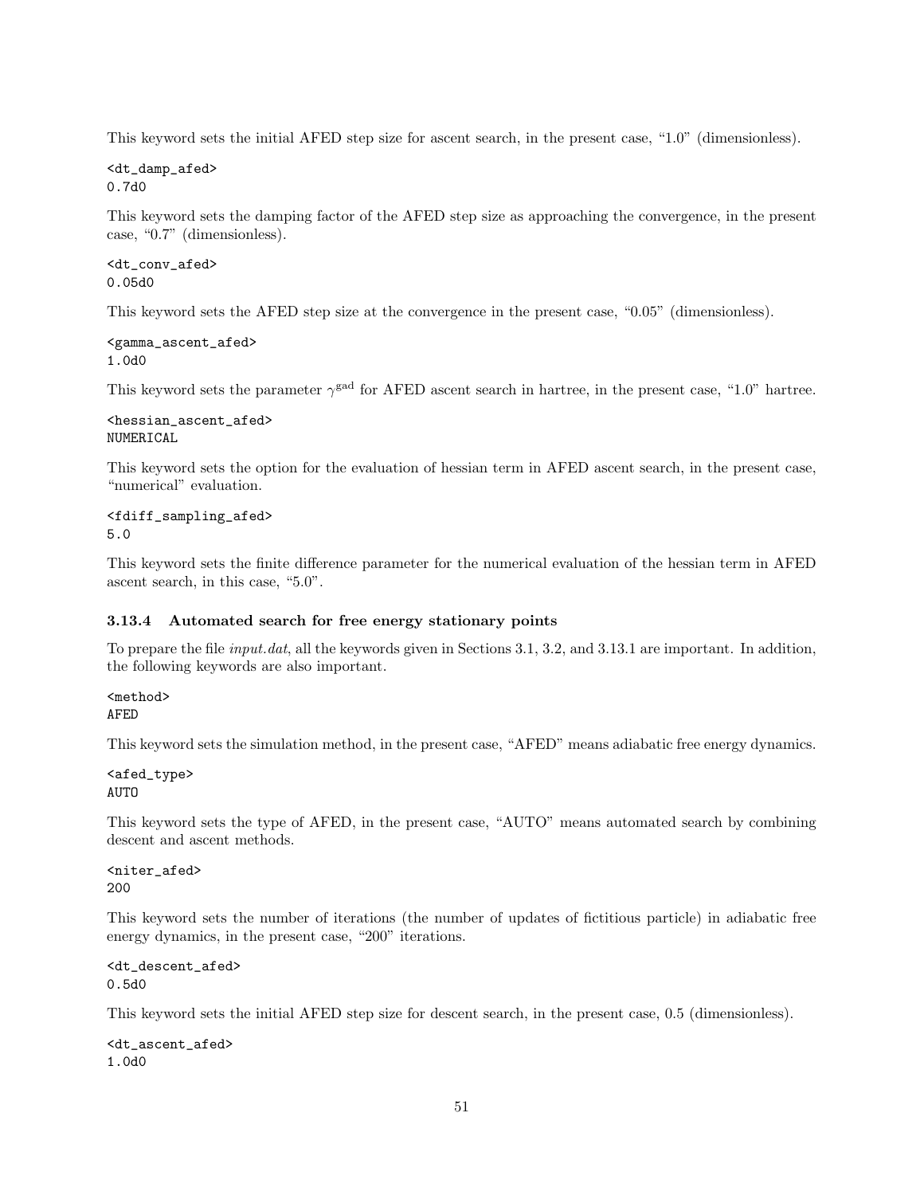This keyword sets the initial AFED step size for ascent search, in the present case, "1.0" (dimensionless).

```
<dt_damp_afed>
0.7d0
```

This keyword sets the damping factor of the AFED step size as approaching the convergence, in the present case, "0.7" (dimensionless).

```
<dt_conv_afed>
0.05d0
```

This keyword sets the AFED step size at the convergence in the present case, "0.05" (dimensionless).

```
<gamma_ascent_afed>
1.0d0
```

This keyword sets the parameter $\gamma^{\rm gad}$ for AFED ascent search in hartree, in the present case, "1.0" hartree.

```
<hessian_ascent_afed>
NUMERICAL
```

This keyword sets the option for the evaluation of hessian term in AFED ascent search, in the present case, "numerical" evaluation.

```
<fdiff_sampling_afed>
5.0
```

This keyword sets the finite difference parameter for the numerical evaluation of the hessian term in AFED ascent search, in this case, "5.0".

### 3.13.4 Automated search for free energy stationary points

To prepare the file *input.dat*, all the keywords given in Sections 3.1, 3.2, and 3.13.1 are important. In addition, the following keywords are also important.

```
<method>
AFED
```

This keyword sets the simulation method, in the present case, "AFED" means adiabatic free energy dynamics.

```
<afed_type>
AUTO
```

This keyword sets the type of AFED, in the present case, "AUTO" means automated search by combining descent and ascent methods.

```
<niter_afed>
200
```

This keyword sets the number of iterations (the number of updates of fictitious particle) in adiabatic free energy dynamics, in the present case, "200" iterations.

```
<dt_descent_afed>
0.5d0
```

This keyword sets the initial AFED step size for descent search, in the present case, 0.5 (dimensionless).

```
<dt_ascent_afed>
1.0d0
```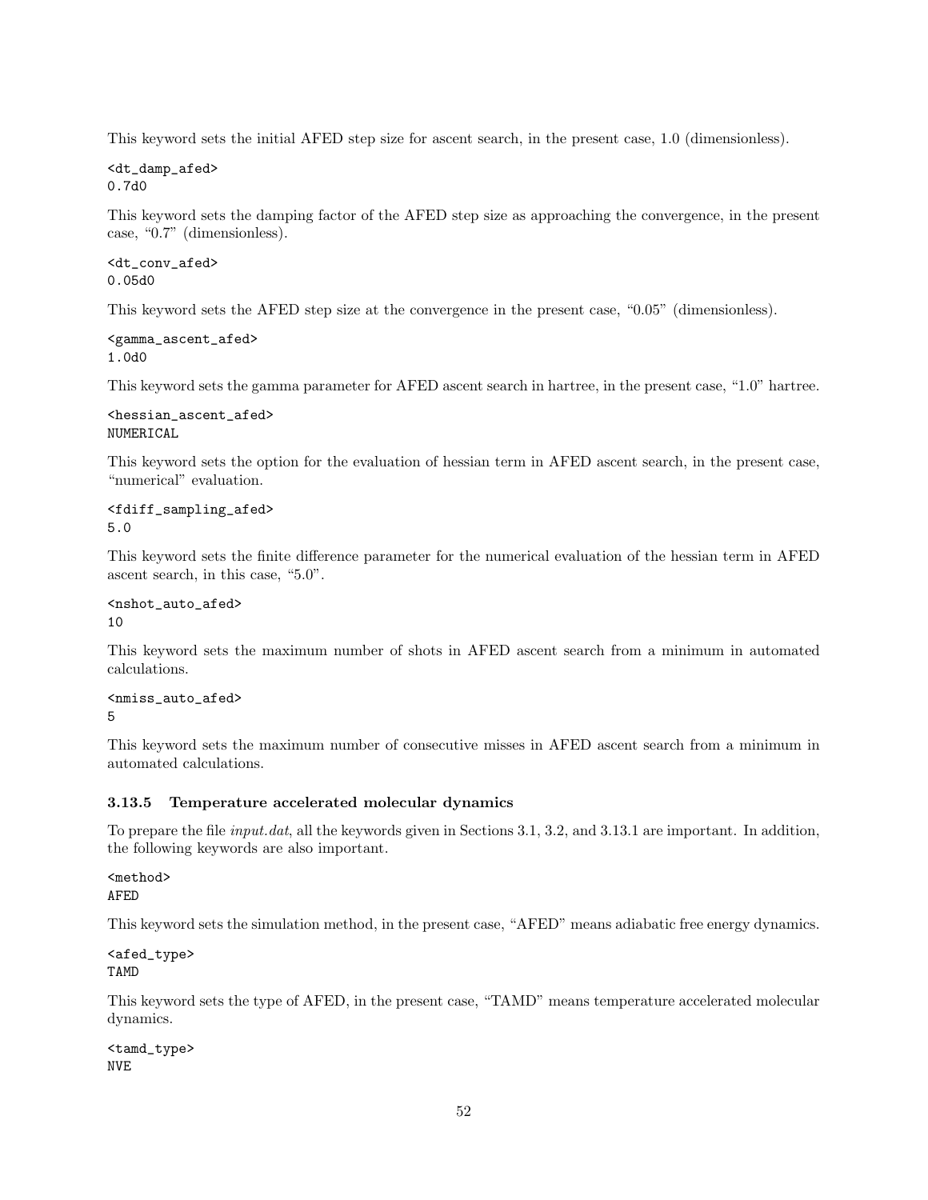This keyword sets the initial AFED step size for ascent search, in the present case, 1.0 (dimensionless).

```
<dt_damp_afed>
0.7d0
```

This keyword sets the damping factor of the AFED step size as approaching the convergence, in the present case, "0.7" (dimensionless).

```
<dt_conv_afed>
0.05d0
```

This keyword sets the AFED step size at the convergence in the present case, "0.05" (dimensionless).

```
<gamma_ascent_afed>
1.0d0
```

This keyword sets the gamma parameter for AFED ascent search in hartree, in the present case, "1.0" hartree.

```
<hessian_ascent_afed>
NUMERICAL
```

This keyword sets the option for the evaluation of hessian term in AFED ascent search, in the present case, "numerical" evaluation.

```
<fdiff_sampling_afed>
5.0
```

This keyword sets the finite difference parameter for the numerical evaluation of the hessian term in AFED ascent search, in this case, "5.0".

```
<nshot_auto_afed>
10
```

This keyword sets the maximum number of shots in AFED ascent search from a minimum in automated calculations.

```
<nmiss_auto_afed>
5
```

This keyword sets the maximum number of consecutive misses in AFED ascent search from a minimum in automated calculations.

### 3.13.5 Temperature accelerated molecular dynamics

To prepare the file *input.dat*, all the keywords given in Sections 3.1, 3.2, and 3.13.1 are important. In addition, the following keywords are also important.

```
<method>
AFED
```

This keyword sets the simulation method, in the present case, "AFED" means adiabatic free energy dynamics.

```
<afed_type>
TAMD
```

This keyword sets the type of AFED, in the present case, "TAMD" means temperature accelerated molecular dynamics.

```
<tamd_type>
NVE
```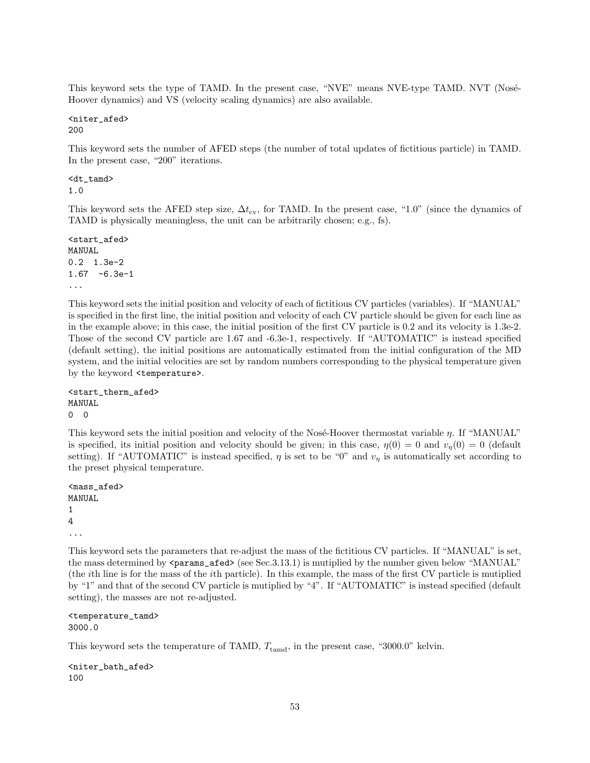This keyword sets the type of TAMD. In the present case, "NVE" means NVE-type TAMD. NVT (Nosé-Hoover dynamics) and VS (velocity scaling dynamics) are also available.

```
<niter_afed>
200
```

This keyword sets the number of AFED steps (the number of total updates of fictitious particle) in TAMD. In the present case, "200" iterations.

```
<dt_tamd>
1.0
```

This keyword sets the AFED step size, $\Delta t_{\mathrm{cv}}$, for TAMD. In the present case, "1.0" (since the dynamics of TAMD is physically meaningless, the unit can be arbitrarily chosen; e.g., fs).

```
<start_afed>
MANUAL
0.2  1.3e-2
1.67  -6.3e-1
...
```

This keyword sets the initial position and velocity of each of fictitious CV particles (variables). If "MANUAL" is specified in the first line, the initial position and velocity of each CV particle should be given for each line as in the example above; in this case, the initial position of the first CV particle is 0.2 and its velocity is 1.3e-2. Those of the second CV particle are 1.67 and -6.3e-1, respectively. If "AUTOMATIC" is instead specified (default setting), the initial positions are automatically estimated from the initial configuration of the MD system, and the initial velocities are set by random numbers corresponding to the physical temperature given by the keyword `<temperature>`.

```
<start_therm_afed>
MANUAL
0  0
```

This keyword sets the initial position and velocity of the Nosé-Hoover thermostat variable $\eta$. If "MANUAL" is specified, its initial position and velocity should be given; in this case, $\eta(0) = 0$ and $v_\eta(0) = 0$ (default setting). If "AUTOMATIC" is instead specified, $\eta$ is set to be "0" and $v_\eta$ is automatically set according to the preset physical temperature.

```
<mass_afed>
MANUAL
1
4
...
```

This keyword sets the parameters that re-adjust the mass of the fictitious CV particles. If "MANUAL" is set, the mass determined by `<params_afed>` (see Sec.3.13.1) is mutiplied by the number given below "MANUAL" (the $i$th line is for the mass of the $i$th particle). In this example, the mass of the first CV particle is mutiplied by "1" and that of the second CV particle is mutiplied by "4". If "AUTOMATIC" is instead specified (default setting), the masses are not re-adjusted.

```
<temperature_tamd>
3000.0
```

This keyword sets the temperature of TAMD, $T_{\mathrm{tamd}}$, in the present case, "3000.0" kelvin.

```
<niter_bath_afed>
100
```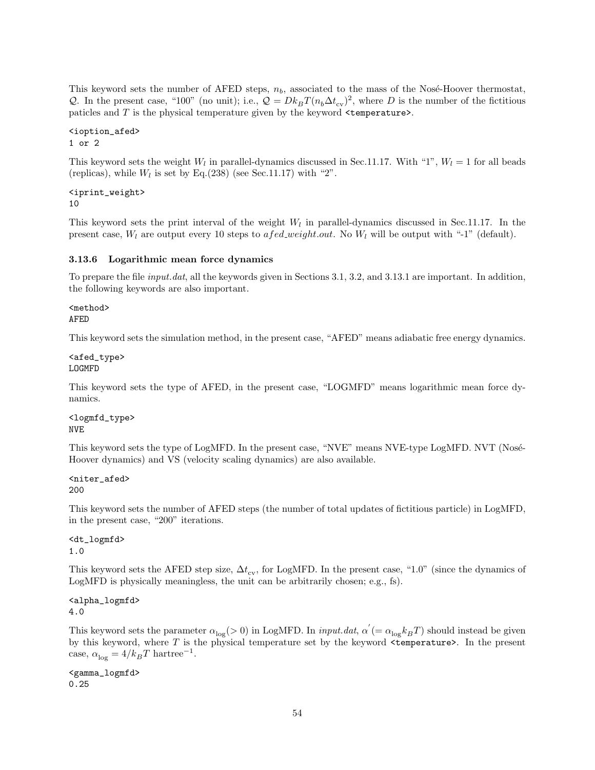This keyword sets the number of AFED steps, $n_b$, associated to the mass of the Nosé-Hoover thermostat, $\mathcal{Q}$. In the present case, "100" (no unit); i.e., $\mathcal{Q} = Dk_BT(n_b\Delta t_{\rm cv})^2$, where $D$ is the number of the fictitious paticles and $T$ is the physical temperature given by the keyword `<temperature>`.

```
<ioption_afed>
1 or 2
```

This keyword sets the weight $W_l$ in parallel-dynamics discussed in Sec.11.17. With "1", $W_l = 1$ for all beads (replicas), while $W_l$ is set by Eq.(238) (see Sec.11.17) with "2".

```
<iprint_weight>
10
```

This keyword sets the print interval of the weight $W_l$ in parallel-dynamics discussed in Sec.11.17. In the present case, $W_l$ are output every 10 steps to *afed_weight.out*. No $W_l$ will be output with "-1" (default).

### 3.13.6 Logarithmic mean force dynamics

To prepare the file *input.dat*, all the keywords given in Sections 3.1, 3.2, and 3.13.1 are important. In addition, the following keywords are also important.

```
<method>
AFED
```

This keyword sets the simulation method, in the present case, "AFED" means adiabatic free energy dynamics.

```
<afed_type>
LOGMFD
```

This keyword sets the type of AFED, in the present case, "LOGMFD" means logarithmic mean force dynamics.

```
<logmfd_type>
NVE
```

This keyword sets the type of LogMFD. In the present case, "NVE" means NVE-type LogMFD. NVT (Nosé-Hoover dynamics) and VS (velocity scaling dynamics) are also available.

```
<niter_afed>
200
```

This keyword sets the number of AFED steps (the number of total updates of fictitious particle) in LogMFD, in the present case, "200" iterations.

```
<dt_logmfd>
1.0
```

This keyword sets the AFED step size, $\Delta t_{\rm cv}$, for LogMFD. In the present case, "1.0" (since the dynamics of LogMFD is physically meaningless, the unit can be arbitrarily chosen; e.g., fs).

```
<alpha_logmfd>
4.0
```

This keyword sets the parameter $\alpha_{\rm log}(>0)$ in LogMFD. In *input.dat*, $\alpha^{'}(=\alpha_{\rm log}k_BT)$ should instead be given by this keyword, where $T$ is the physical temperature set by the keyword `<temperature>`. In the present case, $\alpha_{\rm log} = 4/k_BT$ hartree$^{-1}$.

```
<gamma_logmfd>
0.25
```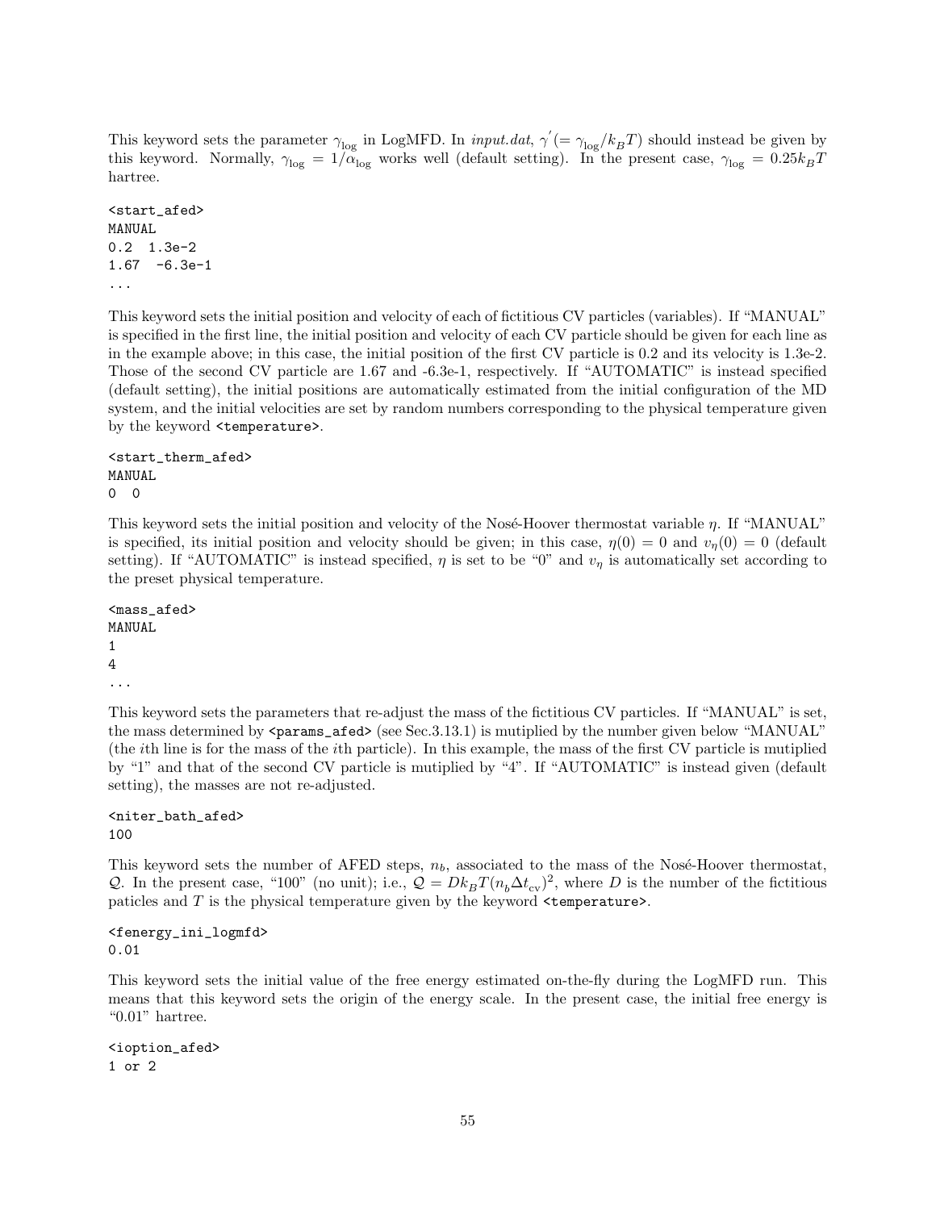This keyword sets the parameter $\gamma_{\log}$ in LogMFD. In *input.dat*, $\gamma^{'}(=\gamma_{\log}/k_BT)$ should instead be given by this keyword. Normally, $\gamma_{\log} = 1/\alpha_{\log}$ works well (default setting). In the present case, $\gamma_{\log} = 0.25k_BT$ hartree.

```
<start_afed>
MANUAL
0.2  1.3e-2
1.67  -6.3e-1
...
```

This keyword sets the initial position and velocity of each of fictitious CV particles (variables). If "MANUAL" is specified in the first line, the initial position and velocity of each CV particle should be given for each line as in the example above; in this case, the initial position of the first CV particle is 0.2 and its velocity is 1.3e-2. Those of the second CV particle are 1.67 and -6.3e-1, respectively. If "AUTOMATIC" is instead specified (default setting), the initial positions are automatically estimated from the initial configuration of the MD system, and the initial velocities are set by random numbers corresponding to the physical temperature given by the keyword `<temperature>`.

```
<start_therm_afed>
MANUAL
0  0
```

This keyword sets the initial position and velocity of the Nosé-Hoover thermostat variable $\eta$. If "MANUAL" is specified, its initial position and velocity should be given; in this case, $\eta(0) = 0$ and $v_\eta(0) = 0$ (default setting). If "AUTOMATIC" is instead specified, $\eta$ is set to be "0" and $v_\eta$ is automatically set according to the preset physical temperature.

```
<mass_afed>
MANUAL
1
4
...
```

This keyword sets the parameters that re-adjust the mass of the fictitious CV particles. If "MANUAL" is set, the mass determined by `<params_afed>` (see Sec.3.13.1) is mutiplied by the number given below "MANUAL" (the $i$th line is for the mass of the $i$th particle). In this example, the mass of the first CV particle is mutiplied by "1" and that of the second CV particle is mutiplied by "4". If "AUTOMATIC" is instead given (default setting), the masses are not re-adjusted.

```
<niter_bath_afed>
100
```

This keyword sets the number of AFED steps, $n_b$, associated to the mass of the Nosé-Hoover thermostat, $\mathcal{Q}$. In the present case, "100" (no unit); i.e., $\mathcal{Q} = Dk_BT(n_b\Delta t_{\rm cv})^2$, where $D$ is the number of the fictitious paticles and $T$ is the physical temperature given by the keyword `<temperature>`.

```
<fenergy_ini_logmfd>
0.01
```

This keyword sets the initial value of the free energy estimated on-the-fly during the LogMFD run. This means that this keyword sets the origin of the energy scale. In the present case, the initial free energy is "0.01" hartree.

```
<ioption_afed>
1 or 2
```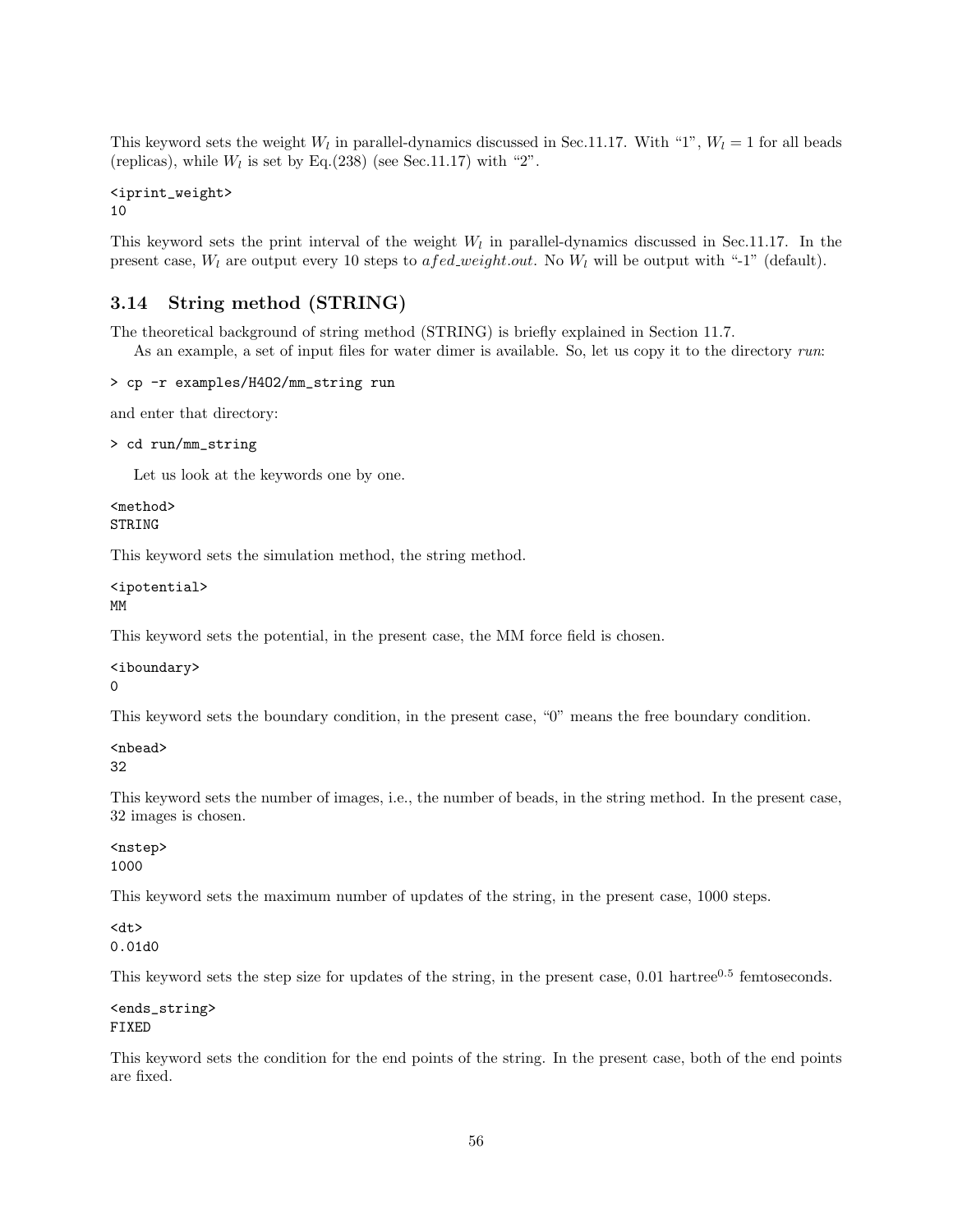This keyword sets the weight $W_l$ in parallel-dynamics discussed in Sec.11.17. With "1", $W_l = 1$ for all beads (replicas), while $W_l$ is set by Eq.(238) (see Sec.11.17) with "2".

```
<iprint_weight>
10
```

This keyword sets the print interval of the weight $W_l$ in parallel-dynamics discussed in Sec.11.17. In the present case, $W_l$ are output every 10 steps to *afed_weight.out*. No $W_l$ will be output with "-1" (default).

### 3.14 String method (STRING)

The theoretical background of string method (STRING) is briefly explained in Section 11.7.

As an example, a set of input files for water dimer is available. So, let us copy it to the directory *run*:

```
> cp -r examples/H4O2/mm_string run
```

and enter that directory:

```
> cd run/mm_string
```

Let us look at the keywords one by one.

```
<method>
STRING
```

This keyword sets the simulation method, the string method.

```
<ipotential>
MM
```

This keyword sets the potential, in the present case, the MM force field is chosen.

```
<iboundary>
0
```

This keyword sets the boundary condition, in the present case, "0" means the free boundary condition.

```
<nbead>
32
```

This keyword sets the number of images, i.e., the number of beads, in the string method. In the present case, 32 images is chosen.

```
<nstep>
1000
```

This keyword sets the maximum number of updates of the string, in the present case, 1000 steps.

```
<dt>
0.01d0
```

This keyword sets the step size for updates of the string, in the present case, 0.01 hartree$^{0.5}$ femtoseconds.

```
<ends_string>
FIXED
```

This keyword sets the condition for the end points of the string. In the present case, both of the end points are fixed.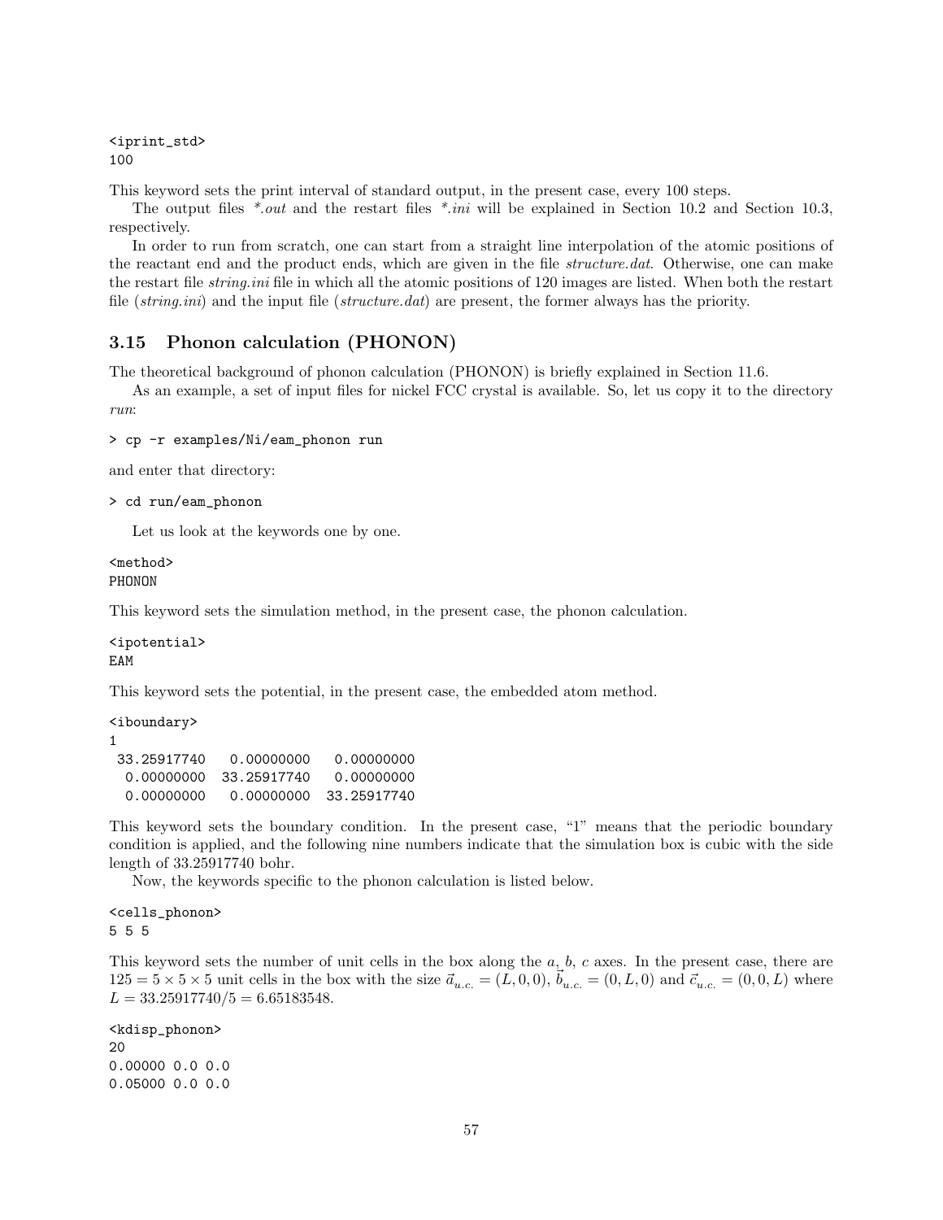```
<iprint_std>
100
```

This keyword sets the print interval of standard output, in the present case, every 100 steps.

The output files *\*.out* and the restart files *\*.ini* will be explained in Section 10.2 and Section 10.3, respectively.

In order to run from scratch, one can start from a straight line interpolation of the atomic positions of the reactant end and the product ends, which are given in the file *structure.dat*. Otherwise, one can make the restart file *string.ini* file in which all the atomic positions of 120 images are listed. When both the restart file (*string.ini*) and the input file (*structure.dat*) are present, the former always has the priority.

## 3.15 Phonon calculation (PHONON)

The theoretical background of phonon calculation (PHONON) is briefly explained in Section 11.6.

As an example, a set of input files for nickel FCC crystal is available. So, let us copy it to the directory *run*:

```
> cp -r examples/Ni/eam_phonon run
```

and enter that directory:

```
> cd run/eam_phonon
```

Let us look at the keywords one by one.

```
<method>
PHONON
```

This keyword sets the simulation method, in the present case, the phonon calculation.

```
<ipotential>
EAM
```

This keyword sets the potential, in the present case, the embedded atom method.

```
<iboundary>
1
 33.25917740   0.00000000   0.00000000
  0.00000000  33.25917740   0.00000000
  0.00000000   0.00000000  33.25917740
```

This keyword sets the boundary condition. In the present case, "1" means that the periodic boundary condition is applied, and the following nine numbers indicate that the simulation box is cubic with the side length of 33.25917740 bohr.

Now, the keywords specific to the phonon calculation is listed below.

```
<cells_phonon>
5 5 5
```

This keyword sets the number of unit cells in the box along the $a$, $b$, $c$ axes. In the present case, there are $125 = 5 \times 5 \times 5$ unit cells in the box with the size $\vec{a}_{u.c.} = (L, 0, 0)$, $\vec{b}_{u.c.} = (0, L, 0)$ and $\vec{c}_{u.c.} = (0, 0, L)$ where $L = 33.25917740/5 = 6.65183548$.

```
<kdisp_phonon>
20
0.00000 0.0 0.0
0.05000 0.0 0.0
```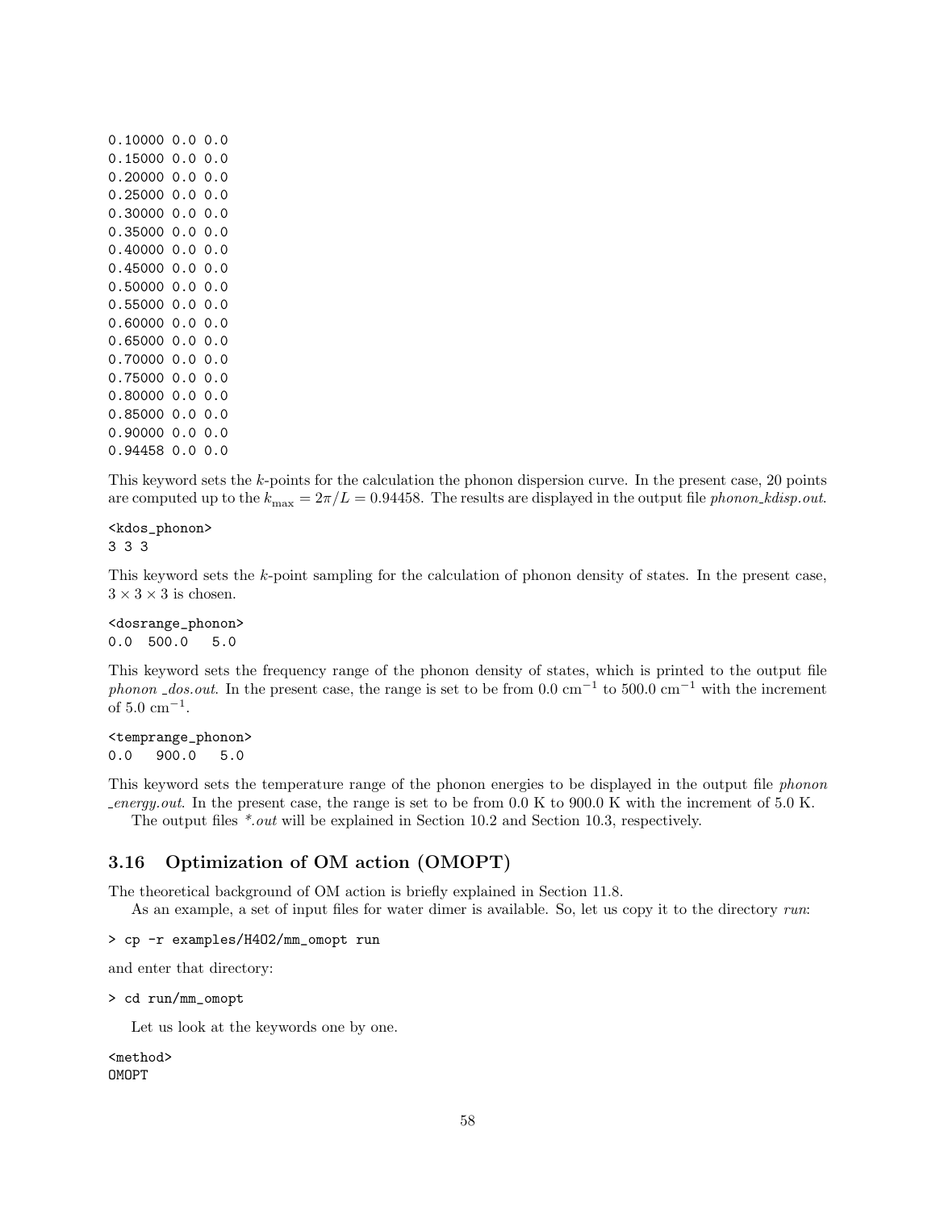```
0.10000 0.0 0.0
0.15000 0.0 0.0
0.20000 0.0 0.0
0.25000 0.0 0.0
0.30000 0.0 0.0
0.35000 0.0 0.0
0.40000 0.0 0.0
0.45000 0.0 0.0
0.50000 0.0 0.0
0.55000 0.0 0.0
0.60000 0.0 0.0
0.65000 0.0 0.0
0.70000 0.0 0.0
0.75000 0.0 0.0
0.80000 0.0 0.0
0.85000 0.0 0.0
0.90000 0.0 0.0
0.94458 0.0 0.0
```

This keyword sets the $k$-points for the calculation the phonon dispersion curve. In the present case, 20 points are computed up to the $k_{\max} = 2\pi/L = 0.94458$. The results are displayed in the output file *phonon_kdisp.out*.

```
<kdos_phonon>
3 3 3
```

This keyword sets the $k$-point sampling for the calculation of phonon density of states. In the present case, $3 \times 3 \times 3$ is chosen.

```
<dosrange_phonon>
0.0  500.0   5.0
```

This keyword sets the frequency range of the phonon density of states, which is printed to the output file *phonon _dos.out*. In the present case, the range is set to be from 0.0 $\text{cm}^{-1}$ to 500.0 $\text{cm}^{-1}$ with the increment of 5.0 $\text{cm}^{-1}$.

```
<temprange_phonon>
0.0   900.0   5.0
```

This keyword sets the temperature range of the phonon energies to be displayed in the output file *phonon _energy.out*. In the present case, the range is set to be from 0.0 K to 900.0 K with the increment of 5.0 K.

The output files *\*.out* will be explained in Section 10.2 and Section 10.3, respectively.

## 3.16 Optimization of OM action (OMOPT)

The theoretical background of OM action is briefly explained in Section 11.8.

As an example, a set of input files for water dimer is available. So, let us copy it to the directory *run*:

```
> cp -r examples/H4O2/mm_omopt run
```

and enter that directory:

```
> cd run/mm_omopt
```

Let us look at the keywords one by one.

```
<method>
OMOPT
```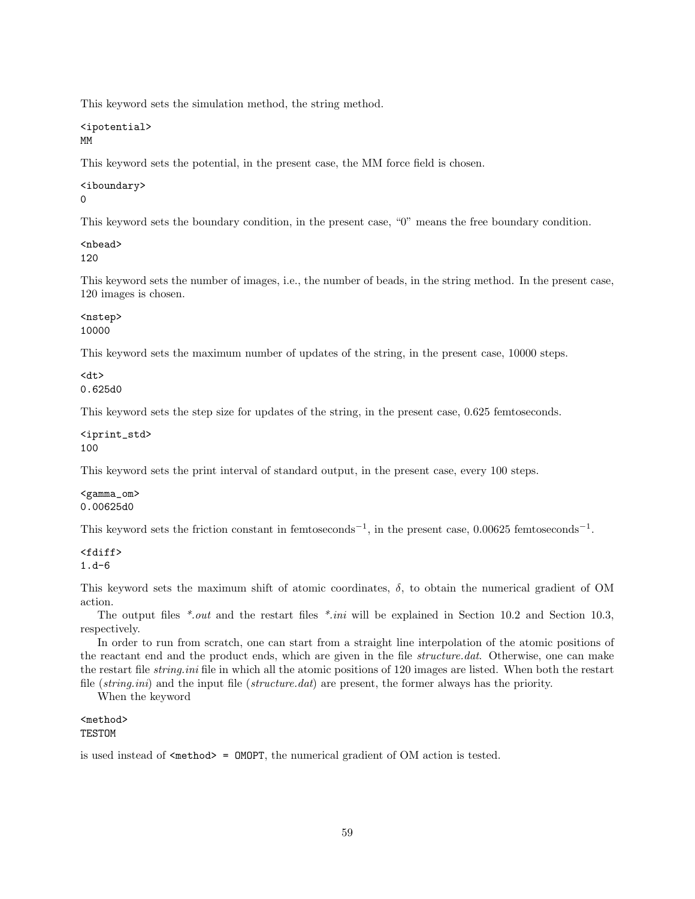This keyword sets the simulation method, the string method.

```
<ipotential>
MM
```

This keyword sets the potential, in the present case, the MM force field is chosen.

```
<iboundary>
0
```

This keyword sets the boundary condition, in the present case, "0" means the free boundary condition.

```
<nbead>
120
```

This keyword sets the number of images, i.e., the number of beads, in the string method. In the present case, 120 images is chosen.

```
<nstep>
10000
```

This keyword sets the maximum number of updates of the string, in the present case, 10000 steps.

```
<dt>
0.625d0
```

This keyword sets the step size for updates of the string, in the present case, 0.625 femtoseconds.

```
<iprint_std>
100
```

This keyword sets the print interval of standard output, in the present case, every 100 steps.

```
<gamma_om>
0.00625d0
```

This keyword sets the friction constant in femtoseconds$^{-1}$, in the present case, 0.00625 femtoseconds$^{-1}$.

```
<fdiff>
1.d-6
```

This keyword sets the maximum shift of atomic coordinates, $\delta$, to obtain the numerical gradient of OM action.

The output files *\*.out* and the restart files *\*.ini* will be explained in Section 10.2 and Section 10.3, respectively.

In order to run from scratch, one can start from a straight line interpolation of the atomic positions of the reactant end and the product ends, which are given in the file *structure.dat*. Otherwise, one can make the restart file *string.ini* file in which all the atomic positions of 120 images are listed. When both the restart file (*string.ini*) and the input file (*structure.dat*) are present, the former always has the priority.

When the keyword

```
<method>
TESTOM
```

is used instead of `<method> = OMOPT`, the numerical gradient of OM action is tested.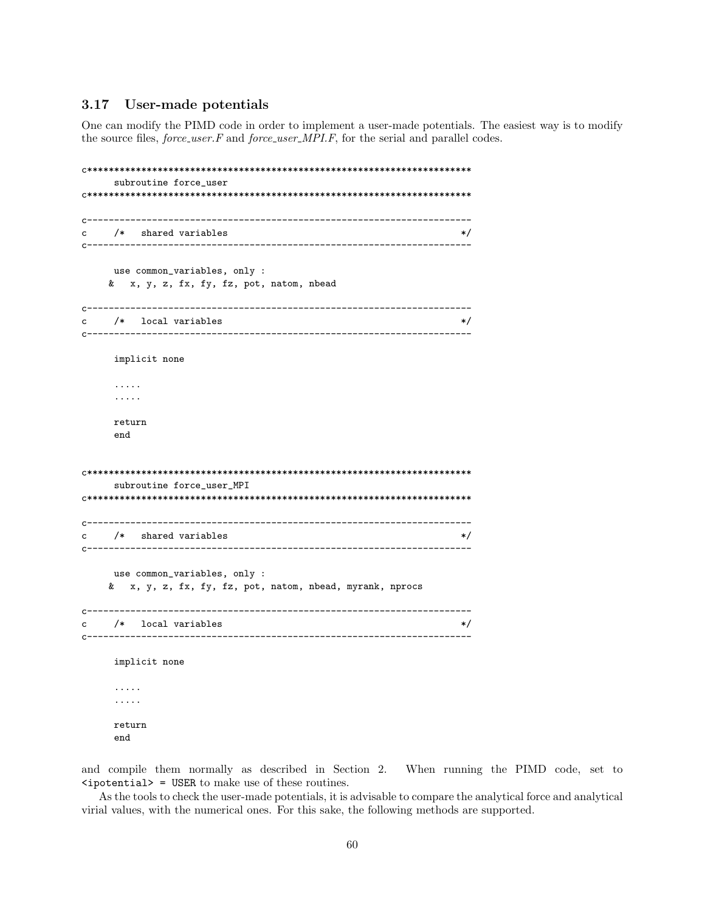### 3.17 User-made potentials

One can modify the PIMD code in order to implement a user-made potentials. The easiest way is to modify the source files, *force_user.F* and *force_user_MPI.F*, for the serial and parallel codes.

```
c***********************************************************************
      subroutine force_user
c***********************************************************************

c-----------------------------------------------------------------------
c     /*   shared variables                                           */
c-----------------------------------------------------------------------

      use common_variables, only :
     &   x, y, z, fx, fy, fz, pot, natom, nbead

c-----------------------------------------------------------------------
c     /*   local variables                                            */
c-----------------------------------------------------------------------

      implicit none

      .....
      .....

      return
      end


c***********************************************************************
      subroutine force_user_MPI
c***********************************************************************

c-----------------------------------------------------------------------
c     /*   shared variables                                           */
c-----------------------------------------------------------------------

      use common_variables, only :
     &   x, y, z, fx, fy, fz, pot, natom, nbead, myrank, nprocs

c-----------------------------------------------------------------------
c     /*   local variables                                            */
c-----------------------------------------------------------------------

      implicit none

      .....
      .....

      return
      end
```

and compile them normally as described in Section 2. When running the PIMD code, set to `<ipotential> = USER` to make use of these routines.

As the tools to check the user-made potentials, it is advisable to compare the analytical force and analytical virial values, with the numerical ones. For this sake, the following methods are supported.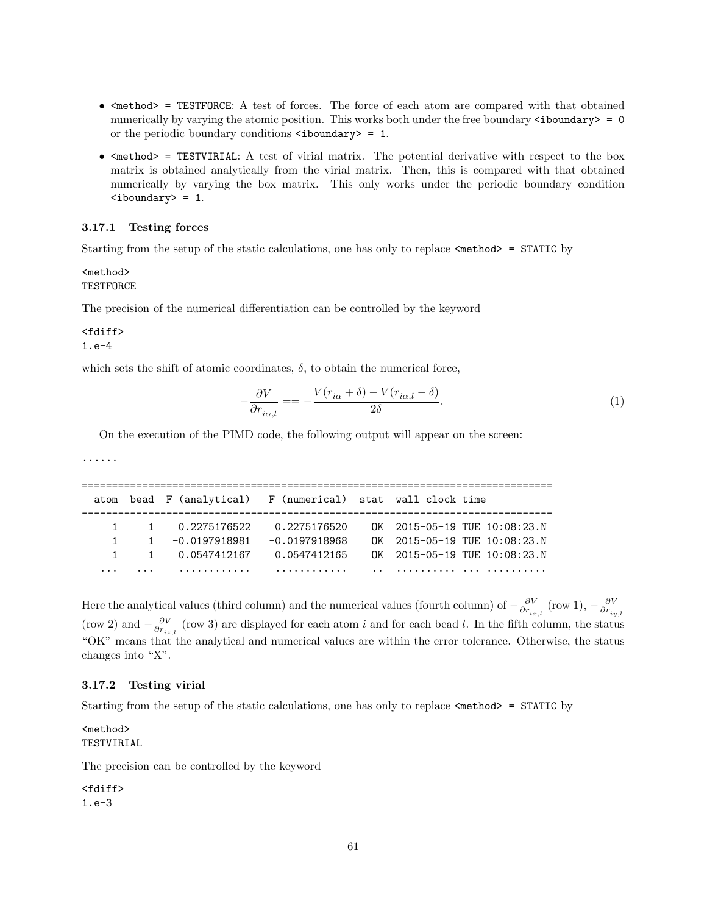- `<method> = TESTFORCE`: A test of forces. The force of each atom are compared with that obtained numerically by varying the atomic position. This works both under the free boundary `<iboundary> = 0` or the periodic boundary conditions `<iboundary> = 1`.
- `<method> = TESTVIRIAL`: A test of virial matrix. The potential derivative with respect to the box matrix is obtained analytically from the virial matrix. Then, this is compared with that obtained numerically by varying the box matrix. This only works under the periodic boundary condition `<iboundary> = 1`.

### 3.17.1 Testing forces

Starting from the setup of the static calculations, one has only to replace `<method> = STATIC` by

```
<method>
TESTFORCE
```

The precision of the numerical differentiation can be controlled by the keyword

```
<fdiff>
1.e-4
```

which sets the shift of atomic coordinates, $\delta$, to obtain the numerical force,

$$-\frac{\partial V}{\partial r_{i\alpha,l}} == -\frac{V(r_{i\alpha}+\delta)-V(r_{i\alpha,l}-\delta)}{2\delta}. \quad (1)$$

On the execution of the PIMD code, the following output will appear on the screen:

```
......

================================================================================
  atom  bead  F (analytical)   F (numerical)  stat  wall clock time
--------------------------------------------------------------------------------
     1     1    0.2275176522    0.2275176520    OK  2015-05-19 TUE 10:08:23.N
     1     1   -0.0197918981   -0.0197918968    OK  2015-05-19 TUE 10:08:23.N
     1     1    0.0547412167    0.0547412165    OK  2015-05-19 TUE 10:08:23.N
   ...   ...    ............    ............    ..  .......... ... ..........
```

Here the analytical values (third column) and the numerical values (fourth column) of $-\frac{\partial V}{\partial r_{ix,l}}$ (row 1), $-\frac{\partial V}{\partial r_{iy,l}}$ (row 2) and $-\frac{\partial V}{\partial r_{iz,l}}$ (row 3) are displayed for each atom $i$ and for each bead $l$. In the fifth column, the status "OK" means that the analytical and numerical values are within the error tolerance. Otherwise, the status changes into "X".

### 3.17.2 Testing virial

Starting from the setup of the static calculations, one has only to replace `<method> = STATIC` by

```
<method>
TESTVIRIAL
```

The precision can be controlled by the keyword

```
<fdiff>
1.e-3
```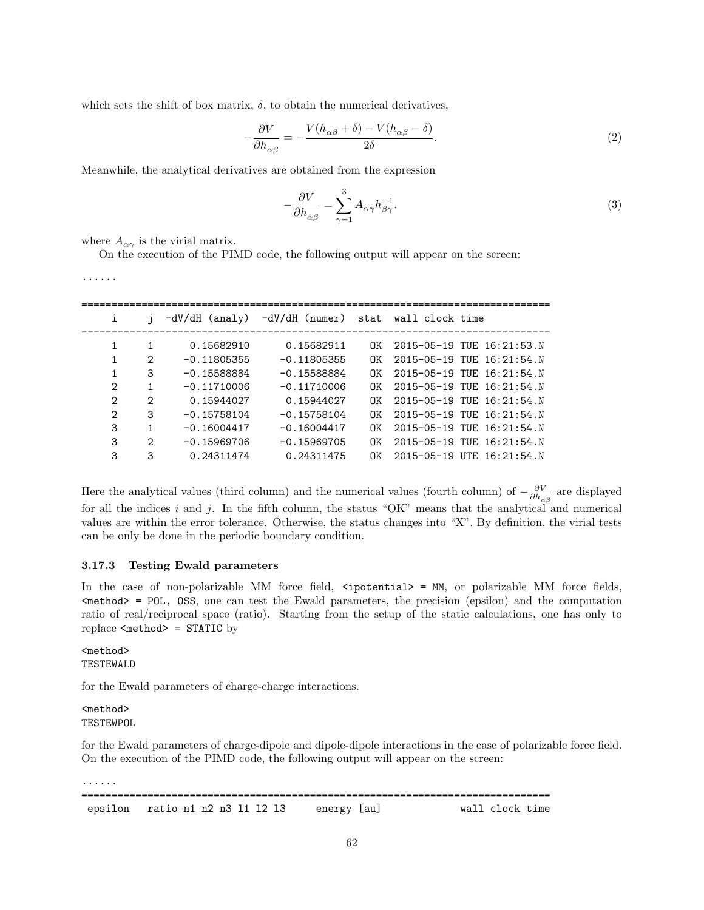which sets the shift of box matrix, $\delta$, to obtain the numerical derivatives,

$$-\frac{\partial V}{\partial h_{\alpha\beta}} = -\frac{V(h_{\alpha\beta}+\delta) - V(h_{\alpha\beta}-\delta)}{2\delta}. \tag{2}$$

Meanwhile, the analytical derivatives are obtained from the expression

$$-\frac{\partial V}{\partial h_{\alpha\beta}} = \sum_{\gamma=1}^{3} A_{\alpha\gamma} h^{-1}_{\beta\gamma}. \tag{3}$$

where $A_{\alpha\gamma}$ is the virial matrix.

On the execution of the PIMD code, the following output will appear on the screen:

```
......

================================================================================
     i      j  -dV/dH (analy)  -dV/dH (numer)  stat  wall clock time
--------------------------------------------------------------------------------
     1      1      0.15682910      0.15682911    OK  2015-05-19 TUE 16:21:53.N
     1      2     -0.11805355     -0.11805355    OK  2015-05-19 TUE 16:21:54.N
     1      3     -0.15588884     -0.15588884    OK  2015-05-19 TUE 16:21:54.N
     2      1     -0.11710006     -0.11710006    OK  2015-05-19 TUE 16:21:54.N
     2      2      0.15944027      0.15944027    OK  2015-05-19 TUE 16:21:54.N
     2      3     -0.15758104     -0.15758104    OK  2015-05-19 TUE 16:21:54.N
     3      1     -0.16004417     -0.16004417    OK  2015-05-19 TUE 16:21:54.N
     3      2     -0.15969706     -0.15969705    OK  2015-05-19 TUE 16:21:54.N
     3      3      0.24311474      0.24311475    OK  2015-05-19 UTE 16:21:54.N
```

Here the analytical values (third column) and the numerical values (fourth column) of $-\frac{\partial V}{\partial h_{\alpha\beta}}$ are displayed for all the indices $i$ and $j$. In the fifth column, the status "OK" means that the analytical and numerical values are within the error tolerance. Otherwise, the status changes into "X". By definition, the virial tests can be only be done in the periodic boundary condition.

### 3.17.3 Testing Ewald parameters

In the case of non-polarizable MM force field, `<ipotential> = MM`, or polarizable MM force fields, `<method> = POL, OSS`, one can test the Ewald parameters, the precision (epsilon) and the computation ratio of real/reciprocal space (ratio). Starting from the setup of the static calculations, one has only to replace `<method> = STATIC` by

```
<method>
TESTEWALD
```

for the Ewald parameters of charge-charge interactions.

```
<method>
TESTEWPOL
```

for the Ewald parameters of charge-dipole and dipole-dipole interactions in the case of polarizable force field. On the execution of the PIMD code, the following output will appear on the screen:

```
......
================================================================================
 epsilon   ratio n1 n2 n3 l1 l2 l3     energy [au]            wall clock time
```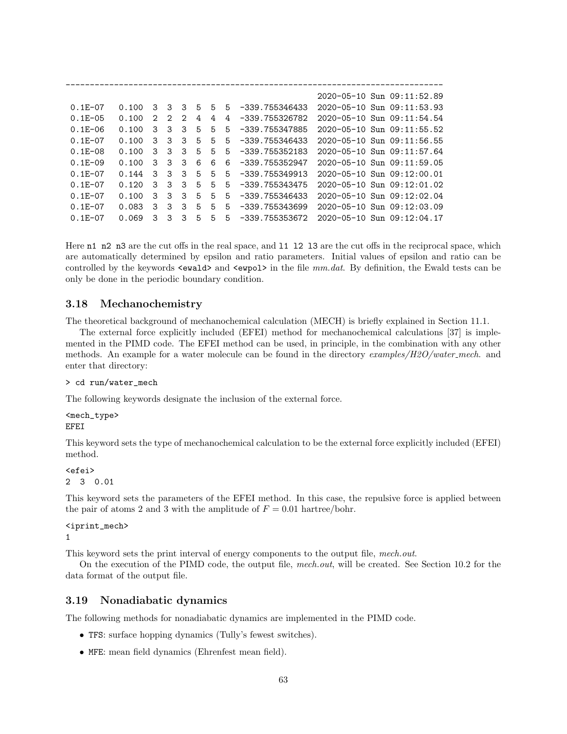```
-----------------------------------------------------------------------------
                                                    2020-05-10 Sun 09:11:52.89
 0.1E-07   0.100  3  3  3  5  5  5  -339.755346433  2020-05-10 Sun 09:11:53.93
 0.1E-05   0.100  2  2  2  4  4  4  -339.755326782  2020-05-10 Sun 09:11:54.54
 0.1E-06   0.100  3  3  3  5  5  5  -339.755347885  2020-05-10 Sun 09:11:55.52
 0.1E-07   0.100  3  3  3  5  5  5  -339.755346433  2020-05-10 Sun 09:11:56.55
 0.1E-08   0.100  3  3  3  5  5  5  -339.755352183  2020-05-10 Sun 09:11:57.64
 0.1E-09   0.100  3  3  3  6  6  6  -339.755352947  2020-05-10 Sun 09:11:59.05
 0.1E-07   0.144  3  3  3  5  5  5  -339.755349913  2020-05-10 Sun 09:12:00.01
 0.1E-07   0.120  3  3  3  5  5  5  -339.755343475  2020-05-10 Sun 09:12:01.02
 0.1E-07   0.100  3  3  3  5  5  5  -339.755346433  2020-05-10 Sun 09:12:02.04
 0.1E-07   0.083  3  3  3  5  5  5  -339.755343699  2020-05-10 Sun 09:12:03.09
 0.1E-07   0.069  3  3  3  5  5  5  -339.755353672  2020-05-10 Sun 09:12:04.17
```

Here `n1 n2 n3` are the cut offs in the real space, and `l1 l2 l3` are the cut offs in the reciprocal space, which are automatically determined by epsilon and ratio parameters. Initial values of epsilon and ratio can be controlled by the keywords `<ewald>` and `<ewpol>` in the file *mm.dat*. By definition, the Ewald tests can be only be done in the periodic boundary condition.

### 3.18 Mechanochemistry

The theoretical background of mechanochemical calculation (MECH) is briefly explained in Section 11.1.

The external force explicitly included (EFEI) method for mechanochemical calculations [37] is implemented in the PIMD code. The EFEI method can be used, in principle, in the combination with any other methods. An example for a water molecule can be found in the directory *examples/H2O/water_mech*. and enter that directory:

```
> cd run/water_mech
```

The following keywords designate the inclusion of the external force.

```
<mech_type>
EFEI
```

This keyword sets the type of mechanochemical calculation to be the external force explicitly included (EFEI) method.

```
<efei>
2  3  0.01
```

This keyword sets the parameters of the EFEI method. In this case, the repulsive force is applied between the pair of atoms 2 and 3 with the amplitude of $F = 0.01$ hartree/bohr.

```
<iprint_mech>
1
```

This keyword sets the print interval of energy components to the output file, *mech.out*.

On the execution of the PIMD code, the output file, *mech.out*, will be created. See Section 10.2 for the data format of the output file.

### 3.19 Nonadiabatic dynamics

The following methods for nonadiabatic dynamics are implemented in the PIMD code.

- `TFS`: surface hopping dynamics (Tully's fewest switches).
- `MFE`: mean field dynamics (Ehrenfest mean field).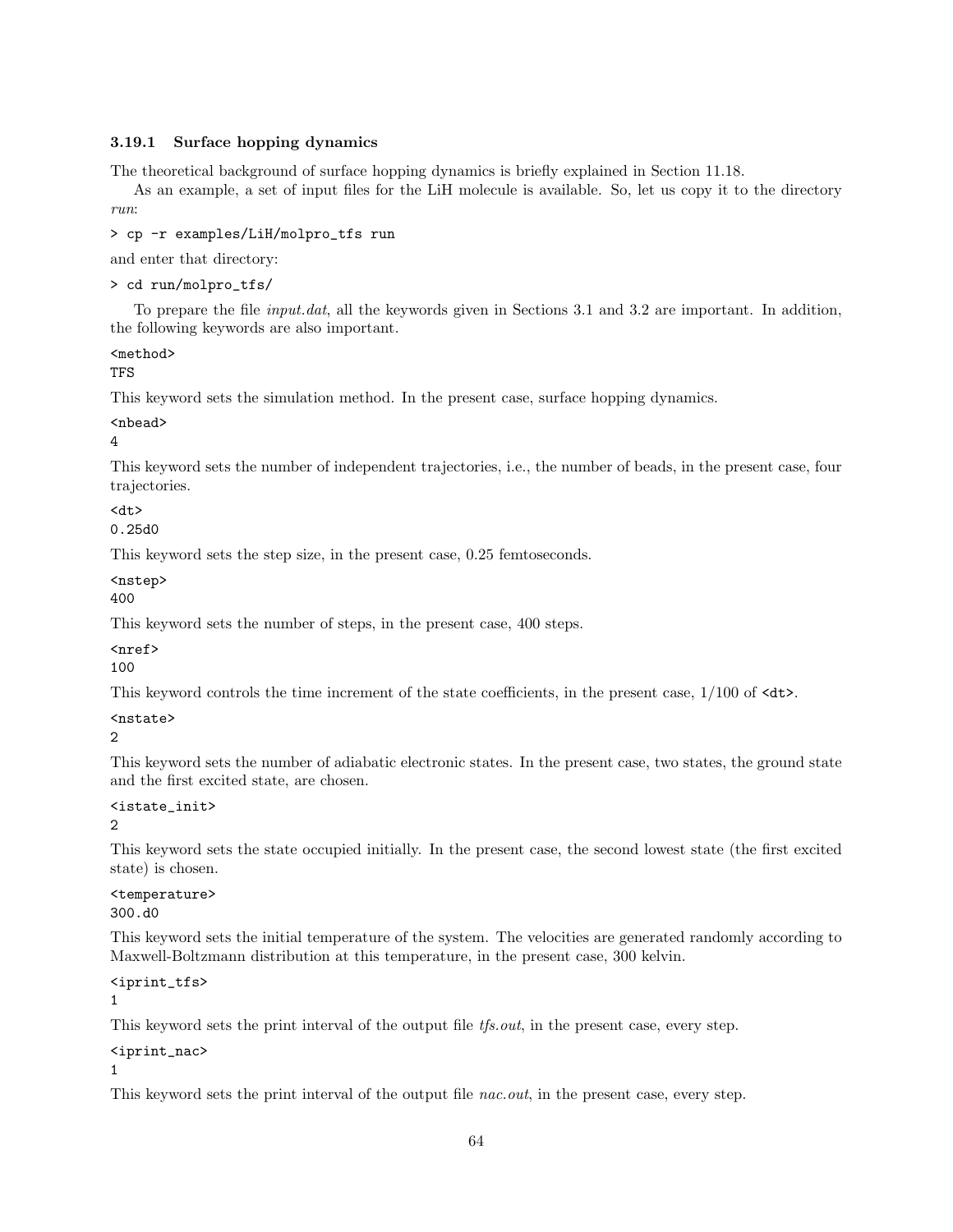### 3.19.1 Surface hopping dynamics

The theoretical background of surface hopping dynamics is briefly explained in Section 11.18.

As an example, a set of input files for the LiH molecule is available. So, let us copy it to the directory *run*:

```
> cp -r examples/LiH/molpro_tfs run
```

and enter that directory:

```
> cd run/molpro_tfs/
```

To prepare the file *input.dat*, all the keywords given in Sections 3.1 and 3.2 are important. In addition, the following keywords are also important.

```
<method>
TFS
```

This keyword sets the simulation method. In the present case, surface hopping dynamics.

```
<nbead>
4
```

This keyword sets the number of independent trajectories, i.e., the number of beads, in the present case, four trajectories.

```
<dt>
0.25d0
```

This keyword sets the step size, in the present case, 0.25 femtoseconds.

```
<nstep>
400
```

This keyword sets the number of steps, in the present case, 400 steps.

```
<nref>
100
```

This keyword controls the time increment of the state coefficients, in the present case, 1/100 of `<dt>`.

```
<nstate>
2
```

This keyword sets the number of adiabatic electronic states. In the present case, two states, the ground state and the first excited state, are chosen.

```
<istate_init>
2
```

This keyword sets the state occupied initially. In the present case, the second lowest state (the first excited state) is chosen.

```
<temperature>
300.d0
```

This keyword sets the initial temperature of the system. The velocities are generated randomly according to Maxwell-Boltzmann distribution at this temperature, in the present case, 300 kelvin.

```
<iprint_tfs>
1
```

This keyword sets the print interval of the output file *tfs.out*, in the present case, every step.

```
<iprint_nac>
1
```

This keyword sets the print interval of the output file *nac.out*, in the present case, every step.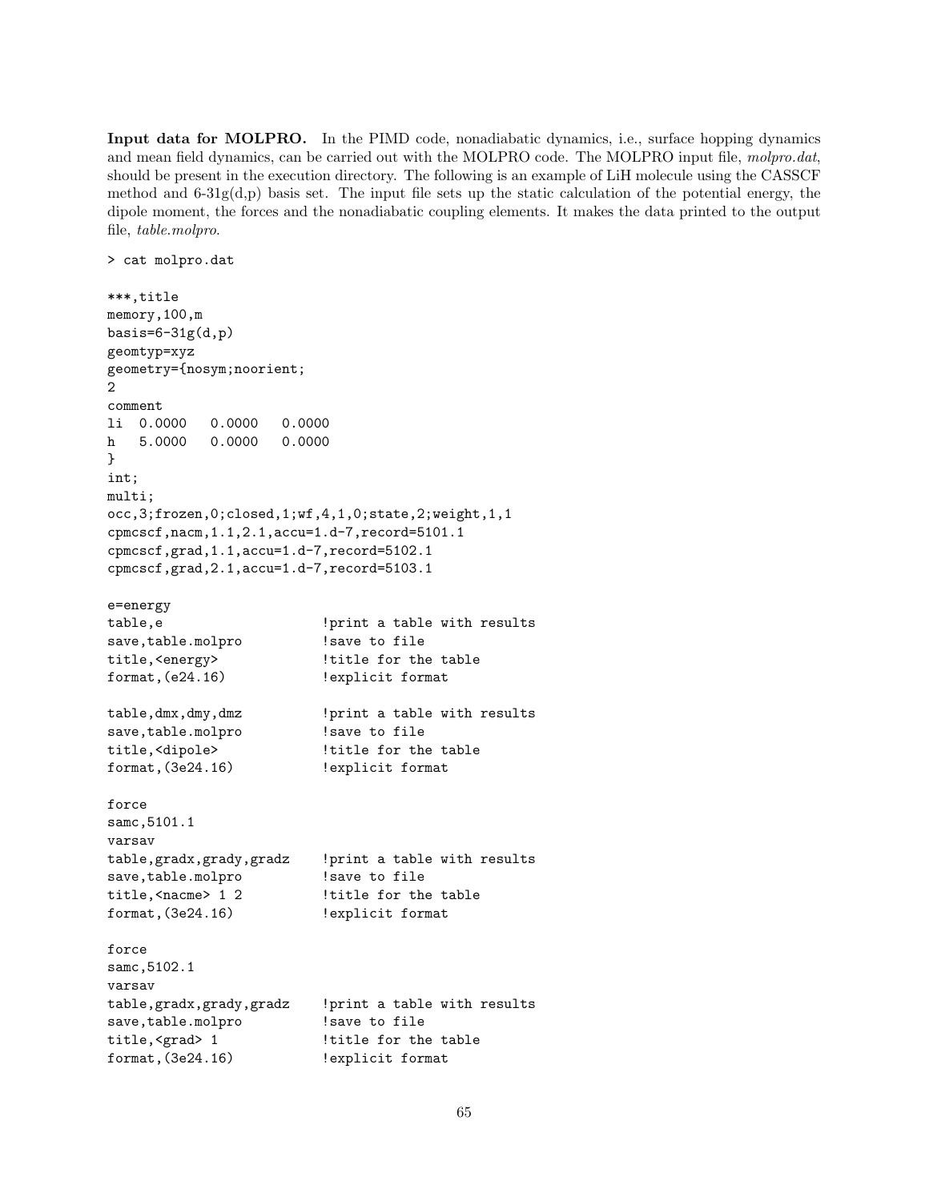**Input data for MOLPRO.** In the PIMD code, nonadiabatic dynamics, i.e., surface hopping dynamics and mean field dynamics, can be carried out with the MOLPRO code. The MOLPRO input file, *molpro.dat*, should be present in the execution directory. The following is an example of LiH molecule using the CASSCF method and 6-31g(d,p) basis set. The input file sets up the static calculation of the potential energy, the dipole moment, the forces and the nonadiabatic coupling elements. It makes the data printed to the output file, *table.molpro*.

```
> cat molpro.dat

***,title
memory,100,m
basis=6-31g(d,p)
geomtyp=xyz
geometry={nosym;noorient;
2
comment
li  0.0000   0.0000   0.0000
h   5.0000   0.0000   0.0000
}
int;
multi;
occ,3;frozen,0;closed,1;wf,4,1,0;state,2;weight,1,1
cpmcscf,nacm,1.1,2.1,accu=1.d-7,record=5101.1
cpmcscf,grad,1.1,accu=1.d-7,record=5102.1
cpmcscf,grad,2.1,accu=1.d-7,record=5103.1

e=energy
table,e                    !print a table with results
save,table.molpro          !save to file
title,<energy>             !title for the table
format,(e24.16)            !explicit format

table,dmx,dmy,dmz          !print a table with results
save,table.molpro          !save to file
title,<dipole>             !title for the table
format,(3e24.16)           !explicit format

force
samc,5101.1
varsav
table,gradx,grady,gradz    !print a table with results
save,table.molpro          !save to file
title,<nacme> 1 2          !title for the table
format,(3e24.16)           !explicit format

force
samc,5102.1
varsav
table,gradx,grady,gradz    !print a table with results
save,table.molpro          !save to file
title,<grad> 1             !title for the table
format,(3e24.16)           !explicit format
```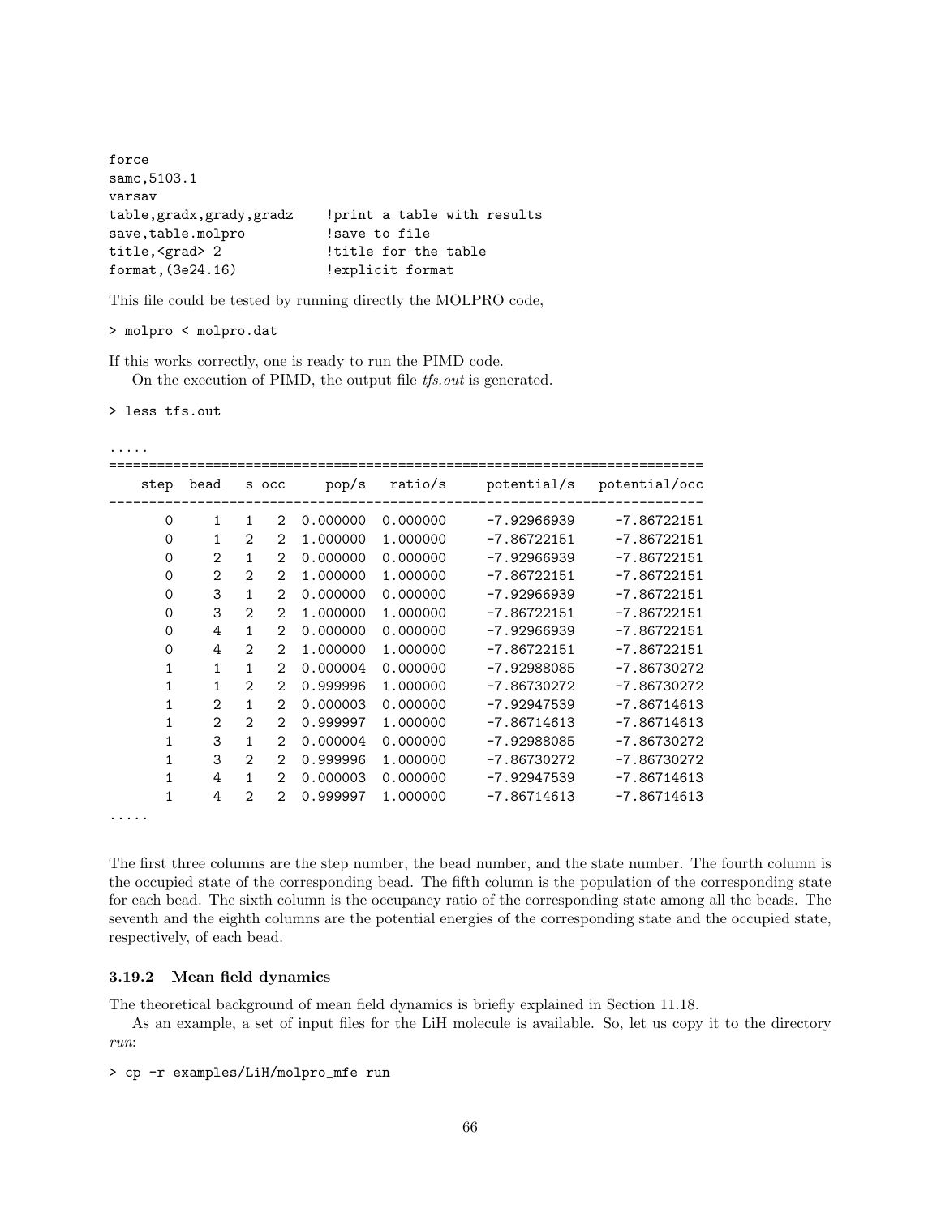```
force
samc,5103.1
varsav
table,gradx,grady,gradz     !print a table with results
save,table.molpro           !save to file
title,<grad> 2              !title for the table
format,(3e24.16)            !explicit format
```

This file could be tested by running directly the MOLPRO code,

```
> molpro < molpro.dat
```

If this works correctly, one is ready to run the PIMD code.

On the execution of PIMD, the output file *tfs.out* is generated.

```
> less tfs.out
```

```
.....
==========================================================================
    step  bead    s occ      pop/s    ratio/s      potential/s   potential/occ
--------------------------------------------------------------------------
       0     1    1   2   0.000000   0.000000      -7.92966939     -7.86722151
       0     1    2   2   1.000000   1.000000      -7.86722151     -7.86722151
       0     2    1   2   0.000000   0.000000      -7.92966939     -7.86722151
       0     2    2   2   1.000000   1.000000      -7.86722151     -7.86722151
       0     3    1   2   0.000000   0.000000      -7.92966939     -7.86722151
       0     3    2   2   1.000000   1.000000      -7.86722151     -7.86722151
       0     4    1   2   0.000000   0.000000      -7.92966939     -7.86722151
       0     4    2   2   1.000000   1.000000      -7.86722151     -7.86722151
       1     1    1   2   0.000004   0.000000      -7.92988085     -7.86730272
       1     1    2   2   0.999996   1.000000      -7.86730272     -7.86730272
       1     2    1   2   0.000003   0.000000      -7.92947539     -7.86714613
       1     2    2   2   0.999997   1.000000      -7.86714613     -7.86714613
       1     3    1   2   0.000004   0.000000      -7.92988085     -7.86730272
       1     3    2   2   0.999996   1.000000      -7.86730272     -7.86730272
       1     4    1   2   0.000003   0.000000      -7.92947539     -7.86714613
       1     4    2   2   0.999997   1.000000      -7.86714613     -7.86714613
.....
```

The first three columns are the step number, the bead number, and the state number. The fourth column is the occupied state of the corresponding bead. The fifth column is the population of the corresponding state for each bead. The sixth column is the occupancy ratio of the corresponding state among all the beads. The seventh and the eighth columns are the potential energies of the corresponding state and the occupied state, respectively, of each bead.

### 3.19.2 Mean field dynamics

The theoretical background of mean field dynamics is briefly explained in Section 11.18.

As an example, a set of input files for the LiH molecule is available. So, let us copy it to the directory *run*:

```
> cp -r examples/LiH/molpro_mfe run
```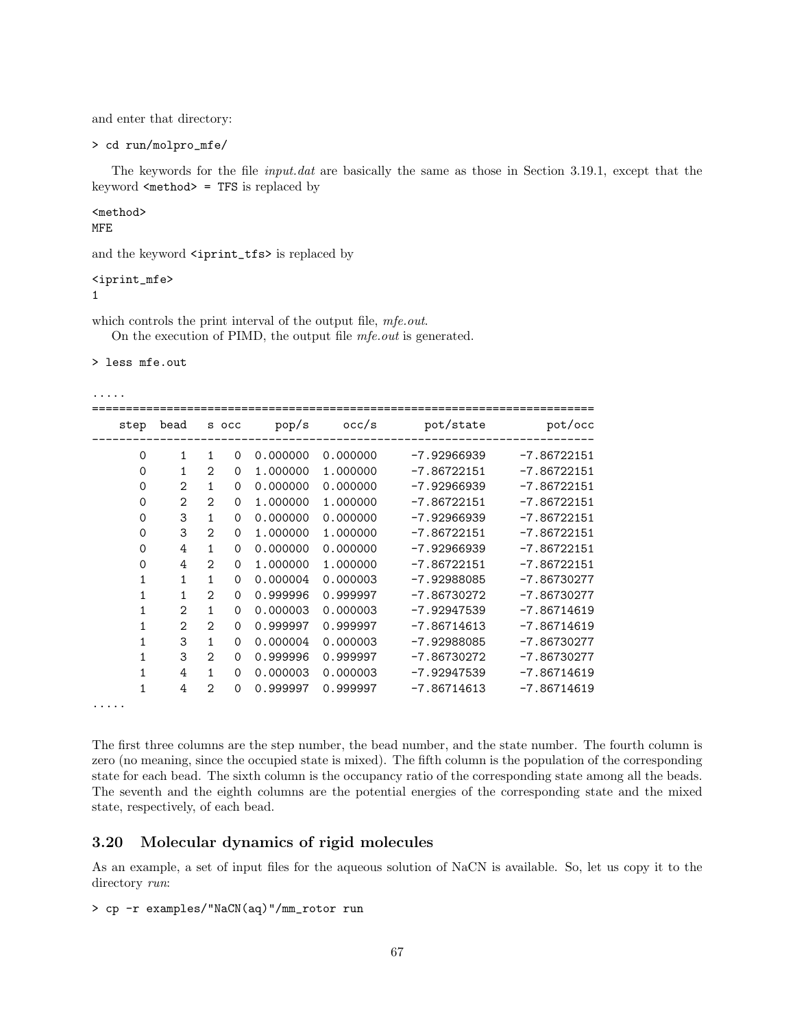and enter that directory:

```
> cd run/molpro_mfe/
```

The keywords for the file *input.dat* are basically the same as those in Section 3.19.1, except that the keyword `<method> = TFS` is replaced by

```
<method>
MFE
```

and the keyword `<iprint_tfs>` is replaced by

```
<iprint_mfe>
1
```

which controls the print interval of the output file, *mfe.out*.

On the execution of PIMD, the output file *mfe.out* is generated.

```
> less mfe.out
```

```
.....
==========================================================================
    step  bead    s occ     pop/s     occ/s      pot/state        pot/occ
--------------------------------------------------------------------------
       0     1    1   0  0.000000  0.000000    -7.92966939    -7.86722151
       0     1    2   0  1.000000  1.000000    -7.86722151    -7.86722151
       0     2    1   0  0.000000  0.000000    -7.92966939    -7.86722151
       0     2    2   0  1.000000  1.000000    -7.86722151    -7.86722151
       0     3    1   0  0.000000  0.000000    -7.92966939    -7.86722151
       0     3    2   0  1.000000  1.000000    -7.86722151    -7.86722151
       0     4    1   0  0.000000  0.000000    -7.92966939    -7.86722151
       0     4    2   0  1.000000  1.000000    -7.86722151    -7.86722151
       1     1    1   0  0.000004  0.000003    -7.92988085    -7.86730277
       1     1    2   0  0.999996  0.999997    -7.86730272    -7.86730277
       1     2    1   0  0.000003  0.000003    -7.92947539    -7.86714619
       1     2    2   0  0.999997  0.999997    -7.86714613    -7.86714619
       1     3    1   0  0.000004  0.000003    -7.92988085    -7.86730277
       1     3    2   0  0.999996  0.999997    -7.86730272    -7.86730277
       1     4    1   0  0.000003  0.000003    -7.92947539    -7.86714619
       1     4    2   0  0.999997  0.999997    -7.86714613    -7.86714619
.....
```

The first three columns are the step number, the bead number, and the state number. The fourth column is zero (no meaning, since the occupied state is mixed). The fifth column is the population of the corresponding state for each bead. The sixth column is the occupancy ratio of the corresponding state among all the beads. The seventh and the eighth columns are the potential energies of the corresponding state and the mixed state, respectively, of each bead.

## 3.20 Molecular dynamics of rigid molecules

As an example, a set of input files for the aqueous solution of NaCN is available. So, let us copy it to the directory *run*:

```
> cp -r examples/"NaCN(aq)"/mm_rotor run
```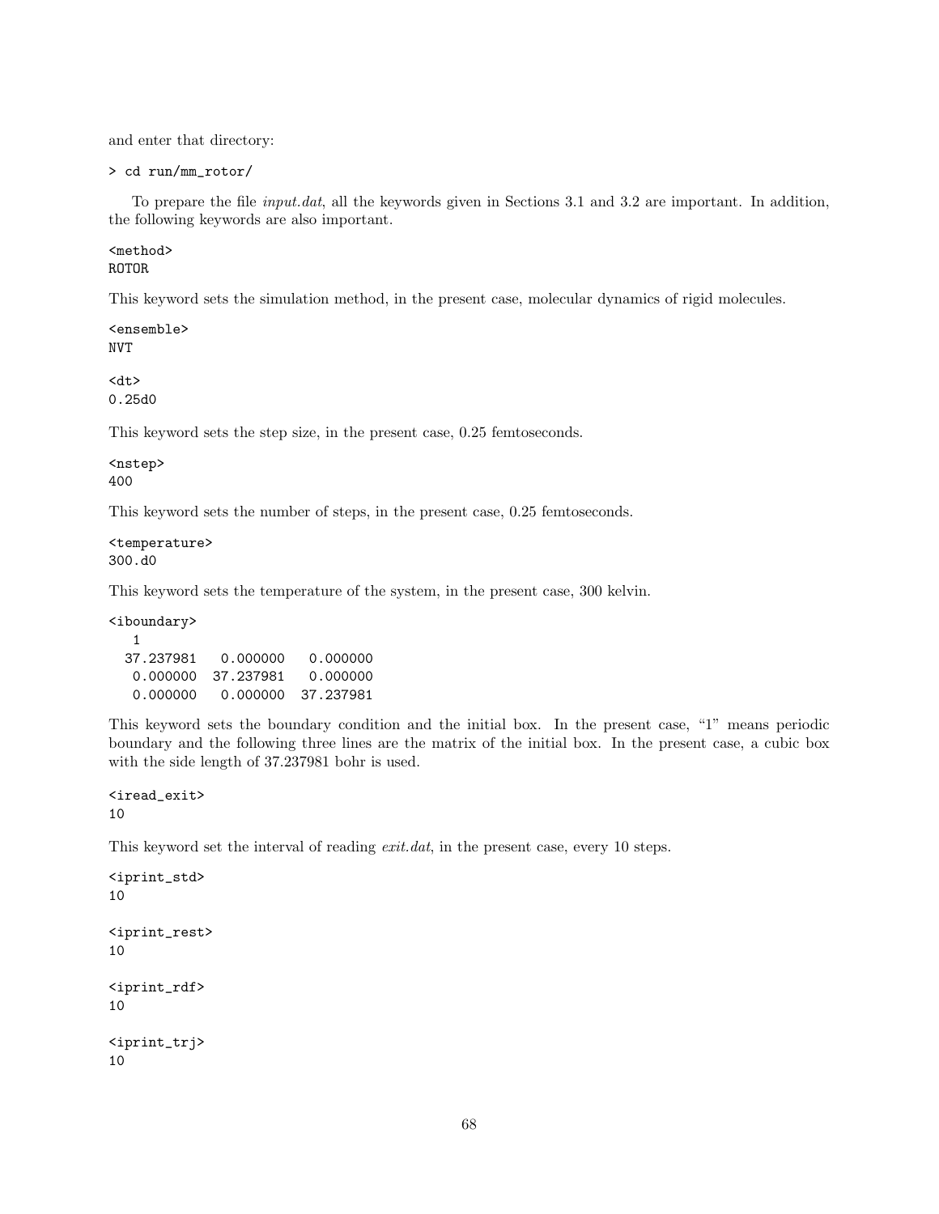and enter that directory:

```
> cd run/mm_rotor/
```

To prepare the file *input.dat*, all the keywords given in Sections 3.1 and 3.2 are important. In addition, the following keywords are also important.

```
<method>
ROTOR
```

This keyword sets the simulation method, in the present case, molecular dynamics of rigid molecules.

```
<ensemble>
NVT
```

```
<dt>
0.25d0
```

This keyword sets the step size, in the present case, 0.25 femtoseconds.

```
<nstep>
400
```

This keyword sets the number of steps, in the present case, 0.25 femtoseconds.

```
<temperature>
300.d0
```

This keyword sets the temperature of the system, in the present case, 300 kelvin.

```
<iboundary>
   1
  37.237981   0.000000   0.000000
   0.000000  37.237981   0.000000
   0.000000   0.000000  37.237981
```

This keyword sets the boundary condition and the initial box. In the present case, "1" means periodic boundary and the following three lines are the matrix of the initial box. In the present case, a cubic box with the side length of 37.237981 bohr is used.

```
<iread_exit>
10
```

This keyword set the interval of reading *exit.dat*, in the present case, every 10 steps.

```
<iprint_std>
10
```

```
<iprint_rest>
10
```

```
<iprint_rdf>
10
```

```
<iprint_trj>
10
```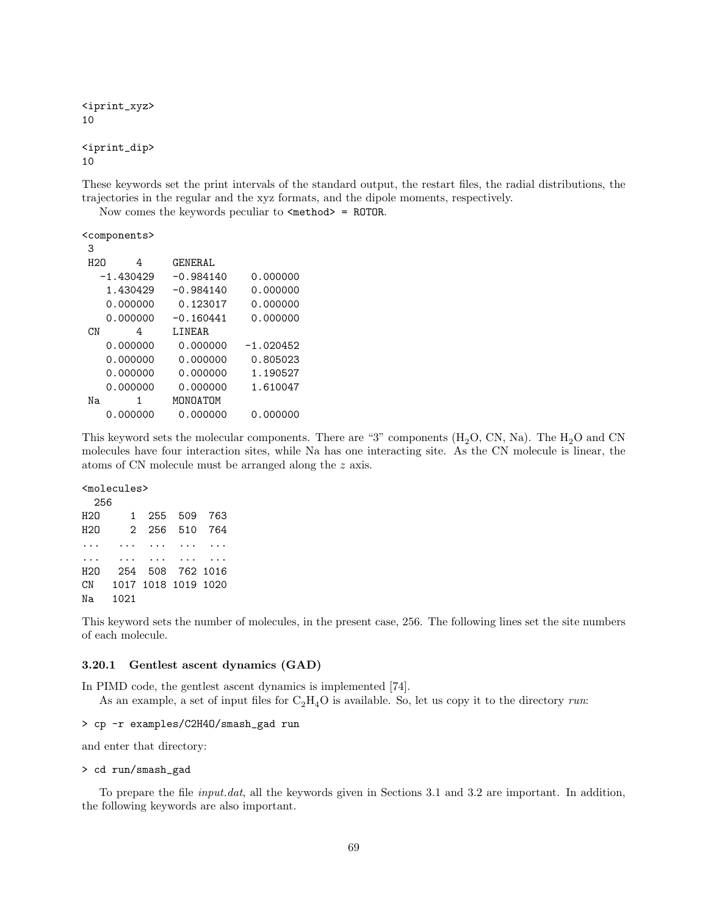```
<iprint_xyz>
10

<iprint_dip>
10
```

These keywords set the print intervals of the standard output, the restart files, the radial distributions, the trajectories in the regular and the xyz formats, and the dipole moments, respectively.

Now comes the keywords peculiar to `<method> = ROTOR`.

```
<components>
 3
 H2O      4      GENERAL
   -1.430429    -0.984140     0.000000
    1.430429    -0.984140     0.000000
    0.000000     0.123017     0.000000
    0.000000    -0.160441     0.000000
 CN       4      LINEAR
    0.000000     0.000000    -1.020452
    0.000000     0.000000     0.805023
    0.000000     0.000000     1.190527
    0.000000     0.000000     1.610047
 Na       1      MONOATOM
    0.000000     0.000000     0.000000
```

This keyword sets the molecular components. There are "3" components ($H_2O$, CN, Na). The $H_2O$ and CN molecules have four interaction sites, while Na has one interacting site. As the CN molecule is linear, the atoms of CN molecule must be arranged along the $z$ axis.

```
<molecules>
  256
H2O      1  255  509  763
H2O      2  256  510  764
...    ...  ...  ...  ...
...    ...  ...  ...  ...
H2O    254  508  762 1016
CN    1017 1018 1019 1020
Na    1021
```

This keyword sets the number of molecules, in the present case, 256. The following lines set the site numbers of each molecule.

### 3.20.1 Gentlest ascent dynamics (GAD)

In PIMD code, the gentlest ascent dynamics is implemented [74].

As an example, a set of input files for $C_2H_4O$ is available. So, let us copy it to the directory *run*:

```
> cp -r examples/C2H4O/smash_gad run
```

and enter that directory:

```
> cd run/smash_gad
```

To prepare the file *input.dat*, all the keywords given in Sections 3.1 and 3.2 are important. In addition, the following keywords are also important.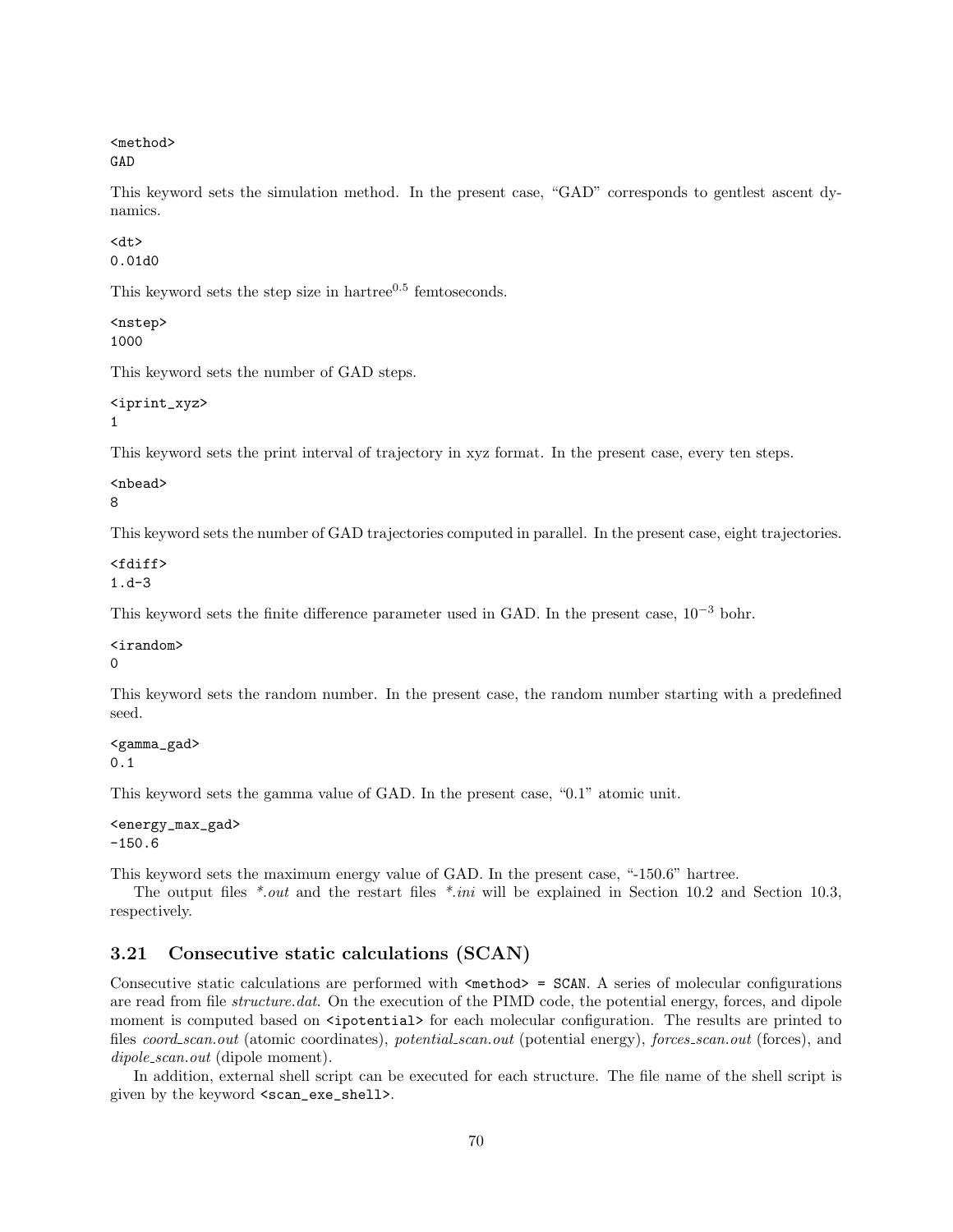```
<method>
GAD
```

This keyword sets the simulation method. In the present case, "GAD" corresponds to gentlest ascent dynamics.

```
<dt>
0.01d0
```

This keyword sets the step size in hartree$^{0.5}$ femtoseconds.

```
<nstep>
1000
```

This keyword sets the number of GAD steps.

```
<iprint_xyz>
1
```

This keyword sets the print interval of trajectory in xyz format. In the present case, every ten steps.

```
<nbead>
8
```

This keyword sets the number of GAD trajectories computed in parallel. In the present case, eight trajectories.

```
<fdiff>
1.d-3
```

This keyword sets the finite difference parameter used in GAD. In the present case, $10^{-3}$ bohr.

```
<irandom>
0
```

This keyword sets the random number. In the present case, the random number starting with a predefined seed.

```
<gamma_gad>
0.1
```

This keyword sets the gamma value of GAD. In the present case, "0.1" atomic unit.

```
<energy_max_gad>
-150.6
```

This keyword sets the maximum energy value of GAD. In the present case, "-150.6" hartree.

The output files *\*.out* and the restart files *\*.ini* will be explained in Section 10.2 and Section 10.3, respectively.

## 3.21 Consecutive static calculations (SCAN)

Consecutive static calculations are performed with `<method> = SCAN`. A series of molecular configurations are read from file *structure.dat*. On the execution of the PIMD code, the potential energy, forces, and dipole moment is computed based on `<ipotential>` for each molecular configuration. The results are printed to files *coord_scan.out* (atomic coordinates), *potential_scan.out* (potential energy), *forces_scan.out* (forces), and *dipole_scan.out* (dipole moment).

In addition, external shell script can be executed for each structure. The file name of the shell script is given by the keyword `<scan_exe_shell>`.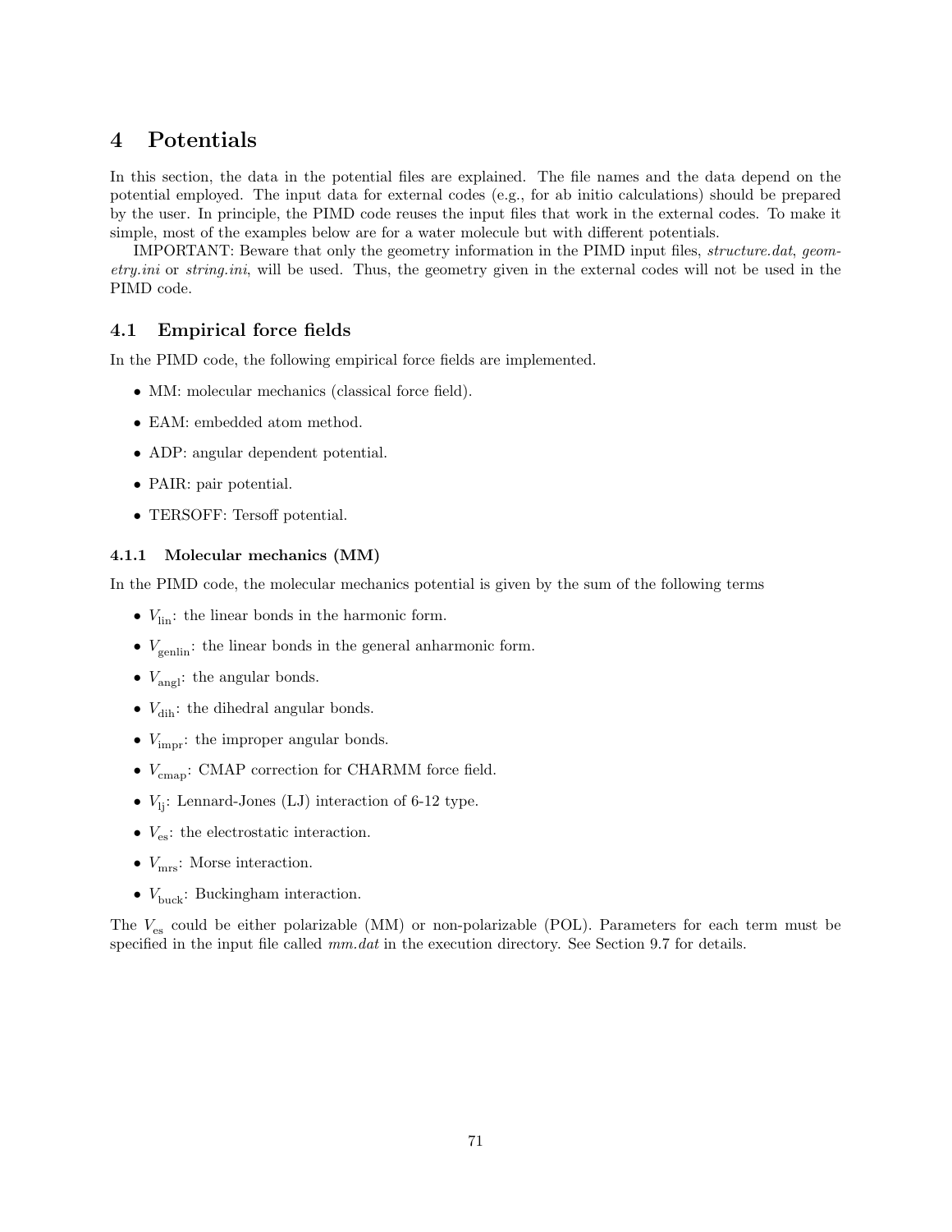# 4 Potentials

In this section, the data in the potential files are explained. The file names and the data depend on the potential employed. The input data for external codes (e.g., for ab initio calculations) should be prepared by the user. In principle, the PIMD code reuses the input files that work in the external codes. To make it simple, most of the examples below are for a water molecule but with different potentials.

IMPORTANT: Beware that only the geometry information in the PIMD input files, *structure.dat*, *geometry.ini* or *string.ini*, will be used. Thus, the geometry given in the external codes will not be used in the PIMD code.

## 4.1 Empirical force fields

In the PIMD code, the following empirical force fields are implemented.

- MM: molecular mechanics (classical force field).
- EAM: embedded atom method.
- ADP: angular dependent potential.
- PAIR: pair potential.
- TERSOFF: Tersoff potential.

### 4.1.1 Molecular mechanics (MM)

In the PIMD code, the molecular mechanics potential is given by the sum of the following terms

- $V_{\mathrm{lin}}$: the linear bonds in the harmonic form.
- $V_{\mathrm{genlin}}$: the linear bonds in the general anharmonic form.
- $V_{\mathrm{angl}}$: the angular bonds.
- $V_{\mathrm{dih}}$: the dihedral angular bonds.
- $V_{\mathrm{impr}}$: the improper angular bonds.
- $V_{\mathrm{cmap}}$: CMAP correction for CHARMM force field.
- $V_{\mathrm{lj}}$: Lennard-Jones (LJ) interaction of 6-12 type.
- $V_{\mathrm{es}}$: the electrostatic interaction.
- $V_{\mathrm{mrs}}$: Morse interaction.
- $V_{\mathrm{buck}}$: Buckingham interaction.

The $V_{\mathrm{es}}$ could be either polarizable (MM) or non-polarizable (POL). Parameters for each term must be specified in the input file called *mm.dat* in the execution directory. See Section 9.7 for details.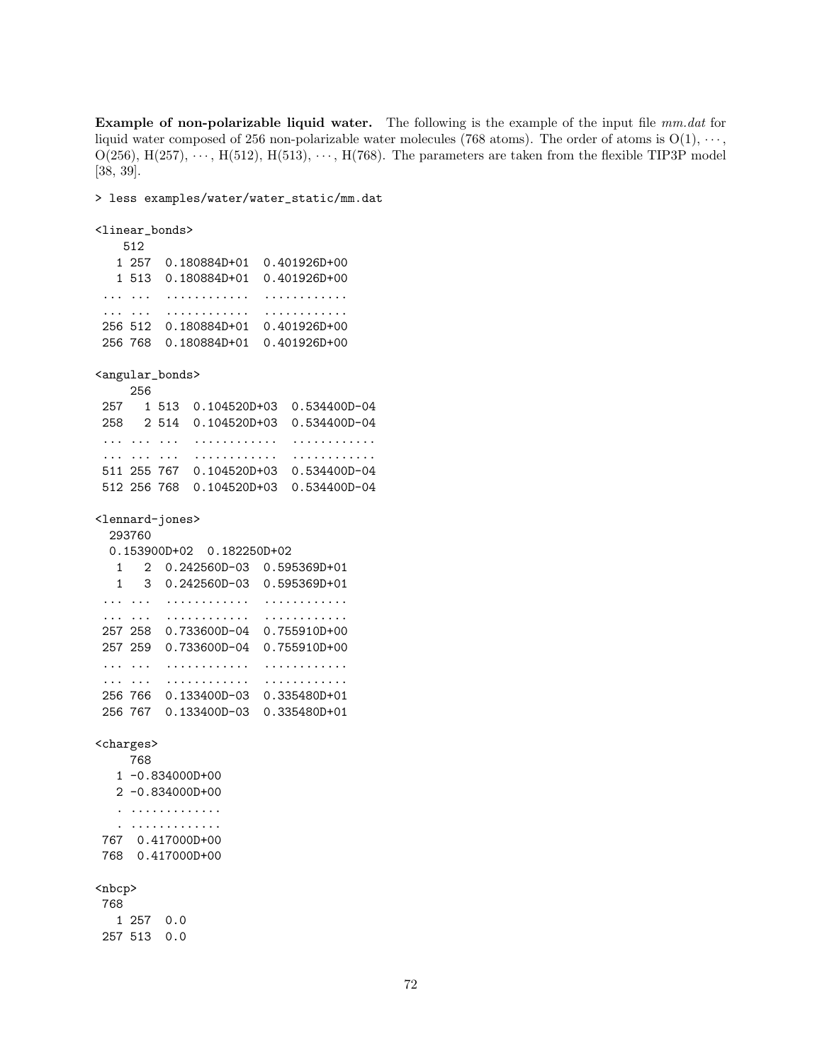**Example of non-polarizable liquid water.** The following is the example of the input file *mm.dat* for liquid water composed of 256 non-polarizable water molecules (768 atoms). The order of atoms is O(1), $\cdots$, O(256), H(257), $\cdots$, H(512), H(513), $\cdots$, H(768). The parameters are taken from the flexible TIP3P model [38, 39].

```
> less examples/water/water_static/mm.dat

<linear_bonds>
    512
   1 257  0.180884D+01  0.401926D+00
   1 513  0.180884D+01  0.401926D+00
 ... ...  ............  ............
 ... ...  ............  ............
 256 512  0.180884D+01  0.401926D+00
 256 768  0.180884D+01  0.401926D+00

<angular_bonds>
     256
 257   1 513  0.104520D+03  0.534400D-04
 258   2 514  0.104520D+03  0.534400D-04
 ... ... ...  ............  ............
 ... ... ...  ............  ............
 511 255 767  0.104520D+03  0.534400D-04
 512 256 768  0.104520D+03  0.534400D-04

<lennard-jones>
  293760
  0.153900D+02  0.182250D+02
   1   2  0.242560D-03  0.595369D+01
   1   3  0.242560D-03  0.595369D+01
 ... ...  ............  ............
 ... ...  ............  ............
 257 258  0.733600D-04  0.755910D+00
 257 259  0.733600D-04  0.755910D+00
 ... ...  ............  ............
 ... ...  ............  ............
 256 766  0.133400D-03  0.335480D+01
 256 767  0.133400D-03  0.335480D+01

<charges>
     768
   1 -0.834000D+00
   2 -0.834000D+00
   . ............
   . ............
 767  0.417000D+00
 768  0.417000D+00

<nbcp>
 768
   1 257  0.0
 257 513  0.0
```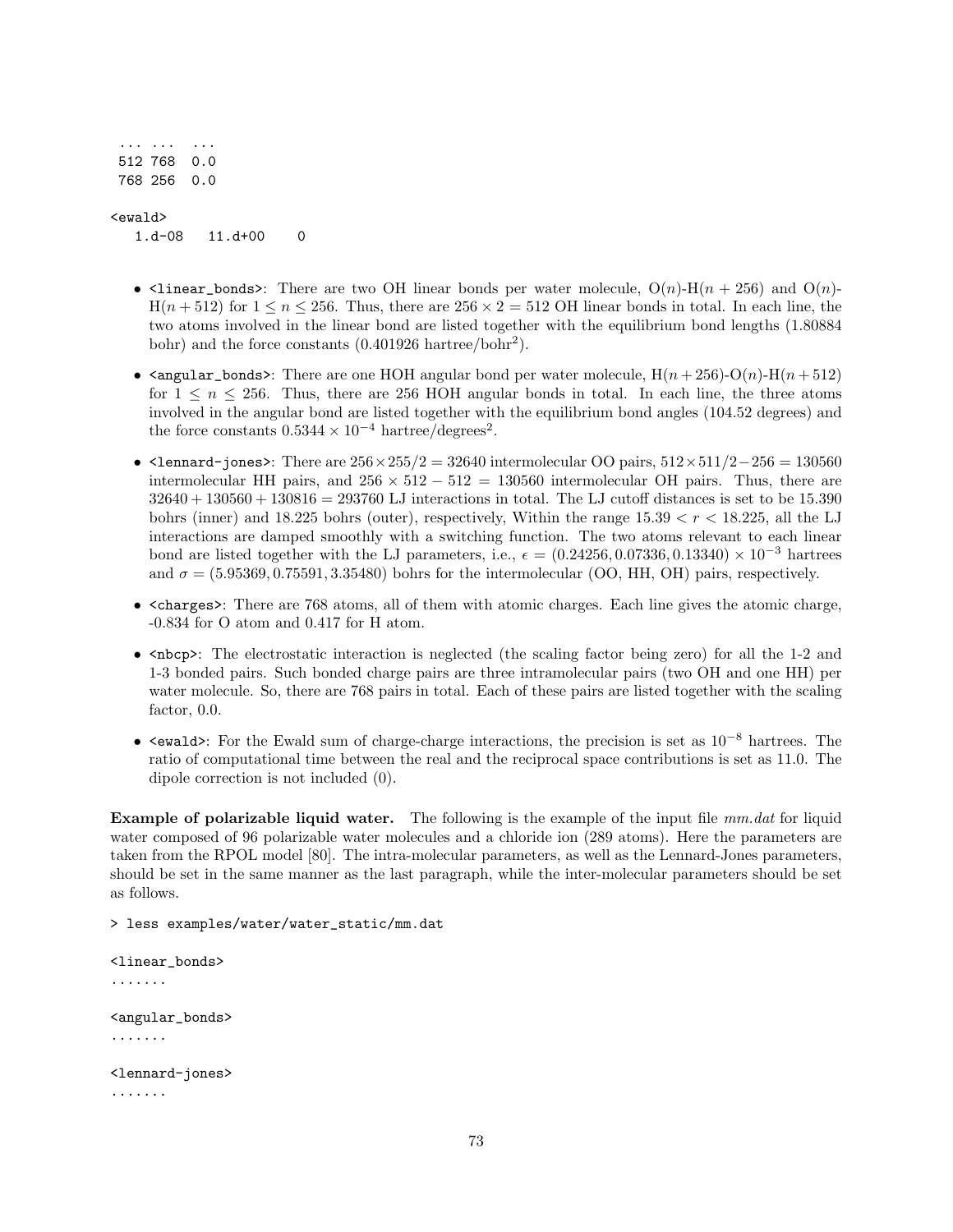```
 ... ... ...
 512 768  0.0
 768 256  0.0

<ewald>
   1.d-08   11.d+00    0
```

- `<linear_bonds>`: There are two OH linear bonds per water molecule, O($n$)-H($n + 256$) and O($n$)-H($n + 512$) for $1 \leq n \leq 256$. Thus, there are $256 \times 2 = 512$ OH linear bonds in total. In each line, the two atoms involved in the linear bond are listed together with the equilibrium bond lengths (1.80884 bohr) and the force constants (0.401926 hartree/bohr$^2$).

- `<angular_bonds>`: There are one HOH angular bond per water molecule, H($n+256$)-O($n$)-H($n+512$) for $1 \leq n \leq 256$. Thus, there are 256 HOH angular bonds in total. In each line, the three atoms involved in the angular bond are listed together with the equilibrium bond angles (104.52 degrees) and the force constants $0.5344 \times 10^{-4}$ hartree/degrees$^2$.

- `<lennard-jones>`: There are $256 \times 255/2 = 32640$ intermolecular OO pairs, $512 \times 511/2 - 256 = 130560$ intermolecular HH pairs, and $256 \times 512 - 512 = 130560$ intermolecular OH pairs. Thus, there are $32640 + 130560 + 130816 = 293760$ LJ interactions in total. The LJ cutoff distances is set to be 15.390 bohrs (inner) and 18.225 bohrs (outer), respectively, Within the range $15.39 < r < 18.225$, all the LJ interactions are damped smoothly with a switching function. The two atoms relevant to each linear bond are listed together with the LJ parameters, i.e., $\epsilon = (0.24256, 0.07336, 0.13340) \times 10^{-3}$ hartrees and $\sigma = (5.95369, 0.75591, 3.35480)$ bohrs for the intermolecular (OO, HH, OH) pairs, respectively.

- `<charges>`: There are 768 atoms, all of them with atomic charges. Each line gives the atomic charge, -0.834 for O atom and 0.417 for H atom.

- `<nbcp>`: The electrostatic interaction is neglected (the scaling factor being zero) for all the 1-2 and 1-3 bonded pairs. Such bonded charge pairs are three intramolecular pairs (two OH and one HH) per water molecule. So, there are 768 pairs in total. Each of these pairs are listed together with the scaling factor, 0.0.

- `<ewald>`: For the Ewald sum of charge-charge interactions, the precision is set as $10^{-8}$ hartrees. The ratio of computational time between the real and the reciprocal space contributions is set as 11.0. The dipole correction is not included (0).

**Example of polarizable liquid water.** The following is the example of the input file *mm.dat* for liquid water composed of 96 polarizable water molecules and a chloride ion (289 atoms). Here the parameters are taken from the RPOL model [80]. The intra-molecular parameters, as well as the Lennard-Jones parameters, should be set in the same manner as the last paragraph, while the inter-molecular parameters should be set as follows.

```
> less examples/water/water_static/mm.dat

<linear_bonds>
.......

<angular_bonds>
.......

<lennard-jones>
.......
```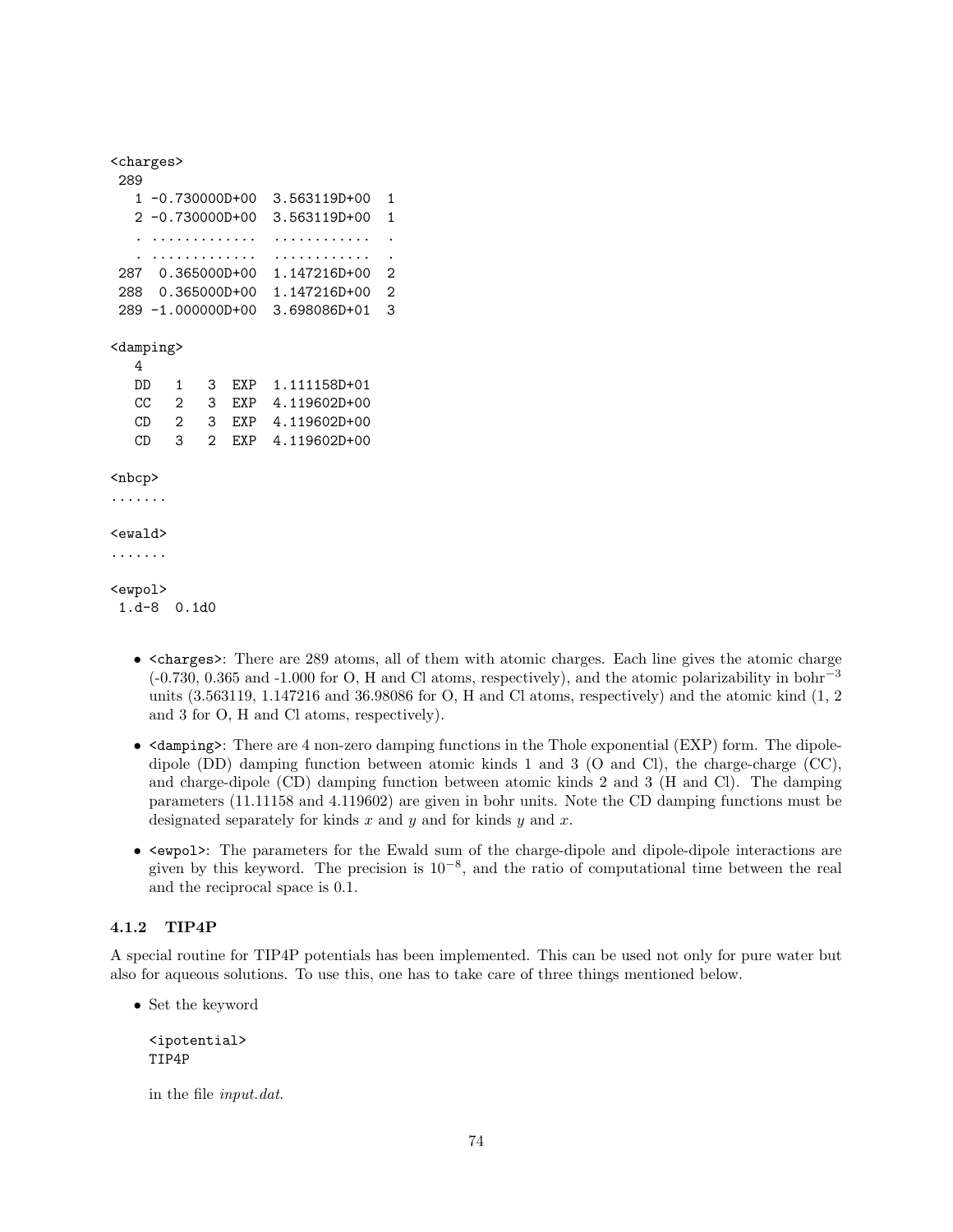```
<charges>
 289
   1 -0.730000D+00  3.563119D+00  1
   2 -0.730000D+00  3.563119D+00  1
   . .............  ...........  .
   . .............  ...........  .
 287  0.365000D+00  1.147216D+00  2
 288  0.365000D+00  1.147216D+00  2
 289 -1.000000D+00  3.698086D+01  3

<damping>
   4
   DD   1   3  EXP  1.111158D+01
   CC   2   3  EXP  4.119602D+00
   CD   2   3  EXP  4.119602D+00
   CD   3   2  EXP  4.119602D+00

<nbcp>
.......

<ewald>
.......

<ewpol>
 1.d-8  0.1d0
```

- `<charges>`: There are 289 atoms, all of them with atomic charges. Each line gives the atomic charge (-0.730, 0.365 and -1.000 for O, H and Cl atoms, respectively), and the atomic polarizability in bohr$^{-3}$ units (3.563119, 1.147216 and 36.98086 for O, H and Cl atoms, respectively) and the atomic kind (1, 2 and 3 for O, H and Cl atoms, respectively).
- `<damping>`: There are 4 non-zero damping functions in the Thole exponential (EXP) form. The dipole-dipole (DD) damping function between atomic kinds 1 and 3 (O and Cl), the charge-charge (CC), and charge-dipole (CD) damping function between atomic kinds 2 and 3 (H and Cl). The damping parameters (11.11158 and 4.119602) are given in bohr units. Note the CD damping functions must be designated separately for kinds $x$ and $y$ and for kinds $y$ and $x$.
- `<ewpol>`: The parameters for the Ewald sum of the charge-dipole and dipole-dipole interactions are given by this keyword. The precision is $10^{-8}$, and the ratio of computational time between the real and the reciprocal space is 0.1.

### 4.1.2 TIP4P

A special routine for TIP4P potentials has been implemented. This can be used not only for pure water but also for aqueous solutions. To use this, one has to take care of three things mentioned below.

- Set the keyword

  ```
  <ipotential>
  TIP4P
  ```

  in the file *input.dat*.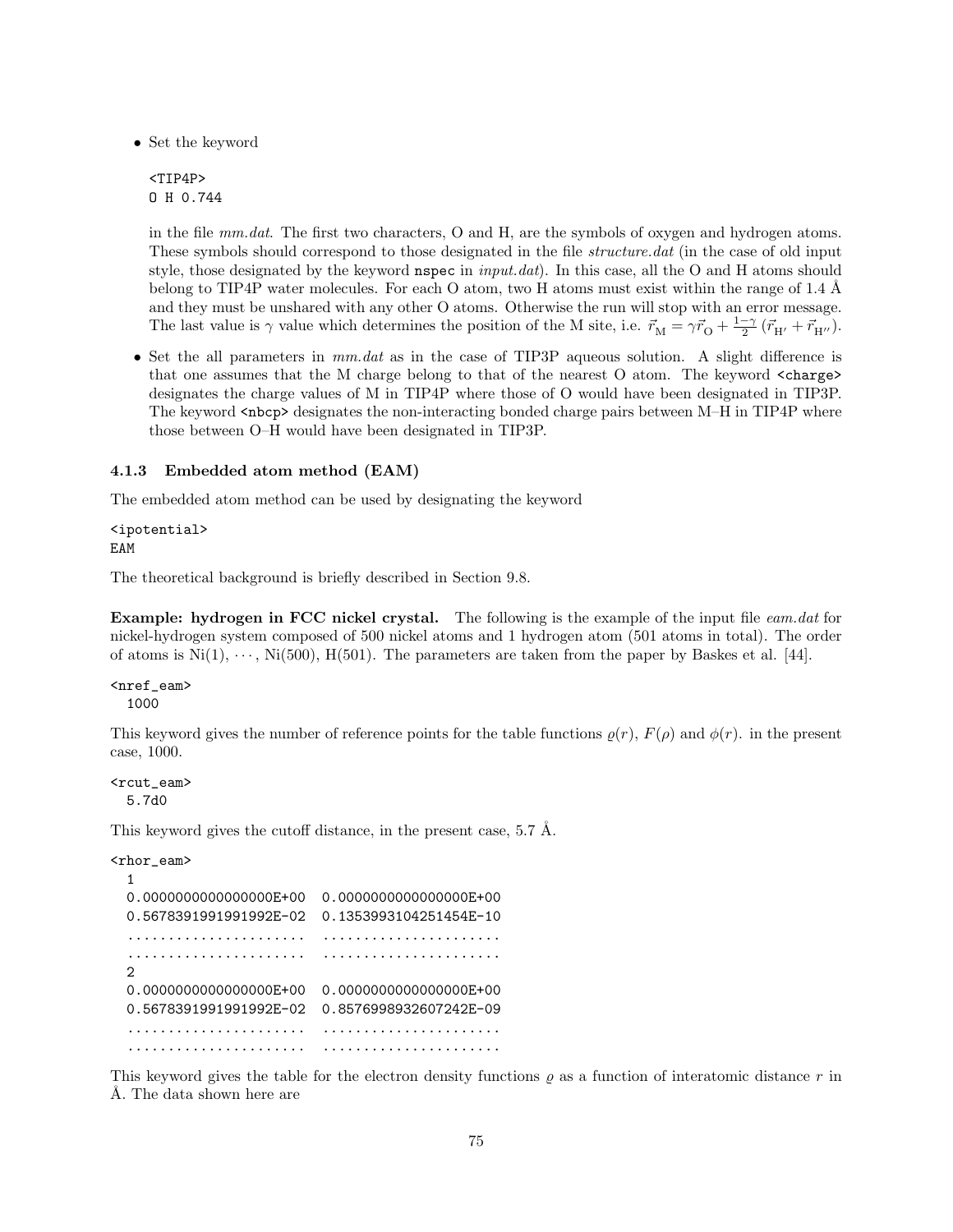- Set the keyword

  ```
  <TIP4P>
  O H 0.744
  ```

  in the file *mm.dat*. The first two characters, O and H, are the symbols of oxygen and hydrogen atoms. These symbols should correspond to those designated in the file *structure.dat* (in the case of old input style, those designated by the keyword `nspec` in *input.dat*). In this case, all the O and H atoms should belong to TIP4P water molecules. For each O atom, two H atoms must exist within the range of 1.4 Å and they must be unshared with any other O atoms. Otherwise the run will stop with an error message. The last value is $\gamma$ value which determines the position of the M site, i.e. $\vec{r}_{\mathrm{M}} = \gamma \vec{r}_{\mathrm{O}} + \frac{1-\gamma}{2}\left(\vec{r}_{\mathrm{H}'} + \vec{r}_{\mathrm{H}''}\right)$.

- Set the all parameters in *mm.dat* as in the case of TIP3P aqueous solution. A slight difference is that one assumes that the M charge belong to that of the nearest O atom. The keyword `<charge>` designates the charge values of M in TIP4P where those of O would have been designated in TIP3P. The keyword `<nbcp>` designates the non-interacting bonded charge pairs between M–H in TIP4P where those between O–H would have been designated in TIP3P.

### 4.1.3 Embedded atom method (EAM)

The embedded atom method can be used by designating the keyword

```
<ipotential>
EAM
```

The theoretical background is briefly described in Section 9.8.

**Example: hydrogen in FCC nickel crystal.** The following is the example of the input file *eam.dat* for nickel-hydrogen system composed of 500 nickel atoms and 1 hydrogen atom (501 atoms in total). The order of atoms is Ni(1), $\cdots$, Ni(500), H(501). The parameters are taken from the paper by Baskes et al. [44].

```
<nref_eam>
  1000
```

This keyword gives the number of reference points for the table functions $\varrho(r)$, $F(\rho)$ and $\phi(r)$. in the present case, 1000.

```
<rcut_eam>
  5.7d0
```

This keyword gives the cutoff distance, in the present case, 5.7 Å.

```
<rhor_eam>
  1
  0.0000000000000000E+00  0.0000000000000000E+00
  0.5678391991991992E-02  0.1353993104251454E-10
  ......................  ......................
  ......................  ......................
  2
  0.0000000000000000E+00  0.0000000000000000E+00
  0.5678391991991992E-02  0.8576998932607242E-09
  ......................  ......................
  ......................  ......................
```

This keyword gives the table for the electron density functions $\varrho$ as a function of interatomic distance $r$ in Å. The data shown here are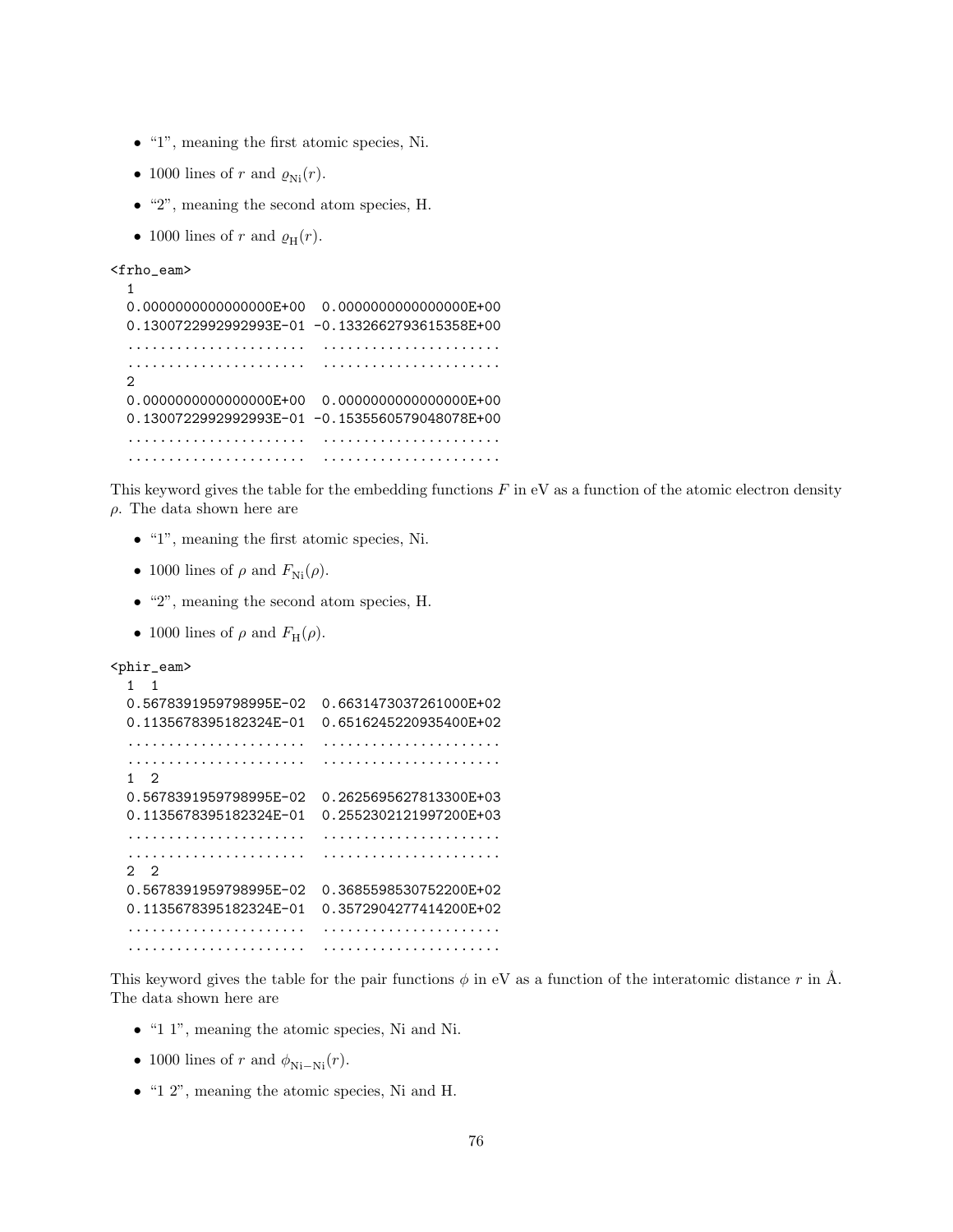- "1", meaning the first atomic species, Ni.
- 1000 lines of $r$ and $\varrho_{\mathrm{Ni}}(r)$.
- "2", meaning the second atom species, H.
- 1000 lines of $r$ and $\varrho_{\mathrm{H}}(r)$.

```
<frho_eam>
  1
  0.0000000000000000E+00  0.0000000000000000E+00
  0.1300722992992993E-01 -0.1332662793615358E+00
  ......................  ......................
  ......................  ......................
  2
  0.0000000000000000E+00  0.0000000000000000E+00
  0.1300722992992993E-01 -0.1535560579048078E+00
  ......................  ......................
  ......................  ......................
```

This keyword gives the table for the embedding functions $F$ in eV as a function of the atomic electron density $\rho$. The data shown here are

- "1", meaning the first atomic species, Ni.
- 1000 lines of $\rho$ and $F_{\mathrm{Ni}}(\rho)$.
- "2", meaning the second atom species, H.
- 1000 lines of $\rho$ and $F_{\mathrm{H}}(\rho)$.

```
<phir_eam>
  1  1
  0.5678391959798995E-02  0.6631473037261000E+02
  0.1135678395182324E-01  0.6516245220935400E+02
  ......................  ......................
  ......................  ......................
  1  2
  0.5678391959798995E-02  0.2625695627813300E+03
  0.1135678395182324E-01  0.2552302121997200E+03
  ......................  ......................
  ......................  ......................
  2  2
  0.5678391959798995E-02  0.3685598530752200E+02
  0.1135678395182324E-01  0.3572904277414200E+02
  ......................  ......................
  ......................  ......................
```

This keyword gives the table for the pair functions $\phi$ in eV as a function of the interatomic distance $r$ in Å. The data shown here are

- "1 1", meaning the atomic species, Ni and Ni.
- 1000 lines of $r$ and $\phi_{\mathrm{Ni-Ni}}(r)$.
- "1 2", meaning the atomic species, Ni and H.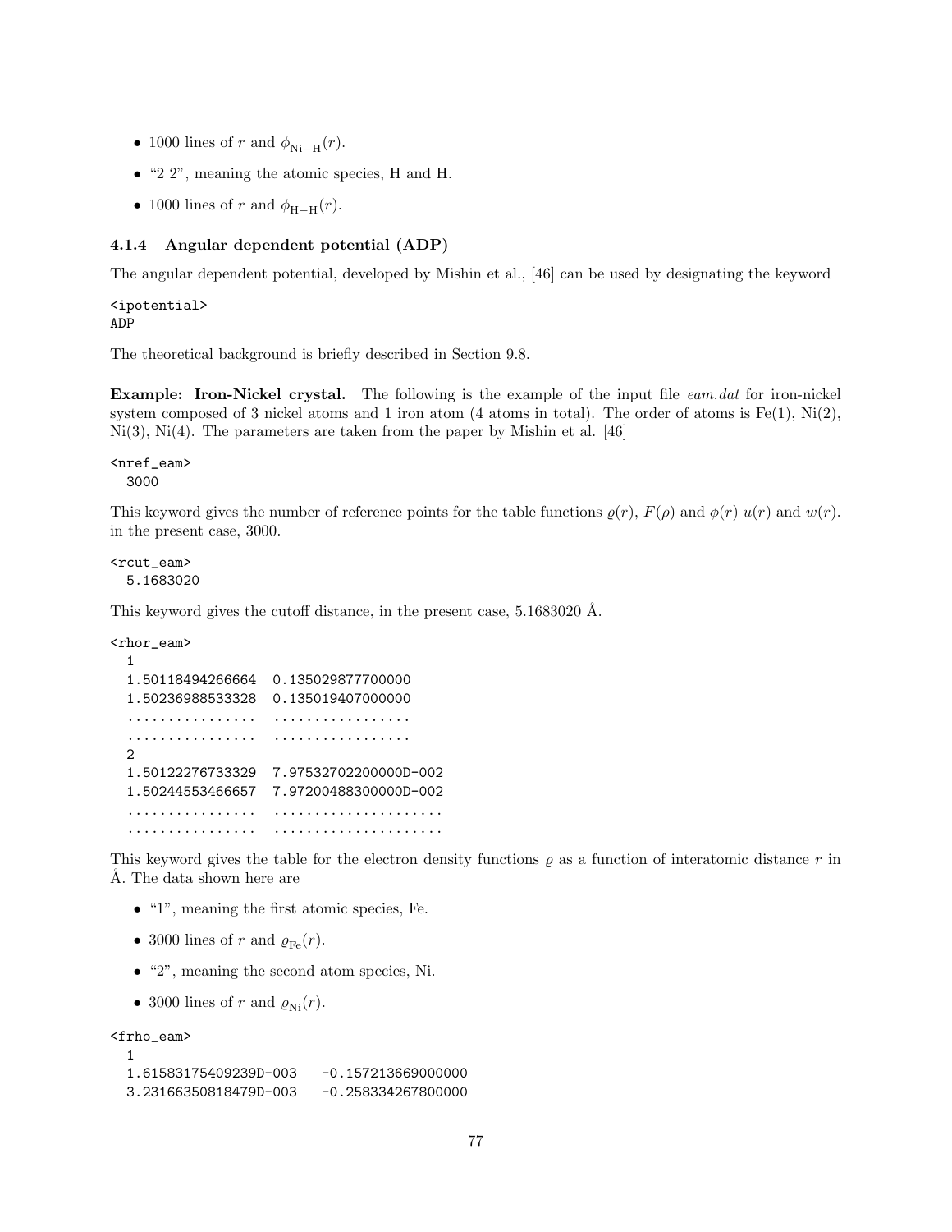- 1000 lines of $r$ and $\phi_{\mathrm{Ni-H}}(r)$.
- "2 2", meaning the atomic species, H and H.
- 1000 lines of $r$ and $\phi_{\mathrm{H-H}}(r)$.

#### 4.1.4 Angular dependent potential (ADP)

The angular dependent potential, developed by Mishin et al., [46] can be used by designating the keyword

```
<ipotential>
ADP
```

The theoretical background is briefly described in Section 9.8.

**Example: Iron-Nickel crystal.** The following is the example of the input file *eam.dat* for iron-nickel system composed of 3 nickel atoms and 1 iron atom (4 atoms in total). The order of atoms is Fe(1), Ni(2), Ni(3), Ni(4). The parameters are taken from the paper by Mishin et al. [46]

```
<nref_eam>
  3000
```

This keyword gives the number of reference points for the table functions $\varrho(r)$, $F(\rho)$ and $\phi(r)$ $u(r)$ and $w(r)$. in the present case, 3000.

```
<rcut_eam>
  5.1683020
```

This keyword gives the cutoff distance, in the present case, 5.1683020 Å.

```
<rhor_eam>
  1
  1.50118494266664  0.135029877700000
  1.50236988533328  0.135019407000000
  ................  .................
  ................  .................
  2
  1.50122276733329  7.97532702200000D-002
  1.50244553466657  7.97200488300000D-002
  ................  .....................
  ................  .....................
```

This keyword gives the table for the electron density functions $\varrho$ as a function of interatomic distance $r$ in Å. The data shown here are

- "1", meaning the first atomic species, Fe.
- 3000 lines of $r$ and $\varrho_{\mathrm{Fe}}(r)$.
- "2", meaning the second atom species, Ni.
- 3000 lines of $r$ and $\varrho_{\mathrm{Ni}}(r)$.

```
<frho_eam>
  1
  1.61583175409239D-003   -0.157213669000000
  3.23166350818479D-003   -0.258334267800000
```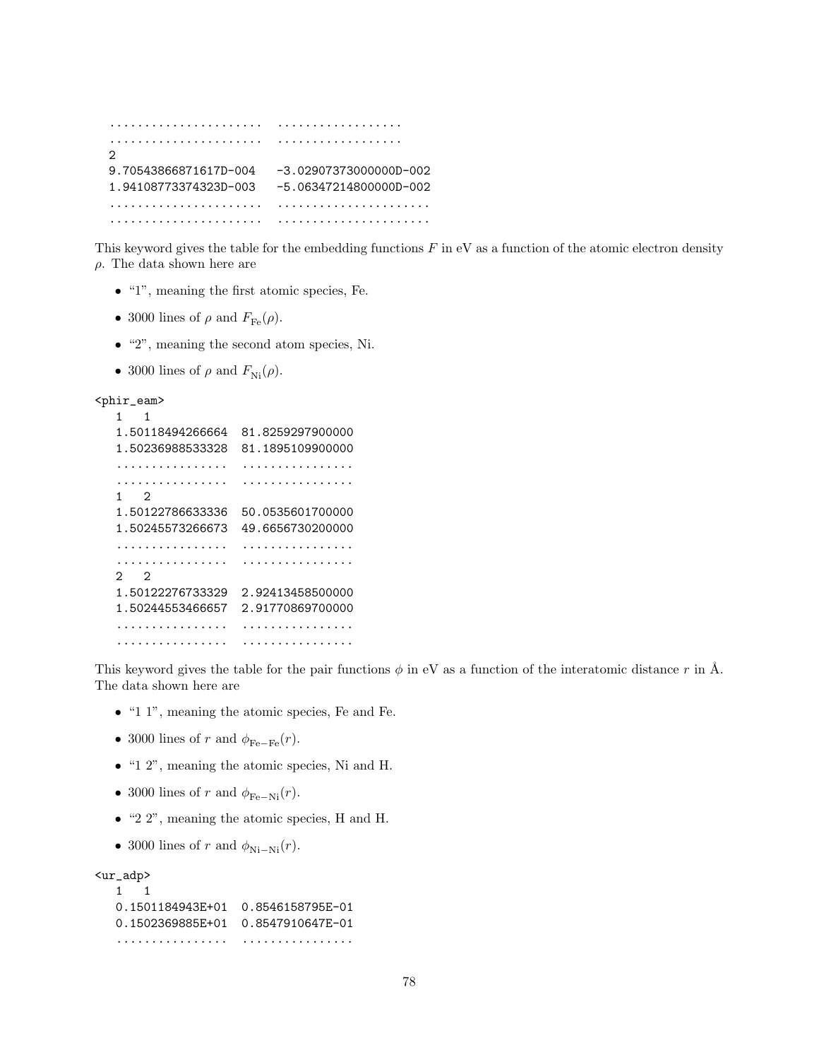```
......................  ..................
......................  ..................
2
9.70543866871617D-004   -3.02907373000000D-002
1.94108773374323D-003   -5.06347214800000D-002
......................  ......................
......................  ......................
```

This keyword gives the table for the embedding functions $F$ in eV as a function of the atomic electron density $\rho$. The data shown here are

- "1", meaning the first atomic species, Fe.
- 3000 lines of $\rho$ and $F_{\mathrm{Fe}}(\rho)$.
- "2", meaning the second atom species, Ni.
- 3000 lines of $\rho$ and $F_{\mathrm{Ni}}(\rho)$.

```
<phir_eam>
  1   1
  1.50118494266664  81.8259297900000
  1.50236988533328  81.1895109900000
  ................  ................
  ................  ................
  1   2
  1.50122786633336  50.0535601700000
  1.50245573266673  49.6656730200000
  ................  ................
  ................  ................
  2   2
  1.50122276733329  2.92413458500000
  1.50244553466657  2.91770869700000
  ................  ................
  ................  ................
```

This keyword gives the table for the pair functions $\phi$ in eV as a function of the interatomic distance $r$ in Å. The data shown here are

- "1 1", meaning the atomic species, Fe and Fe.
- 3000 lines of $r$ and $\phi_{\mathrm{Fe-Fe}}(r)$.
- "1 2", meaning the atomic species, Ni and H.
- 3000 lines of $r$ and $\phi_{\mathrm{Fe-Ni}}(r)$.
- "2 2", meaning the atomic species, H and H.
- 3000 lines of $r$ and $\phi_{\mathrm{Ni-Ni}}(r)$.

```
<ur_adp>
  1   1
  0.1501184943E+01  0.8546158795E-01
  0.1502369885E+01  0.8547910647E-01
  ................  ................
```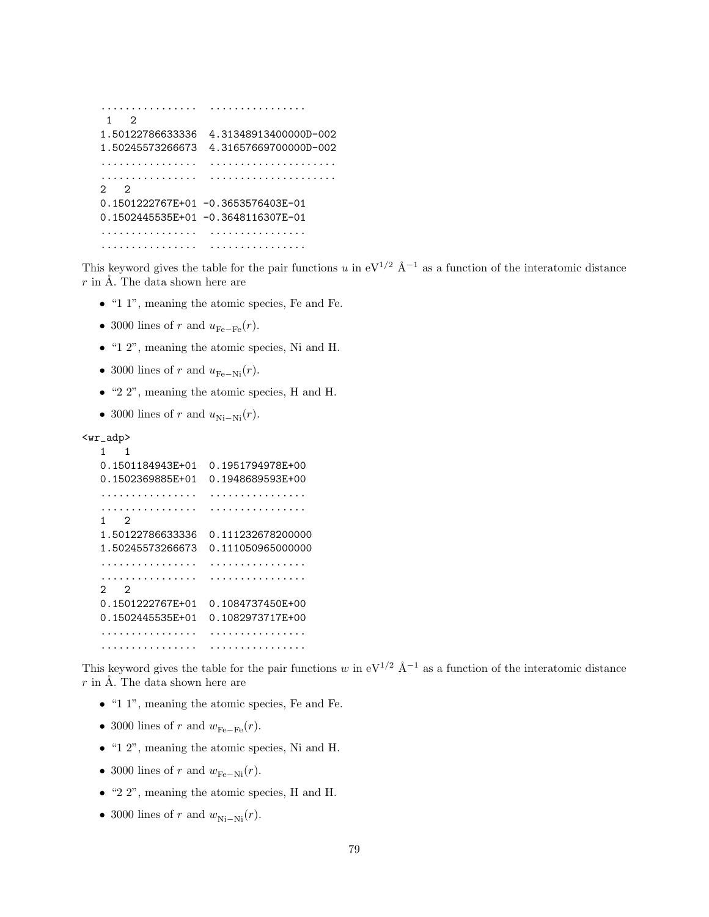```
................  ................
 1   2
1.50122786633336  4.31348913400000D-002
1.50245573266673  4.31657669700000D-002
................  .....................
................  .....................
2   2
0.1501222767E+01 -0.3653576403E-01
0.1502445535E+01 -0.3648116307E-01
................  ................
................  ................
```

This keyword gives the table for the pair functions $u$ in eV$^{1/2}$ Å$^{-1}$ as a function of the interatomic distance $r$ in Å. The data shown here are

- "1 1", meaning the atomic species, Fe and Fe.
- 3000 lines of $r$ and $u_{\mathrm{Fe-Fe}}(r)$.
- "1 2", meaning the atomic species, Ni and H.
- 3000 lines of $r$ and $u_{\mathrm{Fe-Ni}}(r)$.
- "2 2", meaning the atomic species, H and H.
- 3000 lines of $r$ and $u_{\mathrm{Ni-Ni}}(r)$.

```
<wr_adp>
   1   1
   0.1501184943E+01  0.1951794978E+00
   0.1502369885E+01  0.1948689593E+00
   ................  ................
   ................  ................
   1   2
   1.50122786633336  0.111232678200000
   1.50245573266673  0.111050965000000
   ................  ................
   ................  ................
   2   2
   0.1501222767E+01  0.1084737450E+00
   0.1502445535E+01  0.1082973717E+00
   ................  ................
   ................  ................
```

This keyword gives the table for the pair functions $w$ in eV$^{1/2}$ Å$^{-1}$ as a function of the interatomic distance $r$ in Å. The data shown here are

- "1 1", meaning the atomic species, Fe and Fe.
- 3000 lines of $r$ and $w_{\mathrm{Fe-Fe}}(r)$.
- "1 2", meaning the atomic species, Ni and H.
- 3000 lines of $r$ and $w_{\mathrm{Fe-Ni}}(r)$.
- "2 2", meaning the atomic species, H and H.
- 3000 lines of $r$ and $w_{\mathrm{Ni-Ni}}(r)$.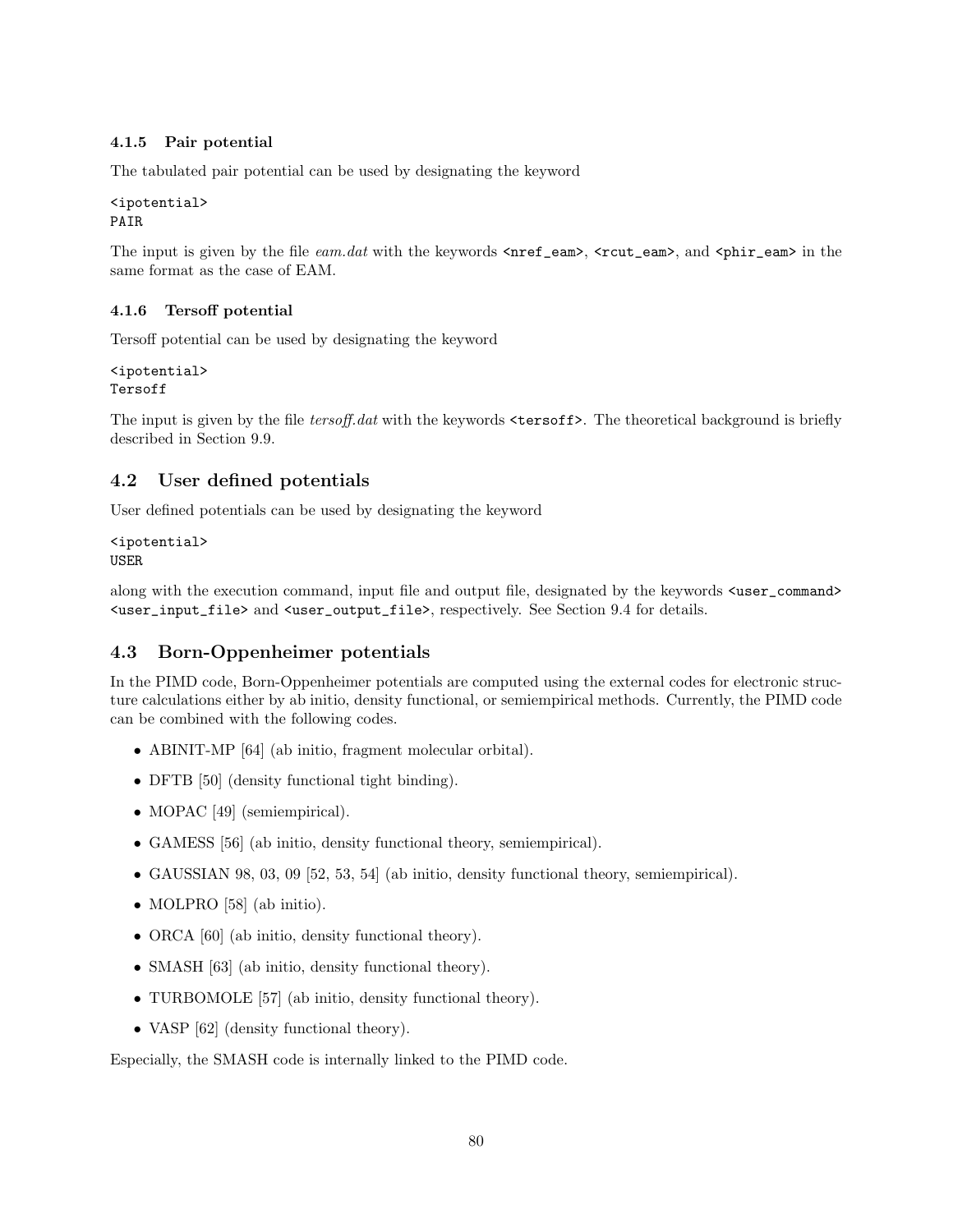### 4.1.5 Pair potential

The tabulated pair potential can be used by designating the keyword

```
<ipotential>
PAIR
```

The input is given by the file *eam.dat* with the keywords `<nref_eam>`, `<rcut_eam>`, and `<phir_eam>` in the same format as the case of EAM.

### 4.1.6 Tersoff potential

Tersoff potential can be used by designating the keyword

```
<ipotential>
Tersoff
```

The input is given by the file *tersoff.dat* with the keywords `<tersoff>`. The theoretical background is briefly described in Section 9.9.

## 4.2 User defined potentials

User defined potentials can be used by designating the keyword

```
<ipotential>
USER
```

along with the execution command, input file and output file, designated by the keywords `<user_command>` `<user_input_file>` and `<user_output_file>`, respectively. See Section 9.4 for details.

## 4.3 Born-Oppenheimer potentials

In the PIMD code, Born-Oppenheimer potentials are computed using the external codes for electronic structure calculations either by ab initio, density functional, or semiempirical methods. Currently, the PIMD code can be combined with the following codes.

- ABINIT-MP [64] (ab initio, fragment molecular orbital).
- DFTB [50] (density functional tight binding).
- MOPAC [49] (semiempirical).
- GAMESS [56] (ab initio, density functional theory, semiempirical).
- GAUSSIAN 98, 03, 09 [52, 53, 54] (ab initio, density functional theory, semiempirical).
- MOLPRO [58] (ab initio).
- ORCA [60] (ab initio, density functional theory).
- SMASH [63] (ab initio, density functional theory).
- TURBOMOLE [57] (ab initio, density functional theory).
- VASP [62] (density functional theory).

Especially, the SMASH code is internally linked to the PIMD code.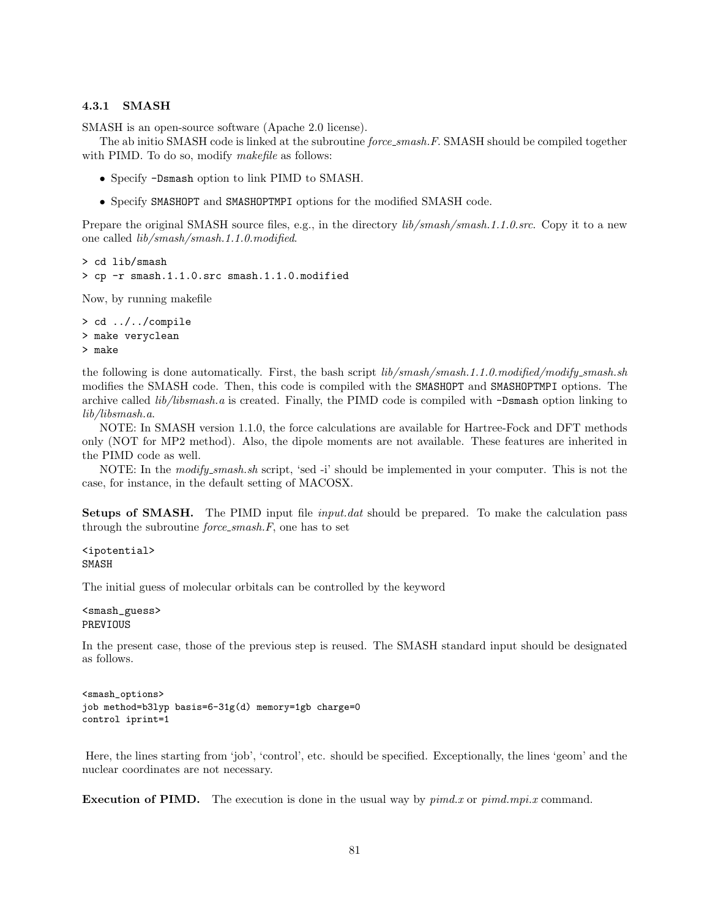### 4.3.1 SMASH

SMASH is an open-source software (Apache 2.0 license).

The ab initio SMASH code is linked at the subroutine *force_smash.F*. SMASH should be compiled together with PIMD. To do so, modify *makefile* as follows:

- Specify `-Dsmash` option to link PIMD to SMASH.
- Specify `SMASHOPT` and `SMASHOPTMPI` options for the modified SMASH code.

Prepare the original SMASH source files, e.g., in the directory *lib/smash/smash.1.1.0.src*. Copy it to a new one called *lib/smash/smash.1.1.0.modified*.

```
> cd lib/smash
> cp -r smash.1.1.0.src smash.1.1.0.modified
```

Now, by running makefile

```
> cd ../../compile
> make veryclean
> make
```

the following is done automatically. First, the bash script *lib/smash/smash.1.1.0.modified/modify_smash.sh* modifies the SMASH code. Then, this code is compiled with the `SMASHOPT` and `SMASHOPTMPI` options. The archive called *lib/libsmash.a* is created. Finally, the PIMD code is compiled with `-Dsmash` option linking to *lib/libsmash.a*.

NOTE: In SMASH version 1.1.0, the force calculations are available for Hartree-Fock and DFT methods only (NOT for MP2 method). Also, the dipole moments are not available. These features are inherited in the PIMD code as well.

NOTE: In the *modify_smash.sh* script, 'sed -i' should be implemented in your computer. This is not the case, for instance, in the default setting of MACOSX.

**Setups of SMASH.** The PIMD input file *input.dat* should be prepared. To make the calculation pass through the subroutine *force_smash.F*, one has to set

```
<ipotential>
SMASH
```

The initial guess of molecular orbitals can be controlled by the keyword

```
<smash_guess>
PREVIOUS
```

In the present case, those of the previous step is reused. The SMASH standard input should be designated as follows.

```
<smash_options>
job method=b3lyp basis=6-31g(d) memory=1gb charge=0
control iprint=1
```

Here, the lines starting from 'job', 'control', etc. should be specified. Exceptionally, the lines 'geom' and the nuclear coordinates are not necessary.

**Execution of PIMD.** The execution is done in the usual way by *pimd.x* or *pimd.mpi.x* command.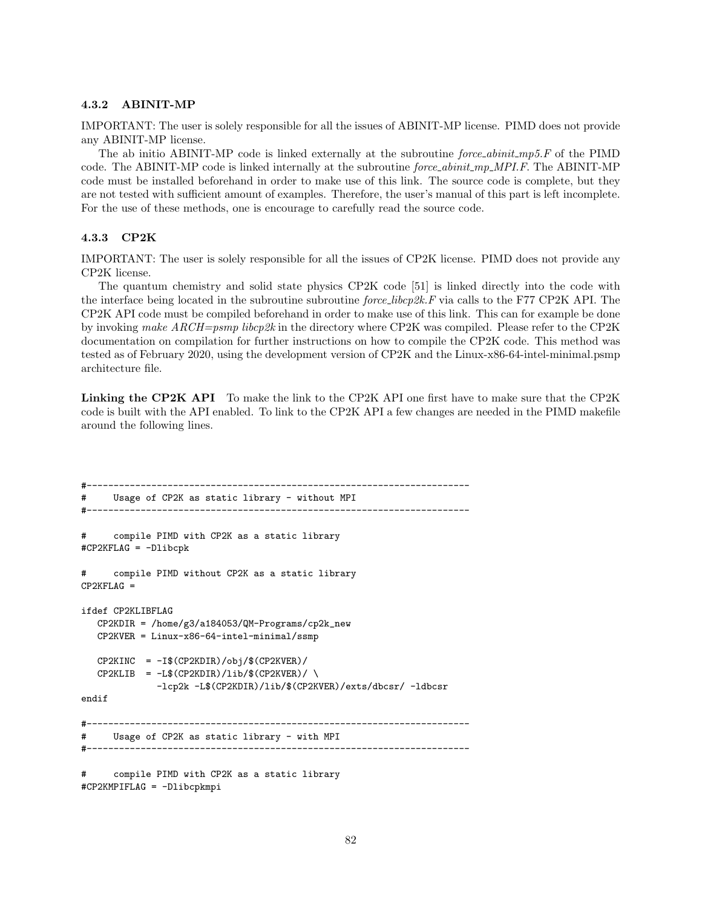### 4.3.2 ABINIT-MP

IMPORTANT: The user is solely responsible for all the issues of ABINIT-MP license. PIMD does not provide any ABINIT-MP license.

The ab initio ABINIT-MP code is linked externally at the subroutine *force_abinit_mp5.F* of the PIMD code. The ABINIT-MP code is linked internally at the subroutine *force_abinit_mp_MPI.F*. The ABINIT-MP code must be installed beforehand in order to make use of this link. The source code is complete, but they are not tested with sufficient amount of examples. Therefore, the user's manual of this part is left incomplete. For the use of these methods, one is encourage to carefully read the source code.

### 4.3.3 CP2K

IMPORTANT: The user is solely responsible for all the issues of CP2K license. PIMD does not provide any CP2K license.

The quantum chemistry and solid state physics CP2K code [51] is linked directly into the code with the interface being located in the subroutine subroutine *force_libcp2k.F* via calls to the F77 CP2K API. The CP2K API code must be compiled beforehand in order to make use of this link. This can for example be done by invoking *make ARCH=psmp libcp2k* in the directory where CP2K was compiled. Please refer to the CP2K documentation on compilation for further instructions on how to compile the CP2K code. This method was tested as of February 2020, using the development version of CP2K and the Linux-x86-64-intel-minimal.psmp architecture file.

**Linking the CP2K API** To make the link to the CP2K API one first have to make sure that the CP2K code is built with the API enabled. To link to the CP2K API a few changes are needed in the PIMD makefile around the following lines.

```
#-----------------------------------------------------------------------
#     Usage of CP2K as static library - without MPI
#-----------------------------------------------------------------------

#     compile PIMD with CP2K as a static library
#CP2KFLAG = -Dlibcpk

#     compile PIMD without CP2K as a static library
CP2KFLAG =

ifdef CP2KLIBFLAG
   CP2KDIR = /home/g3/a184053/QM-Programs/cp2k_new
   CP2KVER = Linux-x86-64-intel-minimal/ssmp

   CP2KINC  = -I$(CP2KDIR)/obj/$(CP2KVER)/
   CP2KLIB  = -L$(CP2KDIR)/lib/$(CP2KVER)/ \
              -lcp2k -L$(CP2KDIR)/lib/$(CP2KVER)/exts/dbcsr/ -ldbcsr
endif

#-----------------------------------------------------------------------
#     Usage of CP2K as static library - with MPI
#-----------------------------------------------------------------------

#     compile PIMD with CP2K as a static library
#CP2KMPIFLAG = -Dlibcpkmpi
```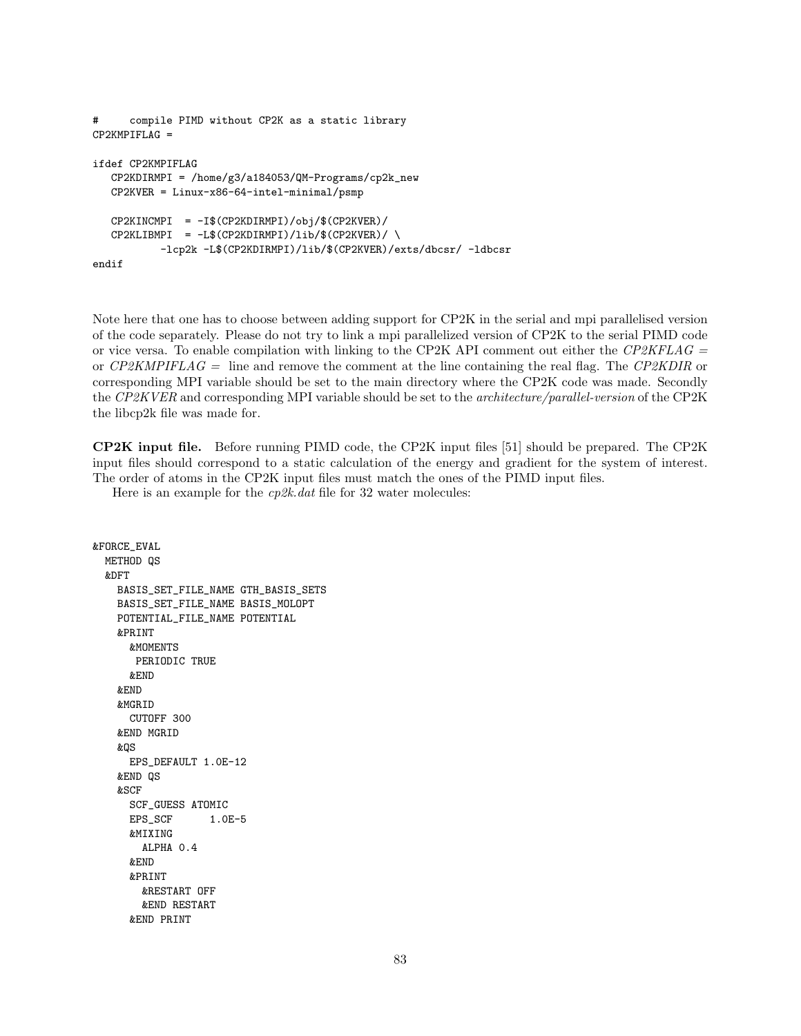```
#     compile PIMD without CP2K as a static library
CP2KMPIFLAG =

ifdef CP2KMPIFLAG
   CP2KDIRMPI = /home/g3/a184053/QM-Programs/cp2k_new
   CP2KVER = Linux-x86-64-intel-minimal/psmp

   CP2KINCMPI  = -I$(CP2KDIRMPI)/obj/$(CP2KVER)/
   CP2KLIBMPI  = -L$(CP2KDIRMPI)/lib/$(CP2KVER)/ \
           -lcp2k -L$(CP2KDIRMPI)/lib/$(CP2KVER)/exts/dbcsr/ -ldbcsr
endif
```

Note here that one has to choose between adding support for CP2K in the serial and mpi parallelised version of the code separately. Please do not try to link a mpi parallelized version of CP2K to the serial PIMD code or vice versa. To enable compilation with linking to the CP2K API comment out either the *CP2KFLAG =* or *CP2KMPIFLAG =* line and remove the comment at the line containing the real flag. The *CP2KDIR* or corresponding MPI variable should be set to the main directory where the CP2K code was made. Secondly the *CP2KVER* and corresponding MPI variable should be set to the *architecture/parallel-version* of the CP2K the libcp2k file was made for.

**CP2K input file.** Before running PIMD code, the CP2K input files [51] should be prepared. The CP2K input files should correspond to a static calculation of the energy and gradient for the system of interest. The order of atoms in the CP2K input files must match the ones of the PIMD input files.

Here is an example for the *cp2k.dat* file for 32 water molecules:

```
&FORCE_EVAL
  METHOD QS
  &DFT
    BASIS_SET_FILE_NAME GTH_BASIS_SETS
    BASIS_SET_FILE_NAME BASIS_MOLOPT
    POTENTIAL_FILE_NAME POTENTIAL
    &PRINT
      &MOMENTS
       PERIODIC TRUE
      &END
    &END
    &MGRID
      CUTOFF 300
    &END MGRID
    &QS
      EPS_DEFAULT 1.0E-12
    &END QS
    &SCF
      SCF_GUESS ATOMIC
      EPS_SCF      1.0E-5
      &MIXING
        ALPHA 0.4
      &END
      &PRINT
        &RESTART OFF
        &END RESTART
      &END PRINT
```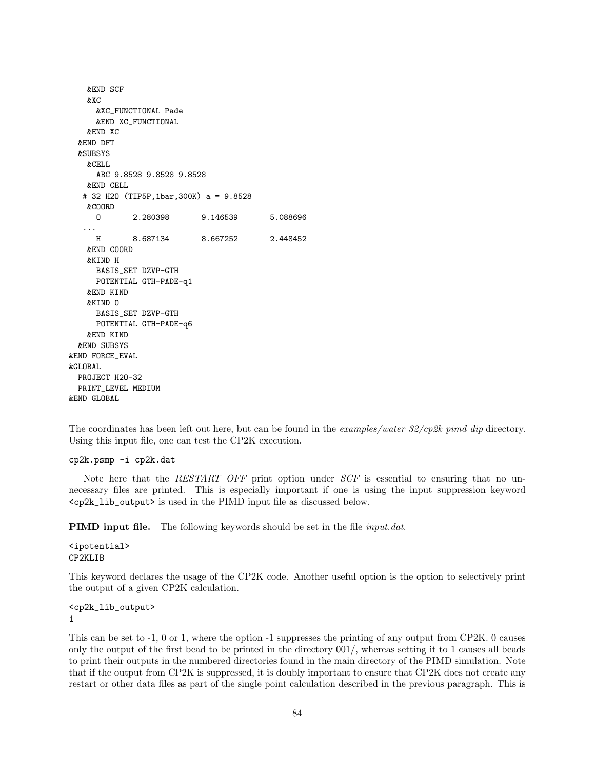```
    &END SCF
    &XC
      &XC_FUNCTIONAL Pade
      &END XC_FUNCTIONAL
    &END XC
  &END DFT
  &SUBSYS
    &CELL
      ABC 9.8528 9.8528 9.8528
    &END CELL
   # 32 H2O (TIP5P,1bar,300K) a = 9.8528
    &COORD
      O       2.280398       9.146539       5.088696
   ...
      H       8.687134       8.667252       2.448452
    &END COORD
    &KIND H
      BASIS_SET DZVP-GTH
      POTENTIAL GTH-PADE-q1
    &END KIND
    &KIND O
      BASIS_SET DZVP-GTH
      POTENTIAL GTH-PADE-q6
    &END KIND
  &END SUBSYS
&END FORCE_EVAL
&GLOBAL
  PROJECT H2O-32
  PRINT_LEVEL MEDIUM
&END GLOBAL
```

The coordinates has been left out here, but can be found in the *examples/water_32/cp2k_pimd_dip* directory. Using this input file, one can test the CP2K execution.

```
cp2k.psmp -i cp2k.dat
```

Note here that the *RESTART OFF* print option under *SCF* is essential to ensuring that no unnecessary files are printed. This is especially important if one is using the input suppression keyword `<cp2k_lib_output>` is used in the PIMD input file as discussed below.

**PIMD input file.** The following keywords should be set in the file *input.dat*.

```
<ipotential>
CP2KLIB
```

This keyword declares the usage of the CP2K code. Another useful option is the option to selectively print the output of a given CP2K calculation.

```
<cp2k_lib_output>
1
```

This can be set to -1, 0 or 1, where the option -1 suppresses the printing of any output from CP2K. 0 causes only the output of the first bead to be printed in the directory 001/, whereas setting it to 1 causes all beads to print their outputs in the numbered directories found in the main directory of the PIMD simulation. Note that if the output from CP2K is suppressed, it is doubly important to ensure that CP2K does not create any restart or other data files as part of the single point calculation described in the previous paragraph. This is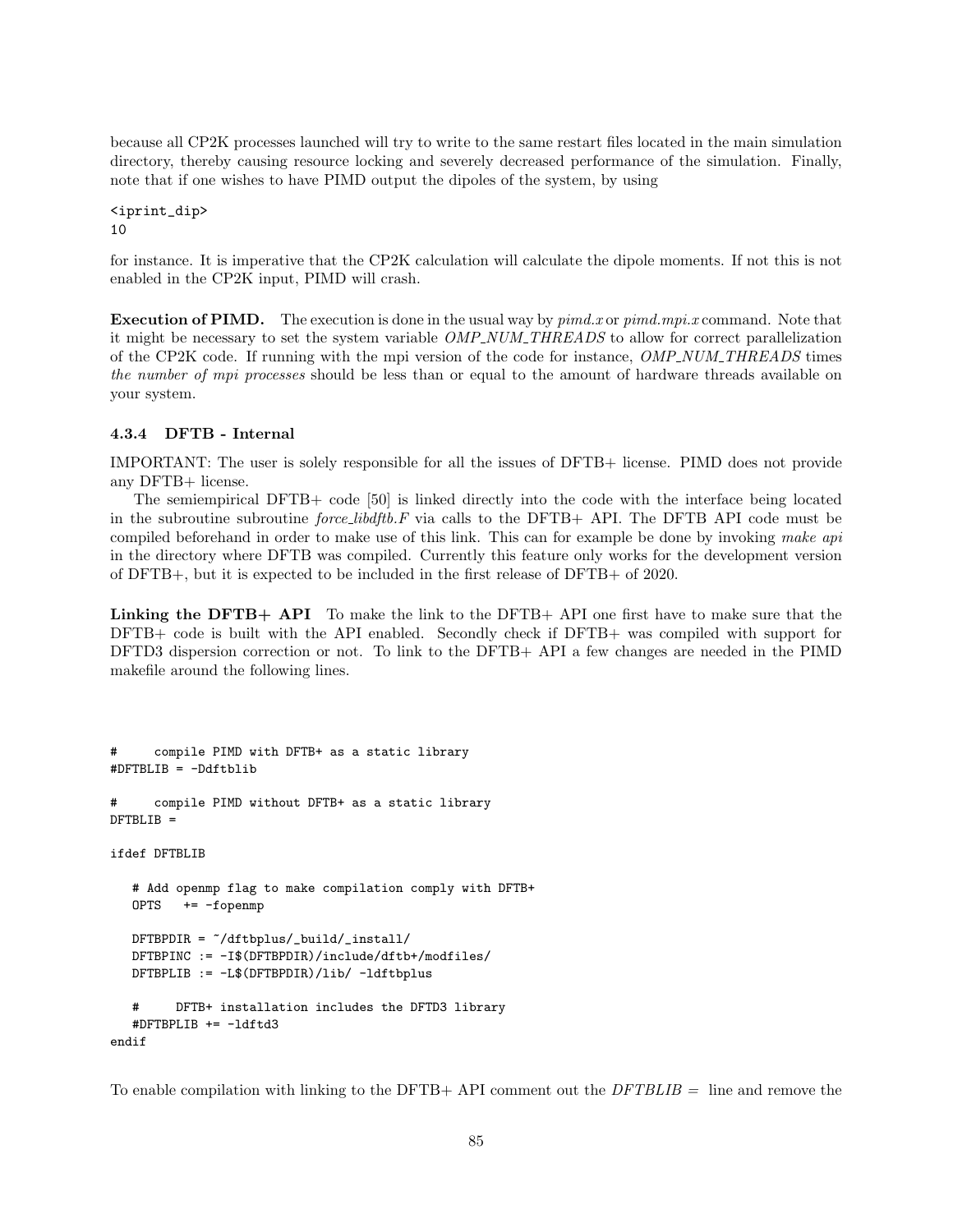because all CP2K processes launched will try to write to the same restart files located in the main simulation directory, thereby causing resource locking and severely decreased performance of the simulation. Finally, note that if one wishes to have PIMD output the dipoles of the system, by using

```
<iprint_dip>
10
```

for instance. It is imperative that the CP2K calculation will calculate the dipole moments. If not this is not enabled in the CP2K input, PIMD will crash.

**Execution of PIMD.** The execution is done in the usual way by *pimd.x* or *pimd.mpi.x* command. Note that it might be necessary to set the system variable *OMP_NUM_THREADS* to allow for correct parallelization of the CP2K code. If running with the mpi version of the code for instance, *OMP_NUM_THREADS* times *the number of mpi processes* should be less than or equal to the amount of hardware threads available on your system.

### 4.3.4 DFTB - Internal

IMPORTANT: The user is solely responsible for all the issues of DFTB+ license. PIMD does not provide any DFTB+ license.

The semiempirical DFTB+ code [50] is linked directly into the code with the interface being located in the subroutine subroutine *force_libdftb.F* via calls to the DFTB+ API. The DFTB API code must be compiled beforehand in order to make use of this link. This can for example be done by invoking *make api* in the directory where DFTB was compiled. Currently this feature only works for the development version of DFTB+, but it is expected to be included in the first release of DFTB+ of 2020.

**Linking the DFTB+ API** To make the link to the DFTB+ API one first have to make sure that the DFTB+ code is built with the API enabled. Secondly check if DFTB+ was compiled with support for DFTD3 dispersion correction or not. To link to the DFTB+ API a few changes are needed in the PIMD makefile around the following lines.

```
#     compile PIMD with DFTB+ as a static library
#DFTBLIB = -Ddftblib

#     compile PIMD without DFTB+ as a static library
DFTBLIB =

ifdef DFTBLIB

   # Add openmp flag to make compilation comply with DFTB+
   OPTS   += -fopenmp

   DFTBPDIR = ~/dftbplus/_build/_install/
   DFTBPINC := -I$(DFTBPDIR)/include/dftb+/modfiles/
   DFTBPLIB := -L$(DFTBPDIR)/lib/ -ldftbplus

   #     DFTB+ installation includes the DFTD3 library
   #DFTBPLIB += -ldftd3
endif
```

To enable compilation with linking to the DFTB+ API comment out the *DFTBLIB =* line and remove the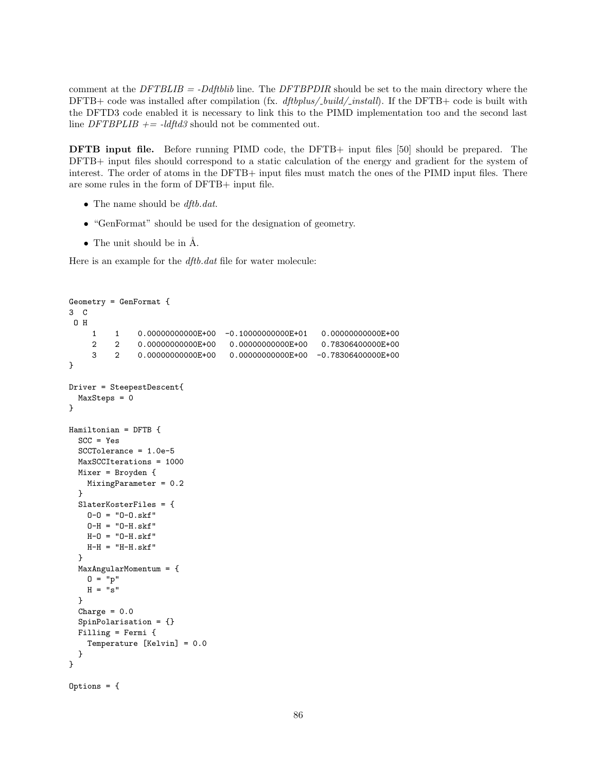comment at the *DFTBLIB = -Ddftblib* line. The *DFTBPDIR* should be set to the main directory where the DFTB+ code was installed after compilation (fx. *dftbplus/_build/_install*). If the DFTB+ code is built with the DFTD3 code enabled it is necessary to link this to the PIMD implementation too and the second last line *DFTBPLIB += -ldftd3* should not be commented out.

**DFTB input file.** Before running PIMD code, the DFTB+ input files [50] should be prepared. The DFTB+ input files should correspond to a static calculation of the energy and gradient for the system of interest. The order of atoms in the DFTB+ input files must match the ones of the PIMD input files. There are some rules in the form of DFTB+ input file.

- The name should be *dftb.dat*.
- "GenFormat" should be used for the designation of geometry.
- The unit should be in Å.

Here is an example for the *dftb.dat* file for water molecule:

```
Geometry = GenFormat {
3  C
 O H
     1    1    0.00000000000E+00  -0.10000000000E+01   0.00000000000E+00
     2    2    0.00000000000E+00   0.00000000000E+00   0.78306400000E+00
     3    2    0.00000000000E+00   0.00000000000E+00  -0.78306400000E+00
}

Driver = SteepestDescent{
  MaxSteps = 0
}

Hamiltonian = DFTB {
  SCC = Yes
  SCCTolerance = 1.0e-5
  MaxSCCIterations = 1000
  Mixer = Broyden {
    MixingParameter = 0.2
  }
  SlaterKosterFiles = {
    O-O = "O-O.skf"
    O-H = "O-H.skf"
    H-O = "O-H.skf"
    H-H = "H-H.skf"
  }
  MaxAngularMomentum = {
    O = "p"
    H = "s"
  }
  Charge = 0.0
  SpinPolarisation = {}
  Filling = Fermi {
    Temperature [Kelvin] = 0.0
  }
}

Options = {
```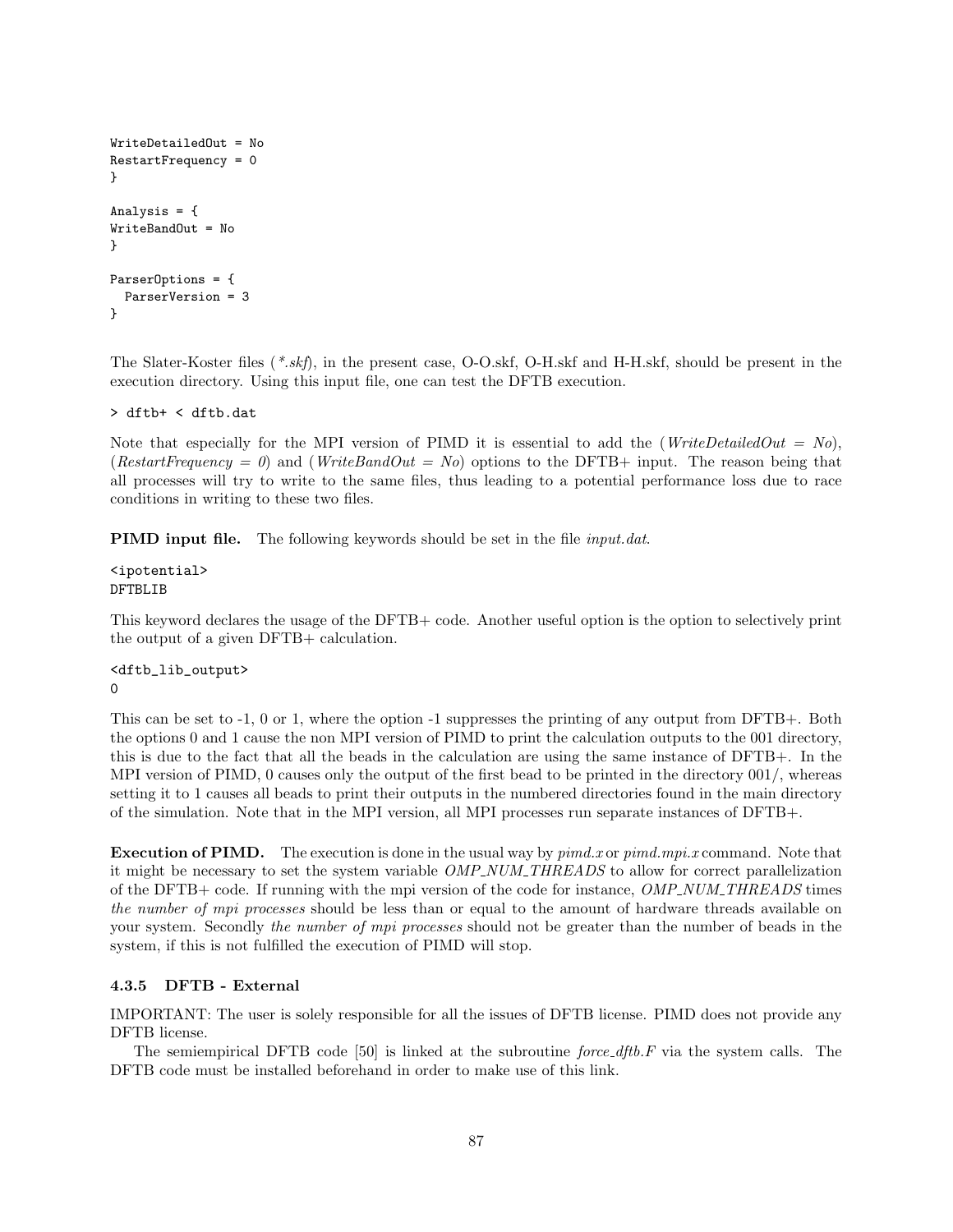```
WriteDetailedOut = No
RestartFrequency = 0
}

Analysis = {
WriteBandOut = No
}

ParserOptions = {
  ParserVersion = 3
}
```

The Slater-Koster files (*\*.skf*), in the present case, O-O.skf, O-H.skf and H-H.skf, should be present in the execution directory. Using this input file, one can test the DFTB execution.

```
> dftb+ < dftb.dat
```

Note that especially for the MPI version of PIMD it is essential to add the (*WriteDetailedOut = No*), (*RestartFrequency = 0*) and (*WriteBandOut = No*) options to the DFTB+ input. The reason being that all processes will try to write to the same files, thus leading to a potential performance loss due to race conditions in writing to these two files.

**PIMD input file.** The following keywords should be set in the file *input.dat*.

```
<ipotential>
DFTBLIB
```

This keyword declares the usage of the DFTB+ code. Another useful option is the option to selectively print the output of a given DFTB+ calculation.

```
<dftb_lib_output>
0
```

This can be set to -1, 0 or 1, where the option -1 suppresses the printing of any output from DFTB+. Both the options 0 and 1 cause the non MPI version of PIMD to print the calculation outputs to the 001 directory, this is due to the fact that all the beads in the calculation are using the same instance of DFTB+. In the MPI version of PIMD, 0 causes only the output of the first bead to be printed in the directory 001/, whereas setting it to 1 causes all beads to print their outputs in the numbered directories found in the main directory of the simulation. Note that in the MPI version, all MPI processes run separate instances of DFTB+.

**Execution of PIMD.** The execution is done in the usual way by *pimd.x* or *pimd.mpi.x* command. Note that it might be necessary to set the system variable *OMP_NUM_THREADS* to allow for correct parallelization of the DFTB+ code. If running with the mpi version of the code for instance, *OMP_NUM_THREADS* times *the number of mpi processes* should be less than or equal to the amount of hardware threads available on your system. Secondly *the number of mpi processes* should not be greater than the number of beads in the system, if this is not fulfilled the execution of PIMD will stop.

### 4.3.5 DFTB - External

IMPORTANT: The user is solely responsible for all the issues of DFTB license. PIMD does not provide any DFTB license.

The semiempirical DFTB code [50] is linked at the subroutine *force_dftb.F* via the system calls. The DFTB code must be installed beforehand in order to make use of this link.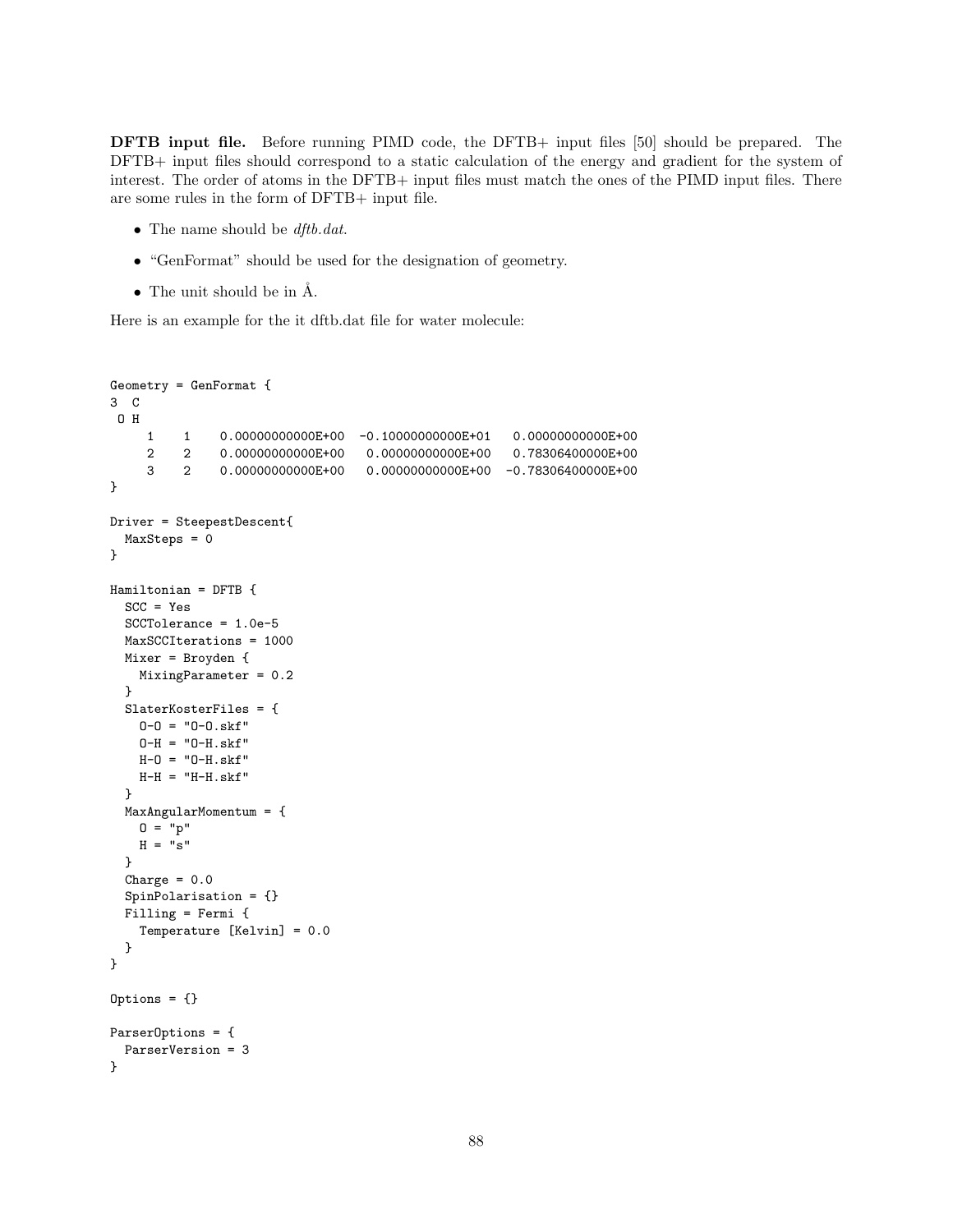**DFTB input file.** Before running PIMD code, the DFTB+ input files [50] should be prepared. The DFTB+ input files should correspond to a static calculation of the energy and gradient for the system of interest. The order of atoms in the DFTB+ input files must match the ones of the PIMD input files. There are some rules in the form of DFTB+ input file.

- The name should be *dftb.dat*.
- "GenFormat" should be used for the designation of geometry.
- The unit should be in Å.

Here is an example for the it dftb.dat file for water molecule:

```
Geometry = GenFormat {
3  C
 O H
     1    1    0.00000000000E+00  -0.10000000000E+01   0.00000000000E+00
     2    2    0.00000000000E+00   0.00000000000E+00   0.78306400000E+00
     3    2    0.00000000000E+00   0.00000000000E+00  -0.78306400000E+00
}

Driver = SteepestDescent{
  MaxSteps = 0
}

Hamiltonian = DFTB {
  SCC = Yes
  SCCTolerance = 1.0e-5
  MaxSCCIterations = 1000
  Mixer = Broyden {
    MixingParameter = 0.2
  }
  SlaterKosterFiles = {
    O-O = "O-O.skf"
    O-H = "O-H.skf"
    H-O = "O-H.skf"
    H-H = "H-H.skf"
  }
  MaxAngularMomentum = {
    O = "p"
    H = "s"
  }
  Charge = 0.0
  SpinPolarisation = {}
  Filling = Fermi {
    Temperature [Kelvin] = 0.0
  }
}

Options = {}

ParserOptions = {
  ParserVersion = 3
}
```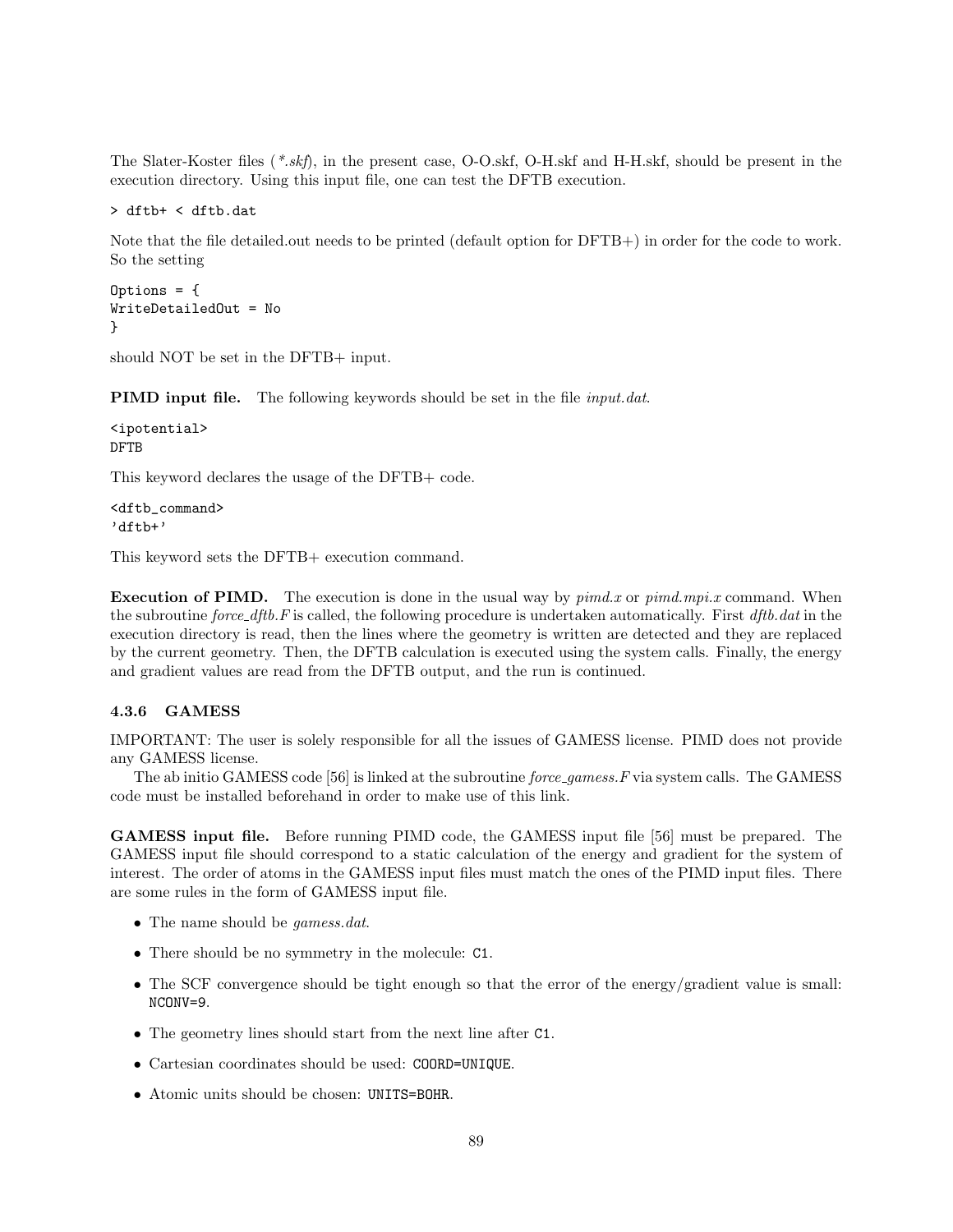The Slater-Koster files (*\*.skf*), in the present case, O-O.skf, O-H.skf and H-H.skf, should be present in the execution directory. Using this input file, one can test the DFTB execution.

```
> dftb+ < dftb.dat
```

Note that the file detailed.out needs to be printed (default option for DFTB+) in order for the code to work. So the setting

```
Options = {
WriteDetailedOut = No
}
```

should NOT be set in the DFTB+ input.

**PIMD input file.** The following keywords should be set in the file *input.dat*.

```
<ipotential>
DFTB
```

This keyword declares the usage of the DFTB+ code.

```
<dftb_command>
'dftb+'
```

This keyword sets the DFTB+ execution command.

**Execution of PIMD.** The execution is done in the usual way by *pimd.x* or *pimd.mpi.x* command. When the subroutine *force_dftb.F* is called, the following procedure is undertaken automatically. First *dftb.dat* in the execution directory is read, then the lines where the geometry is written are detected and they are replaced by the current geometry. Then, the DFTB calculation is executed using the system calls. Finally, the energy and gradient values are read from the DFTB output, and the run is continued.

### 4.3.6 GAMESS

IMPORTANT: The user is solely responsible for all the issues of GAMESS license. PIMD does not provide any GAMESS license.

The ab initio GAMESS code [56] is linked at the subroutine *force_gamess.F* via system calls. The GAMESS code must be installed beforehand in order to make use of this link.

**GAMESS input file.** Before running PIMD code, the GAMESS input file [56] must be prepared. The GAMESS input file should correspond to a static calculation of the energy and gradient for the system of interest. The order of atoms in the GAMESS input files must match the ones of the PIMD input files. There are some rules in the form of GAMESS input file.

- The name should be *gamess.dat*.
- There should be no symmetry in the molecule: `C1`.
- The SCF convergence should be tight enough so that the error of the energy/gradient value is small: `NCONV=9`.
- The geometry lines should start from the next line after `C1`.
- Cartesian coordinates should be used: `COORD=UNIQUE`.
- Atomic units should be chosen: `UNITS=BOHR`.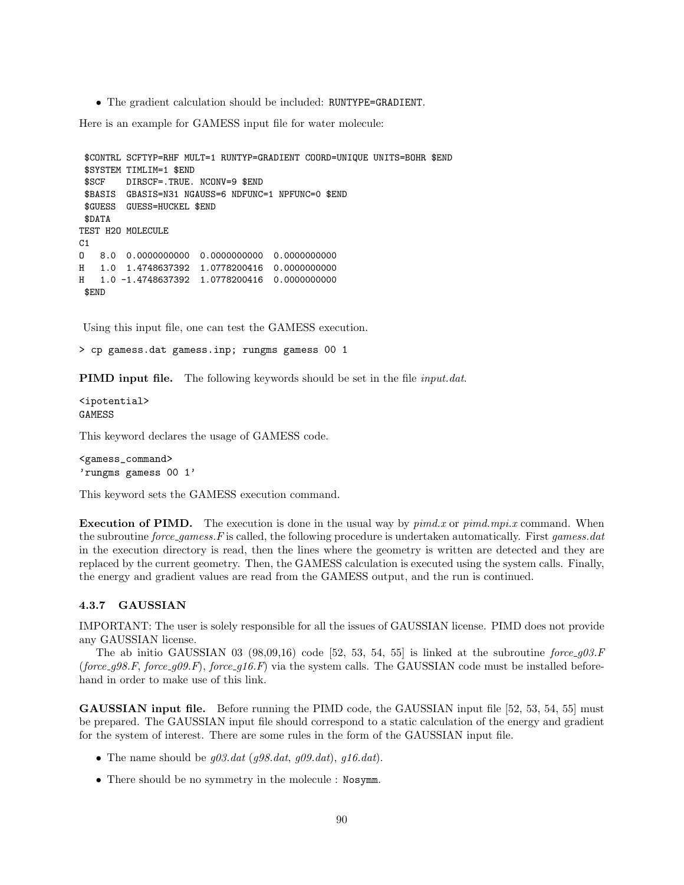- The gradient calculation should be included: `RUNTYPE=GRADIENT`.

Here is an example for GAMESS input file for water molecule:

```
 $CONTRL SCFTYP=RHF MULT=1 RUNTYP=GRADIENT COORD=UNIQUE UNITS=BOHR $END
 $SYSTEM TIMLIM=1 $END
 $SCF    DIRSCF=.TRUE. NCONV=9 $END
 $BASIS  GBASIS=N31 NGAUSS=6 NDFUNC=1 NPFUNC=0 $END
 $GUESS  GUESS=HUCKEL $END
 $DATA
TEST H2O MOLECULE
C1
O   8.0  0.0000000000  0.0000000000  0.0000000000
H   1.0  1.4748637392  1.0778200416  0.0000000000
H   1.0 -1.4748637392  1.0778200416  0.0000000000
 $END
```

Using this input file, one can test the GAMESS execution.

```
> cp gamess.dat gamess.inp; rungms gamess 00 1
```

**PIMD input file.** The following keywords should be set in the file *input.dat*.

```
<ipotential>
GAMESS
```

This keyword declares the usage of GAMESS code.

```
<gamess_command>
'rungms gamess 00 1'
```

This keyword sets the GAMESS execution command.

**Execution of PIMD.** The execution is done in the usual way by *pimd.x* or *pimd.mpi.x* command. When the subroutine *force_gamess.F* is called, the following procedure is undertaken automatically. First *gamess.dat* in the execution directory is read, then the lines where the geometry is written are detected and they are replaced by the current geometry. Then, the GAMESS calculation is executed using the system calls. Finally, the energy and gradient values are read from the GAMESS output, and the run is continued.

### 4.3.7 GAUSSIAN

IMPORTANT: The user is solely responsible for all the issues of GAUSSIAN license. PIMD does not provide any GAUSSIAN license.

The ab initio GAUSSIAN 03 (98,09,16) code [52, 53, 54, 55] is linked at the subroutine *force_g03.F* (*force_g98.F*, *force_g09.F*), *force_g16.F*) via the system calls. The GAUSSIAN code must be installed beforehand in order to make use of this link.

**GAUSSIAN input file.** Before running the PIMD code, the GAUSSIAN input file [52, 53, 54, 55] must be prepared. The GAUSSIAN input file should correspond to a static calculation of the energy and gradient for the system of interest. There are some rules in the form of the GAUSSIAN input file.

- The name should be *g03.dat* (*g98.dat*, *g09.dat*), *g16.dat*).
- There should be no symmetry in the molecule : `Nosymm`.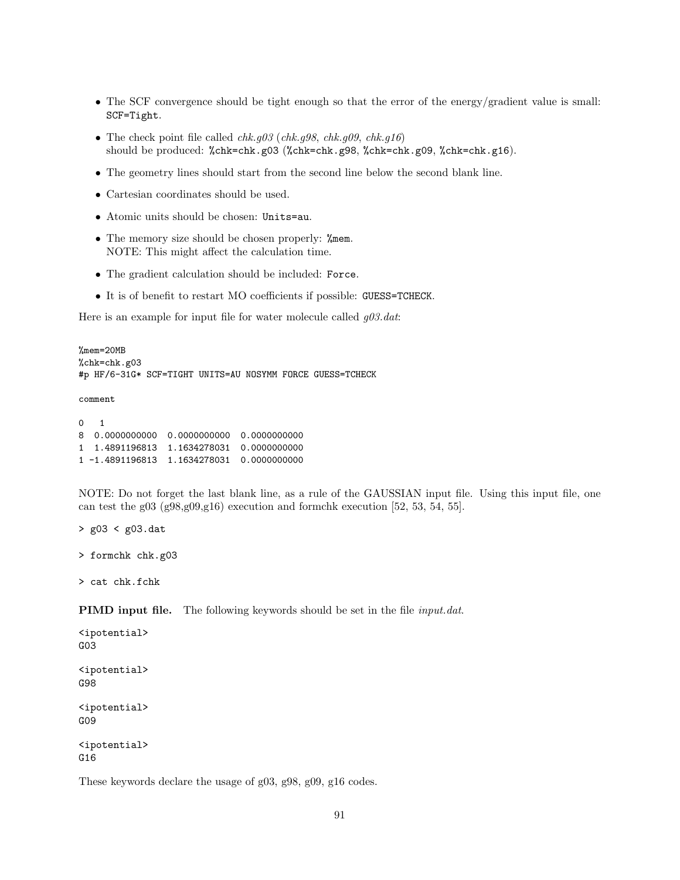- The SCF convergence should be tight enough so that the error of the energy/gradient value is small: `SCF=Tight`.
- The check point file called *chk.g03* (*chk.g98*, *chk.g09*, *chk.g16*) should be produced: `%chk=chk.g03` (`%chk=chk.g98`, `%chk=chk.g09`, `%chk=chk.g16`).
- The geometry lines should start from the second line below the second blank line.
- Cartesian coordinates should be used.
- Atomic units should be chosen: `Units=au`.
- The memory size should be chosen properly: `%mem`.
  NOTE: This might affect the calculation time.
- The gradient calculation should be included: `Force`.
- It is of benefit to restart MO coefficients if possible: `GUESS=TCHECK`.

Here is an example for input file for water molecule called *g03.dat*:

```
%mem=20MB
%chk=chk.g03
#p HF/6-31G* SCF=TIGHT UNITS=AU NOSYMM FORCE GUESS=TCHECK

comment

0   1
8  0.0000000000  0.0000000000  0.0000000000
1  1.4891196813  1.1634278031  0.0000000000
1 -1.4891196813  1.1634278031  0.0000000000

```

NOTE: Do not forget the last blank line, as a rule of the GAUSSIAN input file. Using this input file, one can test the g03 (g98,g09,g16) execution and formchk execution [52, 53, 54, 55].

```
> g03 < g03.dat
```

```
> formchk chk.g03
```

```
> cat chk.fchk
```

**PIMD input file.** The following keywords should be set in the file *input.dat*.

```
<ipotential>
G03
```

```
<ipotential>
G98
```

```
<ipotential>
G09
```

```
<ipotential>
G16
```

These keywords declare the usage of g03, g98, g09, g16 codes.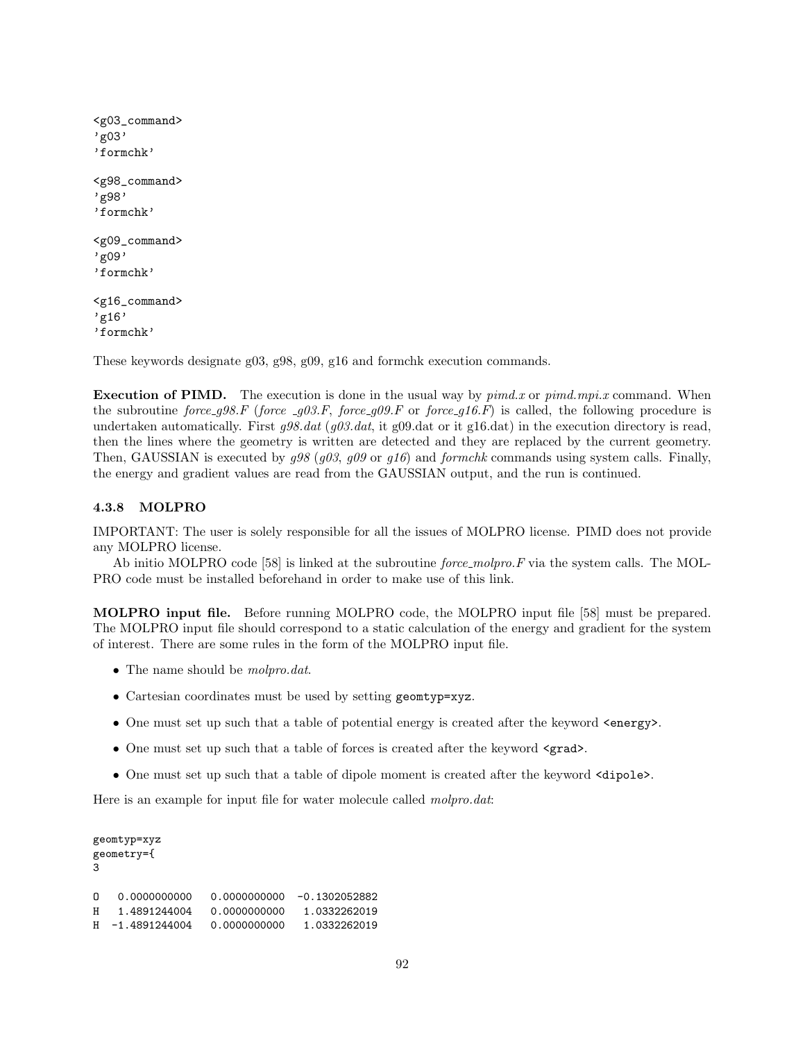```
<g03_command>
'g03'
'formchk'

<g98_command>
'g98'
'formchk'

<g09_command>
'g09'
'formchk'

<g16_command>
'g16'
'formchk'
```

These keywords designate g03, g98, g09, g16 and formchk execution commands.

**Execution of PIMD.** The execution is done in the usual way by *pimd.x* or *pimd.mpi.x* command. When the subroutine *force_g98.F* (*force _g03.F*, *force_g09.F* or *force_g16.F*) is called, the following procedure is undertaken automatically. First *g98.dat* (*g03.dat*, it g09.dat or it g16.dat) in the execution directory is read, then the lines where the geometry is written are detected and they are replaced by the current geometry. Then, GAUSSIAN is executed by *g98* (*g03*, *g09* or *g16*) and *formchk* commands using system calls. Finally, the energy and gradient values are read from the GAUSSIAN output, and the run is continued.

### 4.3.8 MOLPRO

IMPORTANT: The user is solely responsible for all the issues of MOLPRO license. PIMD does not provide any MOLPRO license.

Ab initio MOLPRO code [58] is linked at the subroutine *force_molpro.F* via the system calls. The MOLPRO code must be installed beforehand in order to make use of this link.

**MOLPRO input file.** Before running MOLPRO code, the MOLPRO input file [58] must be prepared. The MOLPRO input file should correspond to a static calculation of the energy and gradient for the system of interest. There are some rules in the form of the MOLPRO input file.

- The name should be *molpro.dat*.
- Cartesian coordinates must be used by setting `geomtyp=xyz`.
- One must set up such that a table of potential energy is created after the keyword `<energy>`.
- One must set up such that a table of forces is created after the keyword `<grad>`.
- One must set up such that a table of dipole moment is created after the keyword `<dipole>`.

Here is an example for input file for water molecule called *molpro.dat*:

```
geomtyp=xyz
geometry={
3

O   0.0000000000   0.0000000000  -0.1302052882
H   1.4891244004   0.0000000000   1.0332262019
H  -1.4891244004   0.0000000000   1.0332262019
```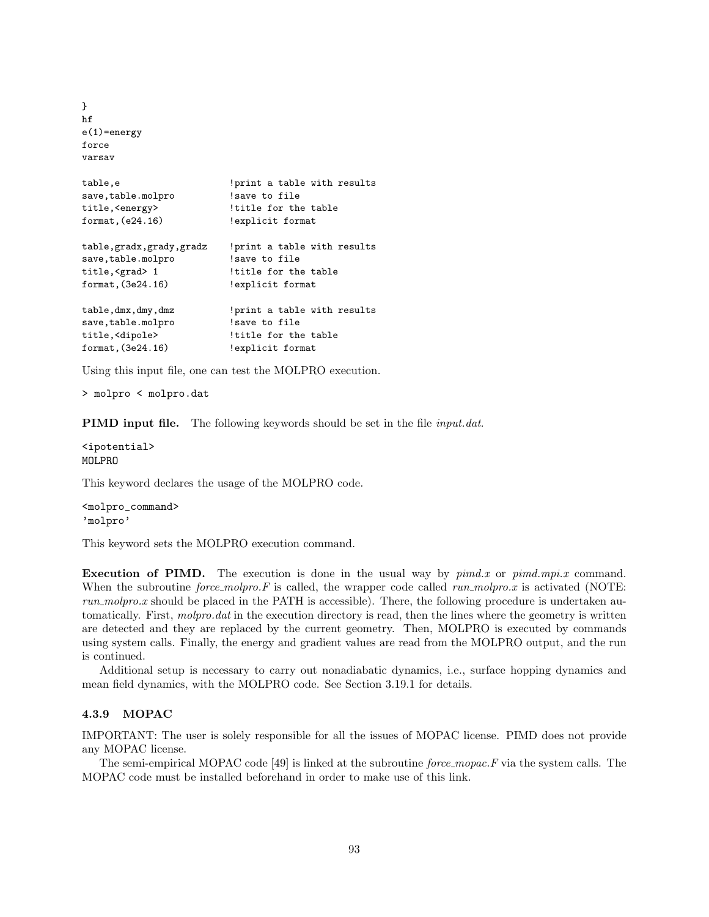```
}
hf
e(1)=energy
force
varsav

table,e                    !print a table with results
save,table.molpro          !save to file
title,<energy>             !title for the table
format,(e24.16)            !explicit format

table,gradx,grady,gradz    !print a table with results
save,table.molpro          !save to file
title,<grad> 1             !title for the table
format,(3e24.16)           !explicit format

table,dmx,dmy,dmz          !print a table with results
save,table.molpro          !save to file
title,<dipole>             !title for the table
format,(3e24.16)           !explicit format
```

Using this input file, one can test the MOLPRO execution.

```
> molpro < molpro.dat
```

**PIMD input file.** The following keywords should be set in the file *input.dat*.

```
<ipotential>
MOLPRO
```

This keyword declares the usage of the MOLPRO code.

```
<molpro_command>
'molpro'
```

This keyword sets the MOLPRO execution command.

**Execution of PIMD.** The execution is done in the usual way by *pimd.x* or *pimd.mpi.x* command. When the subroutine *force_molpro.F* is called, the wrapper code called *run_molpro.x* is activated (NOTE: *run_molpro.x* should be placed in the PATH is accessible). There, the following procedure is undertaken automatically. First, *molpro.dat* in the execution directory is read, then the lines where the geometry is written are detected and they are replaced by the current geometry. Then, MOLPRO is executed by commands using system calls. Finally, the energy and gradient values are read from the MOLPRO output, and the run is continued.

Additional setup is necessary to carry out nonadiabatic dynamics, i.e., surface hopping dynamics and mean field dynamics, with the MOLPRO code. See Section 3.19.1 for details.

### 4.3.9 MOPAC

IMPORTANT: The user is solely responsible for all the issues of MOPAC license. PIMD does not provide any MOPAC license.

The semi-empirical MOPAC code [49] is linked at the subroutine *force_mopac.F* via the system calls. The MOPAC code must be installed beforehand in order to make use of this link.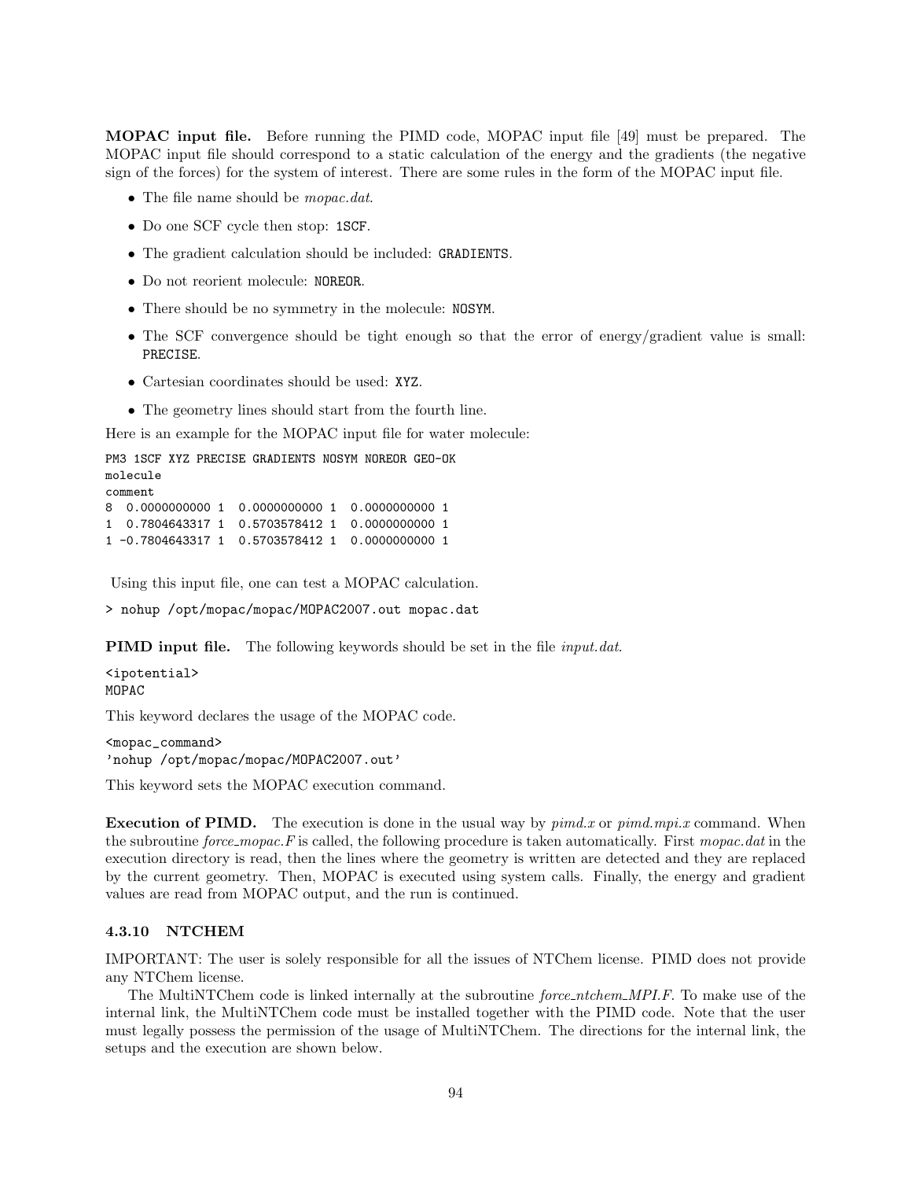**MOPAC input file.** Before running the PIMD code, MOPAC input file [49] must be prepared. The MOPAC input file should correspond to a static calculation of the energy and the gradients (the negative sign of the forces) for the system of interest. There are some rules in the form of the MOPAC input file.

- The file name should be *mopac.dat*.
- Do one SCF cycle then stop: `1SCF`.
- The gradient calculation should be included: `GRADIENTS`.
- Do not reorient molecule: `NOREOR`.
- There should be no symmetry in the molecule: `NOSYM`.
- The SCF convergence should be tight enough so that the error of energy/gradient value is small: `PRECISE`.
- Cartesian coordinates should be used: `XYZ`.
- The geometry lines should start from the fourth line.

Here is an example for the MOPAC input file for water molecule:

```
PM3 1SCF XYZ PRECISE GRADIENTS NOSYM NOREOR GEO-OK
molecule
comment
8  0.0000000000 1  0.0000000000 1  0.0000000000 1
1  0.7804643317 1  0.5703578412 1  0.0000000000 1
1 -0.7804643317 1  0.5703578412 1  0.0000000000 1
```

Using this input file, one can test a MOPAC calculation.

```
> nohup /opt/mopac/mopac/MOPAC2007.out mopac.dat
```

**PIMD input file.** The following keywords should be set in the file *input.dat*.

```
<ipotential>
MOPAC
```

This keyword declares the usage of the MOPAC code.

```
<mopac_command>
'nohup /opt/mopac/mopac/MOPAC2007.out'
```

This keyword sets the MOPAC execution command.

**Execution of PIMD.** The execution is done in the usual way by *pimd.x* or *pimd.mpi.x* command. When the subroutine *force_mopac.F* is called, the following procedure is taken automatically. First *mopac.dat* in the execution directory is read, then the lines where the geometry is written are detected and they are replaced by the current geometry. Then, MOPAC is executed using system calls. Finally, the energy and gradient values are read from MOPAC output, and the run is continued.

### 4.3.10 NTCHEM

IMPORTANT: The user is solely responsible for all the issues of NTChem license. PIMD does not provide any NTChem license.

The MultiNTChem code is linked internally at the subroutine *force_ntchem_MPI.F*. To make use of the internal link, the MultiNTChem code must be installed together with the PIMD code. Note that the user must legally possess the permission of the usage of MultiNTChem. The directions for the internal link, the setups and the execution are shown below.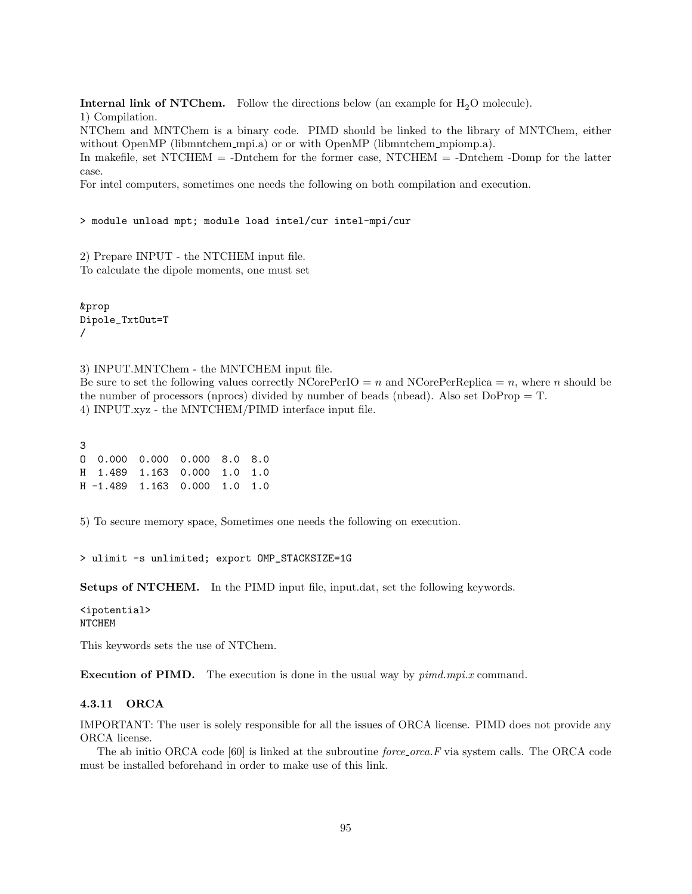**Internal link of NTChem.** Follow the directions below (an example for $H_2O$ molecule).
1) Compilation.
NTChem and MNTChem is a binary code. PIMD should be linked to the library of MNTChem, either without OpenMP (libmntchem_mpi.a) or or with OpenMP (libmntchem_mpiomp.a).
In makefile, set NTCHEM = -Dntchem for the former case, NTCHEM = -Dntchem -Domp for the latter case.
For intel computers, sometimes one needs the following on both compilation and execution.

```
> module unload mpt; module load intel/cur intel-mpi/cur
```

2) Prepare INPUT - the NTCHEM input file.
To calculate the dipole moments, one must set

```
&prop
Dipole_TxtOut=T
/
```

3) INPUT.MNTChem - the MNTCHEM input file.
Be sure to set the following values correctly NCorePerIO = $n$ and NCorePerReplica = $n$, where $n$ should be the number of processors (nprocs) divided by number of beads (nbead). Also set DoProp = T.
4) INPUT.xyz - the MNTCHEM/PIMD interface input file.

```
3
O  0.000  0.000  0.000  8.0  8.0
H  1.489  1.163  0.000  1.0  1.0
H -1.489  1.163  0.000  1.0  1.0
```

5) To secure memory space, Sometimes one needs the following on execution.

```
> ulimit -s unlimited; export OMP_STACKSIZE=1G
```

**Setups of NTCHEM.** In the PIMD input file, input.dat, set the following keywords.

```
<ipotential>
NTCHEM
```

This keywords sets the use of NTChem.

**Execution of PIMD.** The execution is done in the usual way by *pimd.mpi.x* command.

#### 4.3.11 ORCA

IMPORTANT: The user is solely responsible for all the issues of ORCA license. PIMD does not provide any ORCA license.

The ab initio ORCA code [60] is linked at the subroutine *force_orca.F* via system calls. The ORCA code must be installed beforehand in order to make use of this link.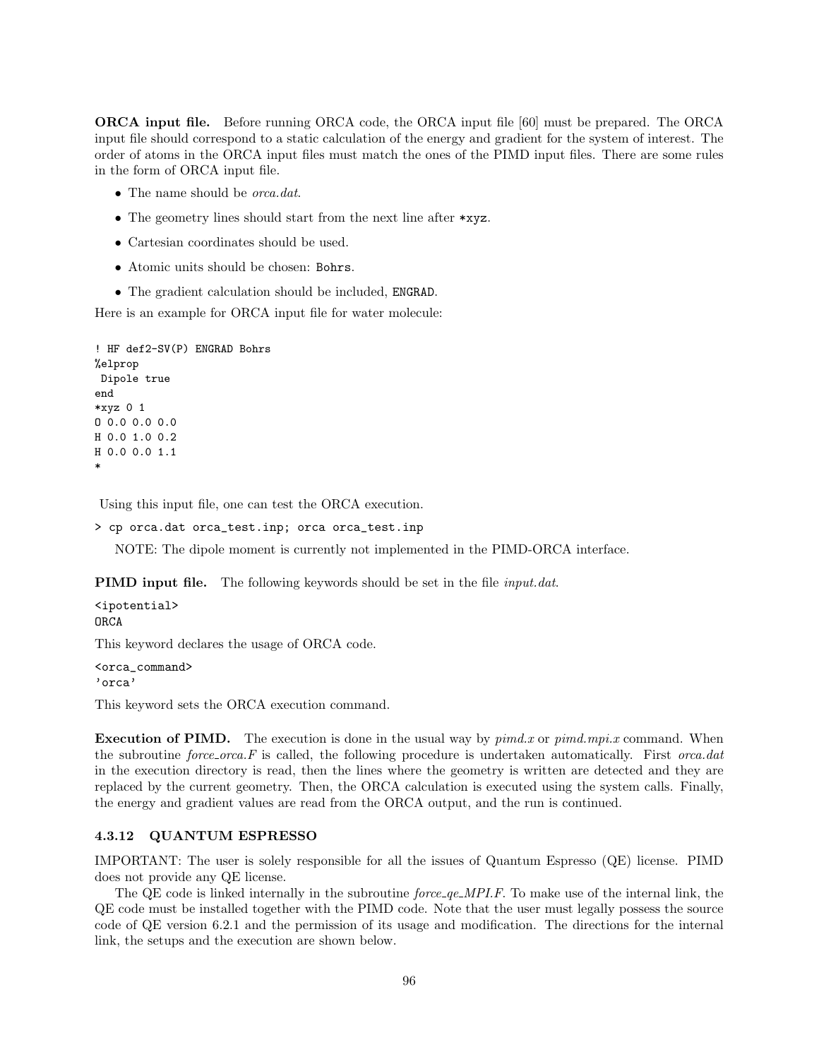**ORCA input file.** Before running ORCA code, the ORCA input file [60] must be prepared. The ORCA input file should correspond to a static calculation of the energy and gradient for the system of interest. The order of atoms in the ORCA input files must match the ones of the PIMD input files. There are some rules in the form of ORCA input file.

- The name should be *orca.dat*.
- The geometry lines should start from the next line after `*xyz`.
- Cartesian coordinates should be used.
- Atomic units should be chosen: `Bohrs`.
- The gradient calculation should be included, `ENGRAD`.

Here is an example for ORCA input file for water molecule:

```
! HF def2-SV(P) ENGRAD Bohrs
%elprop
 Dipole true
end
*xyz 0 1
O 0.0 0.0 0.0
H 0.0 1.0 0.2
H 0.0 0.0 1.1
*
```

Using this input file, one can test the ORCA execution.

```
> cp orca.dat orca_test.inp; orca orca_test.inp
```

NOTE: The dipole moment is currently not implemented in the PIMD-ORCA interface.

**PIMD input file.** The following keywords should be set in the file *input.dat*.

```
<ipotential>
ORCA
```

This keyword declares the usage of ORCA code.

```
<orca_command>
'orca'
```

This keyword sets the ORCA execution command.

**Execution of PIMD.** The execution is done in the usual way by *pimd.x* or *pimd.mpi.x* command. When the subroutine *force_orca.F* is called, the following procedure is undertaken automatically. First *orca.dat* in the execution directory is read, then the lines where the geometry is written are detected and they are replaced by the current geometry. Then, the ORCA calculation is executed using the system calls. Finally, the energy and gradient values are read from the ORCA output, and the run is continued.

### 4.3.12 QUANTUM ESPRESSO

IMPORTANT: The user is solely responsible for all the issues of Quantum Espresso (QE) license. PIMD does not provide any QE license.

The QE code is linked internally in the subroutine *force_qe_MPI.F*. To make use of the internal link, the QE code must be installed together with the PIMD code. Note that the user must legally possess the source code of QE version 6.2.1 and the permission of its usage and modification. The directions for the internal link, the setups and the execution are shown below.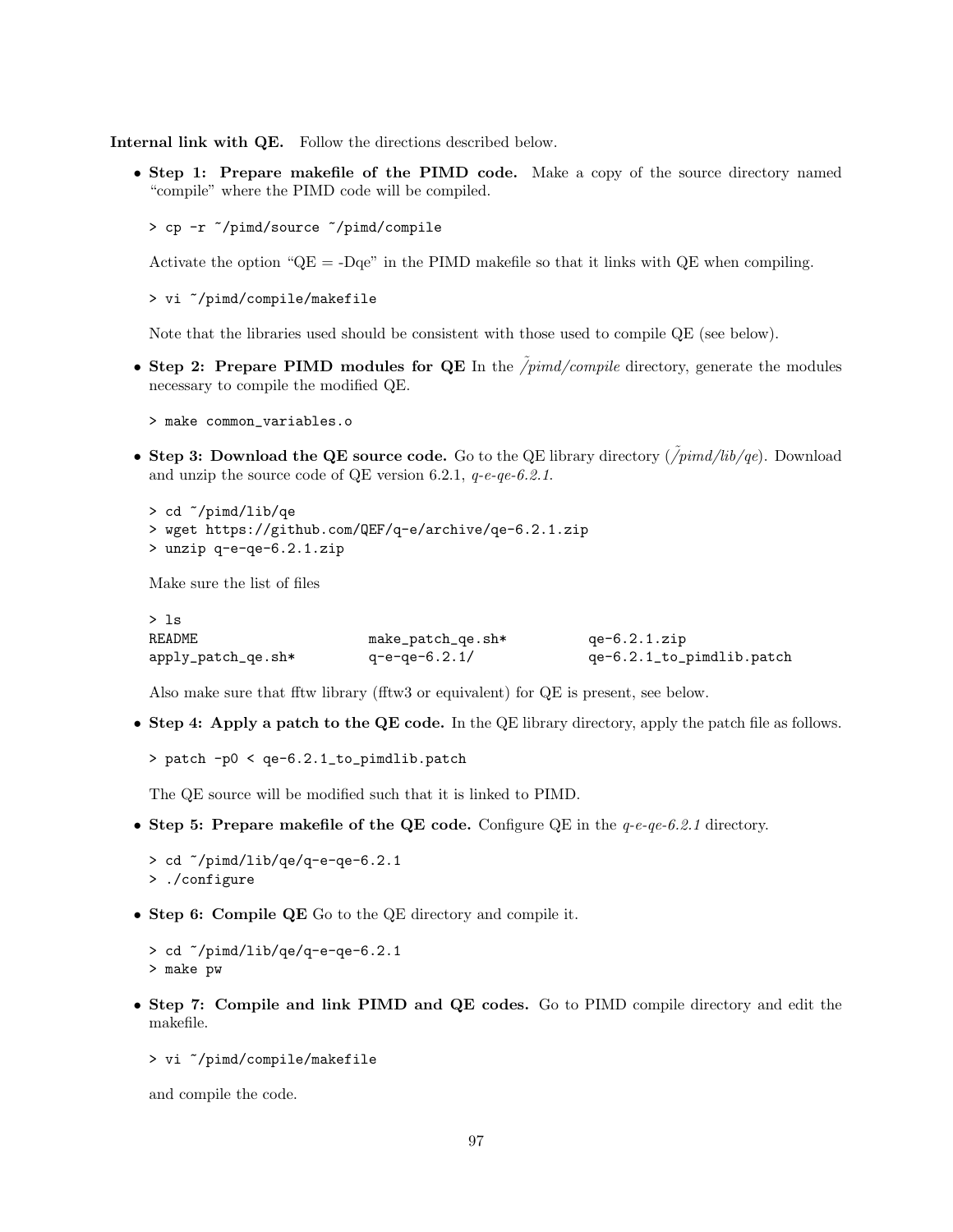**Internal link with QE.** Follow the directions described below.

- **Step 1: Prepare makefile of the PIMD code.** Make a copy of the source directory named "compile" where the PIMD code will be compiled.

```
> cp -r ~/pimd/source ~/pimd/compile
```

  Activate the option "QE = -Dqe" in the PIMD makefile so that it links with QE when compiling.

```
> vi ~/pimd/compile/makefile
```

  Note that the libraries used should be consistent with those used to compile QE (see below).

- **Step 2: Prepare PIMD modules for QE** In the *~/pimd/compile* directory, generate the modules necessary to compile the modified QE.

```
> make common_variables.o
```

- **Step 3: Download the QE source code.** Go to the QE library directory (*~/pimd/lib/qe*). Download and unzip the source code of QE version 6.2.1, *q-e-qe-6.2.1*.

```
> cd ~/pimd/lib/qe
> wget https://github.com/QEF/q-e/archive/qe-6.2.1.zip
> unzip q-e-qe-6.2.1.zip
```

  Make sure the list of files

```
> ls
README                  make_patch_qe.sh*        qe-6.2.1.zip
apply_patch_qe.sh*      q-e-qe-6.2.1/            qe-6.2.1_to_pimdlib.patch
```

  Also make sure that fftw library (fftw3 or equivalent) for QE is present, see below.

- **Step 4: Apply a patch to the QE code.** In the QE library directory, apply the patch file as follows.

```
> patch -p0 < qe-6.2.1_to_pimdlib.patch
```

  The QE source will be modified such that it is linked to PIMD.

- **Step 5: Prepare makefile of the QE code.** Configure QE in the *q-e-qe-6.2.1* directory.

```
> cd ~/pimd/lib/qe/q-e-qe-6.2.1
> ./configure
```

- **Step 6: Compile QE** Go to the QE directory and compile it.

```
> cd ~/pimd/lib/qe/q-e-qe-6.2.1
> make pw
```

- **Step 7: Compile and link PIMD and QE codes.** Go to PIMD compile directory and edit the makefile.

```
> vi ~/pimd/compile/makefile
```

  and compile the code.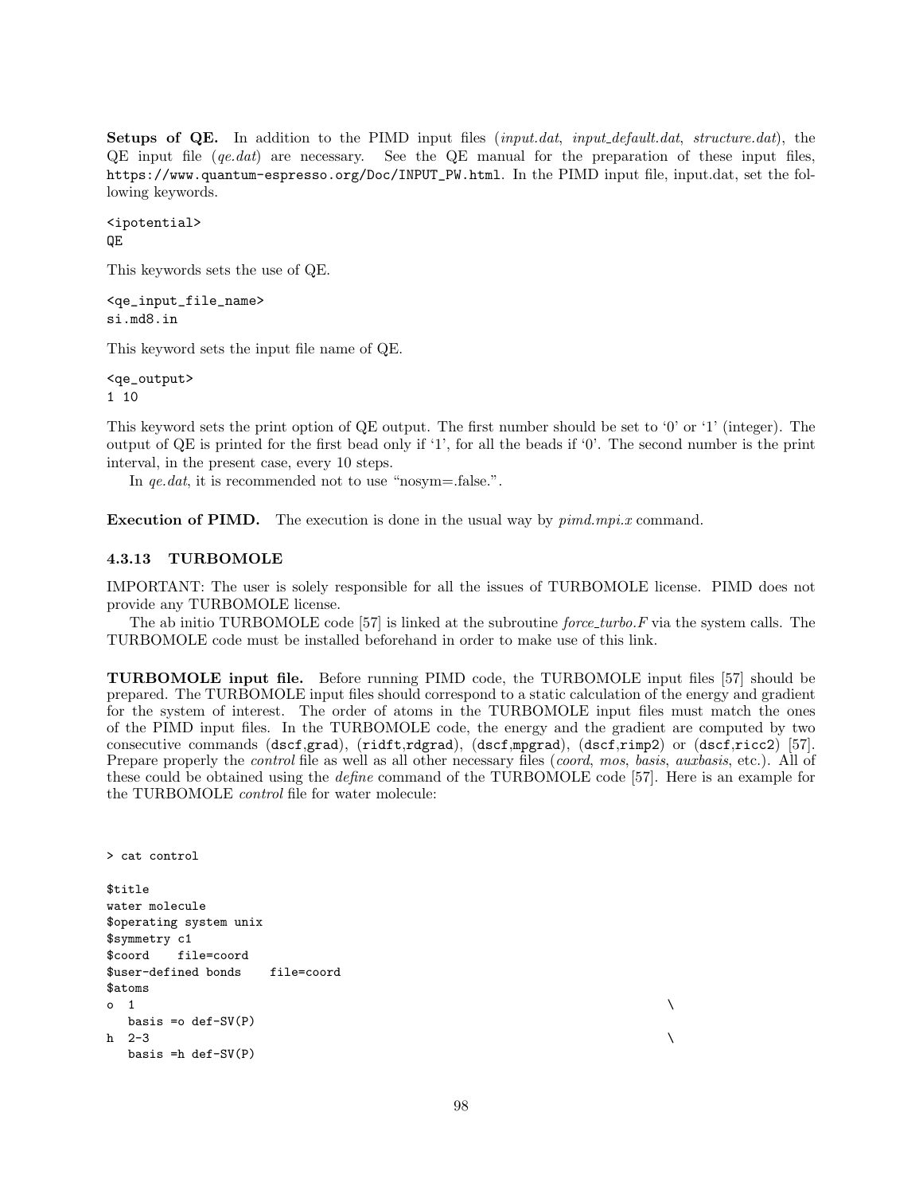**Setups of QE.** In addition to the PIMD input files (*input.dat*, *input_default.dat*, *structure.dat*), the QE input file (*qe.dat*) are necessary. See the QE manual for the preparation of these input files, `https://www.quantum-espresso.org/Doc/INPUT_PW.html`. In the PIMD input file, input.dat, set the following keywords.

```
<ipotential>
QE
```

This keywords sets the use of QE.

```
<qe_input_file_name>
si.md8.in
```

This keyword sets the input file name of QE.

```
<qe_output>
1 10
```

This keyword sets the print option of QE output. The first number should be set to '0' or '1' (integer). The output of QE is printed for the first bead only if '1', for all the beads if '0'. The second number is the print interval, in the present case, every 10 steps.

In *qe.dat*, it is recommended not to use "nosym=.false.".

**Execution of PIMD.** The execution is done in the usual way by *pimd.mpi.x* command.

### 4.3.13 TURBOMOLE

IMPORTANT: The user is solely responsible for all the issues of TURBOMOLE license. PIMD does not provide any TURBOMOLE license.

The ab initio TURBOMOLE code [57] is linked at the subroutine *force_turbo.F* via the system calls. The TURBOMOLE code must be installed beforehand in order to make use of this link.

**TURBOMOLE input file.** Before running PIMD code, the TURBOMOLE input files [57] should be prepared. The TURBOMOLE input files should correspond to a static calculation of the energy and gradient for the system of interest. The order of atoms in the TURBOMOLE input files must match the ones of the PIMD input files. In the TURBOMOLE code, the energy and the gradient are computed by two consecutive commands (`dscf`,`grad`), (`ridft`,`rdgrad`), (`dscf`,`mpgrad`), (`dscf`,`rimp2`) or (`dscf`,`ricc2`) [57]. Prepare properly the *control* file as well as all other necessary files (*coord*, *mos*, *basis*, *auxbasis*, etc.). All of these could be obtained using the *define* command of the TURBOMOLE code [57]. Here is an example for the TURBOMOLE *control* file for water molecule:

```
> cat control

$title
water molecule
$operating system unix
$symmetry c1
$coord    file=coord
$user-defined bonds    file=coord
$atoms
o  1                                                                          \
   basis =o def-SV(P)
h  2-3                                                                        \
   basis =h def-SV(P)
```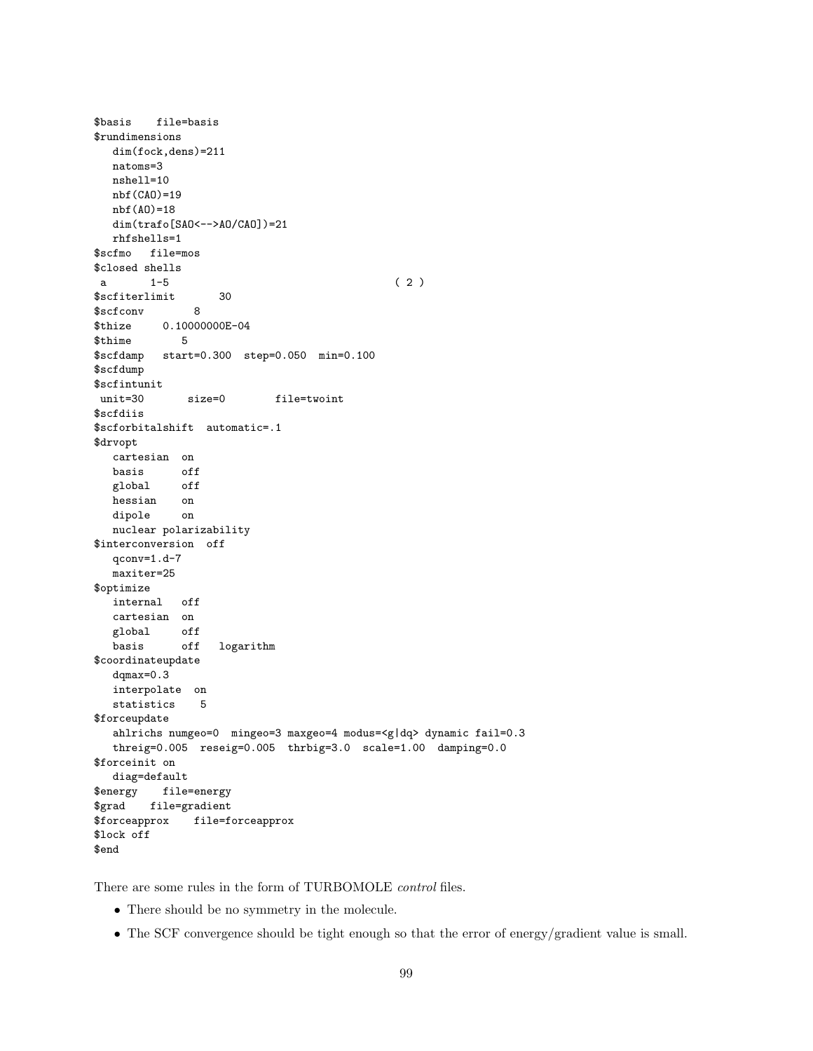```
$basis    file=basis
$rundimensions
   dim(fock,dens)=211
   natoms=3
   nshell=10
   nbf(CAO)=19
   nbf(AO)=18
   dim(trafo[SAO<-->AO/CAO])=21
   rhfshells=1
$scfmo   file=mos
$closed shells
 a       1-5                                    ( 2 )
$scfiterlimit       30
$scfconv        8
$thize     0.10000000E-04
$thime        5
$scfdamp   start=0.300  step=0.050  min=0.100
$scfdump
$scfintunit
 unit=30       size=0        file=twoint
$scfdiis
$scforbitalshift  automatic=.1
$drvopt
   cartesian  on
   basis      off
   global     off
   hessian    on
   dipole     on
   nuclear polarizability
$interconversion  off
   qconv=1.d-7
   maxiter=25
$optimize
   internal   off
   cartesian  on
   global     off
   basis      off   logarithm
$coordinateupdate
   dqmax=0.3
   interpolate  on
   statistics    5
$forceupdate
   ahlrichs numgeo=0  mingeo=3 maxgeo=4 modus=<g|dq> dynamic fail=0.3
   threig=0.005  reseig=0.005  thrbig=3.0  scale=1.00  damping=0.0
$forceinit on
   diag=default
$energy    file=energy
$grad    file=gradient
$forceapprox    file=forceapprox
$lock off
$end
```

There are some rules in the form of TURBOMOLE *control* files.

- There should be no symmetry in the molecule.
- The SCF convergence should be tight enough so that the error of energy/gradient value is small.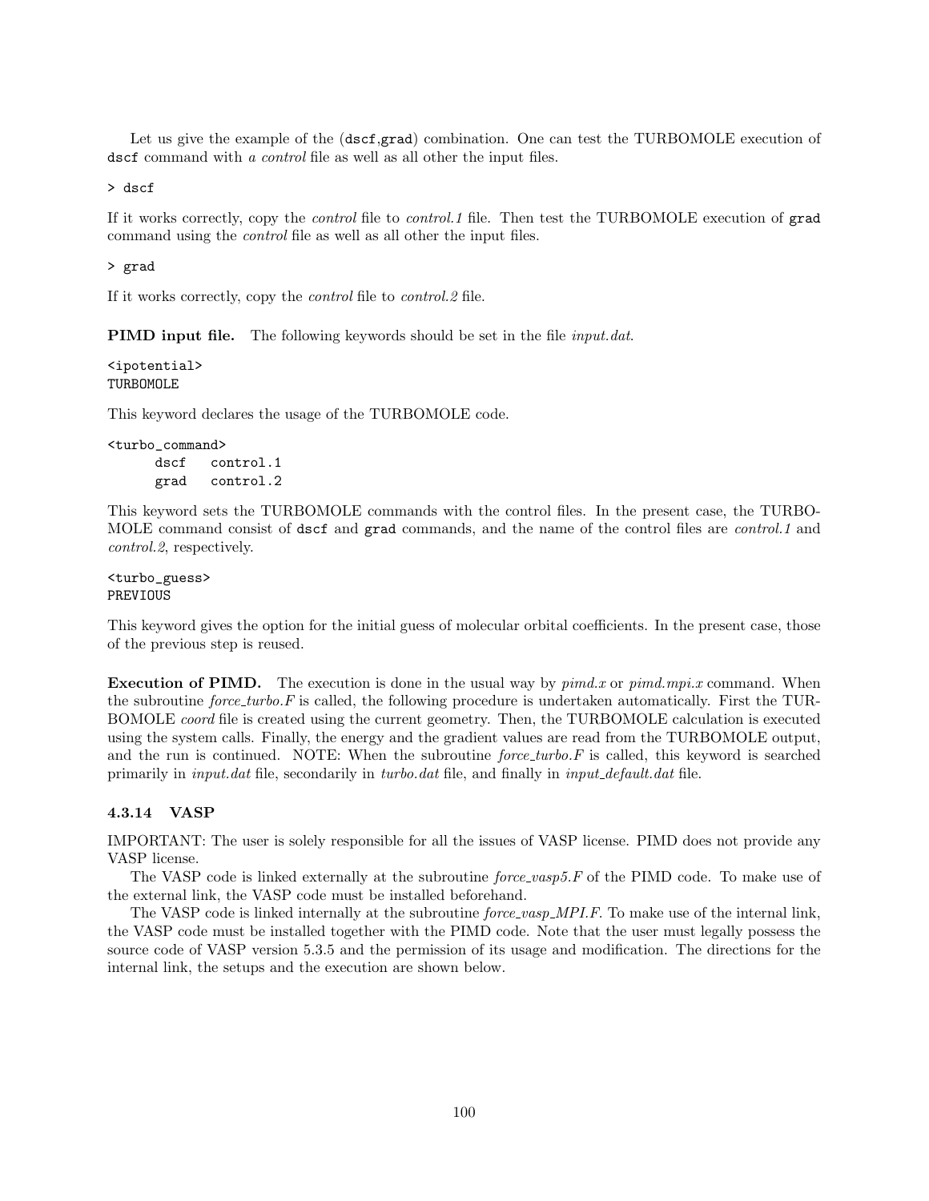Let us give the example of the (`dscf`,`grad`) combination. One can test the TURBOMOLE execution of `dscf` command with *a control* file as well as all other the input files.

```
> dscf
```

If it works correctly, copy the *control* file to *control.1* file. Then test the TURBOMOLE execution of `grad` command using the *control* file as well as all other the input files.

```
> grad
```

If it works correctly, copy the *control* file to *control.2* file.

**PIMD input file.** The following keywords should be set in the file *input.dat*.

```
<ipotential>
TURBOMOLE
```

This keyword declares the usage of the TURBOMOLE code.

```
<turbo_command>
      dscf   control.1
      grad   control.2
```

This keyword sets the TURBOMOLE commands with the control files. In the present case, the TURBOMOLE command consist of `dscf` and `grad` commands, and the name of the control files are *control.1* and *control.2*, respectively.

```
<turbo_guess>
PREVIOUS
```

This keyword gives the option for the initial guess of molecular orbital coefficients. In the present case, those of the previous step is reused.

**Execution of PIMD.** The execution is done in the usual way by *pimd.x* or *pimd.mpi.x* command. When the subroutine *force_turbo.F* is called, the following procedure is undertaken automatically. First the TURBOMOLE *coord* file is created using the current geometry. Then, the TURBOMOLE calculation is executed using the system calls. Finally, the energy and the gradient values are read from the TURBOMOLE output, and the run is continued. NOTE: When the subroutine *force_turbo.F* is called, this keyword is searched primarily in *input.dat* file, secondarily in *turbo.dat* file, and finally in *input_default.dat* file.

### 4.3.14 VASP

IMPORTANT: The user is solely responsible for all the issues of VASP license. PIMD does not provide any VASP license.

The VASP code is linked externally at the subroutine *force_vasp5.F* of the PIMD code. To make use of the external link, the VASP code must be installed beforehand.

The VASP code is linked internally at the subroutine *force_vasp_MPI.F*. To make use of the internal link, the VASP code must be installed together with the PIMD code. Note that the user must legally possess the source code of VASP version 5.3.5 and the permission of its usage and modification. The directions for the internal link, the setups and the execution are shown below.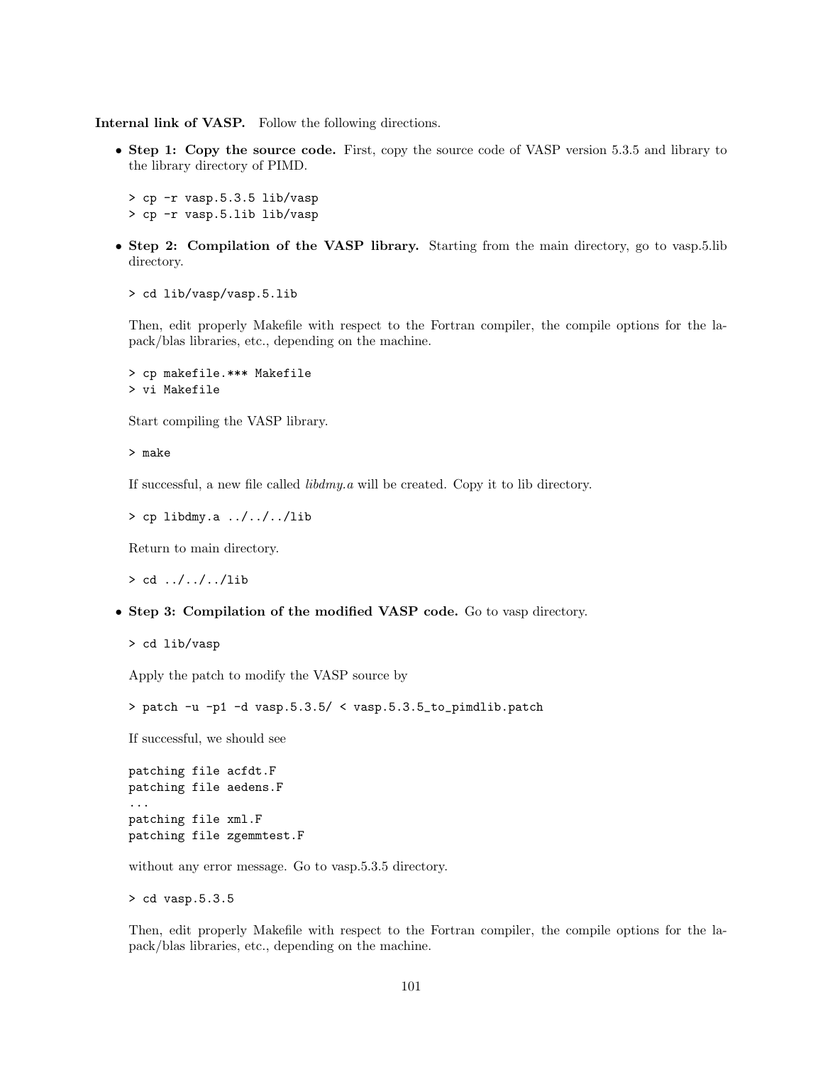**Internal link of VASP.** Follow the following directions.

- **Step 1: Copy the source code.** First, copy the source code of VASP version 5.3.5 and library to the library directory of PIMD.

```
> cp -r vasp.5.3.5 lib/vasp
> cp -r vasp.5.lib lib/vasp
```

- **Step 2: Compilation of the VASP library.** Starting from the main directory, go to vasp.5.lib directory.

```
> cd lib/vasp/vasp.5.lib
```

Then, edit properly Makefile with respect to the Fortran compiler, the compile options for the lapack/blas libraries, etc., depending on the machine.

```
> cp makefile.*** Makefile
> vi Makefile
```

Start compiling the VASP library.

```
> make
```

If successful, a new file called *libdmy.a* will be created. Copy it to lib directory.

```
> cp libdmy.a ../../../lib
```

Return to main directory.

```
> cd ../../../lib
```

- **Step 3: Compilation of the modified VASP code.** Go to vasp directory.

```
> cd lib/vasp
```

Apply the patch to modify the VASP source by

```
> patch -u -p1 -d vasp.5.3.5/ < vasp.5.3.5_to_pimdlib.patch
```

If successful, we should see

```
patching file acfdt.F
patching file aedens.F
...
patching file xml.F
patching file zgemmtest.F
```

without any error message. Go to vasp.5.3.5 directory.

```
> cd vasp.5.3.5
```

Then, edit properly Makefile with respect to the Fortran compiler, the compile options for the lapack/blas libraries, etc., depending on the machine.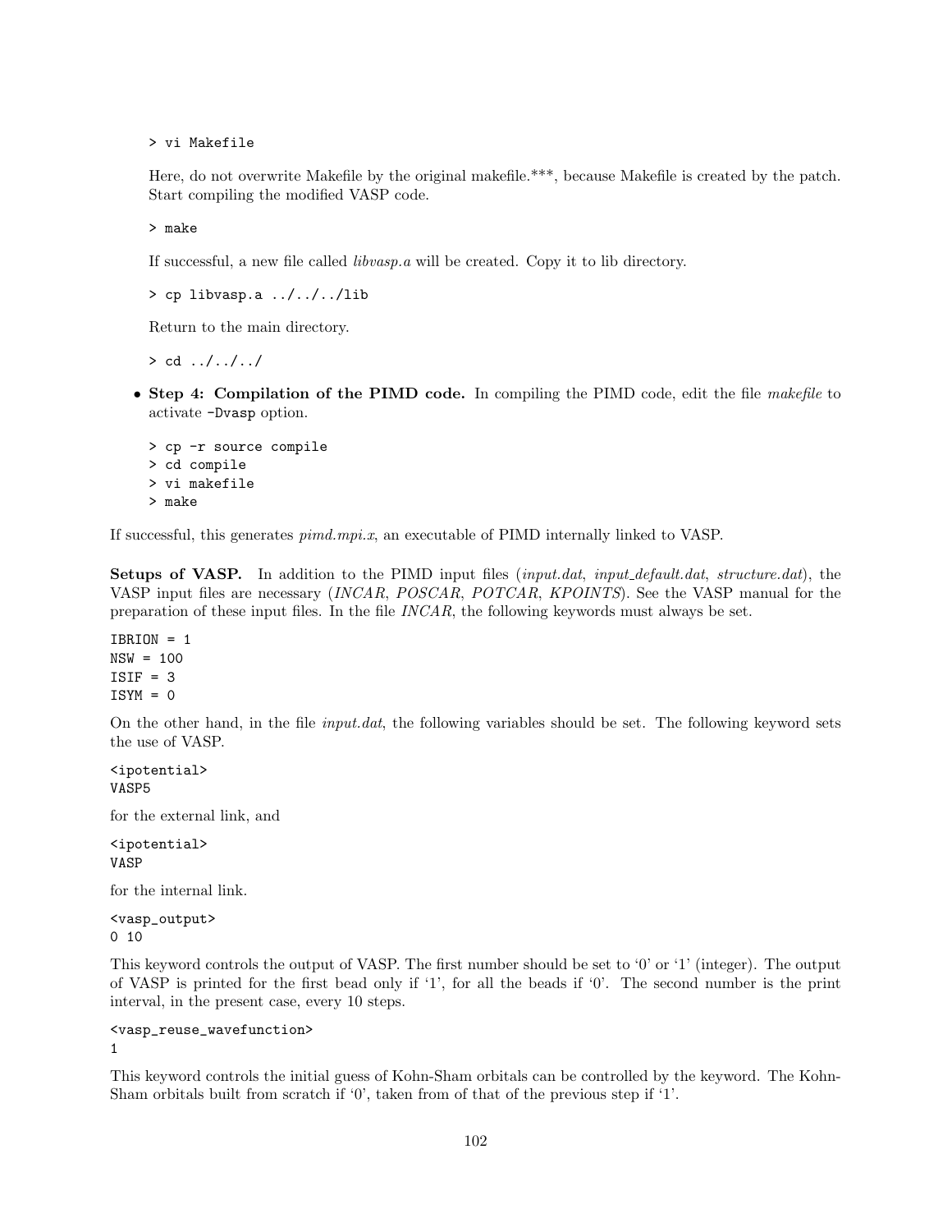```
> vi Makefile
```

Here, do not overwrite Makefile by the original makefile.***, because Makefile is created by the patch. Start compiling the modified VASP code.

```
> make
```

If successful, a new file called *libvasp.a* will be created. Copy it to lib directory.

```
> cp libvasp.a ../../../lib
```

Return to the main directory.

```
> cd ../../../
```

- **Step 4: Compilation of the PIMD code.** In compiling the PIMD code, edit the file *makefile* to activate `-Dvasp` option.

```
> cp -r source compile
> cd compile
> vi makefile
> make
```

If successful, this generates *pimd.mpi.x*, an executable of PIMD internally linked to VASP.

**Setups of VASP.** In addition to the PIMD input files (*input.dat*, *input_default.dat*, *structure.dat*), the VASP input files are necessary (*INCAR*, *POSCAR*, *POTCAR*, *KPOINTS*). See the VASP manual for the preparation of these input files. In the file *INCAR*, the following keywords must always be set.

```
IBRION = 1
NSW = 100
ISIF = 3
ISYM = 0
```

On the other hand, in the file *input.dat*, the following variables should be set. The following keyword sets the use of VASP.

```
<ipotential>
VASP5
```

for the external link, and

```
<ipotential>
VASP
```

for the internal link.

```
<vasp_output>
0 10
```

This keyword controls the output of VASP. The first number should be set to '0' or '1' (integer). The output of VASP is printed for the first bead only if '1', for all the beads if '0'. The second number is the print interval, in the present case, every 10 steps.

```
<vasp_reuse_wavefunction>
1
```

This keyword controls the initial guess of Kohn-Sham orbitals can be controlled by the keyword. The Kohn-Sham orbitals built from scratch if '0', taken from of that of the previous step if '1'.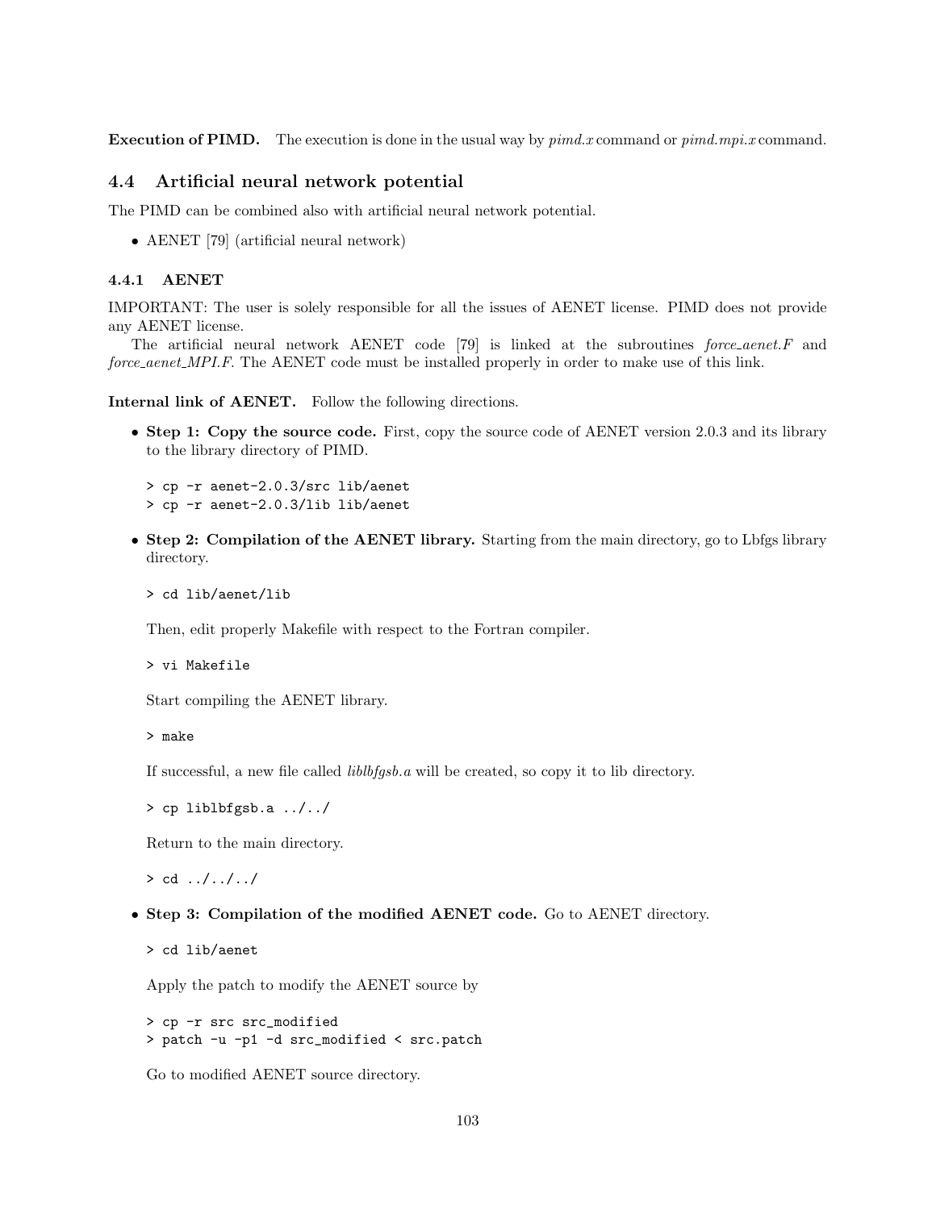**Execution of PIMD.** The execution is done in the usual way by *pimd.x* command or *pimd.mpi.x* command.

## 4.4 Artificial neural network potential

The PIMD can be combined also with artificial neural network potential.

- AENET [79] (artificial neural network)

### 4.4.1 AENET

IMPORTANT: The user is solely responsible for all the issues of AENET license. PIMD does not provide any AENET license.

The artificial neural network AENET code [79] is linked at the subroutines *force_aenet.F* and *force_aenet_MPI.F*. The AENET code must be installed properly in order to make use of this link.

**Internal link of AENET.** Follow the following directions.

- **Step 1: Copy the source code.** First, copy the source code of AENET version 2.0.3 and its library to the library directory of PIMD.

```
> cp -r aenet-2.0.3/src lib/aenet
> cp -r aenet-2.0.3/lib lib/aenet
```

- **Step 2: Compilation of the AENET library.** Starting from the main directory, go to Lbfgs library directory.

```
> cd lib/aenet/lib
```

  Then, edit properly Makefile with respect to the Fortran compiler.

```
> vi Makefile
```

  Start compiling the AENET library.

```
> make
```

  If successful, a new file called *liblbfgsb.a* will be created, so copy it to lib directory.

```
> cp liblbfgsb.a ../../
```

  Return to the main directory.

```
> cd ../../../
```

- **Step 3: Compilation of the modified AENET code.** Go to AENET directory.

```
> cd lib/aenet
```

  Apply the patch to modify the AENET source by

```
> cp -r src src_modified
> patch -u -p1 -d src_modified < src.patch
```

  Go to modified AENET source directory.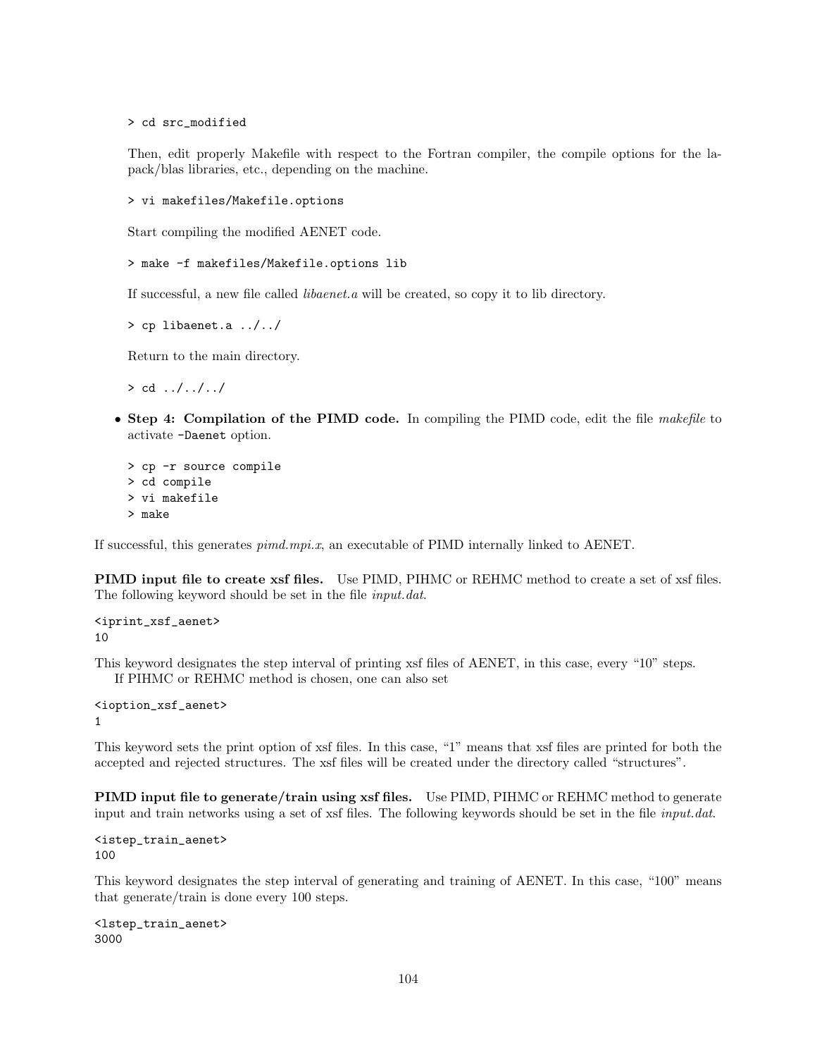```
> cd src_modified
```

Then, edit properly Makefile with respect to the Fortran compiler, the compile options for the lapack/blas libraries, etc., depending on the machine.

```
> vi makefiles/Makefile.options
```

Start compiling the modified AENET code.

```
> make -f makefiles/Makefile.options lib
```

If successful, a new file called *libaenet.a* will be created, so copy it to lib directory.

```
> cp libaenet.a ../../
```

Return to the main directory.

```
> cd ../../../
```

- **Step 4: Compilation of the PIMD code.** In compiling the PIMD code, edit the file *makefile* to activate `-Daenet` option.

```
> cp -r source compile
> cd compile
> vi makefile
> make
```

If successful, this generates *pimd.mpi.x*, an executable of PIMD internally linked to AENET.

**PIMD input file to create xsf files.** Use PIMD, PIHMC or REHMC method to create a set of xsf files. The following keyword should be set in the file *input.dat*.

```
<iprint_xsf_aenet>
10
```

This keyword designates the step interval of printing xsf files of AENET, in this case, every "10" steps.
If PIHMC or REHMC method is chosen, one can also set

```
<ioption_xsf_aenet>
1
```

This keyword sets the print option of xsf files. In this case, "1" means that xsf files are printed for both the accepted and rejected structures. The xsf files will be created under the directory called "structures".

**PIMD input file to generate/train using xsf files.** Use PIMD, PIHMC or REHMC method to generate input and train networks using a set of xsf files. The following keywords should be set in the file *input.dat*.

```
<istep_train_aenet>
100
```

This keyword designates the step interval of generating and training of AENET. In this case, "100" means that generate/train is done every 100 steps.

```
<lstep_train_aenet>
3000
```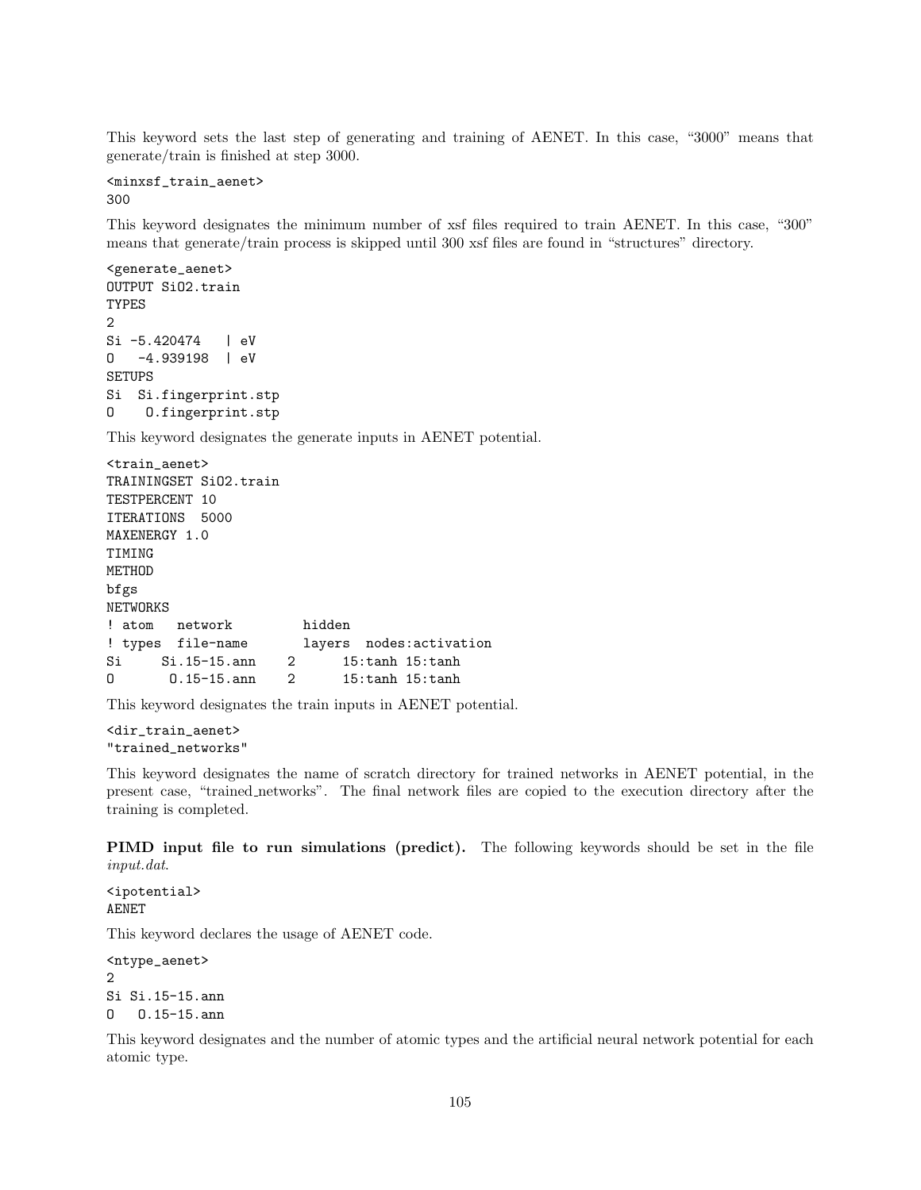This keyword sets the last step of generating and training of AENET. In this case, "3000" means that generate/train is finished at step 3000.

```
<minxsf_train_aenet>
300
```

This keyword designates the minimum number of xsf files required to train AENET. In this case, "300" means that generate/train process is skipped until 300 xsf files are found in "structures" directory.

```
<generate_aenet>
OUTPUT SiO2.train
TYPES
2
Si -5.420474   | eV
O   -4.939198  | eV
SETUPS
Si  Si.fingerprint.stp
O    O.fingerprint.stp
```

This keyword designates the generate inputs in AENET potential.

```
<train_aenet>
TRAININGSET SiO2.train
TESTPERCENT 10
ITERATIONS  5000
MAXENERGY 1.0
TIMING
METHOD
bfgs
NETWORKS
! atom   network         hidden
! types  file-name       layers  nodes:activation
Si     Si.15-15.ann    2      15:tanh 15:tanh
O       O.15-15.ann    2      15:tanh 15:tanh
```

This keyword designates the train inputs in AENET potential.

```
<dir_train_aenet>
"trained_networks"
```

This keyword designates the name of scratch directory for trained networks in AENET potential, in the present case, "trained_networks". The final network files are copied to the execution directory after the training is completed.

**PIMD input file to run simulations (predict).** The following keywords should be set in the file *input.dat*.

```
<ipotential>
AENET
```

This keyword declares the usage of AENET code.

```
<ntype_aenet>
2
Si Si.15-15.ann
O   O.15-15.ann
```

This keyword designates and the number of atomic types and the artificial neural network potential for each atomic type.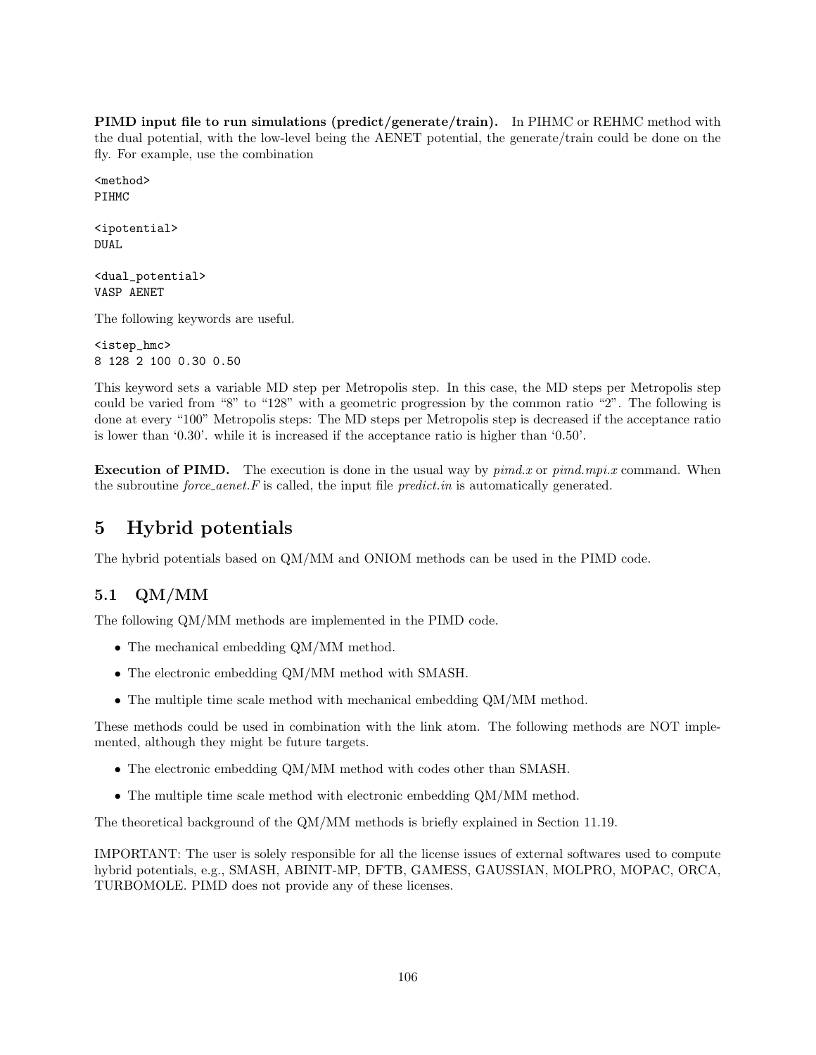**PIMD input file to run simulations (predict/generate/train).** In PIHMC or REHMC method with the dual potential, with the low-level being the AENET potential, the generate/train could be done on the fly. For example, use the combination

```
<method>
PIHMC

<ipotential>
DUAL

<dual_potential>
VASP AENET
```

The following keywords are useful.

```
<istep_hmc>
8 128 2 100 0.30 0.50
```

This keyword sets a variable MD step per Metropolis step. In this case, the MD steps per Metropolis step could be varied from "8" to "128" with a geometric progression by the common ratio "2". The following is done at every "100" Metropolis steps: The MD steps per Metropolis step is decreased if the acceptance ratio is lower than '0.30'. while it is increased if the acceptance ratio is higher than '0.50'.

**Execution of PIMD.** The execution is done in the usual way by *pimd.x* or *pimd.mpi.x* command. When the subroutine *force_aenet.F* is called, the input file *predict.in* is automatically generated.

# 5 Hybrid potentials

The hybrid potentials based on QM/MM and ONIOM methods can be used in the PIMD code.

## 5.1 QM/MM

The following QM/MM methods are implemented in the PIMD code.

- The mechanical embedding QM/MM method.
- The electronic embedding QM/MM method with SMASH.
- The multiple time scale method with mechanical embedding QM/MM method.

These methods could be used in combination with the link atom. The following methods are NOT implemented, although they might be future targets.

- The electronic embedding QM/MM method with codes other than SMASH.
- The multiple time scale method with electronic embedding QM/MM method.

The theoretical background of the QM/MM methods is briefly explained in Section 11.19.

IMPORTANT: The user is solely responsible for all the license issues of external softwares used to compute hybrid potentials, e.g., SMASH, ABINIT-MP, DFTB, GAMESS, GAUSSIAN, MOLPRO, MOPAC, ORCA, TURBOMOLE. PIMD does not provide any of these licenses.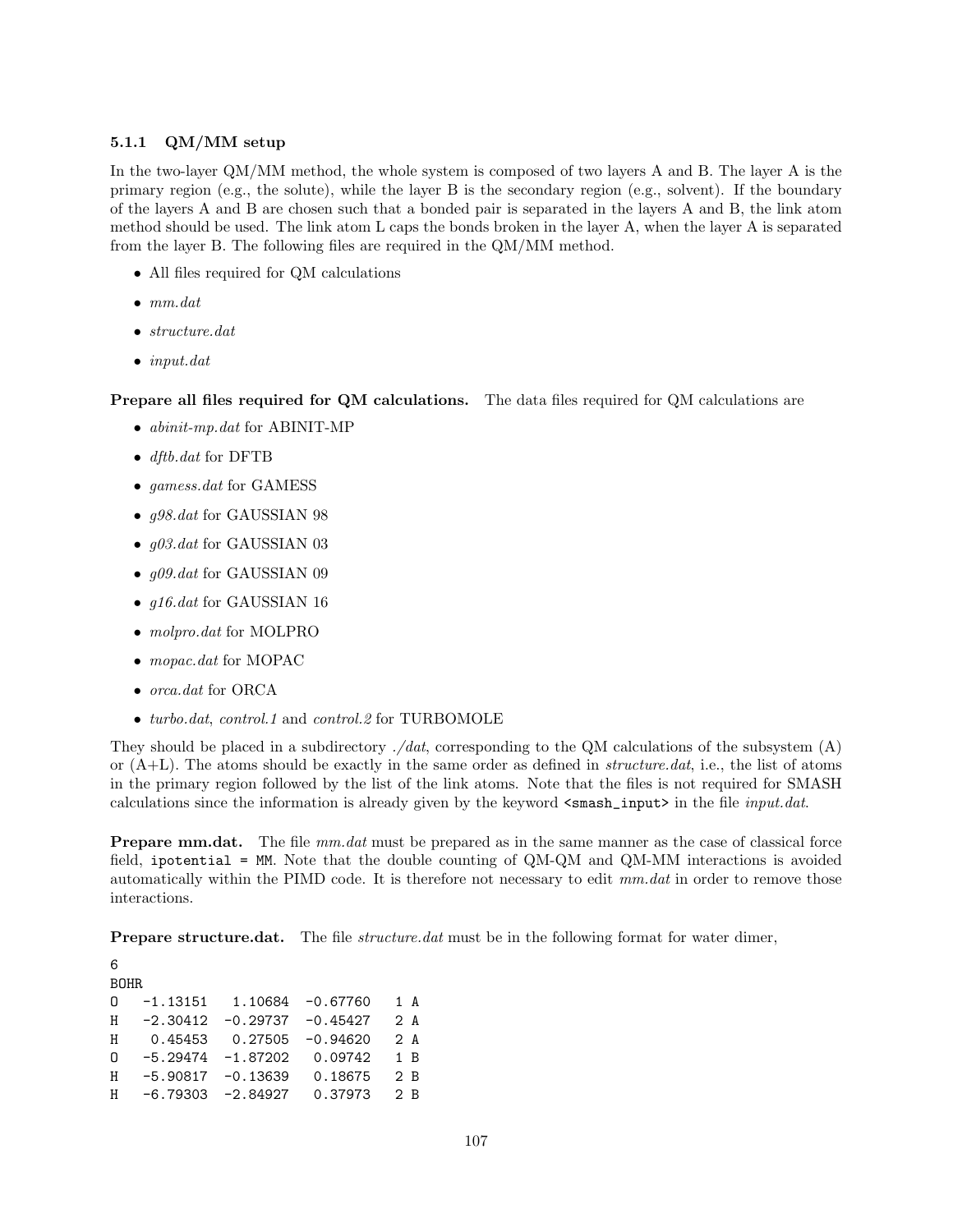### 5.1.1 QM/MM setup

In the two-layer QM/MM method, the whole system is composed of two layers A and B. The layer A is the primary region (e.g., the solute), while the layer B is the secondary region (e.g., solvent). If the boundary of the layers A and B are chosen such that a bonded pair is separated in the layers A and B, the link atom method should be used. The link atom L caps the bonds broken in the layer A, when the layer A is separated from the layer B. The following files are required in the QM/MM method.

- All files required for QM calculations
- *mm.dat*
- *structure.dat*
- *input.dat*

**Prepare all files required for QM calculations.** The data files required for QM calculations are

- *abinit-mp.dat* for ABINIT-MP
- *dftb.dat* for DFTB
- *gamess.dat* for GAMESS
- *g98.dat* for GAUSSIAN 98
- *g03.dat* for GAUSSIAN 03
- *g09.dat* for GAUSSIAN 09
- *g16.dat* for GAUSSIAN 16
- *molpro.dat* for MOLPRO
- *mopac.dat* for MOPAC
- *orca.dat* for ORCA
- *turbo.dat*, *control.1* and *control.2* for TURBOMOLE

They should be placed in a subdirectory *./dat*, corresponding to the QM calculations of the subsystem (A) or (A+L). The atoms should be exactly in the same order as defined in *structure.dat*, i.e., the list of atoms in the primary region followed by the list of the link atoms. Note that the files is not required for SMASH calculations since the information is already given by the keyword `<smash_input>` in the file *input.dat*.

**Prepare mm.dat.** The file *mm.dat* must be prepared as in the same manner as the case of classical force field, `ipotential = MM`. Note that the double counting of QM-QM and QM-MM interactions is avoided automatically within the PIMD code. It is therefore not necessary to edit *mm.dat* in order to remove those interactions.

**Prepare structure.dat.** The file *structure.dat* must be in the following format for water dimer,

```
6
BOHR
O   -1.13151   1.10684  -0.67760   1 A
H   -2.30412  -0.29737  -0.45427   2 A
H    0.45453   0.27505  -0.94620   2 A
O   -5.29474  -1.87202   0.09742   1 B
H   -5.90817  -0.13639   0.18675   2 B
H   -6.79303  -2.84927   0.37973   2 B
```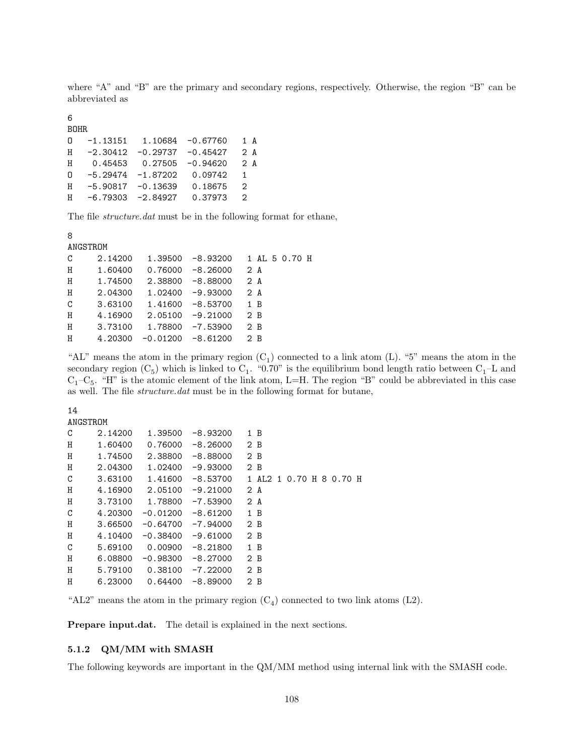where "A" and "B" are the primary and secondary regions, respectively. Otherwise, the region "B" can be abbreviated as

```
6
BOHR
O   -1.13151   1.10684  -0.67760   1 A
H   -2.30412  -0.29737  -0.45427   2 A
H    0.45453   0.27505  -0.94620   2 A
O   -5.29474  -1.87202   0.09742   1
H   -5.90817  -0.13639   0.18675   2
H   -6.79303  -2.84927   0.37973   2
```

The file *structure.dat* must be in the following format for ethane,

```
8
ANGSTROM
C     2.14200   1.39500  -8.93200   1 AL 5 0.70 H
H     1.60400   0.76000  -8.26000   2 A
H     1.74500   2.38800  -8.88000   2 A
H     2.04300   1.02400  -9.93000   2 A
C     3.63100   1.41600  -8.53700   1 B
H     4.16900   2.05100  -9.21000   2 B
H     3.73100   1.78800  -7.53900   2 B
H     4.20300  -0.01200  -8.61200   2 B
```

"AL" means the atom in the primary region ($C_1$) connected to a link atom (L). "5" means the atom in the secondary region ($C_5$) which is linked to $C_1$. "0.70" is the equilibrium bond length ratio between $C_1$–L and $C_1$–$C_5$. "H" is the atomic element of the link atom, L=H. The region "B" could be abbreviated in this case as well. The file *structure.dat* must be in the following format for butane,

```
14
ANGSTROM
C     2.14200   1.39500  -8.93200   1 B
H     1.60400   0.76000  -8.26000   2 B
H     1.74500   2.38800  -8.88000   2 B
H     2.04300   1.02400  -9.93000   2 B
C     3.63100   1.41600  -8.53700   1 AL2 1 0.70 H 8 0.70 H
H     4.16900   2.05100  -9.21000   2 A
H     3.73100   1.78800  -7.53900   2 A
C     4.20300  -0.01200  -8.61200   1 B
H     3.66500  -0.64700  -7.94000   2 B
H     4.10400  -0.38400  -9.61000   2 B
C     5.69100   0.00900  -8.21800   1 B
H     6.08800  -0.98300  -8.27000   2 B
H     5.79100   0.38100  -7.22000   2 B
H     6.23000   0.64400  -8.89000   2 B
```

"AL2" means the atom in the primary region ($C_4$) connected to two link atoms (L2).

**Prepare input.dat.** The detail is explained in the next sections.

### 5.1.2 QM/MM with SMASH

The following keywords are important in the QM/MM method using internal link with the SMASH code.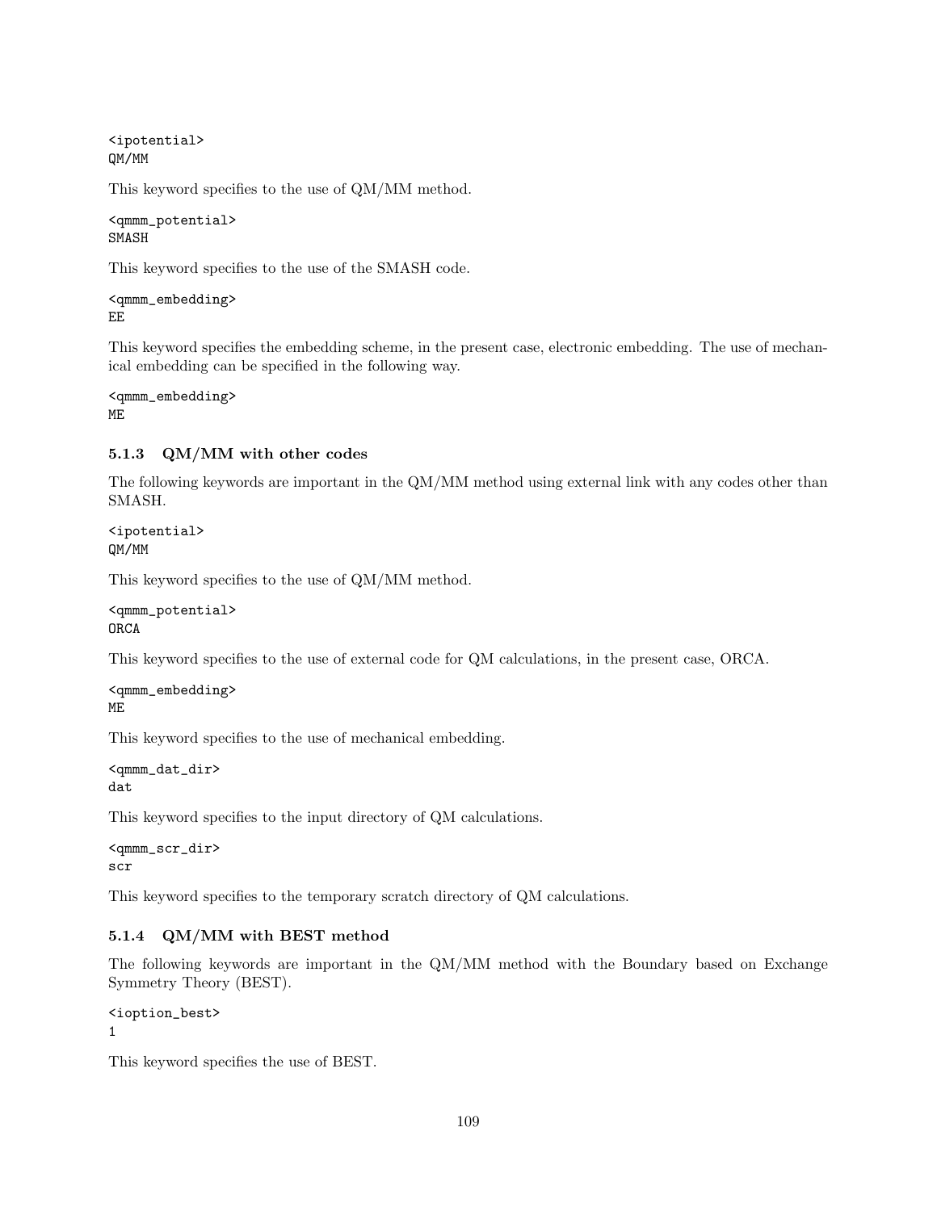```
<ipotential>
QM/MM
```

This keyword specifies to the use of QM/MM method.

```
<qmmm_potential>
SMASH
```

This keyword specifies to the use of the SMASH code.

```
<qmmm_embedding>
EE
```

This keyword specifies the embedding scheme, in the present case, electronic embedding. The use of mechanical embedding can be specified in the following way.

```
<qmmm_embedding>
ME
```

### 5.1.3 QM/MM with other codes

The following keywords are important in the QM/MM method using external link with any codes other than SMASH.

```
<ipotential>
QM/MM
```

This keyword specifies to the use of QM/MM method.

```
<qmmm_potential>
ORCA
```

This keyword specifies to the use of external code for QM calculations, in the present case, ORCA.

```
<qmmm_embedding>
ME
```

This keyword specifies to the use of mechanical embedding.

```
<qmmm_dat_dir>
dat
```

This keyword specifies to the input directory of QM calculations.

```
<qmmm_scr_dir>
scr
```

This keyword specifies to the temporary scratch directory of QM calculations.

### 5.1.4 QM/MM with BEST method

The following keywords are important in the QM/MM method with the Boundary based on Exchange Symmetry Theory (BEST).

```
<ioption_best>
1
```

This keyword specifies the use of BEST.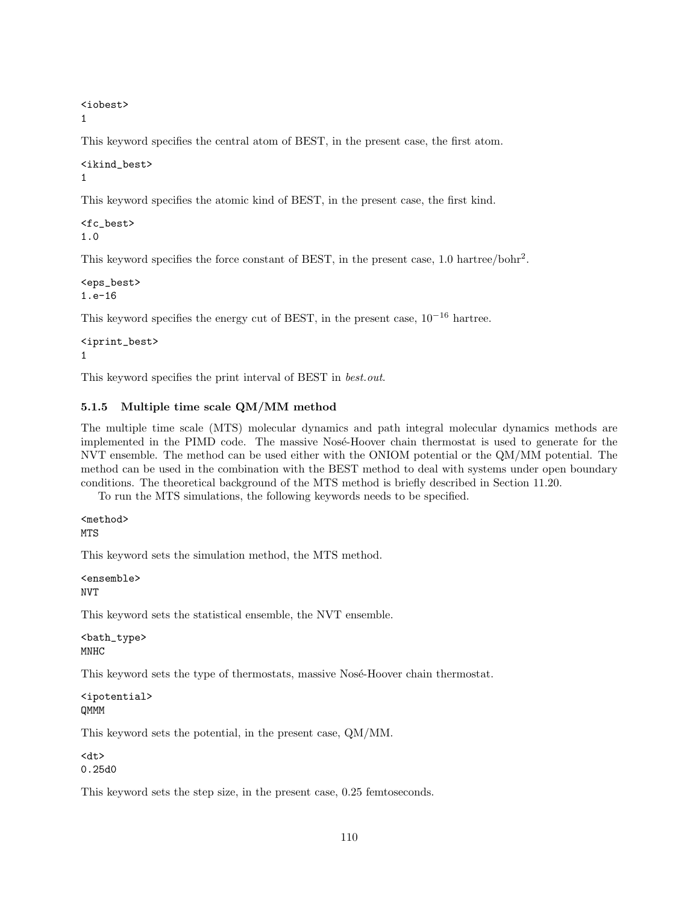```
<iobest>
1
```

This keyword specifies the central atom of BEST, in the present case, the first atom.

```
<ikind_best>
1
```

This keyword specifies the atomic kind of BEST, in the present case, the first kind.

```
<fc_best>
1.0
```

This keyword specifies the force constant of BEST, in the present case, 1.0 hartree/bohr$^2$.

```
<eps_best>
1.e-16
```

This keyword specifies the energy cut of BEST, in the present case, $10^{-16}$ hartree.

```
<iprint_best>
1
```

This keyword specifies the print interval of BEST in *best.out*.

### 5.1.5 Multiple time scale QM/MM method

The multiple time scale (MTS) molecular dynamics and path integral molecular dynamics methods are implemented in the PIMD code. The massive Nosé-Hoover chain thermostat is used to generate for the NVT ensemble. The method can be used either with the ONIOM potential or the QM/MM potential. The method can be used in the combination with the BEST method to deal with systems under open boundary conditions. The theoretical background of the MTS method is briefly described in Section 11.20.

To run the MTS simulations, the following keywords needs to be specified.

```
<method>
MTS
```

This keyword sets the simulation method, the MTS method.

```
<ensemble>
NVT
```

This keyword sets the statistical ensemble, the NVT ensemble.

```
<bath_type>
MNHC
```

This keyword sets the type of thermostats, massive Nosé-Hoover chain thermostat.

```
<ipotential>
QMMM
```

This keyword sets the potential, in the present case, QM/MM.

```
<dt>
0.25d0
```

This keyword sets the step size, in the present case, 0.25 femtoseconds.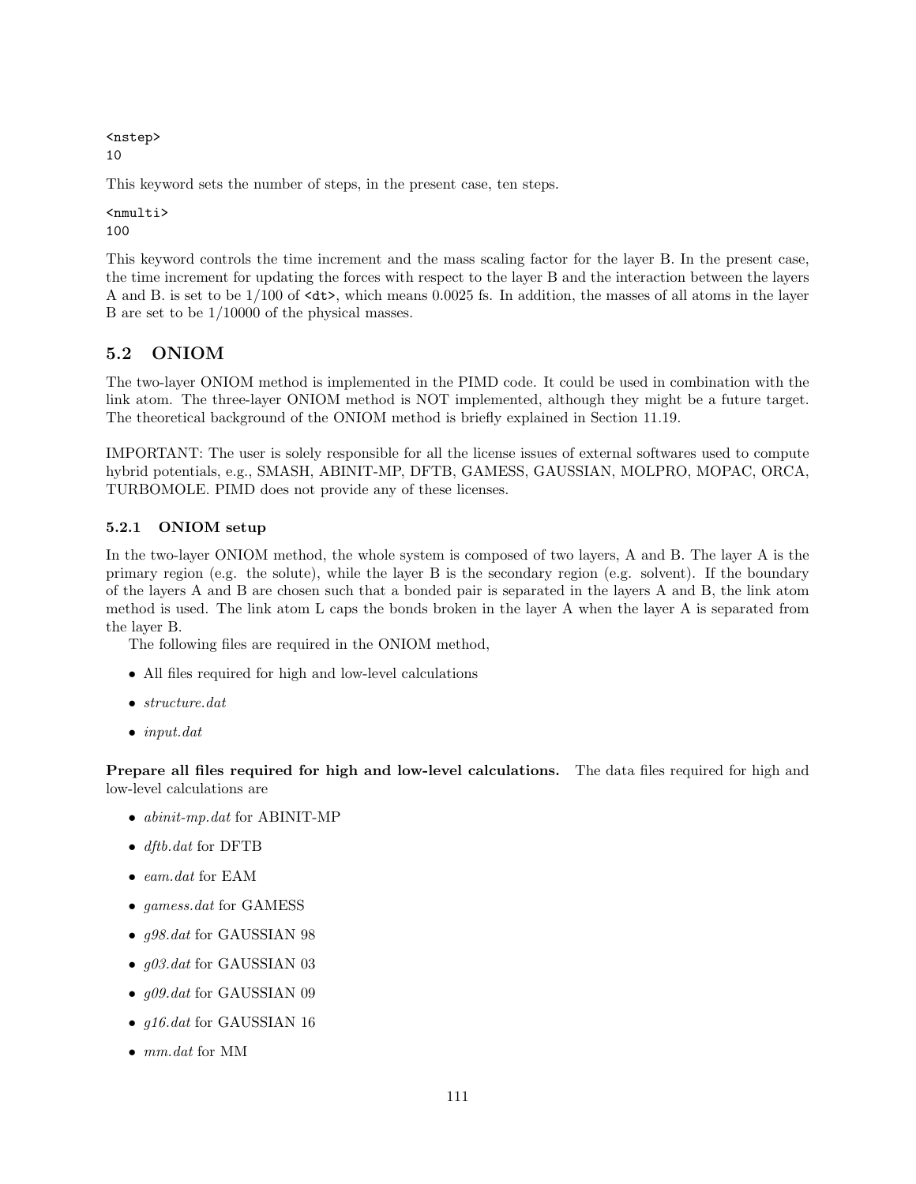```
<nstep>
10
```

This keyword sets the number of steps, in the present case, ten steps.

```
<nmulti>
100
```

This keyword controls the time increment and the mass scaling factor for the layer B. In the present case, the time increment for updating the forces with respect to the layer B and the interaction between the layers A and B. is set to be 1/100 of `<dt>`, which means 0.0025 fs. In addition, the masses of all atoms in the layer B are set to be 1/10000 of the physical masses.

## 5.2 ONIOM

The two-layer ONIOM method is implemented in the PIMD code. It could be used in combination with the link atom. The three-layer ONIOM method is NOT implemented, although they might be a future target. The theoretical background of the ONIOM method is briefly explained in Section 11.19.

IMPORTANT: The user is solely responsible for all the license issues of external softwares used to compute hybrid potentials, e.g., SMASH, ABINIT-MP, DFTB, GAMESS, GAUSSIAN, MOLPRO, MOPAC, ORCA, TURBOMOLE. PIMD does not provide any of these licenses.

### 5.2.1 ONIOM setup

In the two-layer ONIOM method, the whole system is composed of two layers, A and B. The layer A is the primary region (e.g. the solute), while the layer B is the secondary region (e.g. solvent). If the boundary of the layers A and B are chosen such that a bonded pair is separated in the layers A and B, the link atom method is used. The link atom L caps the bonds broken in the layer A when the layer A is separated from the layer B.

The following files are required in the ONIOM method,

- All files required for high and low-level calculations
- *structure.dat*
- *input.dat*

**Prepare all files required for high and low-level calculations.** The data files required for high and low-level calculations are

- *abinit-mp.dat* for ABINIT-MP
- *dftb.dat* for DFTB
- *eam.dat* for EAM
- *gamess.dat* for GAMESS
- *g98.dat* for GAUSSIAN 98
- *g03.dat* for GAUSSIAN 03
- *g09.dat* for GAUSSIAN 09
- *g16.dat* for GAUSSIAN 16
- *mm.dat* for MM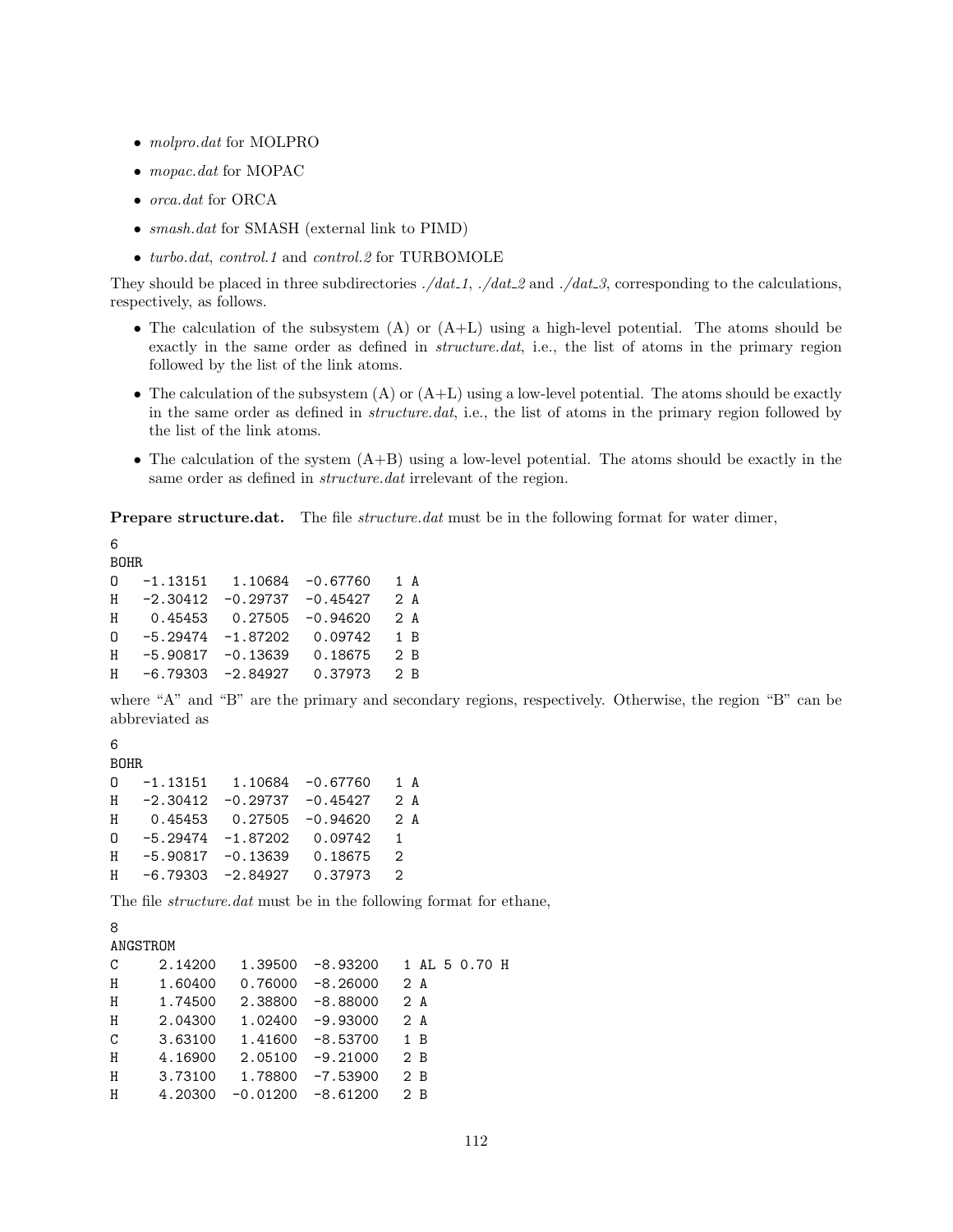- *molpro.dat* for MOLPRO
- *mopac.dat* for MOPAC
- *orca.dat* for ORCA
- *smash.dat* for SMASH (external link to PIMD)
- *turbo.dat*, *control.1* and *control.2* for TURBOMOLE

They should be placed in three subdirectories *./dat_1*, *./dat_2* and *./dat_3*, corresponding to the calculations, respectively, as follows.

- The calculation of the subsystem (A) or (A+L) using a high-level potential. The atoms should be exactly in the same order as defined in *structure.dat*, i.e., the list of atoms in the primary region followed by the list of the link atoms.
- The calculation of the subsystem (A) or (A+L) using a low-level potential. The atoms should be exactly in the same order as defined in *structure.dat*, i.e., the list of atoms in the primary region followed by the list of the link atoms.
- The calculation of the system (A+B) using a low-level potential. The atoms should be exactly in the same order as defined in *structure.dat* irrelevant of the region.

**Prepare structure.dat.** The file *structure.dat* must be in the following format for water dimer,

```
6
BOHR
O   -1.13151   1.10684  -0.67760   1 A
H   -2.30412  -0.29737  -0.45427   2 A
H    0.45453   0.27505  -0.94620   2 A
O   -5.29474  -1.87202   0.09742   1 B
H   -5.90817  -0.13639   0.18675   2 B
H   -6.79303  -2.84927   0.37973   2 B
```

where "A" and "B" are the primary and secondary regions, respectively. Otherwise, the region "B" can be abbreviated as

```
6
BOHR
O   -1.13151   1.10684  -0.67760   1 A
H   -2.30412  -0.29737  -0.45427   2 A
H    0.45453   0.27505  -0.94620   2 A
O   -5.29474  -1.87202   0.09742   1
H   -5.90817  -0.13639   0.18675   2
H   -6.79303  -2.84927   0.37973   2
```

The file *structure.dat* must be in the following format for ethane,

```
8
ANGSTROM
C     2.14200   1.39500  -8.93200   1 AL 5 0.70 H
H     1.60400   0.76000  -8.26000   2 A
H     1.74500   2.38800  -8.88000   2 A
H     2.04300   1.02400  -9.93000   2 A
C     3.63100   1.41600  -8.53700   1 B
H     4.16900   2.05100  -9.21000   2 B
H     3.73100   1.78800  -7.53900   2 B
H     4.20300  -0.01200  -8.61200   2 B
```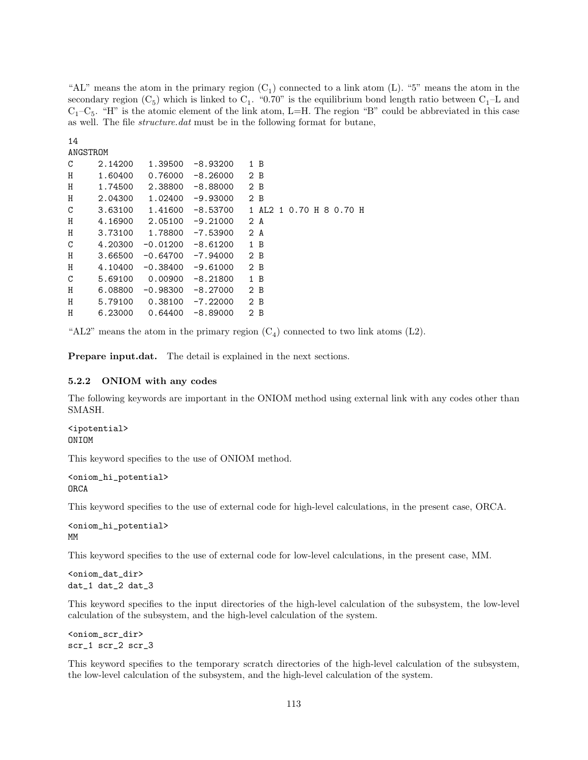"AL" means the atom in the primary region ($C_1$) connected to a link atom (L). "5" means the atom in the secondary region ($C_5$) which is linked to $C_1$. "0.70" is the equilibrium bond length ratio between $C_1$–L and $C_1$–$C_5$. "H" is the atomic element of the link atom, L=H. The region "B" could be abbreviated in this case as well. The file *structure.dat* must be in the following format for butane,

```
14
ANGSTROM
C     2.14200   1.39500  -8.93200   1 B
H     1.60400   0.76000  -8.26000   2 B
H     1.74500   2.38800  -8.88000   2 B
H     2.04300   1.02400  -9.93000   2 B
C     3.63100   1.41600  -8.53700   1 AL2 1 0.70 H 8 0.70 H
H     4.16900   2.05100  -9.21000   2 A
H     3.73100   1.78800  -7.53900   2 A
C     4.20300  -0.01200  -8.61200   1 B
H     3.66500  -0.64700  -7.94000   2 B
H     4.10400  -0.38400  -9.61000   2 B
C     5.69100   0.00900  -8.21800   1 B
H     6.08800  -0.98300  -8.27000   2 B
H     5.79100   0.38100  -7.22000   2 B
H     6.23000   0.64400  -8.89000   2 B
```

"AL2" means the atom in the primary region ($C_4$) connected to two link atoms (L2).

**Prepare input.dat.** The detail is explained in the next sections.

### 5.2.2 ONIOM with any codes

The following keywords are important in the ONIOM method using external link with any codes other than SMASH.

```
<ipotential>
ONIOM
```

This keyword specifies to the use of ONIOM method.

```
<oniom_hi_potential>
ORCA
```

This keyword specifies to the use of external code for high-level calculations, in the present case, ORCA.

```
<oniom_hi_potential>
MM
```

This keyword specifies to the use of external code for low-level calculations, in the present case, MM.

```
<oniom_dat_dir>
dat_1 dat_2 dat_3
```

This keyword specifies to the input directories of the high-level calculation of the subsystem, the low-level calculation of the subsystem, and the high-level calculation of the system.

```
<oniom_scr_dir>
scr_1 scr_2 scr_3
```

This keyword specifies to the temporary scratch directories of the high-level calculation of the subsystem, the low-level calculation of the subsystem, and the high-level calculation of the system.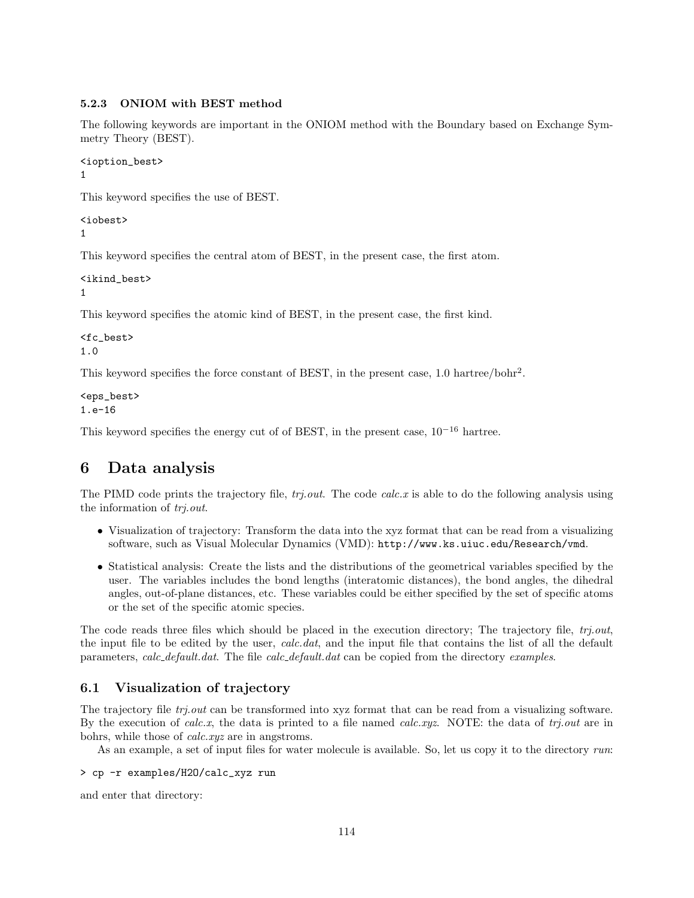#### 5.2.3 ONIOM with BEST method

The following keywords are important in the ONIOM method with the Boundary based on Exchange Symmetry Theory (BEST).

```
<ioption_best>
1
```

This keyword specifies the use of BEST.

```
<iobest>
1
```

This keyword specifies the central atom of BEST, in the present case, the first atom.

```
<ikind_best>
1
```

This keyword specifies the atomic kind of BEST, in the present case, the first kind.

```
<fc_best>
1.0
```

This keyword specifies the force constant of BEST, in the present case, 1.0 hartree/bohr$^2$.

```
<eps_best>
1.e-16
```

This keyword specifies the energy cut of of BEST, in the present case, $10^{-16}$ hartree.

# 6 Data analysis

The PIMD code prints the trajectory file, *trj.out*. The code *calc.x* is able to do the following analysis using the information of *trj.out*.

- Visualization of trajectory: Transform the data into the xyz format that can be read from a visualizing software, such as Visual Molecular Dynamics (VMD): `http://www.ks.uiuc.edu/Research/vmd`.
- Statistical analysis: Create the lists and the distributions of the geometrical variables specified by the user. The variables includes the bond lengths (interatomic distances), the bond angles, the dihedral angles, out-of-plane distances, etc. These variables could be either specified by the set of specific atoms or the set of the specific atomic species.

The code reads three files which should be placed in the execution directory; The trajectory file, *trj.out*, the input file to be edited by the user, *calc.dat*, and the input file that contains the list of all the default parameters, *calc_default.dat*. The file *calc_default.dat* can be copied from the directory *examples*.

## 6.1 Visualization of trajectory

The trajectory file *trj.out* can be transformed into xyz format that can be read from a visualizing software. By the execution of *calc.x*, the data is printed to a file named *calc.xyz*. NOTE: the data of *trj.out* are in bohrs, while those of *calc.xyz* are in angstroms.

As an example, a set of input files for water molecule is available. So, let us copy it to the directory *run*:

```
> cp -r examples/H2O/calc_xyz run
```

and enter that directory: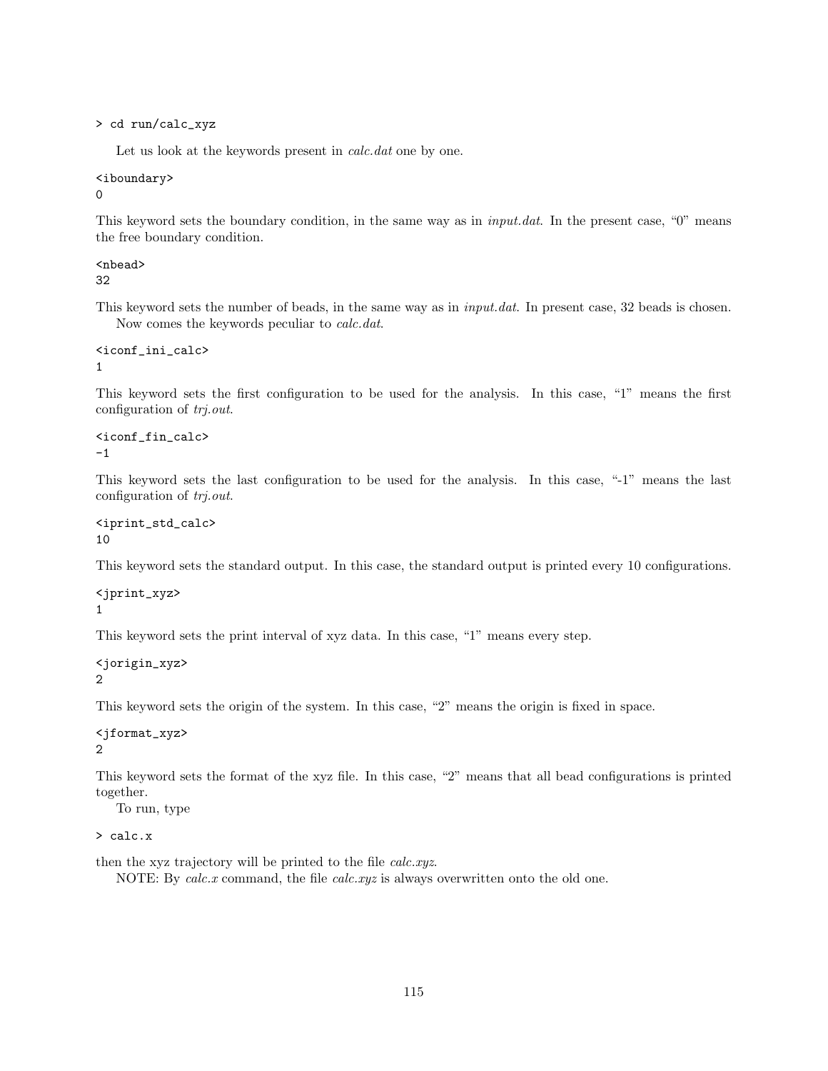```
> cd run/calc_xyz
```

Let us look at the keywords present in *calc.dat* one by one.

```
<iboundary>
0
```

This keyword sets the boundary condition, in the same way as in *input.dat*. In the present case, "0" means the free boundary condition.

```
<nbead>
32
```

This keyword sets the number of beads, in the same way as in *input.dat*. In present case, 32 beads is chosen.

Now comes the keywords peculiar to *calc.dat*.

```
<iconf_ini_calc>
1
```

This keyword sets the first configuration to be used for the analysis. In this case, "1" means the first configuration of *trj.out*.

```
<iconf_fin_calc>
-1
```

This keyword sets the last configuration to be used for the analysis. In this case, "-1" means the last configuration of *trj.out*.

```
<iprint_std_calc>
10
```

This keyword sets the standard output. In this case, the standard output is printed every 10 configurations.

```
<jprint_xyz>
1
```

This keyword sets the print interval of xyz data. In this case, "1" means every step.

```
<jorigin_xyz>
2
```

This keyword sets the origin of the system. In this case, "2" means the origin is fixed in space.

```
<jformat_xyz>
2
```

This keyword sets the format of the xyz file. In this case, "2" means that all bead configurations is printed together.

To run, type

```
> calc.x
```

then the xyz trajectory will be printed to the file *calc.xyz*.

NOTE: By *calc.x* command, the file *calc.xyz* is always overwritten onto the old one.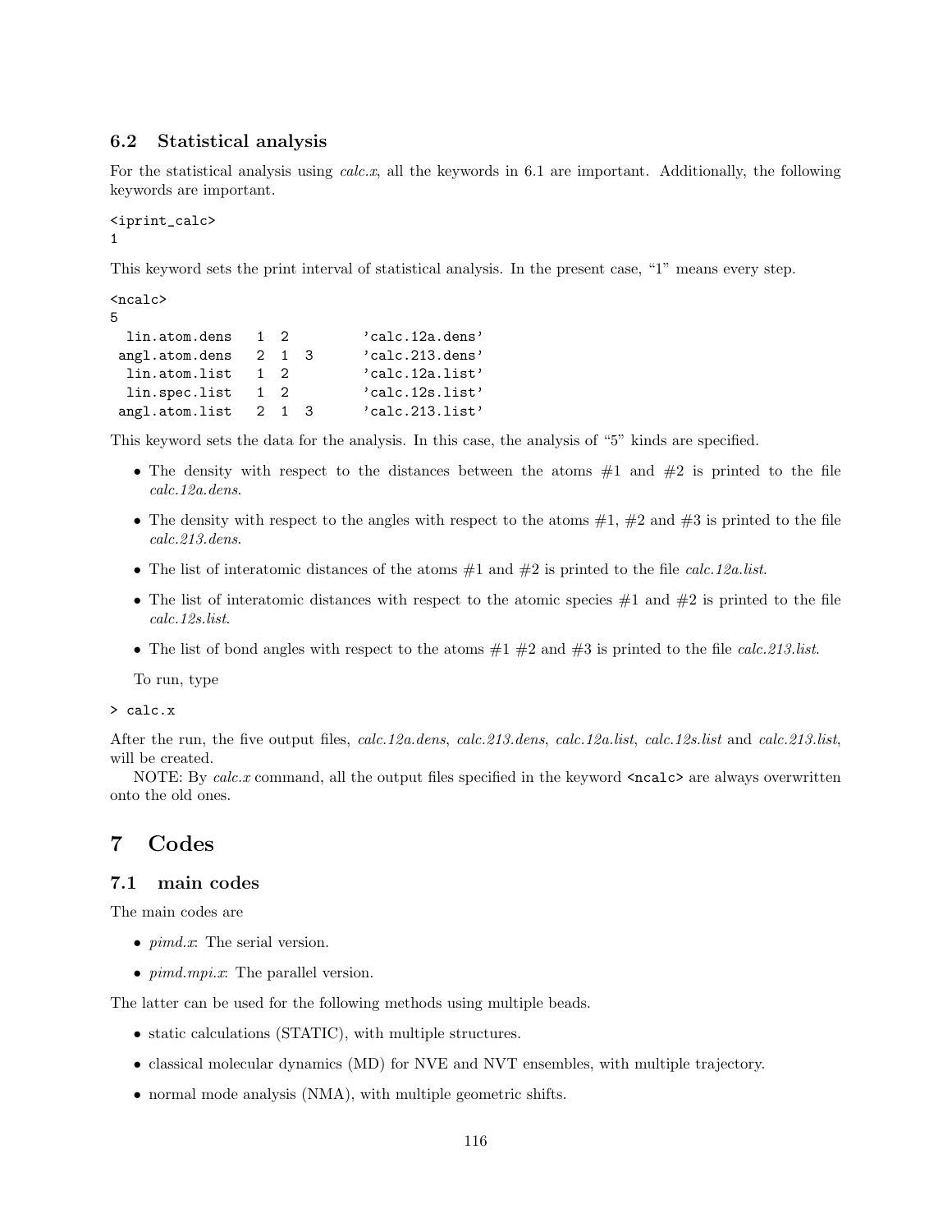### 6.2 Statistical analysis

For the statistical analysis using *calc.x*, all the keywords in 6.1 are important. Additionally, the following keywords are important.

```
<iprint_calc>
1
```

This keyword sets the print interval of statistical analysis. In the present case, "1" means every step.

```
<ncalc>
5
  lin.atom.dens   1  2         'calc.12a.dens'
 angl.atom.dens   2  1  3      'calc.213.dens'
  lin.atom.list   1  2         'calc.12a.list'
  lin.spec.list   1  2         'calc.12s.list'
 angl.atom.list   2  1  3      'calc.213.list'
```

This keyword sets the data for the analysis. In this case, the analysis of "5" kinds are specified.

- The density with respect to the distances between the atoms #1 and #2 is printed to the file *calc.12a.dens*.
- The density with respect to the angles with respect to the atoms #1, #2 and #3 is printed to the file *calc.213.dens*.
- The list of interatomic distances of the atoms #1 and #2 is printed to the file *calc.12a.list*.
- The list of interatomic distances with respect to the atomic species #1 and #2 is printed to the file *calc.12s.list*.
- The list of bond angles with respect to the atoms #1 #2 and #3 is printed to the file *calc.213.list*.

To run, type

```
> calc.x
```

After the run, the five output files, *calc.12a.dens*, *calc.213.dens*, *calc.12a.list*, *calc.12s.list* and *calc.213.list*, will be created.

NOTE: By *calc.x* command, all the output files specified in the keyword `<ncalc>` are always overwritten onto the old ones.

# 7 Codes

## 7.1 main codes

The main codes are

- *pimd.x*: The serial version.
- *pimd.mpi.x*: The parallel version.

The latter can be used for the following methods using multiple beads.

- static calculations (STATIC), with multiple structures.
- classical molecular dynamics (MD) for NVE and NVT ensembles, with multiple trajectory.
- normal mode analysis (NMA), with multiple geometric shifts.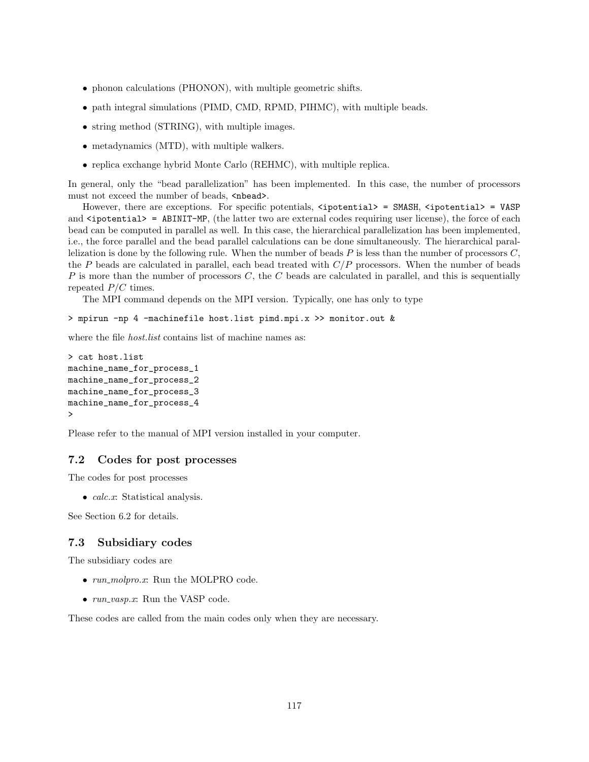- phonon calculations (PHONON), with multiple geometric shifts.
- path integral simulations (PIMD, CMD, RPMD, PIHMC), with multiple beads.
- string method (STRING), with multiple images.
- metadynamics (MTD), with multiple walkers.
- replica exchange hybrid Monte Carlo (REHMC), with multiple replica.

In general, only the "bead parallelization" has been implemented. In this case, the number of processors must not exceed the number of beads, `<nbead>`.

However, there are exceptions. For specific potentials, `<ipotential> = SMASH`, `<ipotential> = VASP` and `<ipotential> = ABINIT-MP`, (the latter two are external codes requiring user license), the force of each bead can be computed in parallel as well. In this case, the hierarchical parallelization has been implemented, i.e., the force parallel and the bead parallel calculations can be done simultaneously. The hierarchical parallelization is done by the following rule. When the number of beads $P$ is less than the number of processors $C$, the $P$ beads are calculated in parallel, each bead treated with $C/P$ processors. When the number of beads $P$ is more than the number of processors $C$, the $C$ beads are calculated in parallel, and this is sequentially repeated $P/C$ times.

The MPI command depends on the MPI version. Typically, one has only to type

```
> mpirun -np 4 -machinefile host.list pimd.mpi.x >> monitor.out &
```

where the file *host.list* contains list of machine names as:

```
> cat host.list
machine_name_for_process_1
machine_name_for_process_2
machine_name_for_process_3
machine_name_for_process_4
>
```

Please refer to the manual of MPI version installed in your computer.

## 7.2 Codes for post processes

The codes for post processes

- *calc.x*: Statistical analysis.

See Section 6.2 for details.

## 7.3 Subsidiary codes

The subsidiary codes are

- *run_molpro.x*: Run the MOLPRO code.
- *run_vasp.x*: Run the VASP code.

These codes are called from the main codes only when they are necessary.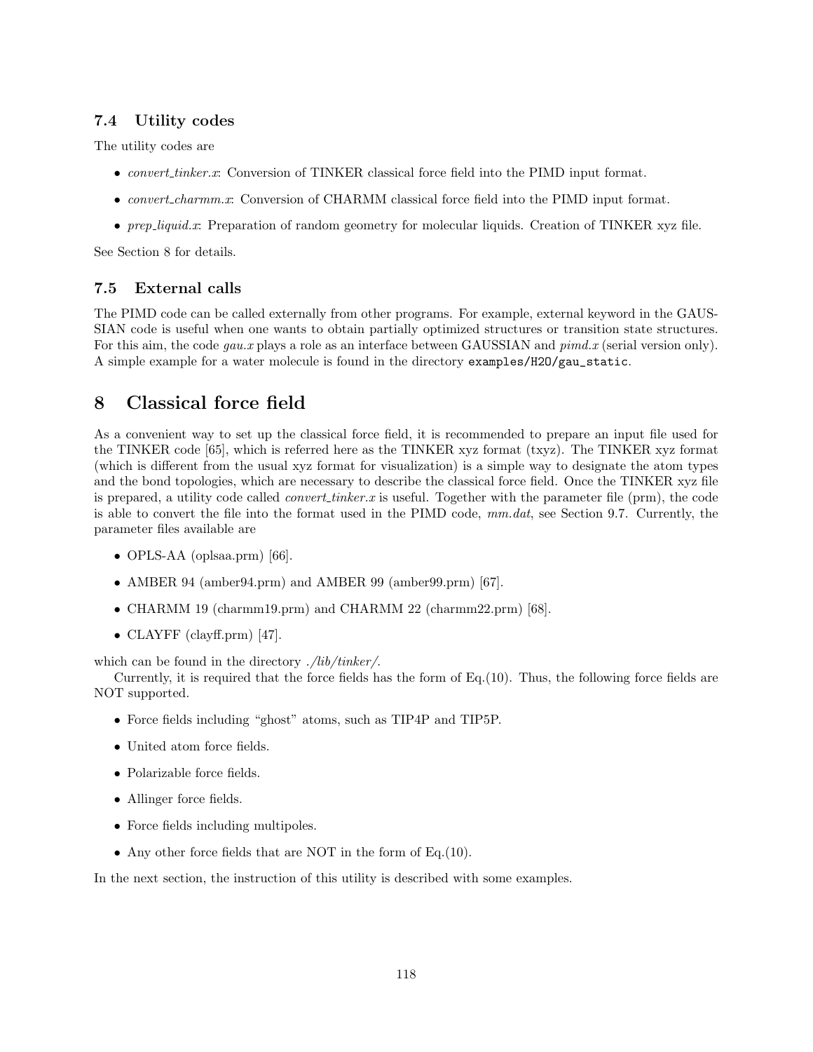### 7.4 Utility codes

The utility codes are

- *convert_tinker.x*: Conversion of TINKER classical force field into the PIMD input format.
- *convert_charmm.x*: Conversion of CHARMM classical force field into the PIMD input format.
- *prep_liquid.x*: Preparation of random geometry for molecular liquids. Creation of TINKER xyz file.

See Section 8 for details.

### 7.5 External calls

The PIMD code can be called externally from other programs. For example, external keyword in the GAUSSIAN code is useful when one wants to obtain partially optimized structures or transition state structures. For this aim, the code *gau.x* plays a role as an interface between GAUSSIAN and *pimd.x* (serial version only). A simple example for a water molecule is found in the directory `examples/H2O/gau_static`.

## 8 Classical force field

As a convenient way to set up the classical force field, it is recommended to prepare an input file used for the TINKER code [65], which is referred here as the TINKER xyz format (txyz). The TINKER xyz format (which is different from the usual xyz format for visualization) is a simple way to designate the atom types and the bond topologies, which are necessary to describe the classical force field. Once the TINKER xyz file is prepared, a utility code called *convert_tinker.x* is useful. Together with the parameter file (prm), the code is able to convert the file into the format used in the PIMD code, *mm.dat*, see Section 9.7. Currently, the parameter files available are

- OPLS-AA (oplsaa.prm) [66].
- AMBER 94 (amber94.prm) and AMBER 99 (amber99.prm) [67].
- CHARMM 19 (charmm19.prm) and CHARMM 22 (charmm22.prm) [68].
- CLAYFF (clayff.prm) [47].

which can be found in the directory *./lib/tinker/*.

Currently, it is required that the force fields has the form of Eq.(10). Thus, the following force fields are NOT supported.

- Force fields including "ghost" atoms, such as TIP4P and TIP5P.
- United atom force fields.
- Polarizable force fields.
- Allinger force fields.
- Force fields including multipoles.
- Any other force fields that are NOT in the form of Eq.(10).

In the next section, the instruction of this utility is described with some examples.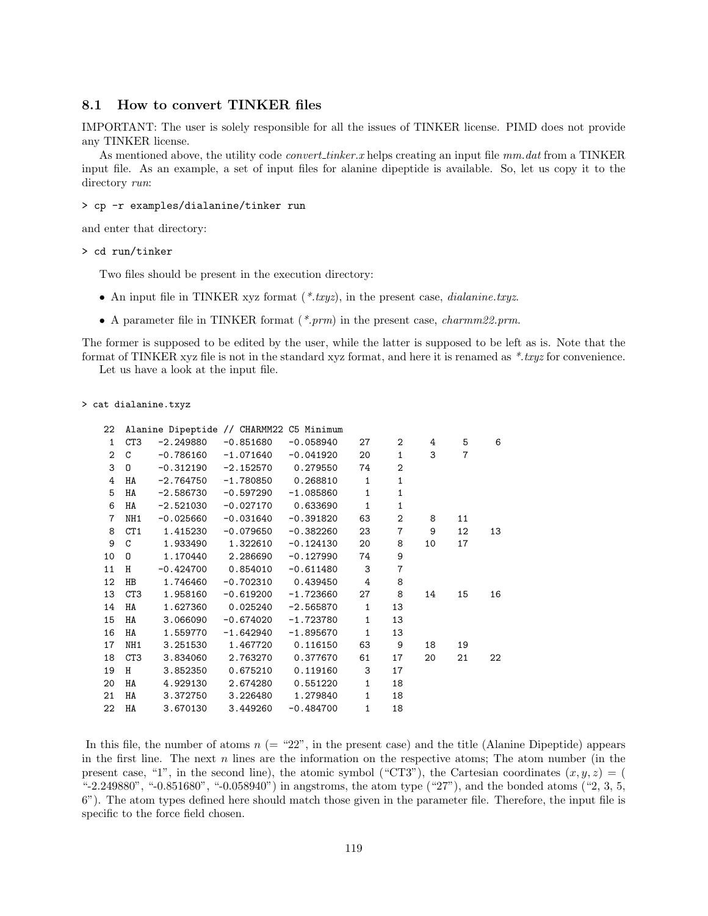### 8.1 How to convert TINKER files

IMPORTANT: The user is solely responsible for all the issues of TINKER license. PIMD does not provide any TINKER license.

As mentioned above, the utility code *convert_tinker.x* helps creating an input file *mm.dat* from a TINKER input file. As an example, a set of input files for alanine dipeptide is available. So, let us copy it to the directory *run*:

```
> cp -r examples/dialanine/tinker run
```

and enter that directory:

```
> cd run/tinker
```

Two files should be present in the execution directory:

- An input file in TINKER xyz format (*\*.txyz*), in the present case, *dialanine.txyz*.
- A parameter file in TINKER format (*\*.prm*) in the present case, *charmm22.prm.*

The former is supposed to be edited by the user, while the latter is supposed to be left as is. Note that the format of TINKER xyz file is not in the standard xyz format, and here it is renamed as *\*.txyz* for convenience.

Let us have a look at the input file.

```
> cat dialanine.txyz

    22  Alanine Dipeptide // CHARMM22 C5 Minimum
     1  CT3   -2.249880   -0.851680   -0.058940    27     2     4     5     6
     2  C     -0.786160   -1.071640   -0.041920    20     1     3     7
     3  O     -0.312190   -2.152570    0.279550    74     2
     4  HA    -2.764750   -1.780850    0.268810     1     1
     5  HA    -2.586730   -0.597290   -1.085860     1     1
     6  HA    -2.521030   -0.027170    0.633690     1     1
     7  NH1   -0.025660   -0.031640   -0.391820    63     2     8    11
     8  CT1    1.415230   -0.079650   -0.382260    23     7     9    12    13
     9  C      1.933490    1.322610   -0.124130    20     8    10    17
    10  O      1.170440    2.286690   -0.127990    74     9
    11  H     -0.424700    0.854010   -0.611480     3     7
    12  HB     1.746460   -0.702310    0.439450     4     8
    13  CT3    1.958160   -0.619200   -1.723660    27     8    14    15    16
    14  HA     1.627360    0.025240   -2.565870     1    13
    15  HA     3.066090   -0.674020   -1.723780     1    13
    16  HA     1.559770   -1.642940   -1.895670     1    13
    17  NH1    3.251530    1.467720    0.116150    63     9    18    19
    18  CT3    3.834060    2.763270    0.377670    61    17    20    21    22
    19  H      3.852350    0.675210    0.119160     3    17
    20  HA     4.929130    2.674280    0.551220     1    18
    21  HA     3.372750    3.226480    1.279840     1    18
    22  HA     3.670130    3.449260   -0.484700     1    18
```

In this file, the number of atoms $n$ (= "22", in the present case) and the title (Alanine Dipeptide) appears in the first line. The next $n$ lines are the information on the respective atoms; The atom number (in the present case, "1", in the second line), the atomic symbol ("CT3"), the Cartesian coordinates $(x, y, z) =$ ( "-2.249880", "-0.851680", "-0.058940") in angstroms, the atom type ("27"), and the bonded atoms ("2, 3, 5, 6"). The atom types defined here should match those given in the parameter file. Therefore, the input file is specific to the force field chosen.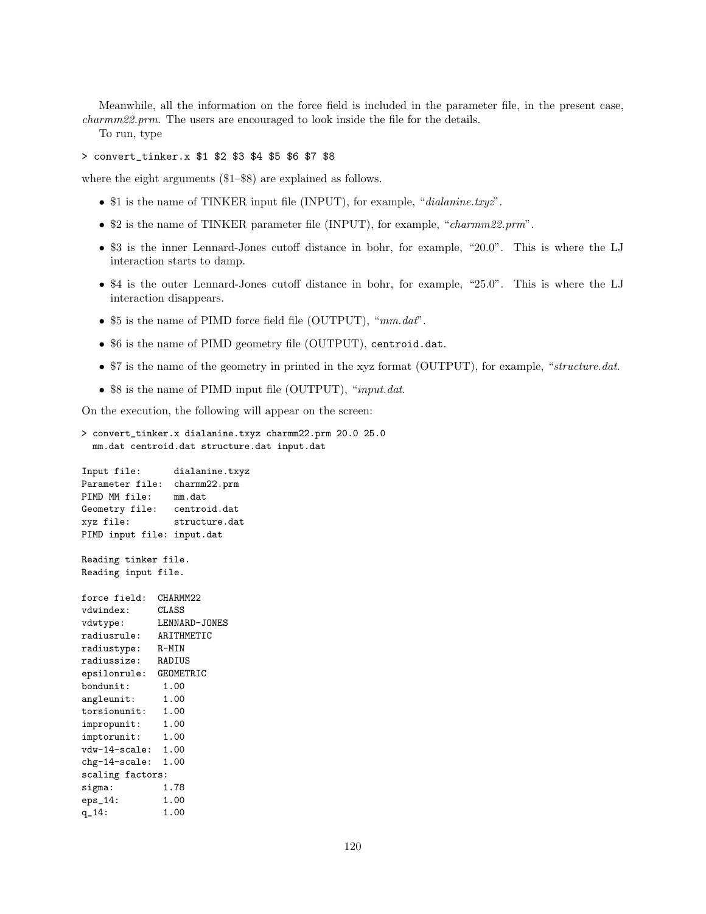Meanwhile, all the information on the force field is included in the parameter file, in the present case, *charmm22.prm*. The users are encouraged to look inside the file for the details.

To run, type

```
> convert_tinker.x $1 $2 $3 $4 $5 $6 $7 $8
```

where the eight arguments ($1–$8) are explained as follows.

- $1 is the name of TINKER input file (INPUT), for example, "*dialanine.txyz*".
- $2 is the name of TINKER parameter file (INPUT), for example, "*charmm22.prm*".
- $3 is the inner Lennard-Jones cutoff distance in bohr, for example, "20.0". This is where the LJ interaction starts to damp.
- $4 is the outer Lennard-Jones cutoff distance in bohr, for example, "25.0". This is where the LJ interaction disappears.
- $5 is the name of PIMD force field file (OUTPUT), "*mm.dat*".
- $6 is the name of PIMD geometry file (OUTPUT), `centroid.dat`.
- $7 is the name of the geometry in printed in the xyz format (OUTPUT), for example, "*structure.dat*.
- $8 is the name of PIMD input file (OUTPUT), "*input.dat*.

On the execution, the following will appear on the screen:

```
> convert_tinker.x dialanine.txyz charmm22.prm 20.0 25.0
  mm.dat centroid.dat structure.dat input.dat

Input file:      dialanine.txyz
Parameter file:  charmm22.prm
PIMD MM file:    mm.dat
Geometry file:   centroid.dat
xyz file:        structure.dat
PIMD input file: input.dat

Reading tinker file.
Reading input file.

force field:  CHARMM22
vdwindex:     CLASS
vdwtype:      LENNARD-JONES
radiusrule:   ARITHMETIC
radiustype:   R-MIN
radiussize:   RADIUS
epsilonrule:  GEOMETRIC
bondunit:      1.00
angleunit:     1.00
torsionunit:   1.00
impropunit:    1.00
imptorunit:    1.00
vdw-14-scale:  1.00
chg-14-scale:  1.00
scaling factors:
sigma:         1.78
eps_14:        1.00
q_14:          1.00
```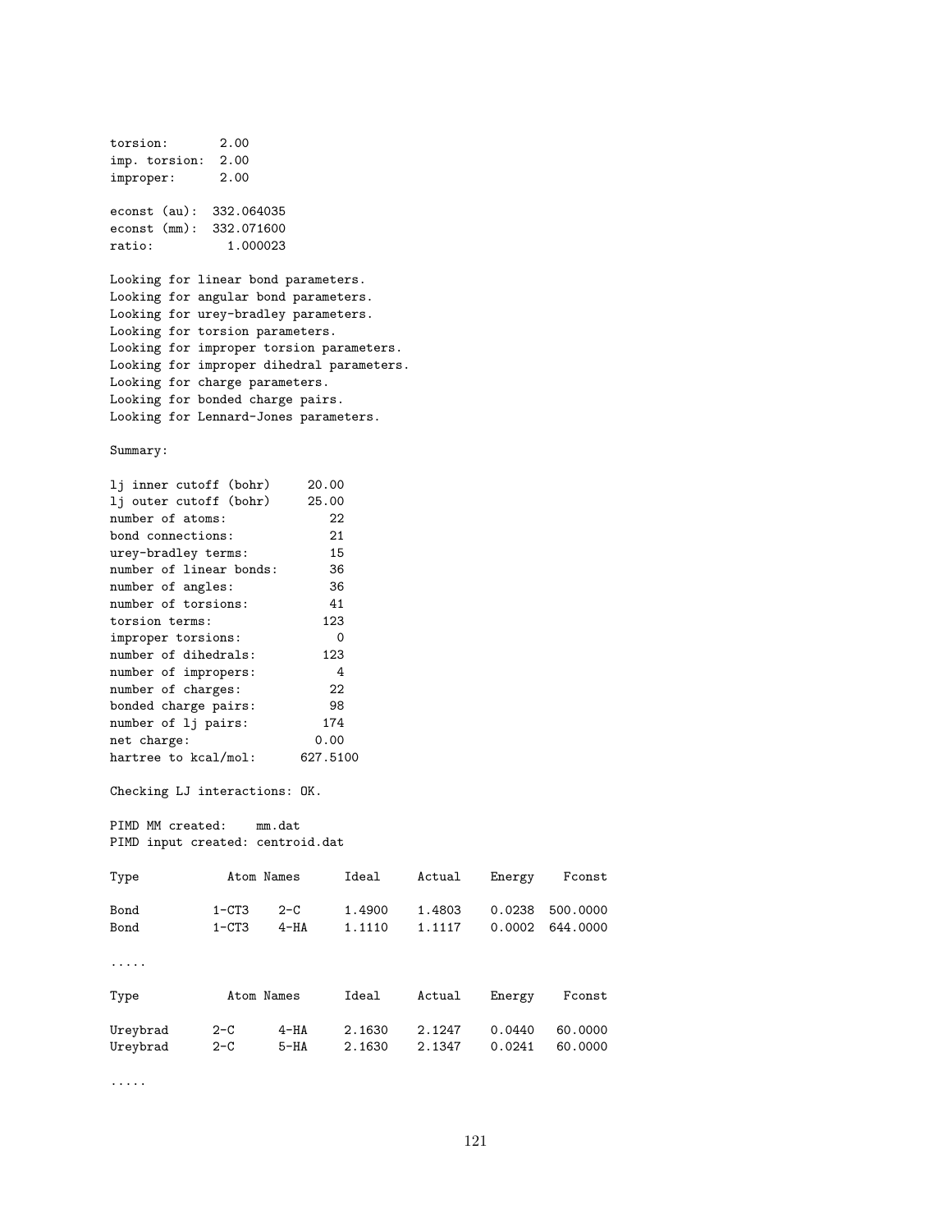```
torsion:       2.00
imp. torsion:  2.00
improper:      2.00

econst (au):  332.064035
econst (mm):  332.071600
ratio:          1.000023

Looking for linear bond parameters.
Looking for angular bond parameters.
Looking for urey-bradley parameters.
Looking for torsion parameters.
Looking for improper torsion parameters.
Looking for improper dihedral parameters.
Looking for charge parameters.
Looking for bonded charge pairs.
Looking for Lennard-Jones parameters.

Summary:

lj inner cutoff (bohr)     20.00
lj outer cutoff (bohr)     25.00
number of atoms:              22
bond connections:             21
urey-bradley terms:           15
number of linear bonds:       36
number of angles:             36
number of torsions:           41
torsion terms:               123
improper torsions:             0
number of dihedrals:         123
number of impropers:           4
number of charges:            22
bonded charge pairs:          98
number of lj pairs:          174
net charge:                 0.00
hartree to kcal/mol:     627.5100

Checking LJ interactions: OK.

PIMD MM created:    mm.dat
PIMD input created: centroid.dat

Type           Atom Names       Ideal     Actual    Energy    Fconst

Bond         1-CT3    2-C      1.4900    1.4803    0.0238  500.0000
Bond         1-CT3    4-HA     1.1110    1.1117    0.0002  644.0000

.....

Type           Atom Names       Ideal     Actual    Energy    Fconst

Ureybrad     2-C      4-HA     2.1630    2.1247    0.0440   60.0000
Ureybrad     2-C      5-HA     2.1630    2.1347    0.0241   60.0000

.....
```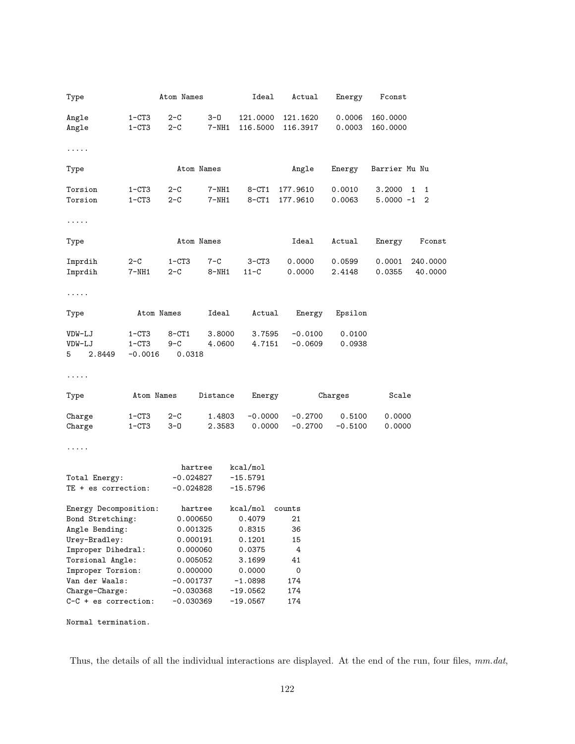```
Type              Atom Names            Ideal     Actual    Energy    Fconst

Angle      1-CT3    2-C     3-O     121.0000  121.1620    0.0006  160.0000
Angle      1-CT3    2-C     7-NH1   116.5000  116.3917    0.0003  160.0000

.....

Type                 Atom Names                  Angle    Energy   Barrier Mu Nu

Torsion    1-CT3    2-C     7-NH1    8-CT1  177.9610    0.0010    3.2000  1  1
Torsion    1-CT3    2-C     7-NH1    8-CT1  177.9610    0.0063    5.0000 -1  2

.....

Type                 Atom Names                  Ideal    Actual    Energy    Fconst

Imprdih    2-C      1-CT3   7-C      3-CT3    0.0000    0.0599    0.0001  240.0000
Imprdih    7-NH1    2-C     8-NH1   11-C      0.0000    2.4148    0.0355   40.0000

.....

Type           Atom Names      Ideal     Actual    Energy   Epsilon

VDW-LJ     1-CT3    8-CT1    3.8000    3.7595   -0.0100    0.0100
VDW-LJ     1-CT3    9-C      4.0600    4.7151   -0.0609    0.0938
5   2.8449   -0.0016    0.0318

.....

Type         Atom Names     Distance    Energy        Charges          Scale

Charge     1-CT3    2-C      1.4803   -0.0000   -0.2700    0.5100    0.0000
Charge     1-CT3    3-O      2.3583    0.0000   -0.2700   -0.5100    0.0000

.....

                          hartree    kcal/mol
Total Energy:           -0.024827    -15.5791
TE + es correction:     -0.024828    -15.5796

Energy Decomposition:     hartree    kcal/mol  counts
Bond Stretching:         0.000650      0.4079      21
Angle Bending:           0.001325      0.8315      36
Urey-Bradley:            0.000191      0.1201      15
Improper Dihedral:       0.000060      0.0375       4
Torsional Angle:         0.005052      3.1699      41
Improper Torsion:        0.000000      0.0000       0
Van der Waals:          -0.001737     -1.0898     174
Charge-Charge:          -0.030368    -19.0562     174
C-C + es correction:    -0.030369    -19.0567     174

Normal termination.
```

Thus, the details of all the individual interactions are displayed. At the end of the run, four files, *mm.dat*,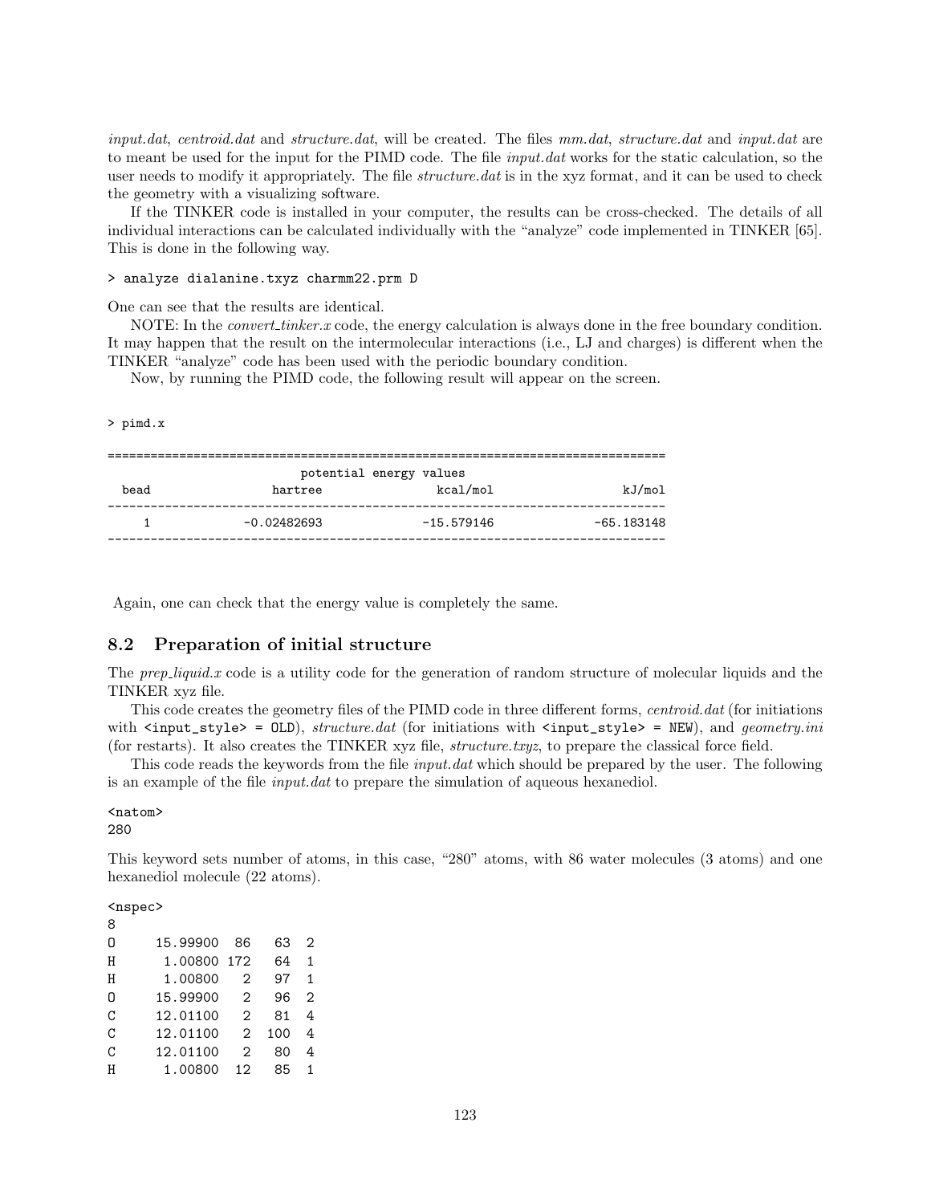*input.dat*, *centroid.dat* and *structure.dat*, will be created. The files *mm.dat*, *structure.dat* and *input.dat* are to meant be used for the input for the PIMD code. The file *input.dat* works for the static calculation, so the user needs to modify it appropriately. The file *structure.dat* is in the xyz format, and it can be used to check the geometry with a visualizing software.

If the TINKER code is installed in your computer, the results can be cross-checked. The details of all individual interactions can be calculated individually with the "analyze" code implemented in TINKER [65]. This is done in the following way.

```
> analyze dialanine.txyz charmm22.prm D
```

One can see that the results are identical.

NOTE: In the *convert_tinker.x* code, the energy calculation is always done in the free boundary condition. It may happen that the result on the intermolecular interactions (i.e., LJ and charges) is different when the TINKER "analyze" code has been used with the periodic boundary condition.

Now, by running the PIMD code, the following result will appear on the screen.

```
> pimd.x

=============================================================================
                        potential energy values
  bead              hartree                kcal/mol                  kJ/mol
-----------------------------------------------------------------------------
     1          -0.02482693              -15.579146              -65.183148
-----------------------------------------------------------------------------
```

Again, one can check that the energy value is completely the same.

## 8.2 Preparation of initial structure

The *prep_liquid.x* code is a utility code for the generation of random structure of molecular liquids and the TINKER xyz file.

This code creates the geometry files of the PIMD code in three different forms, *centroid.dat* (for initiations with `<input_style> = OLD`), *structure.dat* (for initiations with `<input_style> = NEW`), and *geometry.ini* (for restarts). It also creates the TINKER xyz file, *structure.txyz*, to prepare the classical force field.

This code reads the keywords from the file *input.dat* which should be prepared by the user. The following is an example of the file *input.dat* to prepare the simulation of aqueous hexanediol.

```
<natom>
280
```

This keyword sets number of atoms, in this case, "280" atoms, with 86 water molecules (3 atoms) and one hexanediol molecule (22 atoms).

```
<nspec>
8
O     15.99900  86   63  2
H      1.00800 172   64  1
H      1.00800   2   97  1
O     15.99900   2   96  2
C     12.01100   2   81  4
C     12.01100   2  100  4
C     12.01100   2   80  4
H      1.00800  12   85  1
```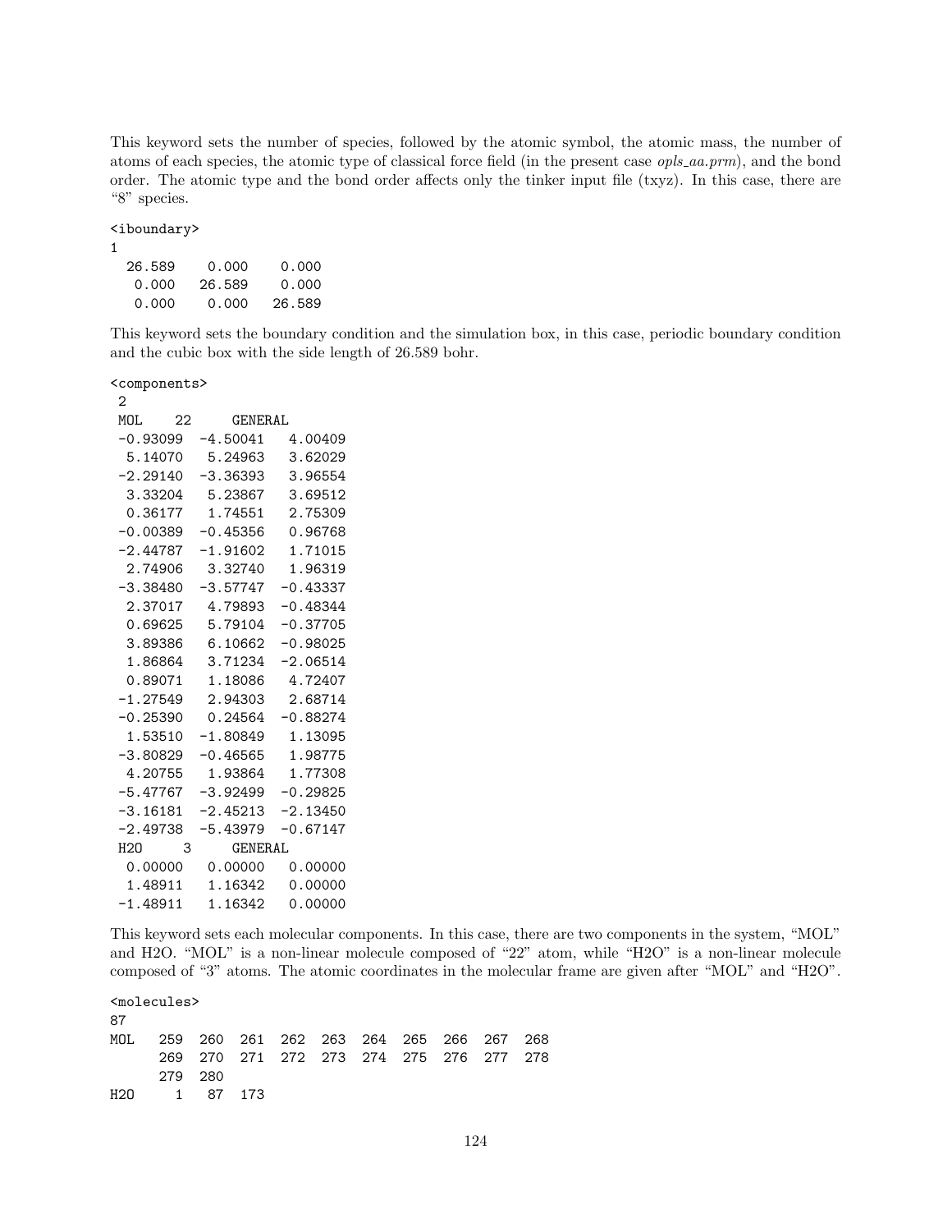This keyword sets the number of species, followed by the atomic symbol, the atomic mass, the number of atoms of each species, the atomic type of classical force field (in the present case *opls_aa.prm*), and the bond order. The atomic type and the bond order affects only the tinker input file (txyz). In this case, there are "8" species.

```
<iboundary>
1
  26.589    0.000    0.000
   0.000   26.589    0.000
   0.000    0.000   26.589
```

This keyword sets the boundary condition and the simulation box, in this case, periodic boundary condition and the cubic box with the side length of 26.589 bohr.

```
<components>
 2
 MOL    22      GENERAL
 -0.93099  -4.50041   4.00409
  5.14070   5.24963   3.62029
 -2.29140  -3.36393   3.96554
  3.33204   5.23867   3.69512
  0.36177   1.74551   2.75309
 -0.00389  -0.45356   0.96768
 -2.44787  -1.91602   1.71015
  2.74906   3.32740   1.96319
 -3.38480  -3.57747  -0.43337
  2.37017   4.79893  -0.48344
  0.69625   5.79104  -0.37705
  3.89386   6.10662  -0.98025
  1.86864   3.71234  -2.06514
  0.89071   1.18086   4.72407
 -1.27549   2.94303   2.68714
 -0.25390   0.24564  -0.88274
  1.53510  -1.80849   1.13095
 -3.80829  -0.46565   1.98775
  4.20755   1.93864   1.77308
 -5.47767  -3.92499  -0.29825
 -3.16181  -2.45213  -2.13450
 -2.49738  -5.43979  -0.67147
 H2O     3      GENERAL
  0.00000   0.00000   0.00000
  1.48911   1.16342   0.00000
 -1.48911   1.16342   0.00000
```

This keyword sets each molecular components. In this case, there are two components in the system, "MOL" and H2O. "MOL" is a non-linear molecule composed of "22" atom, while "H2O" is a non-linear molecule composed of "3" atoms. The atomic coordinates in the molecular frame are given after "MOL" and "H2O".

```
<molecules>
87
MOL   259  260  261  262  263  264  265  266  267  268
      269  270  271  272  273  274  275  276  277  278
      279  280
H2O     1   87  173
```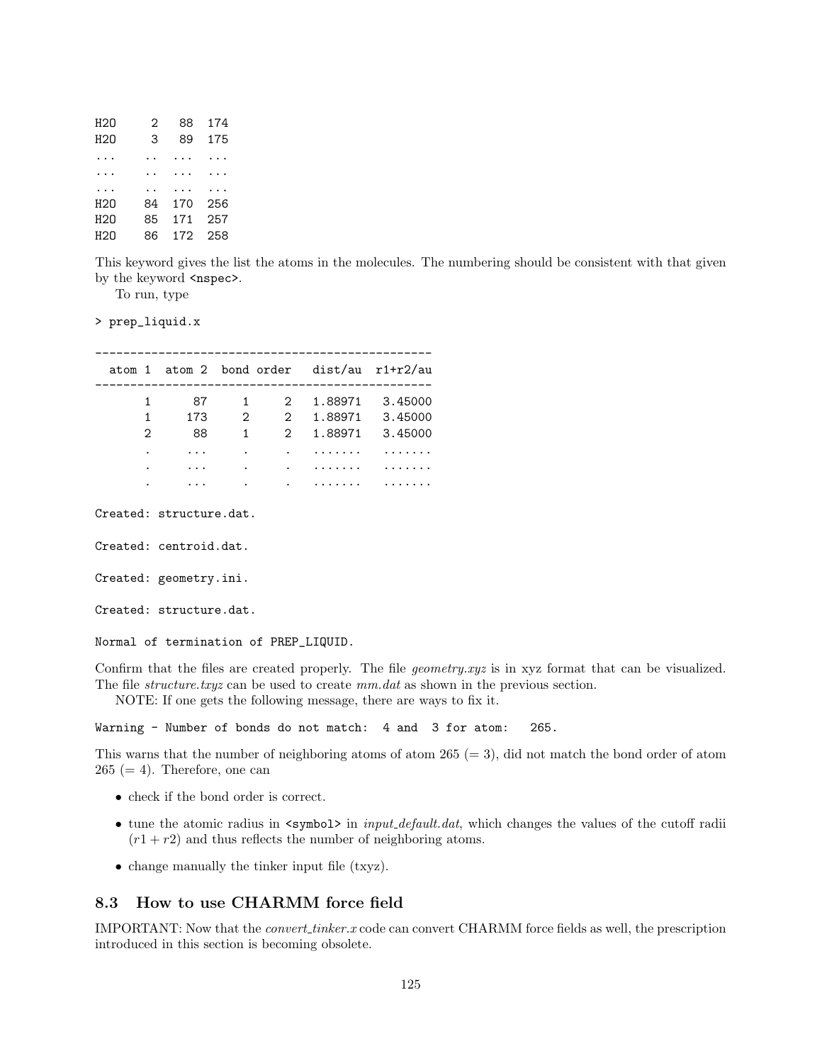```
H2O      2   88  174
H2O      3   89  175
...     ..  ...  ...
...     ..  ...  ...
...     ..  ...  ...
H2O     84  170  256
H2O     85  171  257
H2O     86  172  258
```

This keyword gives the list the atoms in the molecules. The numbering should be consistent with that given by the keyword `<nspec>`.

To run, type

```
> prep_liquid.x

------------------------------------------------
  atom 1  atom 2  bond order   dist/au  r1+r2/au
------------------------------------------------
       1      87     1     2   1.88971   3.45000
       1     173     2     2   1.88971   3.45000
       2      88     1     2   1.88971   3.45000
       .     ...     .     .   .......   .......
       .     ...     .     .   .......   .......
       .     ...     .     .   .......   .......

Created: structure.dat.

Created: centroid.dat.

Created: geometry.ini.

Created: structure.dat.

Normal of termination of PREP_LIQUID.
```

Confirm that the files are created properly. The file *geometry.xyz* is in xyz format that can be visualized. The file *structure.txyz* can be used to create *mm.dat* as shown in the previous section.

NOTE: If one gets the following message, there are ways to fix it.

```
Warning - Number of bonds do not match:  4 and  3 for atom:   265.
```

This warns that the number of neighboring atoms of atom 265 (= 3), did not match the bond order of atom 265 (= 4). Therefore, one can

- check if the bond order is correct.
- tune the atomic radius in `<symbol>` in *input_default.dat*, which changes the values of the cutoff radii $(r1 + r2)$ and thus reflects the number of neighboring atoms.
- change manually the tinker input file (txyz).

## 8.3 How to use CHARMM force field

IMPORTANT: Now that the *convert_tinker.x* code can convert CHARMM force fields as well, the prescription introduced in this section is becoming obsolete.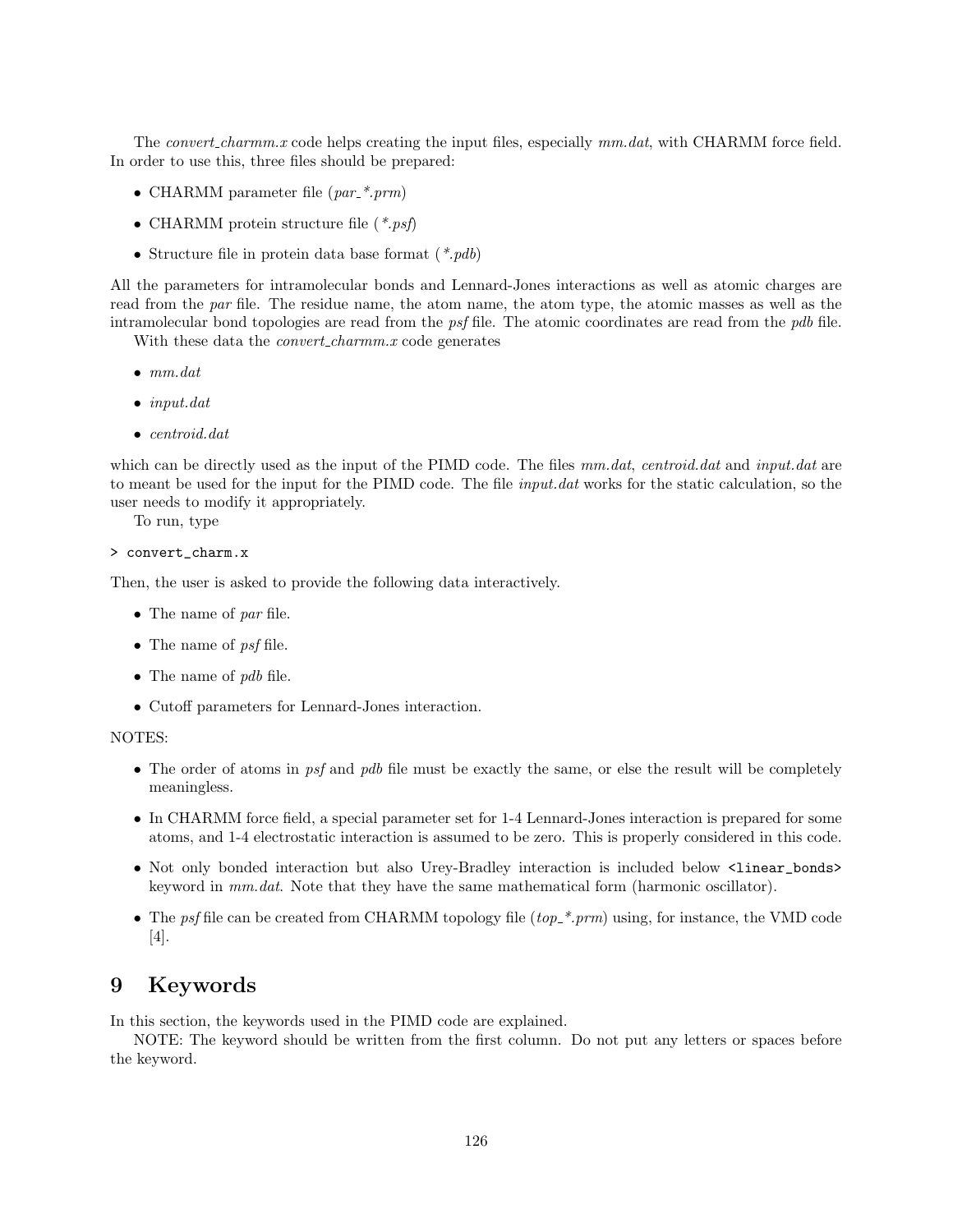The *convert_charmm.x* code helps creating the input files, especially *mm.dat*, with CHARMM force field. In order to use this, three files should be prepared:

- CHARMM parameter file (*par_*.prm*)
- CHARMM protein structure file (*\*.psf*)
- Structure file in protein data base format (*\*.pdb*)

All the parameters for intramolecular bonds and Lennard-Jones interactions as well as atomic charges are read from the *par* file. The residue name, the atom name, the atom type, the atomic masses as well as the intramolecular bond topologies are read from the *psf* file. The atomic coordinates are read from the *pdb* file.

With these data the *convert_charmm.x* code generates

- *mm.dat*
- *input.dat*
- *centroid.dat*

which can be directly used as the input of the PIMD code. The files *mm.dat*, *centroid.dat* and *input.dat* are to meant be used for the input for the PIMD code. The file *input.dat* works for the static calculation, so the user needs to modify it appropriately.

To run, type

```
> convert_charm.x
```

Then, the user is asked to provide the following data interactively.

- The name of *par* file.
- The name of *psf* file.
- The name of *pdb* file.
- Cutoff parameters for Lennard-Jones interaction.

NOTES:

- The order of atoms in *psf* and *pdb* file must be exactly the same, or else the result will be completely meaningless.
- In CHARMM force field, a special parameter set for 1-4 Lennard-Jones interaction is prepared for some atoms, and 1-4 electrostatic interaction is assumed to be zero. This is properly considered in this code.
- Not only bonded interaction but also Urey-Bradley interaction is included below `<linear_bonds>` keyword in *mm.dat*. Note that they have the same mathematical form (harmonic oscillator).
- The *psf* file can be created from CHARMM topology file (*top_*.prm*) using, for instance, the VMD code [4].

# 9 Keywords

In this section, the keywords used in the PIMD code are explained.

NOTE: The keyword should be written from the first column. Do not put any letters or spaces before the keyword.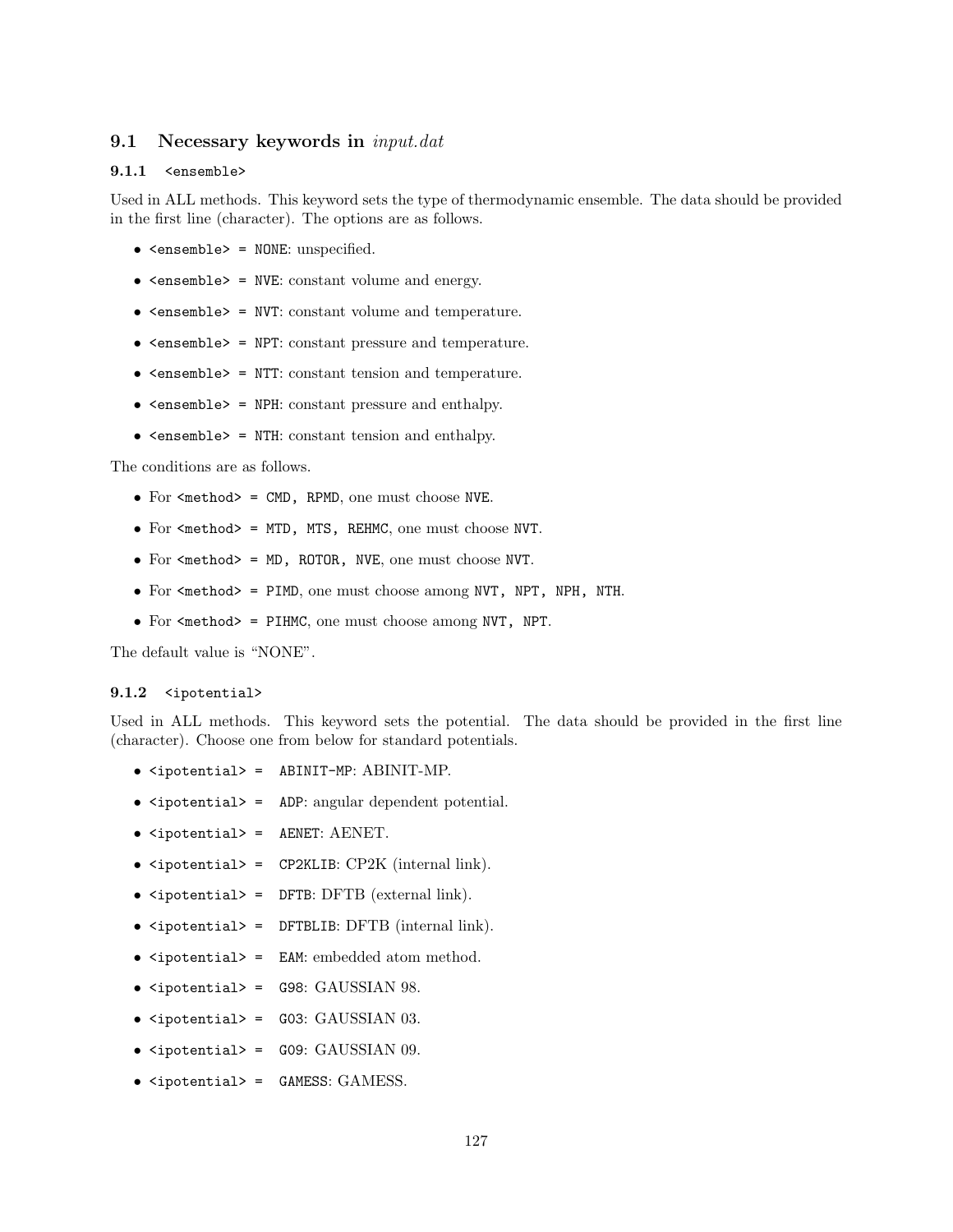## 9.1 Necessary keywords in *input.dat*

### 9.1.1 `<ensemble>`

Used in ALL methods. This keyword sets the type of thermodynamic ensemble. The data should be provided in the first line (character). The options are as follows.

- `<ensemble> = NONE`: unspecified.
- `<ensemble> = NVE`: constant volume and energy.
- `<ensemble> = NVT`: constant volume and temperature.
- `<ensemble> = NPT`: constant pressure and temperature.
- `<ensemble> = NTT`: constant tension and temperature.
- `<ensemble> = NPH`: constant pressure and enthalpy.
- `<ensemble> = NTH`: constant tension and enthalpy.

The conditions are as follows.

- For `<method> = CMD, RPMD`, one must choose `NVE`.
- For `<method> = MTD, MTS, REHMC`, one must choose `NVT`.
- For `<method> = MD, ROTOR, NVE`, one must choose `NVT`.
- For `<method> = PIMD`, one must choose among `NVT, NPT, NPH, NTH`.
- For `<method> = PIHMC`, one must choose among `NVT, NPT`.

The default value is "NONE".

### 9.1.2 `<ipotential>`

Used in ALL methods. This keyword sets the potential. The data should be provided in the first line (character). Choose one from below for standard potentials.

- `<ipotential> = ABINIT-MP`: ABINIT-MP.
- `<ipotential> = ADP`: angular dependent potential.
- `<ipotential> = AENET`: AENET.
- `<ipotential> = CP2KLIB`: CP2K (internal link).
- `<ipotential> = DFTB`: DFTB (external link).
- `<ipotential> = DFTBLIB`: DFTB (internal link).
- `<ipotential> = EAM`: embedded atom method.
- `<ipotential> = G98`: GAUSSIAN 98.
- `<ipotential> = G03`: GAUSSIAN 03.
- `<ipotential> = G09`: GAUSSIAN 09.
- `<ipotential> = GAMESS`: GAMESS.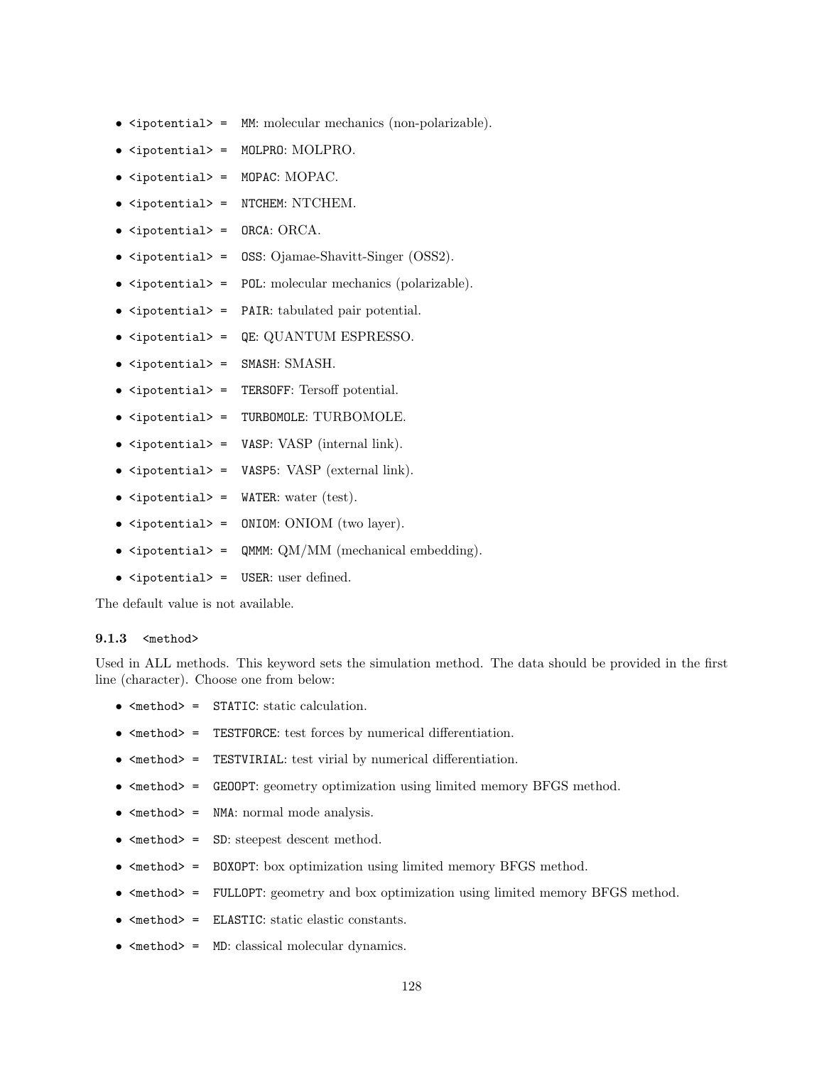- `<ipotential>` = `MM`: molecular mechanics (non-polarizable).
- `<ipotential>` = `MOLPRO`: MOLPRO.
- `<ipotential>` = `MOPAC`: MOPAC.
- `<ipotential>` = `NTCHEM`: NTCHEM.
- `<ipotential>` = `ORCA`: ORCA.
- `<ipotential>` = `OSS`: Ojamae-Shavitt-Singer (OSS2).
- `<ipotential>` = `POL`: molecular mechanics (polarizable).
- `<ipotential>` = `PAIR`: tabulated pair potential.
- `<ipotential>` = `QE`: QUANTUM ESPRESSO.
- `<ipotential>` = `SMASH`: SMASH.
- `<ipotential>` = `TERSOFF`: Tersoff potential.
- `<ipotential>` = `TURBOMOLE`: TURBOMOLE.
- `<ipotential>` = `VASP`: VASP (internal link).
- `<ipotential>` = `VASP5`: VASP (external link).
- `<ipotential>` = `WATER`: water (test).
- `<ipotential>` = `ONIOM`: ONIOM (two layer).
- `<ipotential>` = `QMMM`: QM/MM (mechanical embedding).
- `<ipotential>` = `USER`: user defined.

The default value is not available.

#### 9.1.3 `<method>`

Used in ALL methods. This keyword sets the simulation method. The data should be provided in the first line (character). Choose one from below:

- `<method>` = `STATIC`: static calculation.
- `<method>` = `TESTFORCE`: test forces by numerical differentiation.
- `<method>` = `TESTVIRIAL`: test virial by numerical differentiation.
- `<method>` = `GEOOPT`: geometry optimization using limited memory BFGS method.
- `<method>` = `NMA`: normal mode analysis.
- `<method>` = `SD`: steepest descent method.
- `<method>` = `BOXOPT`: box optimization using limited memory BFGS method.
- `<method>` = `FULLOPT`: geometry and box optimization using limited memory BFGS method.
- `<method>` = `ELASTIC`: static elastic constants.
- `<method>` = `MD`: classical molecular dynamics.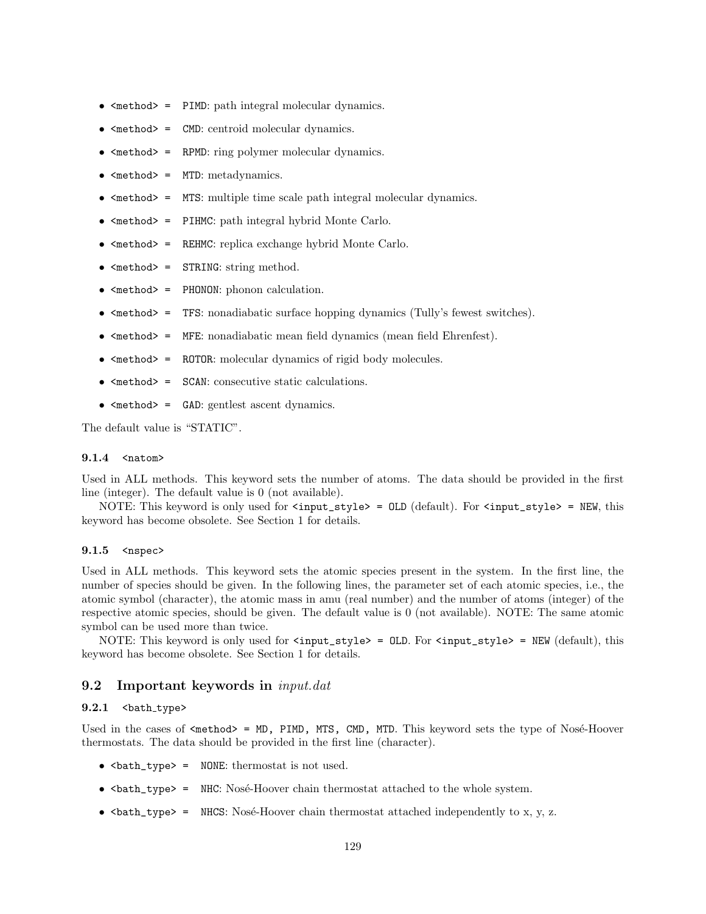- `<method> =  PIMD`: path integral molecular dynamics.
- `<method> =  CMD`: centroid molecular dynamics.
- `<method> =  RPMD`: ring polymer molecular dynamics.
- `<method> =  MTD`: metadynamics.
- `<method> =  MTS`: multiple time scale path integral molecular dynamics.
- `<method> =  PIHMC`: path integral hybrid Monte Carlo.
- `<method> =  REHMC`: replica exchange hybrid Monte Carlo.
- `<method> =  STRING`: string method.
- `<method> =  PHONON`: phonon calculation.
- `<method> =  TFS`: nonadiabatic surface hopping dynamics (Tully's fewest switches).
- `<method> =  MFE`: nonadiabatic mean field dynamics (mean field Ehrenfest).
- `<method> =  ROTOR`: molecular dynamics of rigid body molecules.
- `<method> =  SCAN`: consecutive static calculations.
- `<method> =  GAD`: gentlest ascent dynamics.

The default value is "STATIC".

#### 9.1.4 `<natom>`

Used in ALL methods. This keyword sets the number of atoms. The data should be provided in the first line (integer). The default value is 0 (not available).

NOTE: This keyword is only used for `<input_style> = OLD` (default). For `<input_style> = NEW`, this keyword has become obsolete. See Section 1 for details.

#### 9.1.5 `<nspec>`

Used in ALL methods. This keyword sets the atomic species present in the system. In the first line, the number of species should be given. In the following lines, the parameter set of each atomic species, i.e., the atomic symbol (character), the atomic mass in amu (real number) and the number of atoms (integer) of the respective atomic species, should be given. The default value is 0 (not available). NOTE: The same atomic symbol can be used more than twice.

NOTE: This keyword is only used for `<input_style> = OLD`. For `<input_style> = NEW` (default), this keyword has become obsolete. See Section 1 for details.

### 9.2 Important keywords in *input.dat*

#### 9.2.1 `<bath_type>`

Used in the cases of `<method> = MD, PIMD, MTS, CMD, MTD`. This keyword sets the type of Nosé-Hoover thermostats. The data should be provided in the first line (character).

- `<bath_type> =  NONE`: thermostat is not used.
- `<bath_type> =  NHC`: Nosé-Hoover chain thermostat attached to the whole system.
- `<bath_type> =  NHCS`: Nosé-Hoover chain thermostat attached independently to x, y, z.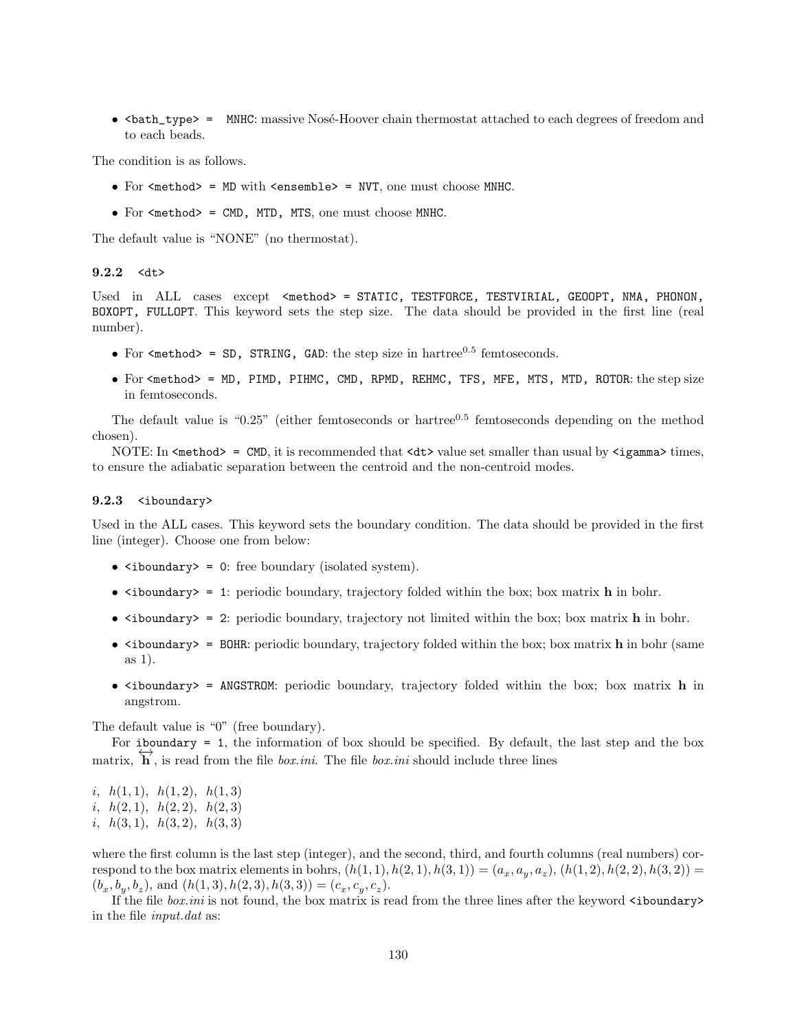- `<bath_type> = MNHC`: massive Nosé-Hoover chain thermostat attached to each degrees of freedom and to each beads.

The condition is as follows.

- For `<method> = MD` with `<ensemble> = NVT`, one must choose `MNHC`.
- For `<method> = CMD, MTD, MTS`, one must choose `MNHC`.

The default value is "NONE" (no thermostat).

### 9.2.2 `<dt>`

Used in ALL cases except `<method> = STATIC, TESTFORCE, TESTVIRIAL, GEOOPT, NMA, PHONON, BOXOPT, FULLOPT`. This keyword sets the step size. The data should be provided in the first line (real number).

- For `<method> = SD, STRING, GAD`: the step size in hartree$^{0.5}$ femtoseconds.
- For `<method> = MD, PIMD, PIHMC, CMD, RPMD, REHMC, TFS, MFE, MTS, MTD, ROTOR`: the step size in femtoseconds.

The default value is "0.25" (either femtoseconds or hartree$^{0.5}$ femtoseconds depending on the method chosen).

NOTE: In `<method> = CMD`, it is recommended that `<dt>` value set smaller than usual by `<igamma>` times, to ensure the adiabatic separation between the centroid and the non-centroid modes.

### 9.2.3 `<iboundary>`

Used in the ALL cases. This keyword sets the boundary condition. The data should be provided in the first line (integer). Choose one from below:

- `<iboundary> = 0`: free boundary (isolated system).
- `<iboundary> = 1`: periodic boundary, trajectory folded within the box; box matrix **h** in bohr.
- `<iboundary> = 2`: periodic boundary, trajectory not limited within the box; box matrix **h** in bohr.
- `<iboundary> = BOHR`: periodic boundary, trajectory folded within the box; box matrix **h** in bohr (same as 1).
- `<iboundary> = ANGSTROM`: periodic boundary, trajectory folded within the box; box matrix **h** in angstrom.

The default value is "0" (free boundary).

For `iboundary = 1`, the information of box should be specified. By default, the last step and the box matrix, $\overleftrightarrow{\mathbf{h}}$, is read from the file *box.ini*. The file *box.ini* should include three lines

$i$, $h(1,1)$, $h(1,2)$, $h(1,3)$
$i$, $h(2,1)$, $h(2,2)$, $h(2,3)$
$i$, $h(3,1)$, $h(3,2)$, $h(3,3)$

where the first column is the last step (integer), and the second, third, and fourth columns (real numbers) correspond to the box matrix elements in bohrs, $(h(1,1), h(2,1), h(3,1)) = (a_x, a_y, a_z)$, $(h(1,2), h(2,2), h(3,2)) = (b_x, b_y, b_z)$, and $(h(1,3), h(2,3), h(3,3)) = (c_x, c_y, c_z)$.

If the file *box.ini* is not found, the box matrix is read from the three lines after the keyword `<iboundary>` in the file *input.dat* as: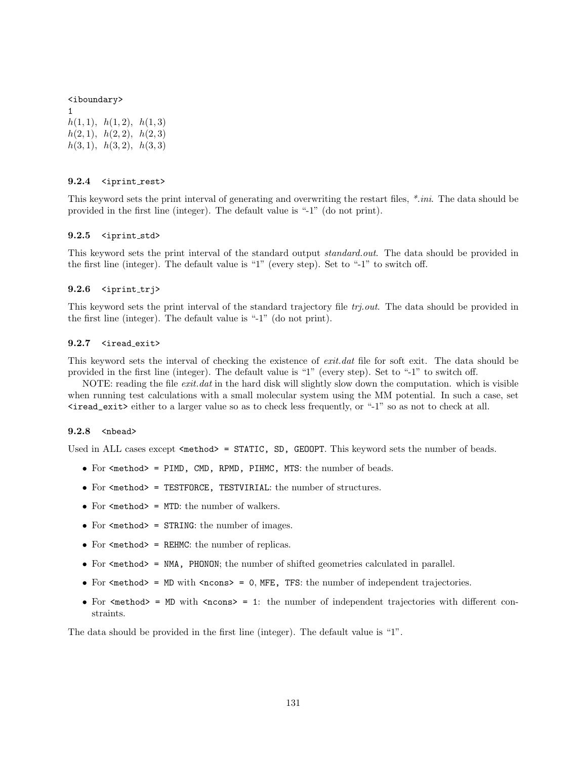```
<iboundary>
1
```
$h(1,1),\ \ h(1,2),\ \ h(1,3)$
$h(2,1),\ \ h(2,2),\ \ h(2,3)$
$h(3,1),\ \ h(3,2),\ \ h(3,3)$

### 9.2.4 `<iprint_rest>`

This keyword sets the print interval of generating and overwriting the restart files, *\*.ini*. The data should be provided in the first line (integer). The default value is "-1" (do not print).

### 9.2.5 `<iprint_std>`

This keyword sets the print interval of the standard output *standard.out*. The data should be provided in the first line (integer). The default value is "1" (every step). Set to "-1" to switch off.

### 9.2.6 `<iprint_trj>`

This keyword sets the print interval of the standard trajectory file *trj.out*. The data should be provided in the first line (integer). The default value is "-1" (do not print).

### 9.2.7 `<iread_exit>`

This keyword sets the interval of checking the existence of *exit.dat* file for soft exit. The data should be provided in the first line (integer). The default value is "1" (every step). Set to "-1" to switch off.

NOTE: reading the file *exit.dat* in the hard disk will slightly slow down the computation. which is visible when running test calculations with a small molecular system using the MM potential. In such a case, set `<iread_exit>` either to a larger value so as to check less frequently, or "-1" so as not to check at all.

### 9.2.8 `<nbead>`

Used in ALL cases except `<method> = STATIC, SD, GEOOPT`. This keyword sets the number of beads.

- For `<method> = PIMD, CMD, RPMD, PIHMC, MTS`: the number of beads.
- For `<method> = TESTFORCE, TESTVIRIAL`: the number of structures.
- For `<method> = MTD`: the number of walkers.
- For `<method> = STRING`: the number of images.
- For `<method> = REHMC`: the number of replicas.
- For `<method> = NMA, PHONON`; the number of shifted geometries calculated in parallel.
- For `<method> = MD` with `<ncons> = 0`, `MFE`, `TFS`: the number of independent trajectories.
- For `<method> = MD` with `<ncons> = 1`: the number of independent trajectories with different constraints.

The data should be provided in the first line (integer). The default value is "1".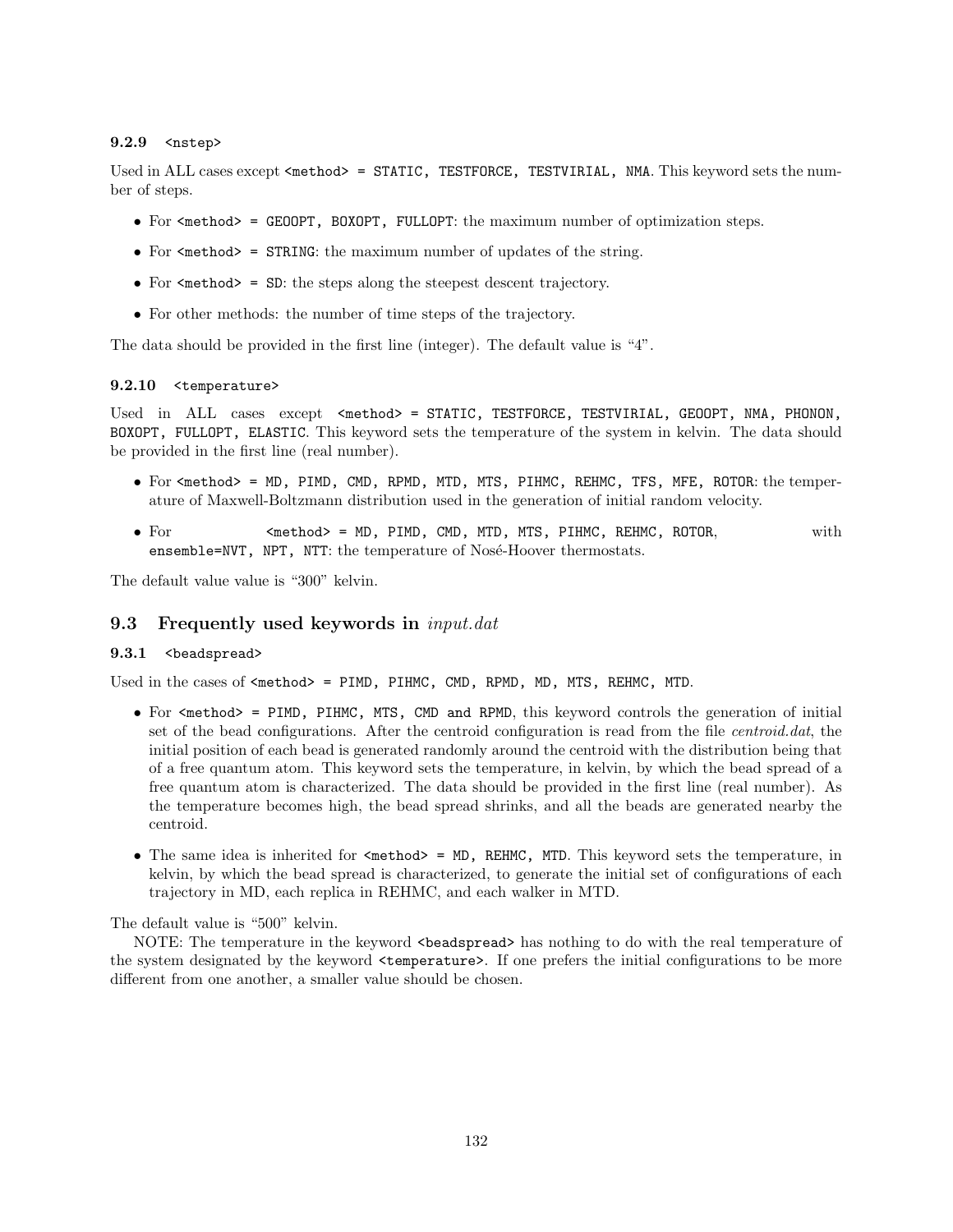#### 9.2.9 `<nstep>`

Used in ALL cases except `<method> = STATIC, TESTFORCE, TESTVIRIAL, NMA`. This keyword sets the number of steps.

- For `<method> = GEOOPT, BOXOPT, FULLOPT`: the maximum number of optimization steps.
- For `<method> = STRING`: the maximum number of updates of the string.
- For `<method> = SD`: the steps along the steepest descent trajectory.
- For other methods: the number of time steps of the trajectory.

The data should be provided in the first line (integer). The default value is “4”.

#### 9.2.10 `<temperature>`

Used in ALL cases except `<method> = STATIC, TESTFORCE, TESTVIRIAL, GEOOPT, NMA, PHONON, BOXOPT, FULLOPT, ELASTIC`. This keyword sets the temperature of the system in kelvin. The data should be provided in the first line (real number).

- For `<method> = MD, PIMD, CMD, RPMD, MTD, MTS, PIHMC, REHMC, TFS, MFE, ROTOR`: the temperature of Maxwell-Boltzmann distribution used in the generation of initial random velocity.
- For `<method> = MD, PIMD, CMD, MTD, MTS, PIHMC, REHMC, ROTOR`, with `ensemble=NVT, NPT, NTT`: the temperature of Nosé-Hoover thermostats.

The default value value is “300” kelvin.

### 9.3 Frequently used keywords in *input.dat*

#### 9.3.1 `<beadspread>`

Used in the cases of `<method> = PIMD, PIHMC, CMD, RPMD, MD, MTS, REHMC, MTD`.

- For `<method> = PIMD, PIHMC, MTS, CMD and RPMD`, this keyword controls the generation of initial set of the bead configurations. After the centroid configuration is read from the file *centroid.dat*, the initial position of each bead is generated randomly around the centroid with the distribution being that of a free quantum atom. This keyword sets the temperature, in kelvin, by which the bead spread of a free quantum atom is characterized. The data should be provided in the first line (real number). As the temperature becomes high, the bead spread shrinks, and all the beads are generated nearby the centroid.
- The same idea is inherited for `<method> = MD, REHMC, MTD`. This keyword sets the temperature, in kelvin, by which the bead spread is characterized, to generate the initial set of configurations of each trajectory in MD, each replica in REHMC, and each walker in MTD.

The default value is “500” kelvin.

NOTE: The temperature in the keyword `<beadspread>` has nothing to do with the real temperature of the system designated by the keyword `<temperature>`. If one prefers the initial configurations to be more different from one another, a smaller value should be chosen.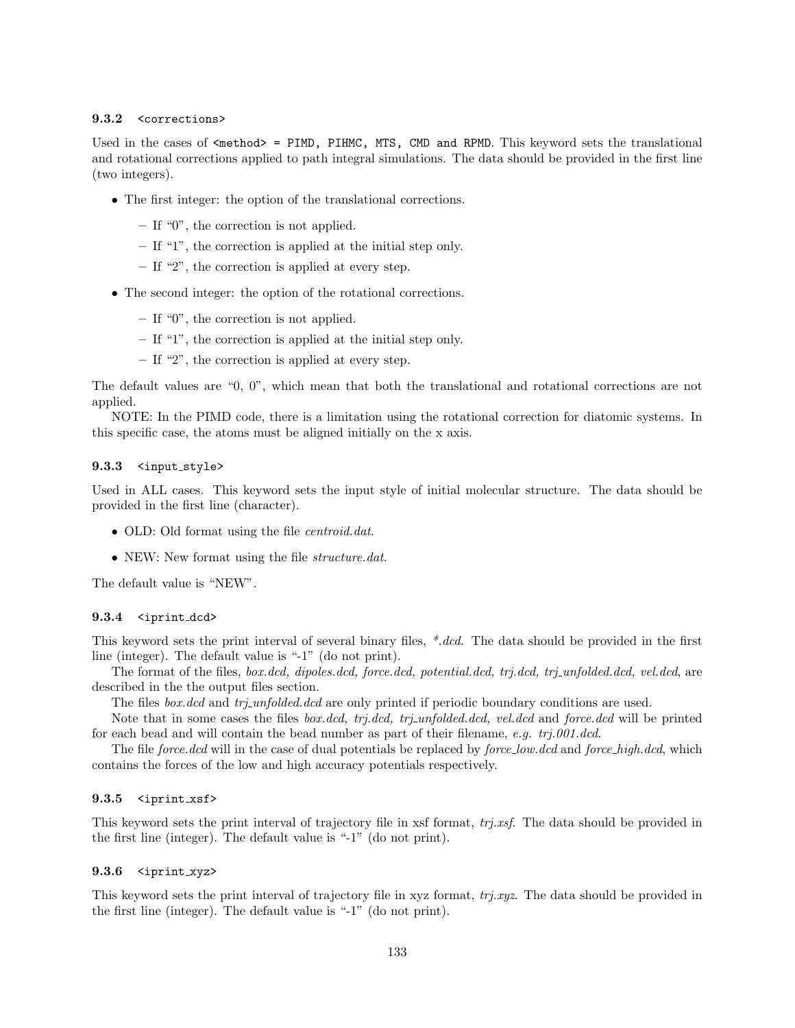### 9.3.2 `<corrections>`

Used in the cases of `<method> = PIMD, PIHMC, MTS, CMD and RPMD`. This keyword sets the translational and rotational corrections applied to path integral simulations. The data should be provided in the first line (two integers).

- The first integer: the option of the translational corrections.
  - If "0", the correction is not applied.
  - If "1", the correction is applied at the initial step only.
  - If "2", the correction is applied at every step.
- The second integer: the option of the rotational corrections.
  - If "0", the correction is not applied.
  - If "1", the correction is applied at the initial step only.
  - If "2", the correction is applied at every step.

The default values are "0, 0", which mean that both the translational and rotational corrections are not applied.

NOTE: In the PIMD code, there is a limitation using the rotational correction for diatomic systems. In this specific case, the atoms must be aligned initially on the x axis.

### 9.3.3 `<input_style>`

Used in ALL cases. This keyword sets the input style of initial molecular structure. The data should be provided in the first line (character).

- OLD: Old format using the file *centroid.dat*.
- NEW: New format using the file *structure.dat*.

The default value is "NEW".

### 9.3.4 `<iprint_dcd>`

This keyword sets the print interval of several binary files, *\*.dcd*. The data should be provided in the first line (integer). The default value is "-1" (do not print).

The format of the files, *box.dcd, dipoles.dcd, force.dcd, potential.dcd, trj.dcd, trj_unfolded.dcd, vel.dcd*, are described in the the output files section.

The files *box.dcd* and *trj_unfolded.dcd* are only printed if periodic boundary conditions are used.

Note that in some cases the files *box.dcd, trj.dcd, trj_unfolded.dcd, vel.dcd* and *force.dcd* will be printed for each bead and will contain the bead number as part of their filename, *e.g. trj.001.dcd*.

The file *force.dcd* will in the case of dual potentials be replaced by *force_low.dcd* and *force_high.dcd*, which contains the forces of the low and high accuracy potentials respectively.

### 9.3.5 `<iprint_xsf>`

This keyword sets the print interval of trajectory file in xsf format, *trj.xsf*. The data should be provided in the first line (integer). The default value is "-1" (do not print).

### 9.3.6 `<iprint_xyz>`

This keyword sets the print interval of trajectory file in xyz format, *trj.xyz*. The data should be provided in the first line (integer). The default value is "-1" (do not print).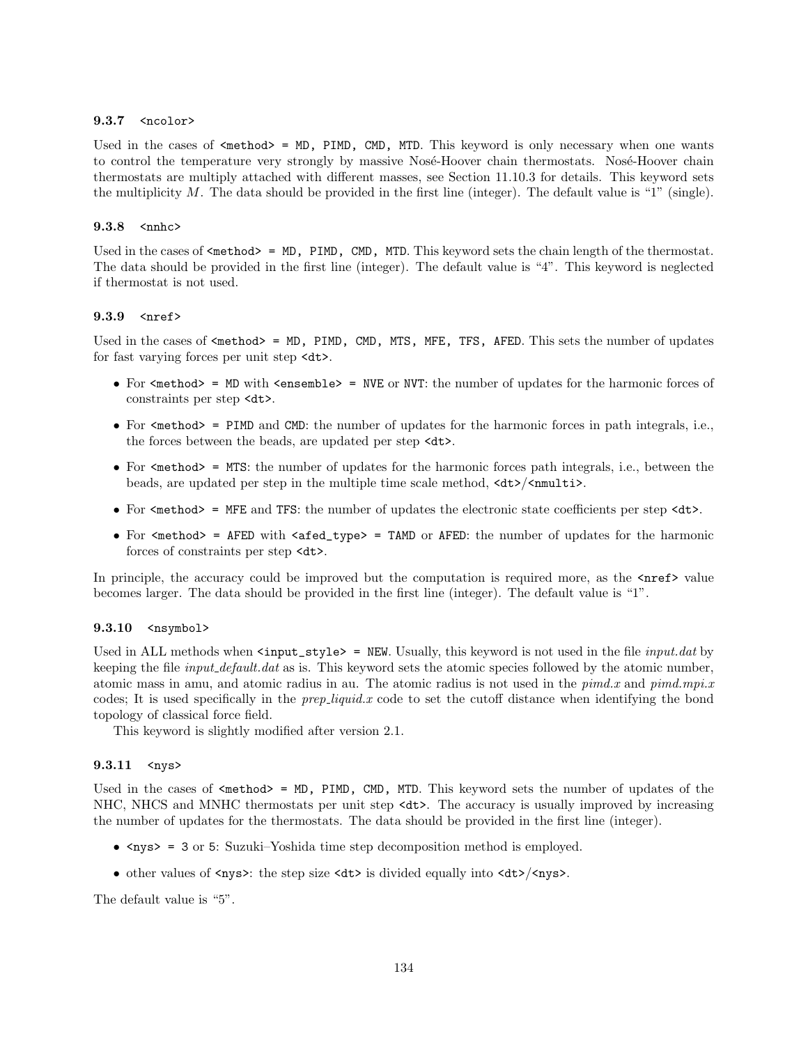### 9.3.7 `<ncolor>`

Used in the cases of `<method> = MD, PIMD, CMD, MTD`. This keyword is only necessary when one wants to control the temperature very strongly by massive Nosé-Hoover chain thermostats. Nosé-Hoover chain thermostats are multiply attached with different masses, see Section 11.10.3 for details. This keyword sets the multiplicity $M$. The data should be provided in the first line (integer). The default value is "1" (single).

### 9.3.8 `<nnhc>`

Used in the cases of `<method> = MD, PIMD, CMD, MTD`. This keyword sets the chain length of the thermostat. The data should be provided in the first line (integer). The default value is "4". This keyword is neglected if thermostat is not used.

### 9.3.9 `<nref>`

Used in the cases of `<method> = MD, PIMD, CMD, MTS, MFE, TFS, AFED`. This sets the number of updates for fast varying forces per unit step `<dt>`.

- For `<method> = MD` with `<ensemble> = NVE` or `NVT`: the number of updates for the harmonic forces of constraints per step `<dt>`.
- For `<method> = PIMD` and `CMD`: the number of updates for the harmonic forces in path integrals, i.e., the forces between the beads, are updated per step `<dt>`.
- For `<method> = MTS`: the number of updates for the harmonic forces path integrals, i.e., between the beads, are updated per step in the multiple time scale method, `<dt>`/`<nmulti>`.
- For `<method> = MFE` and `TFS`: the number of updates the electronic state coefficients per step `<dt>`.
- For `<method> = AFED` with `<afed_type> = TAMD` or `AFED`: the number of updates for the harmonic forces of constraints per step `<dt>`.

In principle, the accuracy could be improved but the computation is required more, as the `<nref>` value becomes larger. The data should be provided in the first line (integer). The default value is "1".

### 9.3.10 `<nsymbol>`

Used in ALL methods when `<input_style> = NEW`. Usually, this keyword is not used in the file *input.dat* by keeping the file *input_default.dat* as is. This keyword sets the atomic species followed by the atomic number, atomic mass in amu, and atomic radius in au. The atomic radius is not used in the *pimd.x* and *pimd.mpi.x* codes; It is used specifically in the *prep_liquid.x* code to set the cutoff distance when identifying the bond topology of classical force field.

This keyword is slightly modified after version 2.1.

### 9.3.11 `<nys>`

Used in the cases of `<method> = MD, PIMD, CMD, MTD`. This keyword sets the number of updates of the NHC, NHCS and MNHC thermostats per unit step `<dt>`. The accuracy is usually improved by increasing the number of updates for the thermostats. The data should be provided in the first line (integer).

- `<nys> = 3` or `5`: Suzuki–Yoshida time step decomposition method is employed.
- other values of `<nys>`: the step size `<dt>` is divided equally into `<dt>`/`<nys>`.

The default value is "5".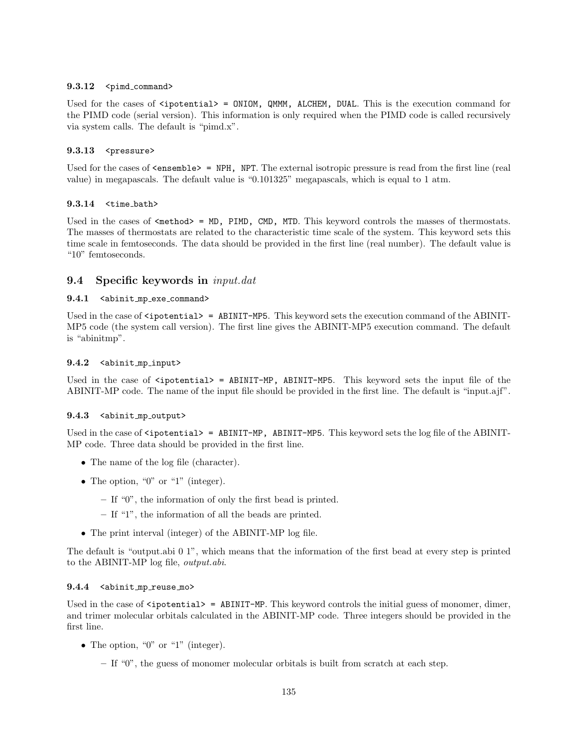#### 9.3.12 `<pimd_command>`

Used for the cases of `<ipotential> = ONIOM, QMMM, ALCHEM, DUAL`. This is the execution command for the PIMD code (serial version). This information is only required when the PIMD code is called recursively via system calls. The default is "pimd.x".

#### 9.3.13 `<pressure>`

Used for the cases of `<ensemble> = NPH, NPT`. The external isotropic pressure is read from the first line (real value) in megapascals. The default value is "0.101325" megapascals, which is equal to 1 atm.

#### 9.3.14 `<time_bath>`

Used in the cases of `<method> = MD, PIMD, CMD, MTD`. This keyword controls the masses of thermostats. The masses of thermostats are related to the characteristic time scale of the system. This keyword sets this time scale in femtoseconds. The data should be provided in the first line (real number). The default value is "10" femtoseconds.

### 9.4 Specific keywords in *input.dat*

#### 9.4.1 `<abinit_mp_exe_command>`

Used in the case of `<ipotential> = ABINIT-MP5`. This keyword sets the execution command of the ABINIT-MP5 code (the system call version). The first line gives the ABINIT-MP5 execution command. The default is "abinitmp".

#### 9.4.2 `<abinit_mp_input>`

Used in the case of `<ipotential> = ABINIT-MP, ABINIT-MP5`. This keyword sets the input file of the ABINIT-MP code. The name of the input file should be provided in the first line. The default is "input.ajf".

#### 9.4.3 `<abinit_mp_output>`

Used in the case of `<ipotential> = ABINIT-MP, ABINIT-MP5`. This keyword sets the log file of the ABINIT-MP code. Three data should be provided in the first line.

- The name of the log file (character).
- The option, "0" or "1" (integer).
  - If "0", the information of only the first bead is printed.
  - If "1", the information of all the beads are printed.
- The print interval (integer) of the ABINIT-MP log file.

The default is "output.abi 0 1", which means that the information of the first bead at every step is printed to the ABINIT-MP log file, *output.abi*.

#### 9.4.4 `<abinit_mp_reuse_mo>`

Used in the case of `<ipotential> = ABINIT-MP`. This keyword controls the initial guess of monomer, dimer, and trimer molecular orbitals calculated in the ABINIT-MP code. Three integers should be provided in the first line.

- The option, "0" or "1" (integer).
  - If "0", the guess of monomer molecular orbitals is built from scratch at each step.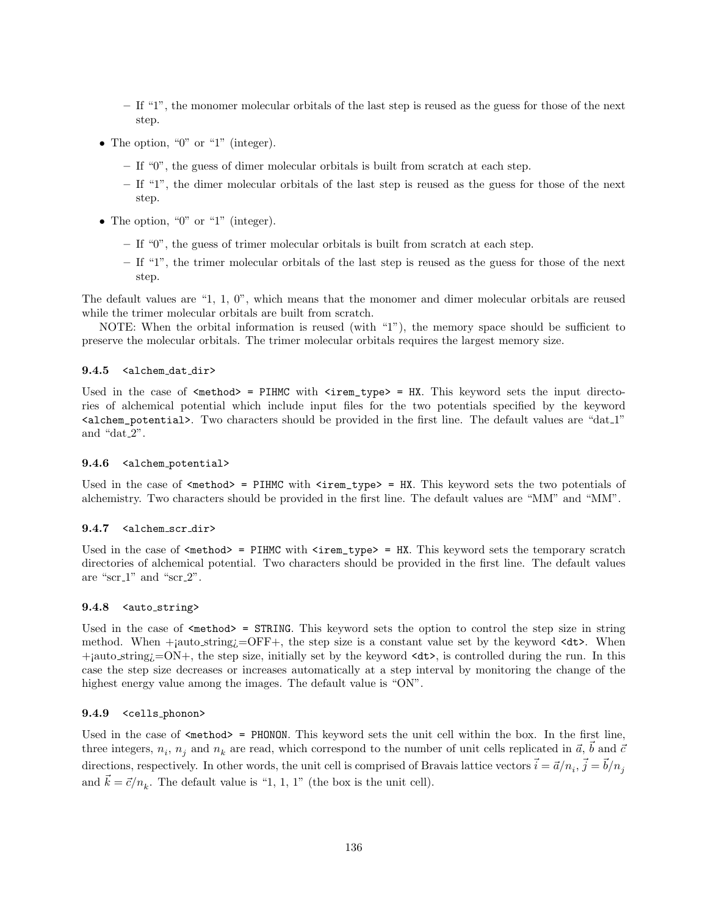- If "1", the monomer molecular orbitals of the last step is reused as the guess for those of the next step.

- The option, "0" or "1" (integer).
  - If "0", the guess of dimer molecular orbitals is built from scratch at each step.
  - If "1", the dimer molecular orbitals of the last step is reused as the guess for those of the next step.

- The option, "0" or "1" (integer).
  - If "0", the guess of trimer molecular orbitals is built from scratch at each step.
  - If "1", the trimer molecular orbitals of the last step is reused as the guess for those of the next step.

The default values are "1, 1, 0", which means that the monomer and dimer molecular orbitals are reused while the trimer molecular orbitals are built from scratch.

NOTE: When the orbital information is reused (with "1"), the memory space should be sufficient to preserve the molecular orbitals. The trimer molecular orbitals requires the largest memory size.

### 9.4.5 `<alchem_dat_dir>`

Used in the case of `<method> = PIHMC` with `<irem_type> = HX`. This keyword sets the input directories of alchemical potential which include input files for the two potentials specified by the keyword `<alchem_potential>`. Two characters should be provided in the first line. The default values are "dat_1" and "dat_2".

### 9.4.6 `<alchem_potential>`

Used in the case of `<method> = PIHMC` with `<irem_type> = HX`. This keyword sets the two potentials of alchemistry. Two characters should be provided in the first line. The default values are "MM" and "MM".

### 9.4.7 `<alchem_scr_dir>`

Used in the case of `<method> = PIHMC` with `<irem_type> = HX`. This keyword sets the temporary scratch directories of alchemical potential. Two characters should be provided in the first line. The default values are "scr_1" and "scr_2".

### 9.4.8 `<auto_string>`

Used in the case of `<method> = STRING`. This keyword sets the option to control the step size in string method. When +¡auto_string¿=OFF+, the step size is a constant value set by the keyword `<dt>`. When +¡auto_string¿=ON+, the step size, initially set by the keyword `<dt>`, is controlled during the run. In this case the step size decreases or increases automatically at a step interval by monitoring the change of the highest energy value among the images. The default value is "ON".

### 9.4.9 `<cells_phonon>`

Used in the case of `<method> = PHONON`. This keyword sets the unit cell within the box. In the first line, three integers, $n_i$, $n_j$ and $n_k$ are read, which correspond to the number of unit cells replicated in $\vec{a}$, $\vec{b}$ and $\vec{c}$ directions, respectively. In other words, the unit cell is comprised of Bravais lattice vectors $\vec{i} = \vec{a}/n_i$, $\vec{j} = \vec{b}/n_j$ and $\vec{k} = \vec{c}/n_k$. The default value is "1, 1, 1" (the box is the unit cell).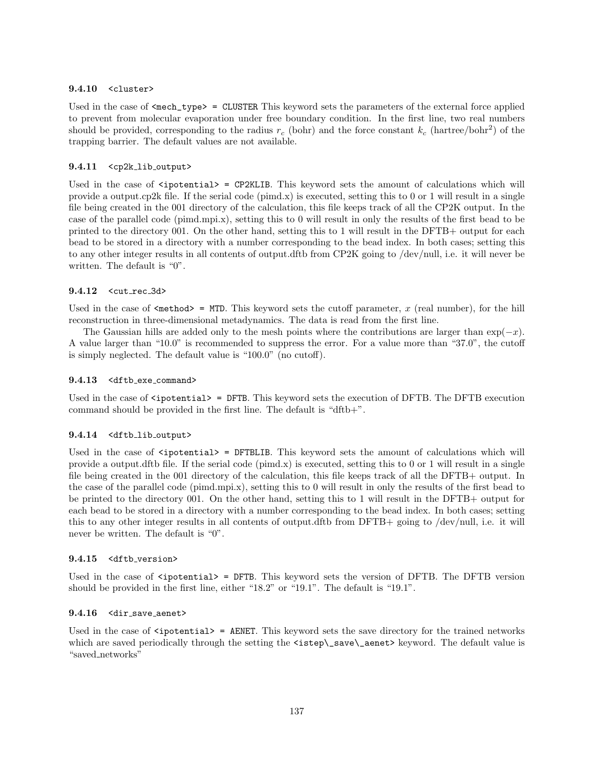### 9.4.10 `<cluster>`

Used in the case of `<mech_type> = CLUSTER` This keyword sets the parameters of the external force applied to prevent from molecular evaporation under free boundary condition. In the first line, two real numbers should be provided, corresponding to the radius $r_c$ (bohr) and the force constant $k_c$ (hartree/bohr$^2$) of the trapping barrier. The default values are not available.

### 9.4.11 `<cp2k_lib_output>`

Used in the case of `<ipotential> = CP2KLIB`. This keyword sets the amount of calculations which will provide a output.cp2k file. If the serial code (pimd.x) is executed, setting this to 0 or 1 will result in a single file being created in the 001 directory of the calculation, this file keeps track of all the CP2K output. In the case of the parallel code (pimd.mpi.x), setting this to 0 will result in only the results of the first bead to be printed to the directory 001. On the other hand, setting this to 1 will result in the DFTB+ output for each bead to be stored in a directory with a number corresponding to the bead index. In both cases; setting this to any other integer results in all contents of output.dftb from CP2K going to /dev/null, i.e. it will never be written. The default is "0".

### 9.4.12 `<cut_rec_3d>`

Used in the case of `<method> = MTD`. This keyword sets the cutoff parameter, $x$ (real number), for the hill reconstruction in three-dimensional metadynamics. The data is read from the first line.

The Gaussian hills are added only to the mesh points where the contributions are larger than $\exp(-x)$. A value larger than "10.0" is recommended to suppress the error. For a value more than "37.0", the cutoff is simply neglected. The default value is "100.0" (no cutoff).

### 9.4.13 `<dftb_exe_command>`

Used in the case of `<ipotential> = DFTB`. This keyword sets the execution of DFTB. The DFTB execution command should be provided in the first line. The default is "dftb+".

### 9.4.14 `<dftb_lib_output>`

Used in the case of `<ipotential> = DFTBLIB`. This keyword sets the amount of calculations which will provide a output.dftb file. If the serial code (pimd.x) is executed, setting this to 0 or 1 will result in a single file being created in the 001 directory of the calculation, this file keeps track of all the DFTB+ output. In the case of the parallel code (pimd.mpi.x), setting this to 0 will result in only the results of the first bead to be printed to the directory 001. On the other hand, setting this to 1 will result in the DFTB+ output for each bead to be stored in a directory with a number corresponding to the bead index. In both cases; setting this to any other integer results in all contents of output.dftb from DFTB+ going to /dev/null, i.e. it will never be written. The default is "0".

### 9.4.15 `<dftb_version>`

Used in the case of `<ipotential> = DFTB`. This keyword sets the version of DFTB. The DFTB version should be provided in the first line, either "18.2" or "19.1". The default is "19.1".

### 9.4.16 `<dir_save_aenet>`

Used in the case of `<ipotential> = AENET`. This keyword sets the save directory for the trained networks which are saved periodically through the setting the `<istep\_save\_aenet>` keyword. The default value is "saved_networks"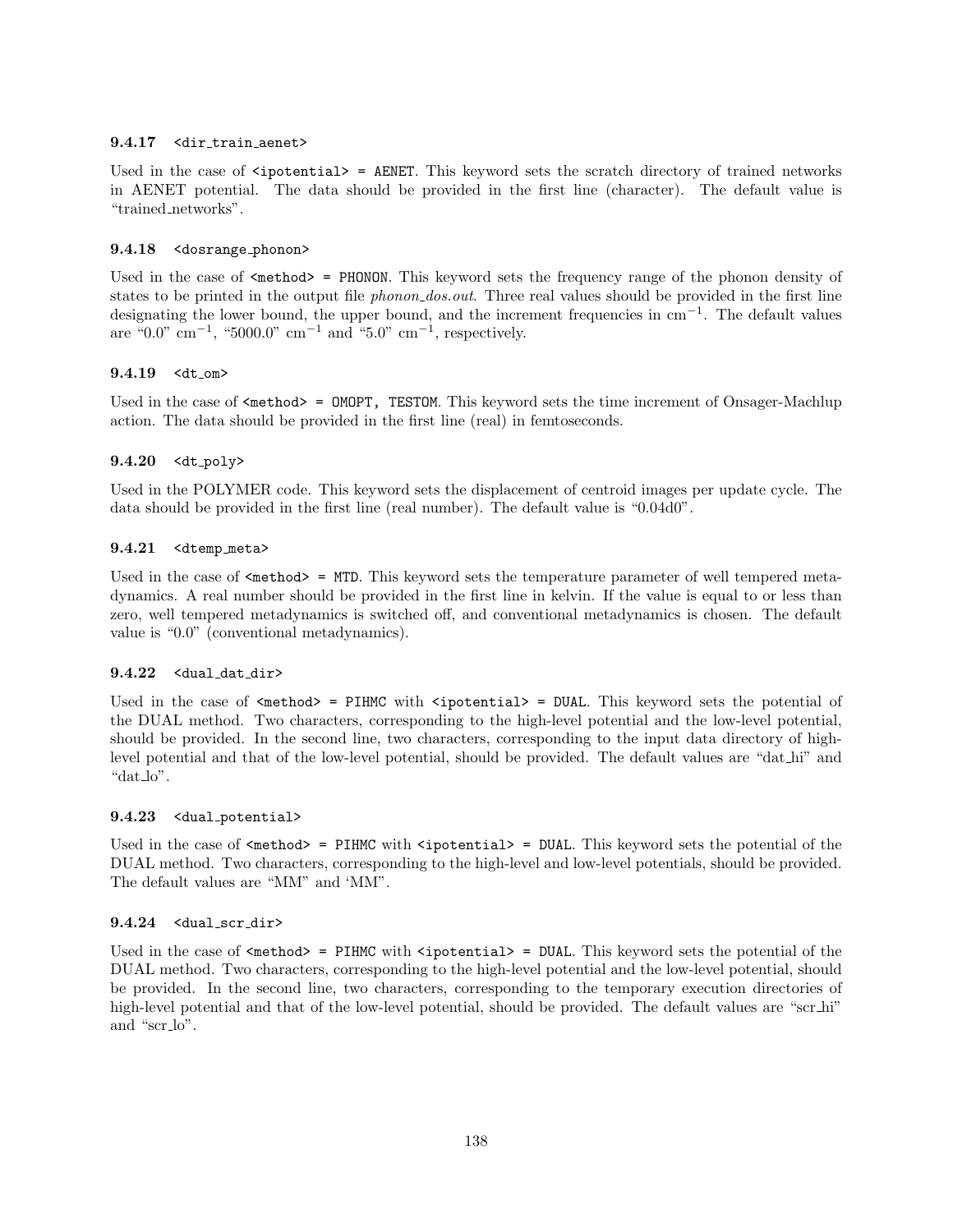### 9.4.17 `<dir_train_aenet>`

Used in the case of `<ipotential> = AENET`. This keyword sets the scratch directory of trained networks in AENET potential. The data should be provided in the first line (character). The default value is "trained_networks".

### 9.4.18 `<dosrange_phonon>`

Used in the case of `<method> = PHONON`. This keyword sets the frequency range of the phonon density of states to be printed in the output file *phonon_dos.out*. Three real values should be provided in the first line designating the lower bound, the upper bound, and the increment frequencies in $cm^{-1}$. The default values are "0.0" $cm^{-1}$, "5000.0" $cm^{-1}$ and "5.0" $cm^{-1}$, respectively.

### 9.4.19 `<dt_om>`

Used in the case of `<method> = OMOPT, TESTOM`. This keyword sets the time increment of Onsager-Machlup action. The data should be provided in the first line (real) in femtoseconds.

### 9.4.20 `<dt_poly>`

Used in the POLYMER code. This keyword sets the displacement of centroid images per update cycle. The data should be provided in the first line (real number). The default value is "0.04d0".

### 9.4.21 `<dtemp_meta>`

Used in the case of `<method> = MTD`. This keyword sets the temperature parameter of well tempered metadynamics. A real number should be provided in the first line in kelvin. If the value is equal to or less than zero, well tempered metadynamics is switched off, and conventional metadynamics is chosen. The default value is "0.0" (conventional metadynamics).

### 9.4.22 `<dual_dat_dir>`

Used in the case of `<method> = PIHMC` with `<ipotential> = DUAL`. This keyword sets the potential of the DUAL method. Two characters, corresponding to the high-level potential and the low-level potential, should be provided. In the second line, two characters, corresponding to the input data directory of high-level potential and that of the low-level potential, should be provided. The default values are "dat_hi" and "dat_lo".

### 9.4.23 `<dual_potential>`

Used in the case of `<method> = PIHMC` with `<ipotential> = DUAL`. This keyword sets the potential of the DUAL method. Two characters, corresponding to the high-level and low-level potentials, should be provided. The default values are "MM" and 'MM".

### 9.4.24 `<dual_scr_dir>`

Used in the case of `<method> = PIHMC` with `<ipotential> = DUAL`. This keyword sets the potential of the DUAL method. Two characters, corresponding to the high-level potential and the low-level potential, should be provided. In the second line, two characters, corresponding to the temporary execution directories of high-level potential and that of the low-level potential, should be provided. The default values are "scr_hi" and "scr_lo".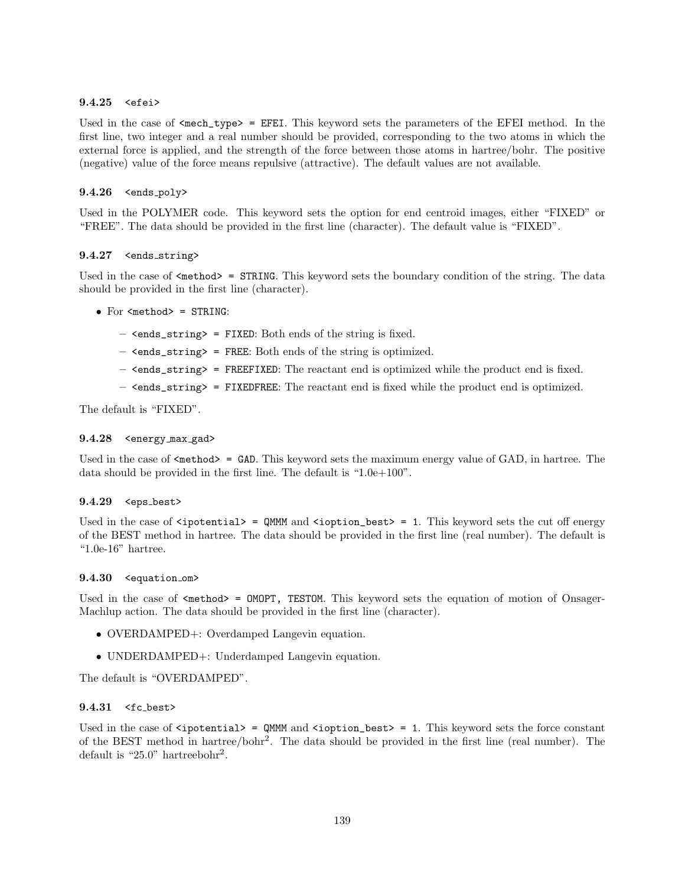#### 9.4.25 `<efei>`

Used in the case of `<mech_type> = EFEI`. This keyword sets the parameters of the EFEI method. In the first line, two integer and a real number should be provided, corresponding to the two atoms in which the external force is applied, and the strength of the force between those atoms in hartree/bohr. The positive (negative) value of the force means repulsive (attractive). The default values are not available.

#### 9.4.26 `<ends_poly>`

Used in the POLYMER code. This keyword sets the option for end centroid images, either "FIXED" or "FREE". The data should be provided in the first line (character). The default value is "FIXED".

#### 9.4.27 `<ends_string>`

Used in the case of `<method> = STRING`. This keyword sets the boundary condition of the string. The data should be provided in the first line (character).

- For `<method> = STRING`:
  - `<ends_string> = FIXED`: Both ends of the string is fixed.
  - `<ends_string> = FREE`: Both ends of the string is optimized.
  - `<ends_string> = FREEFIXED`: The reactant end is optimized while the product end is fixed.
  - `<ends_string> = FIXEDFREE`: The reactant end is fixed while the product end is optimized.

The default is "FIXED".

#### 9.4.28 `<energy_max_gad>`

Used in the case of `<method> = GAD`. This keyword sets the maximum energy value of GAD, in hartree. The data should be provided in the first line. The default is "1.0e+100".

#### 9.4.29 `<eps_best>`

Used in the case of `<ipotential> = QMMM` and `<ioption_best> = 1`. This keyword sets the cut off energy of the BEST method in hartree. The data should be provided in the first line (real number). The default is "1.0e-16" hartree.

#### 9.4.30 `<equation_om>`

Used in the case of `<method> = OMOPT, TESTOM`. This keyword sets the equation of motion of Onsager-Machlup action. The data should be provided in the first line (character).

- OVERDAMPED+: Overdamped Langevin equation.
- UNDERDAMPED+: Underdamped Langevin equation.

The default is "OVERDAMPED".

#### 9.4.31 `<fc_best>`

Used in the case of `<ipotential> = QMMM` and `<ioption_best> = 1`. This keyword sets the force constant of the BEST method in hartree/bohr$^2$. The data should be provided in the first line (real number). The default is "25.0" hartreebohr$^2$.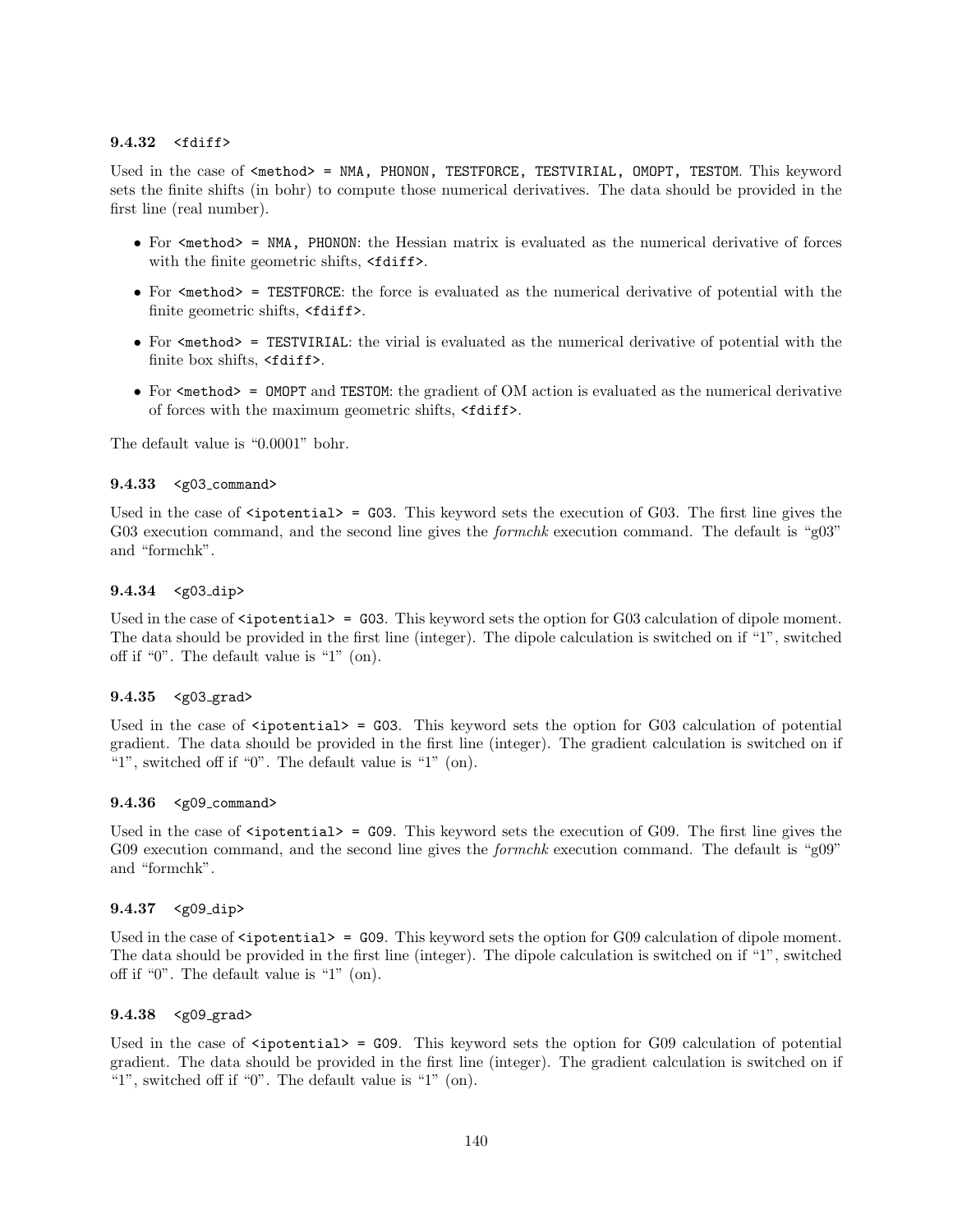### 9.4.32 `<fdiff>`

Used in the case of `<method> = NMA, PHONON, TESTFORCE, TESTVIRIAL, OMOPT, TESTOM`. This keyword sets the finite shifts (in bohr) to compute those numerical derivatives. The data should be provided in the first line (real number).

- For `<method> = NMA, PHONON`: the Hessian matrix is evaluated as the numerical derivative of forces with the finite geometric shifts, `<fdiff>`.
- For `<method> = TESTFORCE`: the force is evaluated as the numerical derivative of potential with the finite geometric shifts, `<fdiff>`.
- For `<method> = TESTVIRIAL`: the virial is evaluated as the numerical derivative of potential with the finite box shifts, `<fdiff>`.
- For `<method> = OMOPT` and `TESTOM`: the gradient of OM action is evaluated as the numerical derivative of forces with the maximum geometric shifts, `<fdiff>`.

The default value is "0.0001" bohr.

### 9.4.33 `<g03_command>`

Used in the case of `<ipotential> = G03`. This keyword sets the execution of G03. The first line gives the G03 execution command, and the second line gives the *formchk* execution command. The default is "g03" and "formchk".

### 9.4.34 `<g03_dip>`

Used in the case of `<ipotential> = G03`. This keyword sets the option for G03 calculation of dipole moment. The data should be provided in the first line (integer). The dipole calculation is switched on if "1", switched off if "0". The default value is "1" (on).

### 9.4.35 `<g03_grad>`

Used in the case of `<ipotential> = G03`. This keyword sets the option for G03 calculation of potential gradient. The data should be provided in the first line (integer). The gradient calculation is switched on if "1", switched off if "0". The default value is "1" (on).

### 9.4.36 `<g09_command>`

Used in the case of `<ipotential> = G09`. This keyword sets the execution of G09. The first line gives the G09 execution command, and the second line gives the *formchk* execution command. The default is "g09" and "formchk".

### 9.4.37 `<g09_dip>`

Used in the case of `<ipotential> = G09`. This keyword sets the option for G09 calculation of dipole moment. The data should be provided in the first line (integer). The dipole calculation is switched on if "1", switched off if "0". The default value is "1" (on).

### 9.4.38 `<g09_grad>`

Used in the case of `<ipotential> = G09`. This keyword sets the option for G09 calculation of potential gradient. The data should be provided in the first line (integer). The gradient calculation is switched on if "1", switched off if "0". The default value is "1" (on).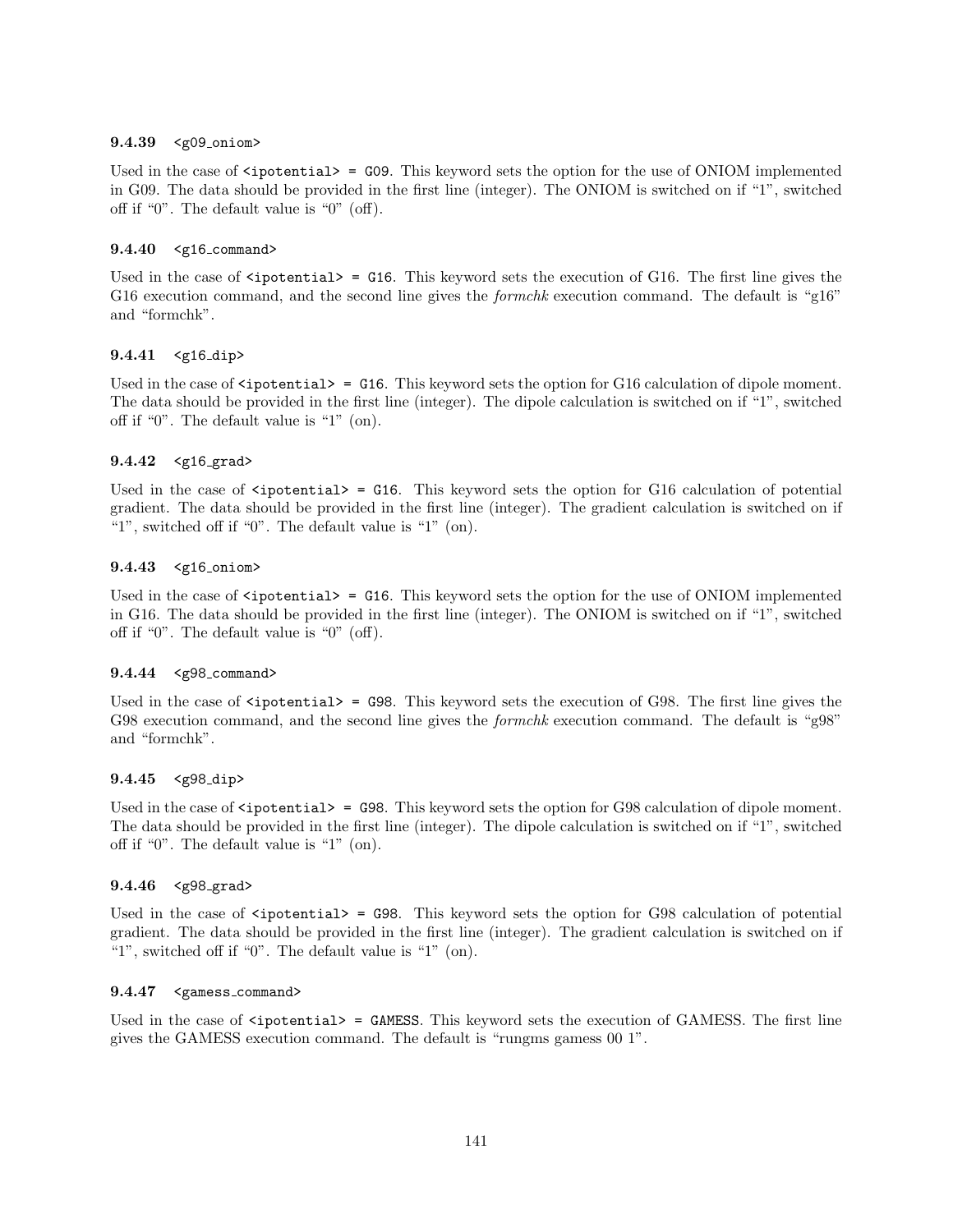#### 9.4.39 `<g09_oniom>`

Used in the case of `<ipotential> = G09`. This keyword sets the option for the use of ONIOM implemented in G09. The data should be provided in the first line (integer). The ONIOM is switched on if "1", switched off if "0". The default value is "0" (off).

#### 9.4.40 `<g16_command>`

Used in the case of `<ipotential> = G16`. This keyword sets the execution of G16. The first line gives the G16 execution command, and the second line gives the *formchk* execution command. The default is "g16" and "formchk".

#### 9.4.41 `<g16_dip>`

Used in the case of `<ipotential> = G16`. This keyword sets the option for G16 calculation of dipole moment. The data should be provided in the first line (integer). The dipole calculation is switched on if "1", switched off if "0". The default value is "1" (on).

#### 9.4.42 `<g16_grad>`

Used in the case of `<ipotential> = G16`. This keyword sets the option for G16 calculation of potential gradient. The data should be provided in the first line (integer). The gradient calculation is switched on if "1", switched off if "0". The default value is "1" (on).

#### 9.4.43 `<g16_oniom>`

Used in the case of `<ipotential> = G16`. This keyword sets the option for the use of ONIOM implemented in G16. The data should be provided in the first line (integer). The ONIOM is switched on if "1", switched off if "0". The default value is "0" (off).

#### 9.4.44 `<g98_command>`

Used in the case of `<ipotential> = G98`. This keyword sets the execution of G98. The first line gives the G98 execution command, and the second line gives the *formchk* execution command. The default is "g98" and "formchk".

#### 9.4.45 `<g98_dip>`

Used in the case of `<ipotential> = G98`. This keyword sets the option for G98 calculation of dipole moment. The data should be provided in the first line (integer). The dipole calculation is switched on if "1", switched off if "0". The default value is "1" (on).

#### 9.4.46 `<g98_grad>`

Used in the case of `<ipotential> = G98`. This keyword sets the option for G98 calculation of potential gradient. The data should be provided in the first line (integer). The gradient calculation is switched on if "1", switched off if "0". The default value is "1" (on).

#### 9.4.47 `<gamess_command>`

Used in the case of `<ipotential> = GAMESS`. This keyword sets the execution of GAMESS. The first line gives the GAMESS execution command. The default is "rungms gamess 00 1".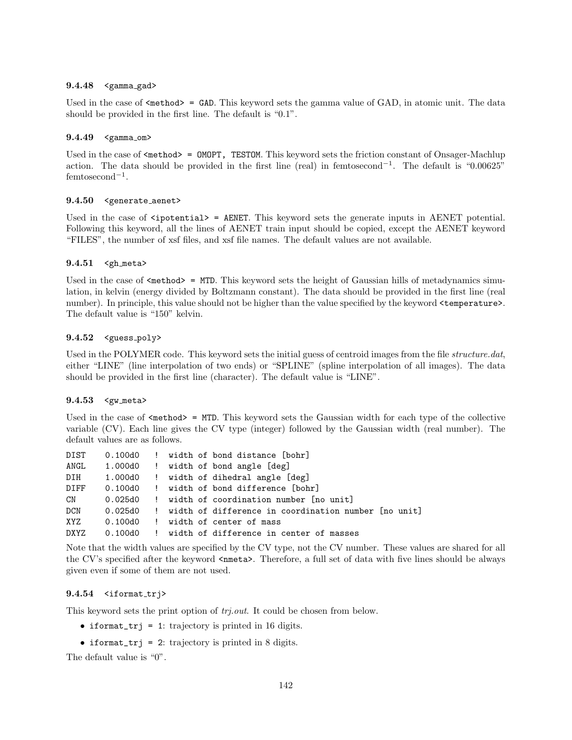#### 9.4.48 `<gamma_gad>`

Used in the case of `<method> = GAD`. This keyword sets the gamma value of GAD, in atomic unit. The data should be provided in the first line. The default is “0.1”.

#### 9.4.49 `<gamma_om>`

Used in the case of `<method> = OMOPT, TESTOM`. This keyword sets the friction constant of Onsager-Machlup action. The data should be provided in the first line (real) in femtosecond$^{-1}$. The default is “0.00625” femtosecond$^{-1}$.

#### 9.4.50 `<generate_aenet>`

Used in the case of `<ipotential> = AENET`. This keyword sets the generate inputs in AENET potential. Following this keyword, all the lines of AENET train input should be copied, except the AENET keyword “FILES”, the number of xsf files, and xsf file names. The default values are not available.

#### 9.4.51 `<gh_meta>`

Used in the case of `<method> = MTD`. This keyword sets the height of Gaussian hills of metadynamics simulation, in kelvin (energy divided by Boltzmann constant). The data should be provided in the first line (real number). In principle, this value should not be higher than the value specified by the keyword `<temperature>`. The default value is “150” kelvin.

#### 9.4.52 `<guess_poly>`

Used in the POLYMER code. This keyword sets the initial guess of centroid images from the file *structure.dat*, either “LINE” (line interpolation of two ends) or “SPLINE” (spline interpolation of all images). The data should be provided in the first line (character). The default value is “LINE”.

#### 9.4.53 `<gw_meta>`

Used in the case of `<method> = MTD`. This keyword sets the Gaussian width for each type of the collective variable (CV). Each line gives the CV type (integer) followed by the Gaussian width (real number). The default values are as follows.

```
DIST    0.100d0   !  width of bond distance [bohr]
ANGL    1.000d0   !  width of bond angle [deg]
DIH     1.000d0   !  width of dihedral angle [deg]
DIFF    0.100d0   !  width of bond difference [bohr]
CN      0.025d0   !  width of coordination number [no unit]
DCN     0.025d0   !  width of difference in coordination number [no unit]
XYZ     0.100d0   !  width of center of mass
DXYZ    0.100d0   !  width of difference in center of masses
```

Note that the width values are specified by the CV type, not the CV number. These values are shared for all the CV’s specified after the keyword `<nmeta>`. Therefore, a full set of data with five lines should be always given even if some of them are not used.

#### 9.4.54 `<iformat_trj>`

This keyword sets the print option of *trj.out*. It could be chosen from below.

- `iformat_trj = 1`: trajectory is printed in 16 digits.
- `iformat_trj = 2`: trajectory is printed in 8 digits.

The default value is “0”.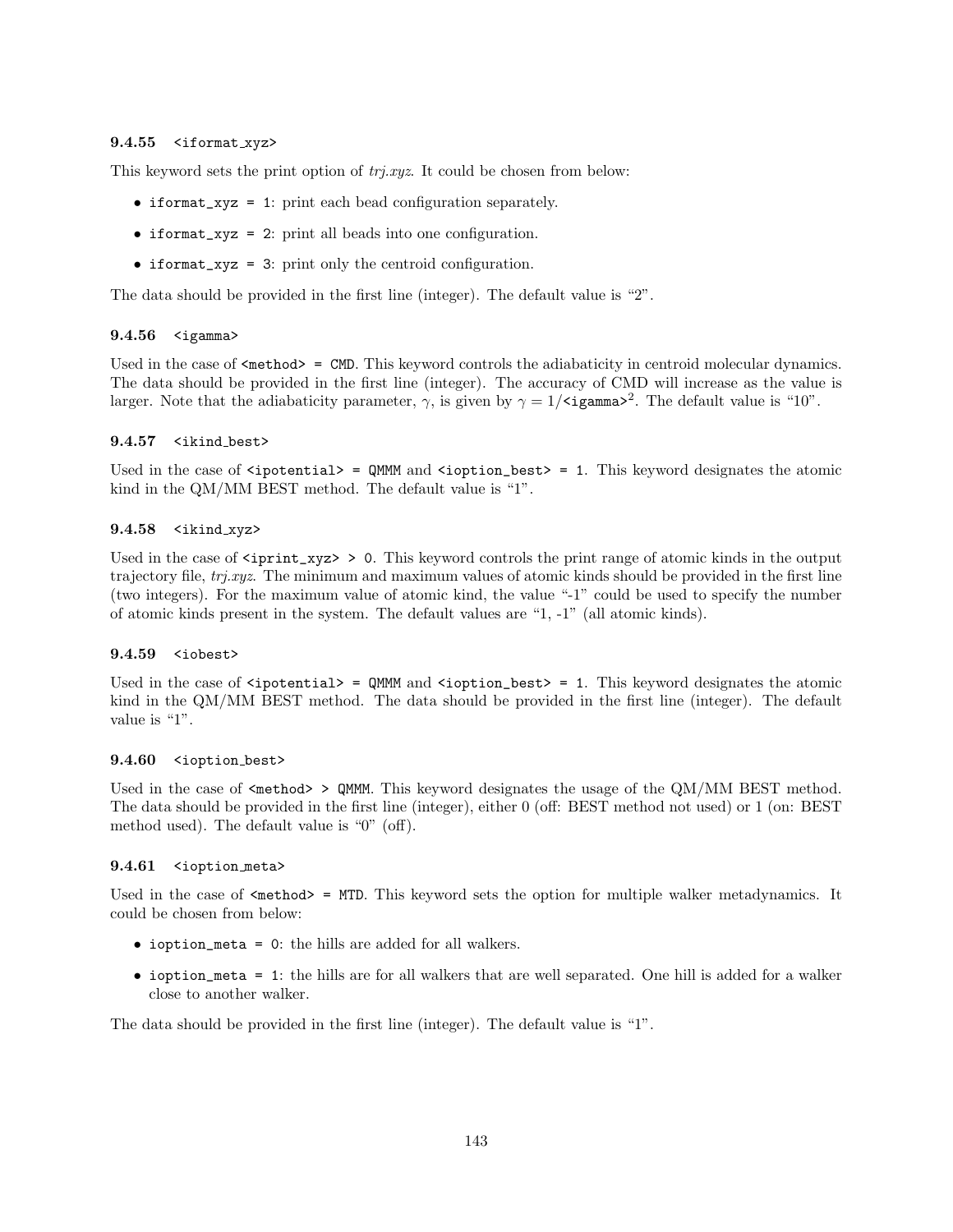### 9.4.55 `<iformat_xyz>`

This keyword sets the print option of *trj.xyz*. It could be chosen from below:

- `iformat_xyz = 1`: print each bead configuration separately.
- `iformat_xyz = 2`: print all beads into one configuration.
- `iformat_xyz = 3`: print only the centroid configuration.

The data should be provided in the first line (integer). The default value is "2".

### 9.4.56 `<igamma>`

Used in the case of `<method> = CMD`. This keyword controls the adiabaticity in centroid molecular dynamics. The data should be provided in the first line (integer). The accuracy of CMD will increase as the value is larger. Note that the adiabaticity parameter, $\gamma$, is given by $\gamma = 1/\texttt{<igamma>}^2$. The default value is "10".

### 9.4.57 `<ikind_best>`

Used in the case of `<ipotential> = QMMM` and `<ioption_best> = 1`. This keyword designates the atomic kind in the QM/MM BEST method. The default value is "1".

### 9.4.58 `<ikind_xyz>`

Used in the case of `<iprint_xyz> > 0`. This keyword controls the print range of atomic kinds in the output trajectory file, *trj.xyz*. The minimum and maximum values of atomic kinds should be provided in the first line (two integers). For the maximum value of atomic kind, the value "-1" could be used to specify the number of atomic kinds present in the system. The default values are "1, -1" (all atomic kinds).

### 9.4.59 `<iobest>`

Used in the case of `<ipotential> = QMMM` and `<ioption_best> = 1`. This keyword designates the atomic kind in the QM/MM BEST method. The data should be provided in the first line (integer). The default value is "1".

### 9.4.60 `<ioption_best>`

Used in the case of `<method> > QMMM`. This keyword designates the usage of the QM/MM BEST method. The data should be provided in the first line (integer), either 0 (off: BEST method not used) or 1 (on: BEST method used). The default value is "0" (off).

### 9.4.61 `<ioption_meta>`

Used in the case of `<method> = MTD`. This keyword sets the option for multiple walker metadynamics. It could be chosen from below:

- `ioption_meta = 0`: the hills are added for all walkers.
- `ioption_meta = 1`: the hills are for all walkers that are well separated. One hill is added for a walker close to another walker.

The data should be provided in the first line (integer). The default value is "1".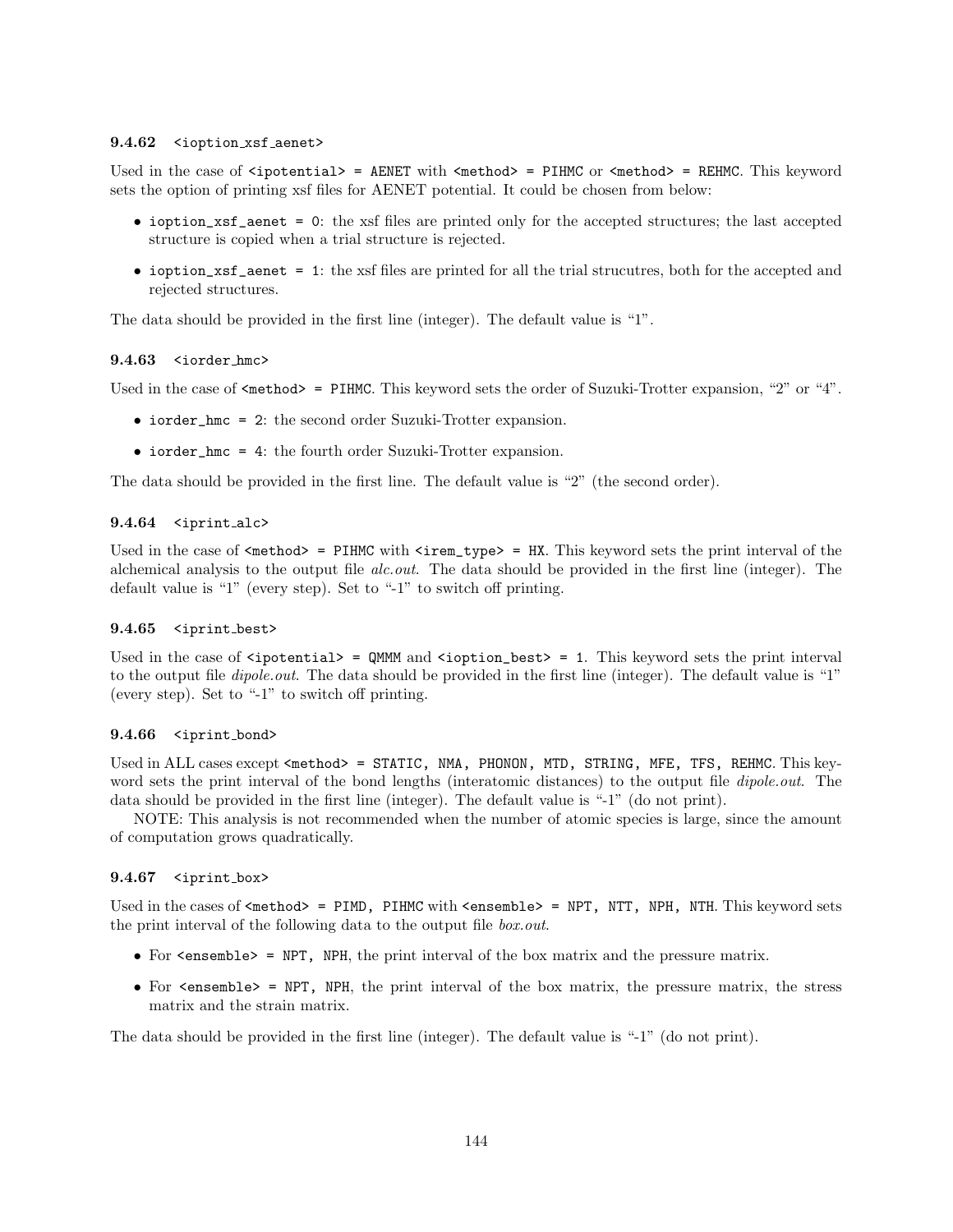#### 9.4.62 `<ioption_xsf_aenet>`

Used in the case of `<ipotential> = AENET` with `<method> = PIHMC` or `<method> = REHMC`. This keyword sets the option of printing xsf files for AENET potential. It could be chosen from below:

- `ioption_xsf_aenet = 0`: the xsf files are printed only for the accepted structures; the last accepted structure is copied when a trial structure is rejected.
- `ioption_xsf_aenet = 1`: the xsf files are printed for all the trial strucutres, both for the accepted and rejected structures.

The data should be provided in the first line (integer). The default value is "1".

#### 9.4.63 `<iorder_hmc>`

Used in the case of `<method> = PIHMC`. This keyword sets the order of Suzuki-Trotter expansion, "2" or "4".

- `iorder_hmc = 2`: the second order Suzuki-Trotter expansion.
- `iorder_hmc = 4`: the fourth order Suzuki-Trotter expansion.

The data should be provided in the first line. The default value is "2" (the second order).

#### 9.4.64 `<iprint_alc>`

Used in the case of `<method> = PIHMC` with `<irem_type> = HX`. This keyword sets the print interval of the alchemical analysis to the output file *alc.out*. The data should be provided in the first line (integer). The default value is "1" (every step). Set to "-1" to switch off printing.

#### 9.4.65 `<iprint_best>`

Used in the case of `<ipotential> = QMMM` and `<ioption_best> = 1`. This keyword sets the print interval to the output file *dipole.out*. The data should be provided in the first line (integer). The default value is "1" (every step). Set to "-1" to switch off printing.

#### 9.4.66 `<iprint_bond>`

Used in ALL cases except `<method> = STATIC, NMA, PHONON, MTD, STRING, MFE, TFS, REHMC`. This keyword sets the print interval of the bond lengths (interatomic distances) to the output file *dipole.out*. The data should be provided in the first line (integer). The default value is "-1" (do not print).

NOTE: This analysis is not recommended when the number of atomic species is large, since the amount of computation grows quadratically.

#### 9.4.67 `<iprint_box>`

Used in the cases of `<method> = PIMD, PIHMC` with `<ensemble> = NPT, NTT, NPH, NTH`. This keyword sets the print interval of the following data to the output file *box.out*.

- For `<ensemble> = NPT, NPH`, the print interval of the box matrix and the pressure matrix.
- For `<ensemble> = NPT, NPH`, the print interval of the box matrix, the pressure matrix, the stress matrix and the strain matrix.

The data should be provided in the first line (integer). The default value is "-1" (do not print).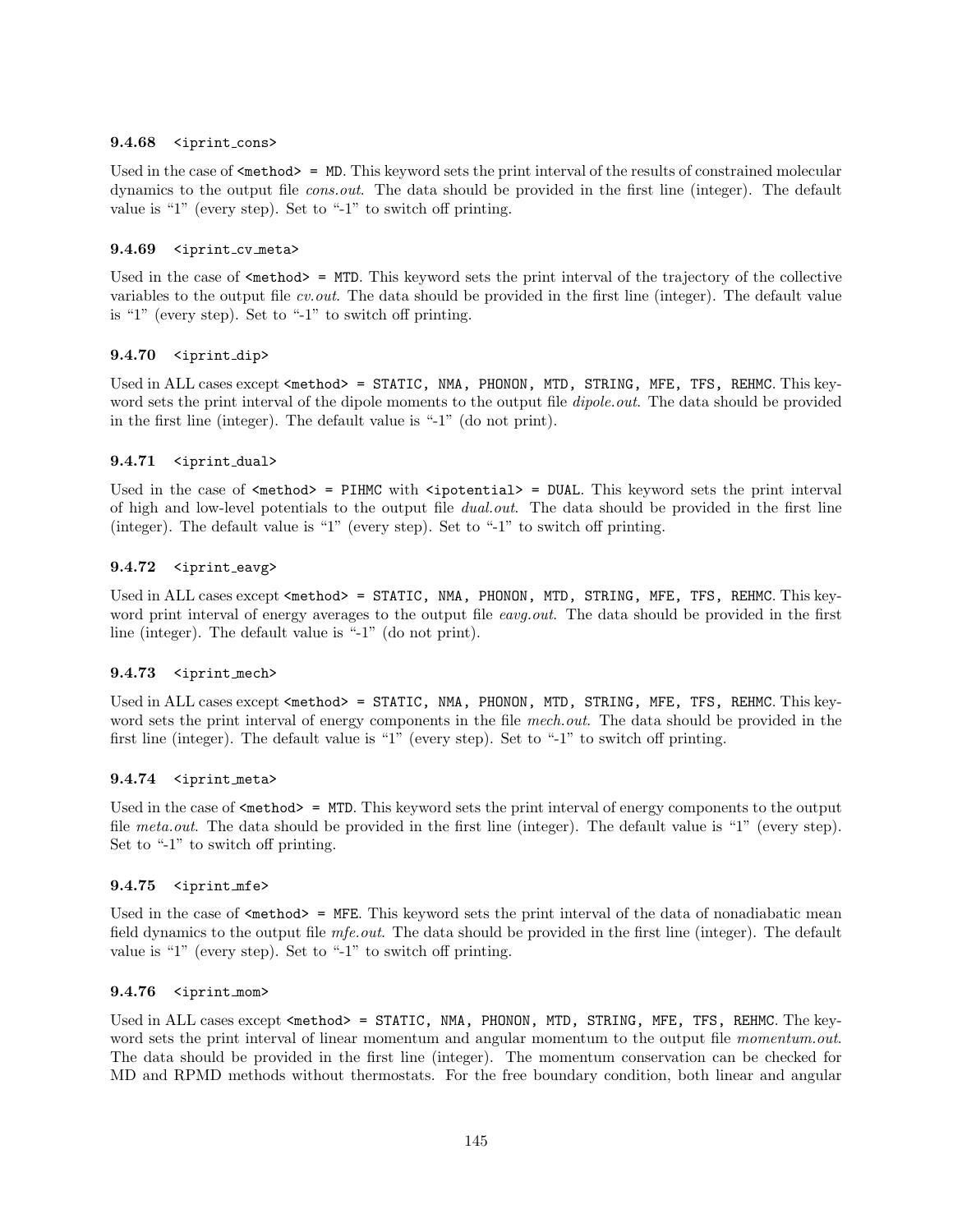#### 9.4.68 `<iprint_cons>`

Used in the case of `<method> = MD`. This keyword sets the print interval of the results of constrained molecular dynamics to the output file *cons.out*. The data should be provided in the first line (integer). The default value is "1" (every step). Set to "-1" to switch off printing.

#### 9.4.69 `<iprint_cv_meta>`

Used in the case of `<method> = MTD`. This keyword sets the print interval of the trajectory of the collective variables to the output file *cv.out*. The data should be provided in the first line (integer). The default value is "1" (every step). Set to "-1" to switch off printing.

#### 9.4.70 `<iprint_dip>`

Used in ALL cases except `<method> = STATIC, NMA, PHONON, MTD, STRING, MFE, TFS, REHMC`. This keyword sets the print interval of the dipole moments to the output file *dipole.out*. The data should be provided in the first line (integer). The default value is "-1" (do not print).

#### 9.4.71 `<iprint_dual>`

Used in the case of `<method> = PIHMC` with `<ipotential> = DUAL`. This keyword sets the print interval of high and low-level potentials to the output file *dual.out*. The data should be provided in the first line (integer). The default value is "1" (every step). Set to "-1" to switch off printing.

#### 9.4.72 `<iprint_eavg>`

Used in ALL cases except `<method> = STATIC, NMA, PHONON, MTD, STRING, MFE, TFS, REHMC`. This keyword print interval of energy averages to the output file *eavg.out*. The data should be provided in the first line (integer). The default value is "-1" (do not print).

#### 9.4.73 `<iprint_mech>`

Used in ALL cases except `<method> = STATIC, NMA, PHONON, MTD, STRING, MFE, TFS, REHMC`. This keyword sets the print interval of energy components in the file *mech.out*. The data should be provided in the first line (integer). The default value is "1" (every step). Set to "-1" to switch off printing.

#### 9.4.74 `<iprint_meta>`

Used in the case of `<method> = MTD`. This keyword sets the print interval of energy components to the output file *meta.out*. The data should be provided in the first line (integer). The default value is "1" (every step). Set to "-1" to switch off printing.

#### 9.4.75 `<iprint_mfe>`

Used in the case of `<method> = MFE`. This keyword sets the print interval of the data of nonadiabatic mean field dynamics to the output file *mfe.out*. The data should be provided in the first line (integer). The default value is "1" (every step). Set to "-1" to switch off printing.

#### 9.4.76 `<iprint_mom>`

Used in ALL cases except `<method> = STATIC, NMA, PHONON, MTD, STRING, MFE, TFS, REHMC`. The keyword sets the print interval of linear momentum and angular momentum to the output file *momentum.out*. The data should be provided in the first line (integer). The momentum conservation can be checked for MD and RPMD methods without thermostats. For the free boundary condition, both linear and angular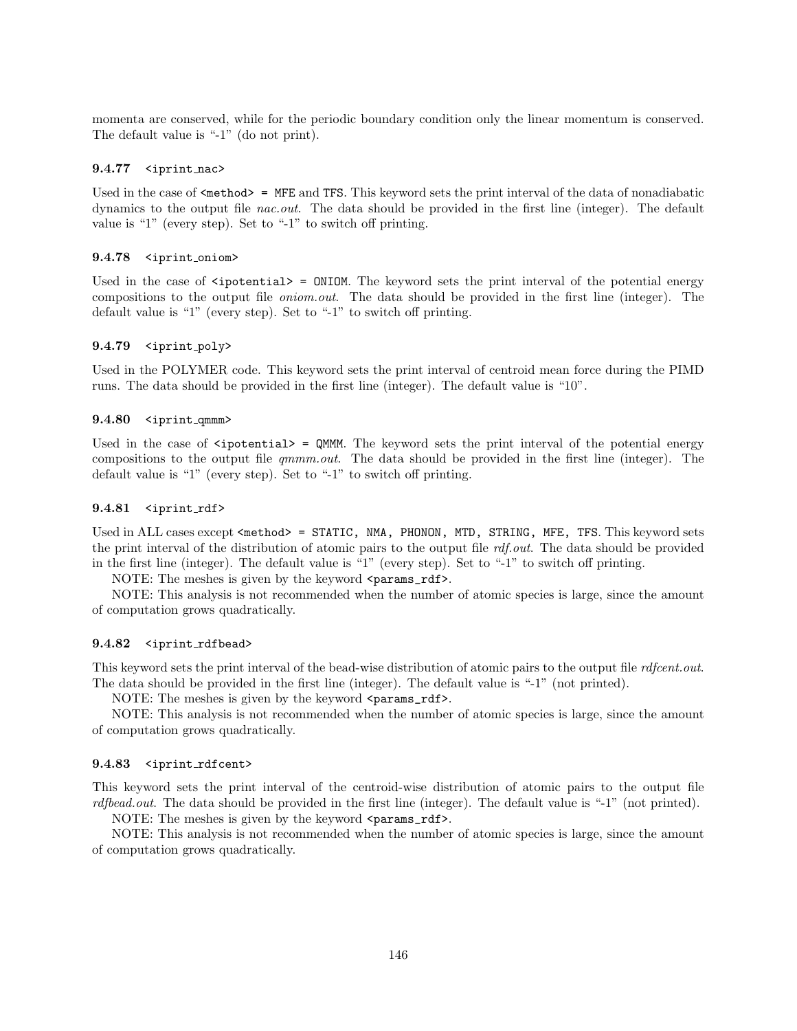momenta are conserved, while for the periodic boundary condition only the linear momentum is conserved. The default value is "-1" (do not print).

### 9.4.77 `<iprint_nac>`

Used in the case of `<method> = MFE` and `TFS`. This keyword sets the print interval of the data of nonadiabatic dynamics to the output file *nac.out*. The data should be provided in the first line (integer). The default value is "1" (every step). Set to "-1" to switch off printing.

### 9.4.78 `<iprint_oniom>`

Used in the case of `<ipotential> = ONIOM`. The keyword sets the print interval of the potential energy compositions to the output file *oniom.out*. The data should be provided in the first line (integer). The default value is "1" (every step). Set to "-1" to switch off printing.

### 9.4.79 `<iprint_poly>`

Used in the POLYMER code. This keyword sets the print interval of centroid mean force during the PIMD runs. The data should be provided in the first line (integer). The default value is "10".

### 9.4.80 `<iprint_qmmm>`

Used in the case of `<ipotential> = QMMM`. The keyword sets the print interval of the potential energy compositions to the output file *qmmm.out*. The data should be provided in the first line (integer). The default value is "1" (every step). Set to "-1" to switch off printing.

### 9.4.81 `<iprint_rdf>`

Used in ALL cases except `<method> = STATIC, NMA, PHONON, MTD, STRING, MFE, TFS`. This keyword sets the print interval of the distribution of atomic pairs to the output file *rdf.out*. The data should be provided in the first line (integer). The default value is "1" (every step). Set to "-1" to switch off printing.

NOTE: The meshes is given by the keyword `<params_rdf>`.

NOTE: This analysis is not recommended when the number of atomic species is large, since the amount of computation grows quadratically.

### 9.4.82 `<iprint_rdfbead>`

This keyword sets the print interval of the bead-wise distribution of atomic pairs to the output file *rdfcent.out*. The data should be provided in the first line (integer). The default value is "-1" (not printed).

NOTE: The meshes is given by the keyword `<params_rdf>`.

NOTE: This analysis is not recommended when the number of atomic species is large, since the amount of computation grows quadratically.

### 9.4.83 `<iprint_rdfcent>`

This keyword sets the print interval of the centroid-wise distribution of atomic pairs to the output file *rdfbead.out*. The data should be provided in the first line (integer). The default value is "-1" (not printed).

NOTE: The meshes is given by the keyword `<params_rdf>`.

NOTE: This analysis is not recommended when the number of atomic species is large, since the amount of computation grows quadratically.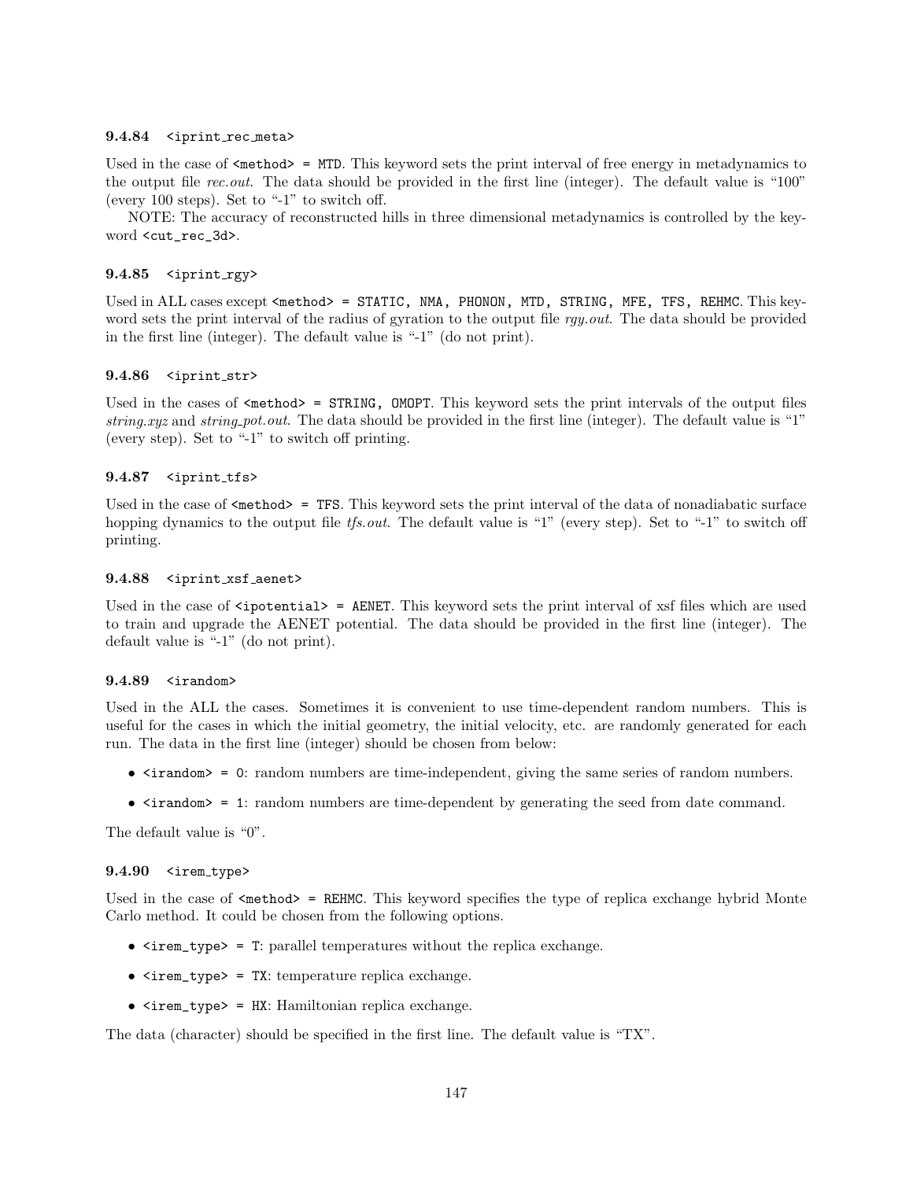### 9.4.84 `<iprint_rec_meta>`

Used in the case of `<method> = MTD`. This keyword sets the print interval of free energy in metadynamics to the output file *rec.out*. The data should be provided in the first line (integer). The default value is "100" (every 100 steps). Set to "-1" to switch off.

NOTE: The accuracy of reconstructed hills in three dimensional metadynamics is controlled by the keyword `<cut_rec_3d>`.

### 9.4.85 `<iprint_rgy>`

Used in ALL cases except `<method> = STATIC, NMA, PHONON, MTD, STRING, MFE, TFS, REHMC`. This keyword sets the print interval of the radius of gyration to the output file *rgy.out*. The data should be provided in the first line (integer). The default value is "-1" (do not print).

### 9.4.86 `<iprint_str>`

Used in the cases of `<method> = STRING, OMOPT`. This keyword sets the print intervals of the output files *string.xyz* and *string_pot.out*. The data should be provided in the first line (integer). The default value is "1" (every step). Set to "-1" to switch off printing.

### 9.4.87 `<iprint_tfs>`

Used in the case of `<method> = TFS`. This keyword sets the print interval of the data of nonadiabatic surface hopping dynamics to the output file *tfs.out*. The default value is "1" (every step). Set to "-1" to switch off printing.

### 9.4.88 `<iprint_xsf_aenet>`

Used in the case of `<ipotential> = AENET`. This keyword sets the print interval of xsf files which are used to train and upgrade the AENET potential. The data should be provided in the first line (integer). The default value is "-1" (do not print).

### 9.4.89 `<irandom>`

Used in the ALL the cases. Sometimes it is convenient to use time-dependent random numbers. This is useful for the cases in which the initial geometry, the initial velocity, etc. are randomly generated for each run. The data in the first line (integer) should be chosen from below:

- `<irandom> = 0`: random numbers are time-independent, giving the same series of random numbers.
- `<irandom> = 1`: random numbers are time-dependent by generating the seed from date command.

The default value is "0".

### 9.4.90 `<irem_type>`

Used in the case of `<method> = REHMC`. This keyword specifies the type of replica exchange hybrid Monte Carlo method. It could be chosen from the following options.

- `<irem_type> = T`: parallel temperatures without the replica exchange.
- `<irem_type> = TX`: temperature replica exchange.
- `<irem_type> = HX`: Hamiltonian replica exchange.

The data (character) should be specified in the first line. The default value is "TX".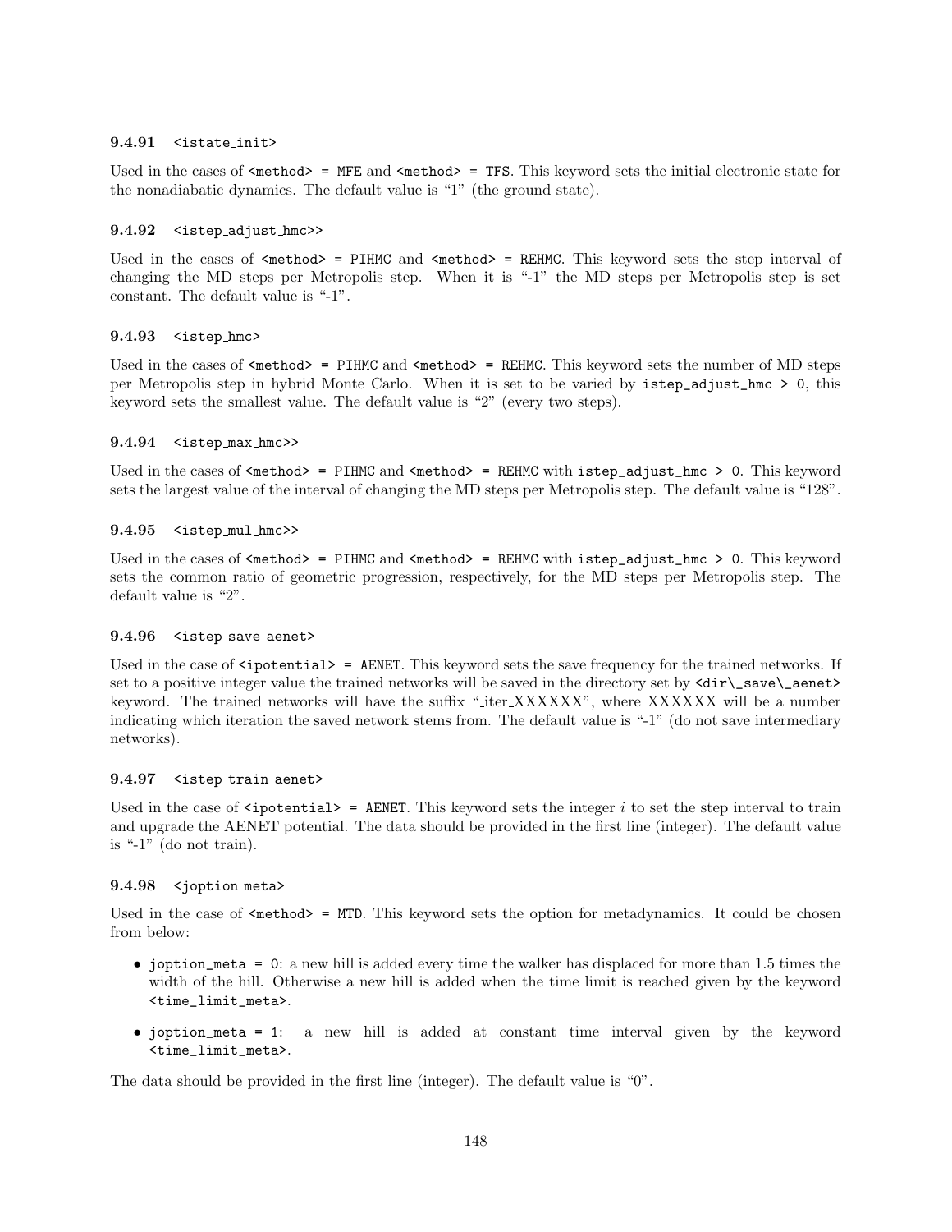#### 9.4.91 <istate_init>

Used in the cases of `<method> = MFE` and `<method> = TFS`. This keyword sets the initial electronic state for the nonadiabatic dynamics. The default value is "1" (the ground state).

#### 9.4.92 <istep_adjust_hmc>>

Used in the cases of `<method> = PIHMC` and `<method> = REHMC`. This keyword sets the step interval of changing the MD steps per Metropolis step. When it is "-1" the MD steps per Metropolis step is set constant. The default value is "-1".

#### 9.4.93 <istep_hmc>

Used in the cases of `<method> = PIHMC` and `<method> = REHMC`. This keyword sets the number of MD steps per Metropolis step in hybrid Monte Carlo. When it is set to be varied by `istep_adjust_hmc > 0`, this keyword sets the smallest value. The default value is "2" (every two steps).

#### 9.4.94 <istep_max_hmc>>

Used in the cases of `<method> = PIHMC` and `<method> = REHMC` with `istep_adjust_hmc > 0`. This keyword sets the largest value of the interval of changing the MD steps per Metropolis step. The default value is "128".

#### 9.4.95 <istep_mul_hmc>>

Used in the cases of `<method> = PIHMC` and `<method> = REHMC` with `istep_adjust_hmc > 0`. This keyword sets the common ratio of geometric progression, respectively, for the MD steps per Metropolis step. The default value is "2".

#### 9.4.96 <istep_save_aenet>

Used in the case of `<ipotential> = AENET`. This keyword sets the save frequency for the trained networks. If set to a positive integer value the trained networks will be saved in the directory set by `<dir\_save\_aenet>` keyword. The trained networks will have the suffix "_iter_XXXXXX", where XXXXXX will be a number indicating which iteration the saved network stems from. The default value is "-1" (do not save intermediary networks).

#### 9.4.97 <istep_train_aenet>

Used in the case of `<ipotential> = AENET`. This keyword sets the integer $i$ to set the step interval to train and upgrade the AENET potential. The data should be provided in the first line (integer). The default value is "-1" (do not train).

#### 9.4.98 <joption_meta>

Used in the case of `<method> = MTD`. This keyword sets the option for metadynamics. It could be chosen from below:

- `joption_meta = 0`: a new hill is added every time the walker has displaced for more than 1.5 times the width of the hill. Otherwise a new hill is added when the time limit is reached given by the keyword `<time_limit_meta>`.
- `joption_meta = 1`: a new hill is added at constant time interval given by the keyword `<time_limit_meta>`.

The data should be provided in the first line (integer). The default value is "0".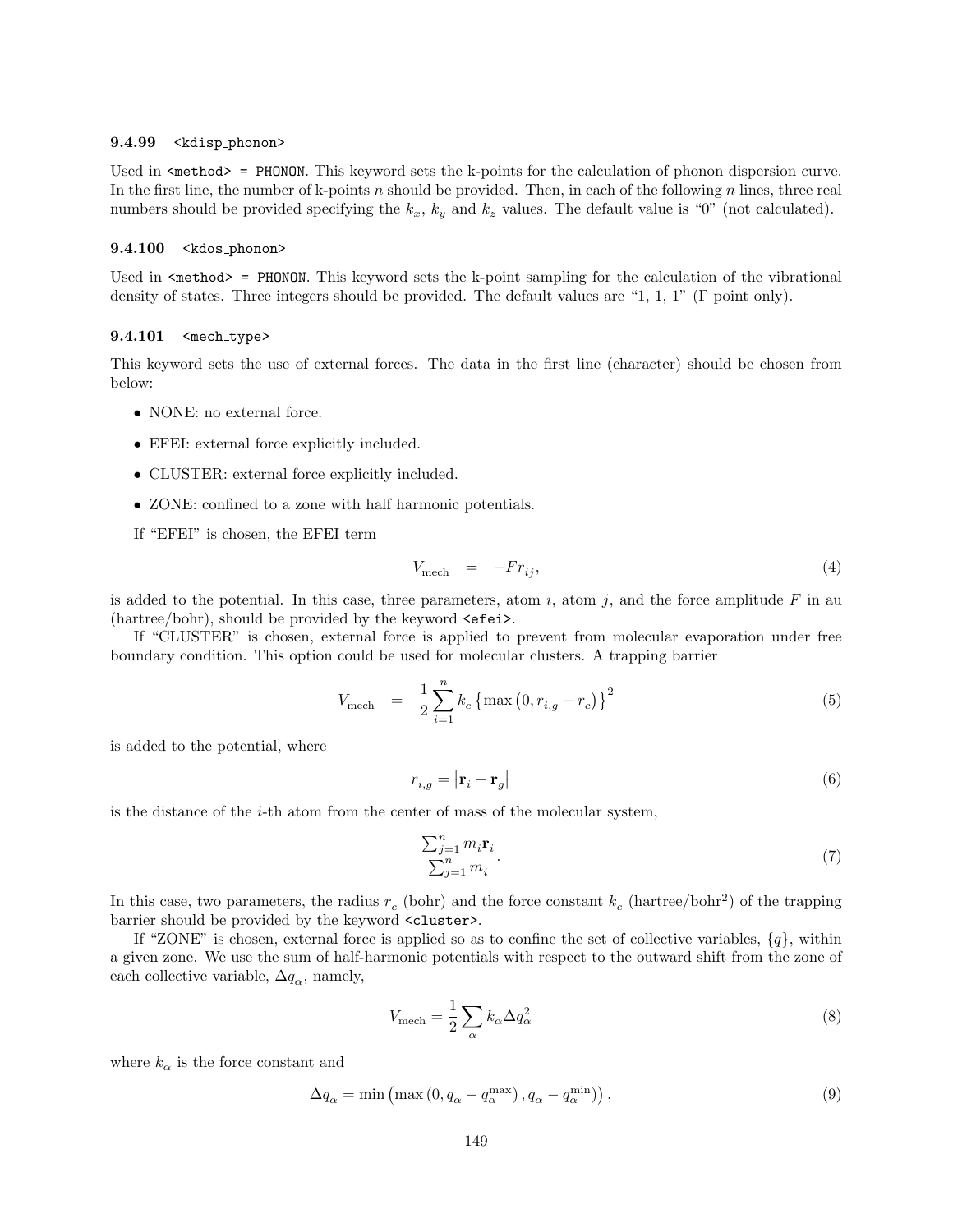#### 9.4.99 <kdisp_phonon>

Used in <method> = PHONON. This keyword sets the k-points for the calculation of phonon dispersion curve. In the first line, the number of k-points $n$ should be provided. Then, in each of the following $n$ lines, three real numbers should be provided specifying the $k_x$, $k_y$ and $k_z$ values. The default value is "0" (not calculated).

#### 9.4.100 <kdos_phonon>

Used in <method> = PHONON. This keyword sets the k-point sampling for the calculation of the vibrational density of states. Three integers should be provided. The default values are "1, 1, 1" ($\Gamma$ point only).

#### 9.4.101 <mech_type>

This keyword sets the use of external forces. The data in the first line (character) should be chosen from below:

- NONE: no external force.
- EFEI: external force explicitly included.
- CLUSTER: external force explicitly included.
- ZONE: confined to a zone with half harmonic potentials.

If "EFEI" is chosen, the EFEI term

$$V_{\mathrm{mech}} \quad = \quad -Fr_{ij}, \tag{4}$$

is added to the potential. In this case, three parameters, atom $i$, atom $j$, and the force amplitude $F$ in au (hartree/bohr), should be provided by the keyword <efei>.

If "CLUSTER" is chosen, external force is applied to prevent from molecular evaporation under free boundary condition. This option could be used for molecular clusters. A trapping barrier

$$V_{\mathrm{mech}} \quad = \quad \frac{1}{2}\sum_{i=1}^{n} k_c \left\{ \max\left(0, r_{i,g} - r_c\right) \right\}^2 \tag{5}$$

is added to the potential, where

$$r_{i,g} = \left| \mathbf{r}_i - \mathbf{r}_g \right| \tag{6}$$

is the distance of the $i$-th atom from the center of mass of the molecular system,

$$\frac{\sum_{j=1}^{n} m_i \mathbf{r}_i}{\sum_{j=1}^{n} m_i}. \tag{7}$$

In this case, two parameters, the radius $r_c$ (bohr) and the force constant $k_c$ (hartree/bohr$^2$) of the trapping barrier should be provided by the keyword <cluster>.

If "ZONE" is chosen, external force is applied so as to confine the set of collective variables, $\{q\}$, within a given zone. We use the sum of half-harmonic potentials with respect to the outward shift from the zone of each collective variable, $\Delta q_\alpha$, namely,

$$V_{\mathrm{mech}} = \frac{1}{2}\sum_{\alpha} k_\alpha \Delta q_\alpha^2 \tag{8}$$

where $k_\alpha$ is the force constant and

$$\Delta q_\alpha = \min\left(\max\left(0, q_\alpha - q_\alpha^{\max}\right), q_\alpha - q_\alpha^{\min}\right), \tag{9}$$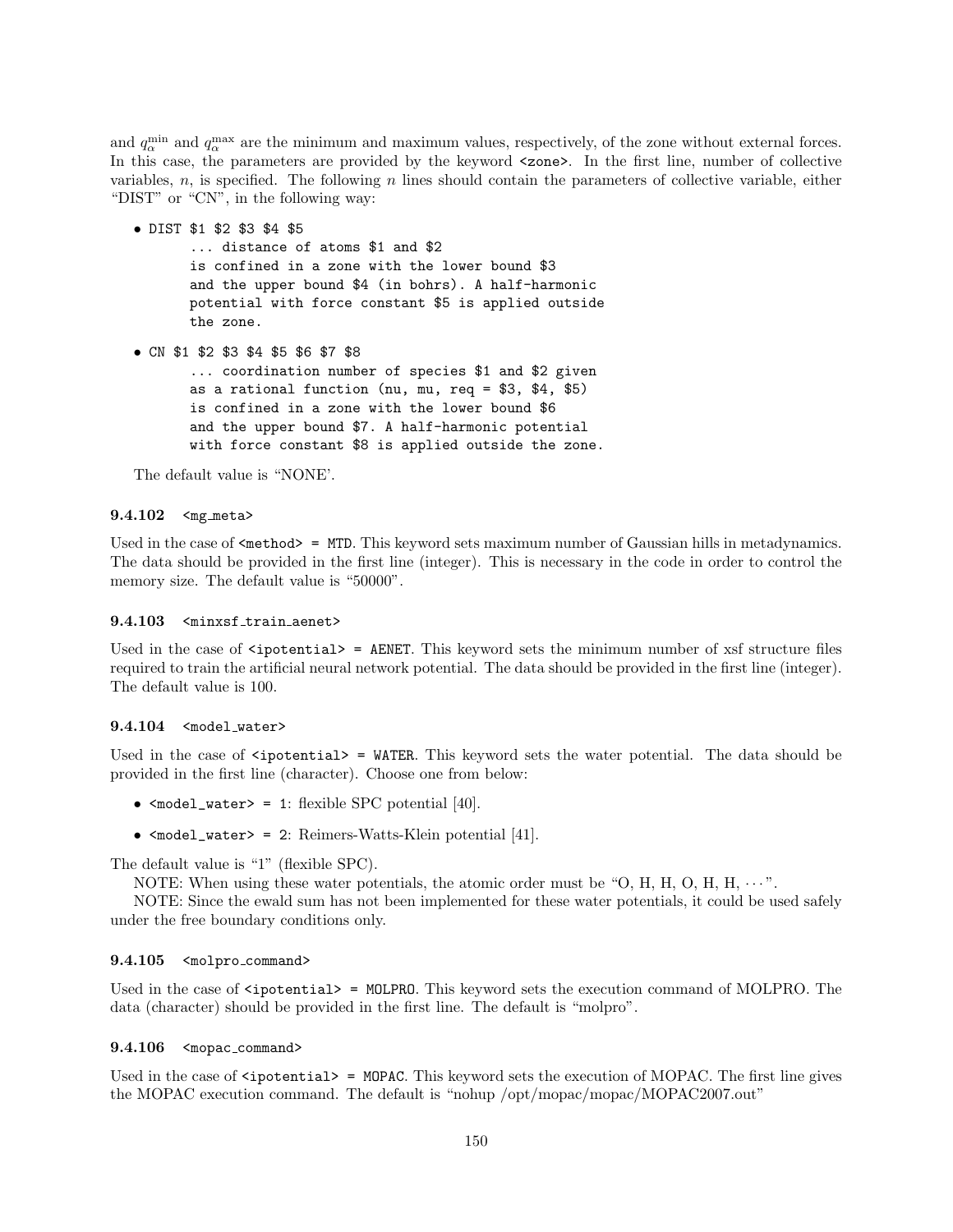and $q_\alpha^{\rm min}$ and $q_\alpha^{\rm max}$ are the minimum and maximum values, respectively, of the zone without external forces. In this case, the parameters are provided by the keyword `<zone>`. In the first line, number of collective variables, $n$, is specified. The following $n$ lines should contain the parameters of collective variable, either "DIST" or "CN", in the following way:

- `DIST $1 $2 $3 $4 $5`
  ```
  ... distance of atoms $1 and $2
  is confined in a zone with the lower bound $3
  and the upper bound $4 (in bohrs). A half-harmonic
  potential with force constant $5 is applied outside
  the zone.
  ```

- `CN $1 $2 $3 $4 $5 $6 $7 $8`
  ```
  ... coordination number of species $1 and $2 given
  as a rational function (nu, mu, req = $3, $4, $5)
  is confined in a zone with the lower bound $6
  and the upper bound $7. A half-harmonic potential
  with force constant $8 is applied outside the zone.
  ```

The default value is "NONE'.

### 9.4.102 `<mg_meta>`

Used in the case of `<method> = MTD`. This keyword sets maximum number of Gaussian hills in metadynamics. The data should be provided in the first line (integer). This is necessary in the code in order to control the memory size. The default value is "50000".

### 9.4.103 `<minxsf_train_aenet>`

Used in the case of `<ipotential> = AENET`. This keyword sets the minimum number of xsf structure files required to train the artificial neural network potential. The data should be provided in the first line (integer). The default value is 100.

### 9.4.104 `<model_water>`

Used in the case of `<ipotential> = WATER`. This keyword sets the water potential. The data should be provided in the first line (character). Choose one from below:

- `<model_water> = 1`: flexible SPC potential [40].
- `<model_water> = 2`: Reimers-Watts-Klein potential [41].

The default value is "1" (flexible SPC).

NOTE: When using these water potentials, the atomic order must be "O, H, H, O, H, H, $\cdots$".

NOTE: Since the ewald sum has not been implemented for these water potentials, it could be used safely under the free boundary conditions only.

### 9.4.105 `<molpro_command>`

Used in the case of `<ipotential> = MOLPRO`. This keyword sets the execution command of MOLPRO. The data (character) should be provided in the first line. The default is "molpro".

### 9.4.106 `<mopac_command>`

Used in the case of `<ipotential> = MOPAC`. This keyword sets the execution of MOPAC. The first line gives the MOPAC execution command. The default is "nohup /opt/mopac/mopac/MOPAC2007.out"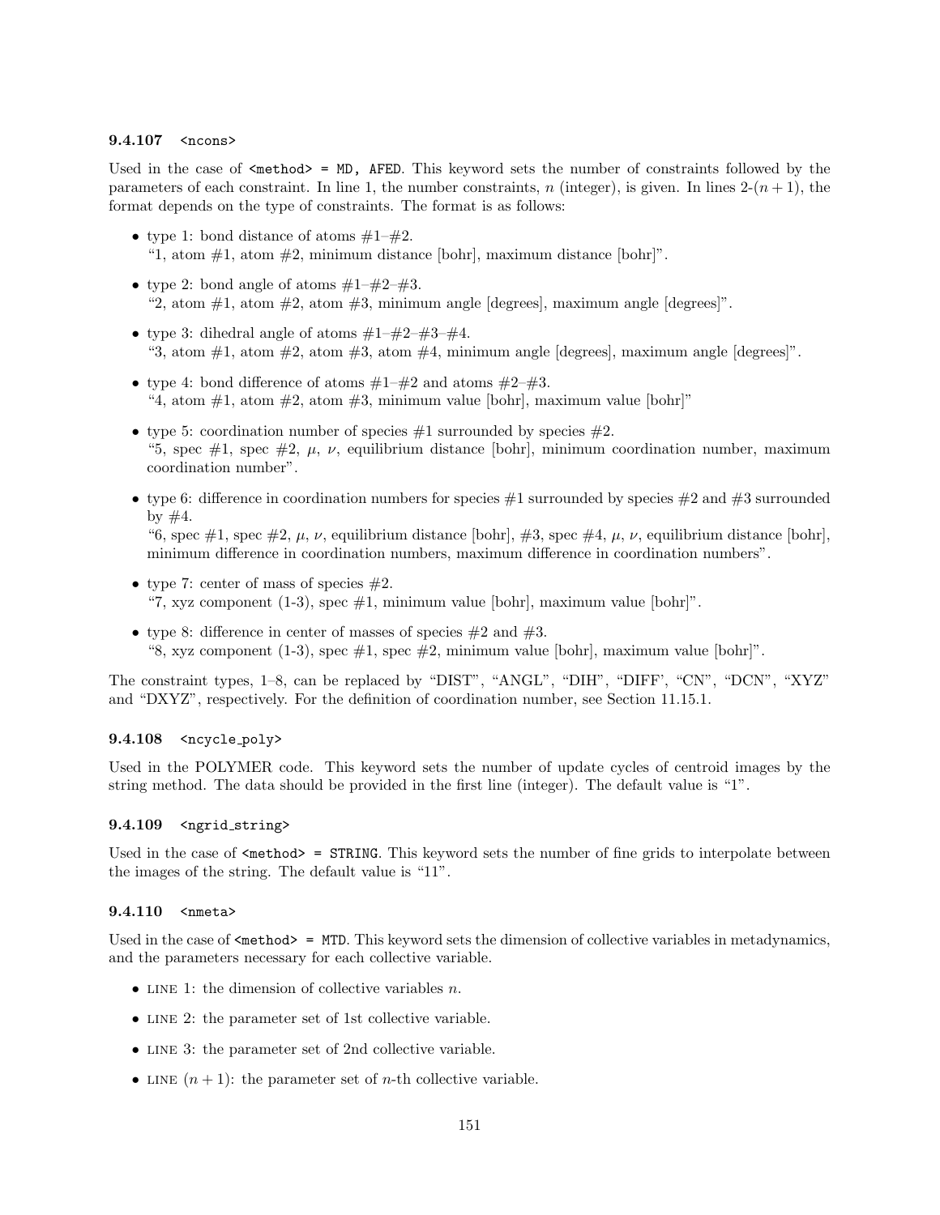### 9.4.107 `<ncons>`

Used in the case of `<method> = MD, AFED`. This keyword sets the number of constraints followed by the parameters of each constraint. In line 1, the number constraints, $n$ (integer), is given. In lines 2-$(n+1)$, the format depends on the type of constraints. The format is as follows:

- type 1: bond distance of atoms #1–#2.
  "1, atom #1, atom #2, minimum distance [bohr], maximum distance [bohr]".
- type 2: bond angle of atoms #1–#2–#3.
  "2, atom #1, atom #2, atom #3, minimum angle [degrees], maximum angle [degrees]".
- type 3: dihedral angle of atoms #1–#2–#3–#4.
  "3, atom #1, atom #2, atom #3, atom #4, minimum angle [degrees], maximum angle [degrees]".
- type 4: bond difference of atoms #1–#2 and atoms #2–#3.
  "4, atom #1, atom #2, atom #3, minimum value [bohr], maximum value [bohr]"
- type 5: coordination number of species #1 surrounded by species #2.
  "5, spec #1, spec #2, $\mu$, $\nu$, equilibrium distance [bohr], minimum coordination number, maximum coordination number".
- type 6: difference in coordination numbers for species #1 surrounded by species #2 and #3 surrounded by #4.
  "6, spec #1, spec #2, $\mu$, $\nu$, equilibrium distance [bohr], #3, spec #4, $\mu$, $\nu$, equilibrium distance [bohr], minimum difference in coordination numbers, maximum difference in coordination numbers".
- type 7: center of mass of species #2.
  "7, xyz component (1-3), spec #1, minimum value [bohr], maximum value [bohr]".
- type 8: difference in center of masses of species #2 and #3.
  "8, xyz component (1-3), spec #1, spec #2, minimum value [bohr], maximum value [bohr]".

The constraint types, 1–8, can be replaced by "DIST", "ANGL", "DIH", "DIFF', "CN", "DCN", "XYZ" and "DXYZ", respectively. For the definition of coordination number, see Section 11.15.1.

### 9.4.108 `<ncycle_poly>`

Used in the POLYMER code. This keyword sets the number of update cycles of centroid images by the string method. The data should be provided in the first line (integer). The default value is "1".

### 9.4.109 `<ngrid_string>`

Used in the case of `<method> = STRING`. This keyword sets the number of fine grids to interpolate between the images of the string. The default value is "11".

### 9.4.110 `<nmeta>`

Used in the case of `<method> = MTD`. This keyword sets the dimension of collective variables in metadynamics, and the parameters necessary for each collective variable.

- LINE 1: the dimension of collective variables $n$.
- LINE 2: the parameter set of 1st collective variable.
- LINE 3: the parameter set of 2nd collective variable.
- LINE $(n+1)$: the parameter set of $n$-th collective variable.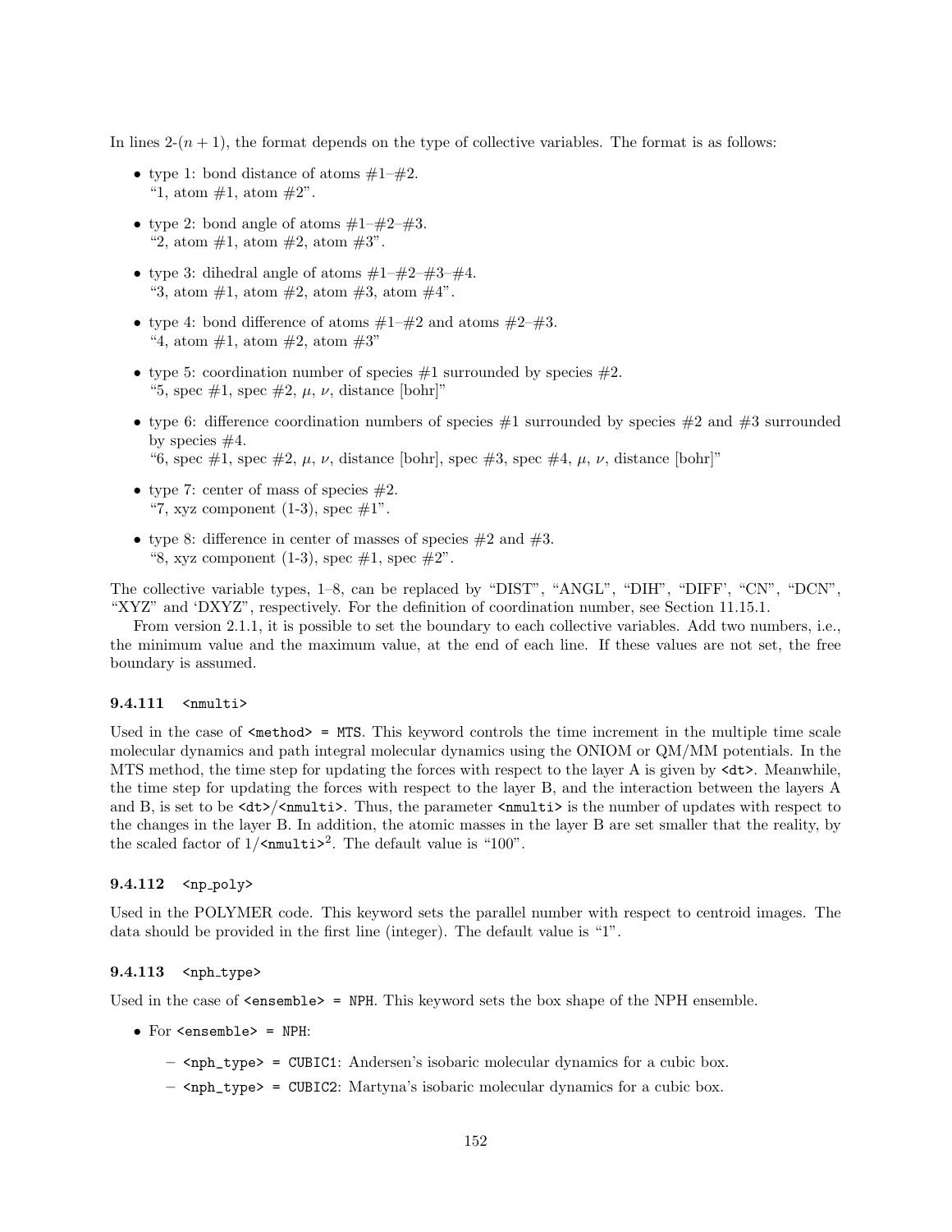In lines 2-$(n+1)$, the format depends on the type of collective variables. The format is as follows:

- type 1: bond distance of atoms #1–#2.
  "1, atom #1, atom #2".
- type 2: bond angle of atoms #1–#2–#3.
  "2, atom #1, atom #2, atom #3".
- type 3: dihedral angle of atoms #1–#2–#3–#4.
  "3, atom #1, atom #2, atom #3, atom #4".
- type 4: bond difference of atoms #1–#2 and atoms #2–#3.
  "4, atom #1, atom #2, atom #3"
- type 5: coordination number of species #1 surrounded by species #2.
  "5, spec #1, spec #2, $\mu$, $\nu$, distance [bohr]"
- type 6: difference coordination numbers of species #1 surrounded by species #2 and #3 surrounded by species #4.
  "6, spec #1, spec #2, $\mu$, $\nu$, distance [bohr], spec #3, spec #4, $\mu$, $\nu$, distance [bohr]"
- type 7: center of mass of species #2.
  "7, xyz component (1-3), spec #1".
- type 8: difference in center of masses of species #2 and #3.
  "8, xyz component (1-3), spec #1, spec #2".

The collective variable types, 1–8, can be replaced by "DIST", "ANGL", "DIH", "DIFF', "CN", "DCN", "XYZ" and 'DXYZ", respectively. For the definition of coordination number, see Section 11.15.1.

From version 2.1.1, it is possible to set the boundary to each collective variables. Add two numbers, i.e., the minimum value and the maximum value, at the end of each line. If these values are not set, the free boundary is assumed.

#### 9.4.111 `<nmulti>`

Used in the case of `<method> = MTS`. This keyword controls the time increment in the multiple time scale molecular dynamics and path integral molecular dynamics using the ONIOM or QM/MM potentials. In the MTS method, the time step for updating the forces with respect to the layer A is given by `<dt>`. Meanwhile, the time step for updating the forces with respect to the layer B, and the interaction between the layers A and B, is set to be `<dt>`/`<nmulti>`. Thus, the parameter `<nmulti>` is the number of updates with respect to the changes in the layer B. In addition, the atomic masses in the layer B are set smaller that the reality, by the scaled factor of 1/`<nmulti>`$^2$. The default value is "100".

#### 9.4.112 `<np_poly>`

Used in the POLYMER code. This keyword sets the parallel number with respect to centroid images. The data should be provided in the first line (integer). The default value is "1".

#### 9.4.113 `<nph_type>`

Used in the case of `<ensemble> = NPH`. This keyword sets the box shape of the NPH ensemble.

- For `<ensemble> = NPH`:
  - `<nph_type> = CUBIC1`: Andersen's isobaric molecular dynamics for a cubic box.
  - `<nph_type> = CUBIC2`: Martyna's isobaric molecular dynamics for a cubic box.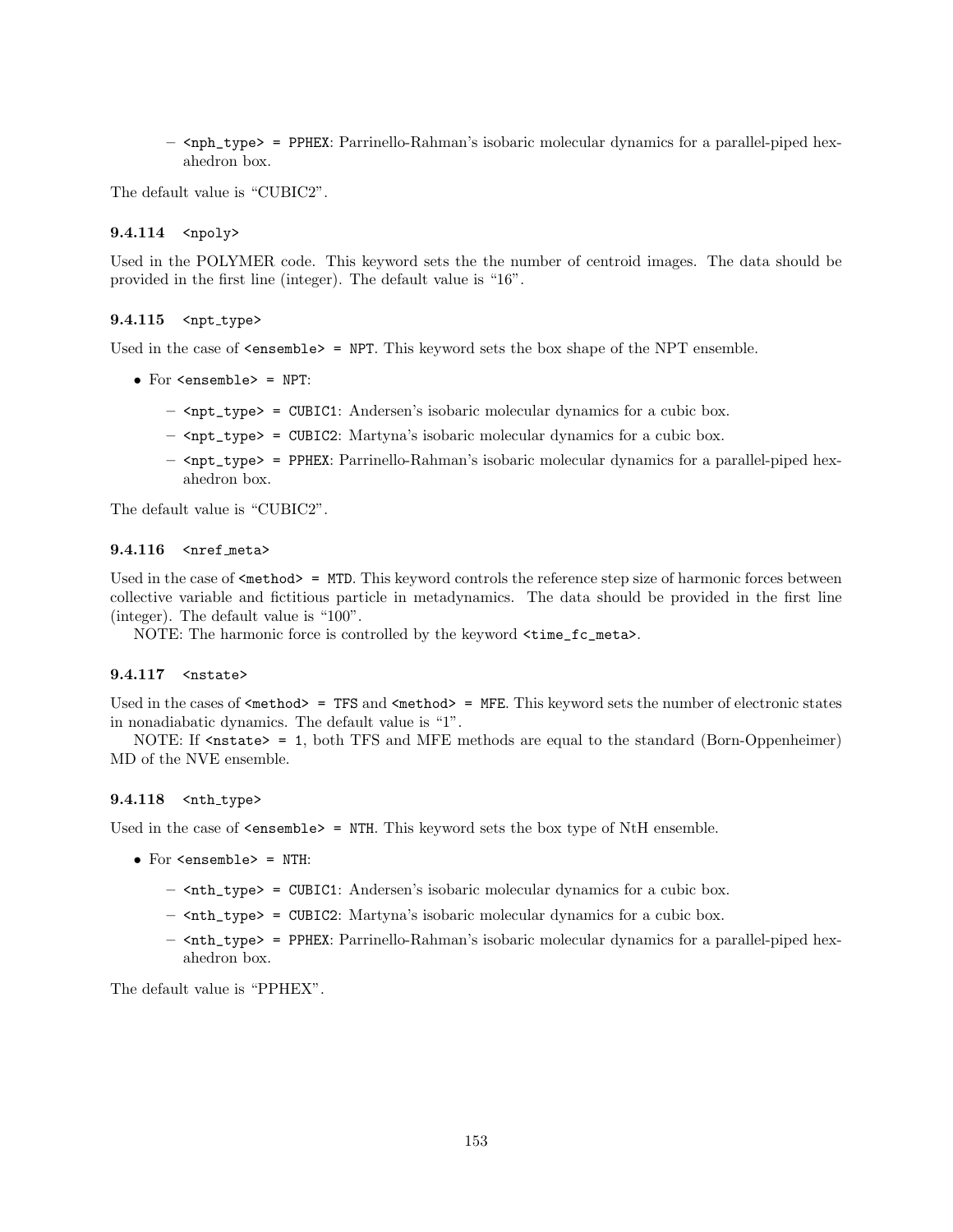- `<nph_type> = PPHEX`: Parrinello-Rahman's isobaric molecular dynamics for a parallel-piped hexahedron box.

The default value is "CUBIC2".

#### 9.4.114 `<npoly>`

Used in the POLYMER code. This keyword sets the the number of centroid images. The data should be provided in the first line (integer). The default value is "16".

#### 9.4.115 `<npt_type>`

Used in the case of `<ensemble> = NPT`. This keyword sets the box shape of the NPT ensemble.

- For `<ensemble> = NPT`:
  - `<npt_type> = CUBIC1`: Andersen's isobaric molecular dynamics for a cubic box.
  - `<npt_type> = CUBIC2`: Martyna's isobaric molecular dynamics for a cubic box.
  - `<npt_type> = PPHEX`: Parrinello-Rahman's isobaric molecular dynamics for a parallel-piped hexahedron box.

The default value is "CUBIC2".

#### 9.4.116 `<nref_meta>`

Used in the case of `<method> = MTD`. This keyword controls the reference step size of harmonic forces between collective variable and fictitious particle in metadynamics. The data should be provided in the first line (integer). The default value is "100".

NOTE: The harmonic force is controlled by the keyword `<time_fc_meta>`.

#### 9.4.117 `<nstate>`

Used in the cases of `<method> = TFS` and `<method> = MFE`. This keyword sets the number of electronic states in nonadiabatic dynamics. The default value is "1".

NOTE: If `<nstate> = 1`, both TFS and MFE methods are equal to the standard (Born-Oppenheimer) MD of the NVE ensemble.

#### 9.4.118 `<nth_type>`

Used in the case of `<ensemble> = NTH`. This keyword sets the box type of NtH ensemble.

- For `<ensemble> = NTH`:
  - `<nth_type> = CUBIC1`: Andersen's isobaric molecular dynamics for a cubic box.
  - `<nth_type> = CUBIC2`: Martyna's isobaric molecular dynamics for a cubic box.
  - `<nth_type> = PPHEX`: Parrinello-Rahman's isobaric molecular dynamics for a parallel-piped hexahedron box.

The default value is "PPHEX".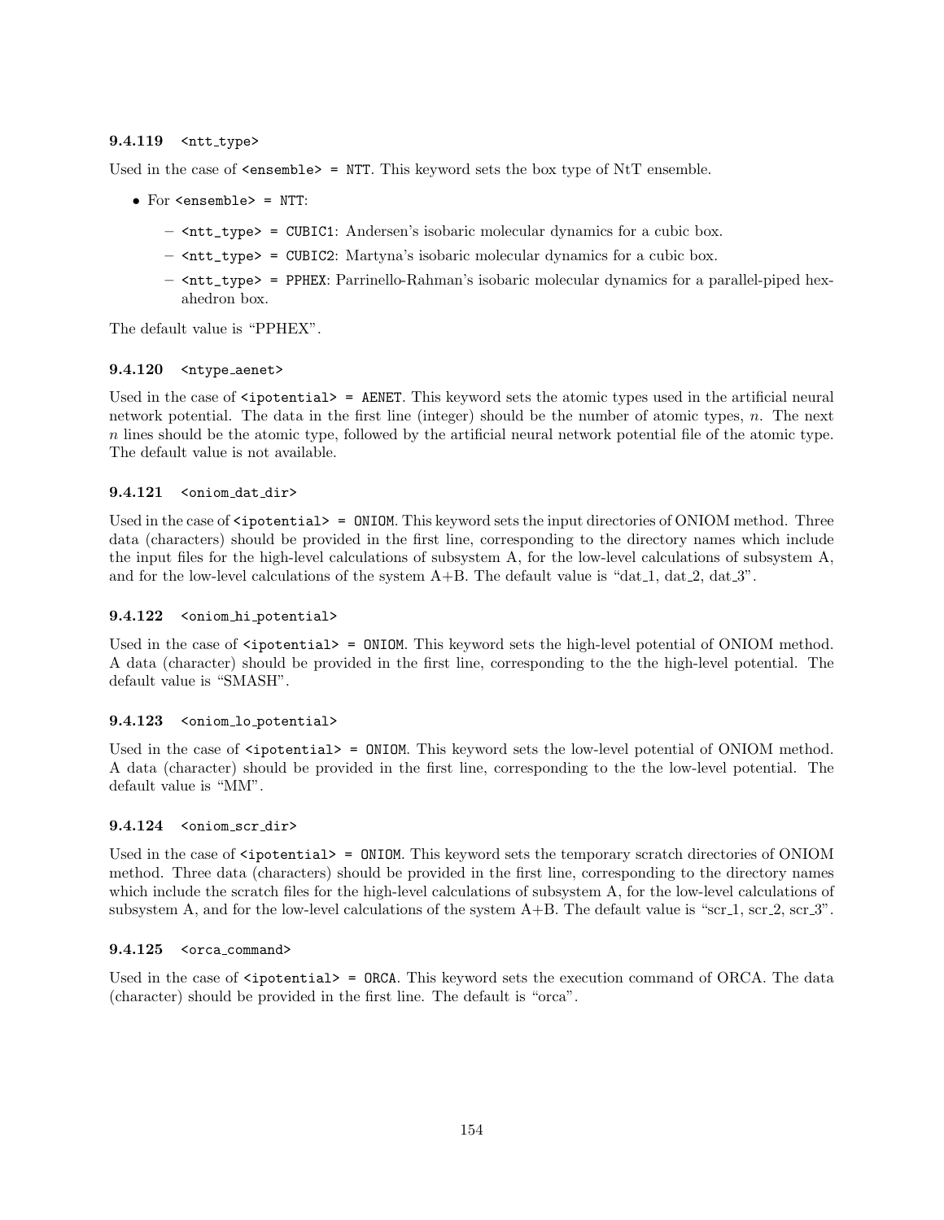### 9.4.119 `<ntt_type>`

Used in the case of `<ensemble> = NTT`. This keyword sets the box type of NtT ensemble.

- For `<ensemble> = NTT`:
  - `<ntt_type> = CUBIC1`: Andersen's isobaric molecular dynamics for a cubic box.
  - `<ntt_type> = CUBIC2`: Martyna's isobaric molecular dynamics for a cubic box.
  - `<ntt_type> = PPHEX`: Parrinello-Rahman's isobaric molecular dynamics for a parallel-piped hexahedron box.

The default value is "PPHEX".

### 9.4.120 `<ntype_aenet>`

Used in the case of `<ipotential> = AENET`. This keyword sets the atomic types used in the artificial neural network potential. The data in the first line (integer) should be the number of atomic types, $n$. The next $n$ lines should be the atomic type, followed by the artificial neural network potential file of the atomic type. The default value is not available.

### 9.4.121 `<oniom_dat_dir>`

Used in the case of `<ipotential> = ONIOM`. This keyword sets the input directories of ONIOM method. Three data (characters) should be provided in the first line, corresponding to the directory names which include the input files for the high-level calculations of subsystem A, for the low-level calculations of subsystem A, and for the low-level calculations of the system A+B. The default value is "dat_1, dat_2, dat_3".

### 9.4.122 `<oniom_hi_potential>`

Used in the case of `<ipotential> = ONIOM`. This keyword sets the high-level potential of ONIOM method. A data (character) should be provided in the first line, corresponding to the the high-level potential. The default value is "SMASH".

### 9.4.123 `<oniom_lo_potential>`

Used in the case of `<ipotential> = ONIOM`. This keyword sets the low-level potential of ONIOM method. A data (character) should be provided in the first line, corresponding to the the low-level potential. The default value is "MM".

### 9.4.124 `<oniom_scr_dir>`

Used in the case of `<ipotential> = ONIOM`. This keyword sets the temporary scratch directories of ONIOM method. Three data (characters) should be provided in the first line, corresponding to the directory names which include the scratch files for the high-level calculations of subsystem A, for the low-level calculations of subsystem A, and for the low-level calculations of the system A+B. The default value is "scr_1, scr_2, scr_3".

### 9.4.125 `<orca_command>`

Used in the case of `<ipotential> = ORCA`. This keyword sets the execution command of ORCA. The data (character) should be provided in the first line. The default is "orca".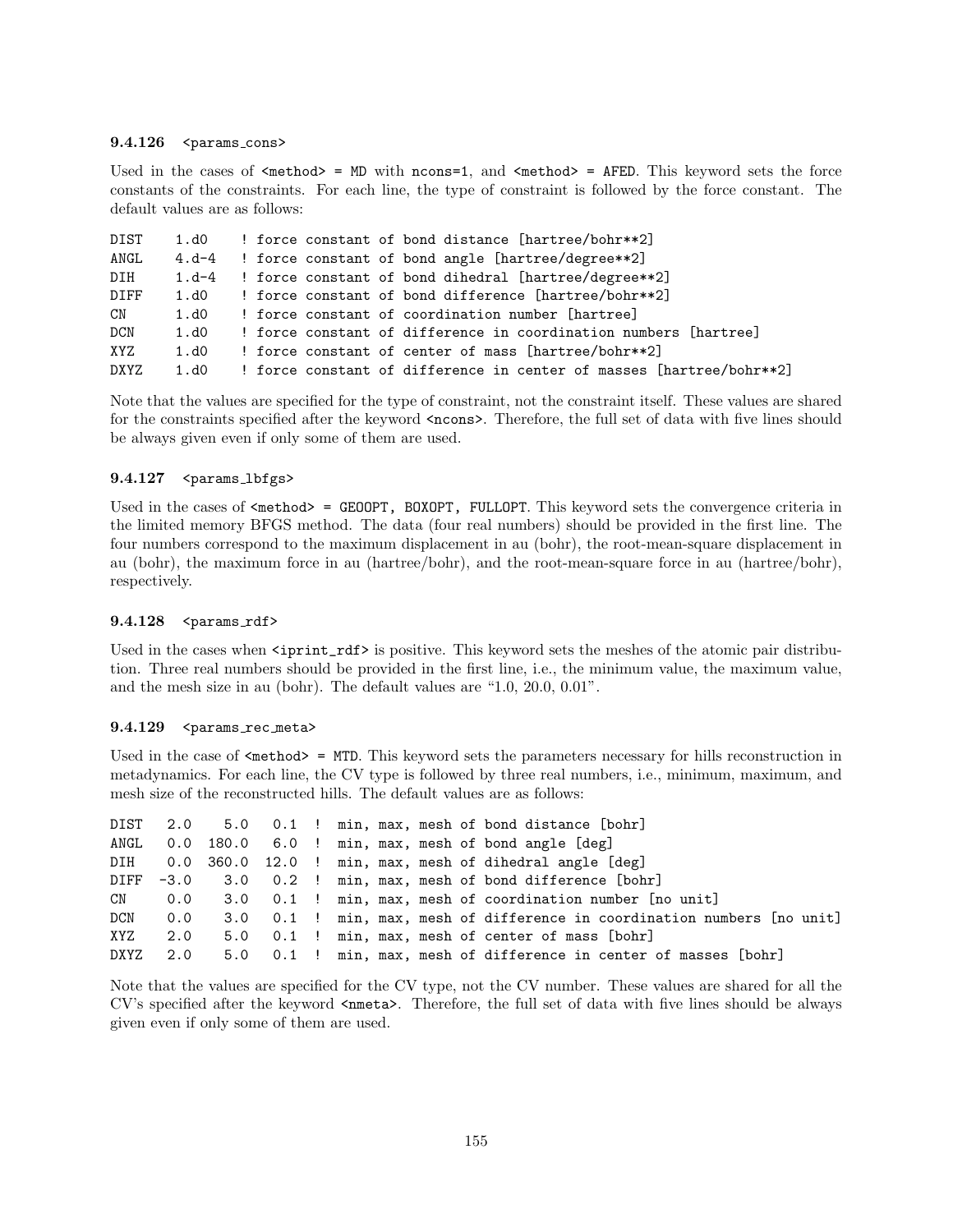### 9.4.126 <params_cons>

Used in the cases of `<method> = MD` with `ncons=1`, and `<method> = AFED`. This keyword sets the force constants of the constraints. For each line, the type of constraint is followed by the force constant. The default values are as follows:

```
DIST   1.d0    ! force constant of bond distance [hartree/bohr**2]
ANGL   4.d-4   ! force constant of bond angle [hartree/degree**2]
DIH    1.d-4   ! force constant of bond dihedral [hartree/degree**2]
DIFF   1.d0    ! force constant of bond difference [hartree/bohr**2]
CN     1.d0    ! force constant of coordination number [hartree]
DCN    1.d0    ! force constant of difference in coordination numbers [hartree]
XYZ    1.d0    ! force constant of center of mass [hartree/bohr**2]
DXYZ   1.d0    ! force constant of difference in center of masses [hartree/bohr**2]
```

Note that the values are specified for the type of constraint, not the constraint itself. These values are shared for the constraints specified after the keyword `<ncons>`. Therefore, the full set of data with five lines should be always given even if only some of them are used.

### 9.4.127 <params_lbfgs>

Used in the cases of `<method> = GEOOPT, BOXOPT, FULLOPT`. This keyword sets the convergence criteria in the limited memory BFGS method. The data (four real numbers) should be provided in the first line. The four numbers correspond to the maximum displacement in au (bohr), the root-mean-square displacement in au (bohr), the maximum force in au (hartree/bohr), and the root-mean-square force in au (hartree/bohr), respectively.

### 9.4.128 <params_rdf>

Used in the cases when `<iprint_rdf>` is positive. This keyword sets the meshes of the atomic pair distribution. Three real numbers should be provided in the first line, i.e., the minimum value, the maximum value, and the mesh size in au (bohr). The default values are "1.0, 20.0, 0.01".

### 9.4.129 <params_rec_meta>

Used in the case of `<method> = MTD`. This keyword sets the parameters necessary for hills reconstruction in metadynamics. For each line, the CV type is followed by three real numbers, i.e., minimum, maximum, and mesh size of the reconstructed hills. The default values are as follows:

```
DIST   2.0    5.0   0.1  !  min, max, mesh of bond distance [bohr]
ANGL   0.0  180.0   6.0  !  min, max, mesh of bond angle [deg]
DIH    0.0  360.0  12.0  !  min, max, mesh of dihedral angle [deg]
DIFF  -3.0    3.0   0.2  !  min, max, mesh of bond difference [bohr]
CN     0.0    3.0   0.1  !  min, max, mesh of coordination number [no unit]
DCN    0.0    3.0   0.1  !  min, max, mesh of difference in coordination numbers [no unit]
XYZ    2.0    5.0   0.1  !  min, max, mesh of center of mass [bohr]
DXYZ   2.0    5.0   0.1  !  min, max, mesh of difference in center of masses [bohr]
```

Note that the values are specified for the CV type, not the CV number. These values are shared for all the CV's specified after the keyword `<nmeta>`. Therefore, the full set of data with five lines should be always given even if only some of them are used.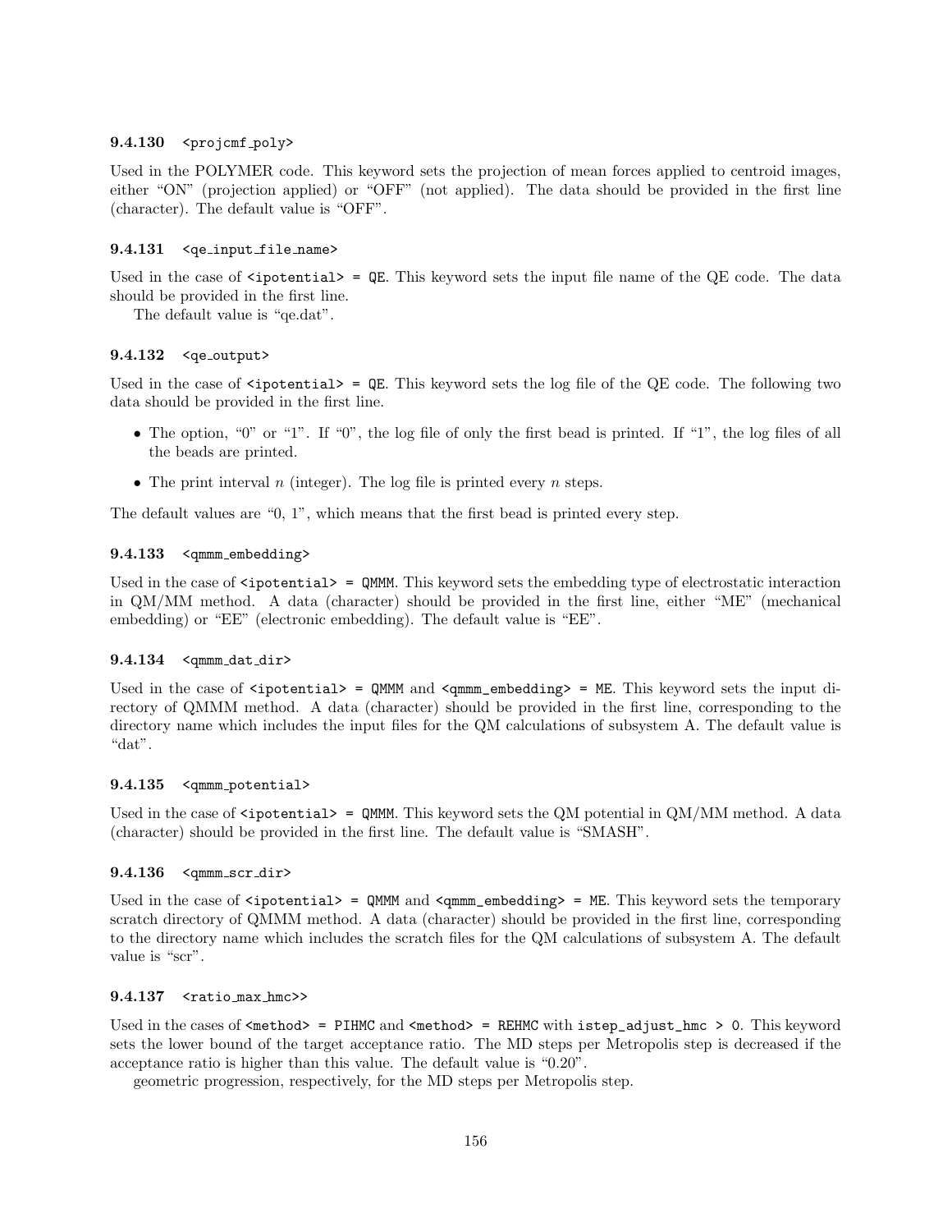### 9.4.130 <projcmf_poly>

Used in the POLYMER code. This keyword sets the projection of mean forces applied to centroid images, either "ON" (projection applied) or "OFF" (not applied). The data should be provided in the first line (character). The default value is "OFF".

### 9.4.131 <qe_input_file_name>

Used in the case of `<ipotential> = QE`. This keyword sets the input file name of the QE code. The data should be provided in the first line.

The default value is "qe.dat".

### 9.4.132 <qe_output>

Used in the case of `<ipotential> = QE`. This keyword sets the log file of the QE code. The following two data should be provided in the first line.

- The option, "0" or "1". If "0", the log file of only the first bead is printed. If "1", the log files of all the beads are printed.
- The print interval $n$ (integer). The log file is printed every $n$ steps.

The default values are "0, 1", which means that the first bead is printed every step.

### 9.4.133 <qmmm_embedding>

Used in the case of `<ipotential> = QMMM`. This keyword sets the embedding type of electrostatic interaction in QM/MM method. A data (character) should be provided in the first line, either "ME" (mechanical embedding) or "EE" (electronic embedding). The default value is "EE".

### 9.4.134 <qmmm_dat_dir>

Used in the case of `<ipotential> = QMMM` and `<qmmm_embedding> = ME`. This keyword sets the input directory of QMMM method. A data (character) should be provided in the first line, corresponding to the directory name which includes the input files for the QM calculations of subsystem A. The default value is "dat".

### 9.4.135 <qmmm_potential>

Used in the case of `<ipotential> = QMMM`. This keyword sets the QM potential in QM/MM method. A data (character) should be provided in the first line. The default value is "SMASH".

### 9.4.136 <qmmm_scr_dir>

Used in the case of `<ipotential> = QMMM` and `<qmmm_embedding> = ME`. This keyword sets the temporary scratch directory of QMMM method. A data (character) should be provided in the first line, corresponding to the directory name which includes the scratch files for the QM calculations of subsystem A. The default value is "scr".

### 9.4.137 <ratio_max_hmc>>

Used in the cases of `<method> = PIHMC` and `<method> = REHMC` with `istep_adjust_hmc > 0`. This keyword sets the lower bound of the target acceptance ratio. The MD steps per Metropolis step is decreased if the acceptance ratio is higher than this value. The default value is "0.20".

geometric progression, respectively, for the MD steps per Metropolis step.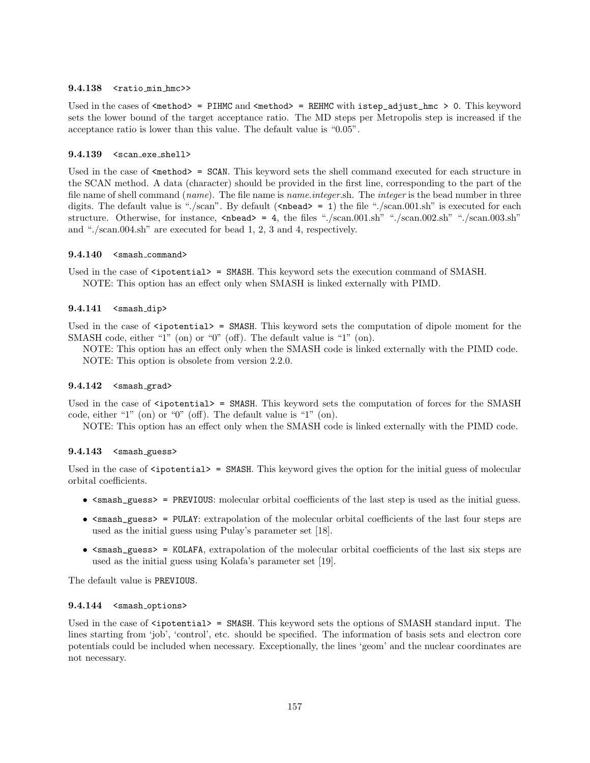#### 9.4.138 `<ratio_min_hmc>>`

Used in the cases of `<method> = PIHMC` and `<method> = REHMC` with `istep_adjust_hmc > 0`. This keyword sets the lower bound of the target acceptance ratio. The MD steps per Metropolis step is increased if the acceptance ratio is lower than this value. The default value is "0.05".

#### 9.4.139 `<scan_exe_shell>`

Used in the case of `<method> = SCAN`. This keyword sets the shell command executed for each structure in the SCAN method. A data (character) should be provided in the first line, corresponding to the part of the file name of shell command (*name*). The file name is *name.integer*.sh. The *integer* is the bead number in three digits. The default value is "./scan". By default (`<nbead> = 1`) the file "./scan.001.sh" is executed for each structure. Otherwise, for instance, `<nbead> = 4`, the files "./scan.001.sh" "./scan.002.sh" "./scan.003.sh" and "./scan.004.sh" are executed for bead 1, 2, 3 and 4, respectively.

#### 9.4.140 `<smash_command>`

Used in the case of `<ipotential> = SMASH`. This keyword sets the execution command of SMASH.

NOTE: This option has an effect only when SMASH is linked externally with PIMD.

#### 9.4.141 `<smash_dip>`

Used in the case of `<ipotential> = SMASH`. This keyword sets the computation of dipole moment for the SMASH code, either "1" (on) or "0" (off). The default value is "1" (on).

NOTE: This option has an effect only when the SMASH code is linked externally with the PIMD code.

NOTE: This option is obsolete from version 2.2.0.

#### 9.4.142 `<smash_grad>`

Used in the case of `<ipotential> = SMASH`. This keyword sets the computation of forces for the SMASH code, either "1" (on) or "0" (off). The default value is "1" (on).

NOTE: This option has an effect only when the SMASH code is linked externally with the PIMD code.

#### 9.4.143 `<smash_guess>`

Used in the case of `<ipotential> = SMASH`. This keyword gives the option for the initial guess of molecular orbital coefficients.

- `<smash_guess> = PREVIOUS`: molecular orbital coefficients of the last step is used as the initial guess.
- `<smash_guess> = PULAY`: extrapolation of the molecular orbital coefficients of the last four steps are used as the initial guess using Pulay's parameter set [18].
- `<smash_guess> = KOLAFA`, extrapolation of the molecular orbital coefficients of the last six steps are used as the initial guess using Kolafa's parameter set [19].

The default value is `PREVIOUS`.

#### 9.4.144 `<smash_options>`

Used in the case of `<ipotential> = SMASH`. This keyword sets the options of SMASH standard input. The lines starting from 'job', 'control', etc. should be specified. The information of basis sets and electron core potentials could be included when necessary. Exceptionally, the lines 'geom' and the nuclear coordinates are not necessary.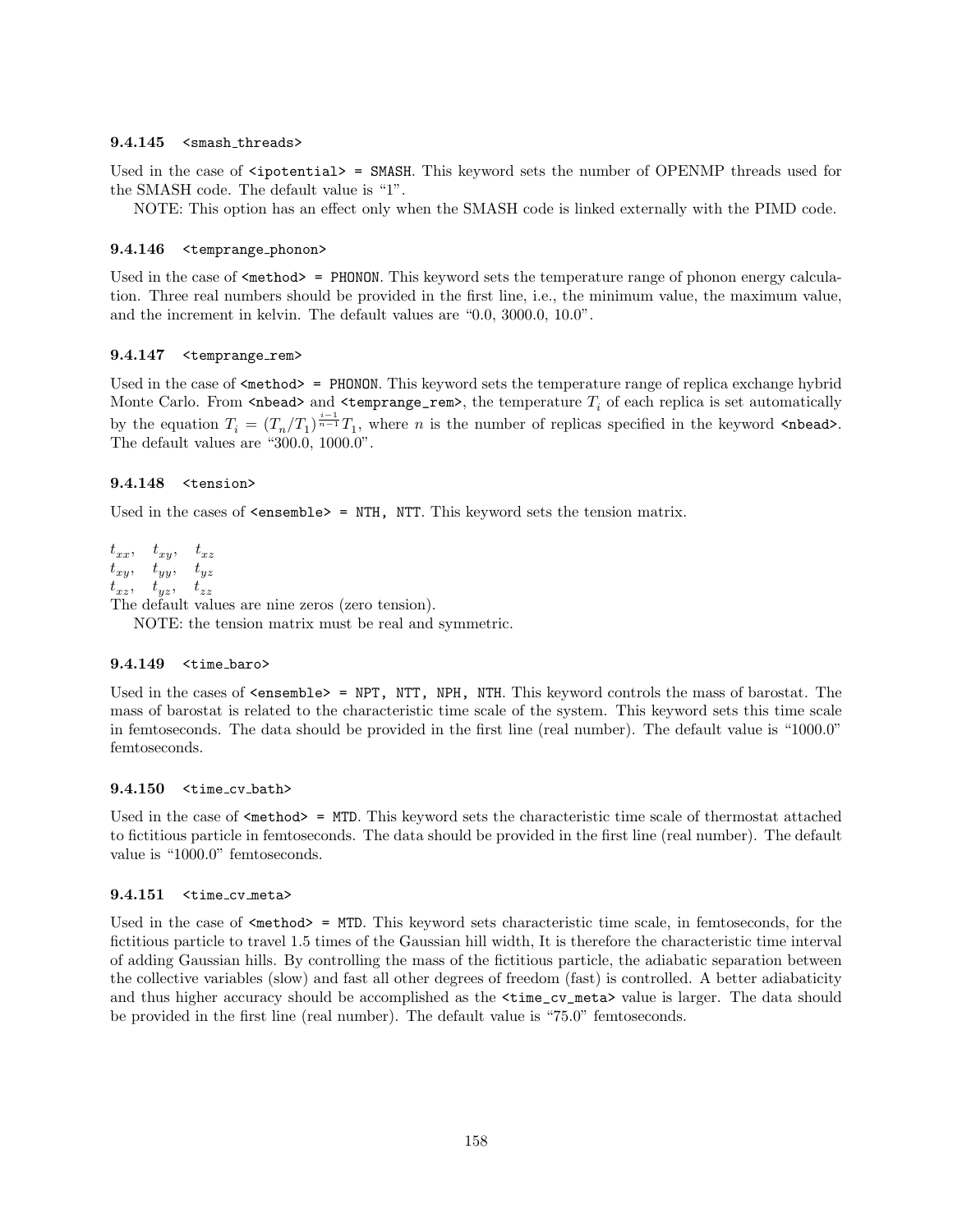### 9.4.145 `<smash_threads>`

Used in the case of `<ipotential> = SMASH`. This keyword sets the number of OPENMP threads used for the SMASH code. The default value is "1".

NOTE: This option has an effect only when the SMASH code is linked externally with the PIMD code.

### 9.4.146 `<temprange_phonon>`

Used in the case of `<method> = PHONON`. This keyword sets the temperature range of phonon energy calculation. Three real numbers should be provided in the first line, i.e., the minimum value, the maximum value, and the increment in kelvin. The default values are "0.0, 3000.0, 10.0".

### 9.4.147 `<temprange_rem>`

Used in the case of `<method> = PHONON`. This keyword sets the temperature range of replica exchange hybrid Monte Carlo. From `<nbead>` and `<temprange_rem>`, the temperature $T_i$ of each replica is set automatically by the equation $T_i = (T_n/T_1)^{\frac{i-1}{n-1}} T_1$, where $n$ is the number of replicas specified in the keyword `<nbead>`. The default values are "300.0, 1000.0".

### 9.4.148 `<tension>`

Used in the cases of `<ensemble> = NTH, NTT`. This keyword sets the tension matrix.

$t_{xx}, \quad t_{xy}, \quad t_{xz}$
$t_{xy}, \quad t_{yy}, \quad t_{yz}$
$t_{xz}, \quad t_{yz}, \quad t_{zz}$

The default values are nine zeros (zero tension).

NOTE: the tension matrix must be real and symmetric.

### 9.4.149 `<time_baro>`

Used in the cases of `<ensemble> = NPT, NTT, NPH, NTH`. This keyword controls the mass of barostat. The mass of barostat is related to the characteristic time scale of the system. This keyword sets this time scale in femtoseconds. The data should be provided in the first line (real number). The default value is "1000.0" femtoseconds.

### 9.4.150 `<time_cv_bath>`

Used in the case of `<method> = MTD`. This keyword sets the characteristic time scale of thermostat attached to fictitious particle in femtoseconds. The data should be provided in the first line (real number). The default value is "1000.0" femtoseconds.

### 9.4.151 `<time_cv_meta>`

Used in the case of `<method> = MTD`. This keyword sets characteristic time scale, in femtoseconds, for the fictitious particle to travel 1.5 times of the Gaussian hill width, It is therefore the characteristic time interval of adding Gaussian hills. By controlling the mass of the fictitious particle, the adiabatic separation between the collective variables (slow) and fast all other degrees of freedom (fast) is controlled. A better adiabaticity and thus higher accuracy should be accomplished as the `<time_cv_meta>` value is larger. The data should be provided in the first line (real number). The default value is "75.0" femtoseconds.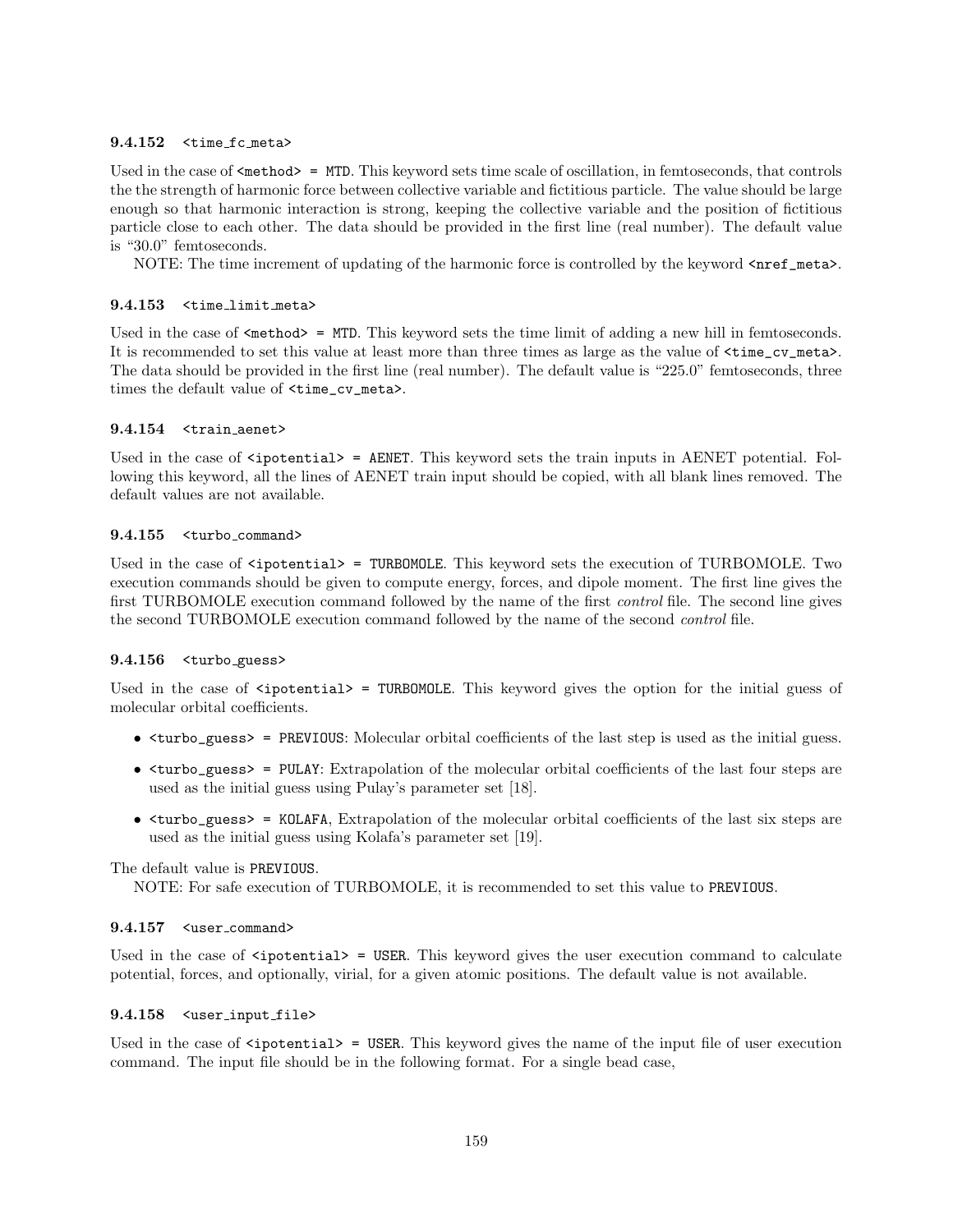#### 9.4.152 `<time_fc_meta>`

Used in the case of `<method> = MTD`. This keyword sets time scale of oscillation, in femtoseconds, that controls the the strength of harmonic force between collective variable and fictitious particle. The value should be large enough so that harmonic interaction is strong, keeping the collective variable and the position of fictitious particle close to each other. The data should be provided in the first line (real number). The default value is "30.0" femtoseconds.

NOTE: The time increment of updating of the harmonic force is controlled by the keyword `<nref_meta>`.

#### 9.4.153 `<time_limit_meta>`

Used in the case of `<method> = MTD`. This keyword sets the time limit of adding a new hill in femtoseconds. It is recommended to set this value at least more than three times as large as the value of `<time_cv_meta>`. The data should be provided in the first line (real number). The default value is "225.0" femtoseconds, three times the default value of `<time_cv_meta>`.

#### 9.4.154 `<train_aenet>`

Used in the case of `<ipotential> = AENET`. This keyword sets the train inputs in AENET potential. Following this keyword, all the lines of AENET train input should be copied, with all blank lines removed. The default values are not available.

#### 9.4.155 `<turbo_command>`

Used in the case of `<ipotential> = TURBOMOLE`. This keyword sets the execution of TURBOMOLE. Two execution commands should be given to compute energy, forces, and dipole moment. The first line gives the first TURBOMOLE execution command followed by the name of the first *control* file. The second line gives the second TURBOMOLE execution command followed by the name of the second *control* file.

#### 9.4.156 `<turbo_guess>`

Used in the case of `<ipotential> = TURBOMOLE`. This keyword gives the option for the initial guess of molecular orbital coefficients.

- `<turbo_guess> = PREVIOUS`: Molecular orbital coefficients of the last step is used as the initial guess.
- `<turbo_guess> = PULAY`: Extrapolation of the molecular orbital coefficients of the last four steps are used as the initial guess using Pulay's parameter set [18].
- `<turbo_guess> = KOLAFA`, Extrapolation of the molecular orbital coefficients of the last six steps are used as the initial guess using Kolafa's parameter set [19].

The default value is `PREVIOUS`.

NOTE: For safe execution of TURBOMOLE, it is recommended to set this value to `PREVIOUS`.

#### 9.4.157 `<user_command>`

Used in the case of `<ipotential> = USER`. This keyword gives the user execution command to calculate potential, forces, and optionally, virial, for a given atomic positions. The default value is not available.

#### 9.4.158 `<user_input_file>`

Used in the case of `<ipotential> = USER`. This keyword gives the name of the input file of user execution command. The input file should be in the following format. For a single bead case,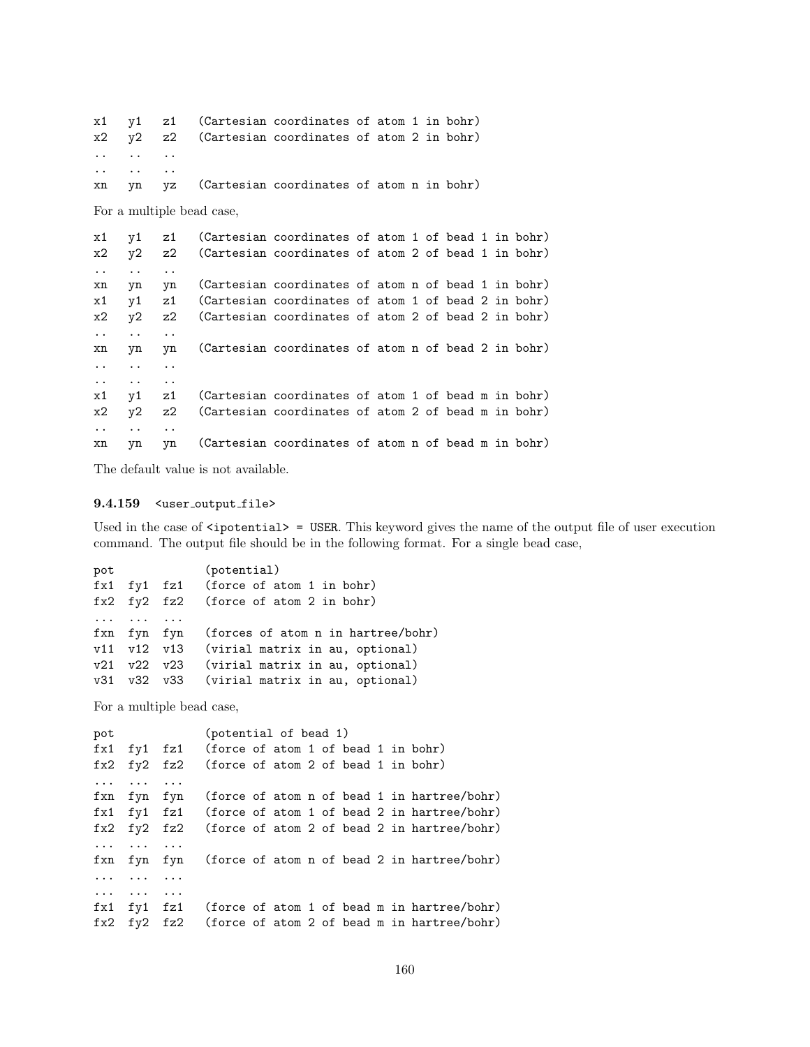```
x1   y1   z1   (Cartesian coordinates of atom 1 in bohr)
x2   y2   z2   (Cartesian coordinates of atom 2 in bohr)
..   ..   ..
..   ..   ..
xn   yn   yz   (Cartesian coordinates of atom n in bohr)
```

For a multiple bead case,

```
x1   y1   z1   (Cartesian coordinates of atom 1 of bead 1 in bohr)
x2   y2   z2   (Cartesian coordinates of atom 2 of bead 1 in bohr)
..   ..   ..
xn   yn   yn   (Cartesian coordinates of atom n of bead 1 in bohr)
x1   y1   z1   (Cartesian coordinates of atom 1 of bead 2 in bohr)
x2   y2   z2   (Cartesian coordinates of atom 2 of bead 2 in bohr)
..   ..   ..
xn   yn   yn   (Cartesian coordinates of atom n of bead 2 in bohr)
..   ..   ..
..   ..   ..
x1   y1   z1   (Cartesian coordinates of atom 1 of bead m in bohr)
x2   y2   z2   (Cartesian coordinates of atom 2 of bead m in bohr)
..   ..   ..
xn   yn   yn   (Cartesian coordinates of atom n of bead m in bohr)
```

The default value is not available.

#### 9.4.159 <user_output_file>

Used in the case of <ipotential> = USER. This keyword gives the name of the output file of user execution command. The output file should be in the following format. For a single bead case,

```
pot            (potential)
fx1  fy1  fz1   (force of atom 1 in bohr)
fx2  fy2  fz2   (force of atom 2 in bohr)
...  ...  ...
fxn  fyn  fyn   (forces of atom n in hartree/bohr)
v11  v12  v13   (virial matrix in au, optional)
v21  v22  v23   (virial matrix in au, optional)
v31  v32  v33   (virial matrix in au, optional)
```

For a multiple bead case,

```
pot            (potential of bead 1)
fx1  fy1  fz1   (force of atom 1 of bead 1 in bohr)
fx2  fy2  fz2   (force of atom 2 of bead 1 in bohr)
...  ...  ...
fxn  fyn  fyn   (force of atom n of bead 1 in hartree/bohr)
fx1  fy1  fz1   (force of atom 1 of bead 2 in hartree/bohr)
fx2  fy2  fz2   (force of atom 2 of bead 2 in hartree/bohr)
...  ...  ...
fxn  fyn  fyn   (force of atom n of bead 2 in hartree/bohr)
...  ...  ...
...  ...  ...
fx1  fy1  fz1   (force of atom 1 of bead m in hartree/bohr)
fx2  fy2  fz2   (force of atom 2 of bead m in hartree/bohr)
```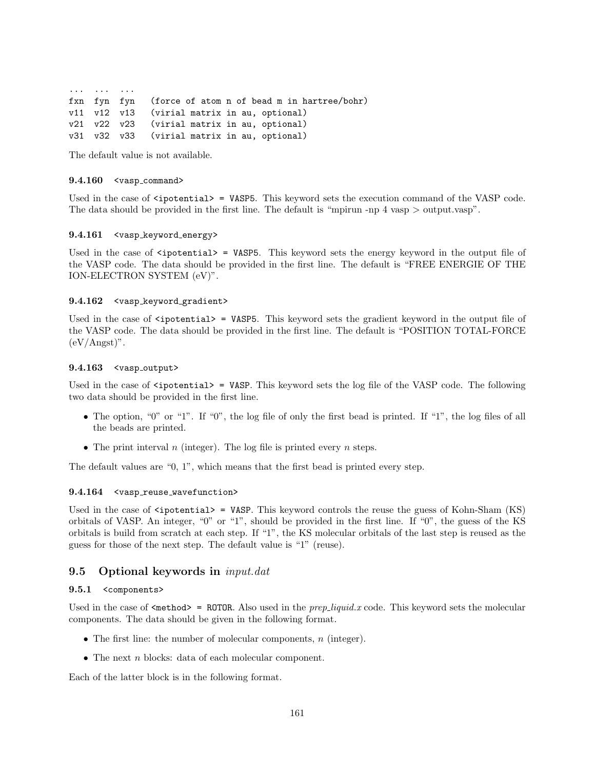```
...  ...  ...
fxn  fyn  fyn   (force of atom n of bead m in hartree/bohr)
v11  v12  v13   (virial matrix in au, optional)
v21  v22  v23   (virial matrix in au, optional)
v31  v32  v33   (virial matrix in au, optional)
```

The default value is not available.

#### 9.4.160 `<vasp_command>`

Used in the case of `<ipotential> = VASP5`. This keyword sets the execution command of the VASP code. The data should be provided in the first line. The default is "mpirun -np 4 vasp > output.vasp".

#### 9.4.161 `<vasp_keyword_energy>`

Used in the case of `<ipotential> = VASP5`. This keyword sets the energy keyword in the output file of the VASP code. The data should be provided in the first line. The default is "FREE ENERGIE OF THE ION-ELECTRON SYSTEM (eV)".

#### 9.4.162 `<vasp_keyword_gradient>`

Used in the case of `<ipotential> = VASP5`. This keyword sets the gradient keyword in the output file of the VASP code. The data should be provided in the first line. The default is "POSITION TOTAL-FORCE (eV/Angst)".

#### 9.4.163 `<vasp_output>`

Used in the case of `<ipotential> = VASP`. This keyword sets the log file of the VASP code. The following two data should be provided in the first line.

- The option, "0" or "1". If "0", the log file of only the first bead is printed. If "1", the log files of all the beads are printed.
- The print interval $n$ (integer). The log file is printed every $n$ steps.

The default values are "0, 1", which means that the first bead is printed every step.

#### 9.4.164 `<vasp_reuse_wavefunction>`

Used in the case of `<ipotential> = VASP`. This keyword controls the reuse the guess of Kohn-Sham (KS) orbitals of VASP. An integer, "0" or "1", should be provided in the first line. If "0", the guess of the KS orbitals is build from scratch at each step. If "1", the KS molecular orbitals of the last step is reused as the guess for those of the next step. The default value is "1" (reuse).

### 9.5 Optional keywords in *input.dat*

#### 9.5.1 `<components>`

Used in the case of `<method> = ROTOR`. Also used in the *prep_liquid.x* code. This keyword sets the molecular components. The data should be given in the following format.

- The first line: the number of molecular components, $n$ (integer).
- The next $n$ blocks: data of each molecular component.

Each of the latter block is in the following format.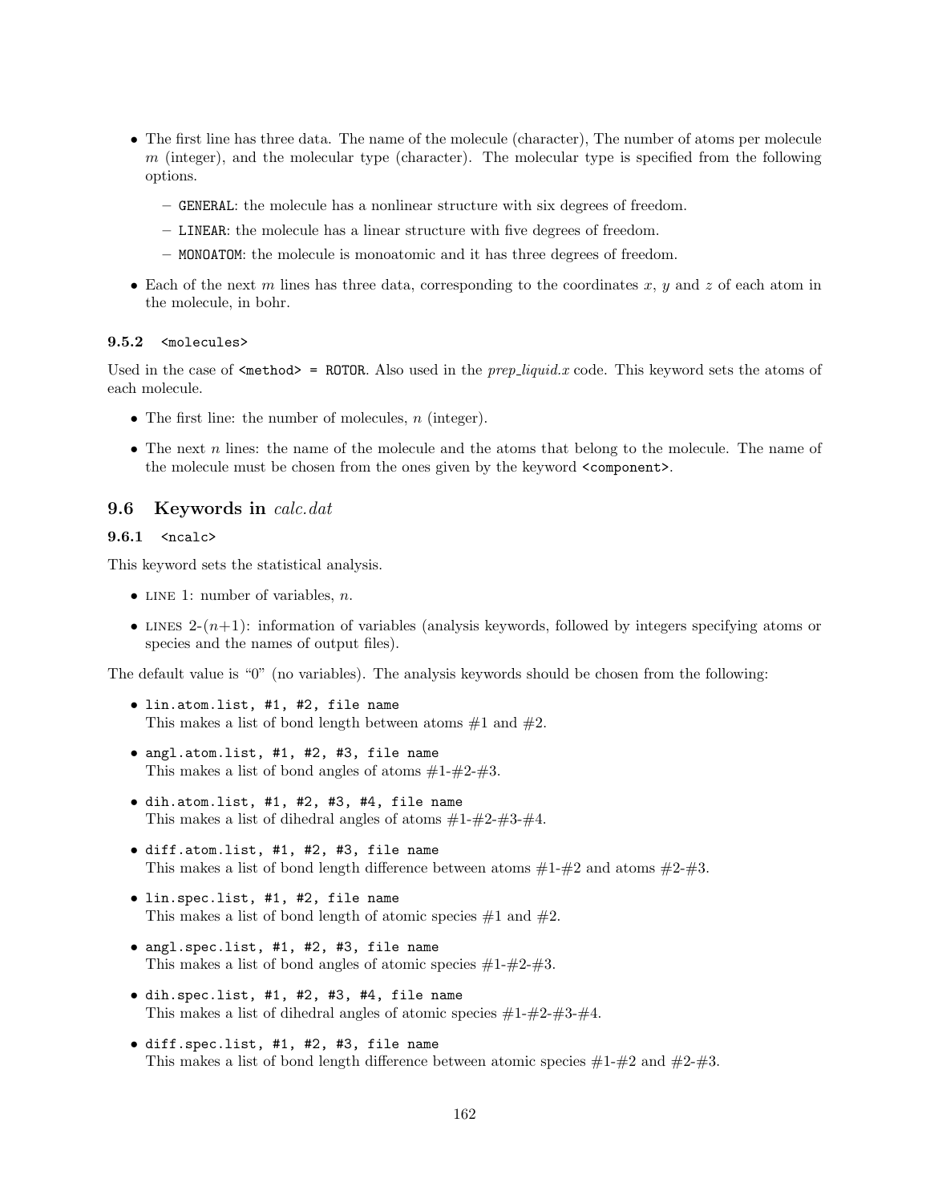- The first line has three data. The name of the molecule (character), The number of atoms per molecule $m$ (integer), and the molecular type (character). The molecular type is specified from the following options.
  - `GENERAL`: the molecule has a nonlinear structure with six degrees of freedom.
  - `LINEAR`: the molecule has a linear structure with five degrees of freedom.
  - `MONOATOM`: the molecule is monoatomic and it has three degrees of freedom.
- Each of the next $m$ lines has three data, corresponding to the coordinates $x$, $y$ and $z$ of each atom in the molecule, in bohr.

### 9.5.2 `<molecules>`

Used in the case of `<method> = ROTOR`. Also used in the *prep_liquid.x* code. This keyword sets the atoms of each molecule.

- The first line: the number of molecules, $n$ (integer).
- The next $n$ lines: the name of the molecule and the atoms that belong to the molecule. The name of the molecule must be chosen from the ones given by the keyword `<component>`.

## 9.6 Keywords in *calc.dat*

### 9.6.1 `<ncalc>`

This keyword sets the statistical analysis.

- LINE 1: number of variables, $n$.
- LINES 2-($n$+1): information of variables (analysis keywords, followed by integers specifying atoms or species and the names of output files).

The default value is "0" (no variables). The analysis keywords should be chosen from the following:

- `lin.atom.list, #1, #2, file name`
  This makes a list of bond length between atoms #1 and #2.
- `angl.atom.list, #1, #2, #3, file name`
  This makes a list of bond angles of atoms #1-#2-#3.
- `dih.atom.list, #1, #2, #3, #4, file name`
  This makes a list of dihedral angles of atoms #1-#2-#3-#4.
- `diff.atom.list, #1, #2, #3, file name`
  This makes a list of bond length difference between atoms #1-#2 and atoms #2-#3.
- `lin.spec.list, #1, #2, file name`
  This makes a list of bond length of atomic species #1 and #2.
- `angl.spec.list, #1, #2, #3, file name`
  This makes a list of bond angles of atomic species #1-#2-#3.
- `dih.spec.list, #1, #2, #3, #4, file name`
  This makes a list of dihedral angles of atomic species #1-#2-#3-#4.
- `diff.spec.list, #1, #2, #3, file name`
  This makes a list of bond length difference between atomic species #1-#2 and #2-#3.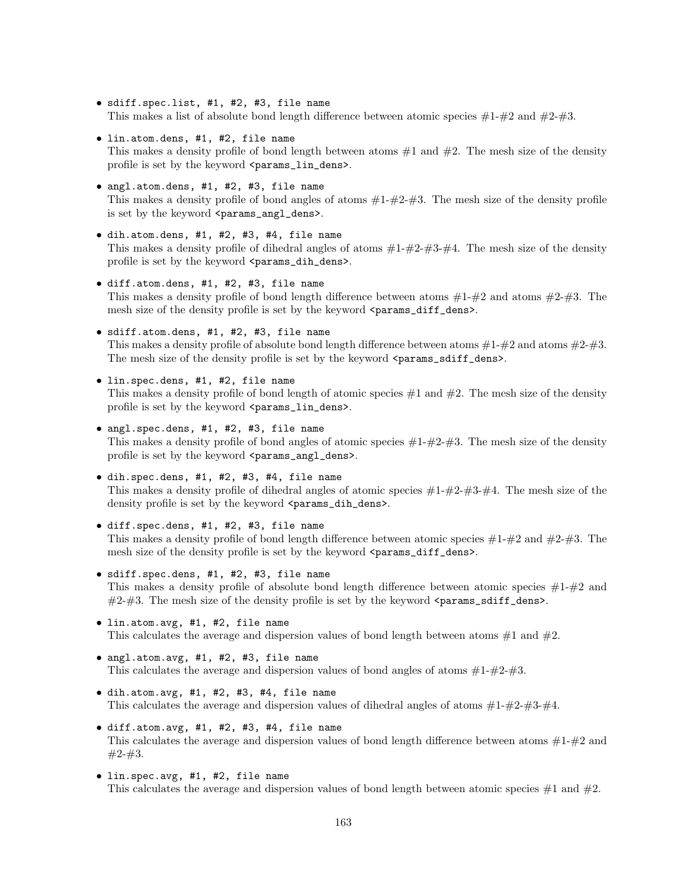- `sdiff.spec.list, #1, #2, #3, file name`
  This makes a list of absolute bond length difference between atomic species #1-#2 and #2-#3.

- `lin.atom.dens, #1, #2, file name`
  This makes a density profile of bond length between atoms #1 and #2. The mesh size of the density profile is set by the keyword `<params_lin_dens>`.

- `angl.atom.dens, #1, #2, #3, file name`
  This makes a density profile of bond angles of atoms #1-#2-#3. The mesh size of the density profile is set by the keyword `<params_angl_dens>`.

- `dih.atom.dens, #1, #2, #3, #4, file name`
  This makes a density profile of dihedral angles of atoms #1-#2-#3-#4. The mesh size of the density profile is set by the keyword `<params_dih_dens>`.

- `diff.atom.dens, #1, #2, #3, file name`
  This makes a density profile of bond length difference between atoms #1-#2 and atoms #2-#3. The mesh size of the density profile is set by the keyword `<params_diff_dens>`.

- `sdiff.atom.dens, #1, #2, #3, file name`
  This makes a density profile of absolute bond length difference between atoms #1-#2 and atoms #2-#3. The mesh size of the density profile is set by the keyword `<params_sdiff_dens>`.

- `lin.spec.dens, #1, #2, file name`
  This makes a density profile of bond length of atomic species #1 and #2. The mesh size of the density profile is set by the keyword `<params_lin_dens>`.

- `angl.spec.dens, #1, #2, #3, file name`
  This makes a density profile of bond angles of atomic species #1-#2-#3. The mesh size of the density profile is set by the keyword `<params_angl_dens>`.

- `dih.spec.dens, #1, #2, #3, #4, file name`
  This makes a density profile of dihedral angles of atomic species #1-#2-#3-#4. The mesh size of the density profile is set by the keyword `<params_dih_dens>`.

- `diff.spec.dens, #1, #2, #3, file name`
  This makes a density profile of bond length difference between atomic species #1-#2 and #2-#3. The mesh size of the density profile is set by the keyword `<params_diff_dens>`.

- `sdiff.spec.dens, #1, #2, #3, file name`
  This makes a density profile of absolute bond length difference between atomic species #1-#2 and #2-#3. The mesh size of the density profile is set by the keyword `<params_sdiff_dens>`.

- `lin.atom.avg, #1, #2, file name`
  This calculates the average and dispersion values of bond length between atoms #1 and #2.

- `angl.atom.avg, #1, #2, #3, file name`
  This calculates the average and dispersion values of bond angles of atoms #1-#2-#3.

- `dih.atom.avg, #1, #2, #3, #4, file name`
  This calculates the average and dispersion values of dihedral angles of atoms #1-#2-#3-#4.

- `diff.atom.avg, #1, #2, #3, #4, file name`
  This calculates the average and dispersion values of bond length difference between atoms #1-#2 and #2-#3.

- `lin.spec.avg, #1, #2, file name`
  This calculates the average and dispersion values of bond length between atomic species #1 and #2.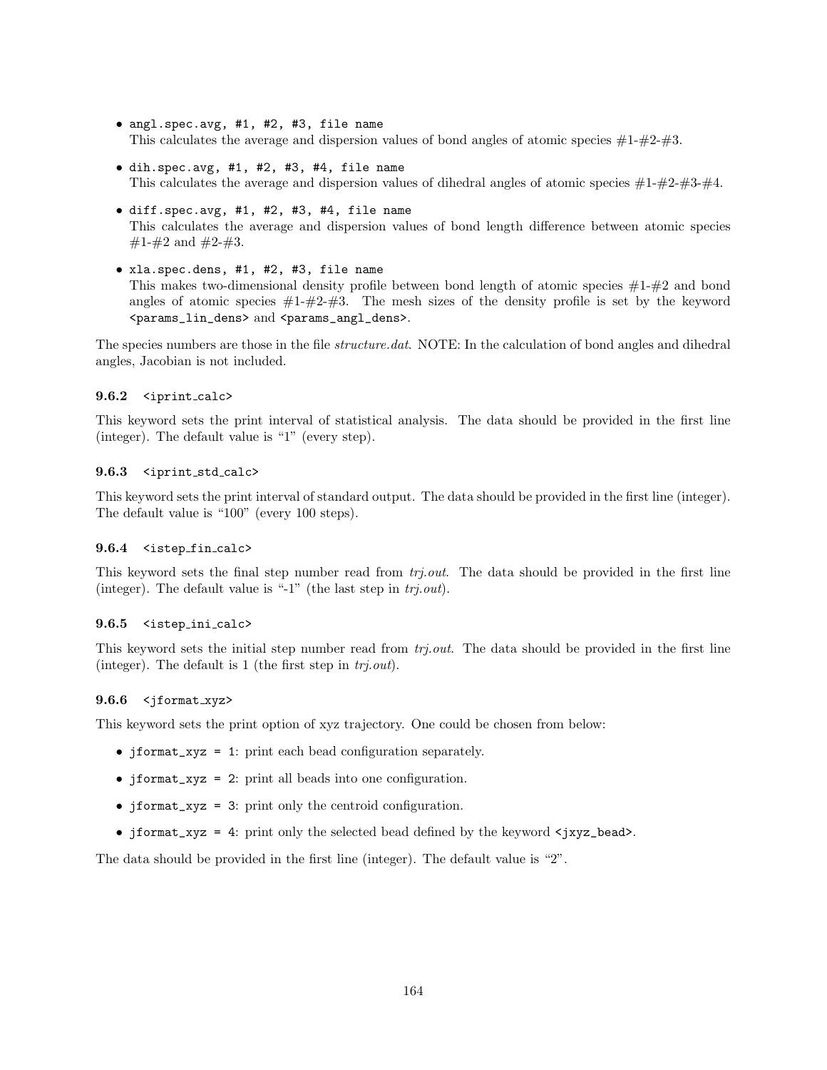- `angl.spec.avg, #1, #2, #3, file name`
  This calculates the average and dispersion values of bond angles of atomic species #1-#2-#3.
- `dih.spec.avg, #1, #2, #3, #4, file name`
  This calculates the average and dispersion values of dihedral angles of atomic species #1-#2-#3-#4.
- `diff.spec.avg, #1, #2, #3, #4, file name`
  This calculates the average and dispersion values of bond length difference between atomic species #1-#2 and #2-#3.
- `xla.spec.dens, #1, #2, #3, file name`
  This makes two-dimensional density profile between bond length of atomic species #1-#2 and bond angles of atomic species #1-#2-#3. The mesh sizes of the density profile is set by the keyword `<params_lin_dens>` and `<params_angl_dens>`.

The species numbers are those in the file *structure.dat*. NOTE: In the calculation of bond angles and dihedral angles, Jacobian is not included.

### 9.6.2 `<iprint_calc>`

This keyword sets the print interval of statistical analysis. The data should be provided in the first line (integer). The default value is "1" (every step).

### 9.6.3 `<iprint_std_calc>`

This keyword sets the print interval of standard output. The data should be provided in the first line (integer). The default value is "100" (every 100 steps).

### 9.6.4 `<istep_fin_calc>`

This keyword sets the final step number read from *trj.out*. The data should be provided in the first line (integer). The default value is "-1" (the last step in *trj.out*).

### 9.6.5 `<istep_ini_calc>`

This keyword sets the initial step number read from *trj.out*. The data should be provided in the first line (integer). The default is 1 (the first step in *trj.out*).

### 9.6.6 `<jformat_xyz>`

This keyword sets the print option of xyz trajectory. One could be chosen from below:

- `jformat_xyz = 1`: print each bead configuration separately.
- `jformat_xyz = 2`: print all beads into one configuration.
- `jformat_xyz = 3`: print only the centroid configuration.
- `jformat_xyz = 4`: print only the selected bead defined by the keyword `<jxyz_bead>`.

The data should be provided in the first line (integer). The default value is "2".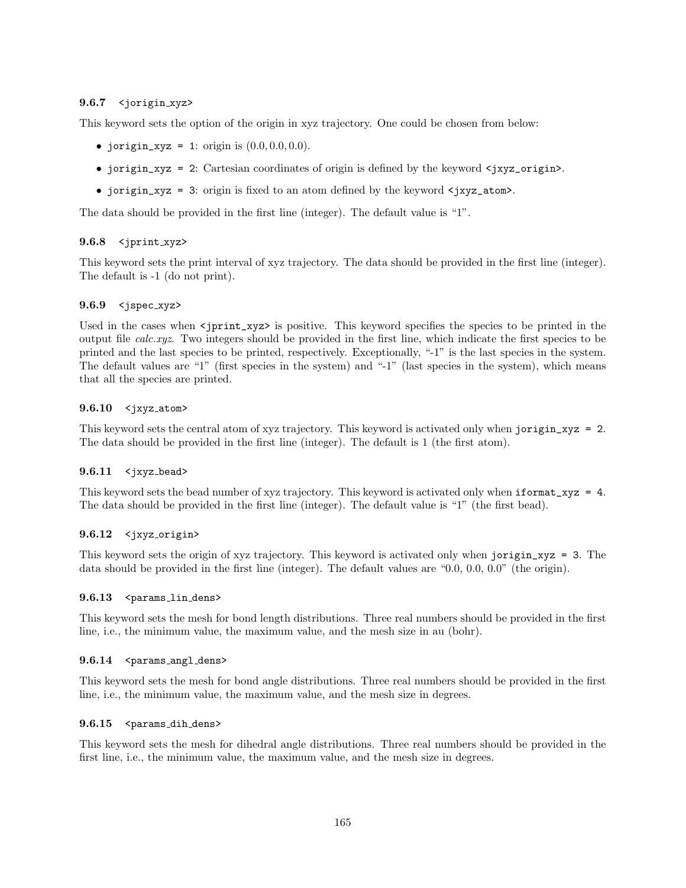### 9.6.7 `<jorigin_xyz>`

This keyword sets the option of the origin in xyz trajectory. One could be chosen from below:

- `jorigin_xyz = 1`: origin is $(0.0, 0.0, 0.0)$.
- `jorigin_xyz = 2`: Cartesian coordinates of origin is defined by the keyword `<jxyz_origin>`.
- `jorigin_xyz = 3`: origin is fixed to an atom defined by the keyword `<jxyz_atom>`.

The data should be provided in the first line (integer). The default value is "1".

### 9.6.8 `<jprint_xyz>`

This keyword sets the print interval of xyz trajectory. The data should be provided in the first line (integer). The default is -1 (do not print).

### 9.6.9 `<jspec_xyz>`

Used in the cases when `<jprint_xyz>` is positive. This keyword specifies the species to be printed in the output file *calc.xyz*. Two integers should be provided in the first line, which indicate the first species to be printed and the last species to be printed, respectively. Exceptionally, "-1" is the last species in the system. The default values are "1" (first species in the system) and "-1" (last species in the system), which means that all the species are printed.

### 9.6.10 `<jxyz_atom>`

This keyword sets the central atom of xyz trajectory. This keyword is activated only when `jorigin_xyz = 2`. The data should be provided in the first line (integer). The default is 1 (the first atom).

### 9.6.11 `<jxyz_bead>`

This keyword sets the bead number of xyz trajectory. This keyword is activated only when `iformat_xyz = 4`. The data should be provided in the first line (integer). The default value is "1" (the first bead).

### 9.6.12 `<jxyz_origin>`

This keyword sets the origin of xyz trajectory. This keyword is activated only when `jorigin_xyz = 3`. The data should be provided in the first line (integer). The default values are "0.0, 0.0, 0.0" (the origin).

### 9.6.13 `<params_lin_dens>`

This keyword sets the mesh for bond length distributions. Three real numbers should be provided in the first line, i.e., the minimum value, the maximum value, and the mesh size in au (bohr).

### 9.6.14 `<params_angl_dens>`

This keyword sets the mesh for bond angle distributions. Three real numbers should be provided in the first line, i.e., the minimum value, the maximum value, and the mesh size in degrees.

### 9.6.15 `<params_dih_dens>`

This keyword sets the mesh for dihedral angle distributions. Three real numbers should be provided in the first line, i.e., the minimum value, the maximum value, and the mesh size in degrees.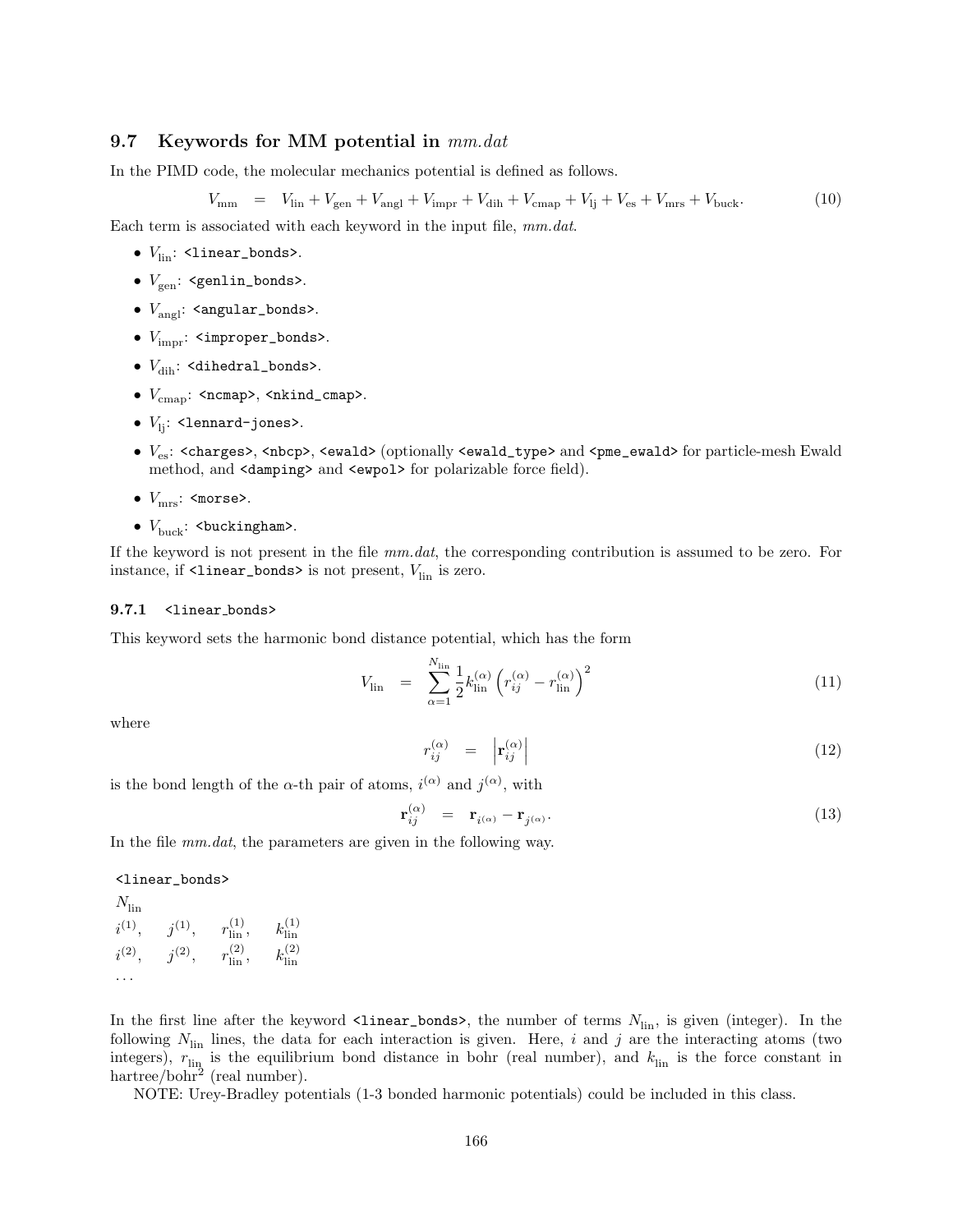## 9.7 Keywords for MM potential in *mm.dat*

In the PIMD code, the molecular mechanics potential is defined as follows.

$$V_{\rm mm} \quad = \quad V_{\rm lin} + V_{\rm gen} + V_{\rm angl} + V_{\rm impr} + V_{\rm dih} + V_{\rm cmap} + V_{\rm lj} + V_{\rm es} + V_{\rm mrs} + V_{\rm buck}. \tag{10}$$

Each term is associated with each keyword in the input file, *mm.dat*.

- $V_{\rm lin}$: `<linear_bonds>`.
- $V_{\rm gen}$: `<genlin_bonds>`.
- $V_{\rm angl}$: `<angular_bonds>`.
- $V_{\rm impr}$: `<improper_bonds>`.
- $V_{\rm dih}$: `<dihedral_bonds>`.
- $V_{\rm cmap}$: `<ncmap>`, `<nkind_cmap>`.
- $V_{\rm lj}$: `<lennard-jones>`.
- $V_{\rm es}$: `<charges>`, `<nbcp>`, `<ewald>` (optionally `<ewald_type>` and `<pme_ewald>` for particle-mesh Ewald method, and `<damping>` and `<ewpol>` for polarizable force field).
- $V_{\rm mrs}$: `<morse>`.
- $V_{\rm buck}$: `<buckingham>`.

If the keyword is not present in the file *mm.dat*, the corresponding contribution is assumed to be zero. For instance, if `<linear_bonds>` is not present, $V_{\rm lin}$ is zero.

### 9.7.1 `<linear_bonds>`

This keyword sets the harmonic bond distance potential, which has the form

$$V_{\rm lin} \quad = \quad \sum_{\alpha=1}^{N_{\rm lin}} \frac{1}{2} k_{\rm lin}^{(\alpha)} \left( r_{ij}^{(\alpha)} - r_{\rm lin}^{(\alpha)} \right)^2 \tag{11}$$

where

$$r_{ij}^{(\alpha)} \quad = \quad \left| \mathbf{r}_{ij}^{(\alpha)} \right| \tag{12}$$

is the bond length of the $\alpha$-th pair of atoms, $i^{(\alpha)}$ and $j^{(\alpha)}$, with

$$\mathbf{r}_{ij}^{(\alpha)} \quad = \quad \mathbf{r}_{i^{(\alpha)}} - \mathbf{r}_{j^{(\alpha)}}. \tag{13}$$

In the file *mm.dat*, the parameters are given in the following way.

`<linear_bonds>`

$N_{\rm lin}$

$i^{(1)}, \quad j^{(1)}, \quad r_{\rm lin}^{(1)}, \quad k_{\rm lin}^{(1)}$

$i^{(2)}, \quad j^{(2)}, \quad r_{\rm lin}^{(2)}, \quad k_{\rm lin}^{(2)}$

...

In the first line after the keyword `<linear_bonds>`, the number of terms $N_{\rm lin}$, is given (integer). In the following $N_{\rm lin}$ lines, the data for each interaction is given. Here, $i$ and $j$ are the interacting atoms (two integers), $r_{\rm lin}$ is the equilibrium bond distance in bohr (real number), and $k_{\rm lin}$ is the force constant in hartree/bohr$^2$ (real number).

NOTE: Urey-Bradley potentials (1-3 bonded harmonic potentials) could be included in this class.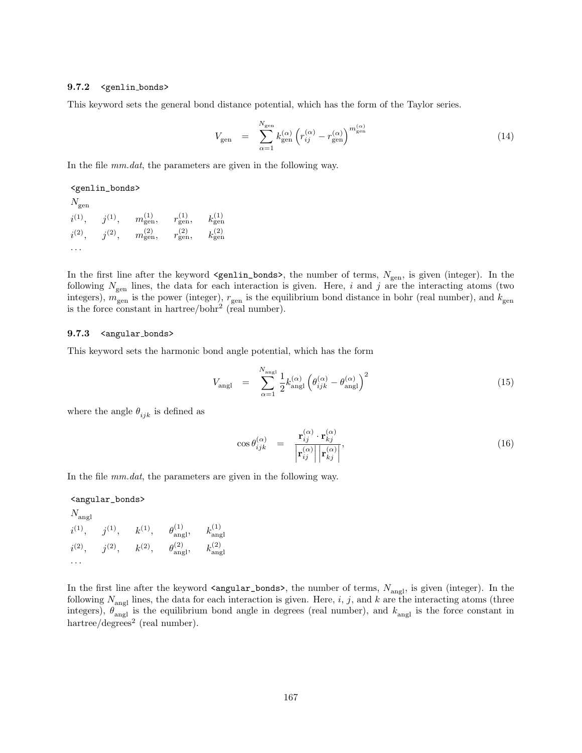### 9.7.2 `<genlin_bonds>`

This keyword sets the general bond distance potential, which has the form of the Taylor series.

$$V_{\text{gen}} = \sum_{\alpha=1}^{N_{\text{gen}}} k_{\text{gen}}^{(\alpha)} \left( r_{ij}^{(\alpha)} - r_{\text{gen}}^{(\alpha)} \right)^{m_{\text{gen}}^{(\alpha)}} \tag{14}$$

In the file *mm.dat*, the parameters are given in the following way.

`<genlin_bonds>`  
$N_{\text{gen}}$  
$i^{(1)}$, $j^{(1)}$, $m_{\text{gen}}^{(1)}$, $r_{\text{gen}}^{(1)}$, $k_{\text{gen}}^{(1)}$  
$i^{(2)}$, $j^{(2)}$, $m_{\text{gen}}^{(2)}$, $r_{\text{gen}}^{(2)}$, $k_{\text{gen}}^{(2)}$  
...

In the first line after the keyword `<genlin_bonds>`, the number of terms, $N_{\text{gen}}$, is given (integer). In the following $N_{\text{gen}}$ lines, the data for each interaction is given. Here, $i$ and $j$ are the interacting atoms (two integers), $m_{\text{gen}}$ is the power (integer), $r_{\text{gen}}$ is the equilibrium bond distance in bohr (real number), and $k_{\text{gen}}$ is the force constant in hartree/bohr$^2$ (real number).

### 9.7.3 `<angular_bonds>`

This keyword sets the harmonic bond angle potential, which has the form

$$V_{\text{angl}} = \sum_{\alpha=1}^{N_{\text{angl}}} \frac{1}{2} k_{\text{angl}}^{(\alpha)} \left( \theta_{ijk}^{(\alpha)} - \theta_{\text{angl}}^{(\alpha)} \right)^2 \tag{15}$$

where the angle $\theta_{ijk}$ is defined as

$$\cos \theta_{ijk}^{(\alpha)} = \frac{\mathbf{r}_{ij}^{(\alpha)} \cdot \mathbf{r}_{kj}^{(\alpha)}}{\left| \mathbf{r}_{ij}^{(\alpha)} \right| \left| \mathbf{r}_{kj}^{(\alpha)} \right|}, \tag{16}$$

In the file *mm.dat*, the parameters are given in the following way.

`<angular_bonds>`  
$N_{\text{angl}}$  
$i^{(1)}$, $j^{(1)}$, $k^{(1)}$, $\theta_{\text{angl}}^{(1)}$, $k_{\text{angl}}^{(1)}$  
$i^{(2)}$, $j^{(2)}$, $k^{(2)}$, $\theta_{\text{angl}}^{(2)}$, $k_{\text{angl}}^{(2)}$  
...

In the first line after the keyword `<angular_bonds>`, the number of terms, $N_{\text{angl}}$, is given (integer). In the following $N_{\text{angl}}$ lines, the data for each interaction is given. Here, $i$, $j$, and $k$ are the interacting atoms (three integers), $\theta_{\text{angl}}$ is the equilibrium bond angle in degrees (real number), and $k_{\text{angl}}$ is the force constant in hartree/degrees$^2$ (real number).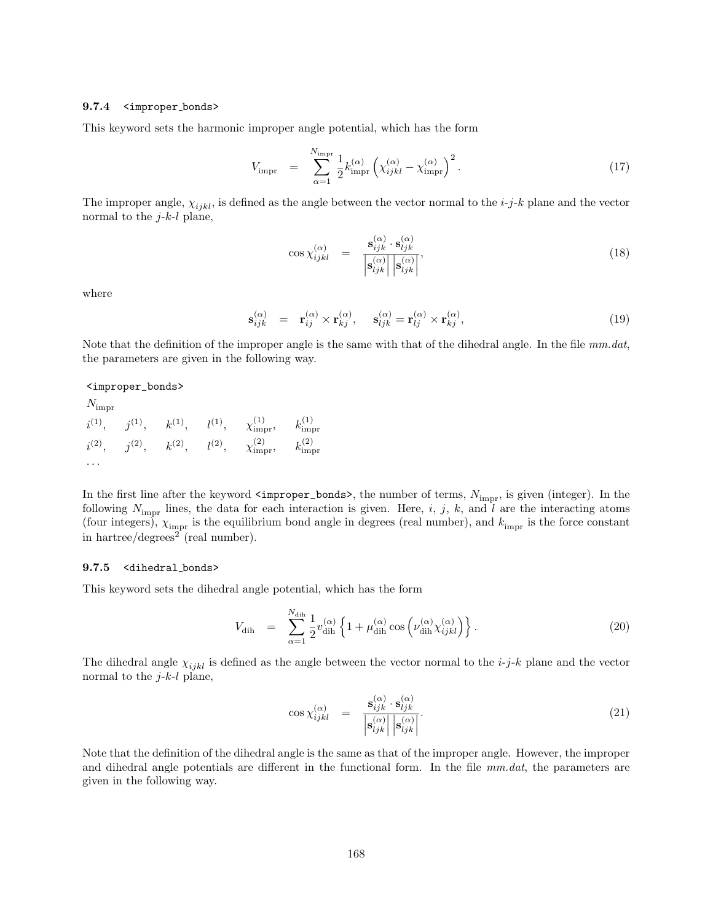### 9.7.4 `<improper_bonds>`

This keyword sets the harmonic improper angle potential, which has the form

$$V_{\text{impr}} = \sum_{\alpha=1}^{N_{\text{impr}}} \frac{1}{2} k_{\text{impr}}^{(\alpha)} \left( \chi_{ijkl}^{(\alpha)} - \chi_{\text{impr}}^{(\alpha)} \right)^2. \tag{17}$$

The improper angle, $\chi_{ijkl}$, is defined as the angle between the vector normal to the $i$-$j$-$k$ plane and the vector normal to the $j$-$k$-$l$ plane,

$$\cos \chi_{ijkl}^{(\alpha)} = \frac{\mathbf{s}_{ijk}^{(\alpha)} \cdot \mathbf{s}_{ljk}^{(\alpha)}}{\left| \mathbf{s}_{ljk}^{(\alpha)} \right| \left| \mathbf{s}_{ljk}^{(\alpha)} \right|}, \tag{18}$$

where

$$\mathbf{s}_{ijk}^{(\alpha)} = \mathbf{r}_{ij}^{(\alpha)} \times \mathbf{r}_{kj}^{(\alpha)}, \quad \mathbf{s}_{ljk}^{(\alpha)} = \mathbf{r}_{lj}^{(\alpha)} \times \mathbf{r}_{kj}^{(\alpha)}, \tag{19}$$

Note that the definition of the improper angle is the same with that of the dihedral angle. In the file *mm.dat*, the parameters are given in the following way.

```
<improper_bonds>
N_impr
i(1),   j(1),   k(1),   l(1),   χ_impr(1),   k_impr(1)
i(2),   j(2),   k(2),   l(2),   χ_impr(2),   k_impr(2)
...
```

In the first line after the keyword `<improper_bonds>`, the number of terms, $N_{\text{impr}}$, is given (integer). In the following $N_{\text{impr}}$ lines, the data for each interaction is given. Here, $i$, $j$, $k$, and $l$ are the interacting atoms (four integers), $\chi_{\text{impr}}$ is the equilibrium bond angle in degrees (real number), and $k_{\text{impr}}$ is the force constant in hartree/degrees$^2$ (real number).

### 9.7.5 `<dihedral_bonds>`

This keyword sets the dihedral angle potential, which has the form

$$V_{\text{dih}} = \sum_{\alpha=1}^{N_{\text{dih}}} \frac{1}{2} v_{\text{dih}}^{(\alpha)} \left\{ 1 + \mu_{\text{dih}}^{(\alpha)} \cos \left( \nu_{\text{dih}}^{(\alpha)} \chi_{ijkl}^{(\alpha)} \right) \right\}. \tag{20}$$

The dihedral angle $\chi_{ijkl}$ is defined as the angle between the vector normal to the $i$-$j$-$k$ plane and the vector normal to the $j$-$k$-$l$ plane,

$$\cos \chi_{ijkl}^{(\alpha)} = \frac{\mathbf{s}_{ijk}^{(\alpha)} \cdot \mathbf{s}_{ljk}^{(\alpha)}}{\left| \mathbf{s}_{ljk}^{(\alpha)} \right| \left| \mathbf{s}_{ljk}^{(\alpha)} \right|}. \tag{21}$$

Note that the definition of the dihedral angle is the same as that of the improper angle. However, the improper and dihedral angle potentials are different in the functional form. In the file *mm.dat*, the parameters are given in the following way.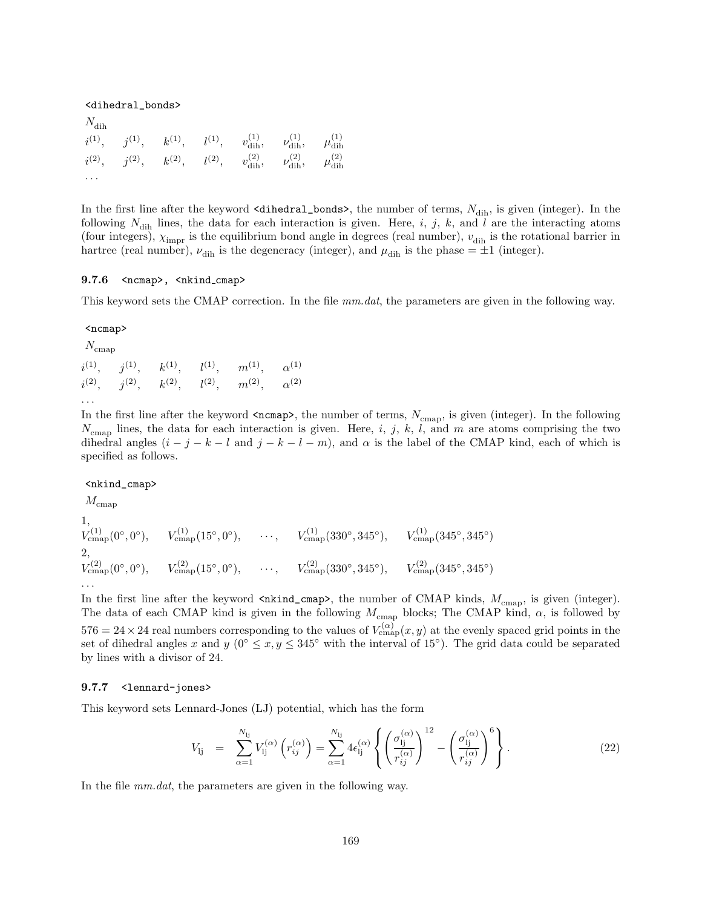```
<dihedral_bonds>
```

$N_{\mathrm{dih}}$

$i^{(1)},\quad j^{(1)},\quad k^{(1)},\quad l^{(1)},\quad v_{\mathrm{dih}}^{(1)},\quad \nu_{\mathrm{dih}}^{(1)},\quad \mu_{\mathrm{dih}}^{(1)}$

$i^{(2)},\quad j^{(2)},\quad k^{(2)},\quad l^{(2)},\quad v_{\mathrm{dih}}^{(2)},\quad \nu_{\mathrm{dih}}^{(2)},\quad \mu_{\mathrm{dih}}^{(2)}$

...

In the first line after the keyword `<dihedral_bonds>`, the number of terms, $N_{\mathrm{dih}}$, is given (integer). In the following $N_{\mathrm{dih}}$ lines, the data for each interaction is given. Here, $i$, $j$, $k$, and $l$ are the interacting atoms (four integers), $\chi_{\mathrm{impr}}$ is the equilibrium bond angle in degrees (real number), $v_{\mathrm{dih}}$ is the rotational barrier in hartree (real number), $\nu_{\mathrm{dih}}$ is the degeneracy (integer), and $\mu_{\mathrm{dih}}$ is the phase $= \pm 1$ (integer).

### 9.7.6 `<ncmap>`, `<nkind_cmap>`

This keyword sets the CMAP correction. In the file *mm.dat*, the parameters are given in the following way.

```
<ncmap>
```

$N_{\mathrm{cmap}}$

$i^{(1)},\quad j^{(1)},\quad k^{(1)},\quad l^{(1)},\quad m^{(1)},\quad \alpha^{(1)}$

$i^{(2)},\quad j^{(2)},\quad k^{(2)},\quad l^{(2)},\quad m^{(2)},\quad \alpha^{(2)}$

...

In the first line after the keyword `<ncmap>`, the number of terms, $N_{\mathrm{cmap}}$, is given (integer). In the following $N_{\mathrm{cmap}}$ lines, the data for each interaction is given. Here, $i$, $j$, $k$, $l$, and $m$ are atoms comprising the two dihedral angles ($i-j-k-l$ and $j-k-l-m$), and $\alpha$ is the label of the CMAP kind, each of which is specified as follows.

```
<nkind_cmap>
```

$M_{\mathrm{cmap}}$

1,

$V_{\mathrm{cmap}}^{(1)}(0^\circ, 0^\circ),\quad V_{\mathrm{cmap}}^{(1)}(15^\circ, 0^\circ),\quad \cdots,\quad V_{\mathrm{cmap}}^{(1)}(330^\circ, 345^\circ),\quad V_{\mathrm{cmap}}^{(1)}(345^\circ, 345^\circ)$

2,

$V_{\mathrm{cmap}}^{(2)}(0^\circ, 0^\circ),\quad V_{\mathrm{cmap}}^{(2)}(15^\circ, 0^\circ),\quad \cdots,\quad V_{\mathrm{cmap}}^{(2)}(330^\circ, 345^\circ),\quad V_{\mathrm{cmap}}^{(2)}(345^\circ, 345^\circ)$

...

In the first line after the keyword `<nkind_cmap>`, the number of CMAP kinds, $M_{\mathrm{cmap}}$, is given (integer). The data of each CMAP kind is given in the following $M_{\mathrm{cmap}}$ blocks; The CMAP kind, $\alpha$, is followed by $576 = 24 \times 24$ real numbers corresponding to the values of $V_{\mathrm{cmap}}^{(\alpha)}(x, y)$ at the evenly spaced grid points in the set of dihedral angles $x$ and $y$ ($0^\circ \leq x, y \leq 345^\circ$ with the interval of $15^\circ$). The grid data could be separated by lines with a divisor of 24.

### 9.7.7 `<lennard-jones>`

This keyword sets Lennard-Jones (LJ) potential, which has the form

$$V_{\mathrm{lj}} \;=\; \sum_{\alpha=1}^{N_{\mathrm{lj}}} V_{\mathrm{lj}}^{(\alpha)}\left(r_{ij}^{(\alpha)}\right) = \sum_{\alpha=1}^{N_{\mathrm{lj}}} 4\epsilon_{\mathrm{lj}}^{(\alpha)} \left\{ \left( \frac{\sigma_{\mathrm{lj}}^{(\alpha)}}{r_{ij}^{(\alpha)}} \right)^{12} - \left( \frac{\sigma_{\mathrm{lj}}^{(\alpha)}}{r_{ij}^{(\alpha)}} \right)^{6} \right\}. \tag{22}$$

In the file *mm.dat*, the parameters are given in the following way.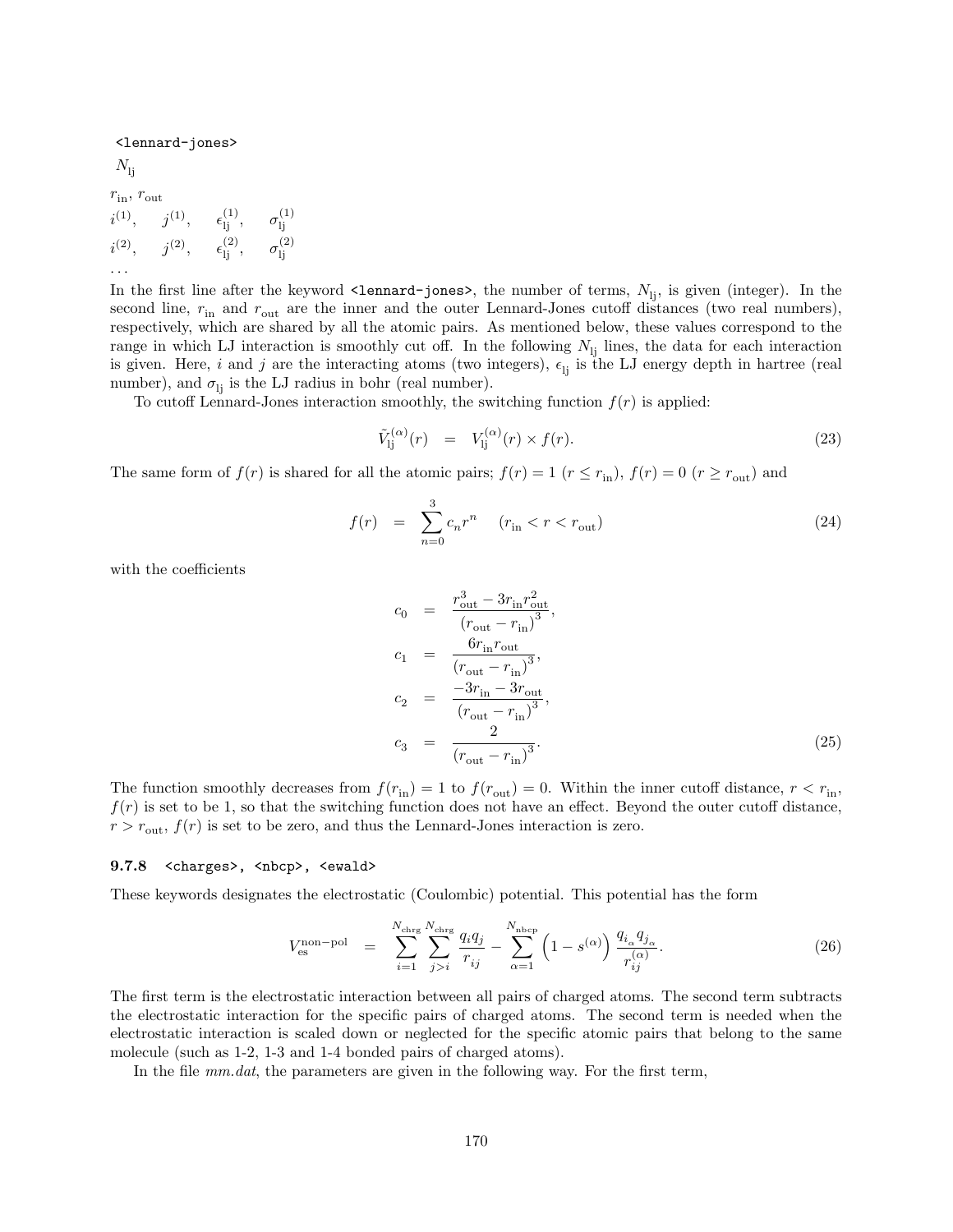```
<lennard-jones>
```

$N_{\rm lj}$

$r_{\rm in}$, $r_{\rm out}$
$i^{(1)}$, $j^{(1)}$, $\epsilon_{\rm lj}^{(1)}$, $\sigma_{\rm lj}^{(1)}$
$i^{(2)}$, $j^{(2)}$, $\epsilon_{\rm lj}^{(2)}$, $\sigma_{\rm lj}^{(2)}$
...

In the first line after the keyword `<lennard-jones>`, the number of terms, $N_{\rm lj}$, is given (integer). In the second line, $r_{\rm in}$ and $r_{\rm out}$ are the inner and the outer Lennard-Jones cutoff distances (two real numbers), respectively, which are shared by all the atomic pairs. As mentioned below, these values correspond to the range in which LJ interaction is smoothly cut off. In the following $N_{\rm lj}$ lines, the data for each interaction is given. Here, $i$ and $j$ are the interacting atoms (two integers), $\epsilon_{\rm lj}$ is the LJ energy depth in hartree (real number), and $\sigma_{\rm lj}$ is the LJ radius in bohr (real number).

To cutoff Lennard-Jones interaction smoothly, the switching function $f(r)$ is applied:

$$\tilde{V}_{\rm lj}^{(\alpha)}(r) = V_{\rm lj}^{(\alpha)}(r) \times f(r). \tag{23}$$

The same form of $f(r)$ is shared for all the atomic pairs; $f(r) = 1$ ($r \le r_{\rm in}$), $f(r) = 0$ ($r \ge r_{\rm out}$) and

$$f(r) = \sum_{n=0}^{3} c_n r^n \quad (r_{\rm in} < r < r_{\rm out}) \tag{24}$$

with the coefficients

$$\begin{aligned} c_0 &= \frac{r_{\rm out}^3 - 3r_{\rm in}r_{\rm out}^2}{(r_{\rm out} - r_{\rm in})^3}, \\ c_1 &= \frac{6r_{\rm in}r_{\rm out}}{(r_{\rm out} - r_{\rm in})^3}, \\ c_2 &= \frac{-3r_{\rm in} - 3r_{\rm out}}{(r_{\rm out} - r_{\rm in})^3}, \\ c_3 &= \frac{2}{(r_{\rm out} - r_{\rm in})^3}. \end{aligned} \tag{25}$$

The function smoothly decreases from $f(r_{\rm in}) = 1$ to $f(r_{\rm out}) = 0$. Within the inner cutoff distance, $r < r_{\rm in}$, $f(r)$ is set to be 1, so that the switching function does not have an effect. Beyond the outer cutoff distance, $r > r_{\rm out}$, $f(r)$ is set to be zero, and thus the Lennard-Jones interaction is zero.

### 9.7.8 `<charges>`, `<nbcp>`, `<ewald>`

These keywords designates the electrostatic (Coulombic) potential. This potential has the form

$$V_{\rm es}^{\rm non-pol} = \sum_{i=1}^{N_{\rm chrg}} \sum_{j>i}^{N_{\rm chrg}} \frac{q_i q_j}{r_{ij}} - \sum_{\alpha=1}^{N_{\rm nbcp}} \left(1 - s^{(\alpha)}\right) \frac{q_{i_\alpha} q_{j_\alpha}}{r_{ij}^{(\alpha)}}. \tag{26}$$

The first term is the electrostatic interaction between all pairs of charged atoms. The second term subtracts the electrostatic interaction for the specific pairs of charged atoms. The second term is needed when the electrostatic interaction is scaled down or neglected for the specific atomic pairs that belong to the same molecule (such as 1-2, 1-3 and 1-4 bonded pairs of charged atoms).

In the file *mm.dat*, the parameters are given in the following way. For the first term,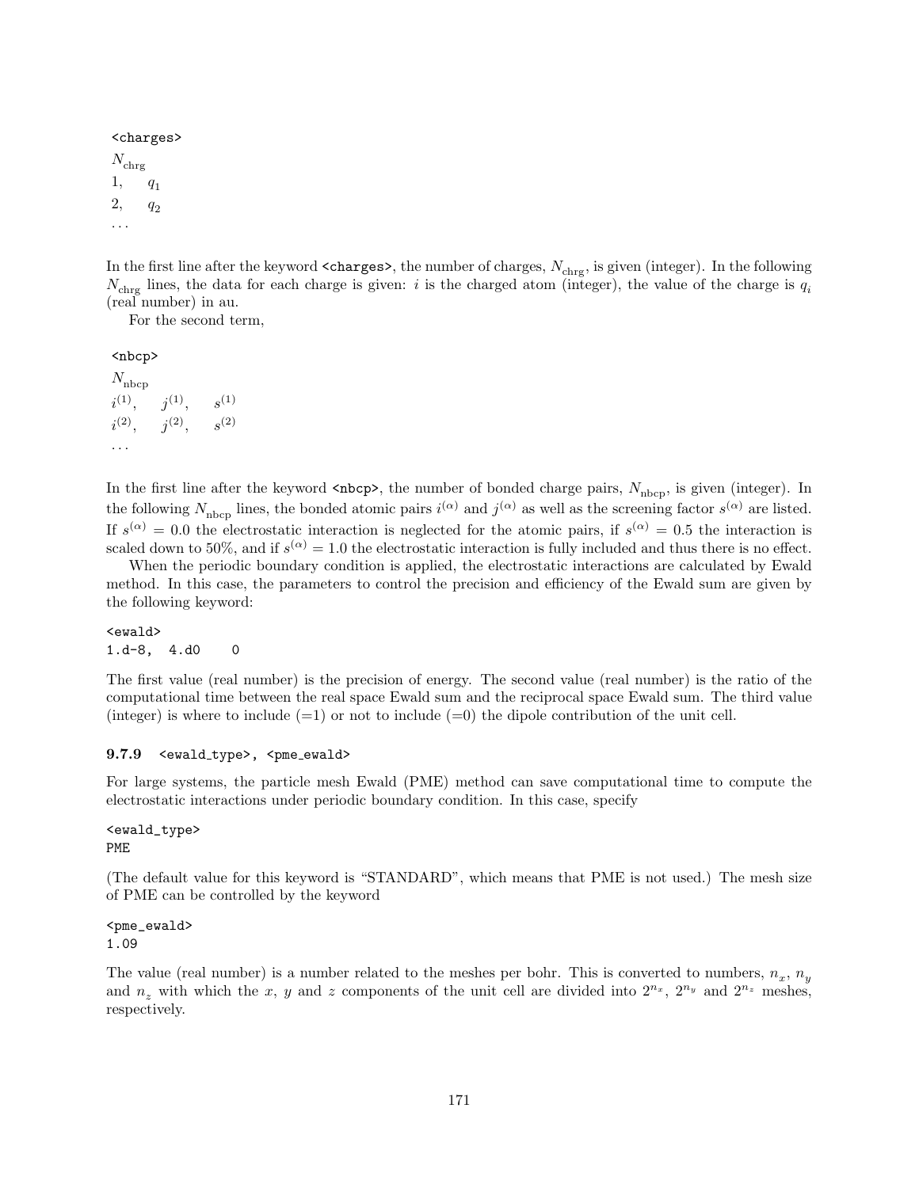```
<charges>
```

$N_{\mathrm{chrg}}$
1, $q_1$
2, $q_2$
...

In the first line after the keyword `<charges>`, the number of charges, $N_{\mathrm{chrg}}$, is given (integer). In the following $N_{\mathrm{chrg}}$ lines, the data for each charge is given: $i$ is the charged atom (integer), the value of the charge is $q_i$ (real number) in au.

For the second term,

```
<nbcp>
```

$N_{\mathrm{nbcp}}$
$i^{(1)}$, $j^{(1)}$, $s^{(1)}$
$i^{(2)}$, $j^{(2)}$, $s^{(2)}$
...

In the first line after the keyword `<nbcp>`, the number of bonded charge pairs, $N_{\mathrm{nbcp}}$, is given (integer). In the following $N_{\mathrm{nbcp}}$ lines, the bonded atomic pairs $i^{(\alpha)}$ and $j^{(\alpha)}$ as well as the screening factor $s^{(\alpha)}$ are listed. If $s^{(\alpha)} = 0.0$ the electrostatic interaction is neglected for the atomic pairs, if $s^{(\alpha)} = 0.5$ the interaction is scaled down to 50%, and if $s^{(\alpha)} = 1.0$ the electrostatic interaction is fully included and thus there is no effect.

When the periodic boundary condition is applied, the electrostatic interactions are calculated by Ewald method. In this case, the parameters to control the precision and efficiency of the Ewald sum are given by the following keyword:

```
<ewald>
1.d-8,  4.d0    0
```

The first value (real number) is the precision of energy. The second value (real number) is the ratio of the computational time between the real space Ewald sum and the reciprocal space Ewald sum. The third value (integer) is where to include (=1) or not to include (=0) the dipole contribution of the unit cell.

### 9.7.9 `<ewald_type>`, `<pme_ewald>`

For large systems, the particle mesh Ewald (PME) method can save computational time to compute the electrostatic interactions under periodic boundary condition. In this case, specify

```
<ewald_type>
PME
```

(The default value for this keyword is “STANDARD”, which means that PME is not used.) The mesh size of PME can be controlled by the keyword

```
<pme_ewald>
1.09
```

The value (real number) is a number related to the meshes per bohr. This is converted to numbers, $n_x$, $n_y$ and $n_z$ with which the $x$, $y$ and $z$ components of the unit cell are divided into $2^{n_x}$, $2^{n_y}$ and $2^{n_z}$ meshes, respectively.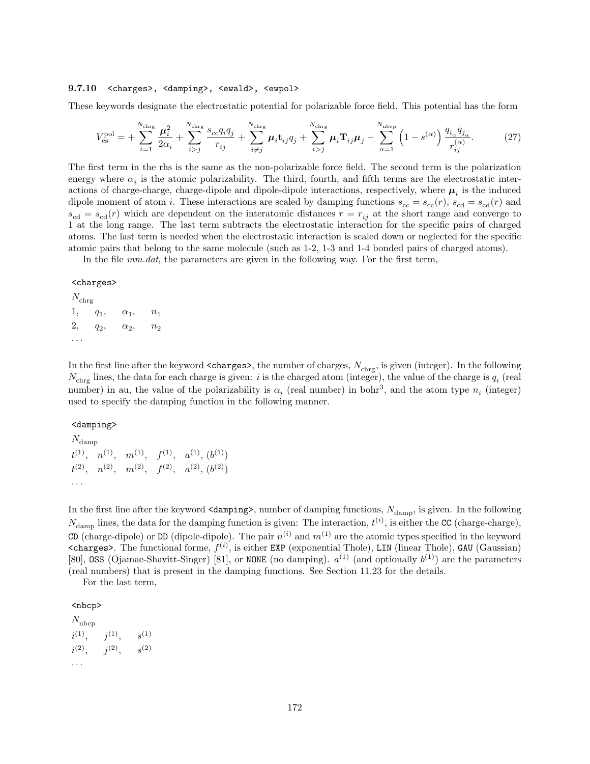### 9.7.10 `<charges>`, `<damping>`, `<ewald>`, `<ewpol>`

These keywords designate the electrostatic potential for polarizable force field. This potential has the form

$$V_{\rm es}^{\rm pol} = + \sum_{i=1}^{N_{\rm chrg}} \frac{\boldsymbol{\mu}_i^2}{2\alpha_i} + \sum_{i>j}^{N_{\rm chrg}} \frac{s_{cc} q_i q_j}{r_{ij}} + \sum_{i \neq j}^{N_{\rm chrg}} \boldsymbol{\mu}_i \mathbf{t}_{ij} q_j + \sum_{i>j}^{N_{\rm chrg}} \boldsymbol{\mu}_i \mathbf{T}_{ij} \boldsymbol{\mu}_j - \sum_{\alpha=1}^{N_{\rm nbcp}} \left(1 - s^{(\alpha)}\right) \frac{q_{i_\alpha} q_{j_\alpha}}{r_{ij}^{(\alpha)}}. \tag{27}$$

The first term in the rhs is the same as the non-polarizable force field. The second term is the polarization energy where $\alpha_i$ is the atomic polarizability. The third, fourth, and fifth terms are the electrostatic interactions of charge-charge, charge-dipole and dipole-dipole interactions, respectively, where $\boldsymbol{\mu}_i$ is the induced dipole moment of atom $i$. These interactions are scaled by damping functions $s_{\rm cc} = s_{\rm cc}(r)$, $s_{\rm cd} = s_{\rm cd}(r)$ and $s_{\rm cd} = s_{\rm cd}(r)$ which are dependent on the interatomic distances $r = r_{ij}$ at the short range and converge to 1 at the long range. The last term subtracts the electrostatic interaction for the specific pairs of charged atoms. The last term is needed when the electrostatic interaction is scaled down or neglected for the specific atomic pairs that belong to the same molecule (such as 1-2, 1-3 and 1-4 bonded pairs of charged atoms).

In the file *mm.dat*, the parameters are given in the following way. For the first term,

`<charges>`
$N_{\rm chrg}$
1, $q_1$, $\alpha_1$, $n_1$
2, $q_2$, $\alpha_2$, $n_2$
. . .

In the first line after the keyword `<charges>`, the number of charges, $N_{\rm chrg}$, is given (integer). In the following $N_{\rm chrg}$ lines, the data for each charge is given: $i$ is the charged atom (integer), the value of the charge is $q_i$ (real number) in au, the value of the polarizability is $\alpha_i$ (real number) in bohr$^3$, and the atom type $n_i$ (integer) used to specify the damping function in the following manner.

`<damping>`
$N_{\rm damp}$
$t^{(1)}$, $n^{(1)}$, $m^{(1)}$, $f^{(1)}$, $a^{(1)}$, $(b^{(1)})$
$t^{(2)}$, $n^{(2)}$, $m^{(2)}$, $f^{(2)}$, $a^{(2)}$, $(b^{(2)})$
. . .

In the first line after the keyword `<damping>`, number of damping functions, $N_{\rm damp}$, is given. In the following $N_{\rm damp}$ lines, the data for the damping function is given: The interaction, $t^{(i)}$, is either the `CC` (charge-charge), `CD` (charge-dipole) or `DD` (dipole-dipole). The pair $n^{(i)}$ and $m^{(1)}$ are the atomic types specified in the keyword `<charges>`. The functional forme, $f^{(i)}$, is either `EXP` (exponential Thole), `LIN` (linear Thole), `GAU` (Gaussian) [80], `OSS` (Ojamae-Shavitt-Singer) [81], or `NONE` (no damping). $a^{(1)}$ (and optionally $b^{(1)}$) are the parameters (real numbers) that is present in the damping functions. See Section 11.23 for the details.

For the last term,

`<nbcp>`
$N_{\rm nbcp}$
$i^{(1)}$, $j^{(1)}$, $s^{(1)}$
$i^{(2)}$, $j^{(2)}$, $s^{(2)}$
. . .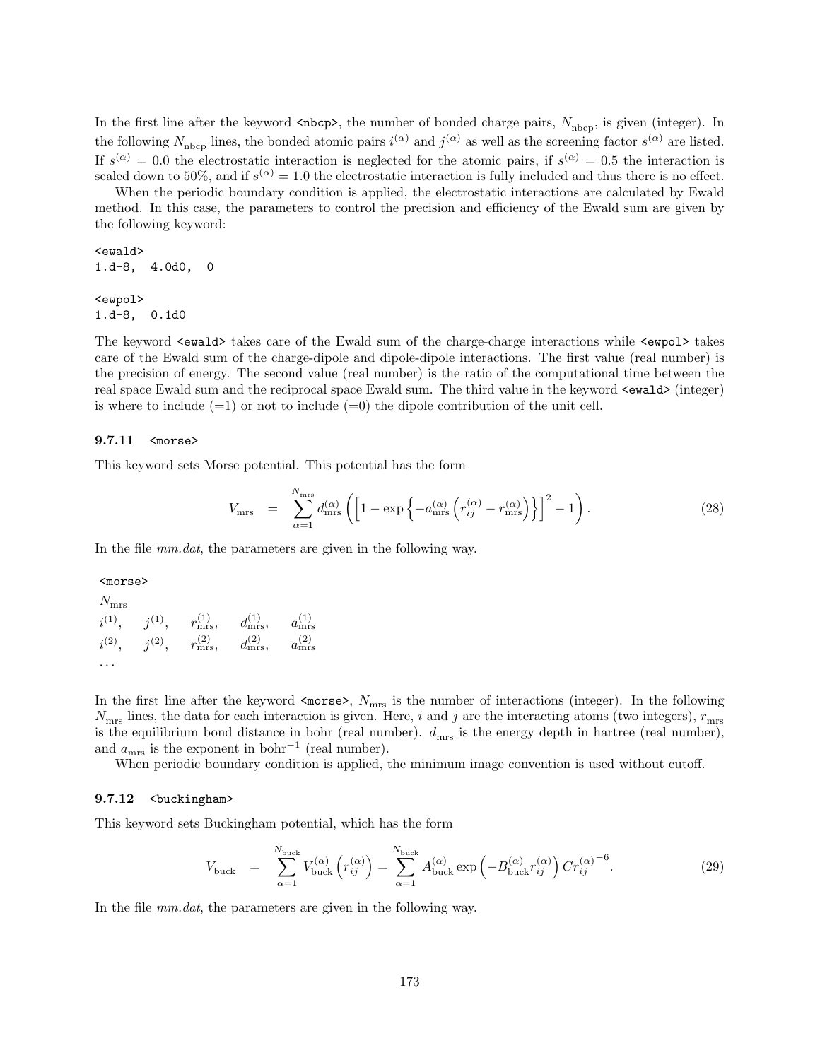In the first line after the keyword `<nbcp>`, the number of bonded charge pairs, $N_{\rm nbcp}$, is given (integer). In the following $N_{\rm nbcp}$ lines, the bonded atomic pairs $i^{(\alpha)}$ and $j^{(\alpha)}$ as well as the screening factor $s^{(\alpha)}$ are listed. If $s^{(\alpha)} = 0.0$ the electrostatic interaction is neglected for the atomic pairs, if $s^{(\alpha)} = 0.5$ the interaction is scaled down to 50%, and if $s^{(\alpha)} = 1.0$ the electrostatic interaction is fully included and thus there is no effect.

When the periodic boundary condition is applied, the electrostatic interactions are calculated by Ewald method. In this case, the parameters to control the precision and efficiency of the Ewald sum are given by the following keyword:

```
<ewald>
1.d-8,  4.0d0,  0

<ewpol>
1.d-8,  0.1d0
```

The keyword `<ewald>` takes care of the Ewald sum of the charge-charge interactions while `<ewpol>` takes care of the Ewald sum of the charge-dipole and dipole-dipole interactions. The first value (real number) is the precision of energy. The second value (real number) is the ratio of the computational time between the real space Ewald sum and the reciprocal space Ewald sum. The third value in the keyword `<ewald>` (integer) is where to include (=1) or not to include (=0) the dipole contribution of the unit cell.

### 9.7.11 `<morse>`

This keyword sets Morse potential. This potential has the form

$$V_{\rm mrs} = \sum_{\alpha=1}^{N_{\rm mrs}} d_{\rm mrs}^{(\alpha)} \left( \left[ 1 - \exp\left\{ -a_{\rm mrs}^{(\alpha)} \left( r_{ij}^{(\alpha)} - r_{\rm mrs}^{(\alpha)} \right) \right\} \right]^2 - 1 \right). \tag{28}$$

In the file *mm.dat*, the parameters are given in the following way.

<morse>
$N_{\rm mrs}$
$i^{(1)}$, $j^{(1)}$, $r_{\rm mrs}^{(1)}$, $d_{\rm mrs}^{(1)}$, $a_{\rm mrs}^{(1)}$
$i^{(2)}$, $j^{(2)}$, $r_{\rm mrs}^{(2)}$, $d_{\rm mrs}^{(2)}$, $a_{\rm mrs}^{(2)}$
...

In the first line after the keyword `<morse>`, $N_{\rm mrs}$ is the number of interactions (integer). In the following $N_{\rm mrs}$ lines, the data for each interaction is given. Here, $i$ and $j$ are the interacting atoms (two integers), $r_{\rm mrs}$ is the equilibrium bond distance in bohr (real number). $d_{\rm mrs}$ is the energy depth in hartree (real number), and $a_{\rm mrs}$ is the exponent in bohr$^{-1}$ (real number).

When periodic boundary condition is applied, the minimum image convention is used without cutoff.

### 9.7.12 `<buckingham>`

This keyword sets Buckingham potential, which has the form

$$V_{\rm buck} = \sum_{\alpha=1}^{N_{\rm buck}} V_{\rm buck}^{(\alpha)} \left( r_{ij}^{(\alpha)} \right) = \sum_{\alpha=1}^{N_{\rm buck}} A_{\rm buck}^{(\alpha)} \exp\left( -B_{\rm buck}^{(\alpha)} r_{ij}^{(\alpha)} \right) C r_{ij}^{(\alpha)^{-6}}. \tag{29}$$

In the file *mm.dat*, the parameters are given in the following way.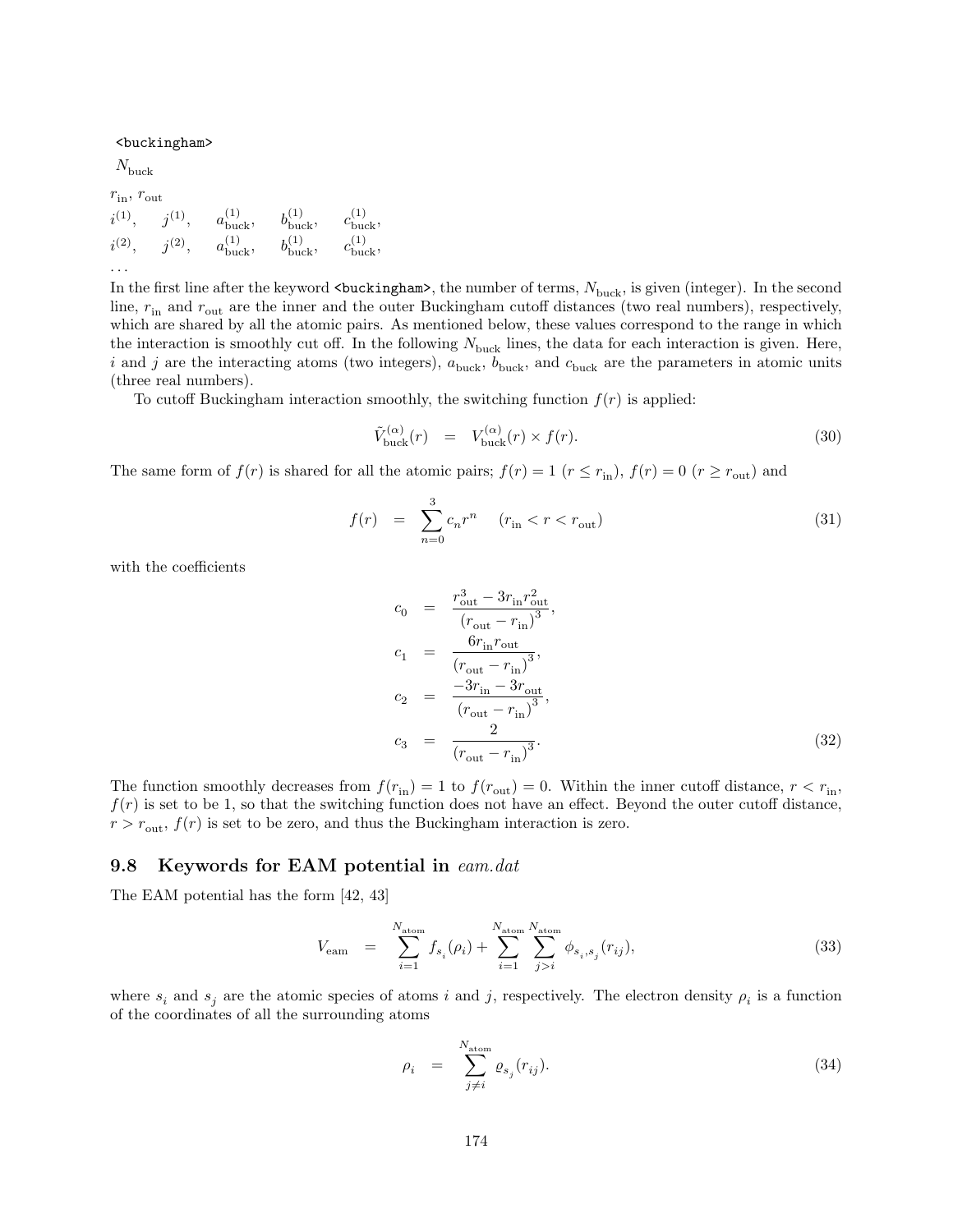```
<buckingham>
```

$N_{\rm buck}$

$r_{\rm in}$, $r_{\rm out}$

$i^{(1)}$, $j^{(1)}$, $a^{(1)}_{\rm buck}$, $b^{(1)}_{\rm buck}$, $c^{(1)}_{\rm buck}$,

$i^{(2)}$, $j^{(2)}$, $a^{(1)}_{\rm buck}$, $b^{(1)}_{\rm buck}$, $c^{(1)}_{\rm buck}$,

...

In the first line after the keyword `<buckingham>`, the number of terms, $N_{\rm buck}$, is given (integer). In the second line, $r_{\rm in}$ and $r_{\rm out}$ are the inner and the outer Buckingham cutoff distances (two real numbers), respectively, which are shared by all the atomic pairs. As mentioned below, these values correspond to the range in which the interaction is smoothly cut off. In the following $N_{\rm buck}$ lines, the data for each interaction is given. Here, $i$ and $j$ are the interacting atoms (two integers), $a_{\rm buck}$, $b_{\rm buck}$, and $c_{\rm buck}$ are the parameters in atomic units (three real numbers).

To cutoff Buckingham interaction smoothly, the switching function $f(r)$ is applied:

$$\tilde{V}^{(\alpha)}_{\rm buck}(r) = V^{(\alpha)}_{\rm buck}(r) \times f(r). \tag{30}$$

The same form of $f(r)$ is shared for all the atomic pairs; $f(r) = 1$ ($r \leq r_{\rm in}$), $f(r) = 0$ ($r \geq r_{\rm out}$) and

$$f(r) = \sum_{n=0}^{3} c_n r^n \quad (r_{\rm in} < r < r_{\rm out}) \tag{31}$$

with the coefficients

$$\begin{aligned}
c_0 &= \frac{r_{\rm out}^3 - 3 r_{\rm in} r_{\rm out}^2}{(r_{\rm out} - r_{\rm in})^3}, \\
c_1 &= \frac{6 r_{\rm in} r_{\rm out}}{(r_{\rm out} - r_{\rm in})^3}, \\
c_2 &= \frac{-3 r_{\rm in} - 3 r_{\rm out}}{(r_{\rm out} - r_{\rm in})^3}, \\
c_3 &= \frac{2}{(r_{\rm out} - r_{\rm in})^3}.
\end{aligned} \tag{32}$$

The function smoothly decreases from $f(r_{\rm in}) = 1$ to $f(r_{\rm out}) = 0$. Within the inner cutoff distance, $r < r_{\rm in}$, $f(r)$ is set to be 1, so that the switching function does not have an effect. Beyond the outer cutoff distance, $r > r_{\rm out}$, $f(r)$ is set to be zero, and thus the Buckingham interaction is zero.

## 9.8 Keywords for EAM potential in *eam.dat*

The EAM potential has the form [42, 43]

$$V_{\rm eam} = \sum_{i=1}^{N_{\rm atom}} f_{s_i}(\rho_i) + \sum_{i=1}^{N_{\rm atom}} \sum_{j>i}^{N_{\rm atom}} \phi_{s_i, s_j}(r_{ij}), \tag{33}$$

where $s_i$ and $s_j$ are the atomic species of atoms $i$ and $j$, respectively. The electron density $\rho_i$ is a function of the coordinates of all the surrounding atoms

$$\rho_i = \sum_{j \neq i}^{N_{\rm atom}} \varrho_{s_j}(r_{ij}). \tag{34}$$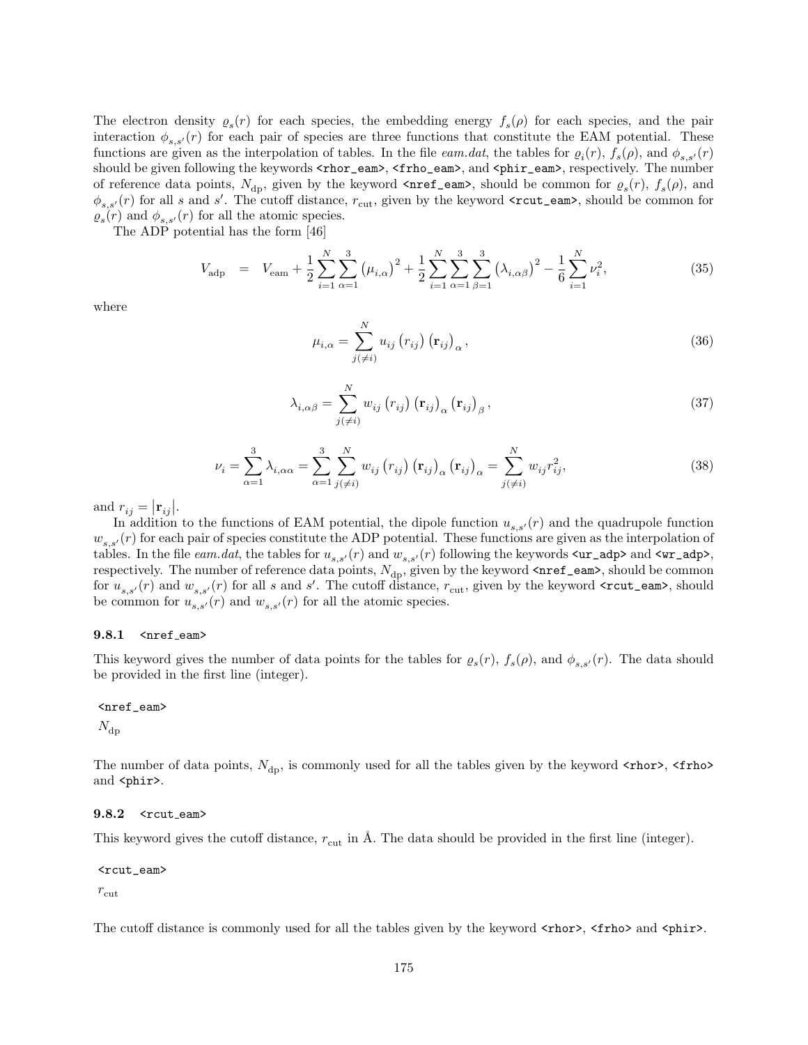The electron density $\varrho_s(r)$ for each species, the embedding energy $f_s(\rho)$ for each species, and the pair interaction $\phi_{s,s'}(r)$ for each pair of species are three functions that constitute the EAM potential. These functions are given as the interpolation of tables. In the file *eam.dat*, the tables for $\varrho_i(r)$, $f_s(\rho)$, and $\phi_{s,s'}(r)$ should be given following the keywords `<rhor_eam>`, `<frho_eam>`, and `<phir_eam>`, respectively. The number of reference data points, $N_{\rm dp}$, given by the keyword `<nref_eam>`, should be common for $\varrho_s(r)$, $f_s(\rho)$, and $\phi_{s,s'}(r)$ for all $s$ and $s'$. The cutoff distance, $r_{\rm cut}$, given by the keyword `<rcut_eam>`, should be common for $\varrho_s(r)$ and $\phi_{s,s'}(r)$ for all the atomic species.

The ADP potential has the form [46]

$$V_{\rm adp} = V_{\rm eam} + \frac{1}{2}\sum_{i=1}^{N}\sum_{\alpha=1}^{3}\left(\mu_{i,\alpha}\right)^2 + \frac{1}{2}\sum_{i=1}^{N}\sum_{\alpha=1}^{3}\sum_{\beta=1}^{3}\left(\lambda_{i,\alpha\beta}\right)^2 - \frac{1}{6}\sum_{i=1}^{N}\nu_i^2, \tag{35}$$

where

$$\mu_{i,\alpha} = \sum_{j(\neq i)}^{N} u_{ij}\left(r_{ij}\right)\left(\mathbf{r}_{ij}\right)_{\alpha}, \tag{36}$$

$$\lambda_{i,\alpha\beta} = \sum_{j(\neq i)}^{N} w_{ij}\left(r_{ij}\right)\left(\mathbf{r}_{ij}\right)_{\alpha}\left(\mathbf{r}_{ij}\right)_{\beta}, \tag{37}$$

$$\nu_i = \sum_{\alpha=1}^{3}\lambda_{i,\alpha\alpha} = \sum_{\alpha=1}^{3}\sum_{j(\neq i)}^{N} w_{ij}\left(r_{ij}\right)\left(\mathbf{r}_{ij}\right)_{\alpha}\left(\mathbf{r}_{ij}\right)_{\alpha} = \sum_{j(\neq i)}^{N} w_{ij} r_{ij}^2, \tag{38}$$

and $r_{ij} = \left|\mathbf{r}_{ij}\right|$.

In addition to the functions of EAM potential, the dipole function $u_{s,s'}(r)$ and the quadrupole function $w_{s,s'}(r)$ for each pair of species constitute the ADP potential. These functions are given as the interpolation of tables. In the file *eam.dat*, the tables for $u_{s,s'}(r)$ and $w_{s,s'}(r)$ following the keywords `<ur_adp>` and `<wr_adp>`, respectively. The number of reference data points, $N_{\rm dp}$, given by the keyword `<nref_eam>`, should be common for $u_{s,s'}(r)$ and $w_{s,s'}(r)$ for all $s$ and $s'$. The cutoff distance, $r_{\rm cut}$, given by the keyword `<rcut_eam>`, should be common for $u_{s,s'}(r)$ and $w_{s,s'}(r)$ for all the atomic species.

### 9.8.1 `<nref_eam>`

This keyword gives the number of data points for the tables for $\varrho_s(r)$, $f_s(\rho)$, and $\phi_{s,s'}(r)$. The data should be provided in the first line (integer).

```
<nref_eam>
N_dp
```

The number of data points, $N_{\rm dp}$, is commonly used for all the tables given by the keyword `<rhor>`, `<frho>` and `<phir>`.

### 9.8.2 `<rcut_eam>`

This keyword gives the cutoff distance, $r_{\rm cut}$ in Å. The data should be provided in the first line (integer).

```
<rcut_eam>
r_cut
```

The cutoff distance is commonly used for all the tables given by the keyword `<rhor>`, `<frho>` and `<phir>`.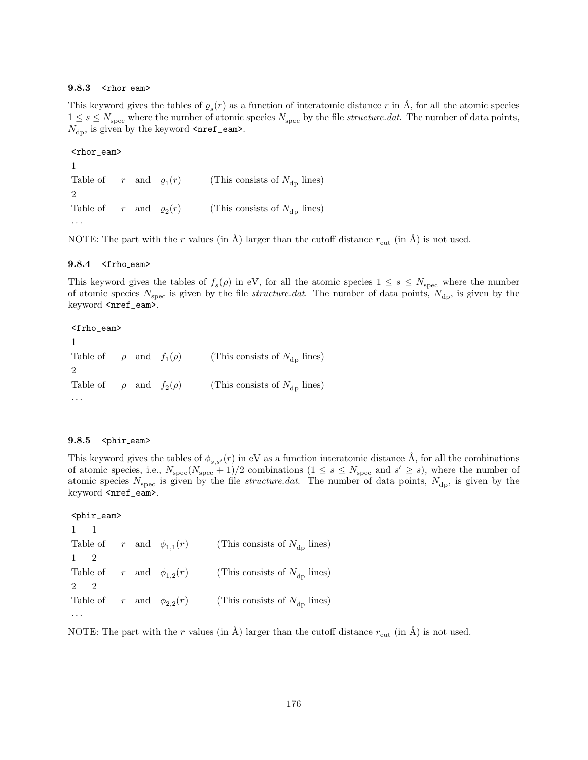### 9.8.3 `<rhor_eam>`

This keyword gives the tables of $\varrho_s(r)$ as a function of interatomic distance $r$ in Å, for all the atomic species $1 \le s \le N_{\rm spec}$ where the number of atomic species $N_{\rm spec}$ by the file *structure.dat*. The number of data points, $N_{\rm dp}$, is given by the keyword `<nref_eam>`.

```
<rhor_eam>
1
Table of    r   and   ϱ_1(r)       (This consists of N_dp lines)
2
Table of    r   and   ϱ_2(r)       (This consists of N_dp lines)
...
```

NOTE: The part with the $r$ values (in Å) larger than the cutoff distance $r_{\rm cut}$ (in Å) is not used.

### 9.8.4 `<frho_eam>`

This keyword gives the tables of $f_s(\rho)$ in eV, for all the atomic species $1 \le s \le N_{\rm spec}$ where the number of atomic species $N_{\rm spec}$ is given by the file *structure.dat*. The number of data points, $N_{\rm dp}$, is given by the keyword `<nref_eam>`.

```
<frho_eam>
1
Table of    ρ   and   f_1(ρ)       (This consists of N_dp lines)
2
Table of    ρ   and   f_2(ρ)       (This consists of N_dp lines)
...
```

### 9.8.5 `<phir_eam>`

This keyword gives the tables of $\phi_{s,s'}(r)$ in eV as a function interatomic distance Å, for all the combinations of atomic species, i.e., $N_{\rm spec}(N_{\rm spec}+1)/2$ combinations ($1 \le s \le N_{\rm spec}$ and $s' \ge s$), where the number of atomic species $N_{\rm spec}$ is given by the file *structure.dat*. The number of data points, $N_{\rm dp}$, is given by the keyword `<nref_eam>`.

```
<phir_eam>
1   1
Table of    r   and   φ_1,1(r)       (This consists of N_dp lines)
1   2
Table of    r   and   φ_1,2(r)       (This consists of N_dp lines)
2   2
Table of    r   and   φ_2,2(r)       (This consists of N_dp lines)
...
```

NOTE: The part with the $r$ values (in Å) larger than the cutoff distance $r_{\rm cut}$ (in Å) is not used.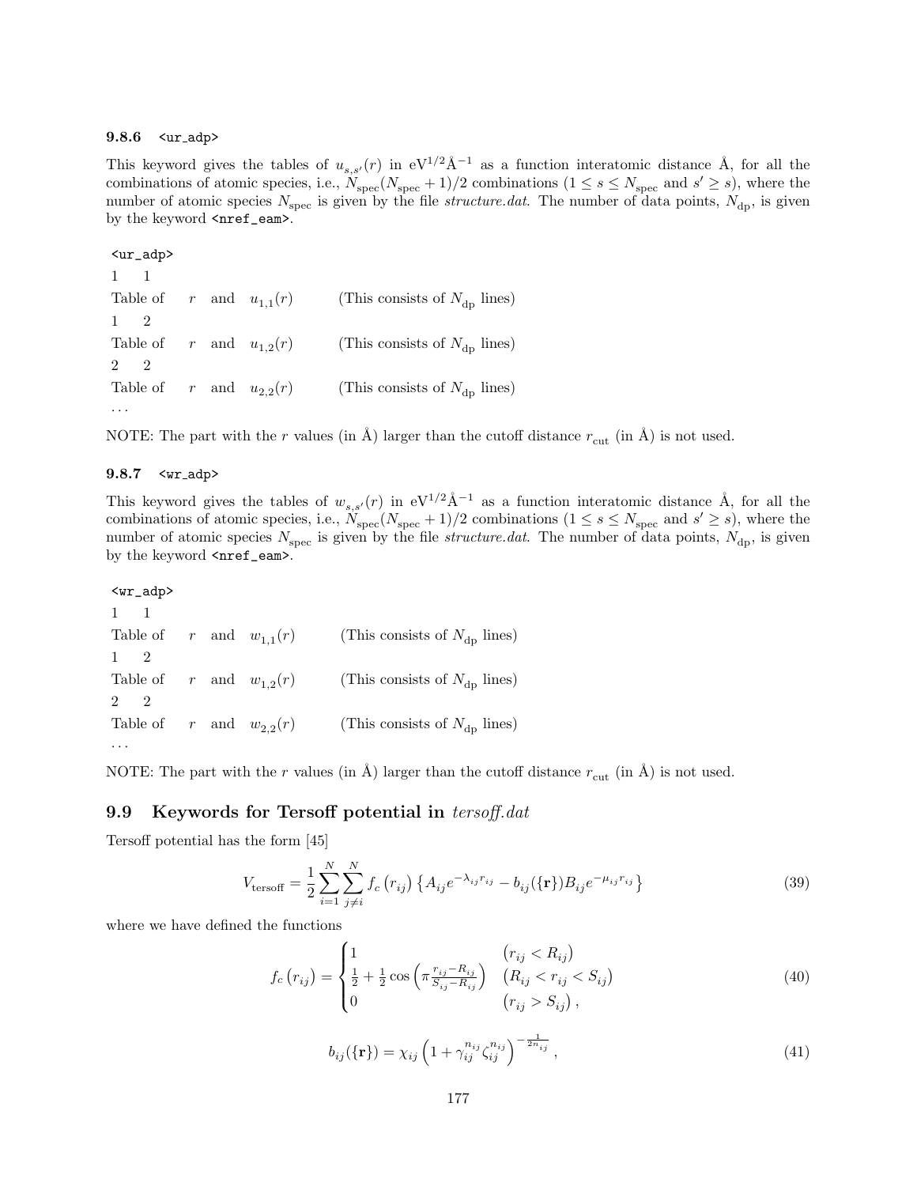### 9.8.6 `<ur_adp>`

This keyword gives the tables of $u_{s,s'}(r)$ in $\mathrm{eV}^{1/2}\mathrm{Å}^{-1}$ as a function interatomic distance Å, for all the combinations of atomic species, i.e., $N_{\rm spec}(N_{\rm spec}+1)/2$ combinations ($1 \le s \le N_{\rm spec}$ and $s' \ge s$), where the number of atomic species $N_{\rm spec}$ is given by the file *structure.dat*. The number of data points, $N_{\rm dp}$, is given by the keyword `<nref_eam>`.

```
<ur_adp>
1   1
Table of   r   and   u_{1,1}(r)      (This consists of N_dp lines)
1   2
Table of   r   and   u_{1,2}(r)      (This consists of N_dp lines)
2   2
Table of   r   and   u_{2,2}(r)      (This consists of N_dp lines)
...
```

NOTE: The part with the $r$ values (in Å) larger than the cutoff distance $r_{\rm cut}$ (in Å) is not used.

### 9.8.7 `<wr_adp>`

This keyword gives the tables of $w_{s,s'}(r)$ in $\mathrm{eV}^{1/2}\mathrm{Å}^{-1}$ as a function interatomic distance Å, for all the combinations of atomic species, i.e., $N_{\rm spec}(N_{\rm spec}+1)/2$ combinations ($1 \le s \le N_{\rm spec}$ and $s' \ge s$), where the number of atomic species $N_{\rm spec}$ is given by the file *structure.dat*. The number of data points, $N_{\rm dp}$, is given by the keyword `<nref_eam>`.

```
<wr_adp>
1   1
Table of   r   and   w_{1,1}(r)      (This consists of N_dp lines)
1   2
Table of   r   and   w_{1,2}(r)      (This consists of N_dp lines)
2   2
Table of   r   and   w_{2,2}(r)      (This consists of N_dp lines)
...
```

NOTE: The part with the $r$ values (in Å) larger than the cutoff distance $r_{\rm cut}$ (in Å) is not used.

## 9.9 Keywords for Tersoff potential in *tersoff.dat*

Tersoff potential has the form [45]

$$V_{\rm tersoff} = \frac{1}{2}\sum_{i=1}^{N}\sum_{j\neq i}^{N} f_c\left(r_{ij}\right)\left\{A_{ij}e^{-\lambda_{ij}r_{ij}} - b_{ij}(\{\mathbf{r}\})B_{ij}e^{-\mu_{ij}r_{ij}}\right\} \tag{39}$$

where we have defined the functions

$$f_c\left(r_{ij}\right) = \begin{cases} 1 & \left(r_{ij} < R_{ij}\right) \\ \frac{1}{2} + \frac{1}{2}\cos\left(\pi\frac{r_{ij}-R_{ij}}{S_{ij}-R_{ij}}\right) & \left(R_{ij} < r_{ij} < S_{ij}\right) \\ 0 & \left(r_{ij} > S_{ij}\right), \end{cases} \tag{40}$$

$$b_{ij}(\{\mathbf{r}\}) = \chi_{ij}\left(1 + \gamma_{ij}^{n_{ij}}\zeta_{ij}^{n_{ij}}\right)^{-\frac{1}{2n_{ij}}}, \tag{41}$$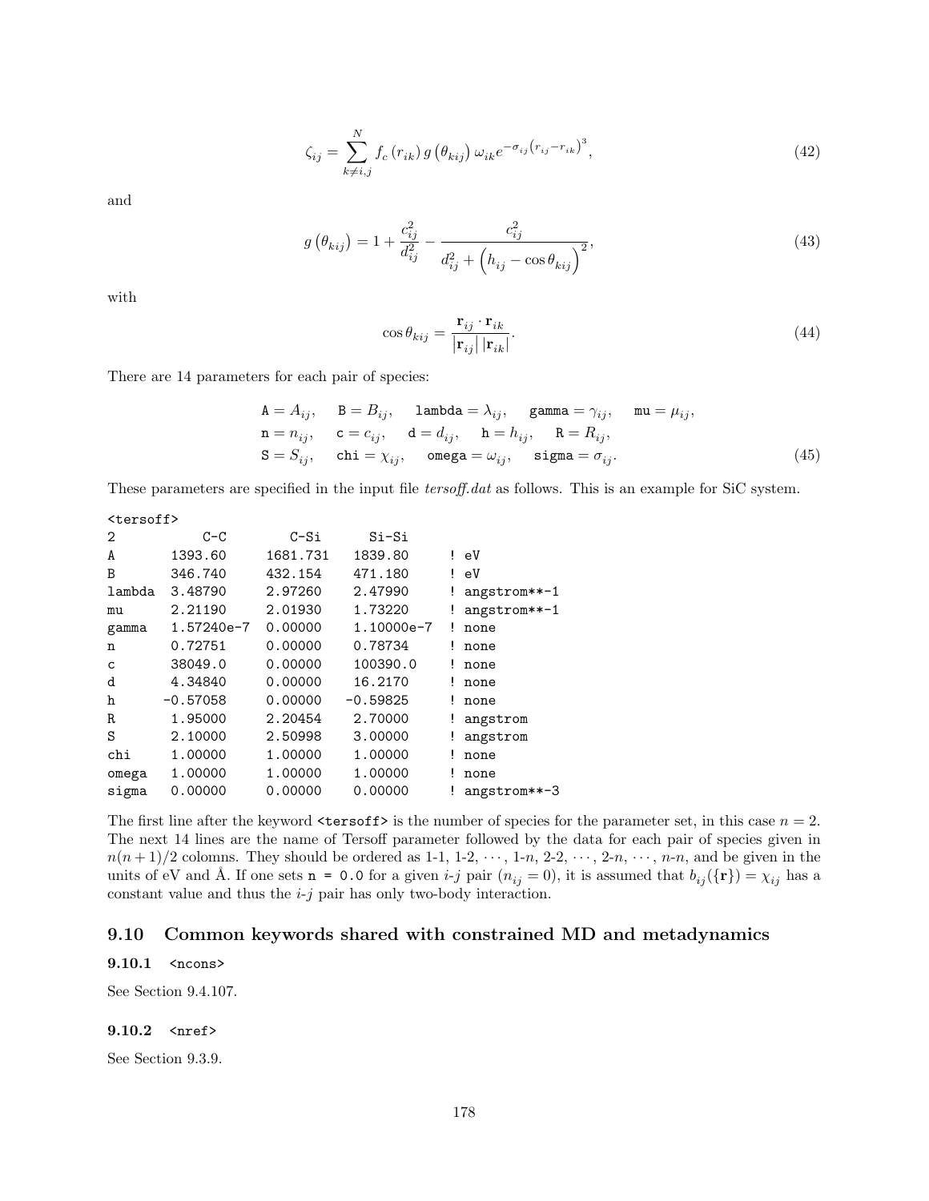$$\zeta_{ij} = \sum_{k \neq i,j}^{N} f_c\left(r_{ik}\right) g\left(\theta_{kij}\right) \omega_{ik} e^{-\sigma_{ij}\left(r_{ij} - r_{ik}\right)^3}, \tag{42}$$

and

$$g\left(\theta_{kij}\right) = 1 + \frac{c_{ij}^2}{d_{ij}^2} - \frac{c_{ij}^2}{d_{ij}^2 + \left(h_{ij} - \cos\theta_{kij}\right)^2}, \tag{43}$$

with

$$\cos\theta_{kij} = \frac{\mathbf{r}_{ij} \cdot \mathbf{r}_{ik}}{\left|\mathbf{r}_{ij}\right| \left|\mathbf{r}_{ik}\right|}. \tag{44}$$

There are 14 parameters for each pair of species:

$$\begin{aligned}
&\texttt{A} = A_{ij}, \quad \texttt{B} = B_{ij}, \quad \texttt{lambda} = \lambda_{ij}, \quad \texttt{gamma} = \gamma_{ij}, \quad \texttt{mu} = \mu_{ij}, \\
&\texttt{n} = n_{ij}, \quad \texttt{c} = c_{ij}, \quad \texttt{d} = d_{ij}, \quad \texttt{h} = h_{ij}, \quad \texttt{R} = R_{ij}, \\
&\texttt{S} = S_{ij}, \quad \texttt{chi} = \chi_{ij}, \quad \texttt{omega} = \omega_{ij}, \quad \texttt{sigma} = \sigma_{ij}.
\end{aligned} \tag{45}$$

These parameters are specified in the input file *tersoff.dat* as follows. This is an example for SiC system.

```
<tersoff>
2          C-C        C-Si       Si-Si
A        1393.60    1681.731   1839.80      ! eV
B        346.740    432.154    471.180      ! eV
lambda   3.48790    2.97260    2.47990      ! angstrom**-1
mu       2.21190    2.01930    1.73220      ! angstrom**-1
gamma    1.57240e-7 0.00000    1.10000e-7   ! none
n        0.72751    0.00000    0.78734      ! none
c        38049.0    0.00000    100390.0     ! none
d        4.34840    0.00000    16.2170      ! none
h       -0.57058    0.00000   -0.59825      ! none
R        1.95000    2.20454    2.70000      ! angstrom
S        2.10000    2.50998    3.00000      ! angstrom
chi      1.00000    1.00000    1.00000      ! none
omega    1.00000    1.00000    1.00000      ! none
sigma    0.00000    0.00000    0.00000      ! angstrom**-3
```

The first line after the keyword `<tersoff>` is the number of species for the parameter set, in this case $n = 2$. The next 14 lines are the name of Tersoff parameter followed by the data for each pair of species given in $n(n+1)/2$ colomns. They should be ordered as 1-1, 1-2, $\cdots$, 1-$n$, 2-2, $\cdots$, 2-$n$, $\cdots$, $n$-$n$, and be given in the units of eV and Å. If one sets `n = 0.0` for a given $i$-$j$ pair ($n_{ij} = 0$), it is assumed that $b_{ij}(\{\mathbf{r}\}) = \chi_{ij}$ has a constant value and thus the $i$-$j$ pair has only two-body interaction.

## 9.10 Common keywords shared with constrained MD and metadynamics

### 9.10.1 `<ncons>`

See Section 9.4.107.

### 9.10.2 `<nref>`

See Section 9.3.9.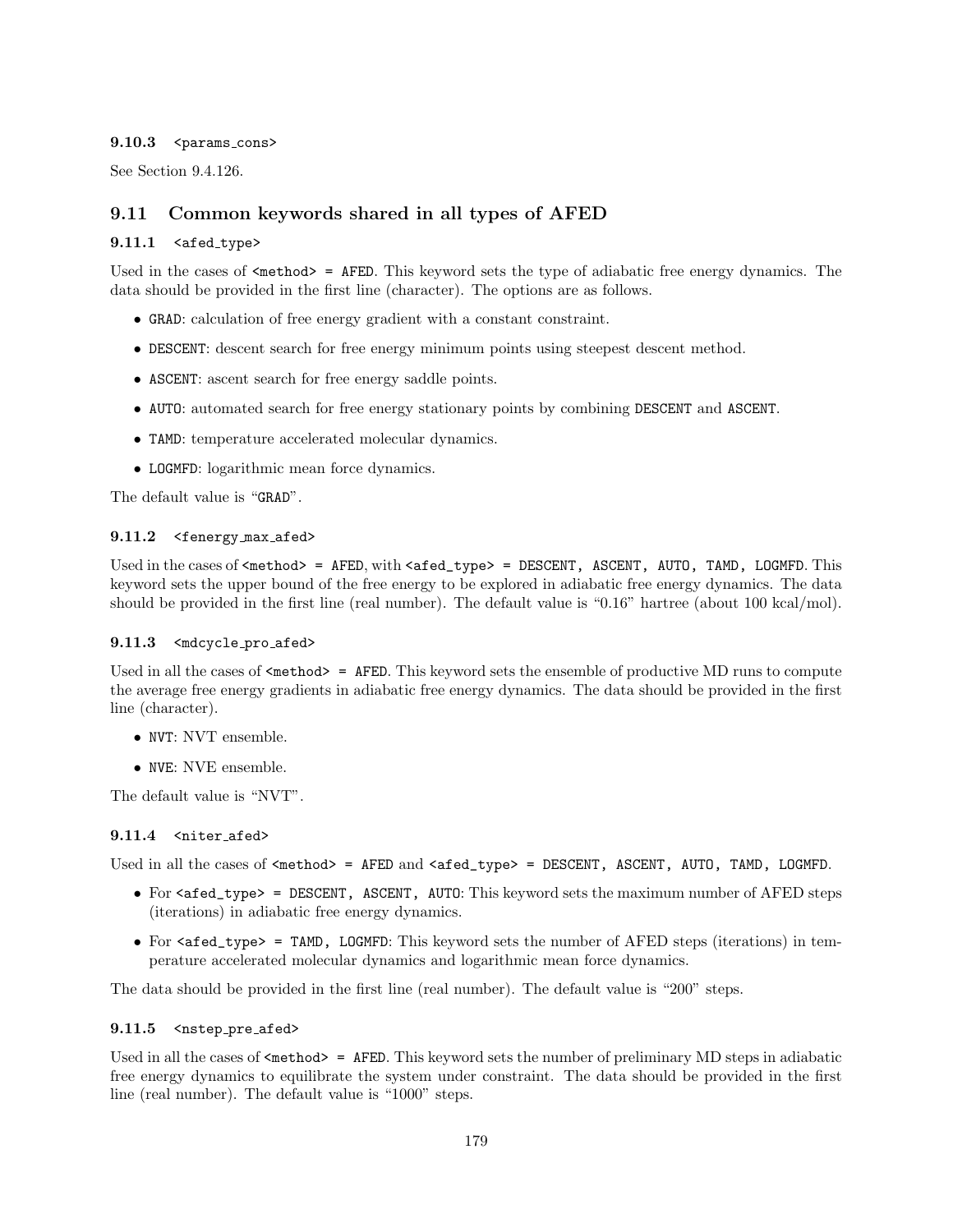### 9.10.3 `<params_cons>`

See Section 9.4.126.

## 9.11 Common keywords shared in all types of AFED

### 9.11.1 `<afed_type>`

Used in the cases of `<method> = AFED`. This keyword sets the type of adiabatic free energy dynamics. The data should be provided in the first line (character). The options are as follows.

- `GRAD`: calculation of free energy gradient with a constant constraint.
- `DESCENT`: descent search for free energy minimum points using steepest descent method.
- `ASCENT`: ascent search for free energy saddle points.
- `AUTO`: automated search for free energy stationary points by combining `DESCENT` and `ASCENT`.
- `TAMD`: temperature accelerated molecular dynamics.
- `LOGMFD`: logarithmic mean force dynamics.

The default value is "`GRAD`".

### 9.11.2 `<fenergy_max_afed>`

Used in the cases of `<method> = AFED`, with `<afed_type> = DESCENT, ASCENT, AUTO, TAMD, LOGMFD`. This keyword sets the upper bound of the free energy to be explored in adiabatic free energy dynamics. The data should be provided in the first line (real number). The default value is "0.16" hartree (about 100 kcal/mol).

### 9.11.3 `<mdcycle_pro_afed>`

Used in all the cases of `<method> = AFED`. This keyword sets the ensemble of productive MD runs to compute the average free energy gradients in adiabatic free energy dynamics. The data should be provided in the first line (character).

- `NVT`: NVT ensemble.
- `NVE`: NVE ensemble.

The default value is "NVT".

### 9.11.4 `<niter_afed>`

Used in all the cases of `<method> = AFED` and `<afed_type> = DESCENT, ASCENT, AUTO, TAMD, LOGMFD`.

- For `<afed_type> = DESCENT, ASCENT, AUTO`: This keyword sets the maximum number of AFED steps (iterations) in adiabatic free energy dynamics.
- For `<afed_type> = TAMD, LOGMFD`: This keyword sets the number of AFED steps (iterations) in temperature accelerated molecular dynamics and logarithmic mean force dynamics.

The data should be provided in the first line (real number). The default value is "200" steps.

### 9.11.5 `<nstep_pre_afed>`

Used in all the cases of `<method> = AFED`. This keyword sets the number of preliminary MD steps in adiabatic free energy dynamics to equilibrate the system under constraint. The data should be provided in the first line (real number). The default value is "1000" steps.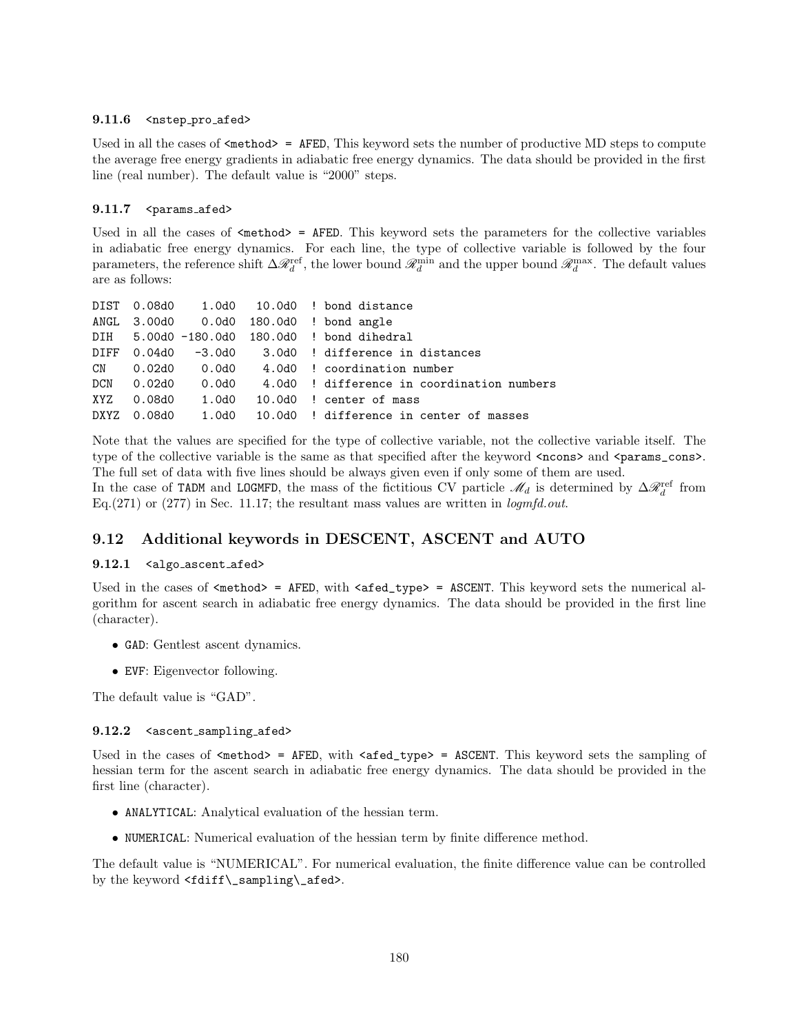### 9.11.6 `<nstep_pro_afed>`

Used in all the cases of `<method> = AFED`, This keyword sets the number of productive MD steps to compute the average free energy gradients in adiabatic free energy dynamics. The data should be provided in the first line (real number). The default value is "2000" steps.

### 9.11.7 `<params_afed>`

Used in all the cases of `<method> = AFED`. This keyword sets the parameters for the collective variables in adiabatic free energy dynamics. For each line, the type of collective variable is followed by the four parameters, the reference shift $\Delta\mathscr{R}_d^{\mathrm{ref}}$, the lower bound $\mathscr{R}_d^{\mathrm{min}}$ and the upper bound $\mathscr{R}_d^{\mathrm{max}}$. The default values are as follows:

```
DIST  0.08d0     1.0d0   10.0d0  ! bond distance
ANGL  3.00d0     0.0d0  180.0d0  ! bond angle
DIH   5.00d0 -180.0d0  180.0d0  ! bond dihedral
DIFF  0.04d0    -3.0d0    3.0d0  ! difference in distances
CN    0.02d0     0.0d0    4.0d0  ! coordination number
DCN   0.02d0     0.0d0    4.0d0  ! difference in coordination numbers
XYZ   0.08d0     1.0d0   10.0d0  ! center of mass
DXYZ  0.08d0     1.0d0   10.0d0  ! difference in center of masses
```

Note that the values are specified for the type of collective variable, not the collective variable itself. The type of the collective variable is the same as that specified after the keyword `<ncons>` and `<params_cons>`. The full set of data with five lines should be always given even if only some of them are used.
In the case of `TADM` and `LOGMFD`, the mass of the fictitious CV particle $\mathscr{M}_d$ is determined by $\Delta\mathscr{R}_d^{\mathrm{ref}}$ from Eq.(271) or (277) in Sec. 11.17; the resultant mass values are written in *logmfd.out*.

## 9.12 Additional keywords in DESCENT, ASCENT and AUTO

### 9.12.1 `<algo_ascent_afed>`

Used in the cases of `<method> = AFED`, with `<afed_type> = ASCENT`. This keyword sets the numerical algorithm for ascent search in adiabatic free energy dynamics. The data should be provided in the first line (character).

- `GAD`: Gentlest ascent dynamics.
- `EVF`: Eigenvector following.

The default value is "GAD".

### 9.12.2 `<ascent_sampling_afed>`

Used in the cases of `<method> = AFED`, with `<afed_type> = ASCENT`. This keyword sets the sampling of hessian term for the ascent search in adiabatic free energy dynamics. The data should be provided in the first line (character).

- `ANALYTICAL`: Analytical evaluation of the hessian term.
- `NUMERICAL`: Numerical evaluation of the hessian term by finite difference method.

The default value is "NUMERICAL". For numerical evaluation, the finite difference value can be controlled by the keyword `<fdiff\_sampling\_afed>`.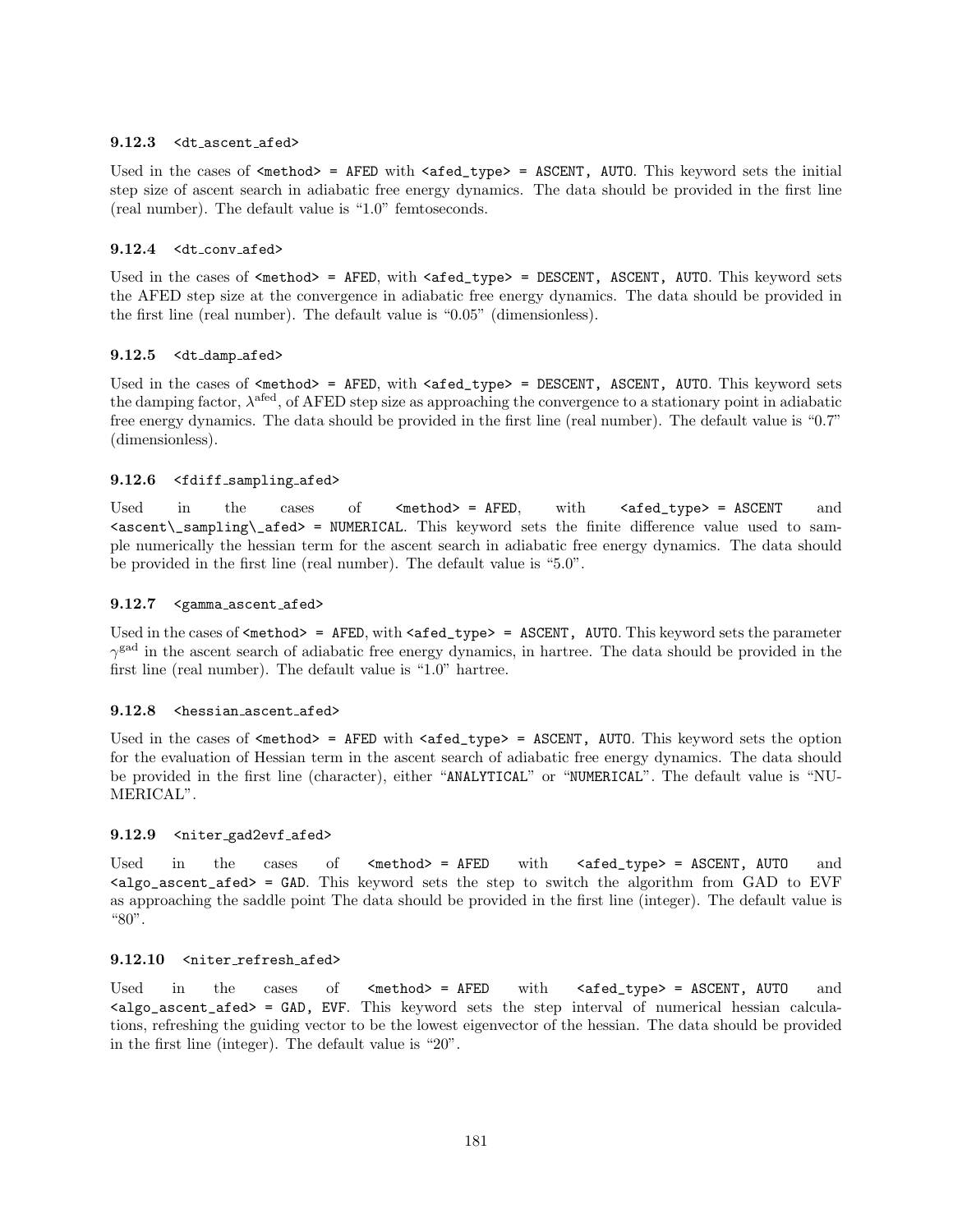#### 9.12.3 <dt_ascent_afed>

Used in the cases of `<method> = AFED` with `<afed_type> = ASCENT, AUTO`. This keyword sets the initial step size of ascent search in adiabatic free energy dynamics. The data should be provided in the first line (real number). The default value is "1.0" femtoseconds.

#### 9.12.4 <dt_conv_afed>

Used in the cases of `<method> = AFED`, with `<afed_type> = DESCENT, ASCENT, AUTO`. This keyword sets the AFED step size at the convergence in adiabatic free energy dynamics. The data should be provided in the first line (real number). The default value is "0.05" (dimensionless).

#### 9.12.5 <dt_damp_afed>

Used in the cases of `<method> = AFED`, with `<afed_type> = DESCENT, ASCENT, AUTO`. This keyword sets the damping factor, $\lambda^{\rm afed}$, of AFED step size as approaching the convergence to a stationary point in adiabatic free energy dynamics. The data should be provided in the first line (real number). The default value is "0.7" (dimensionless).

#### 9.12.6 <fdiff_sampling_afed>

Used in the cases of `<method> = AFED`, with `<afed_type> = ASCENT` and `<ascent\_sampling\_afed> = NUMERICAL`. This keyword sets the finite difference value used to sample numerically the hessian term for the ascent search in adiabatic free energy dynamics. The data should be provided in the first line (real number). The default value is "5.0".

#### 9.12.7 <gamma_ascent_afed>

Used in the cases of `<method> = AFED`, with `<afed_type> = ASCENT, AUTO`. This keyword sets the parameter $\gamma^{\rm gad}$ in the ascent search of adiabatic free energy dynamics, in hartree. The data should be provided in the first line (real number). The default value is "1.0" hartree.

#### 9.12.8 <hessian_ascent_afed>

Used in the cases of `<method> = AFED` with `<afed_type> = ASCENT, AUTO`. This keyword sets the option for the evaluation of Hessian term in the ascent search of adiabatic free energy dynamics. The data should be provided in the first line (character), either "`ANALYTICAL`" or "`NUMERICAL`". The default value is "NUMERICAL".

#### 9.12.9 <niter_gad2evf_afed>

Used in the cases of `<method> = AFED` with `<afed_type> = ASCENT, AUTO` and `<algo_ascent_afed> = GAD`. This keyword sets the step to switch the algorithm from GAD to EVF as approaching the saddle point The data should be provided in the first line (integer). The default value is "80".

#### 9.12.10 <niter_refresh_afed>

Used in the cases of `<method> = AFED` with `<afed_type> = ASCENT, AUTO` and `<algo_ascent_afed> = GAD, EVF`. This keyword sets the step interval of numerical hessian calculations, refreshing the guiding vector to be the lowest eigenvector of the hessian. The data should be provided in the first line (integer). The default value is "20".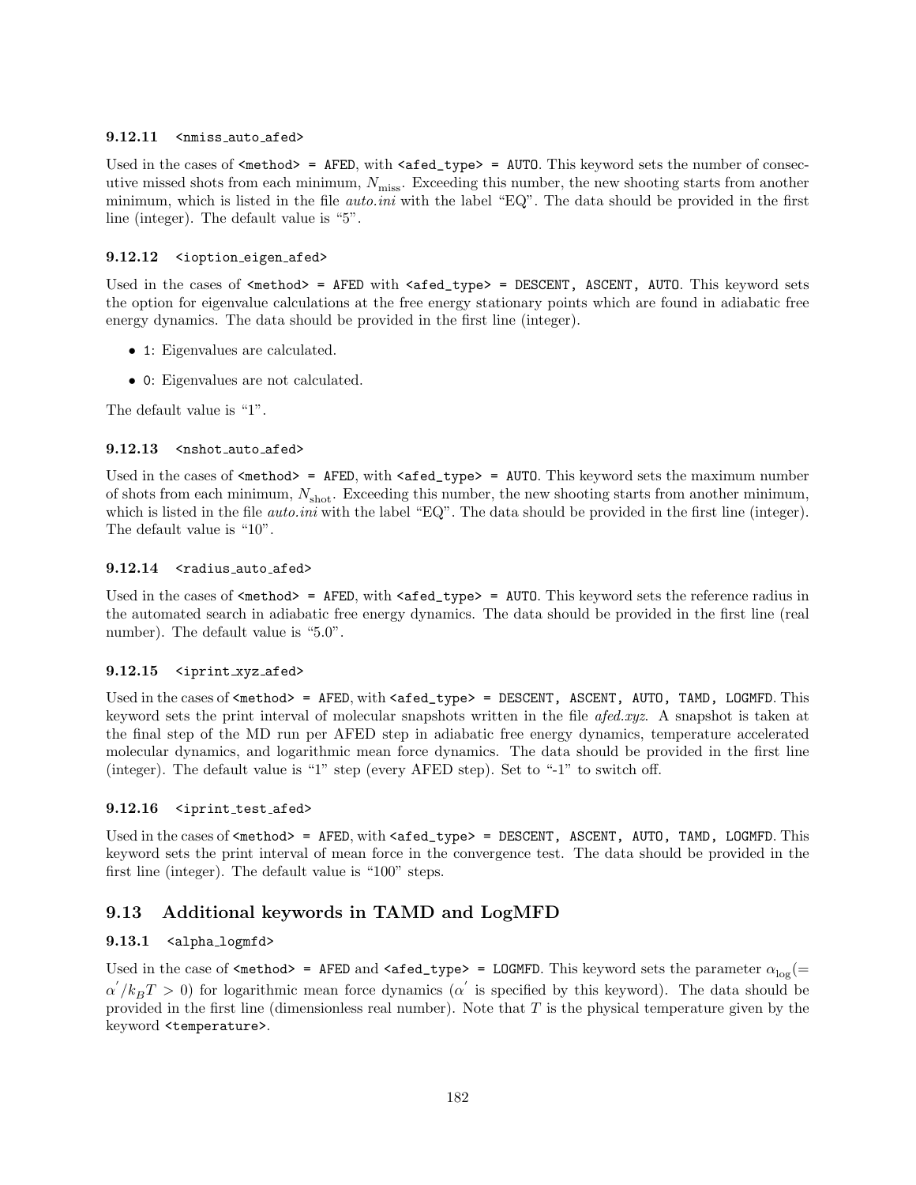### 9.12.11 `<nmiss_auto_afed>`

Used in the cases of `<method> = AFED`, with `<afed_type> = AUTO`. This keyword sets the number of consecutive missed shots from each minimum, $N_{\mathrm{miss}}$. Exceeding this number, the new shooting starts from another minimum, which is listed in the file *auto.ini* with the label "EQ". The data should be provided in the first line (integer). The default value is "5".

### 9.12.12 `<ioption_eigen_afed>`

Used in the cases of `<method> = AFED` with `<afed_type> = DESCENT, ASCENT, AUTO`. This keyword sets the option for eigenvalue calculations at the free energy stationary points which are found in adiabatic free energy dynamics. The data should be provided in the first line (integer).

- `1`: Eigenvalues are calculated.
- `0`: Eigenvalues are not calculated.

The default value is "1".

### 9.12.13 `<nshot_auto_afed>`

Used in the cases of `<method> = AFED`, with `<afed_type> = AUTO`. This keyword sets the maximum number of shots from each minimum, $N_{\mathrm{shot}}$. Exceeding this number, the new shooting starts from another minimum, which is listed in the file *auto.ini* with the label "EQ". The data should be provided in the first line (integer). The default value is "10".

### 9.12.14 `<radius_auto_afed>`

Used in the cases of `<method> = AFED`, with `<afed_type> = AUTO`. This keyword sets the reference radius in the automated search in adiabatic free energy dynamics. The data should be provided in the first line (real number). The default value is "5.0".

### 9.12.15 `<iprint_xyz_afed>`

Used in the cases of `<method> = AFED`, with `<afed_type> = DESCENT, ASCENT, AUTO, TAMD, LOGMFD`. This keyword sets the print interval of molecular snapshots written in the file *afed.xyz*. A snapshot is taken at the final step of the MD run per AFED step in adiabatic free energy dynamics, temperature accelerated molecular dynamics, and logarithmic mean force dynamics. The data should be provided in the first line (integer). The default value is "1" step (every AFED step). Set to "-1" to switch off.

### 9.12.16 `<iprint_test_afed>`

Used in the cases of `<method> = AFED`, with `<afed_type> = DESCENT, ASCENT, AUTO, TAMD, LOGMFD`. This keyword sets the print interval of mean force in the convergence test. The data should be provided in the first line (integer). The default value is "100" steps.

## 9.13 Additional keywords in TAMD and LogMFD

### 9.13.1 `<alpha_logmfd>`

Used in the case of `<method> = AFED` and `<afed_type> = LOGMFD`. This keyword sets the parameter $\alpha_{\log}(= \alpha^{'}/k_B T > 0)$ for logarithmic mean force dynamics ($\alpha^{'}$ is specified by this keyword). The data should be provided in the first line (dimensionless real number). Note that $T$ is the physical temperature given by the keyword `<temperature>`.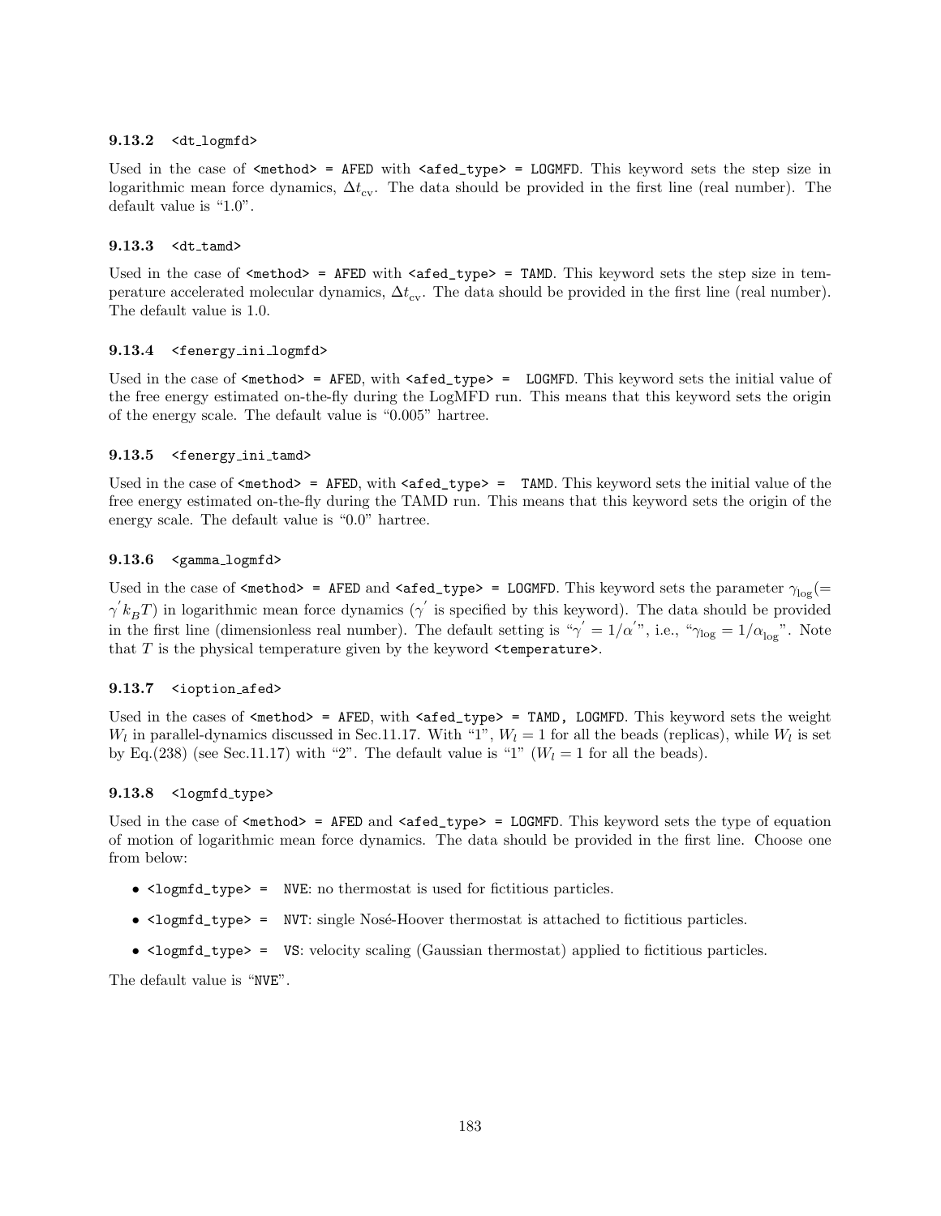### 9.13.2 <dt_logmfd>

Used in the case of `<method> = AFED` with `<afed_type> = LOGMFD`. This keyword sets the step size in logarithmic mean force dynamics, $\Delta t_{\rm cv}$. The data should be provided in the first line (real number). The default value is "1.0".

### 9.13.3 <dt_tamd>

Used in the case of `<method> = AFED` with `<afed_type> = TAMD`. This keyword sets the step size in temperature accelerated molecular dynamics, $\Delta t_{\rm cv}$. The data should be provided in the first line (real number). The default value is 1.0.

### 9.13.4 <fenergy_ini_logmfd>

Used in the case of `<method> = AFED`, with `<afed_type> = LOGMFD`. This keyword sets the initial value of the free energy estimated on-the-fly during the LogMFD run. This means that this keyword sets the origin of the energy scale. The default value is "0.005" hartree.

### 9.13.5 <fenergy_ini_tamd>

Used in the case of `<method> = AFED`, with `<afed_type> = TAMD`. This keyword sets the initial value of the free energy estimated on-the-fly during the TAMD run. This means that this keyword sets the origin of the energy scale. The default value is "0.0" hartree.

### 9.13.6 <gamma_logmfd>

Used in the case of `<method> = AFED` and `<afed_type> = LOGMFD`. This keyword sets the parameter $\gamma_{\rm log}(=\gamma^{'} k_B T)$ in logarithmic mean force dynamics ($\gamma^{'}$ is specified by this keyword). The data should be provided in the first line (dimensionless real number). The default setting is "$\gamma^{'} = 1/\alpha^{'}$", i.e., "$\gamma_{\rm log} = 1/\alpha_{\rm log}$". Note that $T$ is the physical temperature given by the keyword `<temperature>`.

### 9.13.7 <ioption_afed>

Used in the cases of `<method> = AFED`, with `<afed_type> = TAMD, LOGMFD`. This keyword sets the weight $W_l$ in parallel-dynamics discussed in Sec.11.17. With "1", $W_l = 1$ for all the beads (replicas), while $W_l$ is set by Eq.(238) (see Sec.11.17) with "2". The default value is "1" ($W_l = 1$ for all the beads).

### 9.13.8 <logmfd_type>

Used in the case of `<method> = AFED` and `<afed_type> = LOGMFD`. This keyword sets the type of equation of motion of logarithmic mean force dynamics. The data should be provided in the first line. Choose one from below:

- `<logmfd_type> = NVE`: no thermostat is used for fictitious particles.
- `<logmfd_type> = NVT`: single Nosé-Hoover thermostat is attached to fictitious particles.
- `<logmfd_type> = VS`: velocity scaling (Gaussian thermostat) applied to fictitious particles.

The default value is "NVE".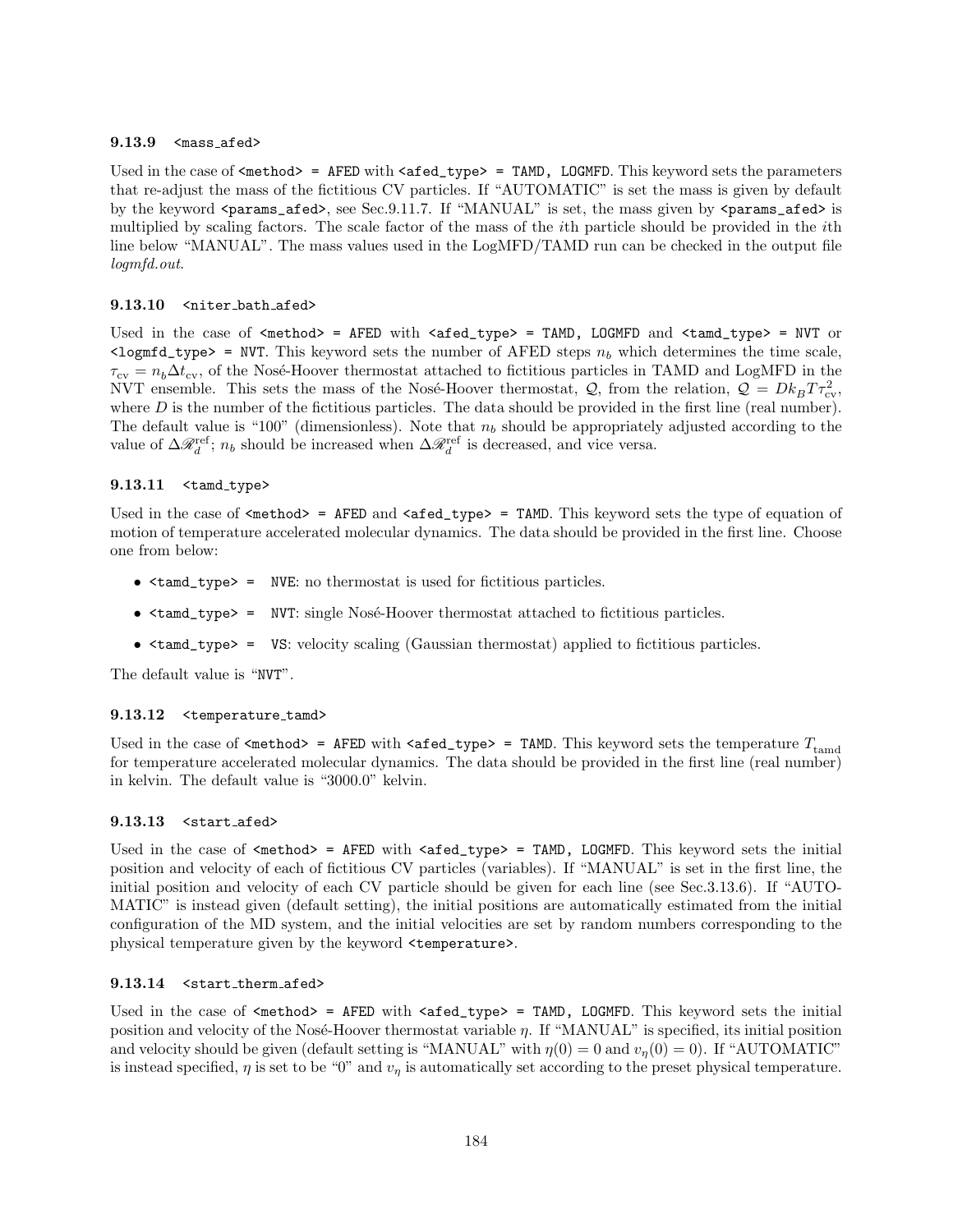### 9.13.9 `<mass_afed>`

Used in the case of `<method> = AFED` with `<afed_type> = TAMD, LOGMFD`. This keyword sets the parameters that re-adjust the mass of the fictitious CV particles. If "AUTOMATIC" is set the mass is given by default by the keyword `<params_afed>`, see Sec.9.11.7. If "MANUAL" is set, the mass given by `<params_afed>` is multiplied by scaling factors. The scale factor of the mass of the $i$th particle should be provided in the $i$th line below "MANUAL". The mass values used in the LogMFD/TAMD run can be checked in the output file *logmfd.out*.

### 9.13.10 `<niter_bath_afed>`

Used in the case of `<method> = AFED` with `<afed_type> = TAMD, LOGMFD` and `<tamd_type> = NVT` or `<logmfd_type> = NVT`. This keyword sets the number of AFED steps $n_b$ which determines the time scale, $\tau_{\rm cv} = n_b \Delta t_{\rm cv}$, of the Nosé-Hoover thermostat attached to fictitious particles in TAMD and LogMFD in the NVT ensemble. This sets the mass of the Nosé-Hoover thermostat, $\mathcal{Q}$, from the relation, $\mathcal{Q} = D k_B T \tau_{\rm cv}^2$, where $D$ is the number of the fictitious particles. The data should be provided in the first line (real number). The default value is "100" (dimensionless). Note that $n_b$ should be appropriately adjusted according to the value of $\Delta\mathscr{R}_d^{\rm ref}$; $n_b$ should be increased when $\Delta\mathscr{R}_d^{\rm ref}$ is decreased, and vice versa.

### 9.13.11 `<tamd_type>`

Used in the case of `<method> = AFED` and `<afed_type> = TAMD`. This keyword sets the type of equation of motion of temperature accelerated molecular dynamics. The data should be provided in the first line. Choose one from below:

- `<tamd_type> = NVE`: no thermostat is used for fictitious particles.
- `<tamd_type> = NVT`: single Nosé-Hoover thermostat attached to fictitious particles.
- `<tamd_type> = VS`: velocity scaling (Gaussian thermostat) applied to fictitious particles.

The default value is "`NVT`".

### 9.13.12 `<temperature_tamd>`

Used in the case of `<method> = AFED` with `<afed_type> = TAMD`. This keyword sets the temperature $T_{\rm tamd}$ for temperature accelerated molecular dynamics. The data should be provided in the first line (real number) in kelvin. The default value is "3000.0" kelvin.

### 9.13.13 `<start_afed>`

Used in the case of `<method> = AFED` with `<afed_type> = TAMD, LOGMFD`. This keyword sets the initial position and velocity of each of fictitious CV particles (variables). If "MANUAL" is set in the first line, the initial position and velocity of each CV particle should be given for each line (see Sec.3.13.6). If "AUTOMATIC" is instead given (default setting), the initial positions are automatically estimated from the initial configuration of the MD system, and the initial velocities are set by random numbers corresponding to the physical temperature given by the keyword `<temperature>`.

### 9.13.14 `<start_therm_afed>`

Used in the case of `<method> = AFED` with `<afed_type> = TAMD, LOGMFD`. This keyword sets the initial position and velocity of the Nosé-Hoover thermostat variable $\eta$. If "MANUAL" is specified, its initial position and velocity should be given (default setting is "MANUAL" with $\eta(0) = 0$ and $v_\eta(0) = 0$). If "AUTOMATIC" is instead specified, $\eta$ is set to be "0" and $v_\eta$ is automatically set according to the preset physical temperature.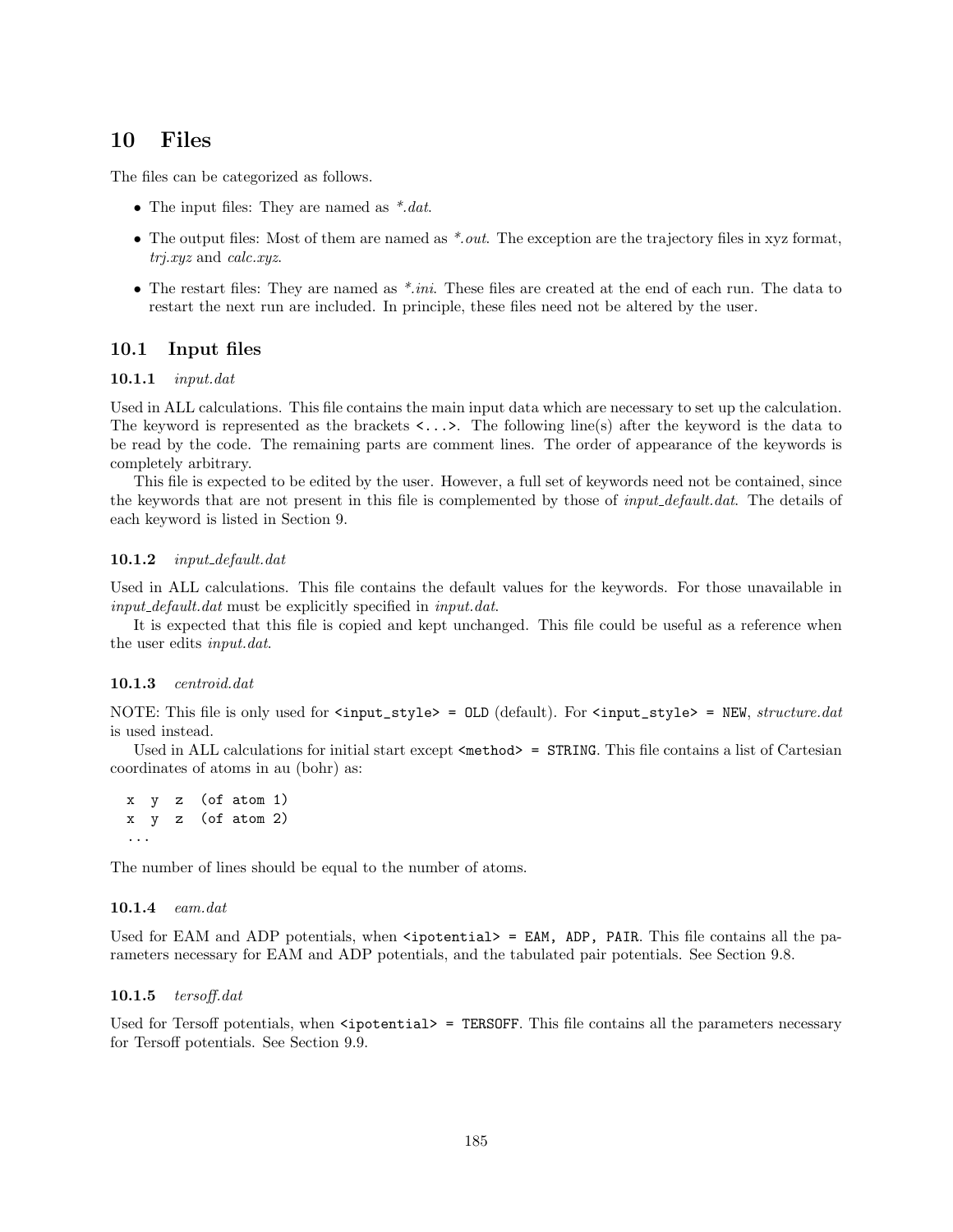# 10 Files

The files can be categorized as follows.

- The input files: They are named as *\*.dat*.
- The output files: Most of them are named as *\*.out*. The exception are the trajectory files in xyz format, *trj.xyz* and *calc.xyz*.
- The restart files: They are named as *\*.ini*. These files are created at the end of each run. The data to restart the next run are included. In principle, these files need not be altered by the user.

## 10.1 Input files

### 10.1.1 *input.dat*

Used in ALL calculations. This file contains the main input data which are necessary to set up the calculation. The keyword is represented as the brackets `<...>`. The following line(s) after the keyword is the data to be read by the code. The remaining parts are comment lines. The order of appearance of the keywords is completely arbitrary.

This file is expected to be edited by the user. However, a full set of keywords need not be contained, since the keywords that are not present in this file is complemented by those of *input_default.dat*. The details of each keyword is listed in Section 9.

### 10.1.2 *input_default.dat*

Used in ALL calculations. This file contains the default values for the keywords. For those unavailable in *input_default.dat* must be explicitly specified in *input.dat*.

It is expected that this file is copied and kept unchanged. This file could be useful as a reference when the user edits *input.dat*.

### 10.1.3 *centroid.dat*

NOTE: This file is only used for `<input_style> = OLD` (default). For `<input_style> = NEW`, *structure.dat* is used instead.

Used in ALL calculations for initial start except `<method> = STRING`. This file contains a list of Cartesian coordinates of atoms in au (bohr) as:

```
x  y  z  (of atom 1)
x  y  z  (of atom 2)
...
```

The number of lines should be equal to the number of atoms.

### 10.1.4 *eam.dat*

Used for EAM and ADP potentials, when `<ipotential> = EAM, ADP, PAIR`. This file contains all the parameters necessary for EAM and ADP potentials, and the tabulated pair potentials. See Section 9.8.

### 10.1.5 *tersoff.dat*

Used for Tersoff potentials, when `<ipotential> = TERSOFF`. This file contains all the parameters necessary for Tersoff potentials. See Section 9.9.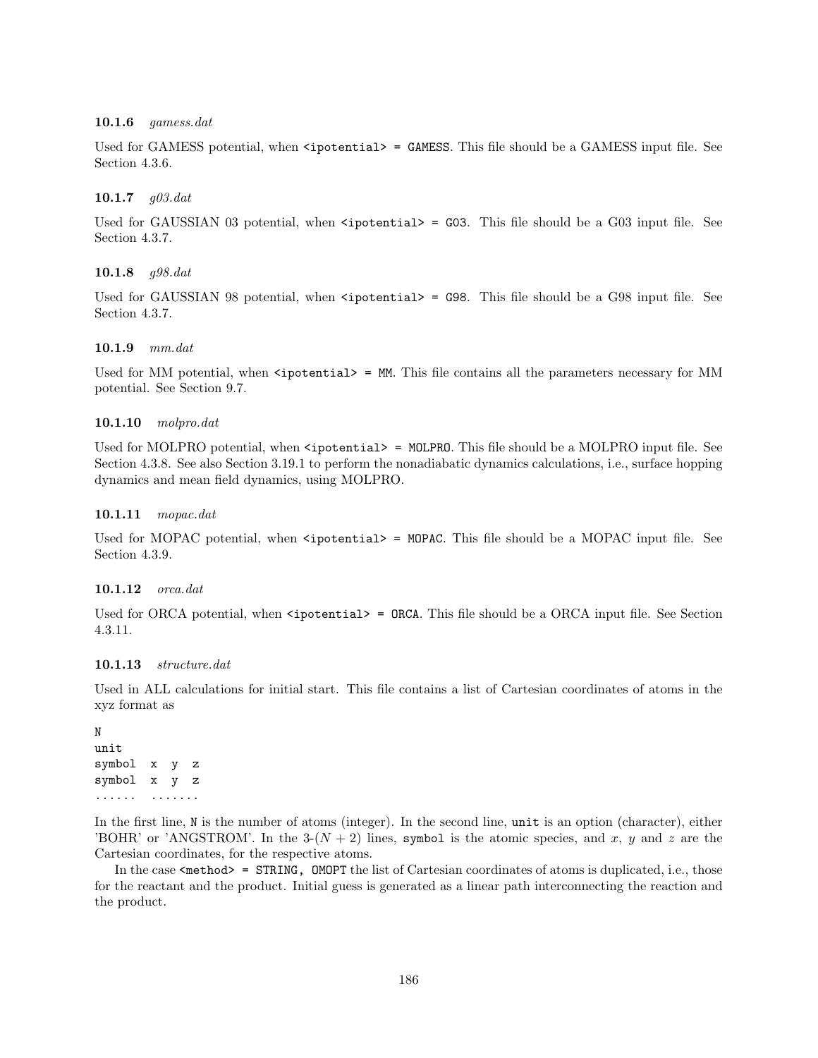#### 10.1.6 *gamess.dat*

Used for GAMESS potential, when `<ipotential> = GAMESS`. This file should be a GAMESS input file. See Section 4.3.6.

#### 10.1.7 *g03.dat*

Used for GAUSSIAN 03 potential, when `<ipotential> = G03`. This file should be a G03 input file. See Section 4.3.7.

#### 10.1.8 *g98.dat*

Used for GAUSSIAN 98 potential, when `<ipotential> = G98`. This file should be a G98 input file. See Section 4.3.7.

#### 10.1.9 *mm.dat*

Used for MM potential, when `<ipotential> = MM`. This file contains all the parameters necessary for MM potential. See Section 9.7.

#### 10.1.10 *molpro.dat*

Used for MOLPRO potential, when `<ipotential> = MOLPRO`. This file should be a MOLPRO input file. See Section 4.3.8. See also Section 3.19.1 to perform the nonadiabatic dynamics calculations, i.e., surface hopping dynamics and mean field dynamics, using MOLPRO.

#### 10.1.11 *mopac.dat*

Used for MOPAC potential, when `<ipotential> = MOPAC`. This file should be a MOPAC input file. See Section 4.3.9.

#### 10.1.12 *orca.dat*

Used for ORCA potential, when `<ipotential> = ORCA`. This file should be a ORCA input file. See Section 4.3.11.

#### 10.1.13 *structure.dat*

Used in ALL calculations for initial start. This file contains a list of Cartesian coordinates of atoms in the xyz format as

```
N
unit
symbol  x  y  z
symbol  x  y  z
......  .......
```

In the first line, `N` is the number of atoms (integer). In the second line, `unit` is an option (character), either 'BOHR' or 'ANGSTROM'. In the 3-$(N+2)$ lines, `symbol` is the atomic species, and $x$, $y$ and $z$ are the Cartesian coordinates, for the respective atoms.

In the case `<method> = STRING, OMOPT` the list of Cartesian coordinates of atoms is duplicated, i.e., those for the reactant and the product. Initial guess is generated as a linear path interconnecting the reaction and the product.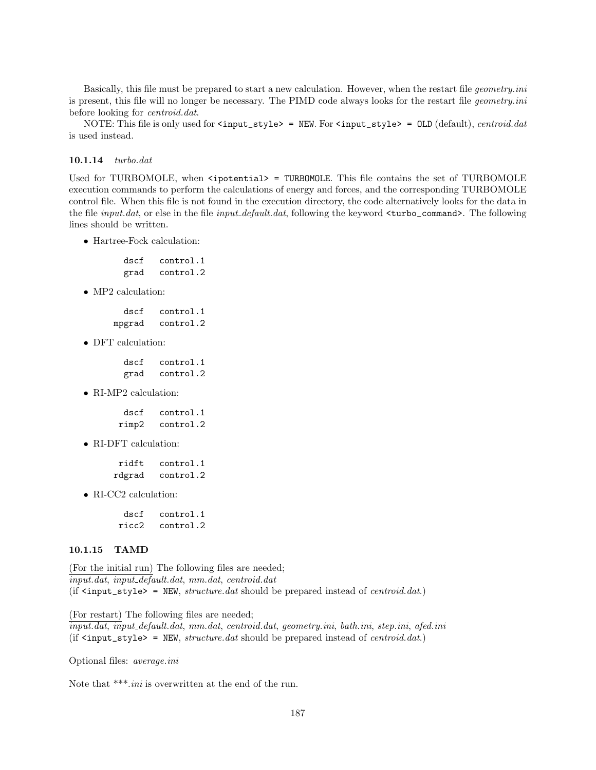Basically, this file must be prepared to start a new calculation. However, when the restart file *geometry.ini* is present, this file will no longer be necessary. The PIMD code always looks for the restart file *geometry.ini* before looking for *centroid.dat*.

NOTE: This file is only used for `<input_style> = NEW`. For `<input_style> = OLD` (default), *centroid.dat* is used instead.

### 10.1.14 *turbo.dat*

Used for TURBOMOLE, when `<ipotential> = TURBOMOLE`. This file contains the set of TURBOMOLE execution commands to perform the calculations of energy and forces, and the corresponding TURBOMOLE control file. When this file is not found in the execution directory, the code alternatively looks for the data in the file *input.dat*, or else in the file *input_default.dat*, following the keyword `<turbo_command>`. The following lines should be written.

- Hartree-Fock calculation:

```
  dscf   control.1
  grad   control.2
```

- MP2 calculation:

```
  dscf   control.1
mpgrad   control.2
```

- DFT calculation:

```
  dscf   control.1
  grad   control.2
```

- RI-MP2 calculation:

```
  dscf   control.1
 rimp2   control.2
```

- RI-DFT calculation:

```
 ridft   control.1
rdgrad   control.2
```

- RI-CC2 calculation:

```
  dscf   control.1
 ricc2   control.2
```

### 10.1.15 TAMD

(For the initial run) The following files are needed;
*input.dat*, *input_default.dat*, *mm.dat*, *centroid.dat*
(if `<input_style> = NEW`, *structure.dat* should be prepared instead of *centroid.dat*.)

(For restart) The following files are needed;
*input.dat*, *input_default.dat*, *mm.dat*, *centroid.dat*, *geometry.ini*, *bath.ini*, *step.ini*, *afed.ini*
(if `<input_style> = NEW`, *structure.dat* should be prepared instead of *centroid.dat*.)

Optional files: *average.ini*

Note that ***.*ini* is overwritten at the end of the run.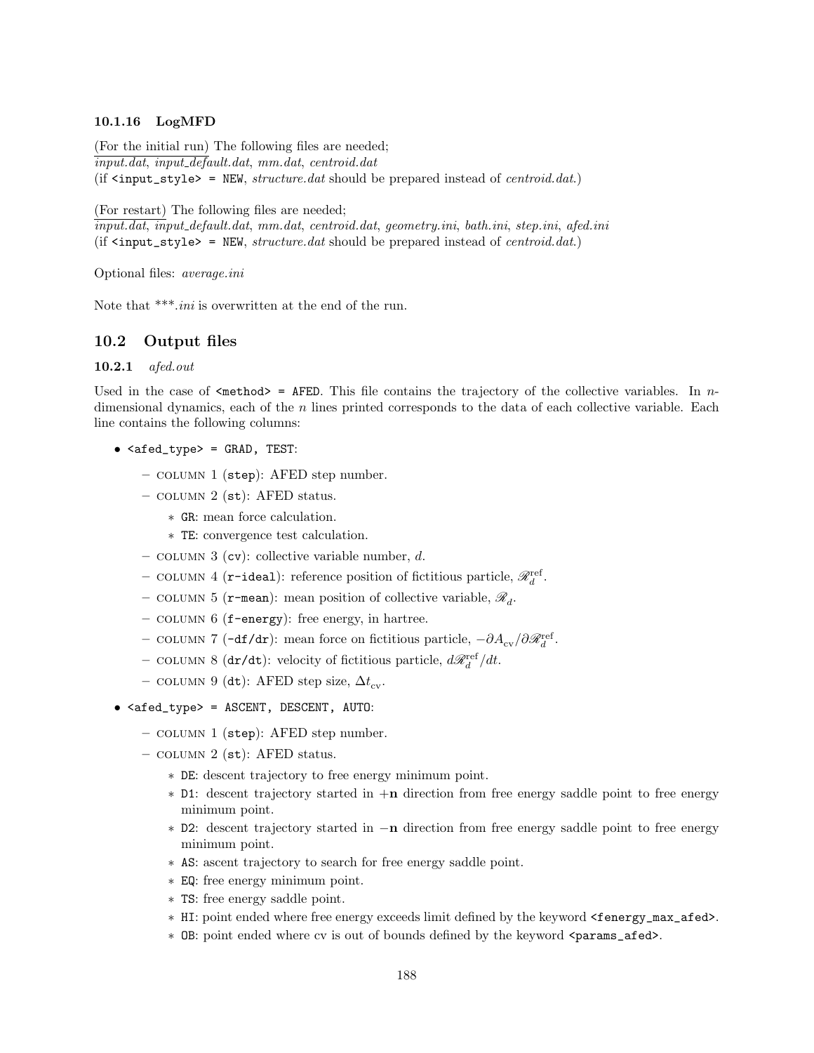#### 10.1.16 LogMFD

<u>(For the initial run)</u> The following files are needed;
*input.dat*, *input_default.dat*, *mm.dat*, *centroid.dat*
(if `<input_style> = NEW`, *structure.dat* should be prepared instead of *centroid.dat*.)

<u>(For restart)</u> The following files are needed;
*input.dat*, *input_default.dat*, *mm.dat*, *centroid.dat*, *geometry.ini*, *bath.ini*, *step.ini*, *afed.ini*
(if `<input_style> = NEW`, *structure.dat* should be prepared instead of *centroid.dat*.)

Optional files: *average.ini*

Note that ***.*ini* is overwritten at the end of the run.

## 10.2 Output files

### 10.2.1 *afed.out*

Used in the case of `<method> = AFED`. This file contains the trajectory of the collective variables. In $n$-dimensional dynamics, each of the $n$ lines printed corresponds to the data of each collective variable. Each line contains the following columns:

- `<afed_type> = GRAD, TEST`:
  - COLUMN 1 (`step`): AFED step number.
  - COLUMN 2 (`st`): AFED status.
    - `GR`: mean force calculation.
    - `TE`: convergence test calculation.
  - COLUMN 3 (`cv`): collective variable number, $d$.
  - COLUMN 4 (`r-ideal`): reference position of fictitious particle, $\mathscr{R}_d^{\mathrm{ref}}$.
  - COLUMN 5 (`r-mean`): mean position of collective variable, $\mathscr{R}_d$.
  - COLUMN 6 (`f-energy`): free energy, in hartree.
  - COLUMN 7 (`-df/dr`): mean force on fictitious particle, $-\partial A_{\mathrm{cv}}/\partial \mathscr{R}_d^{\mathrm{ref}}$.
  - COLUMN 8 (`dr/dt`): velocity of fictitious particle, $d\mathscr{R}_d^{\mathrm{ref}}/dt$.
  - COLUMN 9 (`dt`): AFED step size, $\Delta t_{\mathrm{cv}}$.
- `<afed_type> = ASCENT, DESCENT, AUTO`:
  - COLUMN 1 (`step`): AFED step number.
  - COLUMN 2 (`st`): AFED status.
    - `DE`: descent trajectory to free energy minimum point.
    - `D1`: descent trajectory started in $+\mathbf{n}$ direction from free energy saddle point to free energy minimum point.
    - `D2`: descent trajectory started in $-\mathbf{n}$ direction from free energy saddle point to free energy minimum point.
    - `AS`: ascent trajectory to search for free energy saddle point.
    - `EQ`: free energy minimum point.
    - `TS`: free energy saddle point.
    - `HI`: point ended where free energy exceeds limit defined by the keyword `<fenergy_max_afed>`.
    - `OB`: point ended where cv is out of bounds defined by the keyword `<params_afed>`.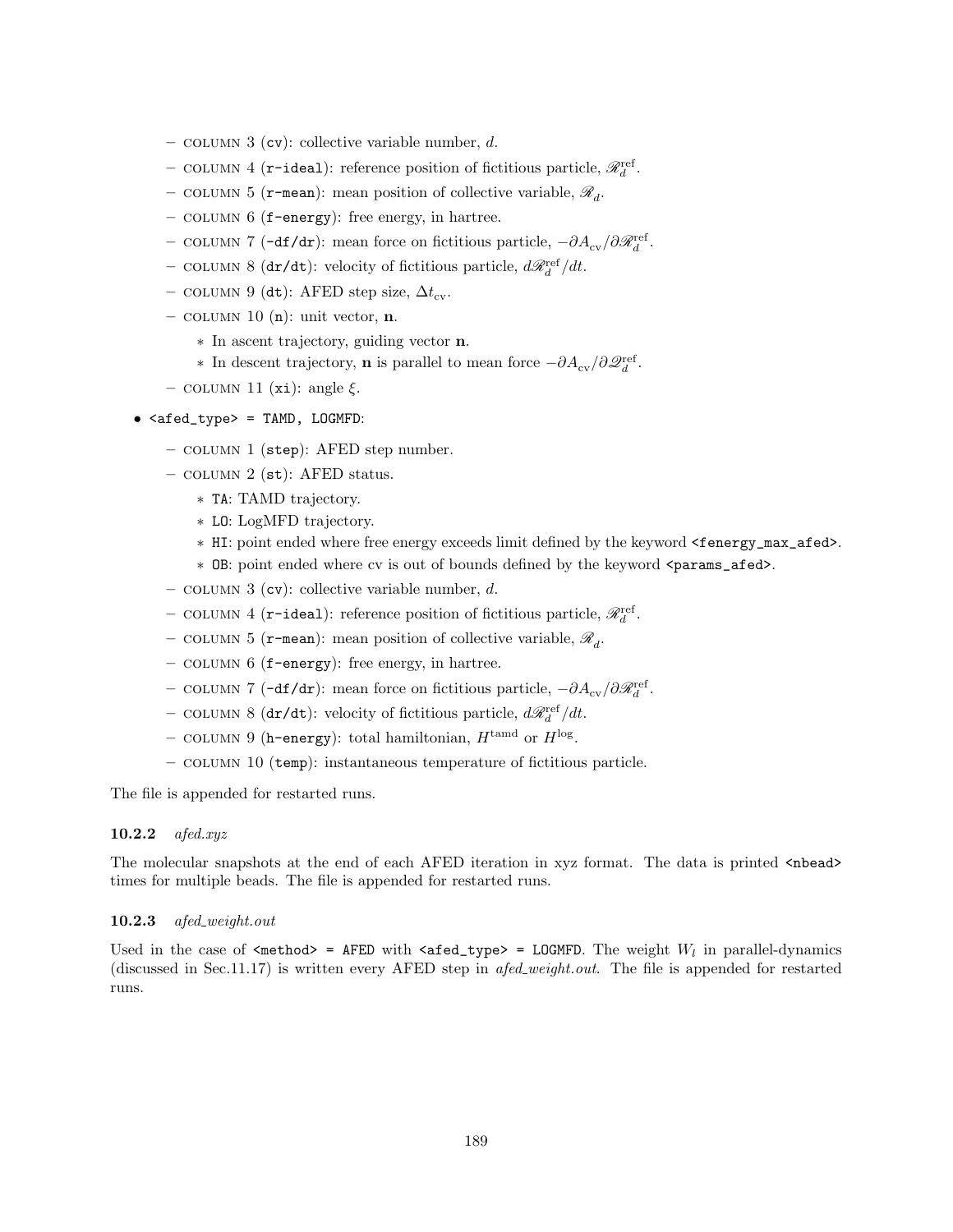- COLUMN 3 (`cv`): collective variable number, $d$.
- COLUMN 4 (`r-ideal`): reference position of fictitious particle, $\mathscr{R}_d^{\rm ref}$.
- COLUMN 5 (`r-mean`): mean position of collective variable, $\mathscr{R}_d$.
- COLUMN 6 (`f-energy`): free energy, in hartree.
- COLUMN 7 (`-df/dr`): mean force on fictitious particle, $-\partial A_{\rm cv}/\partial \mathscr{R}_d^{\rm ref}$.
- COLUMN 8 (`dr/dt`): velocity of fictitious particle, $d\mathscr{R}_d^{\rm ref}/dt$.
- COLUMN 9 (`dt`): AFED step size, $\Delta t_{\rm cv}$.
- COLUMN 10 (`n`): unit vector, $\mathbf{n}$.
  * In ascent trajectory, guiding vector $\mathbf{n}$.
  * In descent trajectory, $\mathbf{n}$ is parallel to mean force $-\partial A_{\rm cv}/\partial \mathscr{Q}_d^{\rm ref}$.
- COLUMN 11 (`xi`): angle $\xi$.

- `<afed_type> = TAMD, LOGMFD`:
  - COLUMN 1 (`step`): AFED step number.
  - COLUMN 2 (`st`): AFED status.
    * `TA`: TAMD trajectory.
    * `LO`: LogMFD trajectory.
    * `HI`: point ended where free energy exceeds limit defined by the keyword `<fenergy_max_afed>`.
    * `OB`: point ended where cv is out of bounds defined by the keyword `<params_afed>`.
  - COLUMN 3 (`cv`): collective variable number, $d$.
  - COLUMN 4 (`r-ideal`): reference position of fictitious particle, $\mathscr{R}_d^{\rm ref}$.
  - COLUMN 5 (`r-mean`): mean position of collective variable, $\mathscr{R}_d$.
  - COLUMN 6 (`f-energy`): free energy, in hartree.
  - COLUMN 7 (`-df/dr`): mean force on fictitious particle, $-\partial A_{\rm cv}/\partial \mathscr{R}_d^{\rm ref}$.
  - COLUMN 8 (`dr/dt`): velocity of fictitious particle, $d\mathscr{R}_d^{\rm ref}/dt$.
  - COLUMN 9 (`h-energy`): total hamiltonian, $H^{\rm tamd}$ or $H^{\rm log}$.
  - COLUMN 10 (`temp`): instantaneous temperature of fictitious particle.

The file is appended for restarted runs.

### 10.2.2 *afed.xyz*

The molecular snapshots at the end of each AFED iteration in xyz format. The data is printed `<nbead>` times for multiple beads. The file is appended for restarted runs.

### 10.2.3 *afed_weight.out*

Used in the case of `<method> = AFED` with `<afed_type> = LOGMFD`. The weight $W_l$ in parallel-dynamics (discussed in Sec.11.17) is written every AFED step in *afed_weight.out*. The file is appended for restarted runs.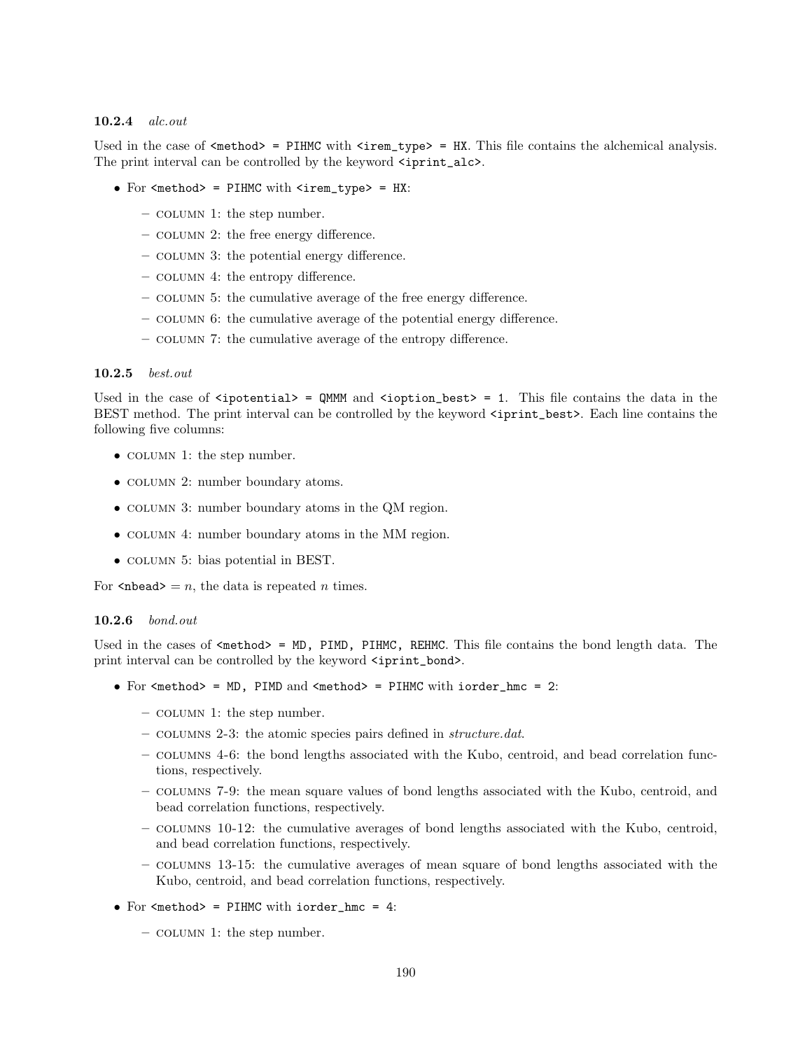#### 10.2.4 *alc.out*

Used in the case of `<method> = PIHMC` with `<irem_type> = HX`. This file contains the alchemical analysis. The print interval can be controlled by the keyword `<iprint_alc>`.

- For `<method> = PIHMC` with `<irem_type> = HX`:
  - COLUMN 1: the step number.
  - COLUMN 2: the free energy difference.
  - COLUMN 3: the potential energy difference.
  - COLUMN 4: the entropy difference.
  - COLUMN 5: the cumulative average of the free energy difference.
  - COLUMN 6: the cumulative average of the potential energy difference.
  - COLUMN 7: the cumulative average of the entropy difference.

#### 10.2.5 *best.out*

Used in the case of `<ipotential> = QMMM` and `<ioption_best> = 1`. This file contains the data in the BEST method. The print interval can be controlled by the keyword `<iprint_best>`. Each line contains the following five columns:

- COLUMN 1: the step number.
- COLUMN 2: number boundary atoms.
- COLUMN 3: number boundary atoms in the QM region.
- COLUMN 4: number boundary atoms in the MM region.
- COLUMN 5: bias potential in BEST.

For `<nbead>` $= n$, the data is repeated $n$ times.

#### 10.2.6 *bond.out*

Used in the cases of `<method> = MD, PIMD, PIHMC, REHMC`. This file contains the bond length data. The print interval can be controlled by the keyword `<iprint_bond>`.

- For `<method> = MD, PIMD` and `<method> = PIHMC` with `iorder_hmc = 2`:
  - COLUMN 1: the step number.
  - COLUMNS 2-3: the atomic species pairs defined in *structure.dat*.
  - COLUMNS 4-6: the bond lengths associated with the Kubo, centroid, and bead correlation functions, respectively.
  - COLUMNS 7-9: the mean square values of bond lengths associated with the Kubo, centroid, and bead correlation functions, respectively.
  - COLUMNS 10-12: the cumulative averages of bond lengths associated with the Kubo, centroid, and bead correlation functions, respectively.
  - COLUMNS 13-15: the cumulative averages of mean square of bond lengths associated with the Kubo, centroid, and bead correlation functions, respectively.
- For `<method> = PIHMC` with `iorder_hmc = 4`:
  - COLUMN 1: the step number.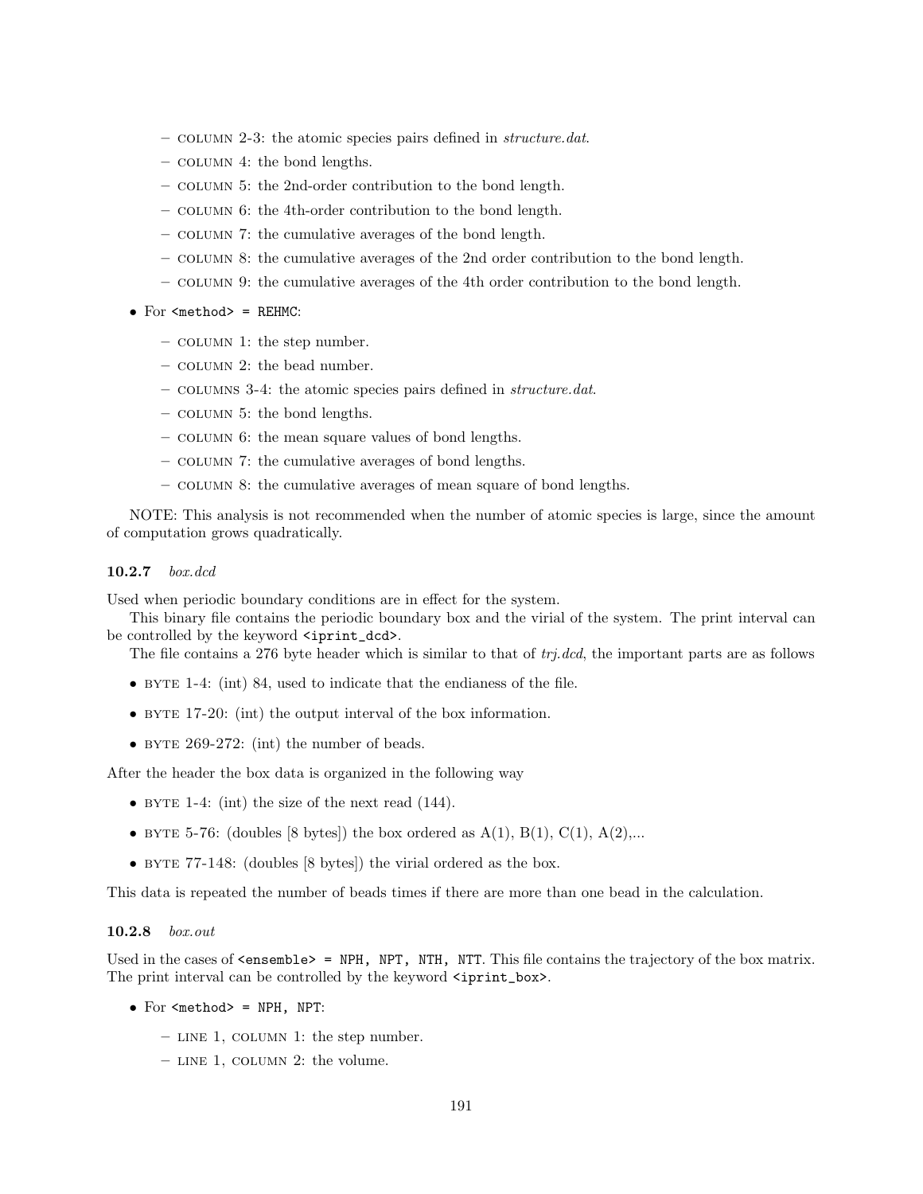- COLUMN 2-3: the atomic species pairs defined in *structure.dat*.
  - COLUMN 4: the bond lengths.
  - COLUMN 5: the 2nd-order contribution to the bond length.
  - COLUMN 6: the 4th-order contribution to the bond length.
  - COLUMN 7: the cumulative averages of the bond length.
  - COLUMN 8: the cumulative averages of the 2nd order contribution to the bond length.
  - COLUMN 9: the cumulative averages of the 4th order contribution to the bond length.

- For `<method> = REHMC`:
  - COLUMN 1: the step number.
  - COLUMN 2: the bead number.
  - COLUMNS 3-4: the atomic species pairs defined in *structure.dat*.
  - COLUMN 5: the bond lengths.
  - COLUMN 6: the mean square values of bond lengths.
  - COLUMN 7: the cumulative averages of bond lengths.
  - COLUMN 8: the cumulative averages of mean square of bond lengths.

NOTE: This analysis is not recommended when the number of atomic species is large, since the amount of computation grows quadratically.

### 10.2.7 *box.dcd*

Used when periodic boundary conditions are in effect for the system.

This binary file contains the periodic boundary box and the virial of the system. The print interval can be controlled by the keyword `<iprint_dcd>`.

The file contains a 276 byte header which is similar to that of *trj.dcd*, the important parts are as follows

- BYTE 1-4: (int) 84, used to indicate that the endianess of the file.
- BYTE 17-20: (int) the output interval of the box information.
- BYTE 269-272: (int) the number of beads.

After the header the box data is organized in the following way

- BYTE 1-4: (int) the size of the next read (144).
- BYTE 5-76: (doubles [8 bytes]) the box ordered as A(1), B(1), C(1), A(2),...
- BYTE 77-148: (doubles [8 bytes]) the virial ordered as the box.

This data is repeated the number of beads times if there are more than one bead in the calculation.

### 10.2.8 *box.out*

Used in the cases of `<ensemble> = NPH, NPT, NTH, NTT`. This file contains the trajectory of the box matrix. The print interval can be controlled by the keyword `<iprint_box>`.

- For `<method> = NPH, NPT`:
  - LINE 1, COLUMN 1: the step number.
  - LINE 1, COLUMN 2: the volume.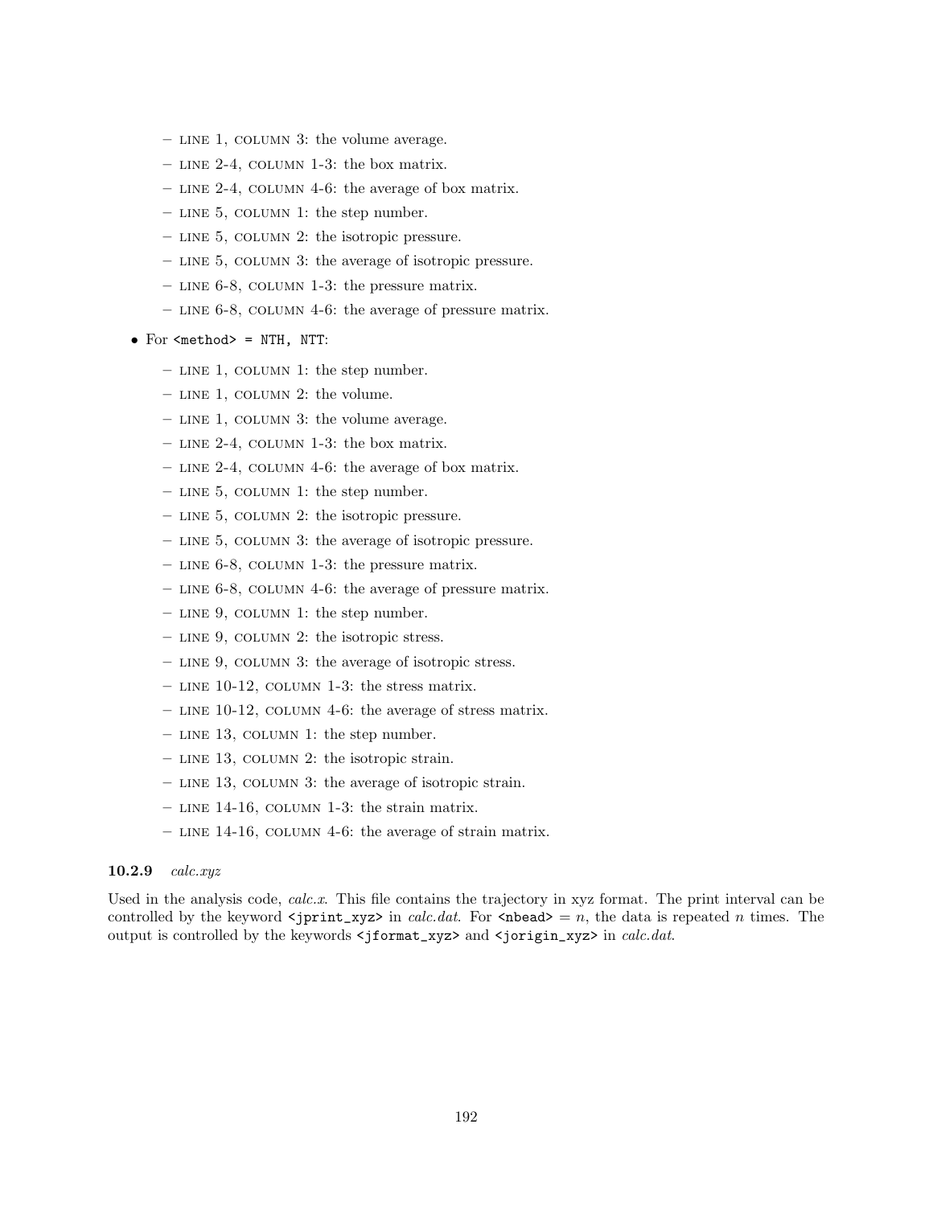- LINE 1, COLUMN 3: the volume average.
  - LINE 2-4, COLUMN 1-3: the box matrix.
  - LINE 2-4, COLUMN 4-6: the average of box matrix.
  - LINE 5, COLUMN 1: the step number.
  - LINE 5, COLUMN 2: the isotropic pressure.
  - LINE 5, COLUMN 3: the average of isotropic pressure.
  - LINE 6-8, COLUMN 1-3: the pressure matrix.
  - LINE 6-8, COLUMN 4-6: the average of pressure matrix.

- For `<method> = NTH, NTT`:
  - LINE 1, COLUMN 1: the step number.
  - LINE 1, COLUMN 2: the volume.
  - LINE 1, COLUMN 3: the volume average.
  - LINE 2-4, COLUMN 1-3: the box matrix.
  - LINE 2-4, COLUMN 4-6: the average of box matrix.
  - LINE 5, COLUMN 1: the step number.
  - LINE 5, COLUMN 2: the isotropic pressure.
  - LINE 5, COLUMN 3: the average of isotropic pressure.
  - LINE 6-8, COLUMN 1-3: the pressure matrix.
  - LINE 6-8, COLUMN 4-6: the average of pressure matrix.
  - LINE 9, COLUMN 1: the step number.
  - LINE 9, COLUMN 2: the isotropic stress.
  - LINE 9, COLUMN 3: the average of isotropic stress.
  - LINE 10-12, COLUMN 1-3: the stress matrix.
  - LINE 10-12, COLUMN 4-6: the average of stress matrix.
  - LINE 13, COLUMN 1: the step number.
  - LINE 13, COLUMN 2: the isotropic strain.
  - LINE 13, COLUMN 3: the average of isotropic strain.
  - LINE 14-16, COLUMN 1-3: the strain matrix.
  - LINE 14-16, COLUMN 4-6: the average of strain matrix.

### 10.2.9 *calc.xyz*

Used in the analysis code, *calc.x*. This file contains the trajectory in xyz format. The print interval can be controlled by the keyword `<jprint_xyz>` in *calc.dat*. For `<nbead>` = $n$, the data is repeated $n$ times. The output is controlled by the keywords `<jformat_xyz>` and `<jorigin_xyz>` in *calc.dat*.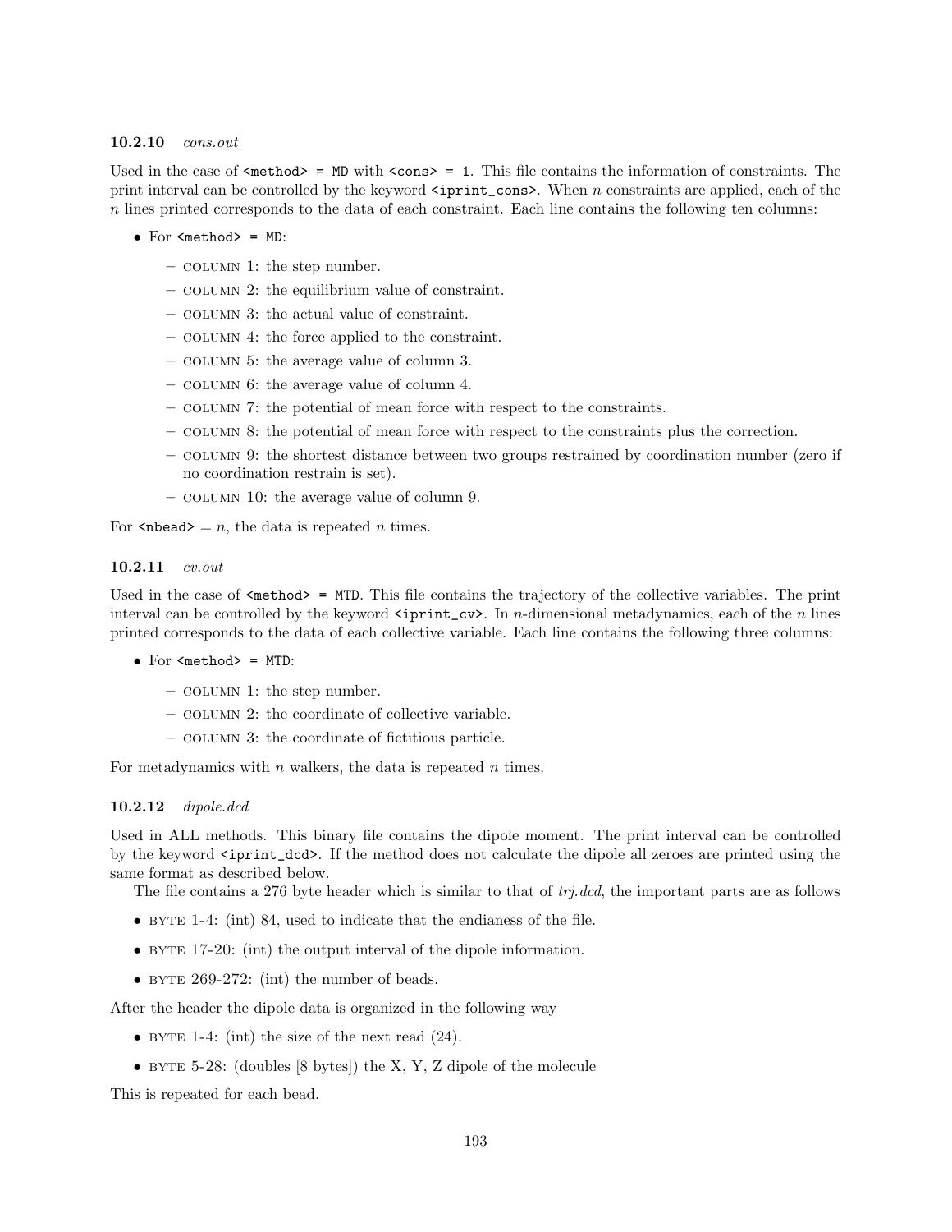### 10.2.10 *cons.out*

Used in the case of `<method> = MD` with `<cons> = 1`. This file contains the information of constraints. The print interval can be controlled by the keyword `<iprint_cons>`. When $n$ constraints are applied, each of the $n$ lines printed corresponds to the data of each constraint. Each line contains the following ten columns:

- For `<method> = MD`:
  - COLUMN 1: the step number.
  - COLUMN 2: the equilibrium value of constraint.
  - COLUMN 3: the actual value of constraint.
  - COLUMN 4: the force applied to the constraint.
  - COLUMN 5: the average value of column 3.
  - COLUMN 6: the average value of column 4.
  - COLUMN 7: the potential of mean force with respect to the constraints.
  - COLUMN 8: the potential of mean force with respect to the constraints plus the correction.
  - COLUMN 9: the shortest distance between two groups restrained by coordination number (zero if no coordination restrain is set).
  - COLUMN 10: the average value of column 9.

For `<nbead>` $= n$, the data is repeated $n$ times.

### 10.2.11 *cv.out*

Used in the case of `<method> = MTD`. This file contains the trajectory of the collective variables. The print interval can be controlled by the keyword `<iprint_cv>`. In $n$-dimensional metadynamics, each of the $n$ lines printed corresponds to the data of each collective variable. Each line contains the following three columns:

- For `<method> = MTD`:
  - COLUMN 1: the step number.
  - COLUMN 2: the coordinate of collective variable.
  - COLUMN 3: the coordinate of fictitious particle.

For metadynamics with $n$ walkers, the data is repeated $n$ times.

### 10.2.12 *dipole.dcd*

Used in ALL methods. This binary file contains the dipole moment. The print interval can be controlled by the keyword `<iprint_dcd>`. If the method does not calculate the dipole all zeroes are printed using the same format as described below.

The file contains a 276 byte header which is similar to that of *trj.dcd*, the important parts are as follows

- BYTE 1-4: (int) 84, used to indicate that the endianess of the file.
- BYTE 17-20: (int) the output interval of the dipole information.
- BYTE 269-272: (int) the number of beads.

After the header the dipole data is organized in the following way

- BYTE 1-4: (int) the size of the next read (24).
- BYTE 5-28: (doubles [8 bytes]) the X, Y, Z dipole of the molecule

This is repeated for each bead.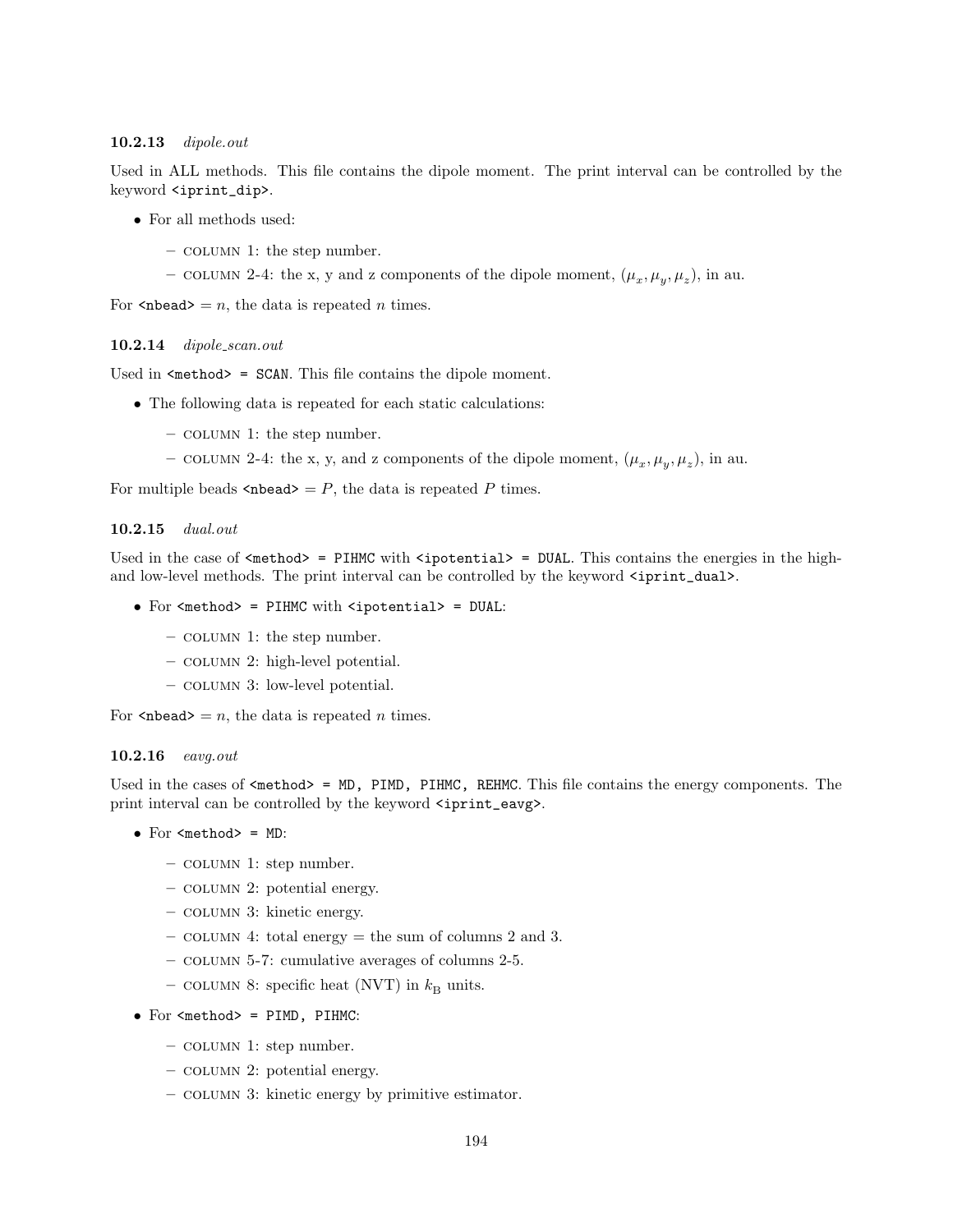### 10.2.13 *dipole.out*

Used in ALL methods. This file contains the dipole moment. The print interval can be controlled by the keyword `<iprint_dip>`.

- For all methods used:
  - COLUMN 1: the step number.
  - COLUMN 2-4: the x, y and z components of the dipole moment, $(\mu_x, \mu_y, \mu_z)$, in au.

For `<nbead>` $= n$, the data is repeated $n$ times.

### 10.2.14 *dipole_scan.out*

Used in `<method> = SCAN`. This file contains the dipole moment.

- The following data is repeated for each static calculations:
  - COLUMN 1: the step number.
  - COLUMN 2-4: the x, y, and z components of the dipole moment, $(\mu_x, \mu_y, \mu_z)$, in au.

For multiple beads `<nbead>` $= P$, the data is repeated $P$ times.

### 10.2.15 *dual.out*

Used in the case of `<method> = PIHMC` with `<ipotential> = DUAL`. This contains the energies in the high- and low-level methods. The print interval can be controlled by the keyword `<iprint_dual>`.

- For `<method> = PIHMC` with `<ipotential> = DUAL`:
  - COLUMN 1: the step number.
  - COLUMN 2: high-level potential.
  - COLUMN 3: low-level potential.

For `<nbead>` $= n$, the data is repeated $n$ times.

### 10.2.16 *eavg.out*

Used in the cases of `<method> = MD, PIMD, PIHMC, REHMC`. This file contains the energy components. The print interval can be controlled by the keyword `<iprint_eavg>`.

- For `<method> = MD`:
  - COLUMN 1: step number.
  - COLUMN 2: potential energy.
  - COLUMN 3: kinetic energy.
  - COLUMN 4: total energy = the sum of columns 2 and 3.
  - COLUMN 5-7: cumulative averages of columns 2-5.
  - COLUMN 8: specific heat (NVT) in $k_\mathrm{B}$ units.
- For `<method> = PIMD, PIHMC`:
  - COLUMN 1: step number.
  - COLUMN 2: potential energy.
  - COLUMN 3: kinetic energy by primitive estimator.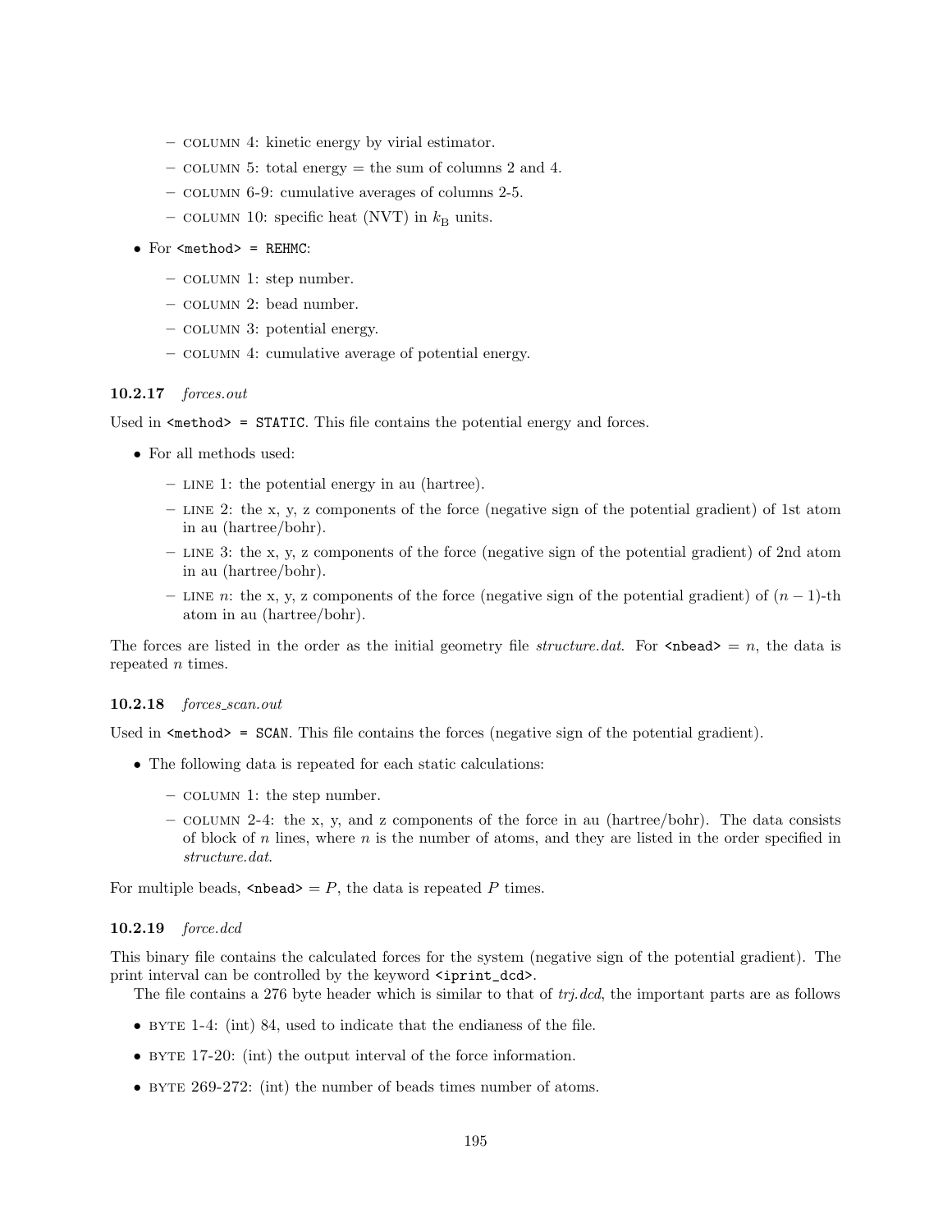- COLUMN 4: kinetic energy by virial estimator.
  - COLUMN 5: total energy = the sum of columns 2 and 4.
  - COLUMN 6-9: cumulative averages of columns 2-5.
  - COLUMN 10: specific heat (NVT) in $k_B$ units.

- For `<method> = REHMC`:
  - COLUMN 1: step number.
  - COLUMN 2: bead number.
  - COLUMN 3: potential energy.
  - COLUMN 4: cumulative average of potential energy.

### 10.2.17 *forces.out*

Used in `<method> = STATIC`. This file contains the potential energy and forces.

- For all methods used:
  - LINE 1: the potential energy in au (hartree).
  - LINE 2: the x, y, z components of the force (negative sign of the potential gradient) of 1st atom in au (hartree/bohr).
  - LINE 3: the x, y, z components of the force (negative sign of the potential gradient) of 2nd atom in au (hartree/bohr).
  - LINE $n$: the x, y, z components of the force (negative sign of the potential gradient) of $(n-1)$-th atom in au (hartree/bohr).

The forces are listed in the order as the initial geometry file *structure.dat*. For `<nbead>` $= n$, the data is repeated $n$ times.

### 10.2.18 *forces_scan.out*

Used in `<method> = SCAN`. This file contains the forces (negative sign of the potential gradient).

- The following data is repeated for each static calculations:
  - COLUMN 1: the step number.
  - COLUMN 2-4: the x, y, and z components of the force in au (hartree/bohr). The data consists of block of $n$ lines, where $n$ is the number of atoms, and they are listed in the order specified in *structure.dat*.

For multiple beads, `<nbead>` $= P$, the data is repeated $P$ times.

### 10.2.19 *force.dcd*

This binary file contains the calculated forces for the system (negative sign of the potential gradient). The print interval can be controlled by the keyword `<iprint_dcd>`.

The file contains a 276 byte header which is similar to that of *trj.dcd*, the important parts are as follows

- BYTE 1-4: (int) 84, used to indicate that the endianess of the file.
- BYTE 17-20: (int) the output interval of the force information.
- BYTE 269-272: (int) the number of beads times number of atoms.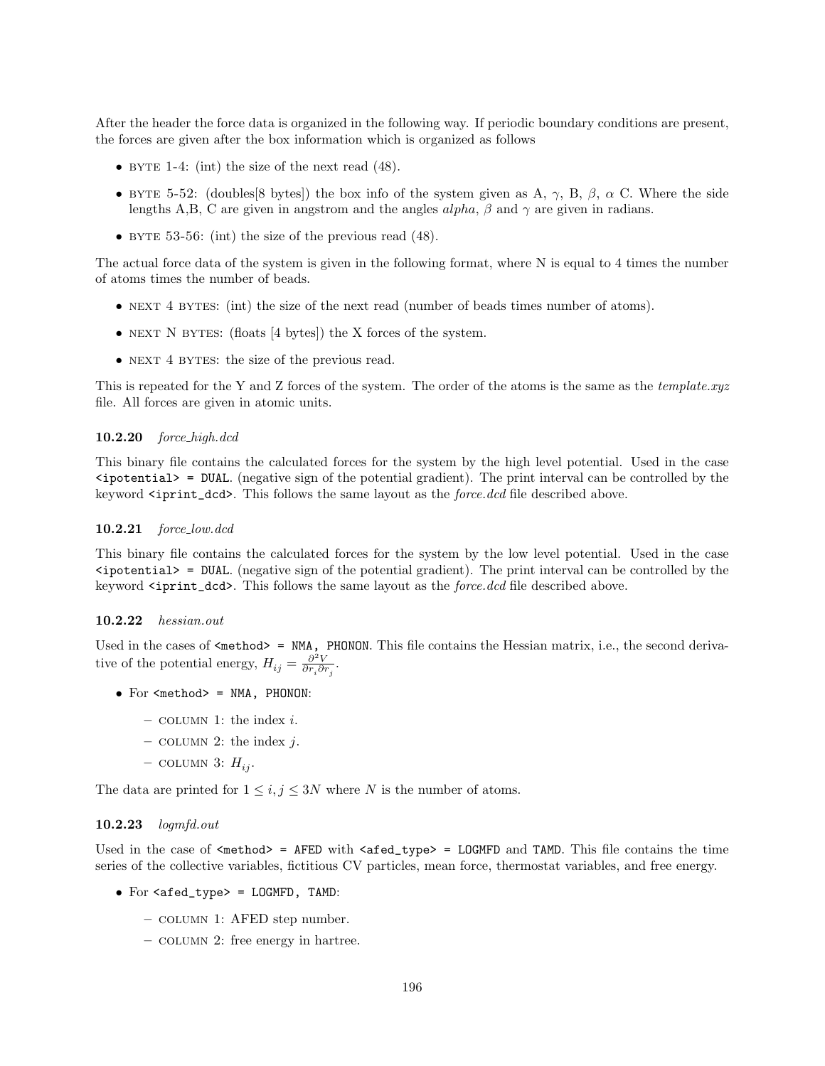After the header the force data is organized in the following way. If periodic boundary conditions are present, the forces are given after the box information which is organized as follows

- BYTE 1-4: (int) the size of the next read (48).
- BYTE 5-52: (doubles[8 bytes]) the box info of the system given as A, $\gamma$, B, $\beta$, $\alpha$ C. Where the side lengths A,B, C are given in angstrom and the angles *alpha*, $\beta$ and $\gamma$ are given in radians.
- BYTE 53-56: (int) the size of the previous read (48).

The actual force data of the system is given in the following format, where N is equal to 4 times the number of atoms times the number of beads.

- NEXT 4 BYTES: (int) the size of the next read (number of beads times number of atoms).
- NEXT N BYTES: (floats [4 bytes]) the X forces of the system.
- NEXT 4 BYTES: the size of the previous read.

This is repeated for the Y and Z forces of the system. The order of the atoms is the same as the *template.xyz* file. All forces are given in atomic units.

### 10.2.20 *force_high.dcd*

This binary file contains the calculated forces for the system by the high level potential. Used in the case `<ipotential> = DUAL`. (negative sign of the potential gradient). The print interval can be controlled by the keyword `<iprint_dcd>`. This follows the same layout as the *force.dcd* file described above.

### 10.2.21 *force_low.dcd*

This binary file contains the calculated forces for the system by the low level potential. Used in the case `<ipotential> = DUAL`. (negative sign of the potential gradient). The print interval can be controlled by the keyword `<iprint_dcd>`. This follows the same layout as the *force.dcd* file described above.

### 10.2.22 *hessian.out*

Used in the cases of `<method> = NMA, PHONON`. This file contains the Hessian matrix, i.e., the second derivative of the potential energy, $H_{ij} = \frac{\partial^2 V}{\partial r_i \partial r_j}$.

- For `<method> = NMA, PHONON`:
  - COLUMN 1: the index $i$.
  - COLUMN 2: the index $j$.
  - COLUMN 3: $H_{ij}$.

The data are printed for $1 \leq i, j \leq 3N$ where $N$ is the number of atoms.

### 10.2.23 *logmfd.out*

Used in the case of `<method> = AFED` with `<afed_type> = LOGMFD` and `TAMD`. This file contains the time series of the collective variables, fictitious CV particles, mean force, thermostat variables, and free energy.

- For `<afed_type> = LOGMFD, TAMD`:
  - COLUMN 1: AFED step number.
  - COLUMN 2: free energy in hartree.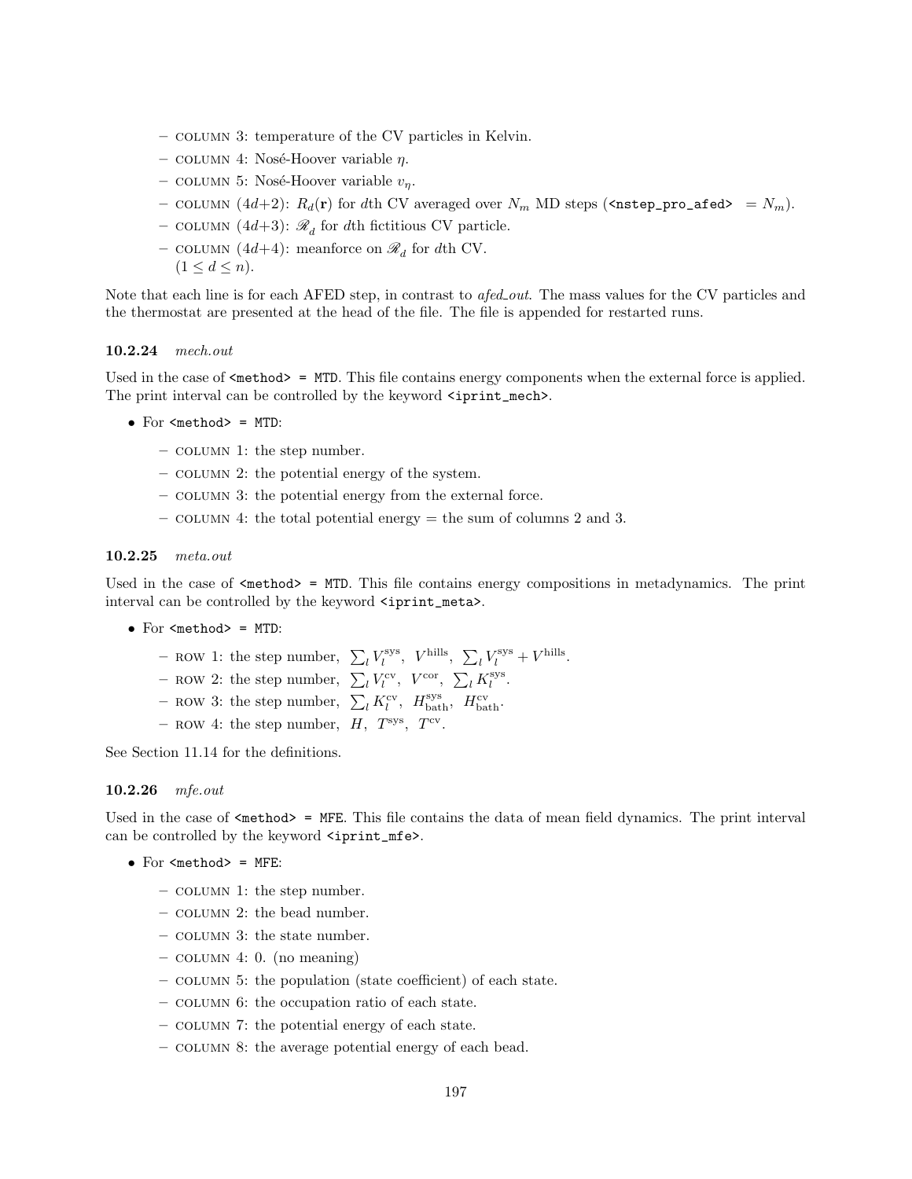- COLUMN 3: temperature of the CV particles in Kelvin.
- COLUMN 4: Nosé-Hoover variable $\eta$.
- COLUMN 5: Nosé-Hoover variable $v_\eta$.
- COLUMN ($4d$+2): $R_d(\mathbf{r})$ for $d$th CV averaged over $N_m$ MD steps (`<nstep_pro_afed>` $= N_m$).
- COLUMN ($4d$+3): $\mathscr{R}_d$ for $d$th fictitious CV particle.
- COLUMN ($4d$+4): meanforce on $\mathscr{R}_d$ for $d$th CV.
  ($1 \le d \le n$).

Note that each line is for each AFED step, in contrast to *afed_out*. The mass values for the CV particles and the thermostat are presented at the head of the file. The file is appended for restarted runs.

### 10.2.24 *mech.out*

Used in the case of `<method> = MTD`. This file contains energy components when the external force is applied. The print interval can be controlled by the keyword `<iprint_mech>`.

- For `<method> = MTD`:
  - COLUMN 1: the step number.
  - COLUMN 2: the potential energy of the system.
  - COLUMN 3: the potential energy from the external force.
  - COLUMN 4: the total potential energy = the sum of columns 2 and 3.

### 10.2.25 *meta.out*

Used in the case of `<method> = MTD`. This file contains energy compositions in metadynamics. The print interval can be controlled by the keyword `<iprint_meta>`.

- For `<method> = MTD`:
  - ROW 1: the step number, $\sum_l V_l^{\rm sys}$, $V^{\rm hills}$, $\sum_l V_l^{\rm sys} + V^{\rm hills}$.
  - ROW 2: the step number, $\sum_l V_l^{\rm cv}$, $V^{\rm cor}$, $\sum_l K_l^{\rm sys}$.
  - ROW 3: the step number, $\sum_l K_l^{\rm cv}$, $H_{\rm bath}^{\rm sys}$, $H_{\rm bath}^{\rm cv}$.
  - ROW 4: the step number, $H$, $T^{\rm sys}$, $T^{\rm cv}$.

See Section 11.14 for the definitions.

### 10.2.26 *mfe.out*

Used in the case of `<method> = MFE`. This file contains the data of mean field dynamics. The print interval can be controlled by the keyword `<iprint_mfe>`.

- For `<method> = MFE`:
  - COLUMN 1: the step number.
  - COLUMN 2: the bead number.
  - COLUMN 3: the state number.
  - COLUMN 4: 0. (no meaning)
  - COLUMN 5: the population (state coefficient) of each state.
  - COLUMN 6: the occupation ratio of each state.
  - COLUMN 7: the potential energy of each state.
  - COLUMN 8: the average potential energy of each bead.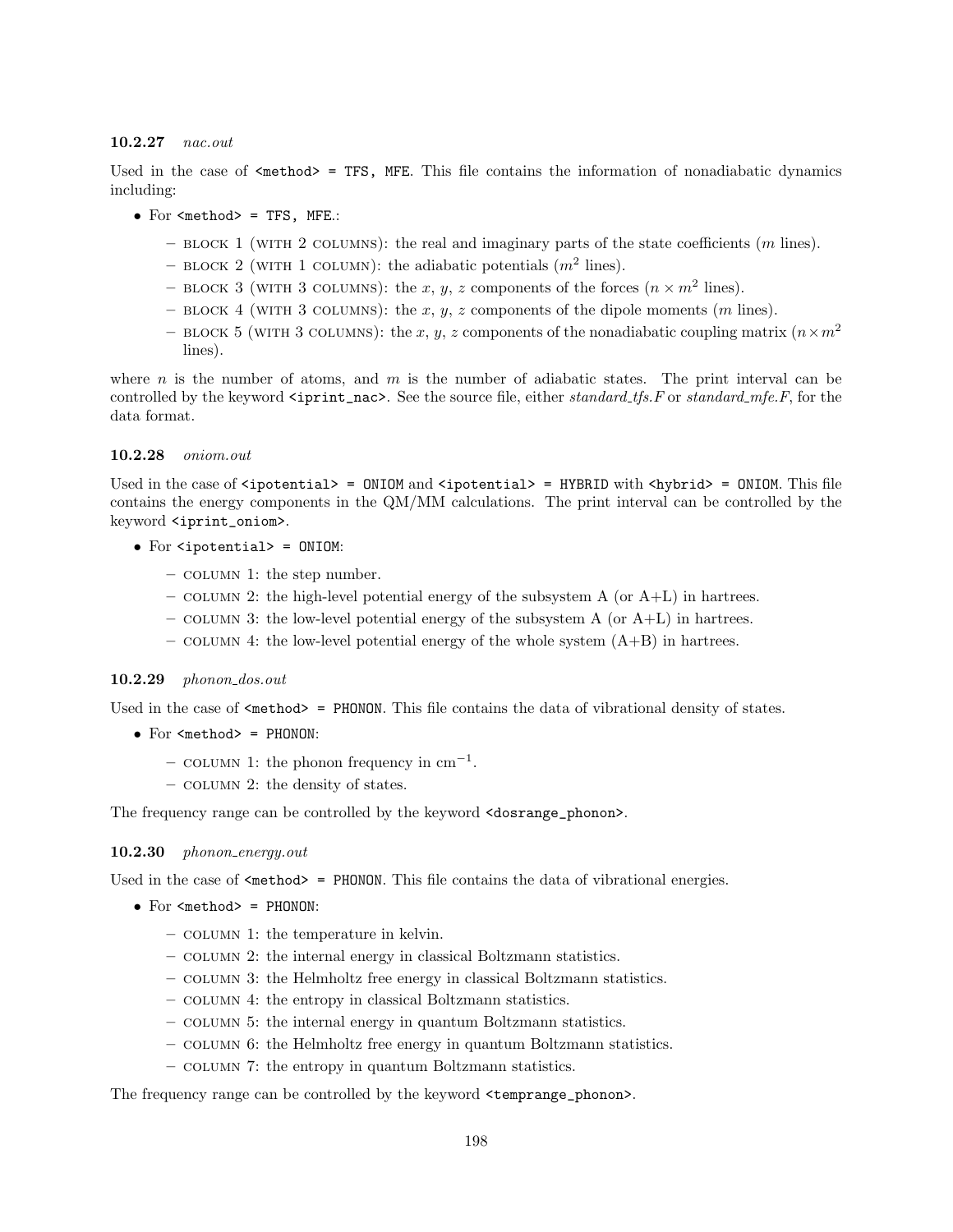#### 10.2.27 *nac.out*

Used in the case of `<method> = TFS, MFE`. This file contains the information of nonadiabatic dynamics including:

- For `<method> = TFS, MFE.`:
  - BLOCK 1 (WITH 2 COLUMNS): the real and imaginary parts of the state coefficients ($m$ lines).
  - BLOCK 2 (WITH 1 COLUMN): the adiabatic potentials ($m^2$ lines).
  - BLOCK 3 (WITH 3 COLUMNS): the $x$, $y$, $z$ components of the forces ($n \times m^2$ lines).
  - BLOCK 4 (WITH 3 COLUMNS): the $x$, $y$, $z$ components of the dipole moments ($m$ lines).
  - BLOCK 5 (WITH 3 COLUMNS): the $x$, $y$, $z$ components of the nonadiabatic coupling matrix ($n \times m^2$ lines).

where $n$ is the number of atoms, and $m$ is the number of adiabatic states. The print interval can be controlled by the keyword `<iprint_nac>`. See the source file, either *standard_tfs.F* or *standard_mfe.F*, for the data format.

#### 10.2.28 *oniom.out*

Used in the case of `<ipotential> = ONIOM` and `<ipotential> = HYBRID` with `<hybrid> = ONIOM`. This file contains the energy components in the QM/MM calculations. The print interval can be controlled by the keyword `<iprint_oniom>`.

- For `<ipotential> = ONIOM`:
  - COLUMN 1: the step number.
  - COLUMN 2: the high-level potential energy of the subsystem A (or A+L) in hartrees.
  - COLUMN 3: the low-level potential energy of the subsystem A (or A+L) in hartrees.
  - COLUMN 4: the low-level potential energy of the whole system (A+B) in hartrees.

#### 10.2.29 *phonon_dos.out*

Used in the case of `<method> = PHONON`. This file contains the data of vibrational density of states.

- For `<method> = PHONON`:
  - COLUMN 1: the phonon frequency in $\mathrm{cm}^{-1}$.
  - COLUMN 2: the density of states.

The frequency range can be controlled by the keyword `<dosrange_phonon>`.

#### 10.2.30 *phonon_energy.out*

Used in the case of `<method> = PHONON`. This file contains the data of vibrational energies.

- For `<method> = PHONON`:
  - COLUMN 1: the temperature in kelvin.
  - COLUMN 2: the internal energy in classical Boltzmann statistics.
  - COLUMN 3: the Helmholtz free energy in classical Boltzmann statistics.
  - COLUMN 4: the entropy in classical Boltzmann statistics.
  - COLUMN 5: the internal energy in quantum Boltzmann statistics.
  - COLUMN 6: the Helmholtz free energy in quantum Boltzmann statistics.
  - COLUMN 7: the entropy in quantum Boltzmann statistics.

The frequency range can be controlled by the keyword `<temprange_phonon>`.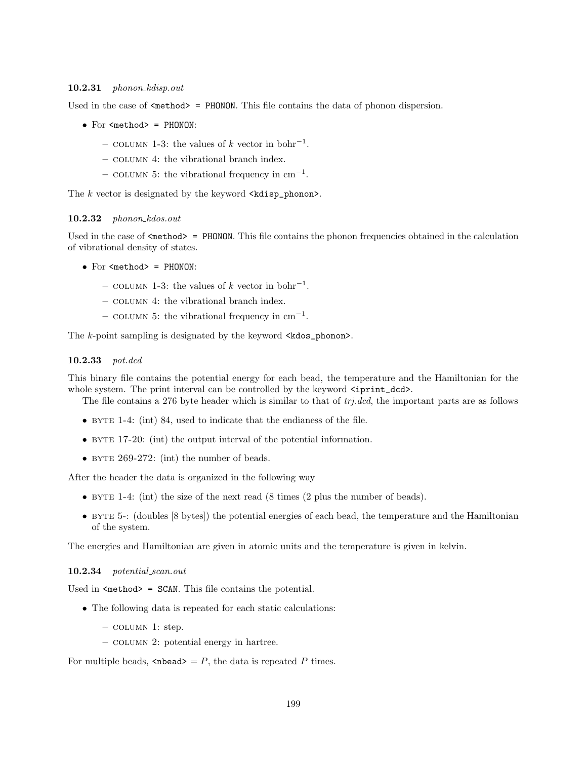### 10.2.31 *phonon_kdisp.out*

Used in the case of `<method> = PHONON`. This file contains the data of phonon dispersion.

- For `<method> = PHONON`:
  - COLUMN 1-3: the values of $k$ vector in bohr$^{-1}$.
  - COLUMN 4: the vibrational branch index.
  - COLUMN 5: the vibrational frequency in cm$^{-1}$.

The $k$ vector is designated by the keyword `<kdisp_phonon>`.

### 10.2.32 *phonon_kdos.out*

Used in the case of `<method> = PHONON`. This file contains the phonon frequencies obtained in the calculation of vibrational density of states.

- For `<method> = PHONON`:
  - COLUMN 1-3: the values of $k$ vector in bohr$^{-1}$.
  - COLUMN 4: the vibrational branch index.
  - COLUMN 5: the vibrational frequency in cm$^{-1}$.

The $k$-point sampling is designated by the keyword `<kdos_phonon>`.

### 10.2.33 *pot.dcd*

This binary file contains the potential energy for each bead, the temperature and the Hamiltonian for the whole system. The print interval can be controlled by the keyword `<iprint_dcd>`.

The file contains a 276 byte header which is similar to that of *trj.dcd*, the important parts are as follows

- BYTE 1-4: (int) 84, used to indicate that the endianess of the file.
- BYTE 17-20: (int) the output interval of the potential information.
- BYTE 269-272: (int) the number of beads.

After the header the data is organized in the following way

- BYTE 1-4: (int) the size of the next read (8 times (2 plus the number of beads).
- BYTE 5-: (doubles [8 bytes]) the potential energies of each bead, the temperature and the Hamiltonian of the system.

The energies and Hamiltonian are given in atomic units and the temperature is given in kelvin.

### 10.2.34 *potential_scan.out*

Used in `<method> = SCAN`. This file contains the potential.

- The following data is repeated for each static calculations:
  - COLUMN 1: step.
  - COLUMN 2: potential energy in hartree.

For multiple beads, `<nbead>` $= P$, the data is repeated $P$ times.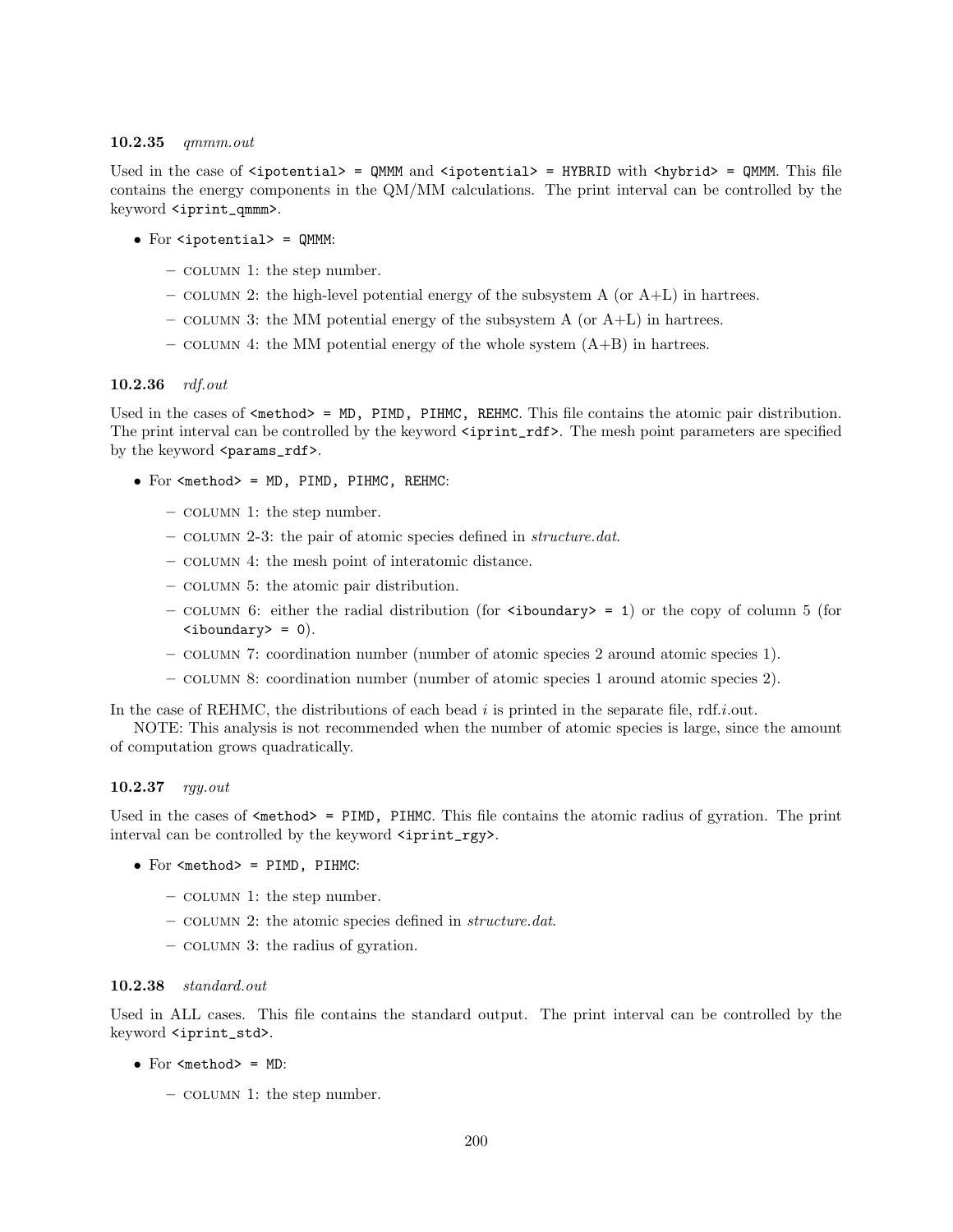### 10.2.35 *qmmm.out*

Used in the case of `<ipotential> = QMMM` and `<ipotential> = HYBRID` with `<hybrid> = QMMM`. This file contains the energy components in the QM/MM calculations. The print interval can be controlled by the keyword `<iprint_qmmm>`.

- For `<ipotential> = QMMM`:
  - COLUMN 1: the step number.
  - COLUMN 2: the high-level potential energy of the subsystem A (or A+L) in hartrees.
  - COLUMN 3: the MM potential energy of the subsystem A (or A+L) in hartrees.
  - COLUMN 4: the MM potential energy of the whole system (A+B) in hartrees.

### 10.2.36 *rdf.out*

Used in the cases of `<method> = MD, PIMD, PIHMC, REHMC`. This file contains the atomic pair distribution. The print interval can be controlled by the keyword `<iprint_rdf>`. The mesh point parameters are specified by the keyword `<params_rdf>`.

- For `<method> = MD, PIMD, PIHMC, REHMC`:
  - COLUMN 1: the step number.
  - COLUMN 2-3: the pair of atomic species defined in *structure.dat*.
  - COLUMN 4: the mesh point of interatomic distance.
  - COLUMN 5: the atomic pair distribution.
  - COLUMN 6: either the radial distribution (for `<iboundary> = 1`) or the copy of column 5 (for `<iboundary> = 0`).
  - COLUMN 7: coordination number (number of atomic species 2 around atomic species 1).
  - COLUMN 8: coordination number (number of atomic species 1 around atomic species 2).

In the case of REHMC, the distributions of each bead *i* is printed in the separate file, rdf.*i*.out.

NOTE: This analysis is not recommended when the number of atomic species is large, since the amount of computation grows quadratically.

### 10.2.37 *rgy.out*

Used in the cases of `<method> = PIMD, PIHMC`. This file contains the atomic radius of gyration. The print interval can be controlled by the keyword `<iprint_rgy>`.

- For `<method> = PIMD, PIHMC`:
  - COLUMN 1: the step number.
  - COLUMN 2: the atomic species defined in *structure.dat*.
  - COLUMN 3: the radius of gyration.

### 10.2.38 *standard.out*

Used in ALL cases. This file contains the standard output. The print interval can be controlled by the keyword `<iprint_std>`.

- For `<method> = MD`:
  - COLUMN 1: the step number.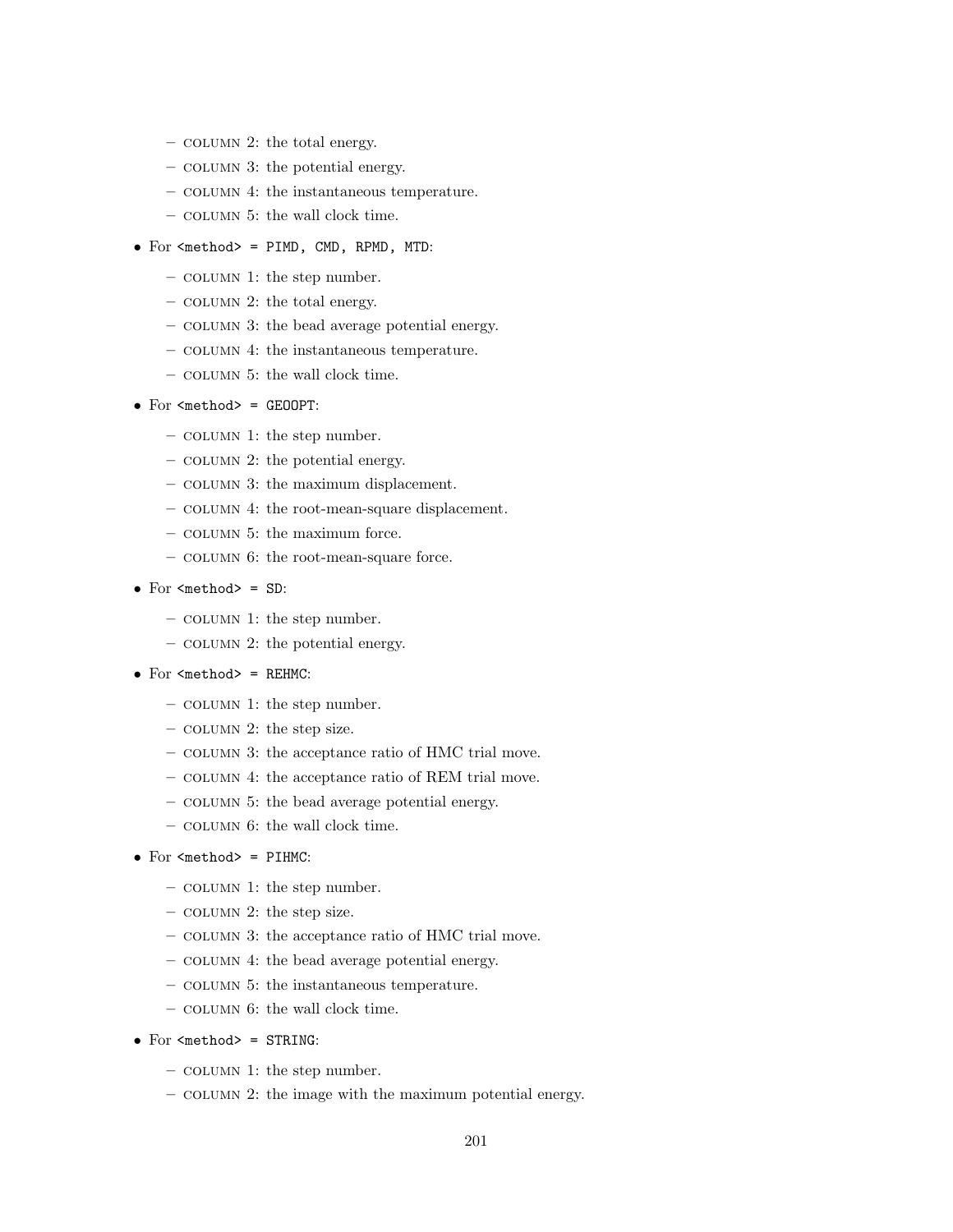- COLUMN 2: the total energy.
  - COLUMN 3: the potential energy.
  - COLUMN 4: the instantaneous temperature.
  - COLUMN 5: the wall clock time.

- For `<method> = PIMD, CMD, RPMD, MTD`:
  - COLUMN 1: the step number.
  - COLUMN 2: the total energy.
  - COLUMN 3: the bead average potential energy.
  - COLUMN 4: the instantaneous temperature.
  - COLUMN 5: the wall clock time.

- For `<method> = GEOOPT`:
  - COLUMN 1: the step number.
  - COLUMN 2: the potential energy.
  - COLUMN 3: the maximum displacement.
  - COLUMN 4: the root-mean-square displacement.
  - COLUMN 5: the maximum force.
  - COLUMN 6: the root-mean-square force.

- For `<method> = SD`:
  - COLUMN 1: the step number.
  - COLUMN 2: the potential energy.

- For `<method> = REHMC`:
  - COLUMN 1: the step number.
  - COLUMN 2: the step size.
  - COLUMN 3: the acceptance ratio of HMC trial move.
  - COLUMN 4: the acceptance ratio of REM trial move.
  - COLUMN 5: the bead average potential energy.
  - COLUMN 6: the wall clock time.

- For `<method> = PIHMC`:
  - COLUMN 1: the step number.
  - COLUMN 2: the step size.
  - COLUMN 3: the acceptance ratio of HMC trial move.
  - COLUMN 4: the bead average potential energy.
  - COLUMN 5: the instantaneous temperature.
  - COLUMN 6: the wall clock time.

- For `<method> = STRING`:
  - COLUMN 1: the step number.
  - COLUMN 2: the image with the maximum potential energy.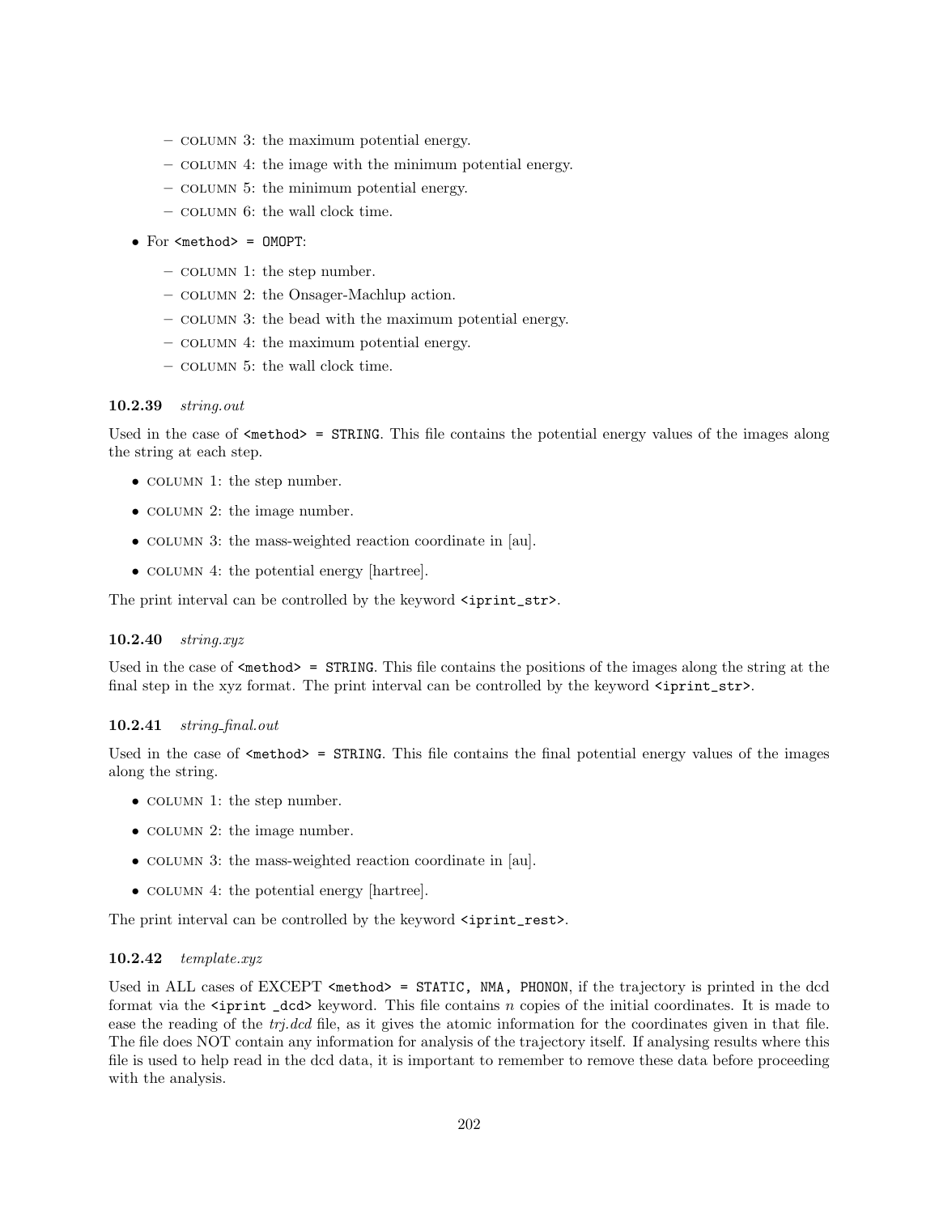- COLUMN 3: the maximum potential energy.
  - COLUMN 4: the image with the minimum potential energy.
  - COLUMN 5: the minimum potential energy.
  - COLUMN 6: the wall clock time.

- For `<method> = OMOPT`:
  - COLUMN 1: the step number.
  - COLUMN 2: the Onsager-Machlup action.
  - COLUMN 3: the bead with the maximum potential energy.
  - COLUMN 4: the maximum potential energy.
  - COLUMN 5: the wall clock time.

#### 10.2.39 *string.out*

Used in the case of `<method> = STRING`. This file contains the potential energy values of the images along the string at each step.

- COLUMN 1: the step number.
- COLUMN 2: the image number.
- COLUMN 3: the mass-weighted reaction coordinate in [au].
- COLUMN 4: the potential energy [hartree].

The print interval can be controlled by the keyword `<iprint_str>`.

#### 10.2.40 *string.xyz*

Used in the case of `<method> = STRING`. This file contains the positions of the images along the string at the final step in the xyz format. The print interval can be controlled by the keyword `<iprint_str>`.

#### 10.2.41 *string_final.out*

Used in the case of `<method> = STRING`. This file contains the final potential energy values of the images along the string.

- COLUMN 1: the step number.
- COLUMN 2: the image number.
- COLUMN 3: the mass-weighted reaction coordinate in [au].
- COLUMN 4: the potential energy [hartree].

The print interval can be controlled by the keyword `<iprint_rest>`.

#### 10.2.42 *template.xyz*

Used in ALL cases of EXCEPT `<method> = STATIC, NMA, PHONON`, if the trajectory is printed in the dcd format via the `<iprint _dcd>` keyword. This file contains $n$ copies of the initial coordinates. It is made to ease the reading of the *trj.dcd* file, as it gives the atomic information for the coordinates given in that file. The file does NOT contain any information for analysis of the trajectory itself. If analysing results where this file is used to help read in the dcd data, it is important to remember to remove these data before proceeding with the analysis.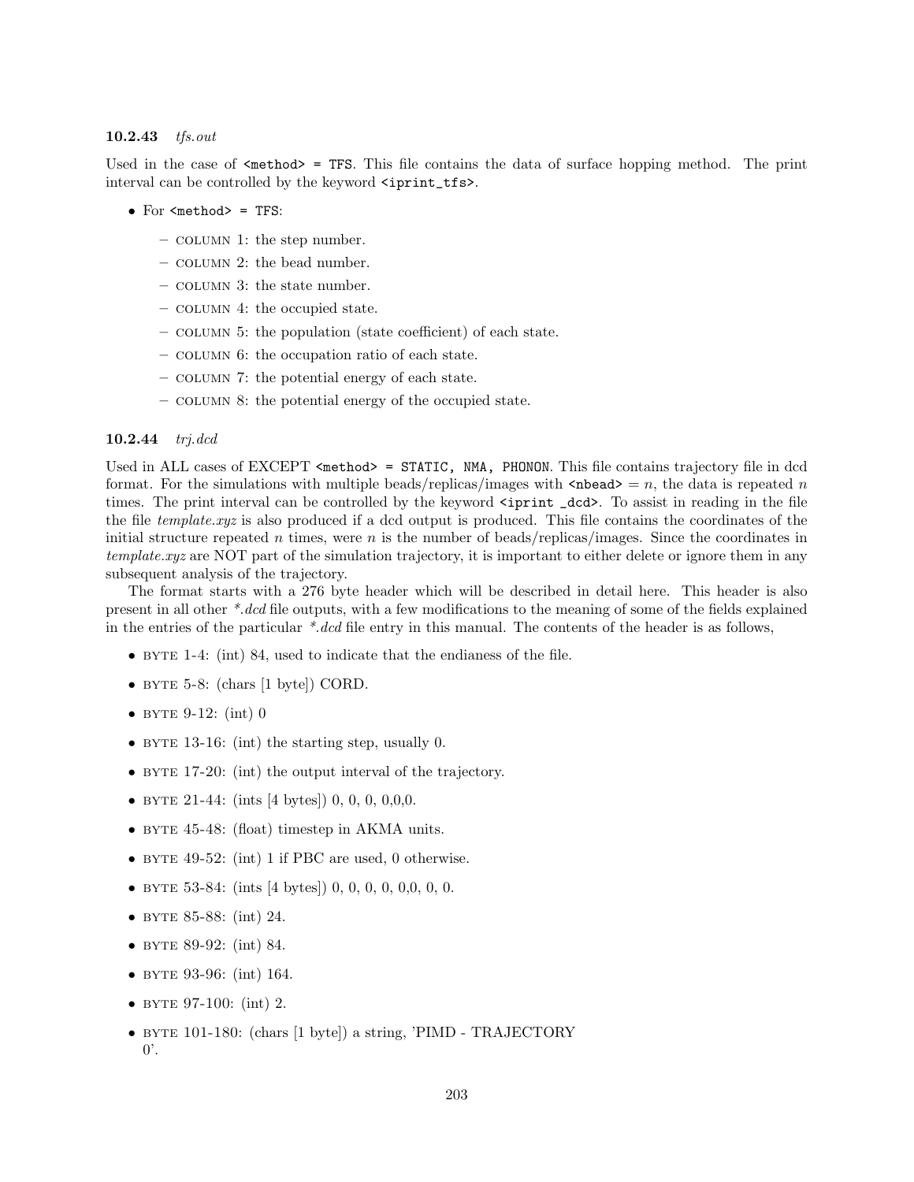### 10.2.43 *tfs.out*

Used in the case of `<method> = TFS`. This file contains the data of surface hopping method. The print interval can be controlled by the keyword `<iprint_tfs>`.

- For `<method> = TFS`:
  - COLUMN 1: the step number.
  - COLUMN 2: the bead number.
  - COLUMN 3: the state number.
  - COLUMN 4: the occupied state.
  - COLUMN 5: the population (state coefficient) of each state.
  - COLUMN 6: the occupation ratio of each state.
  - COLUMN 7: the potential energy of each state.
  - COLUMN 8: the potential energy of the occupied state.

### 10.2.44 *trj.dcd*

Used in ALL cases of EXCEPT `<method> = STATIC, NMA, PHONON`. This file contains trajectory file in dcd format. For the simulations with multiple beads/replicas/images with `<nbead>` $= n$, the data is repeated $n$ times. The print interval can be controlled by the keyword `<iprint _dcd>`. To assist in reading in the file the file *template.xyz* is also produced if a dcd output is produced. This file contains the coordinates of the initial structure repeated $n$ times, were $n$ is the number of beads/replicas/images. Since the coordinates in *template.xyz* are NOT part of the simulation trajectory, it is important to either delete or ignore them in any subsequent analysis of the trajectory.

The format starts with a 276 byte header which will be described in detail here. This header is also present in all other *\*.dcd* file outputs, with a few modifications to the meaning of some of the fields explained in the entries of the particular *\*.dcd* file entry in this manual. The contents of the header is as follows,

- BYTE 1-4: (int) 84, used to indicate that the endianess of the file.
- BYTE 5-8: (chars [1 byte]) CORD.
- BYTE 9-12: (int) 0
- BYTE 13-16: (int) the starting step, usually 0.
- BYTE 17-20: (int) the output interval of the trajectory.
- BYTE 21-44: (ints [4 bytes]) 0, 0, 0, 0,0,0.
- BYTE 45-48: (float) timestep in AKMA units.
- BYTE 49-52: (int) 1 if PBC are used, 0 otherwise.
- BYTE 53-84: (ints [4 bytes]) 0, 0, 0, 0, 0,0, 0, 0.
- BYTE 85-88: (int) 24.
- BYTE 89-92: (int) 84.
- BYTE 93-96: (int) 164.
- BYTE 97-100: (int) 2.
- BYTE 101-180: (chars [1 byte]) a string, 'PIMD - TRAJECTORY 0'.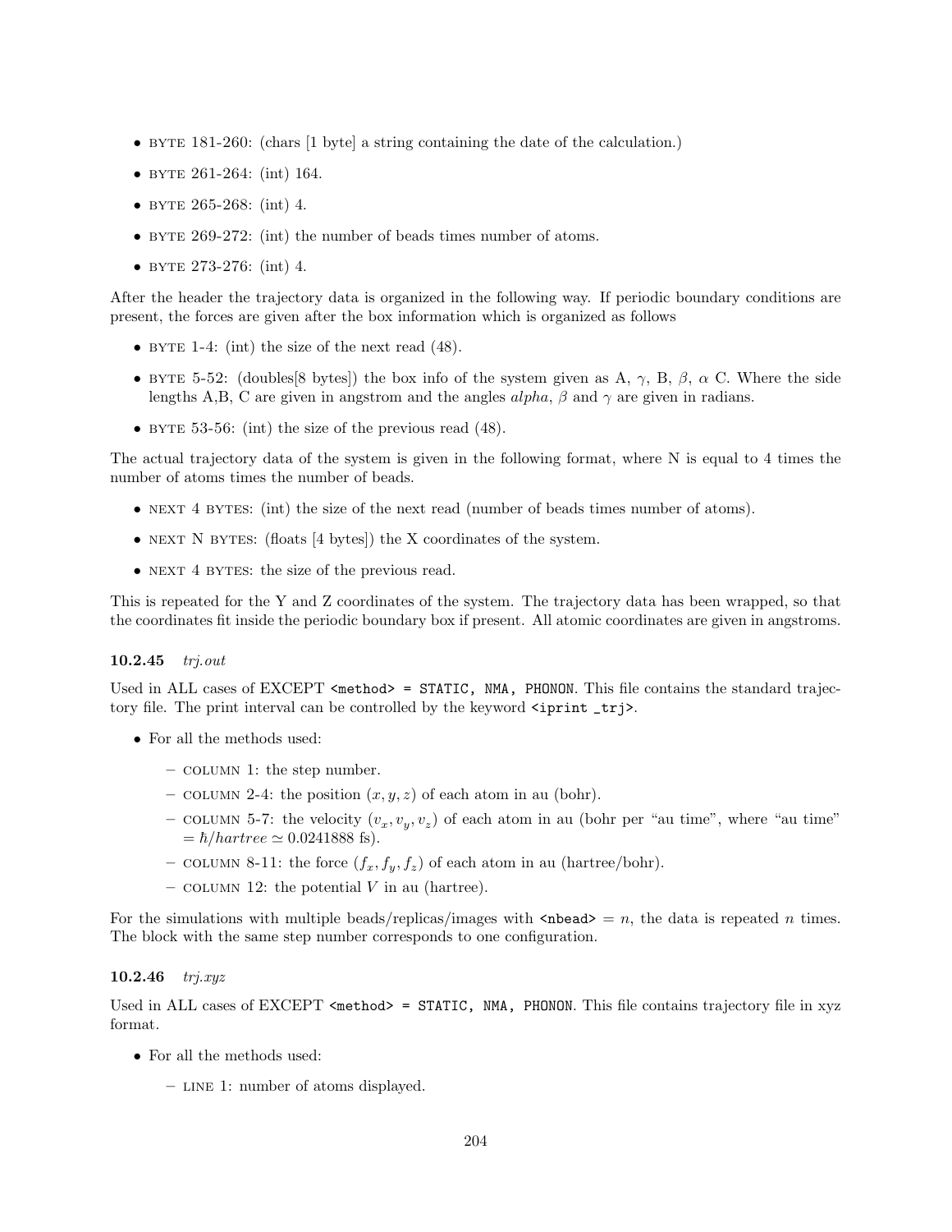- BYTE 181-260: (chars [1 byte] a string containing the date of the calculation.)
- BYTE 261-264: (int) 164.
- BYTE 265-268: (int) 4.
- BYTE 269-272: (int) the number of beads times number of atoms.
- BYTE 273-276: (int) 4.

After the header the trajectory data is organized in the following way. If periodic boundary conditions are present, the forces are given after the box information which is organized as follows

- BYTE 1-4: (int) the size of the next read (48).
- BYTE 5-52: (doubles[8 bytes]) the box info of the system given as A, $\gamma$, B, $\beta$, $\alpha$ C. Where the side lengths A,B, C are given in angstrom and the angles $alpha$, $\beta$ and $\gamma$ are given in radians.
- BYTE 53-56: (int) the size of the previous read (48).

The actual trajectory data of the system is given in the following format, where N is equal to 4 times the number of atoms times the number of beads.

- NEXT 4 BYTES: (int) the size of the next read (number of beads times number of atoms).
- NEXT N BYTES: (floats [4 bytes]) the X coordinates of the system.
- NEXT 4 BYTES: the size of the previous read.

This is repeated for the Y and Z coordinates of the system. The trajectory data has been wrapped, so that the coordinates fit inside the periodic boundary box if present. All atomic coordinates are given in angstroms.

### 10.2.45 *trj.out*

Used in ALL cases of EXCEPT `<method> = STATIC, NMA, PHONON`. This file contains the standard trajectory file. The print interval can be controlled by the keyword `<iprint _trj>`.

- For all the methods used:
  - COLUMN 1: the step number.
  - COLUMN 2-4: the position $(x, y, z)$ of each atom in au (bohr).
  - COLUMN 5-7: the velocity $(v_x, v_y, v_z)$ of each atom in au (bohr per "au time", where "au time" $= \hbar/hartree \simeq 0.0241888$ fs).
  - COLUMN 8-11: the force $(f_x, f_y, f_z)$ of each atom in au (hartree/bohr).
  - COLUMN 12: the potential $V$ in au (hartree).

For the simulations with multiple beads/replicas/images with `<nbead>` $= n$, the data is repeated $n$ times. The block with the same step number corresponds to one configuration.

### 10.2.46 *trj.xyz*

Used in ALL cases of EXCEPT `<method> = STATIC, NMA, PHONON`. This file contains trajectory file in xyz format.

- For all the methods used:
  - LINE 1: number of atoms displayed.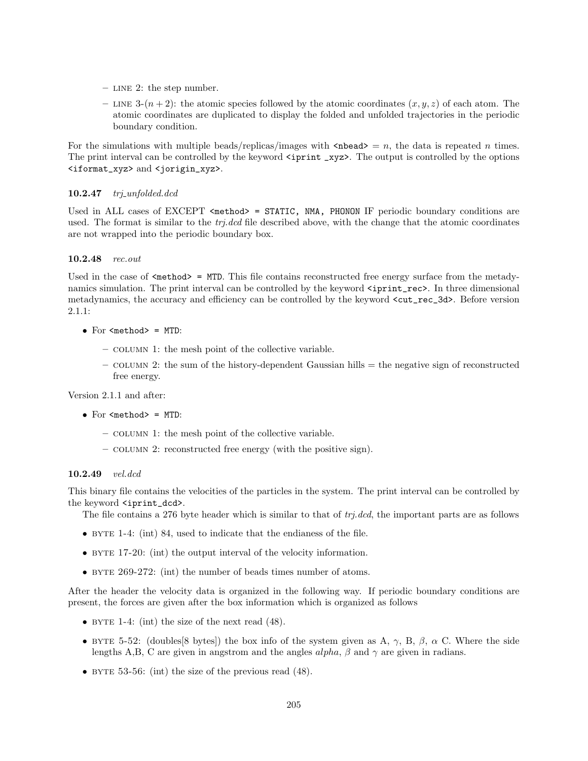- LINE 2: the step number.
  - LINE 3-$(n+2)$: the atomic species followed by the atomic coordinates $(x, y, z)$ of each atom. The atomic coordinates are duplicated to display the folded and unfolded trajectories in the periodic boundary condition.

For the simulations with multiple beads/replicas/images with `<nbead>` $= n$, the data is repeated $n$ times. The print interval can be controlled by the keyword `<iprint _xyz>`. The output is controlled by the options `<iformat_xyz>` and `<jorigin_xyz>`.

### 10.2.47 *trj_unfolded.dcd*

Used in ALL cases of EXCEPT `<method> = STATIC, NMA, PHONON` IF periodic boundary conditions are used. The format is similar to the *trj.dcd* file described above, with the change that the atomic coordinates are not wrapped into the periodic boundary box.

### 10.2.48 *rec.out*

Used in the case of `<method> = MTD`. This file contains reconstructed free energy surface from the metadynamics simulation. The print interval can be controlled by the keyword `<iprint_rec>`. In three dimensional metadynamics, the accuracy and efficiency can be controlled by the keyword `<cut_rec_3d>`. Before version 2.1.1:

- For `<method> = MTD`:
  - COLUMN 1: the mesh point of the collective variable.
  - COLUMN 2: the sum of the history-dependent Gaussian hills = the negative sign of reconstructed free energy.

Version 2.1.1 and after:

- For `<method> = MTD`:
  - COLUMN 1: the mesh point of the collective variable.
  - COLUMN 2: reconstructed free energy (with the positive sign).

### 10.2.49 *vel.dcd*

This binary file contains the velocities of the particles in the system. The print interval can be controlled by the keyword `<iprint_dcd>`.

The file contains a 276 byte header which is similar to that of *trj.dcd*, the important parts are as follows

- BYTE 1-4: (int) 84, used to indicate that the endianess of the file.
- BYTE 17-20: (int) the output interval of the velocity information.
- BYTE 269-272: (int) the number of beads times number of atoms.

After the header the velocity data is organized in the following way. If periodic boundary conditions are present, the forces are given after the box information which is organized as follows

- BYTE 1-4: (int) the size of the next read (48).
- BYTE 5-52: (doubles[8 bytes]) the box info of the system given as A, $\gamma$, B, $\beta$, $\alpha$ C. Where the side lengths A,B, C are given in angstrom and the angles *alpha*, $\beta$ and $\gamma$ are given in radians.
- BYTE 53-56: (int) the size of the previous read (48).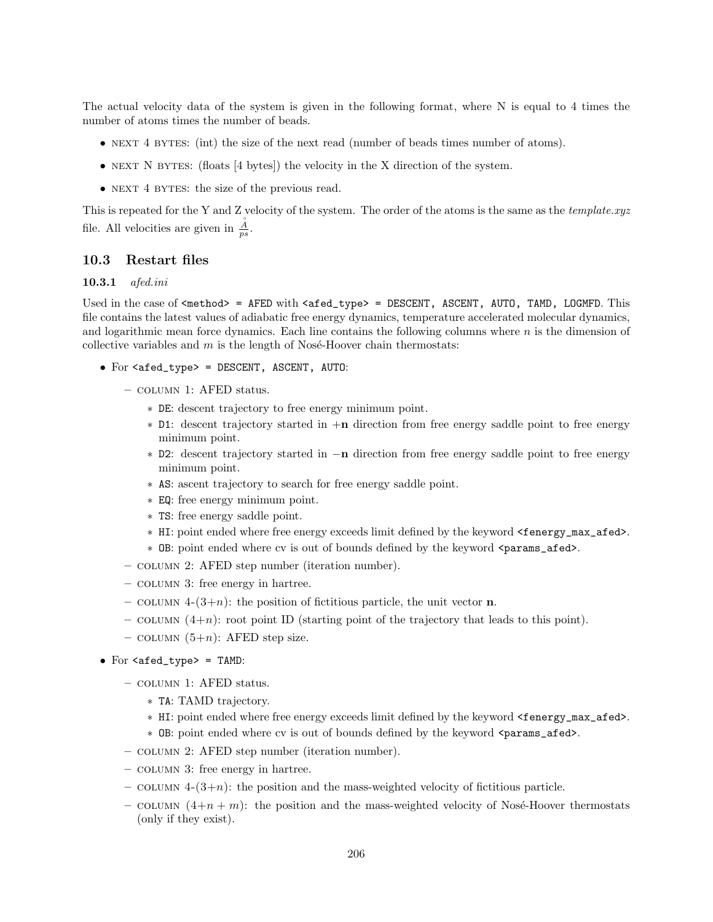The actual velocity data of the system is given in the following format, where N is equal to 4 times the number of atoms times the number of beads.

- NEXT 4 BYTES: (int) the size of the next read (number of beads times number of atoms).
- NEXT N BYTES: (floats [4 bytes]) the velocity in the X direction of the system.
- NEXT 4 BYTES: the size of the previous read.

This is repeated for the Y and Z velocity of the system. The order of the atoms is the same as the *template.xyz* file. All velocities are given in $\frac{\mathring{A}}{ps}$.

## 10.3 Restart files

### 10.3.1 *afed.ini*

Used in the case of `<method> = AFED` with `<afed_type> = DESCENT, ASCENT, AUTO, TAMD, LOGMFD`. This file contains the latest values of adiabatic free energy dynamics, temperature accelerated molecular dynamics, and logarithmic mean force dynamics. Each line contains the following columns where $n$ is the dimension of collective variables and $m$ is the length of Nosé-Hoover chain thermostats:

- For `<afed_type> = DESCENT, ASCENT, AUTO`:
  - COLUMN 1: AFED status.
    - `DE`: descent trajectory to free energy minimum point.
    - `D1`: descent trajectory started in $+\mathbf{n}$ direction from free energy saddle point to free energy minimum point.
    - `D2`: descent trajectory started in $-\mathbf{n}$ direction from free energy saddle point to free energy minimum point.
    - `AS`: ascent trajectory to search for free energy saddle point.
    - `EQ`: free energy minimum point.
    - `TS`: free energy saddle point.
    - `HI`: point ended where free energy exceeds limit defined by the keyword `<fenergy_max_afed>`.
    - `OB`: point ended where cv is out of bounds defined by the keyword `<params_afed>`.
  - COLUMN 2: AFED step number (iteration number).
  - COLUMN 3: free energy in hartree.
  - COLUMN 4-($3+n$): the position of fictitious particle, the unit vector $\mathbf{n}$.
  - COLUMN ($4+n$): root point ID (starting point of the trajectory that leads to this point).
  - COLUMN ($5+n$): AFED step size.
- For `<afed_type> = TAMD`:
  - COLUMN 1: AFED status.
    - `TA`: TAMD trajectory.
    - `HI`: point ended where free energy exceeds limit defined by the keyword `<fenergy_max_afed>`.
    - `OB`: point ended where cv is out of bounds defined by the keyword `<params_afed>`.
  - COLUMN 2: AFED step number (iteration number).
  - COLUMN 3: free energy in hartree.
  - COLUMN 4-($3+n$): the position and the mass-weighted velocity of fictitious particle.
  - COLUMN ($4+n+m$): the position and the mass-weighted velocity of Nosé-Hoover thermostats (only if they exist).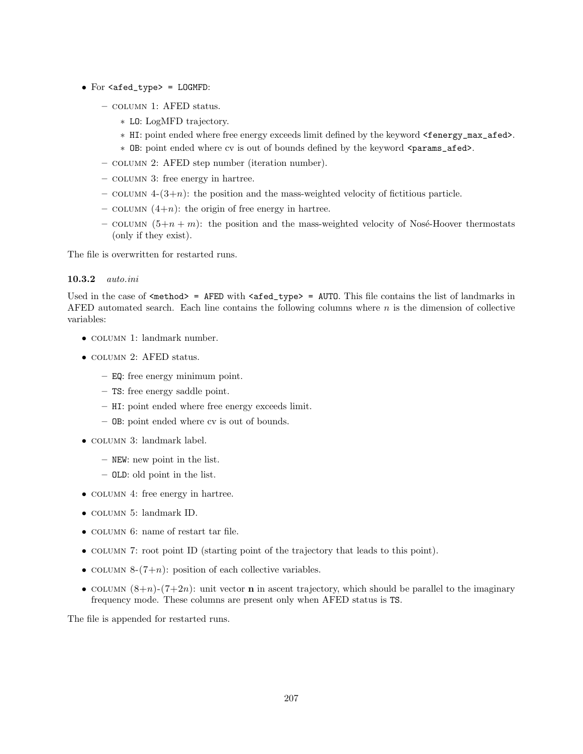- For `<afed_type> = LOGMFD`:
  - COLUMN 1: AFED status.
    - `LO`: LogMFD trajectory.
    - `HI`: point ended where free energy exceeds limit defined by the keyword `<fenergy_max_afed>`.
    - `OB`: point ended where cv is out of bounds defined by the keyword `<params_afed>`.
  - COLUMN 2: AFED step number (iteration number).
  - COLUMN 3: free energy in hartree.
  - COLUMN 4-($3+n$): the position and the mass-weighted velocity of fictitious particle.
  - COLUMN ($4+n$): the origin of free energy in hartree.
  - COLUMN ($5+n+m$): the position and the mass-weighted velocity of Nosé-Hoover thermostats (only if they exist).

The file is overwritten for restarted runs.

### 10.3.2 *auto.ini*

Used in the case of `<method> = AFED` with `<afed_type> = AUTO`. This file contains the list of landmarks in AFED automated search. Each line contains the following columns where $n$ is the dimension of collective variables:

- COLUMN 1: landmark number.
- COLUMN 2: AFED status.
  - `EQ`: free energy minimum point.
  - `TS`: free energy saddle point.
  - `HI`: point ended where free energy exceeds limit.
  - `OB`: point ended where cv is out of bounds.
- COLUMN 3: landmark label.
  - `NEW`: new point in the list.
  - `OLD`: old point in the list.
- COLUMN 4: free energy in hartree.
- COLUMN 5: landmark ID.
- COLUMN 6: name of restart tar file.
- COLUMN 7: root point ID (starting point of the trajectory that leads to this point).
- COLUMN 8-($7+n$): position of each collective variables.
- COLUMN ($8+n$)-($7+2n$): unit vector $\mathbf{n}$ in ascent trajectory, which should be parallel to the imaginary frequency mode. These columns are present only when AFED status is `TS`.

The file is appended for restarted runs.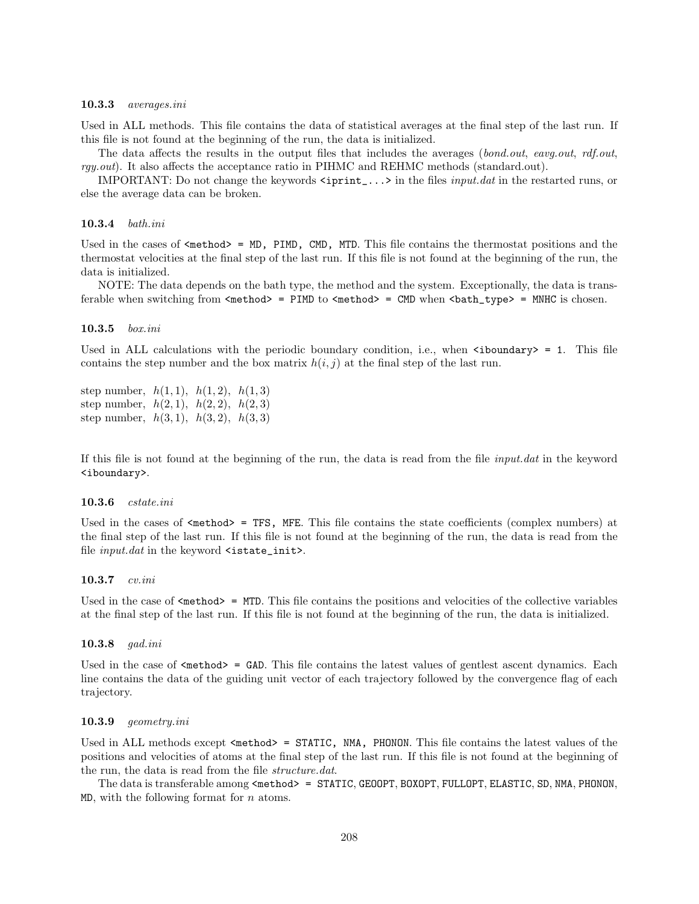### 10.3.3 *averages.ini*

Used in ALL methods. This file contains the data of statistical averages at the final step of the last run. If this file is not found at the beginning of the run, the data is initialized.

The data affects the results in the output files that includes the averages (*bond.out*, *eavg.out*, *rdf.out*, *rgy.out*). It also affects the acceptance ratio in PIHMC and REHMC methods (standard.out).

IMPORTANT: Do not change the keywords `<iprint_...>` in the files *input.dat* in the restarted runs, or else the average data can be broken.

### 10.3.4 *bath.ini*

Used in the cases of `<method> = MD, PIMD, CMD, MTD`. This file contains the thermostat positions and the thermostat velocities at the final step of the last run. If this file is not found at the beginning of the run, the data is initialized.

NOTE: The data depends on the bath type, the method and the system. Exceptionally, the data is transferable when switching from `<method> = PIMD` to `<method> = CMD` when `<bath_type> = MNHC` is chosen.

### 10.3.5 *box.ini*

Used in ALL calculations with the periodic boundary condition, i.e., when `<iboundary> = 1`. This file contains the step number and the box matrix $h(i,j)$ at the final step of the last run.

step number, $h(1,1)$, $h(1,2)$, $h(1,3)$
step number, $h(2,1)$, $h(2,2)$, $h(2,3)$
step number, $h(3,1)$, $h(3,2)$, $h(3,3)$

If this file is not found at the beginning of the run, the data is read from the file *input.dat* in the keyword `<iboundary>`.

### 10.3.6 *cstate.ini*

Used in the cases of `<method> = TFS, MFE`. This file contains the state coefficients (complex numbers) at the final step of the last run. If this file is not found at the beginning of the run, the data is read from the file *input.dat* in the keyword `<istate_init>`.

### 10.3.7 *cv.ini*

Used in the case of `<method> = MTD`. This file contains the positions and velocities of the collective variables at the final step of the last run. If this file is not found at the beginning of the run, the data is initialized.

### 10.3.8 *gad.ini*

Used in the case of `<method> = GAD`. This file contains the latest values of gentlest ascent dynamics. Each line contains the data of the guiding unit vector of each trajectory followed by the convergence flag of each trajectory.

### 10.3.9 *geometry.ini*

Used in ALL methods except `<method> = STATIC, NMA, PHONON`. This file contains the latest values of the positions and velocities of atoms at the final step of the last run. If this file is not found at the beginning of the run, the data is read from the file *structure.dat*.

The data is transferable among `<method> = STATIC`, `GEOOPT`, `BOXOPT`, `FULLOPT`, `ELASTIC`, `SD`, `NMA`, `PHONON`, `MD`, with the following format for $n$ atoms.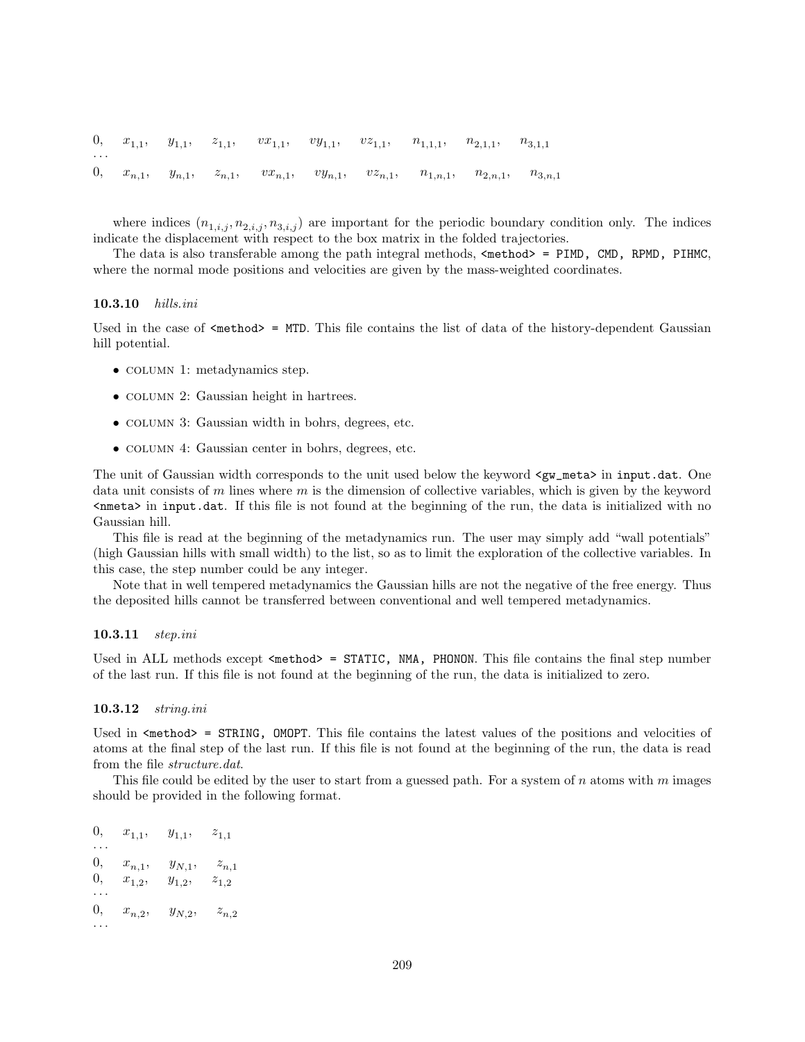$0, \quad x_{1,1}, \quad y_{1,1}, \quad z_{1,1}, \quad vx_{1,1}, \quad vy_{1,1}, \quad vz_{1,1}, \quad n_{1,1,1}, \quad n_{2,1,1}, \quad n_{3,1,1}$
...
$0, \quad x_{n,1}, \quad y_{n,1}, \quad z_{n,1}, \quad vx_{n,1}, \quad vy_{n,1}, \quad vz_{n,1}, \quad n_{1,n,1}, \quad n_{2,n,1}, \quad n_{3,n,1}$

where indices $(n_{1,i,j}, n_{2,i,j}, n_{3,i,j})$ are important for the periodic boundary condition only. The indices indicate the displacement with respect to the box matrix in the folded trajectories.

The data is also transferable among the path integral methods, `<method> = PIMD, CMD, RPMD, PIHMC`, where the normal mode positions and velocities are given by the mass-weighted coordinates.

### 10.3.10 *hills.ini*

Used in the case of `<method> = MTD`. This file contains the list of data of the history-dependent Gaussian hill potential.

- COLUMN 1: metadynamics step.
- COLUMN 2: Gaussian height in hartrees.
- COLUMN 3: Gaussian width in bohrs, degrees, etc.
- COLUMN 4: Gaussian center in bohrs, degrees, etc.

The unit of Gaussian width corresponds to the unit used below the keyword `<gw_meta>` in `input.dat`. One data unit consists of $m$ lines where $m$ is the dimension of collective variables, which is given by the keyword `<nmeta>` in `input.dat`. If this file is not found at the beginning of the run, the data is initialized with no Gaussian hill.

This file is read at the beginning of the metadynamics run. The user may simply add "wall potentials" (high Gaussian hills with small width) to the list, so as to limit the exploration of the collective variables. In this case, the step number could be any integer.

Note that in well tempered metadynamics the Gaussian hills are not the negative of the free energy. Thus the deposited hills cannot be transferred between conventional and well tempered metadynamics.

### 10.3.11 *step.ini*

Used in ALL methods except `<method> = STATIC, NMA, PHONON`. This file contains the final step number of the last run. If this file is not found at the beginning of the run, the data is initialized to zero.

### 10.3.12 *string.ini*

Used in `<method> = STRING, OMOPT`. This file contains the latest values of the positions and velocities of atoms at the final step of the last run. If this file is not found at the beginning of the run, the data is read from the file *structure.dat*.

This file could be edited by the user to start from a guessed path. For a system of $n$ atoms with $m$ images should be provided in the following format.

$0, \quad x_{1,1}, \quad y_{1,1}, \quad z_{1,1}$
...
$0, \quad x_{n,1}, \quad y_{N,1}, \quad z_{n,1}$
$0, \quad x_{1,2}, \quad y_{1,2}, \quad z_{1,2}$
...
$0, \quad x_{n,2}, \quad y_{N,2}, \quad z_{n,2}$
...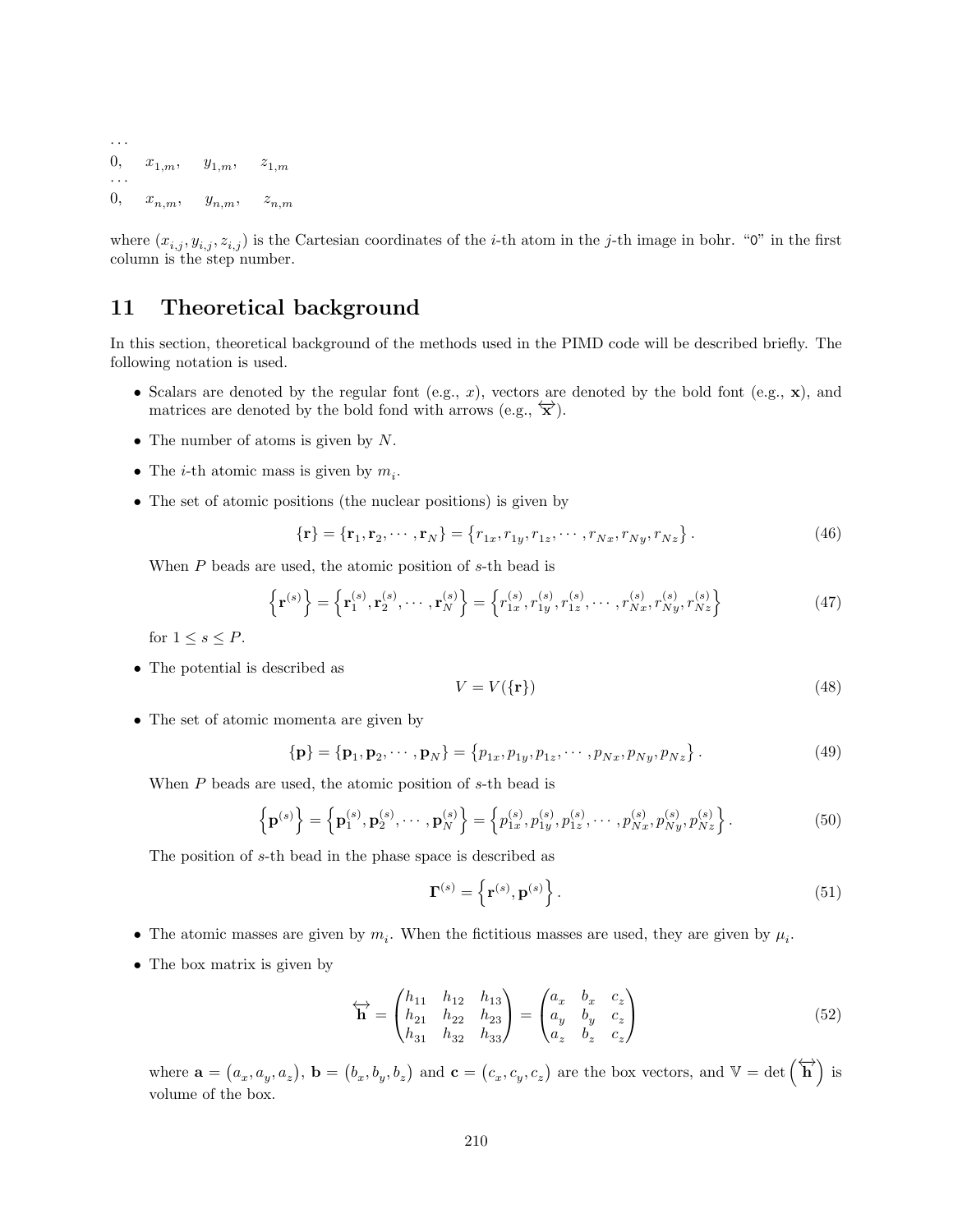...
0, $x_{1,m}$, $y_{1,m}$, $z_{1,m}$
...
0, $x_{n,m}$, $y_{n,m}$, $z_{n,m}$

where $(x_{i,j}, y_{i,j}, z_{i,j})$ is the Cartesian coordinates of the $i$-th atom in the $j$-th image in bohr. "0" in the first column is the step number.

# 11 Theoretical background

In this section, theoretical background of the methods used in the PIMD code will be described briefly. The following notation is used.

- Scalars are denoted by the regular font (e.g., $x$), vectors are denoted by the bold font (e.g., $\mathbf{x}$), and matrices are denoted by the bold fond with arrows (e.g., $\overleftrightarrow{\mathbf{x}}$).
- The number of atoms is given by $N$.
- The $i$-th atomic mass is given by $m_i$.
- The set of atomic positions (the nuclear positions) is given by

$$\{\mathbf{r}\} = \{\mathbf{r}_1, \mathbf{r}_2, \cdots, \mathbf{r}_N\} = \{r_{1x}, r_{1y}, r_{1z}, \cdots, r_{Nx}, r_{Ny}, r_{Nz}\}. \tag{46}$$

  When $P$ beads are used, the atomic position of $s$-th bead is

$$\left\{\mathbf{r}^{(s)}\right\} = \left\{\mathbf{r}_1^{(s)}, \mathbf{r}_2^{(s)}, \cdots, \mathbf{r}_N^{(s)}\right\} = \left\{r_{1x}^{(s)}, r_{1y}^{(s)}, r_{1z}^{(s)}, \cdots, r_{Nx}^{(s)}, r_{Ny}^{(s)}, r_{Nz}^{(s)}\right\} \tag{47}$$

  for $1 \le s \le P$.

- The potential is described as

$$V = V(\{\mathbf{r}\}) \tag{48}$$

- The set of atomic momenta are given by

$$\{\mathbf{p}\} = \{\mathbf{p}_1, \mathbf{p}_2, \cdots, \mathbf{p}_N\} = \{p_{1x}, p_{1y}, p_{1z}, \cdots, p_{Nx}, p_{Ny}, p_{Nz}\}. \tag{49}$$

  When $P$ beads are used, the atomic position of $s$-th bead is

$$\left\{\mathbf{p}^{(s)}\right\} = \left\{\mathbf{p}_1^{(s)}, \mathbf{p}_2^{(s)}, \cdots, \mathbf{p}_N^{(s)}\right\} = \left\{p_{1x}^{(s)}, p_{1y}^{(s)}, p_{1z}^{(s)}, \cdots, p_{Nx}^{(s)}, p_{Ny}^{(s)}, p_{Nz}^{(s)}\right\}. \tag{50}$$

  The position of $s$-th bead in the phase space is described as

$$\mathbf{\Gamma}^{(s)} = \left\{\mathbf{r}^{(s)}, \mathbf{p}^{(s)}\right\}. \tag{51}$$

- The atomic masses are given by $m_i$. When the fictitious masses are used, they are given by $\mu_i$.
- The box matrix is given by

$$\overleftrightarrow{\mathbf{h}} = \begin{pmatrix} h_{11} & h_{12} & h_{13} \\ h_{21} & h_{22} & h_{23} \\ h_{31} & h_{32} & h_{33} \end{pmatrix} = \begin{pmatrix} a_x & b_x & c_z \\ a_y & b_y & c_z \\ a_z & b_z & c_z \end{pmatrix} \tag{52}$$

  where $\mathbf{a} = (a_x, a_y, a_z)$, $\mathbf{b} = (b_x, b_y, b_z)$ and $\mathbf{c} = (c_x, c_y, c_z)$ are the box vectors, and $\mathbb{V} = \det\left(\overleftrightarrow{\mathbf{h}}\right)$ is volume of the box.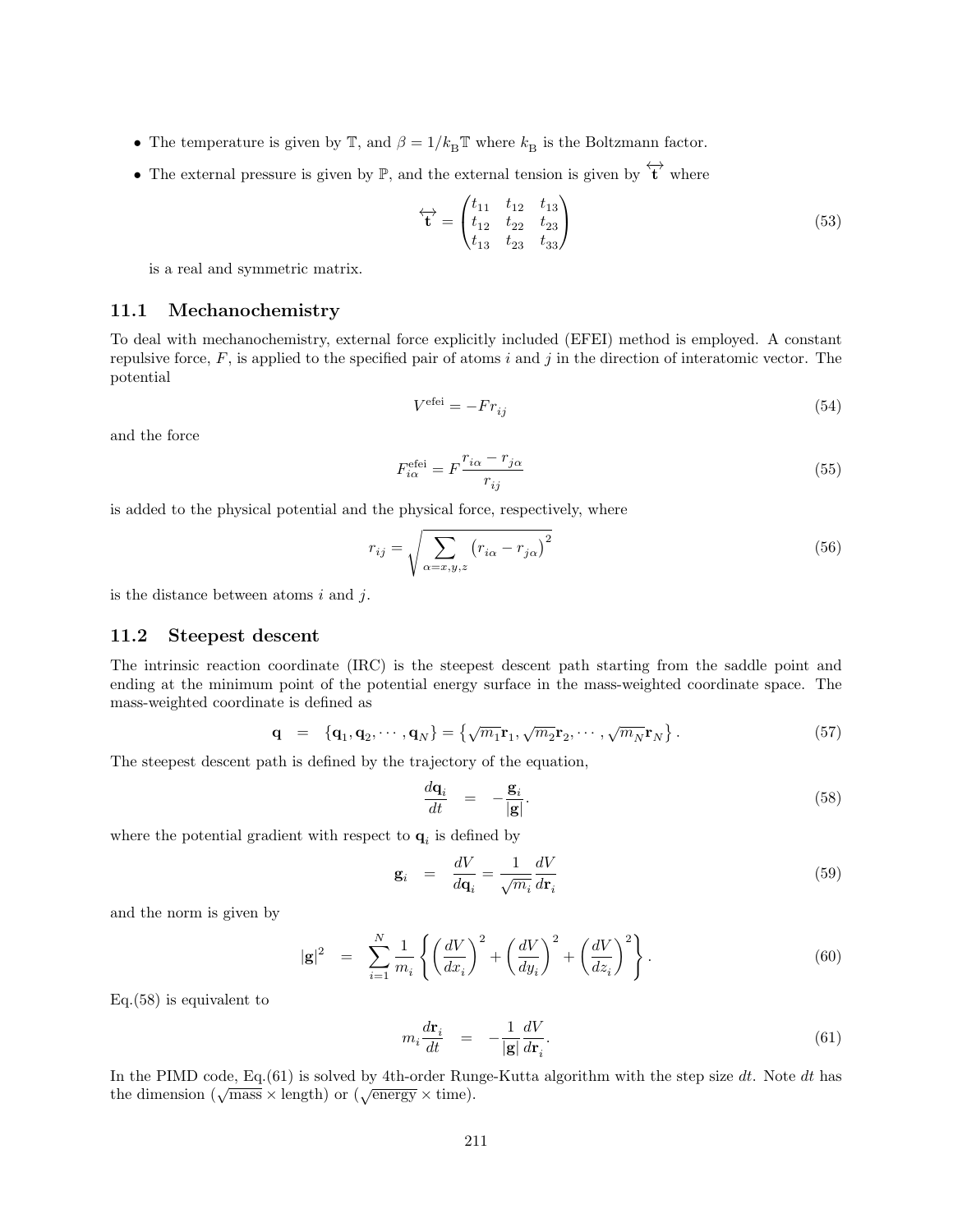- The temperature is given by $\mathbb{T}$, and $\beta = 1/k_\mathrm{B}\mathbb{T}$ where $k_\mathrm{B}$ is the Boltzmann factor.
- The external pressure is given by $\mathbb{P}$, and the external tension is given by $\overleftrightarrow{\mathbf{t}}$ where

$$\overleftrightarrow{\mathbf{t}} = \begin{pmatrix} t_{11} & t_{12} & t_{13} \\ t_{12} & t_{22} & t_{23} \\ t_{13} & t_{23} & t_{33} \end{pmatrix} \tag{53}$$

  is a real and symmetric matrix.

## 11.1 Mechanochemistry

To deal with mechanochemistry, external force explicitly included (EFEI) method is employed. A constant repulsive force, $F$, is applied to the specified pair of atoms $i$ and $j$ in the direction of interatomic vector. The potential

$$V^{\mathrm{efei}} = -F r_{ij} \tag{54}$$

and the force

$$F^{\mathrm{efei}}_{i\alpha} = F \frac{r_{i\alpha} - r_{j\alpha}}{r_{ij}} \tag{55}$$

is added to the physical potential and the physical force, respectively, where

$$r_{ij} = \sqrt{\sum_{\alpha=x,y,z} \left( r_{i\alpha} - r_{j\alpha} \right)^2} \tag{56}$$

is the distance between atoms $i$ and $j$.

## 11.2 Steepest descent

The intrinsic reaction coordinate (IRC) is the steepest descent path starting from the saddle point and ending at the minimum point of the potential energy surface in the mass-weighted coordinate space. The mass-weighted coordinate is defined as

$$\mathbf{q} \quad = \quad \{\mathbf{q}_1, \mathbf{q}_2, \cdots, \mathbf{q}_N\} = \left\{ \sqrt{m_1}\mathbf{r}_1, \sqrt{m_2}\mathbf{r}_2, \cdots, \sqrt{m_N}\mathbf{r}_N \right\}. \tag{57}$$

The steepest descent path is defined by the trajectory of the equation,

$$\frac{d\mathbf{q}_i}{dt} \quad = \quad -\frac{\mathbf{g}_i}{|\mathbf{g}|}. \tag{58}$$

where the potential gradient with respect to $\mathbf{q}_i$ is defined by

$$\mathbf{g}_i \quad = \quad \frac{dV}{d\mathbf{q}_i} = \frac{1}{\sqrt{m_i}} \frac{dV}{d\mathbf{r}_i} \tag{59}$$

and the norm is given by

$$|\mathbf{g}|^2 \quad = \quad \sum_{i=1}^{N} \frac{1}{m_i} \left\{ \left( \frac{dV}{dx_i} \right)^2 + \left( \frac{dV}{dy_i} \right)^2 + \left( \frac{dV}{dz_i} \right)^2 \right\}. \tag{60}$$

Eq.(58) is equivalent to

$$m_i \frac{d\mathbf{r}_i}{dt} \quad = \quad -\frac{1}{|\mathbf{g}|} \frac{dV}{d\mathbf{r}_i}. \tag{61}$$

In the PIMD code, Eq.(61) is solved by 4th-order Runge-Kutta algorithm with the step size $dt$. Note $dt$ has the dimension ($\sqrt{\text{mass}} \times \text{length}$) or ($\sqrt{\text{energy}} \times \text{time}$).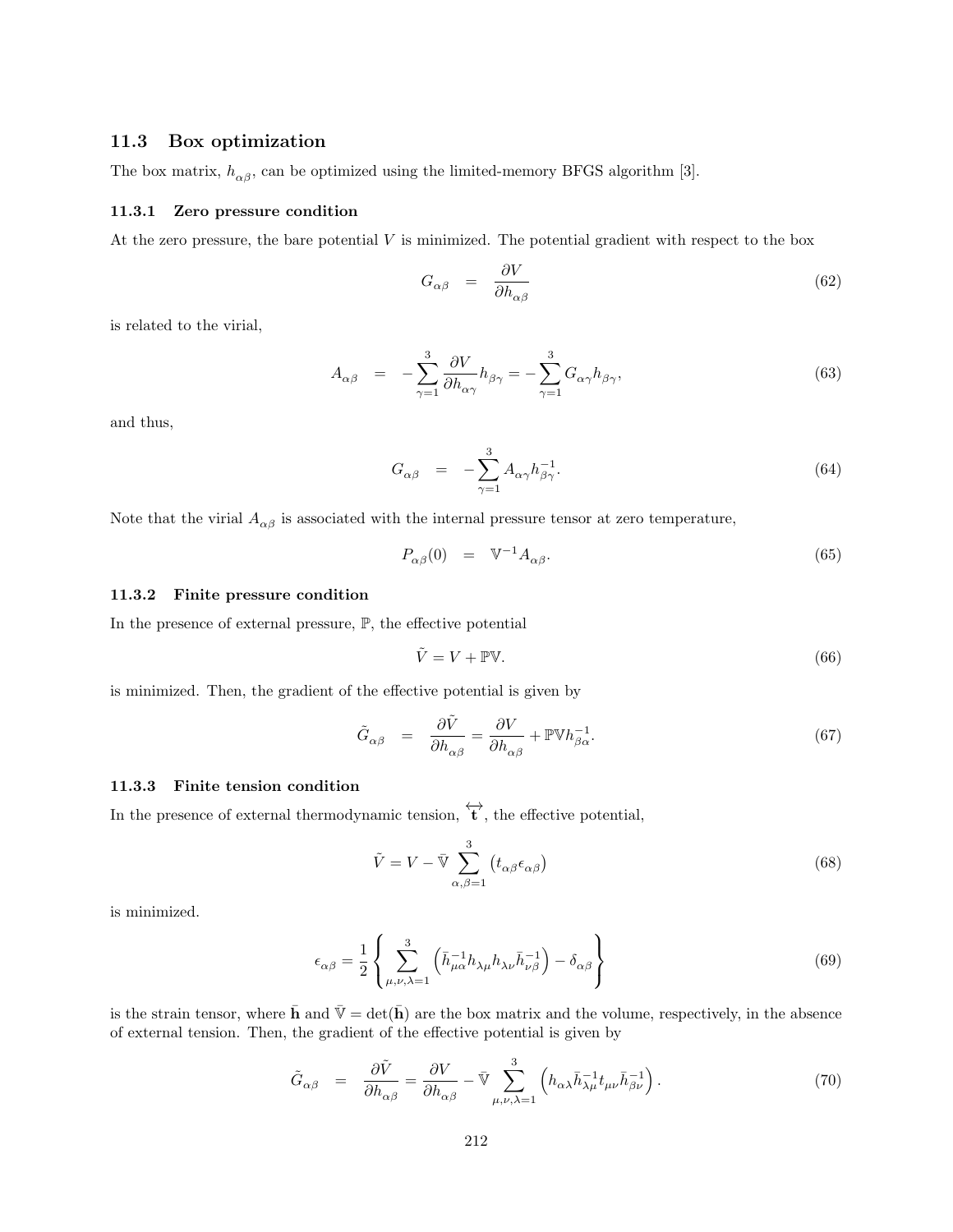### 11.3 Box optimization

The box matrix, $h_{\alpha\beta}$, can be optimized using the limited-memory BFGS algorithm [3].

#### 11.3.1 Zero pressure condition

At the zero pressure, the bare potential $V$ is minimized. The potential gradient with respect to the box

$$G_{\alpha\beta} = \frac{\partial V}{\partial h_{\alpha\beta}} \tag{62}$$

is related to the virial,

$$A_{\alpha\beta} = -\sum_{\gamma=1}^{3} \frac{\partial V}{\partial h_{\alpha\gamma}} h_{\beta\gamma} = -\sum_{\gamma=1}^{3} G_{\alpha\gamma} h_{\beta\gamma}, \tag{63}$$

and thus,

$$G_{\alpha\beta} = -\sum_{\gamma=1}^{3} A_{\alpha\gamma} h_{\beta\gamma}^{-1}. \tag{64}$$

Note that the virial $A_{\alpha\beta}$ is associated with the internal pressure tensor at zero temperature,

$$P_{\alpha\beta}(0) = \mathbb{V}^{-1} A_{\alpha\beta}. \tag{65}$$

#### 11.3.2 Finite pressure condition

In the presence of external pressure, $\mathbb{P}$, the effective potential

$$\tilde{V} = V + \mathbb{P}\mathbb{V}. \tag{66}$$

is minimized. Then, the gradient of the effective potential is given by

$$\tilde{G}_{\alpha\beta} = \frac{\partial \tilde{V}}{\partial h_{\alpha\beta}} = \frac{\partial V}{\partial h_{\alpha\beta}} + \mathbb{P}\mathbb{V} h_{\beta\alpha}^{-1}. \tag{67}$$

#### 11.3.3 Finite tension condition

In the presence of external thermodynamic tension, $\overleftrightarrow{\mathbf{t}}$, the effective potential,

$$\tilde{V} = V - \bar{\mathbb{V}} \sum_{\alpha,\beta=1}^{3} \left( t_{\alpha\beta} \epsilon_{\alpha\beta} \right) \tag{68}$$

is minimized.

$$\epsilon_{\alpha\beta} = \frac{1}{2} \left\{ \sum_{\mu,\nu,\lambda=1}^{3} \left( \bar{h}_{\mu\alpha}^{-1} h_{\lambda\mu} h_{\lambda\nu} \bar{h}_{\nu\beta}^{-1} \right) - \delta_{\alpha\beta} \right\} \tag{69}$$

is the strain tensor, where $\bar{\mathbf{h}}$ and $\bar{\mathbb{V}} = \det(\bar{\mathbf{h}})$ are the box matrix and the volume, respectively, in the absence of external tension. Then, the gradient of the effective potential is given by

$$\tilde{G}_{\alpha\beta} = \frac{\partial \tilde{V}}{\partial h_{\alpha\beta}} = \frac{\partial V}{\partial h_{\alpha\beta}} - \bar{\mathbb{V}} \sum_{\mu,\nu,\lambda=1}^{3} \left( h_{\alpha\lambda} \bar{h}_{\lambda\mu}^{-1} t_{\mu\nu} \bar{h}_{\beta\nu}^{-1} \right). \tag{70}$$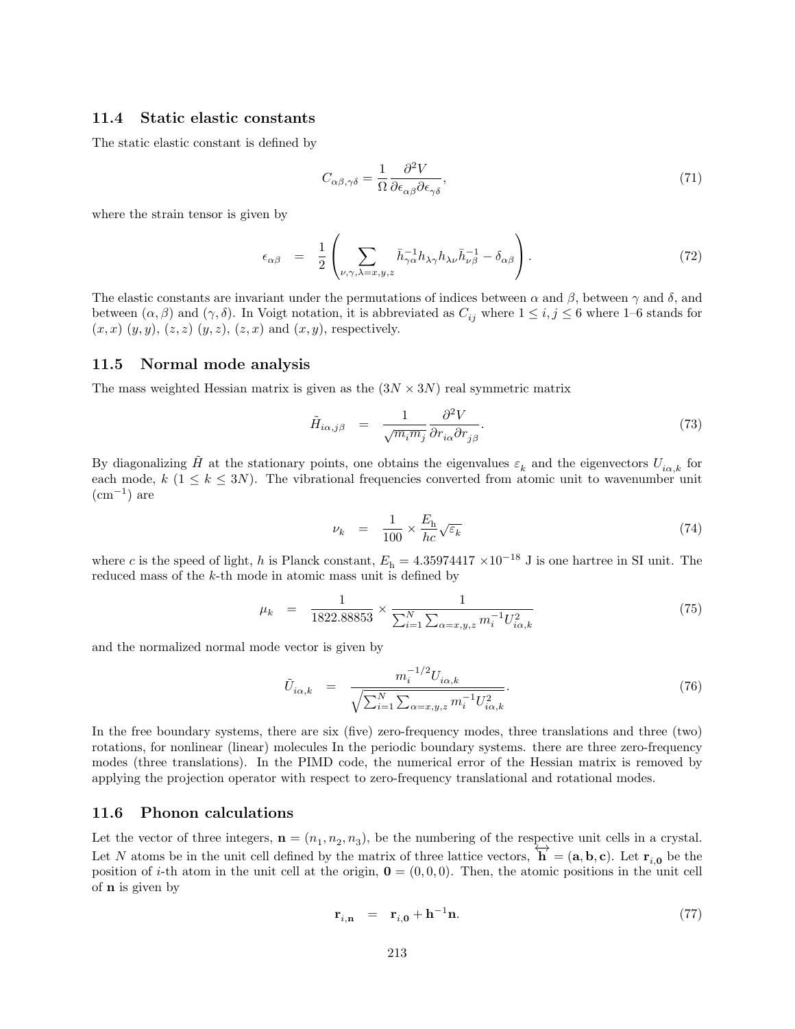### 11.4 Static elastic constants

The static elastic constant is defined by

$$C_{\alpha\beta,\gamma\delta} = \frac{1}{\Omega}\frac{\partial^2 V}{\partial \epsilon_{\alpha\beta}\partial \epsilon_{\gamma\delta}}, \tag{71}$$

where the strain tensor is given by

$$\epsilon_{\alpha\beta} = \frac{1}{2}\left(\sum_{\nu,\gamma,\lambda=x,y,z} \bar{h}^{-1}_{\gamma\alpha} h_{\lambda\gamma} h_{\lambda\nu} \bar{h}^{-1}_{\nu\beta} - \delta_{\alpha\beta}\right). \tag{72}$$

The elastic constants are invariant under the permutations of indices between $\alpha$ and $\beta$, between $\gamma$ and $\delta$, and between $(\alpha, \beta)$ and $(\gamma, \delta)$. In Voigt notation, it is abbreviated as $C_{ij}$ where $1 \le i, j \le 6$ where 1–6 stands for $(x, x)$ $(y, y)$, $(z, z)$ $(y, z)$, $(z, x)$ and $(x, y)$, respectively.

### 11.5 Normal mode analysis

The mass weighted Hessian matrix is given as the $(3N \times 3N)$ real symmetric matrix

$$\tilde{H}_{i\alpha,j\beta} = \frac{1}{\sqrt{m_i m_j}}\frac{\partial^2 V}{\partial r_{i\alpha}\partial r_{j\beta}}. \tag{73}$$

By diagonalizing $\tilde{H}$ at the stationary points, one obtains the eigenvalues $\varepsilon_k$ and the eigenvectors $U_{i\alpha,k}$ for each mode, $k$ $(1 \le k \le 3N)$. The vibrational frequencies converted from atomic unit to wavenumber unit ($\mathrm{cm}^{-1}$) are

$$\nu_k = \frac{1}{100} \times \frac{E_\mathrm{h}}{hc}\sqrt{\varepsilon_k} \tag{74}$$

where $c$ is the speed of light, $h$ is Planck constant, $E_\mathrm{h} = 4.35974417 \times 10^{-18}$ J is one hartree in SI unit. The reduced mass of the $k$-th mode in atomic mass unit is defined by

$$\mu_k = \frac{1}{1822.88853} \times \frac{1}{\sum_{i=1}^{N}\sum_{\alpha=x,y,z} m_i^{-1} U_{i\alpha,k}^2} \tag{75}$$

and the normalized normal mode vector is given by

$$\tilde{U}_{i\alpha,k} = \frac{m_i^{-1/2} U_{i\alpha,k}}{\sqrt{\sum_{i=1}^{N}\sum_{\alpha=x,y,z} m_i^{-1} U_{i\alpha,k}^2}}. \tag{76}$$

In the free boundary systems, there are six (five) zero-frequency modes, three translations and three (two) rotations, for nonlinear (linear) molecules In the periodic boundary systems. there are three zero-frequency modes (three translations). In the PIMD code, the numerical error of the Hessian matrix is removed by applying the projection operator with respect to zero-frequency translational and rotational modes.

### 11.6 Phonon calculations

Let the vector of three integers, $\mathbf{n} = (n_1, n_2, n_3)$, be the numbering of the respective unit cells in a crystal. Let $N$ atoms be in the unit cell defined by the matrix of three lattice vectors, $\overleftrightarrow{\mathbf{h}} = (\mathbf{a}, \mathbf{b}, \mathbf{c})$. Let $\mathbf{r}_{i,\mathbf{0}}$ be the position of $i$-th atom in the unit cell at the origin, $\mathbf{0} = (0, 0, 0)$. Then, the atomic positions in the unit cell of $\mathbf{n}$ is given by

$$\mathbf{r}_{i,\mathbf{n}} = \mathbf{r}_{i,\mathbf{0}} + \mathbf{h}^{-1}\mathbf{n}. \tag{77}$$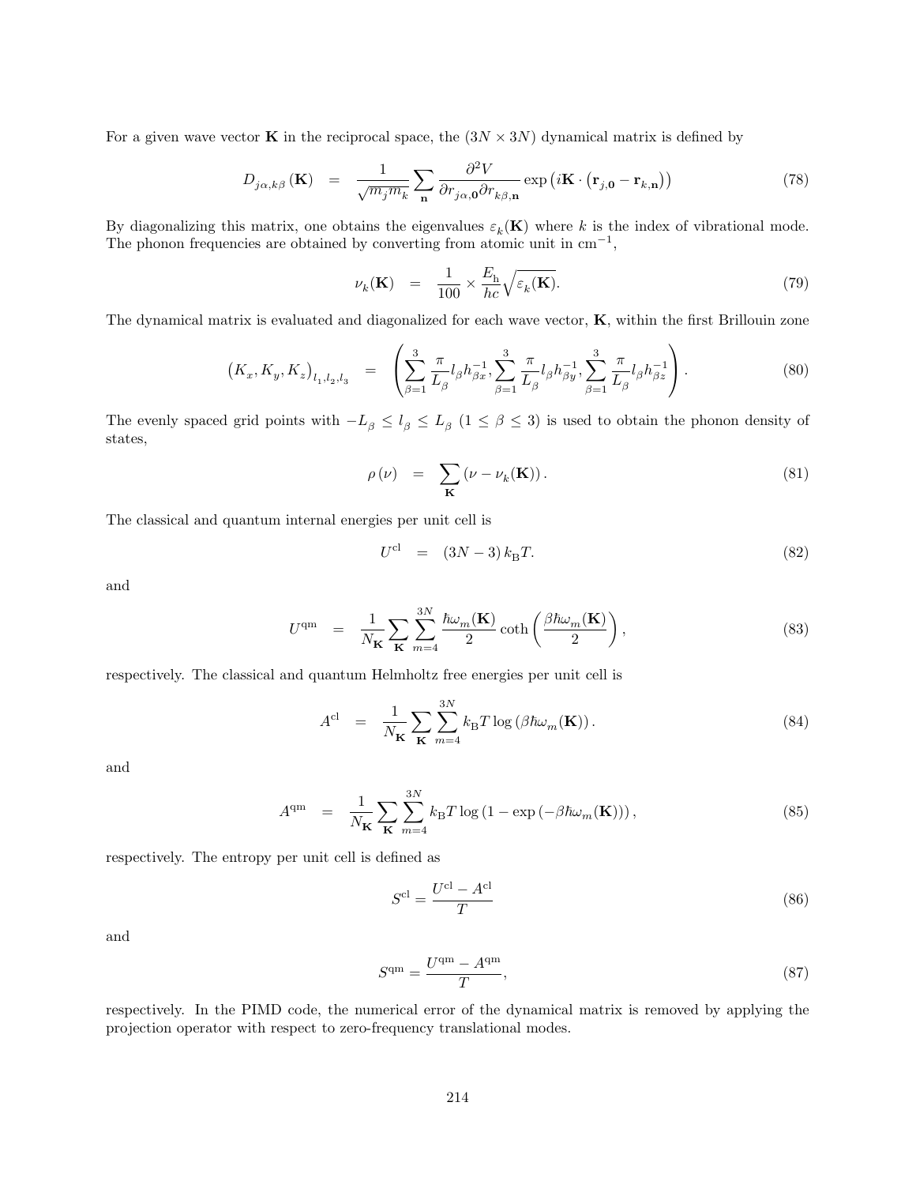For a given wave vector $\mathbf{K}$ in the reciprocal space, the $(3N \times 3N)$ dynamical matrix is defined by

$$D_{j\alpha,k\beta}(\mathbf{K}) = \frac{1}{\sqrt{m_j m_k}} \sum_{\mathbf{n}} \frac{\partial^2 V}{\partial r_{j\alpha,\mathbf{0}} \partial r_{k\beta,\mathbf{n}}} \exp\left(i\mathbf{K}\cdot\left(\mathbf{r}_{j,\mathbf{0}} - \mathbf{r}_{k,\mathbf{n}}\right)\right) \tag{78}$$

By diagonalizing this matrix, one obtains the eigenvalues $\varepsilon_k(\mathbf{K})$ where $k$ is the index of vibrational mode. The phonon frequencies are obtained by converting from atomic unit in $\mathrm{cm}^{-1}$,

$$\nu_k(\mathbf{K}) = \frac{1}{100} \times \frac{E_{\mathrm{h}}}{hc}\sqrt{\varepsilon_k(\mathbf{K})}. \tag{79}$$

The dynamical matrix is evaluated and diagonalized for each wave vector, $\mathbf{K}$, within the first Brillouin zone

$$\left(K_x, K_y, K_z\right)_{l_1,l_2,l_3} = \left(\sum_{\beta=1}^{3} \frac{\pi}{L_\beta} l_\beta h_{\beta x}^{-1}, \sum_{\beta=1}^{3} \frac{\pi}{L_\beta} l_\beta h_{\beta y}^{-1}, \sum_{\beta=1}^{3} \frac{\pi}{L_\beta} l_\beta h_{\beta z}^{-1}\right). \tag{80}$$

The evenly spaced grid points with $-L_\beta \leq l_\beta \leq L_\beta$ $(1 \leq \beta \leq 3)$ is used to obtain the phonon density of states,

$$\rho(\nu) = \sum_{\mathbf{K}} \left(\nu - \nu_k(\mathbf{K})\right). \tag{81}$$

The classical and quantum internal energies per unit cell is

$$U^{\mathrm{cl}} = (3N - 3)\, k_{\mathrm{B}} T. \tag{82}$$

and

$$U^{\mathrm{qm}} = \frac{1}{N_{\mathbf{K}}} \sum_{\mathbf{K}} \sum_{m=4}^{3N} \frac{\hbar\omega_m(\mathbf{K})}{2} \coth\left(\frac{\beta\hbar\omega_m(\mathbf{K})}{2}\right), \tag{83}$$

respectively. The classical and quantum Helmholtz free energies per unit cell is

$$A^{\mathrm{cl}} = \frac{1}{N_{\mathbf{K}}} \sum_{\mathbf{K}} \sum_{m=4}^{3N} k_{\mathrm{B}} T \log\left(\beta\hbar\omega_m(\mathbf{K})\right). \tag{84}$$

and

$$A^{\mathrm{qm}} = \frac{1}{N_{\mathbf{K}}} \sum_{\mathbf{K}} \sum_{m=4}^{3N} k_{\mathrm{B}} T \log\left(1 - \exp\left(-\beta\hbar\omega_m(\mathbf{K})\right)\right), \tag{85}$$

respectively. The entropy per unit cell is defined as

$$S^{\mathrm{cl}} = \frac{U^{\mathrm{cl}} - A^{\mathrm{cl}}}{T} \tag{86}$$

and

$$S^{\mathrm{qm}} = \frac{U^{\mathrm{qm}} - A^{\mathrm{qm}}}{T}, \tag{87}$$

respectively. In the PIMD code, the numerical error of the dynamical matrix is removed by applying the projection operator with respect to zero-frequency translational modes.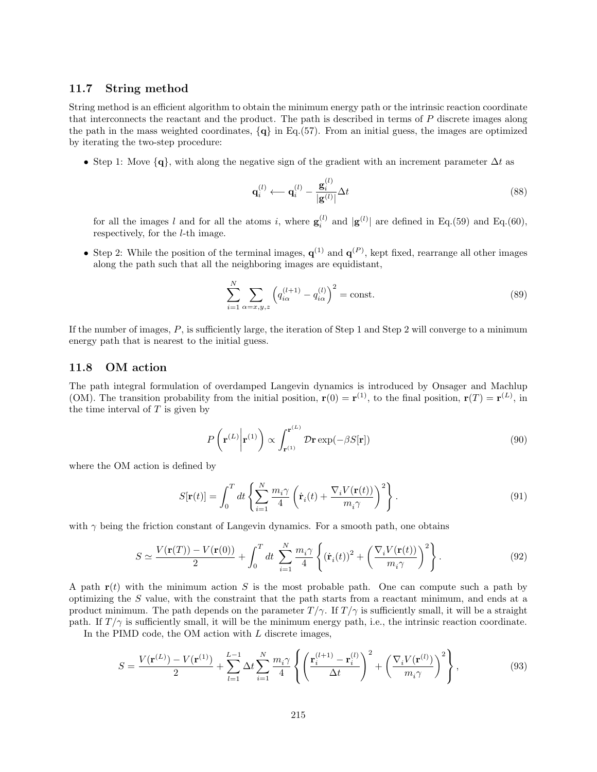### 11.7 String method

String method is an efficient algorithm to obtain the minimum energy path or the intrinsic reaction coordinate that interconnects the reactant and the product. The path is described in terms of $P$ discrete images along the path in the mass weighted coordinates, $\{\mathbf{q}\}$ in Eq.(57). From an initial guess, the images are optimized by iterating the two-step procedure:

- Step 1: Move $\{\mathbf{q}\}$, with along the negative sign of the gradient with an increment parameter $\Delta t$ as

$$\mathbf{q}_i^{(l)} \longleftarrow \mathbf{q}_i^{(l)} - \frac{\mathbf{g}_i^{(l)}}{|\mathbf{g}^{(l)}|}\Delta t \tag{88}$$

  for all the images $l$ and for all the atoms $i$, where $\mathbf{g}_i^{(l)}$ and $|\mathbf{g}^{(l)}|$ are defined in Eq.(59) and Eq.(60), respectively, for the $l$-th image.

- Step 2: While the position of the terminal images, $\mathbf{q}^{(1)}$ and $\mathbf{q}^{(P)}$, kept fixed, rearrange all other images along the path such that all the neighboring images are equidistant,

$$\sum_{i=1}^{N} \sum_{\alpha=x,y,z} \left( q_{i\alpha}^{(l+1)} - q_{i\alpha}^{(l)} \right)^2 = \text{const.} \tag{89}$$

If the number of images, $P$, is sufficiently large, the iteration of Step 1 and Step 2 will converge to a minimum energy path that is nearest to the initial guess.

### 11.8 OM action

The path integral formulation of overdamped Langevin dynamics is introduced by Onsager and Machlup (OM). The transition probability from the initial position, $\mathbf{r}(0) = \mathbf{r}^{(1)}$, to the final position, $\mathbf{r}(T) = \mathbf{r}^{(L)}$, in the time interval of $T$ is given by

$$P\left(\mathbf{r}^{(L)} \middle| \mathbf{r}^{(1)}\right) \propto \int_{\mathbf{r}^{(1)}}^{\mathbf{r}^{(L)}} \mathcal{D}\mathbf{r} \exp(-\beta S[\mathbf{r}]) \tag{90}$$

where the OM action is defined by

$$S[\mathbf{r}(t)] = \int_0^T dt \left\{ \sum_{i=1}^{N} \frac{m_i \gamma}{4} \left( \dot{\mathbf{r}}_i(t) + \frac{\nabla_i V(\mathbf{r}(t))}{m_i \gamma} \right)^2 \right\}. \tag{91}$$

with $\gamma$ being the friction constant of Langevin dynamics. For a smooth path, one obtains

$$S \simeq \frac{V(\mathbf{r}(T)) - V(\mathbf{r}(0))}{2} + \int_0^T dt \sum_{i=1}^{N} \frac{m_i \gamma}{4} \left\{ (\dot{\mathbf{r}}_i(t))^2 + \left( \frac{\nabla_i V(\mathbf{r}(t))}{m_i \gamma} \right)^2 \right\}. \tag{92}$$

A path $\mathbf{r}(t)$ with the minimum action $S$ is the most probable path. One can compute such a path by optimizing the $S$ value, with the constraint that the path starts from a reactant minimum, and ends at a product minimum. The path depends on the parameter $T/\gamma$. If $T/\gamma$ is sufficiently small, it will be a straight path. If $T/\gamma$ is sufficiently small, it will be the minimum energy path, i.e., the intrinsic reaction coordinate.

In the PIMD code, the OM action with $L$ discrete images,

$$S = \frac{V(\mathbf{r}^{(L)}) - V(\mathbf{r}^{(1)})}{2} + \sum_{l=1}^{L-1} \Delta t \sum_{i=1}^{N} \frac{m_i \gamma}{4} \left\{ \left( \frac{\mathbf{r}_i^{(l+1)} - \mathbf{r}_i^{(l)}}{\Delta t} \right)^2 + \left( \frac{\nabla_i V(\mathbf{r}^{(l)})}{m_i \gamma} \right)^2 \right\}, \tag{93}$$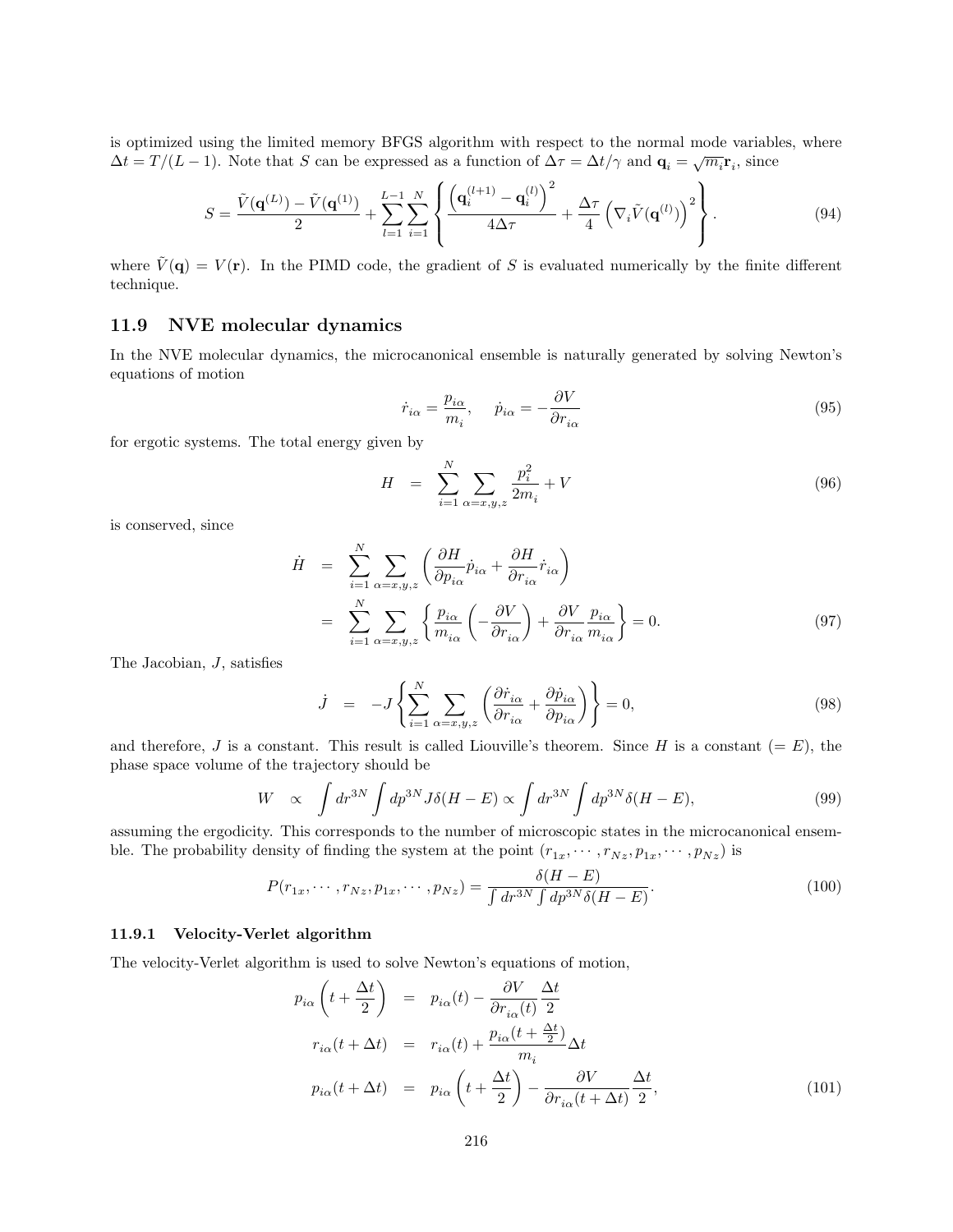is optimized using the limited memory BFGS algorithm with respect to the normal mode variables, where $\Delta t = T/(L-1)$. Note that $S$ can be expressed as a function of $\Delta\tau = \Delta t/\gamma$ and $\mathbf{q}_i = \sqrt{m_i}\mathbf{r}_i$, since

$$S = \frac{\tilde{V}(\mathbf{q}^{(L)}) - \tilde{V}(\mathbf{q}^{(1)})}{2} + \sum_{l=1}^{L-1}\sum_{i=1}^{N}\left\{\frac{\left(\mathbf{q}_i^{(l+1)} - \mathbf{q}_i^{(l)}\right)^2}{4\Delta\tau} + \frac{\Delta\tau}{4}\left(\nabla_i \tilde{V}(\mathbf{q}^{(l)})\right)^2\right\}. \tag{94}$$

where $\tilde{V}(\mathbf{q}) = V(\mathbf{r})$. In the PIMD code, the gradient of $S$ is evaluated numerically by the finite different technique.

## 11.9 NVE molecular dynamics

In the NVE molecular dynamics, the microcanonical ensemble is naturally generated by solving Newton's equations of motion

$$\dot{r}_{i\alpha} = \frac{p_{i\alpha}}{m_i}, \quad \dot{p}_{i\alpha} = -\frac{\partial V}{\partial r_{i\alpha}} \tag{95}$$

for ergotic systems. The total energy given by

$$H = \sum_{i=1}^{N}\sum_{\alpha=x,y,z}\frac{p_i^2}{2m_i} + V \tag{96}$$

is conserved, since

$$\begin{aligned}
\dot{H} &= \sum_{i=1}^{N}\sum_{\alpha=x,y,z}\left(\frac{\partial H}{\partial p_{i\alpha}}\dot{p}_{i\alpha} + \frac{\partial H}{\partial r_{i\alpha}}\dot{r}_{i\alpha}\right) \\
&= \sum_{i=1}^{N}\sum_{\alpha=x,y,z}\left\{\frac{p_{i\alpha}}{m_{i\alpha}}\left(-\frac{\partial V}{\partial r_{i\alpha}}\right) + \frac{\partial V}{\partial r_{i\alpha}}\frac{p_{i\alpha}}{m_{i\alpha}}\right\} = 0.
\end{aligned} \tag{97}$$

The Jacobian, $J$, satisfies

$$\dot{J} = -J\left\{\sum_{i=1}^{N}\sum_{\alpha=x,y,z}\left(\frac{\partial \dot{r}_{i\alpha}}{\partial r_{i\alpha}} + \frac{\partial \dot{p}_{i\alpha}}{\partial p_{i\alpha}}\right)\right\} = 0, \tag{98}$$

and therefore, $J$ is a constant. This result is called Liouville's theorem. Since $H$ is a constant ($= E$), the phase space volume of the trajectory should be

$$W \propto \int dr^{3N}\int dp^{3N} J\delta(H-E) \propto \int dr^{3N}\int dp^{3N}\delta(H-E), \tag{99}$$

assuming the ergodicity. This corresponds to the number of microscopic states in the microcanonical ensemble. The probability density of finding the system at the point $(r_{1x}, \cdots, r_{Nz}, p_{1x}, \cdots, p_{Nz})$ is

$$P(r_{1x}, \cdots, r_{Nz}, p_{1x}, \cdots, p_{Nz}) = \frac{\delta(H-E)}{\int dr^{3N}\int dp^{3N}\delta(H-E)}. \tag{100}$$

### 11.9.1 Velocity-Verlet algorithm

The velocity-Verlet algorithm is used to solve Newton's equations of motion,

$$\begin{aligned}
p_{i\alpha}\left(t + \frac{\Delta t}{2}\right) &= p_{i\alpha}(t) - \frac{\partial V}{\partial r_{i\alpha}(t)}\frac{\Delta t}{2} \\
r_{i\alpha}(t + \Delta t) &= r_{i\alpha}(t) + \frac{p_{i\alpha}(t + \frac{\Delta t}{2})}{m_i}\Delta t \\
p_{i\alpha}(t + \Delta t) &= p_{i\alpha}\left(t + \frac{\Delta t}{2}\right) - \frac{\partial V}{\partial r_{i\alpha}(t + \Delta t)}\frac{\Delta t}{2},
\end{aligned} \tag{101}$$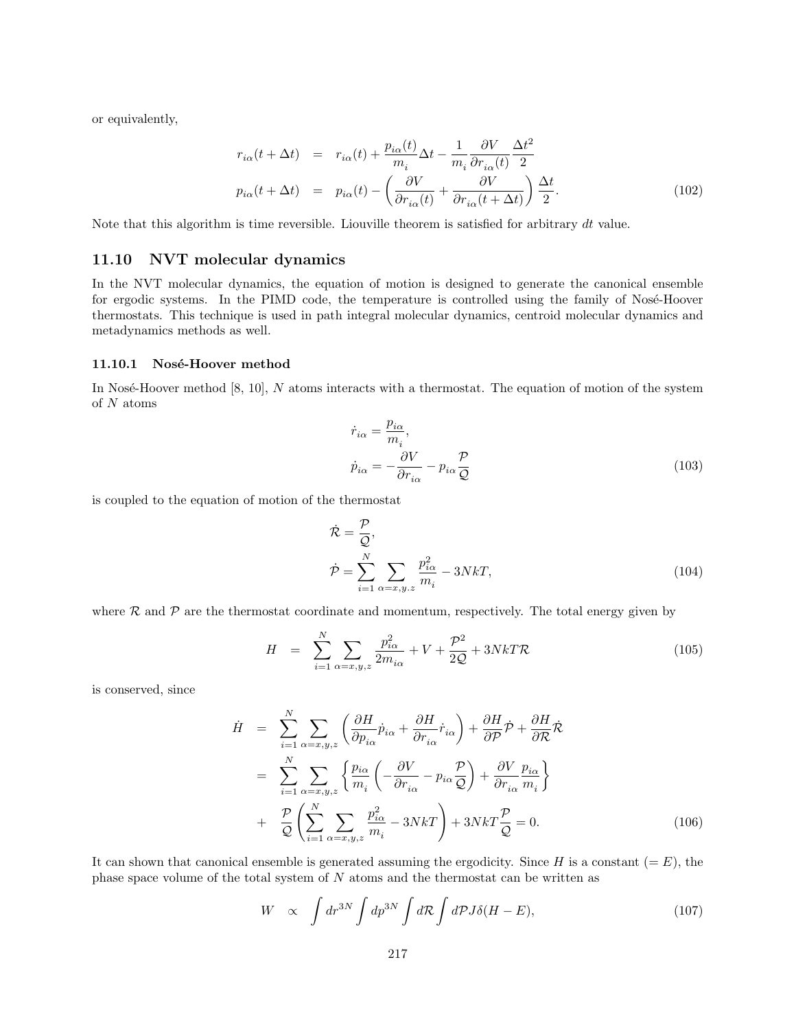or equivalently,

$$
\begin{aligned}
r_{i\alpha}(t+\Delta t) &= r_{i\alpha}(t) + \frac{p_{i\alpha}(t)}{m_i}\Delta t - \frac{1}{m_i}\frac{\partial V}{\partial r_{i\alpha}(t)}\frac{\Delta t^2}{2} \\
p_{i\alpha}(t+\Delta t) &= p_{i\alpha}(t) - \left(\frac{\partial V}{\partial r_{i\alpha}(t)} + \frac{\partial V}{\partial r_{i\alpha}(t+\Delta t)}\right)\frac{\Delta t}{2}.
\end{aligned}
\tag{102}
$$

Note that this algorithm is time reversible. Liouville theorem is satisfied for arbitrary $dt$ value.

## 11.10 NVT molecular dynamics

In the NVT molecular dynamics, the equation of motion is designed to generate the canonical ensemble for ergodic systems. In the PIMD code, the temperature is controlled using the family of Nosé-Hoover thermostats. This technique is used in path integral molecular dynamics, centroid molecular dynamics and metadynamics methods as well.

### 11.10.1 Nosé-Hoover method

In Nosé-Hoover method [8, 10], $N$ atoms interacts with a thermostat. The equation of motion of the system of $N$ atoms

$$
\begin{aligned}
&\dot{r}_{i\alpha} = \frac{p_{i\alpha}}{m_i}, \\
&\dot{p}_{i\alpha} = -\frac{\partial V}{\partial r_{i\alpha}} - p_{i\alpha}\frac{\mathcal{P}}{\mathcal{Q}}
\end{aligned}
\tag{103}
$$

is coupled to the equation of motion of the thermostat

$$
\begin{aligned}
&\dot{\mathcal{R}} = \frac{\mathcal{P}}{\mathcal{Q}}, \\
&\dot{\mathcal{P}} = \sum_{i=1}^{N}\sum_{\alpha=x,y.z}\frac{p_{i\alpha}^2}{m_i} - 3NkT,
\end{aligned}
\tag{104}
$$

where $\mathcal{R}$ and $\mathcal{P}$ are the thermostat coordinate and momentum, respectively. The total energy given by

$$
H = \sum_{i=1}^{N}\sum_{\alpha=x,y,z}\frac{p_{i\alpha}^2}{2m_{i\alpha}} + V + \frac{\mathcal{P}^2}{2\mathcal{Q}} + 3NkT\mathcal{R}
\tag{105}
$$

is conserved, since

$$
\begin{aligned}
\dot{H} &= \sum_{i=1}^{N}\sum_{\alpha=x,y,z}\left(\frac{\partial H}{\partial p_{i\alpha}}\dot{p}_{i\alpha} + \frac{\partial H}{\partial r_{i\alpha}}\dot{r}_{i\alpha}\right) + \frac{\partial H}{\partial \mathcal{P}}\dot{\mathcal{P}} + \frac{\partial H}{\partial \mathcal{R}}\dot{\mathcal{R}} \\
&= \sum_{i=1}^{N}\sum_{\alpha=x,y,z}\left\{\frac{p_{i\alpha}}{m_i}\left(-\frac{\partial V}{\partial r_{i\alpha}} - p_{i\alpha}\frac{\mathcal{P}}{\mathcal{Q}}\right) + \frac{\partial V}{\partial r_{i\alpha}}\frac{p_{i\alpha}}{m_i}\right\} \\
&+ \frac{\mathcal{P}}{\mathcal{Q}}\left(\sum_{i=1}^{N}\sum_{\alpha=x,y,z}\frac{p_{i\alpha}^2}{m_i} - 3NkT\right) + 3NkT\frac{\mathcal{P}}{\mathcal{Q}} = 0.
\end{aligned}
\tag{106}
$$

It can shown that canonical ensemble is generated assuming the ergodicity. Since $H$ is a constant ($= E$), the phase space volume of the total system of $N$ atoms and the thermostat can be written as

$$
W \propto \int dr^{3N}\int dp^{3N}\int d\mathcal{R}\int d\mathcal{P} J\delta(H-E),
\tag{107}
$$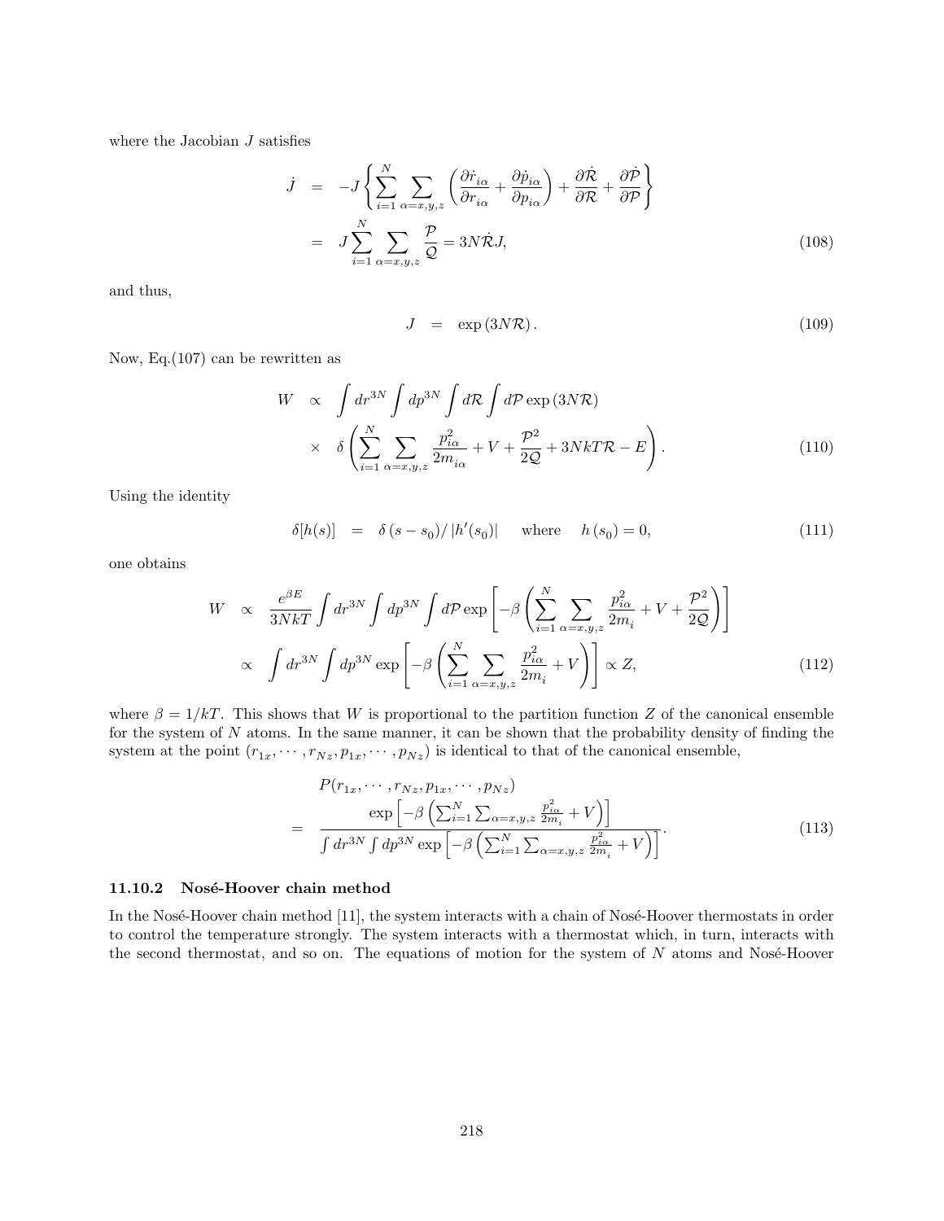where the Jacobian $J$ satisfies

$$
\begin{aligned}
\dot{J} &= -J\left\{\sum_{i=1}^{N}\sum_{\alpha=x,y,z}\left(\frac{\partial \dot{r}_{i\alpha}}{\partial r_{i\alpha}}+\frac{\partial \dot{p}_{i\alpha}}{\partial p_{i\alpha}}\right)+\frac{\partial \dot{\mathcal{R}}}{\partial \mathcal{R}}+\frac{\partial \dot{\mathcal{P}}}{\partial \mathcal{P}}\right\} \\
&= J\sum_{i=1}^{N}\sum_{\alpha=x,y,z}\frac{\mathcal{P}}{\mathcal{Q}} = 3N\dot{\mathcal{R}}J, \qquad (108)
\end{aligned}
$$

and thus,

$$
J = \exp\left(3N\mathcal{R}\right). \qquad (109)
$$

Now, Eq.(107) can be rewritten as

$$
\begin{aligned}
W &\propto \int dr^{3N}\int dp^{3N}\int d\mathcal{R}\int d\mathcal{P}\exp\left(3N\mathcal{R}\right) \\
&\quad\times\ \delta\left(\sum_{i=1}^{N}\sum_{\alpha=x,y,z}\frac{p_{i\alpha}^2}{2m_{i\alpha}}+V+\frac{\mathcal{P}^2}{2\mathcal{Q}}+3NkT\mathcal{R}-E\right). \qquad (110)
\end{aligned}
$$

Using the identity

$$
\delta[h(s)] = \delta\left(s-s_0\right)/\left|h'(s_0)\right| \quad \text{where} \quad h\left(s_0\right)=0, \qquad (111)
$$

one obtains

$$
\begin{aligned}
W &\propto \frac{e^{\beta E}}{3NkT}\int dr^{3N}\int dp^{3N}\int d\mathcal{P}\exp\left[-\beta\left(\sum_{i=1}^{N}\sum_{\alpha=x,y,z}\frac{p_{i\alpha}^2}{2m_i}+V+\frac{\mathcal{P}^2}{2\mathcal{Q}}\right)\right] \\
&\propto \int dr^{3N}\int dp^{3N}\exp\left[-\beta\left(\sum_{i=1}^{N}\sum_{\alpha=x,y,z}\frac{p_{i\alpha}^2}{2m_i}+V\right)\right]\propto Z, \qquad (112)
\end{aligned}
$$

where $\beta = 1/kT$. This shows that $W$ is proportional to the partition function $Z$ of the canonical ensemble for the system of $N$ atoms. In the same manner, it can be shown that the probability density of finding the system at the point $(r_{1x},\cdots,r_{Nz},p_{1x},\cdots,p_{Nz})$ is identical to that of the canonical ensemble,

$$
\begin{aligned}
&P(r_{1x},\cdots,r_{Nz},p_{1x},\cdots,p_{Nz}) \\
&= \frac{\exp\left[-\beta\left(\sum_{i=1}^{N}\sum_{\alpha=x,y,z}\frac{p_{i\alpha}^2}{2m_i}+V\right)\right]}{\int dr^{3N}\int dp^{3N}\exp\left[-\beta\left(\sum_{i=1}^{N}\sum_{\alpha=x,y,z}\frac{p_{i\alpha}^2}{2m_i}+V\right)\right]}. \qquad (113)
\end{aligned}
$$

### 11.10.2 Nosé-Hoover chain method

In the Nosé-Hoover chain method [11], the system interacts with a chain of Nosé-Hoover thermostats in order to control the temperature strongly. The system interacts with a thermostat which, in turn, interacts with the second thermostat, and so on. The equations of motion for the system of $N$ atoms and Nosé-Hoover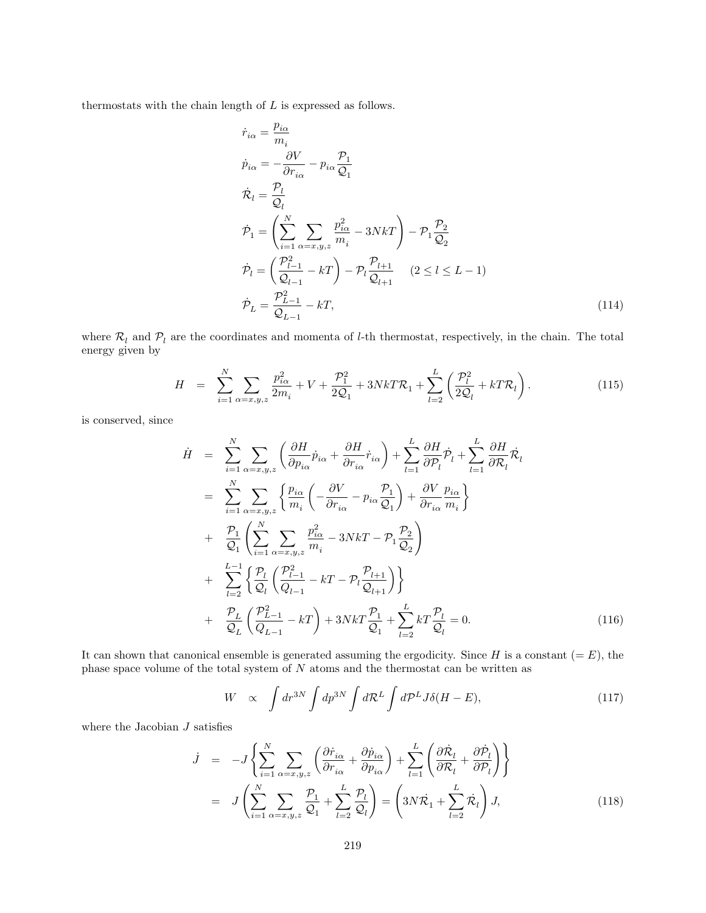thermostats with the chain length of $L$ is expressed as follows.

$$
\begin{aligned}
\dot{r}_{i\alpha} &= \frac{p_{i\alpha}}{m_i} \\
\dot{p}_{i\alpha} &= -\frac{\partial V}{\partial r_{i\alpha}} - p_{i\alpha}\frac{\mathcal{P}_1}{\mathcal{Q}_1} \\
\dot{\mathcal{R}}_l &= \frac{\mathcal{P}_l}{\mathcal{Q}_l} \\
\dot{\mathcal{P}}_1 &= \left(\sum_{i=1}^{N}\sum_{\alpha=x,y,z}\frac{p_{i\alpha}^2}{m_i} - 3NkT\right) - \mathcal{P}_1\frac{\mathcal{P}_2}{\mathcal{Q}_2} \\
\dot{\mathcal{P}}_l &= \left(\frac{\mathcal{P}_{l-1}^2}{\mathcal{Q}_{l-1}} - kT\right) - \mathcal{P}_l\frac{\mathcal{P}_{l+1}}{\mathcal{Q}_{l+1}} \qquad (2 \le l \le L-1) \\
\dot{\mathcal{P}}_L &= \frac{\mathcal{P}_{L-1}^2}{\mathcal{Q}_{L-1}} - kT,
\end{aligned}
\tag{114}
$$

where $\mathcal{R}_l$ and $\mathcal{P}_l$ are the coordinates and momenta of $l$-th thermostat, respectively, in the chain. The total energy given by

$$
H = \sum_{i=1}^{N}\sum_{\alpha=x,y,z}\frac{p_{i\alpha}^2}{2m_i} + V + \frac{\mathcal{P}_1^2}{2\mathcal{Q}_1} + 3NkT\mathcal{R}_1 + \sum_{l=2}^{L}\left(\frac{\mathcal{P}_l^2}{2\mathcal{Q}_l} + kT\mathcal{R}_l\right). \tag{115}
$$

is conserved, since

$$
\begin{aligned}
\dot{H} &= \sum_{i=1}^{N}\sum_{\alpha=x,y,z}\left(\frac{\partial H}{\partial p_{i\alpha}}\dot{p}_{i\alpha} + \frac{\partial H}{\partial r_{i\alpha}}\dot{r}_{i\alpha}\right) + \sum_{l=1}^{L}\frac{\partial H}{\partial \mathcal{P}_l}\dot{\mathcal{P}}_l + \sum_{l=1}^{L}\frac{\partial H}{\partial \mathcal{R}_l}\dot{\mathcal{R}}_l \\
&= \sum_{i=1}^{N}\sum_{\alpha=x,y,z}\left\{\frac{p_{i\alpha}}{m_i}\left(-\frac{\partial V}{\partial r_{i\alpha}} - p_{i\alpha}\frac{\mathcal{P}_1}{\mathcal{Q}_1}\right) + \frac{\partial V}{\partial r_{i\alpha}}\frac{p_{i\alpha}}{m_i}\right\} \\
&+ \frac{\mathcal{P}_1}{\mathcal{Q}_1}\left(\sum_{i=1}^{N}\sum_{\alpha=x,y,z}\frac{p_{i\alpha}^2}{m_i} - 3NkT - \mathcal{P}_1\frac{\mathcal{P}_2}{\mathcal{Q}_2}\right) \\
&+ \sum_{l=2}^{L-1}\left\{\frac{\mathcal{P}_l}{\mathcal{Q}_l}\left(\frac{\mathcal{P}_{l-1}^2}{Q_{l-1}} - kT - \mathcal{P}_l\frac{\mathcal{P}_{l+1}}{\mathcal{Q}_{l+1}}\right)\right\} \\
&+ \frac{\mathcal{P}_L}{\mathcal{Q}_L}\left(\frac{\mathcal{P}_{L-1}^2}{Q_{L-1}} - kT\right) + 3NkT\frac{\mathcal{P}_1}{\mathcal{Q}_1} + \sum_{l=2}^{L}kT\frac{\mathcal{P}_l}{\mathcal{Q}_l} = 0.
\end{aligned}
\tag{116}
$$

It can shown that canonical ensemble is generated assuming the ergodicity. Since $H$ is a constant $(= E)$, the phase space volume of the total system of $N$ atoms and the thermostat can be written as

$$
W \propto \int dr^{3N}\int dp^{3N}\int d\mathcal{R}^{L}\int d\mathcal{P}^{L} J\delta(H - E), \tag{117}
$$

where the Jacobian $J$ satisfies

$$
\begin{aligned}
\dot{J} &= -J\left\{\sum_{i=1}^{N}\sum_{\alpha=x,y,z}\left(\frac{\partial \dot{r}_{i\alpha}}{\partial r_{i\alpha}} + \frac{\partial \dot{p}_{i\alpha}}{\partial p_{i\alpha}}\right) + \sum_{l=1}^{L}\left(\frac{\partial \dot{\mathcal{R}}_l}{\partial \mathcal{R}_l} + \frac{\partial \dot{\mathcal{P}}_l}{\partial \mathcal{P}_l}\right)\right\} \\
&= J\left(\sum_{i=1}^{N}\sum_{\alpha=x,y,z}\frac{\mathcal{P}_1}{\mathcal{Q}_1} + \sum_{l=2}^{L}\frac{\mathcal{P}_l}{\mathcal{Q}_l}\right) = \left(3N\dot{\mathcal{R}}_1 + \sum_{l=2}^{L}\dot{\mathcal{R}}_l\right)J,
\end{aligned}
\tag{118}
$$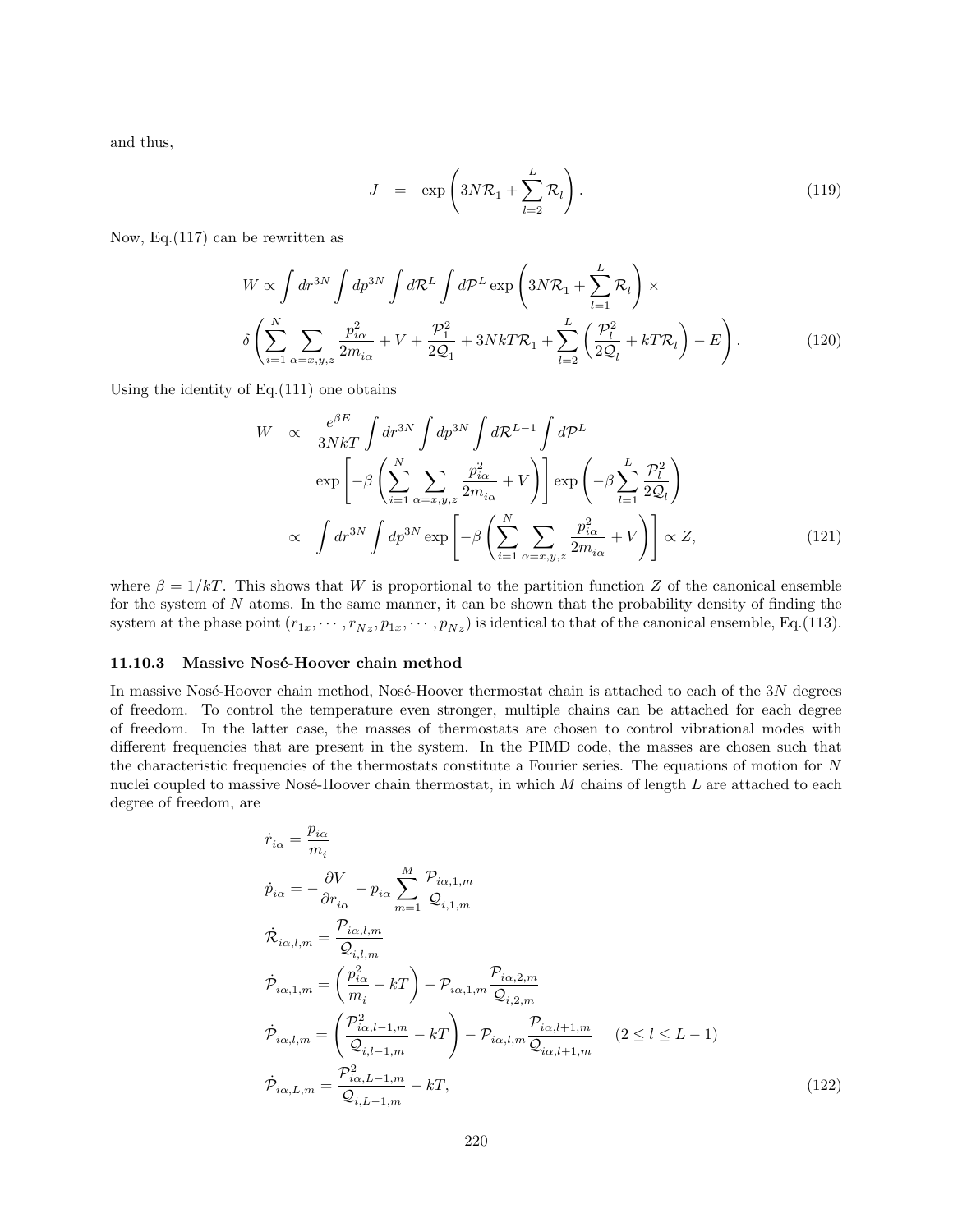and thus,

$$
J = \exp\left(3N\mathcal{R}_1 + \sum_{l=2}^{L}\mathcal{R}_l\right). \tag{119}
$$

Now, Eq.(117) can be rewritten as

$$
W \propto \int dr^{3N} \int dp^{3N} \int d\mathcal{R}^L \int d\mathcal{P}^L \exp\left(3N\mathcal{R}_1 + \sum_{l=1}^{L}\mathcal{R}_l\right) \times
$$
$$
\delta\left(\sum_{i=1}^{N}\sum_{\alpha=x,y,z}\frac{p_{i\alpha}^2}{2m_{i\alpha}} + V + \frac{\mathcal{P}_1^2}{2\mathcal{Q}_1} + 3NkT\mathcal{R}_1 + \sum_{l=2}^{L}\left(\frac{\mathcal{P}_l^2}{2\mathcal{Q}_l} + kT\mathcal{R}_l\right) - E\right). \tag{120}
$$

Using the identity of Eq.(111) one obtains

$$
\begin{aligned}
W &\propto \frac{e^{\beta E}}{3NkT}\int dr^{3N}\int dp^{3N}\int d\mathcal{R}^{L-1}\int d\mathcal{P}^L \\
&\qquad \exp\left[-\beta\left(\sum_{i=1}^{N}\sum_{\alpha=x,y,z}\frac{p_{i\alpha}^2}{2m_{i\alpha}} + V\right)\right]\exp\left(-\beta\sum_{l=1}^{L}\frac{\mathcal{P}_l^2}{2\mathcal{Q}_l}\right) \\
&\propto \int dr^{3N}\int dp^{3N}\exp\left[-\beta\left(\sum_{i=1}^{N}\sum_{\alpha=x,y,z}\frac{p_{i\alpha}^2}{2m_{i\alpha}} + V\right)\right] \propto Z,
\end{aligned} \tag{121}
$$

where $\beta = 1/kT$. This shows that $W$ is proportional to the partition function $Z$ of the canonical ensemble for the system of $N$ atoms. In the same manner, it can be shown that the probability density of finding the system at the phase point $(r_{1x}, \cdots, r_{Nz}, p_{1x}, \cdots, p_{Nz})$ is identical to that of the canonical ensemble, Eq.(113).

#### 11.10.3 Massive Nosé-Hoover chain method

In massive Nosé-Hoover chain method, Nosé-Hoover thermostat chain is attached to each of the $3N$ degrees of freedom. To control the temperature even stronger, multiple chains can be attached for each degree of freedom. In the latter case, the masses of thermostats are chosen to control vibrational modes with different frequencies that are present in the system. In the PIMD code, the masses are chosen such that the characteristic frequencies of the thermostats constitute a Fourier series. The equations of motion for $N$ nuclei coupled to massive Nosé-Hoover chain thermostat, in which $M$ chains of length $L$ are attached to each degree of freedom, are

$$
\begin{aligned}
&\dot{r}_{i\alpha} = \frac{p_{i\alpha}}{m_i} \\
&\dot{p}_{i\alpha} = -\frac{\partial V}{\partial r_{i\alpha}} - p_{i\alpha}\sum_{m=1}^{M}\frac{\mathcal{P}_{i\alpha,1,m}}{\mathcal{Q}_{i,1,m}} \\
&\dot{\mathcal{R}}_{i\alpha,l,m} = \frac{\mathcal{P}_{i\alpha,l,m}}{\mathcal{Q}_{i,l,m}} \\
&\dot{\mathcal{P}}_{i\alpha,1,m} = \left(\frac{p_{i\alpha}^2}{m_i} - kT\right) - \mathcal{P}_{i\alpha,1,m}\frac{\mathcal{P}_{i\alpha,2,m}}{\mathcal{Q}_{i,2,m}} \\
&\dot{\mathcal{P}}_{i\alpha,l,m} = \left(\frac{\mathcal{P}_{i\alpha,l-1,m}^2}{\mathcal{Q}_{i,l-1,m}} - kT\right) - \mathcal{P}_{i\alpha,l,m}\frac{\mathcal{P}_{i\alpha,l+1,m}}{\mathcal{Q}_{i\alpha,l+1,m}} \quad (2 \le l \le L-1) \\
&\dot{\mathcal{P}}_{i\alpha,L,m} = \frac{\mathcal{P}_{i\alpha,L-1,m}^2}{\mathcal{Q}_{i,L-1,m}} - kT,
\end{aligned} \tag{122}
$$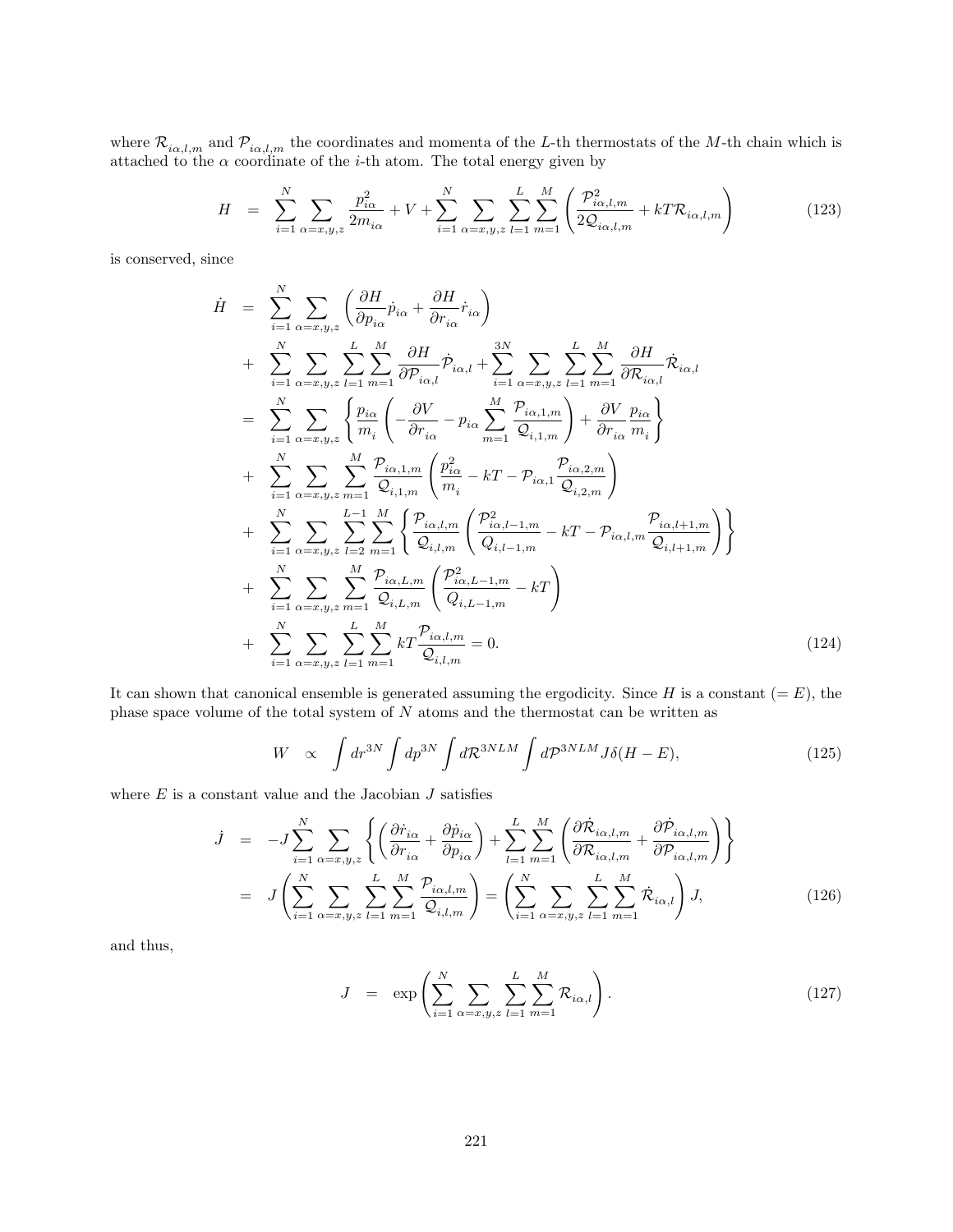where $\mathcal{R}_{i\alpha,l,m}$ and $\mathcal{P}_{i\alpha,l,m}$ the coordinates and momenta of the $L$-th thermostats of the $M$-th chain which is attached to the $\alpha$ coordinate of the $i$-th atom. The total energy given by

$$
H = \sum_{i=1}^{N} \sum_{\alpha=x,y,z} \frac{p_{i\alpha}^2}{2m_{i\alpha}} + V + \sum_{i=1}^{N} \sum_{\alpha=x,y,z} \sum_{l=1}^{L} \sum_{m=1}^{M} \left( \frac{\mathcal{P}_{i\alpha,l,m}^2}{2\mathcal{Q}_{i\alpha,l,m}} + kT\mathcal{R}_{i\alpha,l,m} \right) \tag{123}
$$

is conserved, since

$$
\begin{aligned}
\dot{H} &= \sum_{i=1}^{N} \sum_{\alpha=x,y,z} \left( \frac{\partial H}{\partial p_{i\alpha}} \dot{p}_{i\alpha} + \frac{\partial H}{\partial r_{i\alpha}} \dot{r}_{i\alpha} \right) \\
&+ \sum_{i=1}^{N} \sum_{\alpha=x,y,z} \sum_{l=1}^{L} \sum_{m=1}^{M} \frac{\partial H}{\partial \mathcal{P}_{i\alpha,l}} \dot{\mathcal{P}}_{i\alpha,l} + \sum_{i=1}^{3N} \sum_{\alpha=x,y,z} \sum_{l=1}^{L} \sum_{m=1}^{M} \frac{\partial H}{\partial \mathcal{R}_{i\alpha,l}} \dot{\mathcal{R}}_{i\alpha,l} \\
&= \sum_{i=1}^{N} \sum_{\alpha=x,y,z} \left\{ \frac{p_{i\alpha}}{m_i} \left( -\frac{\partial V}{\partial r_{i\alpha}} - p_{i\alpha} \sum_{m=1}^{M} \frac{\mathcal{P}_{i\alpha,1,m}}{\mathcal{Q}_{i,1,m}} \right) + \frac{\partial V}{\partial r_{i\alpha}} \frac{p_{i\alpha}}{m_i} \right\} \\
&+ \sum_{i=1}^{N} \sum_{\alpha=x,y,z} \sum_{m=1}^{M} \frac{\mathcal{P}_{i\alpha,1,m}}{\mathcal{Q}_{i,1,m}} \left( \frac{p_{i\alpha}^2}{m_i} - kT - \mathcal{P}_{i\alpha,1} \frac{\mathcal{P}_{i\alpha,2,m}}{\mathcal{Q}_{i,2,m}} \right) \\
&+ \sum_{i=1}^{N} \sum_{\alpha=x,y,z} \sum_{l=2}^{L-1} \sum_{m=1}^{M} \left\{ \frac{\mathcal{P}_{i\alpha,l,m}}{\mathcal{Q}_{i,l,m}} \left( \frac{\mathcal{P}_{i\alpha,l-1,m}^2}{Q_{i,l-1,m}} - kT - \mathcal{P}_{i\alpha,l,m} \frac{\mathcal{P}_{i\alpha,l+1,m}}{\mathcal{Q}_{i,l+1,m}} \right) \right\} \\
&+ \sum_{i=1}^{N} \sum_{\alpha=x,y,z} \sum_{m=1}^{M} \frac{\mathcal{P}_{i\alpha,L,m}}{\mathcal{Q}_{i,L,m}} \left( \frac{\mathcal{P}_{i\alpha,L-1,m}^2}{Q_{i,L-1,m}} - kT \right) \\
&+ \sum_{i=1}^{N} \sum_{\alpha=x,y,z} \sum_{l=1}^{L} \sum_{m=1}^{M} kT \frac{\mathcal{P}_{i\alpha,l,m}}{\mathcal{Q}_{i,l,m}} = 0.
\end{aligned} \tag{124}
$$

It can shown that canonical ensemble is generated assuming the ergodicity. Since $H$ is a constant ($= E$), the phase space volume of the total system of $N$ atoms and the thermostat can be written as

$$
W \propto \int dr^{3N} \int dp^{3N} \int d\mathcal{R}^{3NLM} \int d\mathcal{P}^{3NLM} J\delta(H - E), \tag{125}
$$

where $E$ is a constant value and the Jacobian $J$ satisfies

$$
\begin{aligned}
\dot{J} &= -J \sum_{i=1}^{N} \sum_{\alpha=x,y,z} \left\{ \left( \frac{\partial \dot{r}_{i\alpha}}{\partial r_{i\alpha}} + \frac{\partial \dot{p}_{i\alpha}}{\partial p_{i\alpha}} \right) + \sum_{l=1}^{L} \sum_{m=1}^{M} \left( \frac{\partial \dot{\mathcal{R}}_{i\alpha,l,m}}{\partial \mathcal{R}_{i\alpha,l,m}} + \frac{\partial \dot{\mathcal{P}}_{i\alpha,l,m}}{\partial \mathcal{P}_{i\alpha,l,m}} \right) \right\} \\
&= J \left( \sum_{i=1}^{N} \sum_{\alpha=x,y,z} \sum_{l=1}^{L} \sum_{m=1}^{M} \frac{\mathcal{P}_{i\alpha,l,m}}{\mathcal{Q}_{i,l,m}} \right) = \left( \sum_{i=1}^{N} \sum_{\alpha=x,y,z} \sum_{l=1}^{L} \sum_{m=1}^{M} \dot{\mathcal{R}}_{i\alpha,l} \right) J,
\end{aligned} \tag{126}
$$

and thus,

$$
J = \exp\left( \sum_{i=1}^{N} \sum_{\alpha=x,y,z} \sum_{l=1}^{L} \sum_{m=1}^{M} \mathcal{R}_{i\alpha,l} \right). \tag{127}
$$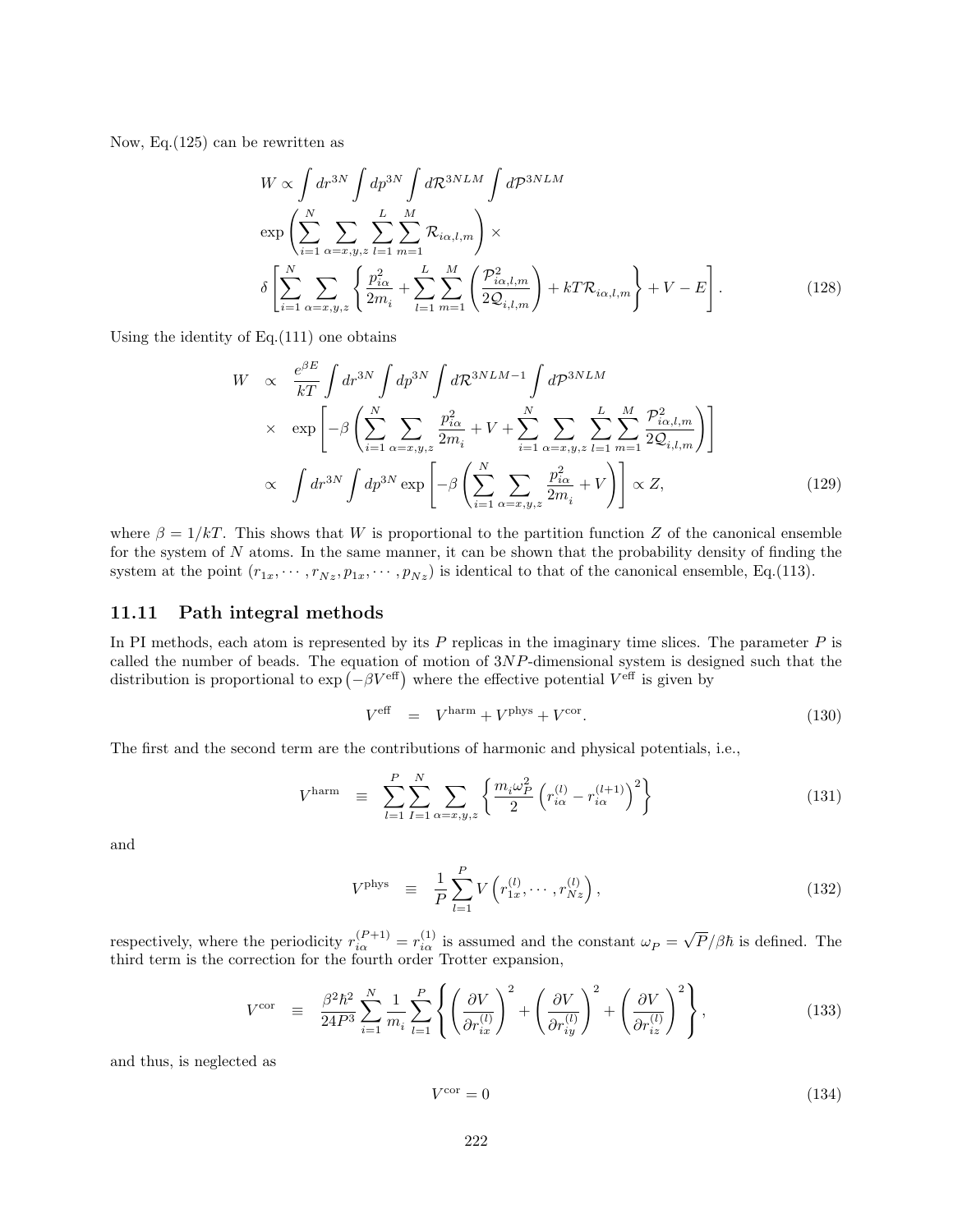Now, Eq.(125) can be rewritten as

$$
\begin{aligned}
W \propto & \int dr^{3N} \int dp^{3N} \int d\mathcal{R}^{3NLM} \int d\mathcal{P}^{3NLM} \\
& \exp\left(\sum_{i=1}^{N} \sum_{\alpha=x,y,z} \sum_{l=1}^{L} \sum_{m=1}^{M} \mathcal{R}_{i\alpha,l,m}\right) \times \\
& \delta\left[\sum_{i=1}^{N} \sum_{\alpha=x,y,z} \left\{ \frac{p_{i\alpha}^2}{2m_i} + \sum_{l=1}^{L} \sum_{m=1}^{M} \left( \frac{\mathcal{P}_{i\alpha,l,m}^2}{2\mathcal{Q}_{i,l,m}} \right) + kT\mathcal{R}_{i\alpha,l,m} \right\} + V - E \right]. \qquad (128)
\end{aligned}
$$

Using the identity of Eq.(111) one obtains

$$
\begin{aligned}
W & \propto \frac{e^{\beta E}}{kT} \int dr^{3N} \int dp^{3N} \int d\mathcal{R}^{3NLM-1} \int d\mathcal{P}^{3NLM} \\
& \times \exp\left[-\beta\left(\sum_{i=1}^{N} \sum_{\alpha=x,y,z} \frac{p_{i\alpha}^2}{2m_i} + V + \sum_{i=1}^{N} \sum_{\alpha=x,y,z} \sum_{l=1}^{L} \sum_{m=1}^{M} \frac{\mathcal{P}_{i\alpha,l,m}^2}{2\mathcal{Q}_{i,l,m}}\right)\right] \\
& \propto \int dr^{3N} \int dp^{3N} \exp\left[-\beta\left(\sum_{i=1}^{N} \sum_{\alpha=x,y,z} \frac{p_{i\alpha}^2}{2m_i} + V\right)\right] \propto Z, \qquad (129)
\end{aligned}
$$

where $\beta = 1/kT$. This shows that $W$ is proportional to the partition function $Z$ of the canonical ensemble for the system of $N$ atoms. In the same manner, it can be shown that the probability density of finding the system at the point $(r_{1x}, \cdots, r_{Nz}, p_{1x}, \cdots, p_{Nz})$ is identical to that of the canonical ensemble, Eq.(113).

### 11.11 Path integral methods

In PI methods, each atom is represented by its $P$ replicas in the imaginary time slices. The parameter $P$ is called the number of beads. The equation of motion of $3NP$-dimensional system is designed such that the distribution is proportional to $\exp\left(-\beta V^{\text{eff}}\right)$ where the effective potential $V^{\text{eff}}$ is given by

$$
V^{\text{eff}} = V^{\text{harm}} + V^{\text{phys}} + V^{\text{cor}}. \qquad (130)
$$

The first and the second term are the contributions of harmonic and physical potentials, i.e.,

$$
V^{\text{harm}} \equiv \sum_{l=1}^{P} \sum_{I=1}^{N} \sum_{\alpha=x,y,z} \left\{ \frac{m_i \omega_P^2}{2} \left( r_{i\alpha}^{(l)} - r_{i\alpha}^{(l+1)} \right)^2 \right\} \qquad (131)
$$

and

$$
V^{\text{phys}} \equiv \frac{1}{P} \sum_{l=1}^{P} V\left( r_{1x}^{(l)}, \cdots, r_{Nz}^{(l)} \right), \qquad (132)
$$

respectively, where the periodicity $r_{i\alpha}^{(P+1)} = r_{i\alpha}^{(1)}$ is assumed and the constant $\omega_P = \sqrt{P}/\beta\hbar$ is defined. The third term is the correction for the fourth order Trotter expansion,

$$
V^{\text{cor}} \equiv \frac{\beta^2\hbar^2}{24P^3} \sum_{i=1}^{N} \frac{1}{m_i} \sum_{l=1}^{P} \left\{ \left( \frac{\partial V}{\partial r_{ix}^{(l)}} \right)^2 + \left( \frac{\partial V}{\partial r_{iy}^{(l)}} \right)^2 + \left( \frac{\partial V}{\partial r_{iz}^{(l)}} \right)^2 \right\}, \qquad (133)
$$

and thus, is neglected as

$$
V^{\text{cor}} = 0 \qquad (134)
$$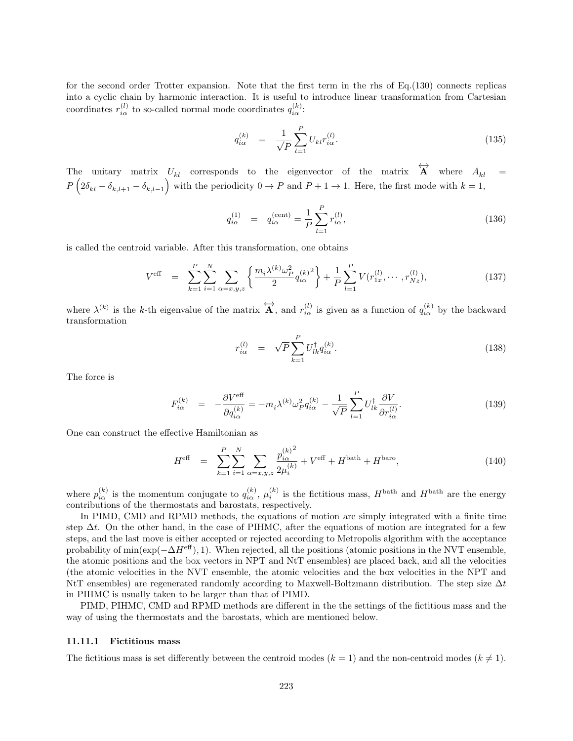for the second order Trotter expansion. Note that the first term in the rhs of Eq.(130) connects replicas into a cyclic chain by harmonic interaction. It is useful to introduce linear transformation from Cartesian coordinates $r_{i\alpha}^{(l)}$ to so-called normal mode coordinates $q_{i\alpha}^{(k)}$:

$$
q_{i\alpha}^{(k)} = \frac{1}{\sqrt{P}} \sum_{l=1}^{P} U_{kl} r_{i\alpha}^{(l)}. \tag{135}
$$

The unitary matrix $U_{kl}$ corresponds to the eigenvector of the matrix $\overleftrightarrow{\mathbf{A}}$ where $A_{kl} = P\left(2\delta_{kl} - \delta_{k,l+1} - \delta_{k,l-1}\right)$ with the periodicity $0 \to P$ and $P+1 \to 1$. Here, the first mode with $k=1$,

$$
q_{i\alpha}^{(1)} = q_{i\alpha}^{(\mathrm{cent})} = \frac{1}{P} \sum_{l=1}^{P} r_{i\alpha}^{(l)}, \tag{136}
$$

is called the centroid variable. After this transformation, one obtains

$$
V^{\mathrm{eff}} = \sum_{k=1}^{P} \sum_{i=1}^{N} \sum_{\alpha=x,y,z} \left\{ \frac{m_i \lambda^{(k)} \omega_P^2}{2} {q_{i\alpha}^{(k)}}^2 \right\} + \frac{1}{P} \sum_{l=1}^{P} V(r_{1x}^{(l)}, \cdots, r_{Nz}^{(l)}), \tag{137}
$$

where $\lambda^{(k)}$ is the $k$-th eigenvalue of the matrix $\overleftrightarrow{\mathbf{A}}$, and $r_{i\alpha}^{(l)}$ is given as a function of $q_{i\alpha}^{(k)}$ by the backward transformation

$$
r_{i\alpha}^{(l)} = \sqrt{P} \sum_{k=1}^{P} U_{lk}^{\dagger} q_{i\alpha}^{(k)}. \tag{138}
$$

The force is

$$
F_{i\alpha}^{(k)} = -\frac{\partial V^{\mathrm{eff}}}{\partial q_{i\alpha}^{(k)}} = -m_i \lambda^{(k)} \omega_P^2 q_{i\alpha}^{(k)} - \frac{1}{\sqrt{P}} \sum_{l=1}^{P} U_{lk}^{\dagger} \frac{\partial V}{\partial r_{i\alpha}^{(l)}}. \tag{139}
$$

One can construct the effective Hamiltonian as

$$
H^{\mathrm{eff}} = \sum_{k=1}^{P} \sum_{i=1}^{N} \sum_{\alpha=x,y,z} \frac{{p_{i\alpha}^{(k)}}^2}{2\mu_i^{(k)}} + V^{\mathrm{eff}} + H^{\mathrm{bath}} + H^{\mathrm{baro}}, \tag{140}
$$

where $p_{i\alpha}^{(k)}$ is the momentum conjugate to $q_{i\alpha}^{(k)}$, $\mu_i^{(k)}$ is the fictitious mass, $H^{\mathrm{bath}}$ and $H^{\mathrm{bath}}$ are the energy contributions of the thermostats and barostats, respectively.

In PIMD, CMD and RPMD methods, the equations of motion are simply integrated with a finite time step $\Delta t$. On the other hand, in the case of PIHMC, after the equations of motion are integrated for a few steps, and the last move is either accepted or rejected according to Metropolis algorithm with the acceptance probability of $\min(\exp(-\Delta H^{\mathrm{eff}}), 1)$. When rejected, all the positions (atomic positions in the NVT ensemble, the atomic positions and the box vectors in NPT and NtT ensembles) are placed back, and all the velocities (the atomic velocities in the NVT ensemble, the atomic velocities and the box velocities in the NPT and NtT ensembles) are regenerated randomly according to Maxwell-Boltzmann distribution. The step size $\Delta t$ in PIHMC is usually taken to be larger than that of PIMD.

PIMD, PIHMC, CMD and RPMD methods are different in the the settings of the fictitious mass and the way of using the thermostats and the barostats, which are mentioned below.

#### 11.11.1 Fictitious mass

The fictitious mass is set differently between the centroid modes ($k = 1$) and the non-centroid modes ($k \neq 1$).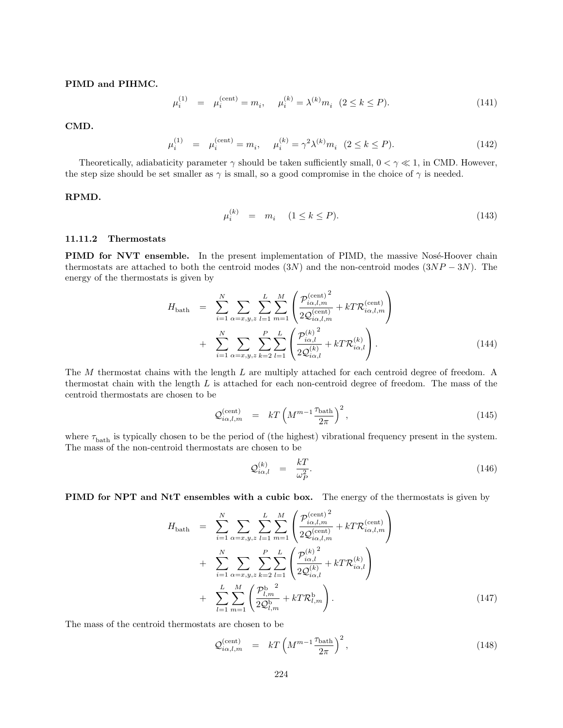**PIMD and PIHMC.**

$$\mu_i^{(1)} = \mu_i^{(\mathrm{cent})} = m_i, \quad \mu_i^{(k)} = \lambda^{(k)} m_i \quad (2 \leq k \leq P). \tag{141}$$

**CMD.**

$$\mu_i^{(1)} = \mu_i^{(\mathrm{cent})} = m_i, \quad \mu_i^{(k)} = \gamma^2 \lambda^{(k)} m_i \quad (2 \leq k \leq P). \tag{142}$$

Theoretically, adiabaticity parameter $\gamma$ should be taken sufficiently small, $0 < \gamma \ll 1$, in CMD. However, the step size should be set smaller as $\gamma$ is small, so a good compromise in the choice of $\gamma$ is needed.

**RPMD.**

$$\mu_i^{(k)} = m_i \quad (1 \leq k \leq P). \tag{143}$$

### 11.11.2 Thermostats

**PIMD for NVT ensemble.** In the present implementation of PIMD, the massive Nosé-Hoover chain thermostats are attached to both the centroid modes ($3N$) and the non-centroid modes ($3NP - 3N$). The energy of the thermostats is given by

$$\begin{aligned} H_{\mathrm{bath}} &= \sum_{i=1}^{N} \sum_{\alpha=x,y,z} \sum_{l=1}^{L} \sum_{m=1}^{M} \left( \frac{\mathcal{P}_{i\alpha,l,m}^{(\mathrm{cent})\,2}}{2\mathcal{Q}_{i\alpha,l,m}^{(\mathrm{cent})}} + kT\mathcal{R}_{i\alpha,l,m}^{(\mathrm{cent})} \right) \\ &+ \sum_{i=1}^{N} \sum_{\alpha=x,y,z} \sum_{k=2}^{P} \sum_{l=1}^{L} \left( \frac{\mathcal{P}_{i\alpha,l}^{(k)\,2}}{2\mathcal{Q}_{i\alpha,l}^{(k)}} + kT\mathcal{R}_{i\alpha,l}^{(k)} \right). \end{aligned} \tag{144}$$

The $M$ thermostat chains with the length $L$ are multiply attached for each centroid degree of freedom. A thermostat chain with the length $L$ is attached for each non-centroid degree of freedom. The mass of the centroid thermostats are chosen to be

$$\mathcal{Q}_{i\alpha,l,m}^{(\mathrm{cent})} = kT \left( M^{m-1} \frac{\tau_{\mathrm{bath}}}{2\pi} \right)^2, \tag{145}$$

where $\tau_{\mathrm{bath}}$ is typically chosen to be the period of (the highest) vibrational frequency present in the system. The mass of the non-centroid thermostats are chosen to be

$$\mathcal{Q}_{i\alpha,l}^{(k)} = \frac{kT}{\omega_P^2}. \tag{146}$$

**PIMD for NPT and NtT ensembles with a cubic box.** The energy of the thermostats is given by

$$\begin{aligned} H_{\mathrm{bath}} &= \sum_{i=1}^{N} \sum_{\alpha=x,y,z} \sum_{l=1}^{L} \sum_{m=1}^{M} \left( \frac{\mathcal{P}_{i\alpha,l,m}^{(\mathrm{cent})\,2}}{2\mathcal{Q}_{i\alpha,l,m}^{(\mathrm{cent})}} + kT\mathcal{R}_{i\alpha,l,m}^{(\mathrm{cent})} \right) \\ &+ \sum_{i=1}^{N} \sum_{\alpha=x,y,z} \sum_{k=2}^{P} \sum_{l=1}^{L} \left( \frac{\mathcal{P}_{i\alpha,l}^{(k)\,2}}{2\mathcal{Q}_{i\alpha,l}^{(k)}} + kT\mathcal{R}_{i\alpha,l}^{(k)} \right) \\ &+ \sum_{l=1}^{L} \sum_{m=1}^{M} \left( \frac{\mathcal{P}_{l,m}^{\mathrm{b}\ 2}}{2\mathcal{Q}_{l,m}^{\mathrm{b}}} + kT\mathcal{R}_{l,m}^{\mathrm{b}} \right). \end{aligned} \tag{147}$$

The mass of the centroid thermostats are chosen to be

$$\mathcal{Q}_{i\alpha,l,m}^{(\mathrm{cent})} = kT \left( M^{m-1} \frac{\tau_{\mathrm{bath}}}{2\pi} \right)^2, \tag{148}$$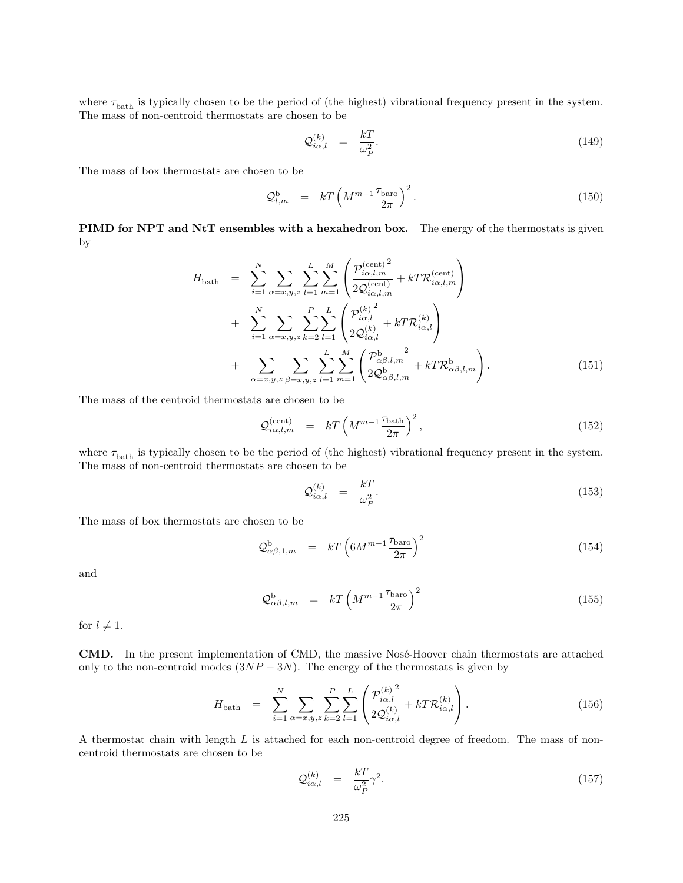where $\tau_{\text{bath}}$ is typically chosen to be the period of (the highest) vibrational frequency present in the system. The mass of non-centroid thermostats are chosen to be

$$\mathcal{Q}^{(k)}_{i\alpha,l} = \frac{kT}{\omega_P^2}. \tag{149}$$

The mass of box thermostats are chosen to be

$$\mathcal{Q}^{\mathrm{b}}_{l,m} = kT\left(M^{m-1}\frac{\tau_{\text{baro}}}{2\pi}\right)^2. \tag{150}$$

**PIMD for NPT and NtT ensembles with a hexahedron box.** The energy of the thermostats is given by

$$\begin{aligned} H_{\text{bath}} &= \sum_{i=1}^{N}\sum_{\alpha=x,y,z}\sum_{l=1}^{L}\sum_{m=1}^{M}\left(\frac{\mathcal{P}^{(\text{cent})\,2}_{i\alpha,l,m}}{2\mathcal{Q}^{(\text{cent})}_{i\alpha,l,m}} + kT\mathcal{R}^{(\text{cent})}_{i\alpha,l,m}\right) \\ &+ \sum_{i=1}^{N}\sum_{\alpha=x,y,z}\sum_{k=2}^{P}\sum_{l=1}^{L}\left(\frac{\mathcal{P}^{(k)\,2}_{i\alpha,l}}{2\mathcal{Q}^{(k)}_{i\alpha,l}} + kT\mathcal{R}^{(k)}_{i\alpha,l}\right) \\ &+ \sum_{\alpha=x,y,z}\sum_{\beta=x,y,z}\sum_{l=1}^{L}\sum_{m=1}^{M}\left(\frac{\mathcal{P}^{\mathrm{b}\,2}_{\alpha\beta,l,m}}{2\mathcal{Q}^{\mathrm{b}}_{\alpha\beta,l,m}} + kT\mathcal{R}^{\mathrm{b}}_{\alpha\beta,l,m}\right). \end{aligned} \tag{151}$$

The mass of the centroid thermostats are chosen to be

$$\mathcal{Q}^{(\text{cent})}_{i\alpha,l,m} = kT\left(M^{m-1}\frac{\tau_{\text{bath}}}{2\pi}\right)^2, \tag{152}$$

where $\tau_{\text{bath}}$ is typically chosen to be the period of (the highest) vibrational frequency present in the system. The mass of non-centroid thermostats are chosen to be

$$\mathcal{Q}^{(k)}_{i\alpha,l} = \frac{kT}{\omega_P^2}. \tag{153}$$

The mass of box thermostats are chosen to be

$$\mathcal{Q}^{\mathrm{b}}_{\alpha\beta,1,m} = kT\left(6M^{m-1}\frac{\tau_{\text{baro}}}{2\pi}\right)^2 \tag{154}$$

and

$$\mathcal{Q}^{\mathrm{b}}_{\alpha\beta,l,m} = kT\left(M^{m-1}\frac{\tau_{\text{baro}}}{2\pi}\right)^2 \tag{155}$$

for $l \neq 1$.

**CMD.** In the present implementation of CMD, the massive Nosé-Hoover chain thermostats are attached only to the non-centroid modes ($3NP - 3N$). The energy of the thermostats is given by

$$H_{\text{bath}} = \sum_{i=1}^{N}\sum_{\alpha=x,y,z}\sum_{k=2}^{P}\sum_{l=1}^{L}\left(\frac{\mathcal{P}^{(k)\,2}_{i\alpha,l}}{2\mathcal{Q}^{(k)}_{i\alpha,l}} + kT\mathcal{R}^{(k)}_{i\alpha,l}\right). \tag{156}$$

A thermostat chain with length $L$ is attached for each non-centroid degree of freedom. The mass of non-centroid thermostats are chosen to be

$$\mathcal{Q}^{(k)}_{i\alpha,l} = \frac{kT}{\omega_P^2}\gamma^2. \tag{157}$$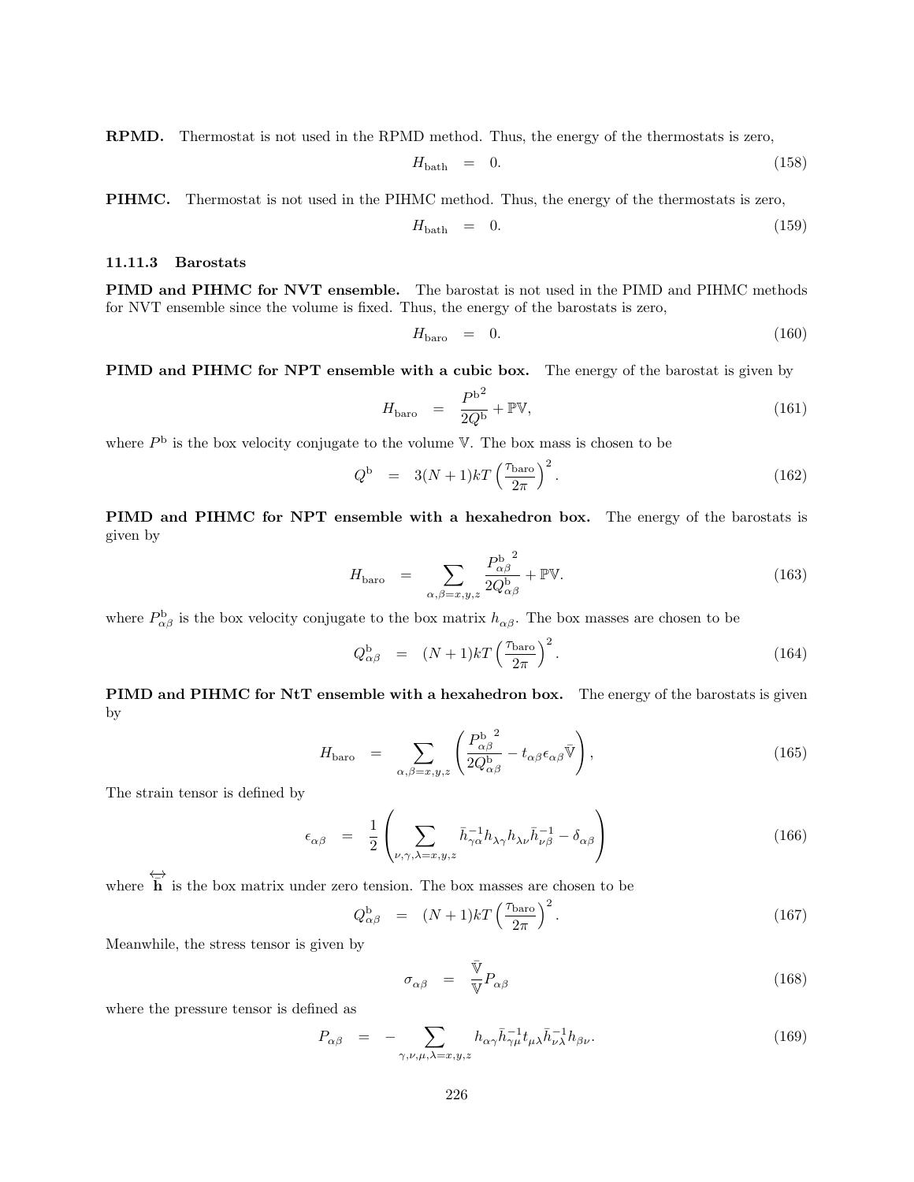**RPMD.** Thermostat is not used in the RPMD method. Thus, the energy of the thermostats is zero,

$$H_{\mathrm{bath}} \quad = \quad 0. \tag{158}$$

**PIHMC.** Thermostat is not used in the PIHMC method. Thus, the energy of the thermostats is zero,

$$H_{\mathrm{bath}} \quad = \quad 0. \tag{159}$$

#### 11.11.3 Barostats

**PIMD and PIHMC for NVT ensemble.** The barostat is not used in the PIMD and PIHMC methods for NVT ensemble since the volume is fixed. Thus, the energy of the barostats is zero,

$$H_{\mathrm{baro}} \quad = \quad 0. \tag{160}$$

**PIMD and PIHMC for NPT ensemble with a cubic box.** The energy of the barostat is given by

$$H_{\mathrm{baro}} \quad = \quad \frac{{P^{\mathrm{b}}}^2}{2Q^{\mathrm{b}}} + \mathbb{P}\mathbb{V}, \tag{161}$$

where $P^{\mathrm{b}}$ is the box velocity conjugate to the volume $\mathbb{V}$. The box mass is chosen to be

$$Q^{\mathrm{b}} \quad = \quad 3(N+1)kT\left(\frac{\tau_{\mathrm{baro}}}{2\pi}\right)^2. \tag{162}$$

**PIMD and PIHMC for NPT ensemble with a hexahedron box.** The energy of the barostats is given by

$$H_{\mathrm{baro}} \quad = \quad \sum_{\alpha,\beta=x,y,z} \frac{{P^{\mathrm{b}}_{\alpha\beta}}^2}{2Q^{\mathrm{b}}_{\alpha\beta}} + \mathbb{P}\mathbb{V}. \tag{163}$$

where $P^{\mathrm{b}}_{\alpha\beta}$ is the box velocity conjugate to the box matrix $h_{\alpha\beta}$. The box masses are chosen to be

$$Q^{\mathrm{b}}_{\alpha\beta} \quad = \quad (N+1)kT\left(\frac{\tau_{\mathrm{baro}}}{2\pi}\right)^2. \tag{164}$$

**PIMD and PIHMC for NtT ensemble with a hexahedron box.** The energy of the barostats is given by

$$H_{\mathrm{baro}} \quad = \quad \sum_{\alpha,\beta=x,y,z} \left( \frac{{P^{\mathrm{b}}_{\alpha\beta}}^2}{2Q^{\mathrm{b}}_{\alpha\beta}} - t_{\alpha\beta}\epsilon_{\alpha\beta}\bar{\mathbb{V}} \right), \tag{165}$$

The strain tensor is defined by

$$\epsilon_{\alpha\beta} \quad = \quad \frac{1}{2}\left( \sum_{\nu,\gamma,\lambda=x,y,z} \bar{h}^{-1}_{\gamma\alpha} h_{\lambda\gamma} h_{\lambda\nu} \bar{h}^{-1}_{\nu\beta} - \delta_{\alpha\beta} \right) \tag{166}$$

where $\overleftrightarrow{\bar{\mathbf{h}}}$ is the box matrix under zero tension. The box masses are chosen to be

$$Q^{\mathrm{b}}_{\alpha\beta} \quad = \quad (N+1)kT\left(\frac{\tau_{\mathrm{baro}}}{2\pi}\right)^2. \tag{167}$$

Meanwhile, the stress tensor is given by

$$\sigma_{\alpha\beta} \quad = \quad \frac{\bar{\mathbb{V}}}{\mathbb{V}} P_{\alpha\beta} \tag{168}$$

where the pressure tensor is defined as

$$P_{\alpha\beta} \quad = \quad -\sum_{\gamma,\nu,\mu,\lambda=x,y,z} h_{\alpha\gamma} \bar{h}^{-1}_{\gamma\mu} t_{\mu\lambda} \bar{h}^{-1}_{\nu\lambda} h_{\beta\nu}. \tag{169}$$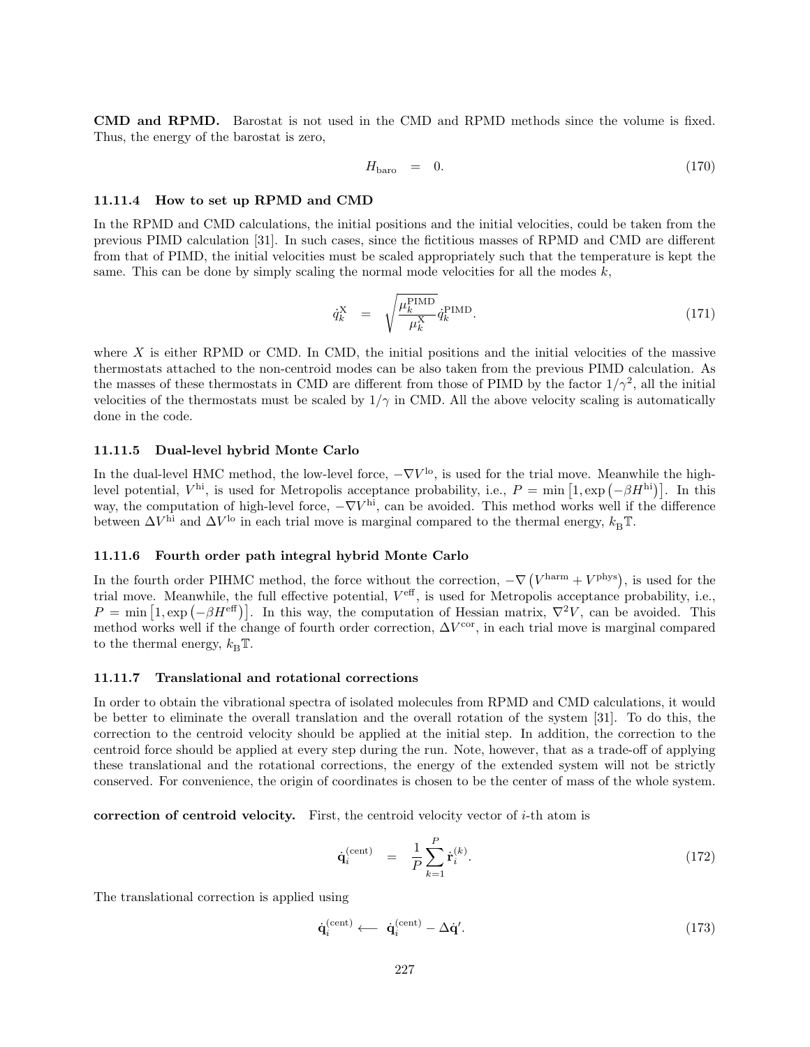**CMD and RPMD.** Barostat is not used in the CMD and RPMD methods since the volume is fixed. Thus, the energy of the barostat is zero,

$$H_{\mathrm{baro}} \quad = \quad 0. \tag{170}$$

### 11.11.4 How to set up RPMD and CMD

In the RPMD and CMD calculations, the initial positions and the initial velocities, could be taken from the previous PIMD calculation [31]. In such cases, since the fictitious masses of RPMD and CMD are different from that of PIMD, the initial velocities must be scaled appropriately such that the temperature is kept the same. This can be done by simply scaling the normal mode velocities for all the modes $k$,

$$\dot{q}_k^{\mathrm{X}} \quad = \quad \sqrt{\frac{\mu_k^{\mathrm{PIMD}}}{\mu_k^{\mathrm{X}}}}\dot{q}_k^{\mathrm{PIMD}}. \tag{171}$$

where $X$ is either RPMD or CMD. In CMD, the initial positions and the initial velocities of the massive thermostats attached to the non-centroid modes can be also taken from the previous PIMD calculation. As the masses of these thermostats in CMD are different from those of PIMD by the factor $1/\gamma^2$, all the initial velocities of the thermostats must be scaled by $1/\gamma$ in CMD. All the above velocity scaling is automatically done in the code.

### 11.11.5 Dual-level hybrid Monte Carlo

In the dual-level HMC method, the low-level force, $-\nabla V^{\mathrm{lo}}$, is used for the trial move. Meanwhile the high-level potential, $V^{\mathrm{hi}}$, is used for Metropolis acceptance probability, i.e., $P = \min\left[1, \exp\left(-\beta H^{\mathrm{hi}}\right)\right]$. In this way, the computation of high-level force, $-\nabla V^{\mathrm{hi}}$, can be avoided. This method works well if the difference between $\Delta V^{\mathrm{hi}}$ and $\Delta V^{\mathrm{lo}}$ in each trial move is marginal compared to the thermal energy, $k_{\mathrm{B}}\mathbb{T}$.

### 11.11.6 Fourth order path integral hybrid Monte Carlo

In the fourth order PIHMC method, the force without the correction, $-\nabla\left(V^{\mathrm{harm}} + V^{\mathrm{phys}}\right)$, is used for the trial move. Meanwhile, the full effective potential, $V^{\mathrm{eff}}$, is used for Metropolis acceptance probability, i.e., $P = \min\left[1, \exp\left(-\beta H^{\mathrm{eff}}\right)\right]$. In this way, the computation of Hessian matrix, $\nabla^2 V$, can be avoided. This method works well if the change of fourth order correction, $\Delta V^{\mathrm{cor}}$, in each trial move is marginal compared to the thermal energy, $k_{\mathrm{B}}\mathbb{T}$.

### 11.11.7 Translational and rotational corrections

In order to obtain the vibrational spectra of isolated molecules from RPMD and CMD calculations, it would be better to eliminate the overall translation and the overall rotation of the system [31]. To do this, the correction to the centroid velocity should be applied at the initial step. In addition, the correction to the centroid force should be applied at every step during the run. Note, however, that as a trade-off of applying these translational and the rotational corrections, the energy of the extended system will not be strictly conserved. For convenience, the origin of coordinates is chosen to be the center of mass of the whole system.

**correction of centroid velocity.** First, the centroid velocity vector of $i$-th atom is

$$\dot{\mathbf{q}}_i^{(\mathrm{cent})} \quad = \quad \frac{1}{P}\sum_{k=1}^{P}\dot{\mathbf{r}}_i^{(k)}. \tag{172}$$

The translational correction is applied using

$$\dot{\mathbf{q}}_i^{(\mathrm{cent})} \longleftarrow \dot{\mathbf{q}}_i^{(\mathrm{cent})} - \Delta\dot{\mathbf{q}}'. \tag{173}$$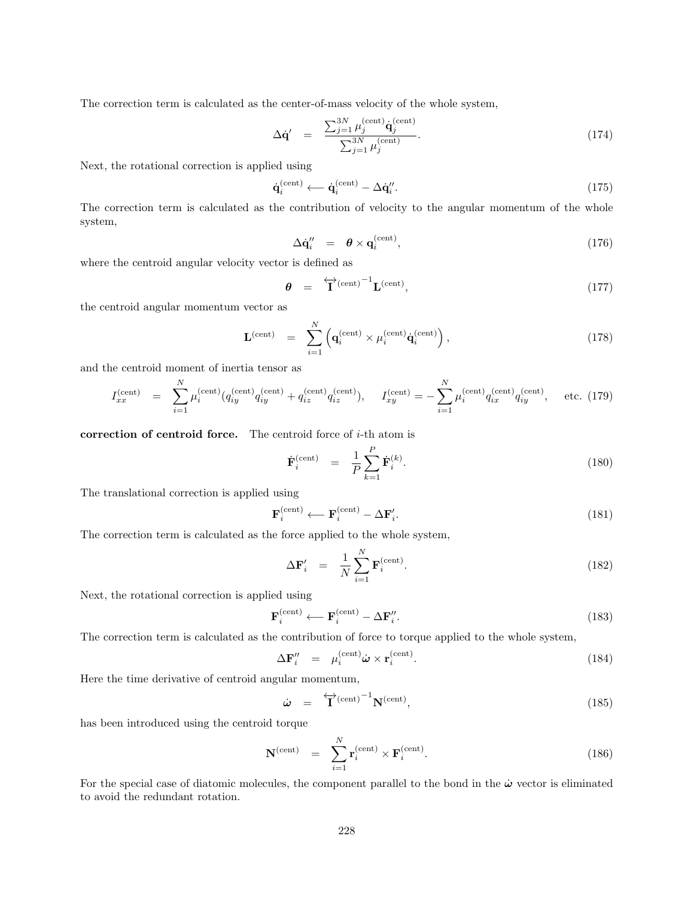The correction term is calculated as the center-of-mass velocity of the whole system,

$$\Delta \dot{\mathbf{q}}' \quad = \quad \frac{\sum_{j=1}^{3N} \mu_j^{(\mathrm{cent})} \dot{\mathbf{q}}_j^{(\mathrm{cent})}}{\sum_{j=1}^{3N} \mu_j^{(\mathrm{cent})}}. \tag{174}$$

Next, the rotational correction is applied using

$$\dot{\mathbf{q}}_i^{(\mathrm{cent})} \longleftarrow \dot{\mathbf{q}}_i^{(\mathrm{cent})} - \Delta \dot{\mathbf{q}}_i''. \tag{175}$$

The correction term is calculated as the contribution of velocity to the angular momentum of the whole system,

$$\Delta \dot{\mathbf{q}}_i'' \quad = \quad \boldsymbol{\theta} \times \mathbf{q}_i^{(\mathrm{cent})}, \tag{176}$$

where the centroid angular velocity vector is defined as

$$\boldsymbol{\theta} \quad = \quad \overleftrightarrow{\mathbf{I}}^{(\mathrm{cent})^{-1}} \mathbf{L}^{(\mathrm{cent})}, \tag{177}$$

the centroid angular momentum vector as

$$\mathbf{L}^{(\mathrm{cent})} \quad = \quad \sum_{i=1}^{N} \left( \mathbf{q}_i^{(\mathrm{cent})} \times \mu_i^{(\mathrm{cent})} \dot{\mathbf{q}}_i^{(\mathrm{cent})} \right), \tag{178}$$

and the centroid moment of inertia tensor as

$$I_{xx}^{(\mathrm{cent})} \quad = \quad \sum_{i=1}^{N} \mu_i^{(\mathrm{cent})} (q_{iy}^{(\mathrm{cent})} q_{iy}^{(\mathrm{cent})} + q_{iz}^{(\mathrm{cent})} q_{iz}^{(\mathrm{cent})}), \quad I_{xy}^{(\mathrm{cent})} = -\sum_{i=1}^{N} \mu_i^{(\mathrm{cent})} q_{ix}^{(\mathrm{cent})} q_{iy}^{(\mathrm{cent})}, \quad \text{etc.} \tag{179}$$

**correction of centroid force.** The centroid force of $i$-th atom is

$$\dot{\mathbf{F}}_i^{(\mathrm{cent})} \quad = \quad \frac{1}{P} \sum_{k=1}^{P} \dot{\mathbf{F}}_i^{(k)}. \tag{180}$$

The translational correction is applied using

$$\mathbf{F}_i^{(\mathrm{cent})} \longleftarrow \mathbf{F}_i^{(\mathrm{cent})} - \Delta \mathbf{F}_i'. \tag{181}$$

The correction term is calculated as the force applied to the whole system,

$$\Delta \mathbf{F}_i' \quad = \quad \frac{1}{N} \sum_{i=1}^{N} \mathbf{F}_i^{(\mathrm{cent})}. \tag{182}$$

Next, the rotational correction is applied using

$$\mathbf{F}_i^{(\mathrm{cent})} \longleftarrow \mathbf{F}_i^{(\mathrm{cent})} - \Delta \mathbf{F}_i''. \tag{183}$$

The correction term is calculated as the contribution of force to torque applied to the whole system,

$$\Delta \mathbf{F}_i'' \quad = \quad \mu_i^{(\mathrm{cent})} \dot{\boldsymbol{\omega}} \times \mathbf{r}_i^{(\mathrm{cent})}. \tag{184}$$

Here the time derivative of centroid angular momentum,

$$\dot{\boldsymbol{\omega}} \quad = \quad \overleftrightarrow{\mathbf{I}}^{(\mathrm{cent})^{-1}} \mathbf{N}^{(\mathrm{cent})}, \tag{185}$$

has been introduced using the centroid torque

$$\mathbf{N}^{(\mathrm{cent})} \quad = \quad \sum_{i=1}^{N} \mathbf{r}_i^{(\mathrm{cent})} \times \mathbf{F}_i^{(\mathrm{cent})}. \tag{186}$$

For the special case of diatomic molecules, the component parallel to the bond in the $\dot{\boldsymbol{\omega}}$ vector is eliminated to avoid the redundant rotation.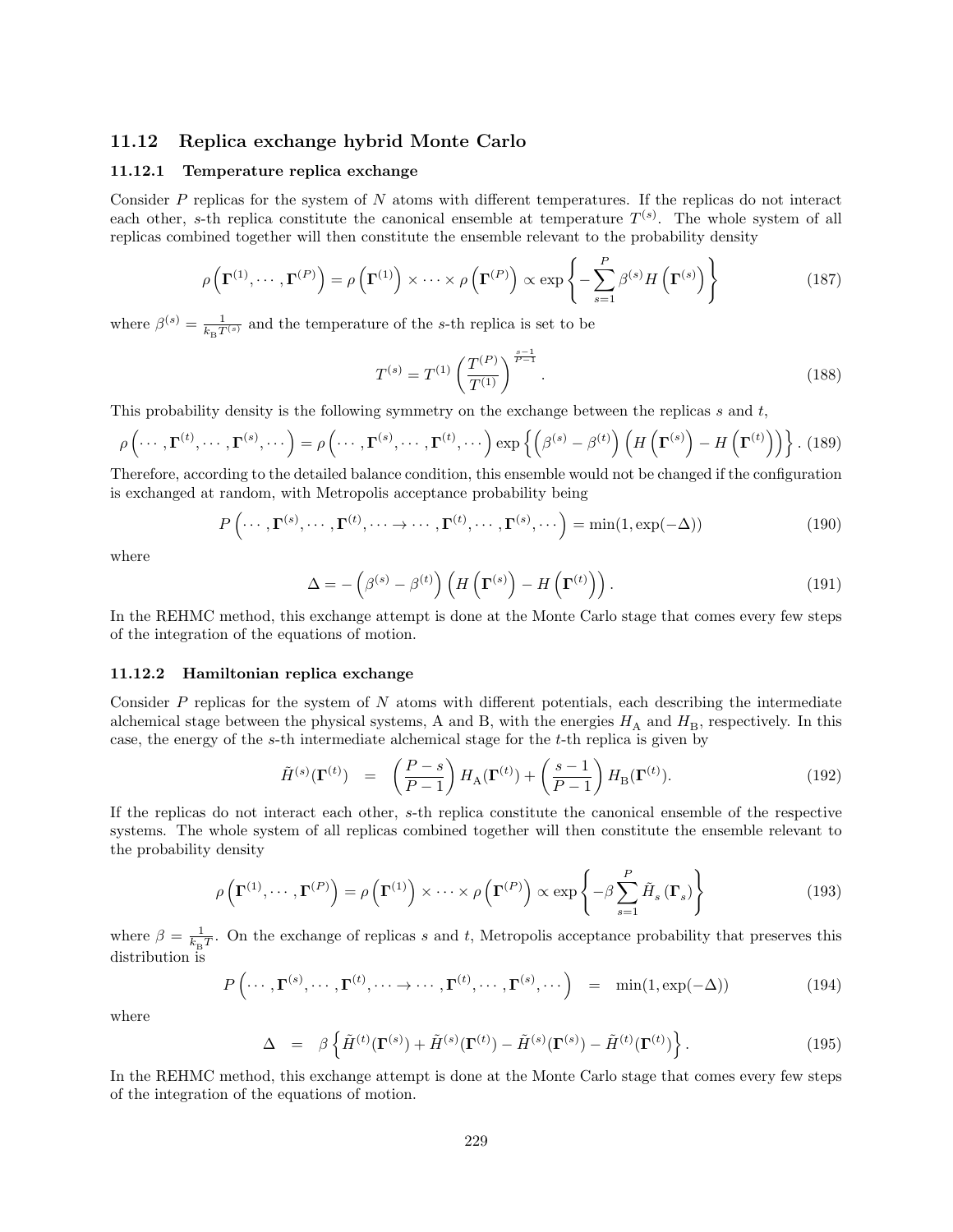### 11.12 Replica exchange hybrid Monte Carlo

#### 11.12.1 Temperature replica exchange

Consider $P$ replicas for the system of $N$ atoms with different temperatures. If the replicas do not interact each other, $s$-th replica constitute the canonical ensemble at temperature $T^{(s)}$. The whole system of all replicas combined together will then constitute the ensemble relevant to the probability density

$$\rho\left(\mathbf{\Gamma}^{(1)}, \cdots, \mathbf{\Gamma}^{(P)}\right) = \rho\left(\mathbf{\Gamma}^{(1)}\right) \times \cdots \times \rho\left(\mathbf{\Gamma}^{(P)}\right) \propto \exp\left\{-\sum_{s=1}^{P} \beta^{(s)} H\left(\mathbf{\Gamma}^{(s)}\right)\right\} \tag{187}$$

where $\beta^{(s)} = \frac{1}{k_{\mathrm{B}} T^{(s)}}$ and the temperature of the $s$-th replica is set to be

$$T^{(s)} = T^{(1)} \left(\frac{T^{(P)}}{T^{(1)}}\right)^{\frac{s-1}{P-1}}. \tag{188}$$

This probability density is the following symmetry on the exchange between the replicas $s$ and $t$,

$$\rho\left(\cdots, \mathbf{\Gamma}^{(t)}, \cdots, \mathbf{\Gamma}^{(s)}, \cdots\right) = \rho\left(\cdots, \mathbf{\Gamma}^{(s)}, \cdots, \mathbf{\Gamma}^{(t)}, \cdots\right) \exp\left\{\left(\beta^{(s)} - \beta^{(t)}\right)\left(H\left(\mathbf{\Gamma}^{(s)}\right) - H\left(\mathbf{\Gamma}^{(t)}\right)\right)\right\}. \tag{189}$$

Therefore, according to the detailed balance condition, this ensemble would not be changed if the configuration is exchanged at random, with Metropolis acceptance probability being

$$P\left(\cdots, \mathbf{\Gamma}^{(s)}, \cdots, \mathbf{\Gamma}^{(t)}, \cdots \rightarrow \cdots, \mathbf{\Gamma}^{(t)}, \cdots, \mathbf{\Gamma}^{(s)}, \cdots\right) = \min(1, \exp(-\Delta)) \tag{190}$$

where

$$\Delta = -\left(\beta^{(s)} - \beta^{(t)}\right)\left(H\left(\mathbf{\Gamma}^{(s)}\right) - H\left(\mathbf{\Gamma}^{(t)}\right)\right). \tag{191}$$

In the REHMC method, this exchange attempt is done at the Monte Carlo stage that comes every few steps of the integration of the equations of motion.

#### 11.12.2 Hamiltonian replica exchange

Consider $P$ replicas for the system of $N$ atoms with different potentials, each describing the intermediate alchemical stage between the physical systems, A and B, with the energies $H_{\mathrm{A}}$ and $H_{\mathrm{B}}$, respectively. In this case, the energy of the $s$-th intermediate alchemical stage for the $t$-th replica is given by

$$\tilde{H}^{(s)}(\mathbf{\Gamma}^{(t)}) \quad = \quad \left(\frac{P-s}{P-1}\right) H_{\mathrm{A}}(\mathbf{\Gamma}^{(t)}) + \left(\frac{s-1}{P-1}\right) H_{\mathrm{B}}(\mathbf{\Gamma}^{(t)}). \tag{192}$$

If the replicas do not interact each other, $s$-th replica constitute the canonical ensemble of the respective systems. The whole system of all replicas combined together will then constitute the ensemble relevant to the probability density

$$\rho\left(\mathbf{\Gamma}^{(1)}, \cdots, \mathbf{\Gamma}^{(P)}\right) = \rho\left(\mathbf{\Gamma}^{(1)}\right) \times \cdots \times \rho\left(\mathbf{\Gamma}^{(P)}\right) \propto \exp\left\{-\beta \sum_{s=1}^{P} \tilde{H}_s\left(\mathbf{\Gamma}_s\right)\right\} \tag{193}$$

where $\beta = \frac{1}{k_{\mathrm{B}} T}$. On the exchange of replicas $s$ and $t$, Metropolis acceptance probability that preserves this distribution is

$$P\left(\cdots, \mathbf{\Gamma}^{(s)}, \cdots, \mathbf{\Gamma}^{(t)}, \cdots \rightarrow \cdots, \mathbf{\Gamma}^{(t)}, \cdots, \mathbf{\Gamma}^{(s)}, \cdots\right) \quad = \quad \min(1, \exp(-\Delta)) \tag{194}$$

where

$$\Delta \quad = \quad \beta\left\{\tilde{H}^{(t)}(\mathbf{\Gamma}^{(s)}) + \tilde{H}^{(s)}(\mathbf{\Gamma}^{(t)}) - \tilde{H}^{(s)}(\mathbf{\Gamma}^{(s)}) - \tilde{H}^{(t)}(\mathbf{\Gamma}^{(t)})\right\}. \tag{195}$$

In the REHMC method, this exchange attempt is done at the Monte Carlo stage that comes every few steps of the integration of the equations of motion.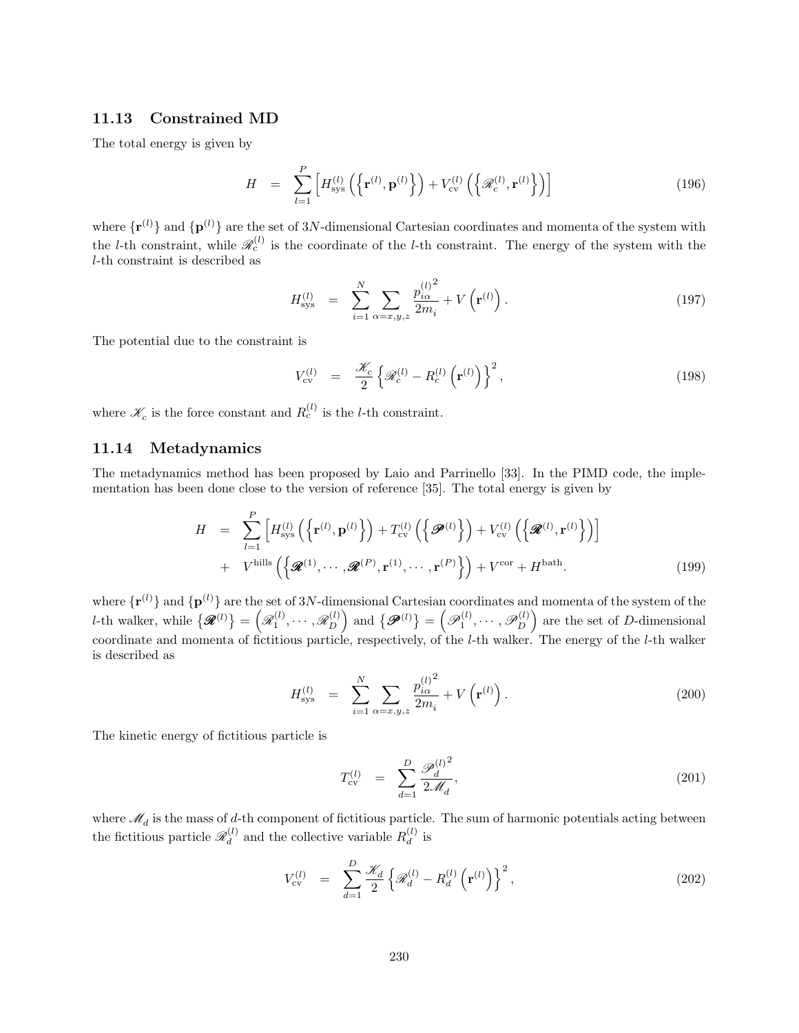### 11.13 Constrained MD

The total energy is given by

$$H = \sum_{l=1}^{P} \left[ H_{\mathrm{sys}}^{(l)} \left( \left\{ \mathbf{r}^{(l)}, \mathbf{p}^{(l)} \right\} \right) + V_{\mathrm{cv}}^{(l)} \left( \left\{ \mathscr{R}_c^{(l)}, \mathbf{r}^{(l)} \right\} \right) \right] \tag{196}$$

where $\{\mathbf{r}^{(l)}\}$ and $\{\mathbf{p}^{(l)}\}$ are the set of $3N$-dimensional Cartesian coordinates and momenta of the system with the $l$-th constraint, while $\mathscr{R}_c^{(l)}$ is the coordinate of the $l$-th constraint. The energy of the system with the $l$-th constraint is described as

$$H_{\mathrm{sys}}^{(l)} = \sum_{i=1}^{N} \sum_{\alpha=x,y,z} \frac{{p_{i\alpha}^{(l)}}^2}{2m_i} + V\left(\mathbf{r}^{(l)}\right). \tag{197}$$

The potential due to the constraint is

$$V_{\mathrm{cv}}^{(l)} = \frac{\mathscr{K}_c}{2} \left\{ \mathscr{R}_c^{(l)} - R_c^{(l)}\left(\mathbf{r}^{(l)}\right) \right\}^2, \tag{198}$$

where $\mathscr{K}_c$ is the force constant and $R_c^{(l)}$ is the $l$-th constraint.

### 11.14 Metadynamics

The metadynamics method has been proposed by Laio and Parrinello [33]. In the PIMD code, the implementation has been done close to the version of reference [35]. The total energy is given by

$$\begin{aligned} H &= \sum_{l=1}^{P} \left[ H_{\mathrm{sys}}^{(l)} \left( \left\{ \mathbf{r}^{(l)}, \mathbf{p}^{(l)} \right\} \right) + T_{\mathrm{cv}}^{(l)} \left( \left\{ \boldsymbol{\mathscr{P}}^{(l)} \right\} \right) + V_{\mathrm{cv}}^{(l)} \left( \left\{ \boldsymbol{\mathscr{R}}^{(l)}, \mathbf{r}^{(l)} \right\} \right) \right] \\ &+ V^{\mathrm{hills}} \left( \left\{ \boldsymbol{\mathscr{R}}^{(1)}, \cdots, \boldsymbol{\mathscr{R}}^{(P)}, \mathbf{r}^{(1)}, \cdots, \mathbf{r}^{(P)} \right\} \right) + V^{\mathrm{cor}} + H^{\mathrm{bath}}. \end{aligned} \tag{199}$$

where $\{\mathbf{r}^{(l)}\}$ and $\{\mathbf{p}^{(l)}\}$ are the set of $3N$-dimensional Cartesian coordinates and momenta of the system of the $l$-th walker, while $\{\boldsymbol{\mathscr{R}}^{(l)}\} = \left(\mathscr{R}_1^{(l)}, \cdots, \mathscr{R}_D^{(l)}\right)$ and $\{\boldsymbol{\mathscr{P}}^{(l)}\} = \left(\mathscr{P}_1^{(l)}, \cdots, \mathscr{P}_D^{(l)}\right)$ are the set of $D$-dimensional coordinate and momenta of fictitious particle, respectively, of the $l$-th walker. The energy of the $l$-th walker is described as

$$H_{\mathrm{sys}}^{(l)} = \sum_{i=1}^{N} \sum_{\alpha=x,y,z} \frac{{p_{i\alpha}^{(l)}}^2}{2m_i} + V\left(\mathbf{r}^{(l)}\right). \tag{200}$$

The kinetic energy of fictitious particle is

$$T_{\mathrm{cv}}^{(l)} = \sum_{d=1}^{D} \frac{{\mathscr{P}_d^{(l)}}^2}{2\mathscr{M}_d}, \tag{201}$$

where $\mathscr{M}_d$ is the mass of $d$-th component of fictitious particle. The sum of harmonic potentials acting between the fictitious particle $\mathscr{R}_d^{(l)}$ and the collective variable $R_d^{(l)}$ is

$$V_{\mathrm{cv}}^{(l)} = \sum_{d=1}^{D} \frac{\mathscr{K}_d}{2} \left\{ \mathscr{R}_d^{(l)} - R_d^{(l)}\left(\mathbf{r}^{(l)}\right) \right\}^2, \tag{202}$$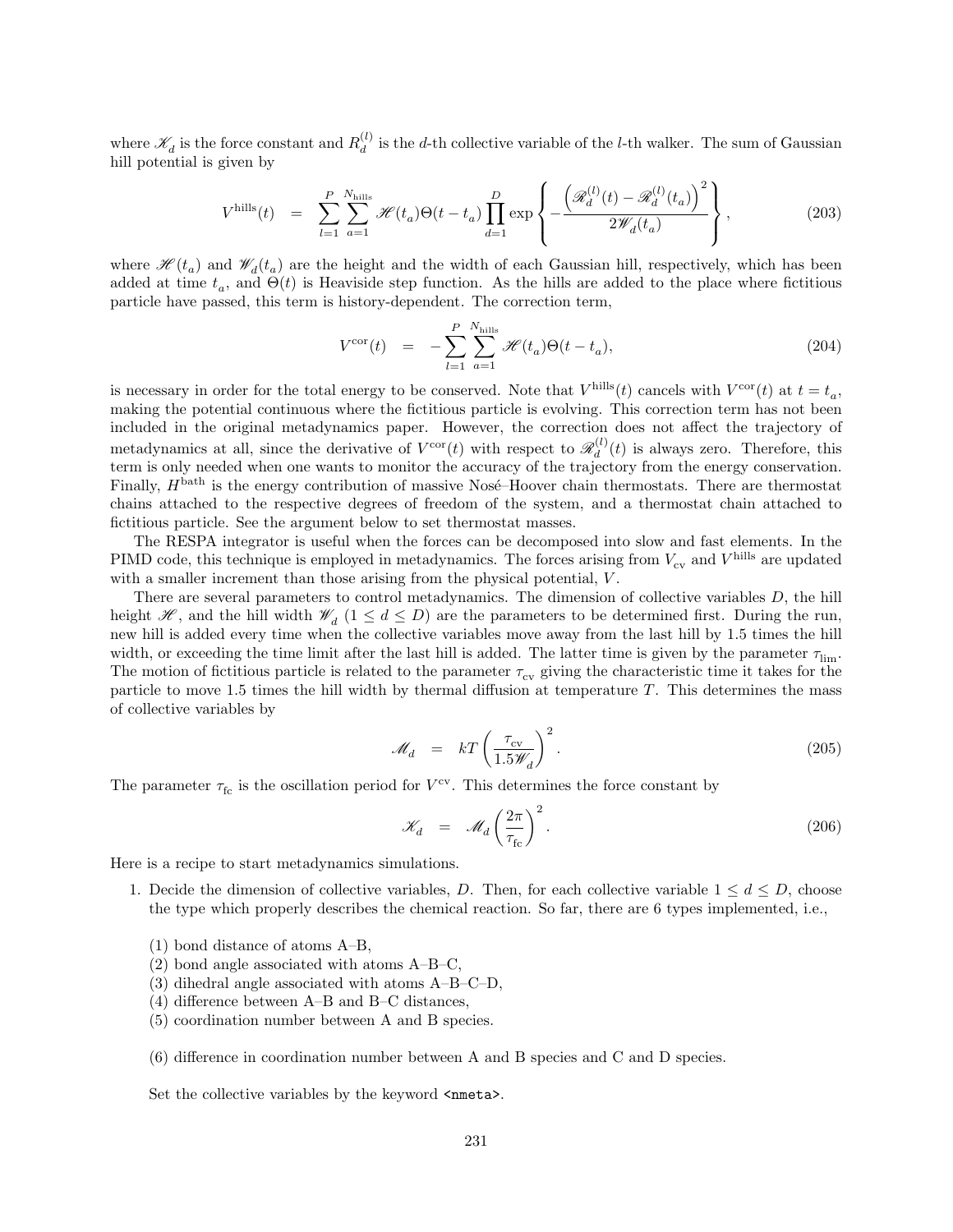where $\mathscr{K}_d$ is the force constant and $R_d^{(l)}$ is the $d$-th collective variable of the $l$-th walker. The sum of Gaussian hill potential is given by

$$
V^{\rm hills}(t) \quad = \quad \sum_{l=1}^{P} \sum_{a=1}^{N_{\rm hills}} \mathscr{H}(t_a)\Theta(t-t_a) \prod_{d=1}^{D} \exp\left\{ -\frac{\left(\mathscr{R}_d^{(l)}(t) - \mathscr{R}_d^{(l)}(t_a)\right)^2}{2\mathscr{W}_d(t_a)} \right\}, \tag{203}
$$

where $\mathscr{H}(t_a)$ and $\mathscr{W}_d(t_a)$ are the height and the width of each Gaussian hill, respectively, which has been added at time $t_a$, and $\Theta(t)$ is Heaviside step function. As the hills are added to the place where fictitious particle have passed, this term is history-dependent. The correction term,

$$
V^{\rm cor}(t) \quad = \quad -\sum_{l=1}^{P} \sum_{a=1}^{N_{\rm hills}} \mathscr{H}(t_a)\Theta(t-t_a), \tag{204}
$$

is necessary in order for the total energy to be conserved. Note that $V^{\rm hills}(t)$ cancels with $V^{\rm cor}(t)$ at $t = t_a$, making the potential continuous where the fictitious particle is evolving. This correction term has not been included in the original metadynamics paper. However, the correction does not affect the trajectory of metadynamics at all, since the derivative of $V^{\rm cor}(t)$ with respect to $\mathscr{R}_d^{(l)}(t)$ is always zero. Therefore, this term is only needed when one wants to monitor the accuracy of the trajectory from the energy conservation. Finally, $H^{\rm bath}$ is the energy contribution of massive Nosé–Hoover chain thermostats. There are thermostat chains attached to the respective degrees of freedom of the system, and a thermostat chain attached to fictitious particle. See the argument below to set thermostat masses.

The RESPA integrator is useful when the forces can be decomposed into slow and fast elements. In the PIMD code, this technique is employed in metadynamics. The forces arising from $V_{\rm cv}$ and $V^{\rm hills}$ are updated with a smaller increment than those arising from the physical potential, $V$.

There are several parameters to control metadynamics. The dimension of collective variables $D$, the hill height $\mathscr{H}$, and the hill width $\mathscr{W}_d$ ($1 \leq d \leq D$) are the parameters to be determined first. During the run, new hill is added every time when the collective variables move away from the last hill by 1.5 times the hill width, or exceeding the time limit after the last hill is added. The latter time is given by the parameter $\tau_{\rm lim}$. The motion of fictitious particle is related to the parameter $\tau_{\rm cv}$ giving the characteristic time it takes for the particle to move 1.5 times the hill width by thermal diffusion at temperature $T$. This determines the mass of collective variables by

$$
\mathscr{M}_d \quad = \quad kT\left(\frac{\tau_{\rm cv}}{1.5\mathscr{W}_d}\right)^2. \tag{205}
$$

The parameter $\tau_{\rm fc}$ is the oscillation period for $V^{\rm cv}$. This determines the force constant by

$$
\mathscr{K}_d \quad = \quad \mathscr{M}_d\left(\frac{2\pi}{\tau_{\rm fc}}\right)^2. \tag{206}
$$

Here is a recipe to start metadynamics simulations.

1. Decide the dimension of collective variables, $D$. Then, for each collective variable $1 \leq d \leq D$, choose the type which properly describes the chemical reaction. So far, there are 6 types implemented, i.e.,

   (1) bond distance of atoms A–B,
   (2) bond angle associated with atoms A–B–C,
   (3) dihedral angle associated with atoms A–B–C–D,
   (4) difference between A–B and B–C distances,
   (5) coordination number between A and B species.

   (6) difference in coordination number between A and B species and C and D species.

   Set the collective variables by the keyword <nmeta>.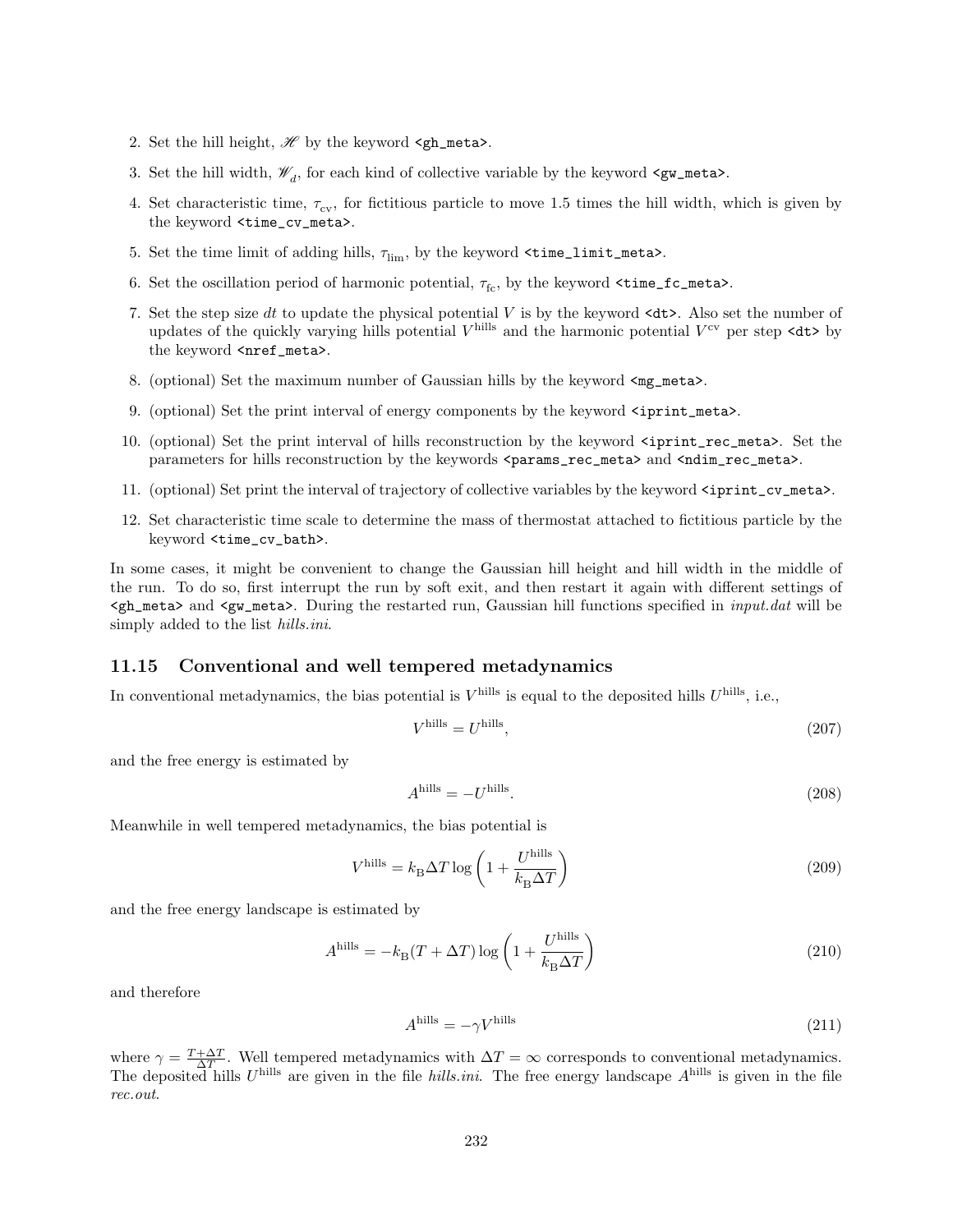2. Set the hill height, $\mathscr{H}$ by the keyword <gh_meta>.
3. Set the hill width, $\mathscr{W}_d$, for each kind of collective variable by the keyword <gw_meta>.
4. Set characteristic time, $\tau_{\rm cv}$, for fictitious particle to move 1.5 times the hill width, which is given by the keyword <time_cv_meta>.
5. Set the time limit of adding hills, $\tau_{\rm lim}$, by the keyword <time_limit_meta>.
6. Set the oscillation period of harmonic potential, $\tau_{\rm fc}$, by the keyword <time_fc_meta>.
7. Set the step size $dt$ to update the physical potential $V$ is by the keyword <dt>. Also set the number of updates of the quickly varying hills potential $V^{\rm hills}$ and the harmonic potential $V^{\rm cv}$ per step <dt> by the keyword <nref_meta>.
8. (optional) Set the maximum number of Gaussian hills by the keyword <mg_meta>.
9. (optional) Set the print interval of energy components by the keyword <iprint_meta>.
10. (optional) Set the print interval of hills reconstruction by the keyword <iprint_rec_meta>. Set the parameters for hills reconstruction by the keywords <params_rec_meta> and <ndim_rec_meta>.
11. (optional) Set print the interval of trajectory of collective variables by the keyword <iprint_cv_meta>.
12. Set characteristic time scale to determine the mass of thermostat attached to fictitious particle by the keyword <time_cv_bath>.

In some cases, it might be convenient to change the Gaussian hill height and hill width in the middle of the run. To do so, first interrupt the run by soft exit, and then restart it again with different settings of <gh_meta> and <gw_meta>. During the restarted run, Gaussian hill functions specified in *input.dat* will be simply added to the list *hills.ini*.

### 11.15 Conventional and well tempered metadynamics

In conventional metadynamics, the bias potential is $V^{\rm hills}$ is equal to the deposited hills $U^{\rm hills}$, i.e.,

$$V^{\rm hills} = U^{\rm hills}, \tag{207}$$

and the free energy is estimated by

$$A^{\rm hills} = -U^{\rm hills}. \tag{208}$$

Meanwhile in well tempered metadynamics, the bias potential is

$$V^{\rm hills} = k_{\rm B}\Delta T \log\left(1 + \frac{U^{\rm hills}}{k_{\rm B}\Delta T}\right) \tag{209}$$

and the free energy landscape is estimated by

$$A^{\rm hills} = -k_{\rm B}(T + \Delta T) \log\left(1 + \frac{U^{\rm hills}}{k_{\rm B}\Delta T}\right) \tag{210}$$

and therefore

$$A^{\rm hills} = -\gamma V^{\rm hills} \tag{211}$$

where $\gamma = \frac{T+\Delta T}{\Delta T}$. Well tempered metadynamics with $\Delta T = \infty$ corresponds to conventional metadynamics. The deposited hills $U^{\rm hills}$ are given in the file *hills.ini*. The free energy landscape $A^{\rm hills}$ is given in the file *rec.out*.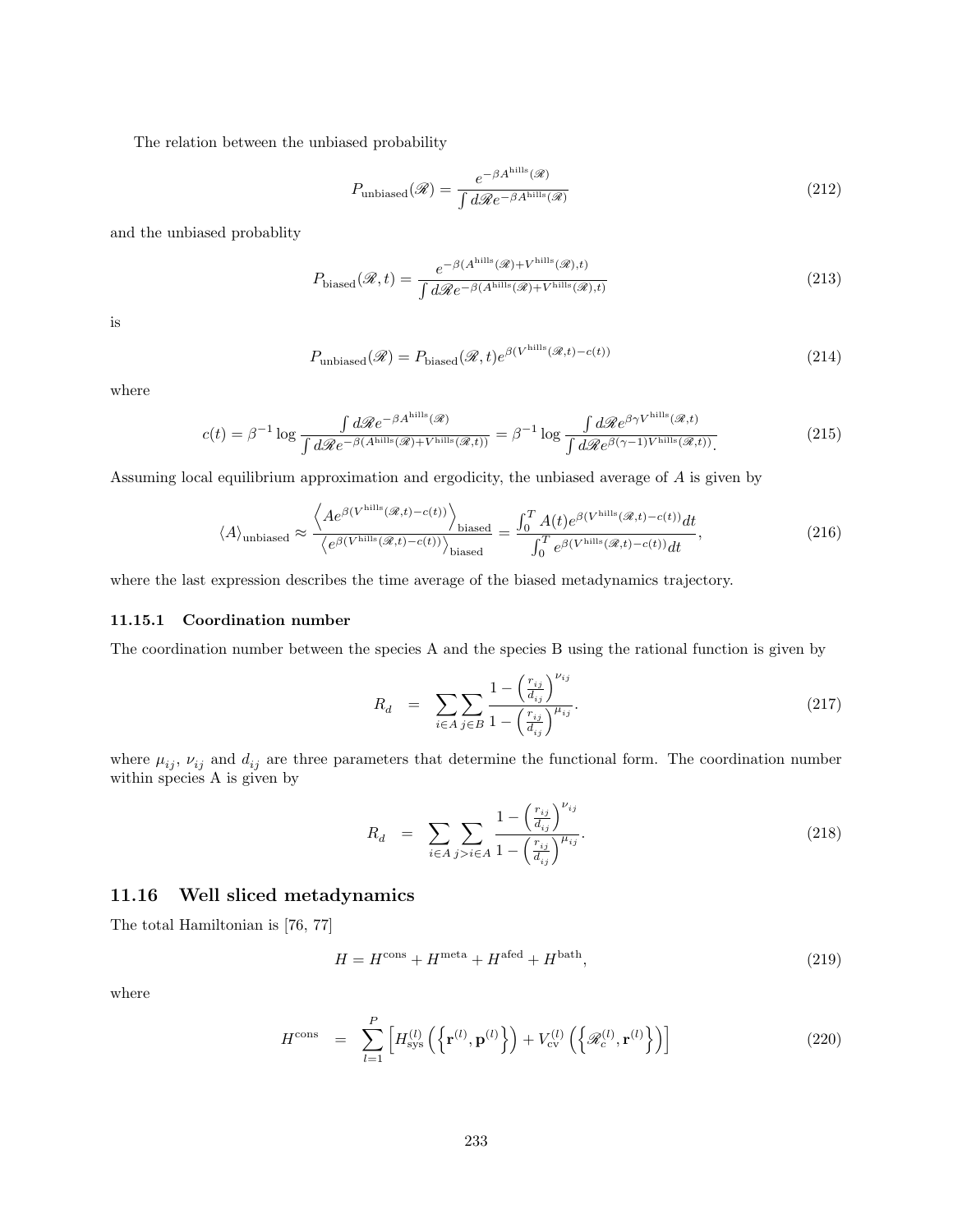The relation between the unbiased probability

$$
P_{\text{unbiased}}(\mathscr{R}) = \frac{e^{-\beta A^{\text{hills}}(\mathscr{R})}}{\int d\mathscr{R} e^{-\beta A^{\text{hills}}(\mathscr{R})}} \tag{212}
$$

and the unbiased probablity

$$
P_{\text{biased}}(\mathscr{R}, t) = \frac{e^{-\beta(A^{\text{hills}}(\mathscr{R}) + V^{\text{hills}}(\mathscr{R}), t)}}{\int d\mathscr{R} e^{-\beta(A^{\text{hills}}(\mathscr{R}) + V^{\text{hills}}(\mathscr{R}), t)}} \tag{213}
$$

is

$$
P_{\text{unbiased}}(\mathscr{R}) = P_{\text{biased}}(\mathscr{R}, t) e^{\beta(V^{\text{hills}}(\mathscr{R}, t) - c(t))} \tag{214}
$$

where

$$
c(t) = \beta^{-1} \log \frac{\int d\mathscr{R} e^{-\beta A^{\text{hills}}(\mathscr{R})}}{\int d\mathscr{R} e^{-\beta(A^{\text{hills}}(\mathscr{R}) + V^{\text{hills}}(\mathscr{R}, t))}} = \beta^{-1} \log \frac{\int d\mathscr{R} e^{\beta\gamma V^{\text{hills}}(\mathscr{R}, t)}}{\int d\mathscr{R} e^{\beta(\gamma - 1) V^{\text{hills}}(\mathscr{R}, t))}}. \tag{215}
$$

Assuming local equilibrium approximation and ergodicity, the unbiased average of $A$ is given by

$$
\langle A \rangle_{\text{unbiased}} \approx \frac{\left\langle A e^{\beta(V^{\text{hills}}(\mathscr{R}, t) - c(t))} \right\rangle_{\text{biased}}}{\left\langle e^{\beta(V^{\text{hills}}(\mathscr{R}, t) - c(t))} \right\rangle_{\text{biased}}} = \frac{\int_0^T A(t) e^{\beta(V^{\text{hills}}(\mathscr{R}, t) - c(t))} dt}{\int_0^T e^{\beta(V^{\text{hills}}(\mathscr{R}, t) - c(t))} dt}, \tag{216}
$$

where the last expression describes the time average of the biased metadynamics trajectory.

### 11.15.1 Coordination number

The coordination number between the species A and the species B using the rational function is given by

$$
R_d = \sum_{i \in A} \sum_{j \in B} \frac{1 - \left( \frac{r_{ij}}{d_{ij}} \right)^{\nu_{ij}}}{1 - \left( \frac{r_{ij}}{d_{ij}} \right)^{\mu_{ij}}}. \tag{217}
$$

where $\mu_{ij}$, $\nu_{ij}$ and $d_{ij}$ are three parameters that determine the functional form. The coordination number within species A is given by

$$
R_d = \sum_{i \in A} \sum_{j > i \in A} \frac{1 - \left( \frac{r_{ij}}{d_{ij}} \right)^{\nu_{ij}}}{1 - \left( \frac{r_{ij}}{d_{ij}} \right)^{\mu_{ij}}}. \tag{218}
$$

## 11.16 Well sliced metadynamics

The total Hamiltonian is [76, 77]

$$
H = H^{\text{cons}} + H^{\text{meta}} + H^{\text{afed}} + H^{\text{bath}}, \tag{219}
$$

where

$$
H^{\text{cons}} = \sum_{l=1}^{P} \left[ H_{\text{sys}}^{(l)} \left( \left\{ \mathbf{r}^{(l)}, \mathbf{p}^{(l)} \right\} \right) + V_{\text{cv}}^{(l)} \left( \left\{ \mathscr{R}_c^{(l)}, \mathbf{r}^{(l)} \right\} \right) \right] \tag{220}
$$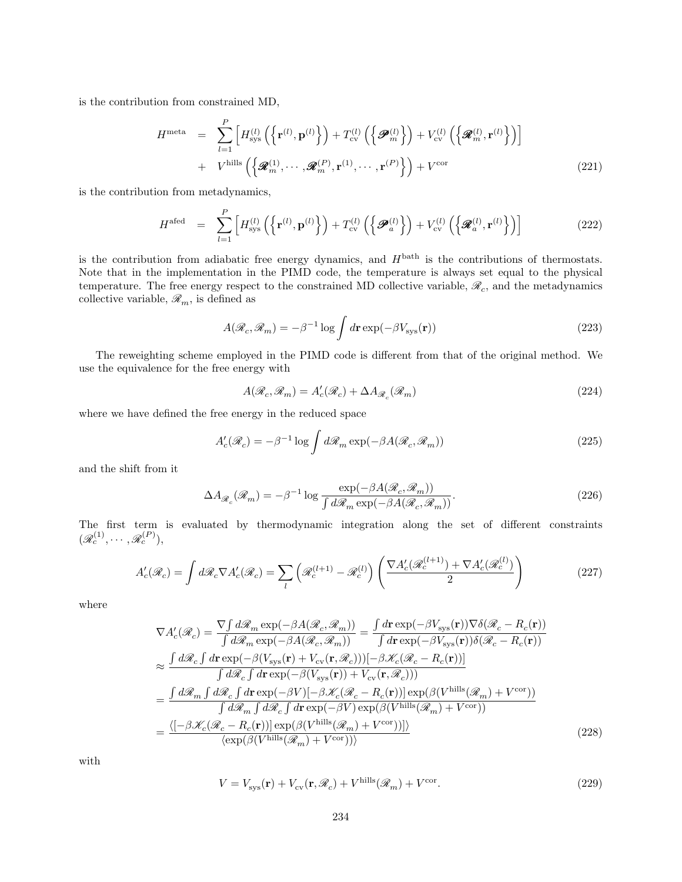is the contribution from constrained MD,

$$
\begin{aligned}
H^{\rm meta} &= \sum_{l=1}^{P}\left[H_{\rm sys}^{(l)}\left(\left\{\mathbf{r}^{(l)},\mathbf{p}^{(l)}\right\}\right) + T_{\rm cv}^{(l)}\left(\left\{\boldsymbol{\mathscr{P}}_m^{(l)}\right\}\right) + V_{\rm cv}^{(l)}\left(\left\{\boldsymbol{\mathscr{R}}_m^{(l)},\mathbf{r}^{(l)}\right\}\right)\right] \\
&+ V^{\rm hills}\left(\left\{\boldsymbol{\mathscr{R}}_m^{(1)},\cdots,\boldsymbol{\mathscr{R}}_m^{(P)},\mathbf{r}^{(1)},\cdots,\mathbf{r}^{(P)}\right\}\right) + V^{\rm cor}
\end{aligned}
\tag{221}
$$

is the contribution from metadynamics,

$$
H^{\rm afed} = \sum_{l=1}^{P}\left[H_{\rm sys}^{(l)}\left(\left\{\mathbf{r}^{(l)},\mathbf{p}^{(l)}\right\}\right) + T_{\rm cv}^{(l)}\left(\left\{\boldsymbol{\mathscr{P}}_a^{(l)}\right\}\right) + V_{\rm cv}^{(l)}\left(\left\{\boldsymbol{\mathscr{R}}_a^{(l)},\mathbf{r}^{(l)}\right\}\right)\right] \tag{222}
$$

is the contribution from adiabatic free energy dynamics, and $H^{\rm bath}$ is the contributions of thermostats. Note that in the implementation in the PIMD code, the temperature is always set equal to the physical temperature. The free energy respect to the constrained MD collective variable, $\mathscr{R}_c$, and the metadynamics collective variable, $\mathscr{R}_m$, is defined as

$$
A(\mathscr{R}_c,\mathscr{R}_m) = -\beta^{-1}\log\int d\mathbf{r}\exp(-\beta V_{\rm sys}(\mathbf{r})) \tag{223}
$$

The reweighting scheme employed in the PIMD code is different from that of the original method. We use the equivalence for the free energy with

$$
A(\mathscr{R}_c,\mathscr{R}_m) = A_c'(\mathscr{R}_c) + \Delta A_{\mathscr{R}_c}(\mathscr{R}_m) \tag{224}
$$

where we have defined the free energy in the reduced space

$$
A_c'(\mathscr{R}_c) = -\beta^{-1}\log\int d\mathscr{R}_m\exp(-\beta A(\mathscr{R}_c,\mathscr{R}_m)) \tag{225}
$$

and the shift from it

$$
\Delta A_{\mathscr{R}_c}(\mathscr{R}_m) = -\beta^{-1}\log\frac{\exp(-\beta A(\mathscr{R}_c,\mathscr{R}_m))}{\int d\mathscr{R}_m\exp(-\beta A(\mathscr{R}_c,\mathscr{R}_m))}. \tag{226}
$$

The first term is evaluated by thermodynamic integration along the set of different constraints $(\mathscr{R}_c^{(1)},\cdots,\mathscr{R}_c^{(P)})$,

$$
A_c'(\mathscr{R}_c) = \int d\mathscr{R}_c\nabla A_c'(\mathscr{R}_c) = \sum_l\left(\mathscr{R}_c^{(l+1)} - \mathscr{R}_c^{(l)}\right)\left(\frac{\nabla A_c'(\mathscr{R}_c^{(l+1)}) + \nabla A_c'(\mathscr{R}_c^{(l)})}{2}\right) \tag{227}
$$

where

$$
\begin{aligned}
\nabla A_c'(\mathscr{R}_c) &= \frac{\nabla\int d\mathscr{R}_m\exp(-\beta A(\mathscr{R}_c,\mathscr{R}_m))}{\int d\mathscr{R}_m\exp(-\beta A(\mathscr{R}_c,\mathscr{R}_m))} = \frac{\int d\mathbf{r}\exp(-\beta V_{\rm sys}(\mathbf{r}))\nabla\delta(\mathscr{R}_c - R_c(\mathbf{r}))}{\int d\mathbf{r}\exp(-\beta V_{\rm sys}(\mathbf{r}))\delta(\mathscr{R}_c - R_c(\mathbf{r}))} \\
&\approx \frac{\int d\mathscr{R}_c\int d\mathbf{r}\exp(-\beta(V_{\rm sys}(\mathbf{r}) + V_{\rm cv}(\mathbf{r},\mathscr{R}_c)))[-\beta\mathscr{K}_c(\mathscr{R}_c - R_c(\mathbf{r}))]}{\int d\mathscr{R}_c\int d\mathbf{r}\exp(-\beta(V_{\rm sys}(\mathbf{r})) + V_{\rm cv}(\mathbf{r},\mathscr{R}_c)))} \\
&= \frac{\int d\mathscr{R}_m\int d\mathscr{R}_c\int d\mathbf{r}\exp(-\beta V)[-\beta\mathscr{K}_c(\mathscr{R}_c - R_c(\mathbf{r}))]\exp(\beta(V^{\rm hills}(\mathscr{R}_m) + V^{\rm cor}))}{\int d\mathscr{R}_m\int d\mathscr{R}_c\int d\mathbf{r}\exp(-\beta V)\exp(\beta(V^{\rm hills}(\mathscr{R}_m) + V^{\rm cor}))} \\
&= \frac{\langle[-\beta\mathscr{K}_c(\mathscr{R}_c - R_c(\mathbf{r}))]\exp(\beta(V^{\rm hills}(\mathscr{R}_m) + V^{\rm cor}))]\rangle}{\langle\exp(\beta(V^{\rm hills}(\mathscr{R}_m) + V^{\rm cor}))\rangle}
\end{aligned}
\tag{228}
$$

with

$$
V = V_{\rm sys}(\mathbf{r}) + V_{\rm cv}(\mathbf{r},\mathscr{R}_c) + V^{\rm hills}(\mathscr{R}_m) + V^{\rm cor}. \tag{229}
$$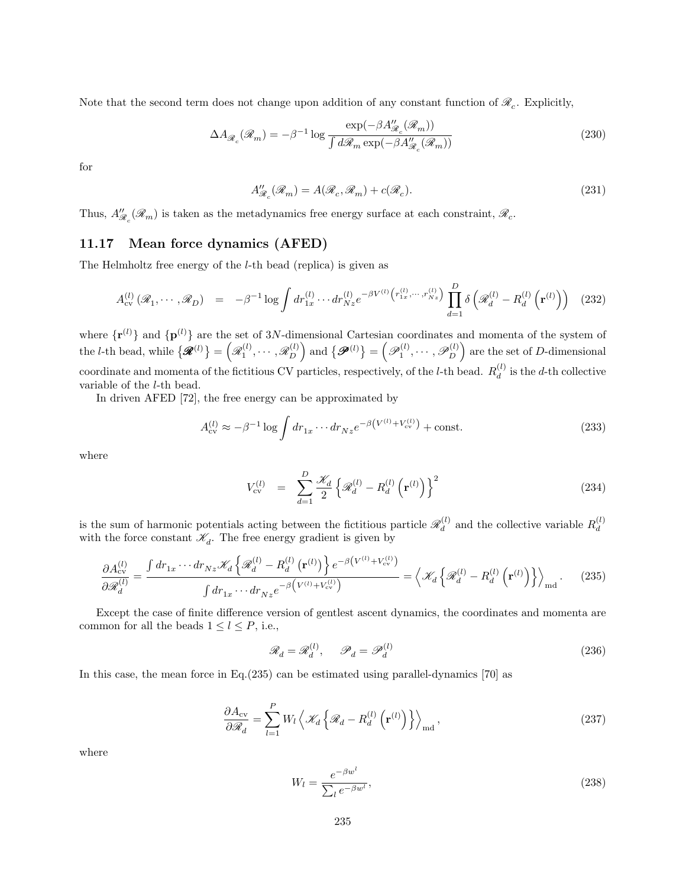Note that the second term does not change upon addition of any constant function of $\mathscr{R}_c$. Explicitly,

$$\Delta A_{\mathscr{R}_c}(\mathscr{R}_m) = -\beta^{-1} \log \frac{\exp(-\beta A''_{\mathscr{R}_c}(\mathscr{R}_m))}{\int d\mathscr{R}_m \exp(-\beta A''_{\mathscr{R}_c}(\mathscr{R}_m))} \tag{230}$$

for

$$A''_{\mathscr{R}_c}(\mathscr{R}_m) = A(\mathscr{R}_c, \mathscr{R}_m) + c(\mathscr{R}_c). \tag{231}$$

Thus, $A''_{\mathscr{R}_c}(\mathscr{R}_m)$ is taken as the metadynamics free energy surface at each constraint, $\mathscr{R}_c$.

## 11.17 Mean force dynamics (AFED)

The Helmholtz free energy of the $l$-th bead (replica) is given as

$$A^{(l)}_{\rm cv}(\mathscr{R}_1, \cdots, \mathscr{R}_D) \quad = \quad -\beta^{-1} \log \int dr^{(l)}_{1x} \cdots dr^{(l)}_{Nz} e^{-\beta V^{(l)}\left(r^{(l)}_{1x}, \cdots, r^{(l)}_{Nz}\right)} \prod_{d=1}^{D} \delta\left(\mathscr{R}^{(l)}_d - R^{(l)}_d\left(\mathbf{r}^{(l)}\right)\right) \tag{232}$$

where $\{\mathbf{r}^{(l)}\}$ and $\{\mathbf{p}^{(l)}\}$ are the set of $3N$-dimensional Cartesian coordinates and momenta of the system of the $l$-th bead, while $\{\boldsymbol{\mathscr{R}}^{(l)}\} = \left(\mathscr{R}^{(l)}_1, \cdots, \mathscr{R}^{(l)}_D\right)$ and $\{\boldsymbol{\mathscr{P}}^{(l)}\} = \left(\mathscr{P}^{(l)}_1, \cdots, \mathscr{P}^{(l)}_D\right)$ are the set of $D$-dimensional coordinate and momenta of the fictitious CV particles, respectively, of the $l$-th bead. $R^{(l)}_d$ is the $d$-th collective variable of the $l$-th bead.

In driven AFED [72], the free energy can be approximated by

$$A^{(l)}_{\rm cv} \approx -\beta^{-1} \log \int dr_{1x} \cdots dr_{Nz} e^{-\beta\left(V^{(l)} + V^{(l)}_{\rm cv}\right)} + \text{const.} \tag{233}$$

where

$$V^{(l)}_{\rm cv} \quad = \quad \sum_{d=1}^{D} \frac{\mathscr{K}_d}{2}\left\{\mathscr{R}^{(l)}_d - R^{(l)}_d\left(\mathbf{r}^{(l)}\right)\right\}^2 \tag{234}$$

is the sum of harmonic potentials acting between the fictitious particle $\mathscr{R}^{(l)}_d$ and the collective variable $R^{(l)}_d$ with the force constant $\mathscr{K}_d$. The free energy gradient is given by

$$\frac{\partial A^{(l)}_{\rm cv}}{\partial \mathscr{R}^{(l)}_d} = \frac{\int dr_{1x} \cdots dr_{Nz} \mathscr{K}_d \left\{\mathscr{R}^{(l)}_d - R^{(l)}_d\left(\mathbf{r}^{(l)}\right)\right\} e^{-\beta\left(V^{(l)} + V^{(l)}_{\rm cv}\right)}}{\int dr_{1x} \cdots dr_{Nz} e^{-\beta\left(V^{(l)} + V^{(l)}_{\rm cv}\right)}} = \left\langle \mathscr{K}_d \left\{\mathscr{R}^{(l)}_d - R^{(l)}_d\left(\mathbf{r}^{(l)}\right)\right\}\right\rangle_{\rm md}. \tag{235}$$

Except the case of finite difference version of gentlest ascent dynamics, the coordinates and momenta are common for all the beads $1 \leq l \leq P$, i.e.,

$$\mathscr{R}_d = \mathscr{R}^{(l)}_d, \qquad \mathscr{P}_d = \mathscr{P}^{(l)}_d \tag{236}$$

In this case, the mean force in Eq.(235) can be estimated using parallel-dynamics [70] as

$$\frac{\partial A_{\rm cv}}{\partial \mathscr{R}_d} = \sum_{l=1}^{P} W_l \left\langle \mathscr{K}_d \left\{\mathscr{R}_d - R^{(l)}_d\left(\mathbf{r}^{(l)}\right)\right\}\right\rangle_{\rm md}, \tag{237}$$

where

$$W_l = \frac{e^{-\beta w^l}}{\sum_l e^{-\beta w^l}}, \tag{238}$$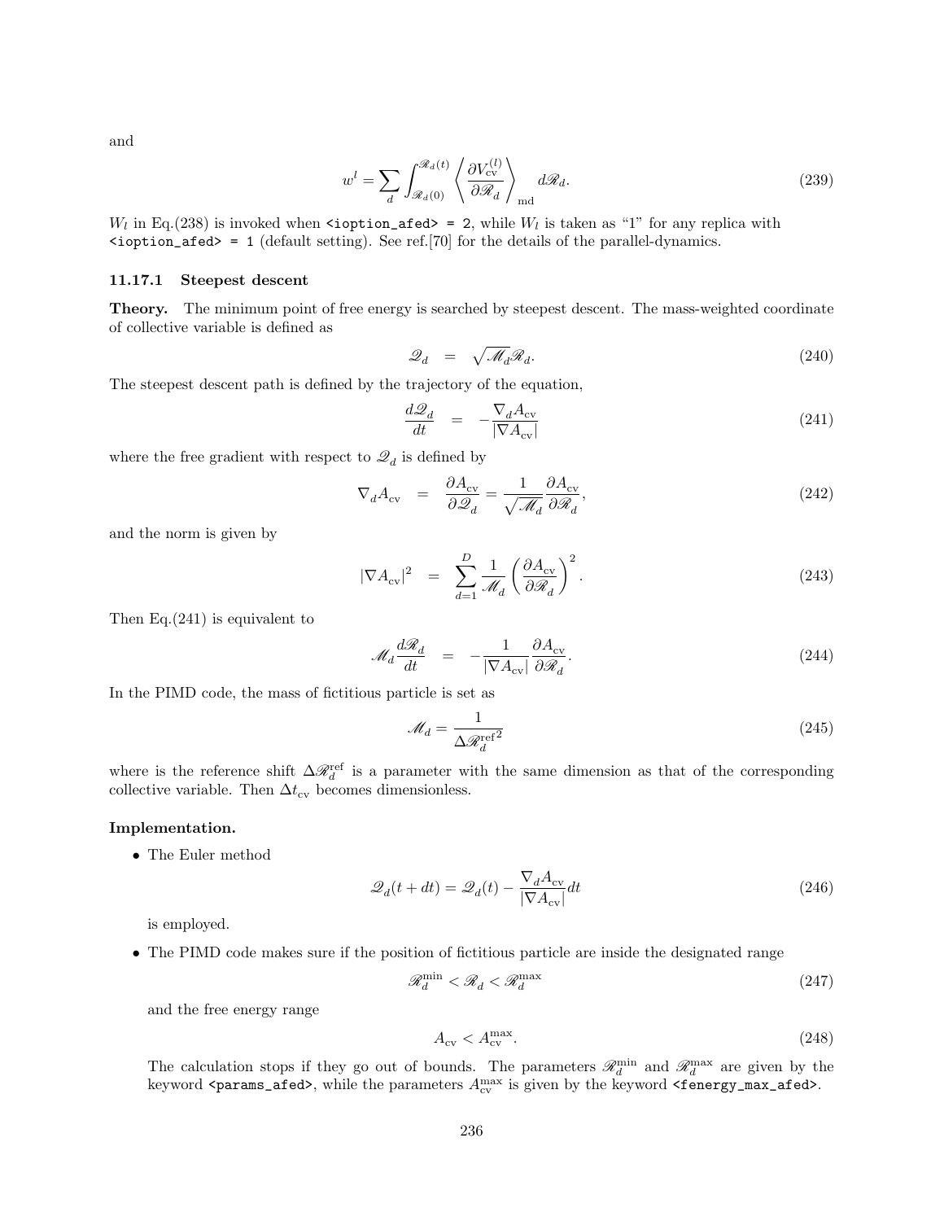and

$$w^l = \sum_d \int_{\mathscr{R}_d(0)}^{\mathscr{R}_d(t)} \left\langle \frac{\partial V_{\rm cv}^{(l)}}{\partial \mathscr{R}_d} \right\rangle_{\rm md} d\mathscr{R}_d. \tag{239}$$

$W_l$ in Eq.(238) is invoked when `<ioption_afed> = 2`, while $W_l$ is taken as "1" for any replica with `<ioption_afed> = 1` (default setting). See ref.[70] for the details of the parallel-dynamics.

### 11.17.1 Steepest descent

**Theory.** The minimum point of free energy is searched by steepest descent. The mass-weighted coordinate of collective variable is defined as

$$\mathscr{Q}_d \quad = \quad \sqrt{\mathscr{M}_d} \mathscr{R}_d. \tag{240}$$

The steepest descent path is defined by the trajectory of the equation,

$$\frac{d\mathscr{Q}_d}{dt} \quad = \quad -\frac{\nabla_d A_{\rm cv}}{|\nabla A_{\rm cv}|} \tag{241}$$

where the free gradient with respect to $\mathscr{Q}_d$ is defined by

$$\nabla_d A_{\rm cv} \quad = \quad \frac{\partial A_{\rm cv}}{\partial \mathscr{Q}_d} = \frac{1}{\sqrt{\mathscr{M}_d}} \frac{\partial A_{\rm cv}}{\partial \mathscr{R}_d}, \tag{242}$$

and the norm is given by

$$|\nabla A_{\rm cv}|^2 \quad = \quad \sum_{d=1}^{D} \frac{1}{\mathscr{M}_d} \left( \frac{\partial A_{\rm cv}}{\partial \mathscr{R}_d} \right)^2. \tag{243}$$

Then Eq.(241) is equivalent to

$$\mathscr{M}_d \frac{d\mathscr{R}_d}{dt} \quad = \quad -\frac{1}{|\nabla A_{\rm cv}|} \frac{\partial A_{\rm cv}}{\partial \mathscr{R}_d}. \tag{244}$$

In the PIMD code, the mass of fictitious particle is set as

$$\mathscr{M}_d = \frac{1}{\Delta \mathscr{R}_d^{\rm ref\,2}} \tag{245}$$

where is the reference shift $\Delta \mathscr{R}_d^{\rm ref}$ is a parameter with the same dimension as that of the corresponding collective variable. Then $\Delta t_{\rm cv}$ becomes dimensionless.

**Implementation.**

- The Euler method

$$\mathscr{Q}_d(t + dt) = \mathscr{Q}_d(t) - \frac{\nabla_d A_{\rm cv}}{|\nabla A_{\rm cv}|} dt \tag{246}$$

  is employed.

- The PIMD code makes sure if the position of fictitious particle are inside the designated range

$$\mathscr{R}_d^{\rm min} < \mathscr{R}_d < \mathscr{R}_d^{\rm max} \tag{247}$$

  and the free energy range

$$A_{\rm cv} < A_{\rm cv}^{\rm max}. \tag{248}$$

  The calculation stops if they go out of bounds. The parameters $\mathscr{R}_d^{\rm min}$ and $\mathscr{R}_d^{\rm max}$ are given by the keyword `<params_afed>`, while the parameters $A_{\rm cv}^{\rm max}$ is given by the keyword `<fenergy_max_afed>`.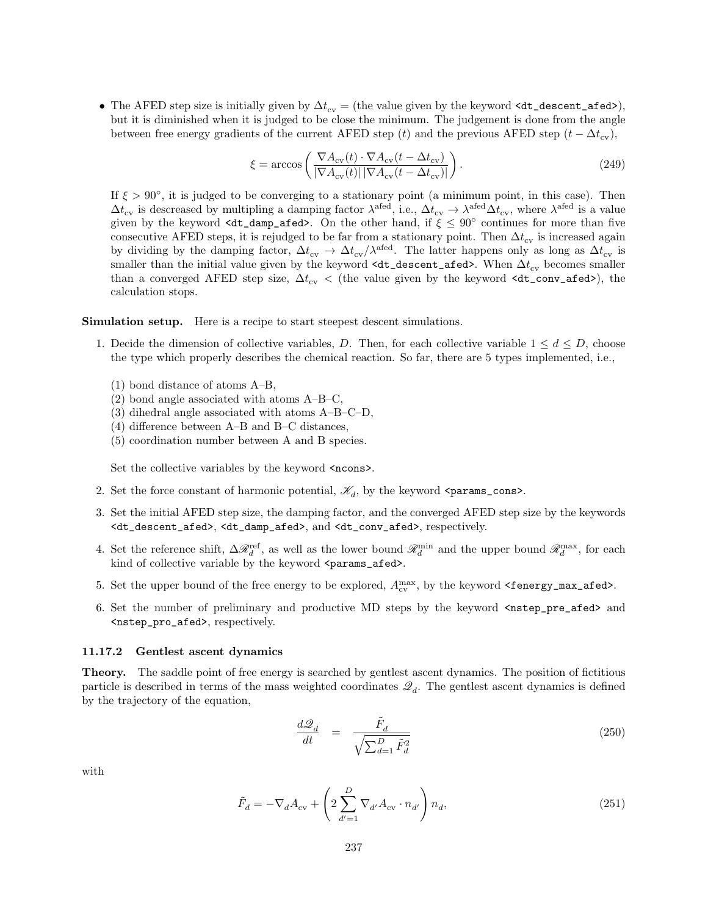- The AFED step size is initially given by $\Delta t_{\rm cv}$ = (the value given by the keyword `<dt_descent_afed>`), but it is diminished when it is judged to be close the minimum. The judgement is done from the angle between free energy gradients of the current AFED step ($t$) and the previous AFED step ($t - \Delta t_{\rm cv}$),

$$\xi = \arccos\left( \frac{\nabla A_{\rm cv}(t) \cdot \nabla A_{\rm cv}(t - \Delta t_{\rm cv})}{|\nabla A_{\rm cv}(t)|\, |\nabla A_{\rm cv}(t - \Delta t_{\rm cv})|} \right). \tag{249}$$

  If $\xi > 90^\circ$, it is judged to be converging to a stationary point (a minimum point, in this case). Then $\Delta t_{\rm cv}$ is descreased by multipling a damping factor $\lambda^{\rm afed}$, i.e., $\Delta t_{\rm cv} \to \lambda^{\rm afed} \Delta t_{\rm cv}$, where $\lambda^{\rm afed}$ is a value given by the keyword `<dt_damp_afed>`. On the other hand, if $\xi \le 90^\circ$ continues for more than five consecutive AFED steps, it is rejudged to be far from a stationary point. Then $\Delta t_{\rm cv}$ is increased again by dividing by the damping factor, $\Delta t_{\rm cv} \to \Delta t_{\rm cv}/\lambda^{\rm afed}$. The latter happens only as long as $\Delta t_{\rm cv}$ is smaller than the initial value given by the keyword `<dt_descent_afed>`. When $\Delta t_{\rm cv}$ becomes smaller than a converged AFED step size, $\Delta t_{\rm cv} <$ (the value given by the keyword `<dt_conv_afed>`), the calculation stops.

**Simulation setup.** Here is a recipe to start steepest descent simulations.

1. Decide the dimension of collective variables, $D$. Then, for each collective variable $1 \le d \le D$, choose the type which properly describes the chemical reaction. So far, there are 5 types implemented, i.e.,

   (1) bond distance of atoms A–B,
   (2) bond angle associated with atoms A–B–C,
   (3) dihedral angle associated with atoms A–B–C–D,
   (4) difference between A–B and B–C distances,
   (5) coordination number between A and B species.

   Set the collective variables by the keyword `<ncons>`.

2. Set the force constant of harmonic potential, $\mathscr{K}_d$, by the keyword `<params_cons>`.
3. Set the initial AFED step size, the damping factor, and the converged AFED step size by the keywords `<dt_descent_afed>`, `<dt_damp_afed>`, and `<dt_conv_afed>`, respectively.
4. Set the reference shift, $\Delta \mathscr{R}_d^{\rm ref}$, as well as the lower bound $\mathscr{R}_d^{\rm min}$ and the upper bound $\mathscr{R}_d^{\rm max}$, for each kind of collective variable by the keyword `<params_afed>`.
5. Set the upper bound of the free energy to be explored, $A_{\rm cv}^{\rm max}$, by the keyword `<fenergy_max_afed>`.
6. Set the number of preliminary and productive MD steps by the keyword `<nstep_pre_afed>` and `<nstep_pro_afed>`, respectively.

### 11.17.2 Gentlest ascent dynamics

**Theory.** The saddle point of free energy is searched by gentlest ascent dynamics. The position of fictitious particle is described in terms of the mass weighted coordinates $\mathscr{Q}_d$. The gentlest ascent dynamics is defined by the trajectory of the equation,

$$\frac{d\mathscr{Q}_d}{dt} = \frac{\tilde{F}_d}{\sqrt{\sum_{d=1}^{D} \tilde{F}_d^2}} \tag{250}$$

with

$$\tilde{F}_d = -\nabla_d A_{\rm cv} + \left( 2 \sum_{d'=1}^{D} \nabla_{d'} A_{\rm cv} \cdot n_{d'} \right) n_d, \tag{251}$$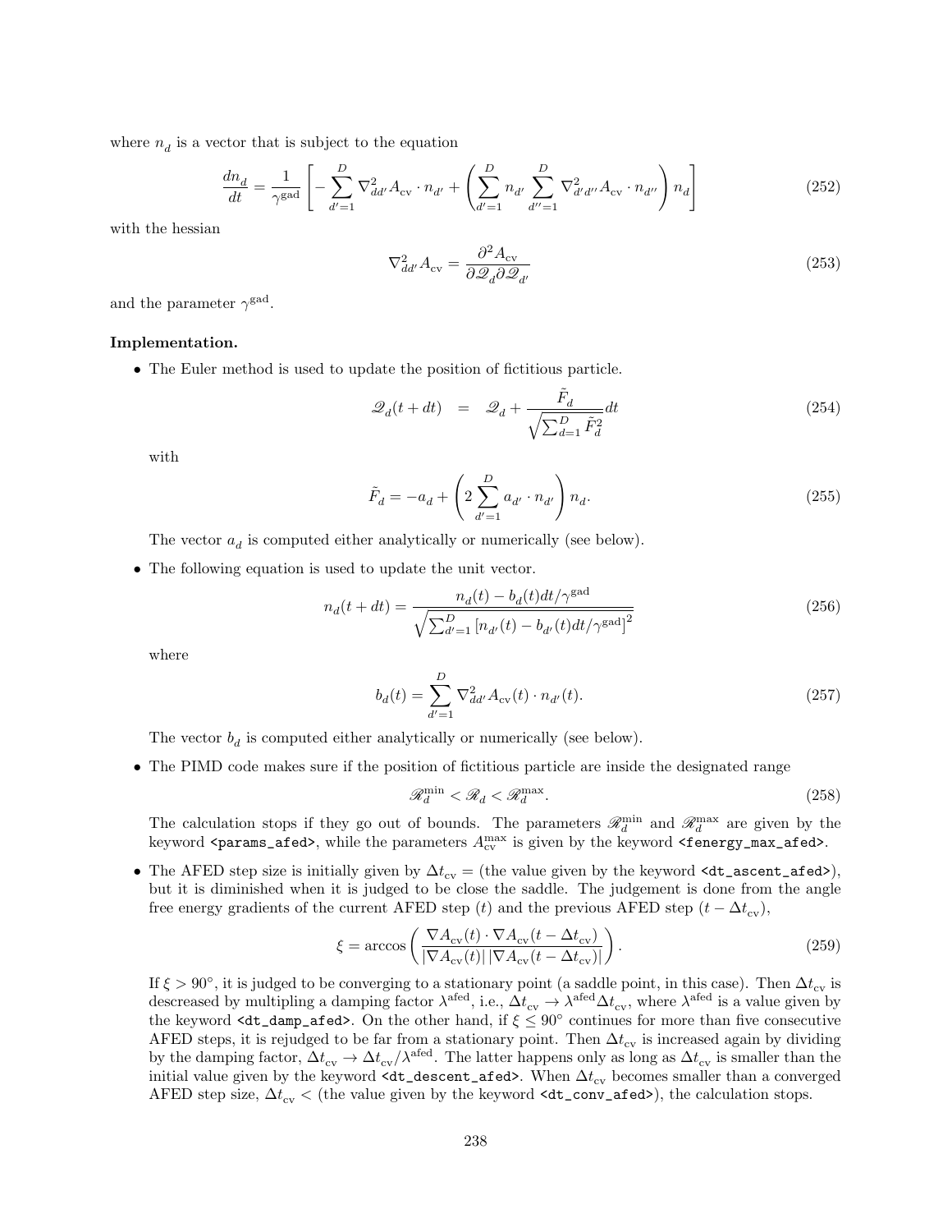where $n_d$ is a vector that is subject to the equation

$$\frac{dn_d}{dt} = \frac{1}{\gamma^{\rm gad}} \left[ -\sum_{d'=1}^{D} \nabla^2_{dd'} A_{\rm cv} \cdot n_{d'} + \left( \sum_{d'=1}^{D} n_{d'} \sum_{d''=1}^{D} \nabla^2_{d'd''} A_{\rm cv} \cdot n_{d''} \right) n_d \right] \tag{252}$$

with the hessian

$$\nabla^2_{dd'} A_{\rm cv} = \frac{\partial^2 A_{\rm cv}}{\partial \mathscr{Q}_d \partial \mathscr{Q}_{d'}} \tag{253}$$

and the parameter $\gamma^{\rm gad}$.

**Implementation.**

- The Euler method is used to update the position of fictitious particle.

$$\mathscr{Q}_d(t+dt) \;\; = \;\; \mathscr{Q}_d + \frac{\tilde{F}_d}{\sqrt{\sum_{d=1}^{D} \tilde{F}_d^2}} dt \tag{254}$$

  with

$$\tilde{F}_d = -a_d + \left( 2 \sum_{d'=1}^{D} a_{d'} \cdot n_{d'} \right) n_d. \tag{255}$$

  The vector $a_d$ is computed either analytically or numerically (see below).

- The following equation is used to update the unit vector.

$$n_d(t+dt) = \frac{n_d(t) - b_d(t) dt/\gamma^{\rm gad}}{\sqrt{\sum_{d'=1}^{D} \left[ n_{d'}(t) - b_{d'}(t) dt/\gamma^{\rm gad} \right]^2}} \tag{256}$$

  where

$$b_d(t) = \sum_{d'=1}^{D} \nabla^2_{dd'} A_{\rm cv}(t) \cdot n_{d'}(t). \tag{257}$$

  The vector $b_d$ is computed either analytically or numerically (see below).

- The PIMD code makes sure if the position of fictitious particle are inside the designated range

$$\mathscr{R}_d^{\rm min} < \mathscr{R}_d < \mathscr{R}_d^{\rm max}. \tag{258}$$

  The calculation stops if they go out of bounds. The parameters $\mathscr{R}_d^{\rm min}$ and $\mathscr{R}_d^{\rm max}$ are given by the keyword `<params_afed>`, while the parameters $A_{\rm cv}^{\rm max}$ is given by the keyword `<fenergy_max_afed>`.

- The AFED step size is initially given by $\Delta t_{\rm cv}$ = (the value given by the keyword `<dt_ascent_afed>`), but it is diminished when it is judged to be close the saddle. The judgement is done from the angle free energy gradients of the current AFED step ($t$) and the previous AFED step ($t - \Delta t_{\rm cv}$),

$$\xi = \arccos \left( \frac{\nabla A_{\rm cv}(t) \cdot \nabla A_{\rm cv}(t - \Delta t_{\rm cv})}{|\nabla A_{\rm cv}(t)| \, |\nabla A_{\rm cv}(t - \Delta t_{\rm cv})|} \right). \tag{259}$$

  If $\xi > 90^\circ$, it is judged to be converging to a stationary point (a saddle point, in this case). Then $\Delta t_{\rm cv}$ is descreased by multipling a damping factor $\lambda^{\rm afed}$, i.e., $\Delta t_{\rm cv} \to \lambda^{\rm afed} \Delta t_{\rm cv}$, where $\lambda^{\rm afed}$ is a value given by the keyword `<dt_damp_afed>`. On the other hand, if $\xi \leq 90^\circ$ continues for more than five consecutive AFED steps, it is rejudged to be far from a stationary point. Then $\Delta t_{\rm cv}$ is increased again by dividing by the damping factor, $\Delta t_{\rm cv} \to \Delta t_{\rm cv}/\lambda^{\rm afed}$. The latter happens only as long as $\Delta t_{\rm cv}$ is smaller than the initial value given by the keyword `<dt_descent_afed>`. When $\Delta t_{\rm cv}$ becomes smaller than a converged AFED step size, $\Delta t_{\rm cv}$ < (the value given by the keyword `<dt_conv_afed>`), the calculation stops.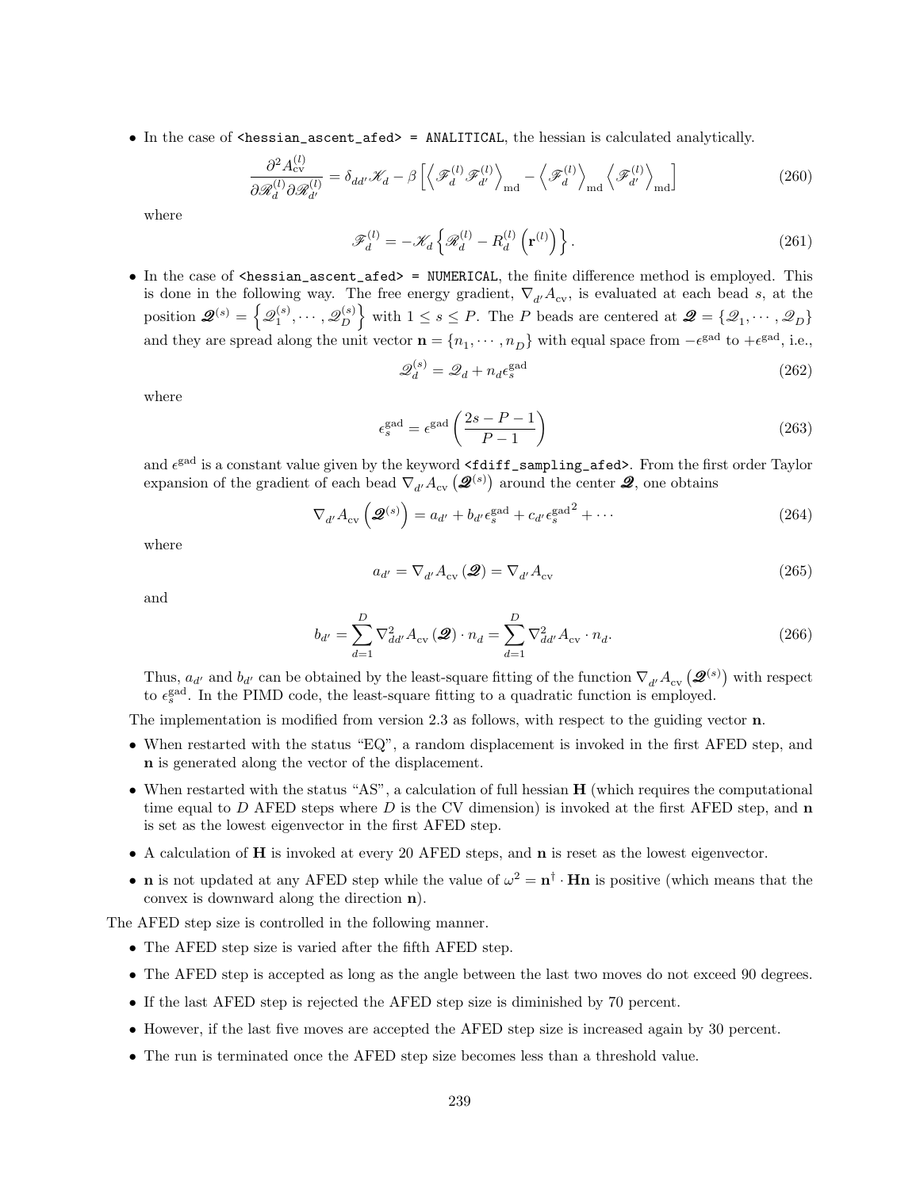- In the case of `<hessian_ascent_afed> = ANALITICAL`, the hessian is calculated analytically.

$$\frac{\partial^2 A_{\rm cv}^{(l)}}{\partial \mathscr{R}_d^{(l)} \partial \mathscr{R}_{d'}^{(l)}} = \delta_{dd'} \mathscr{K}_d - \beta \left[ \left\langle \mathscr{F}_d^{(l)} \mathscr{F}_{d'}^{(l)} \right\rangle_{\rm md} - \left\langle \mathscr{F}_d^{(l)} \right\rangle_{\rm md} \left\langle \mathscr{F}_{d'}^{(l)} \right\rangle_{\rm md} \right] \tag{260}$$

  where

$$\mathscr{F}_d^{(l)} = -\mathscr{K}_d \left\{ \mathscr{R}_d^{(l)} - R_d^{(l)} \left( \mathbf{r}^{(l)} \right) \right\}. \tag{261}$$

- In the case of `<hessian_ascent_afed> = NUMERICAL`, the finite difference method is employed. This is done in the following way. The free energy gradient, $\nabla_{d'} A_{\rm cv}$, is evaluated at each bead $s$, at the position $\boldsymbol{\mathscr{Q}}^{(s)} = \left\{ \mathscr{Q}_1^{(s)}, \cdots, \mathscr{Q}_D^{(s)} \right\}$ with $1 \leq s \leq P$. The $P$ beads are centered at $\boldsymbol{\mathscr{Q}} = \{ \mathscr{Q}_1, \cdots, \mathscr{Q}_D \}$ and they are spread along the unit vector $\mathbf{n} = \{ n_1, \cdots, n_D \}$ with equal space from $-\epsilon^{\rm gad}$ to $+\epsilon^{\rm gad}$, i.e.,

$$\mathscr{Q}_d^{(s)} = \mathscr{Q}_d + n_d \epsilon_s^{\rm gad} \tag{262}$$

  where

$$\epsilon_s^{\rm gad} = \epsilon^{\rm gad} \left( \frac{2s - P - 1}{P - 1} \right) \tag{263}$$

  and $\epsilon^{\rm gad}$ is a constant value given by the keyword `<fdiff_sampling_afed>`. From the first order Taylor expansion of the gradient of each bead $\nabla_{d'} A_{\rm cv} \left( \boldsymbol{\mathscr{Q}}^{(s)} \right)$ around the center $\boldsymbol{\mathscr{Q}}$, one obtains

$$\nabla_{d'} A_{\rm cv} \left( \boldsymbol{\mathscr{Q}}^{(s)} \right) = a_{d'} + b_{d'} \epsilon_s^{\rm gad} + c_{d'} {\epsilon_s^{\rm gad}}^2 + \cdots \tag{264}$$

  where

$$a_{d'} = \nabla_{d'} A_{\rm cv} \left( \boldsymbol{\mathscr{Q}} \right) = \nabla_{d'} A_{\rm cv} \tag{265}$$

  and

$$b_{d'} = \sum_{d=1}^{D} \nabla_{dd'}^2 A_{\rm cv} \left( \boldsymbol{\mathscr{Q}} \right) \cdot n_d = \sum_{d=1}^{D} \nabla_{dd'}^2 A_{\rm cv} \cdot n_d. \tag{266}$$

  Thus, $a_{d'}$ and $b_{d'}$ can be obtained by the least-square fitting of the function $\nabla_{d'} A_{\rm cv} \left( \boldsymbol{\mathscr{Q}}^{(s)} \right)$ with respect to $\epsilon_s^{\rm gad}$. In the PIMD code, the least-square fitting to a quadratic function is employed.

The implementation is modified from version 2.3 as follows, with respect to the guiding vector $\mathbf{n}$.

- When restarted with the status "EQ", a random displacement is invoked in the first AFED step, and $\mathbf{n}$ is generated along the vector of the displacement.
- When restarted with the status "AS", a calculation of full hessian $\mathbf{H}$ (which requires the computational time equal to $D$ AFED steps where $D$ is the CV dimension) is invoked at the first AFED step, and $\mathbf{n}$ is set as the lowest eigenvector in the first AFED step.
- A calculation of $\mathbf{H}$ is invoked at every 20 AFED steps, and $\mathbf{n}$ is reset as the lowest eigenvector.
- $\mathbf{n}$ is not updated at any AFED step while the value of $\omega^2 = \mathbf{n}^\dagger \cdot \mathbf{H}\mathbf{n}$ is positive (which means that the convex is downward along the direction $\mathbf{n}$).

The AFED step size is controlled in the following manner.

- The AFED step size is varied after the fifth AFED step.
- The AFED step is accepted as long as the angle between the last two moves do not exceed 90 degrees.
- If the last AFED step is rejected the AFED step size is diminished by 70 percent.
- However, if the last five moves are accepted the AFED step size is increased again by 30 percent.
- The run is terminated once the AFED step size becomes less than a threshold value.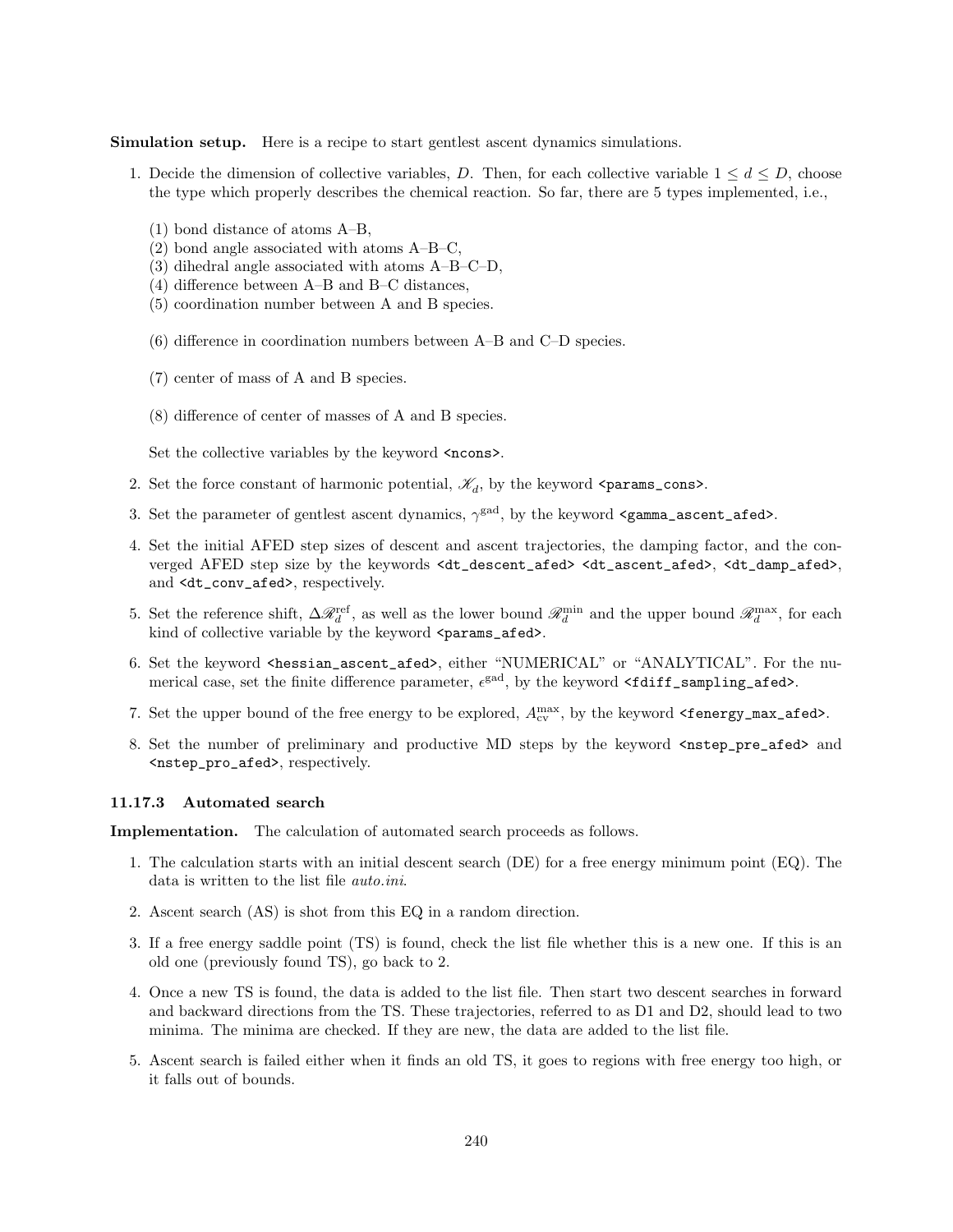**Simulation setup.** Here is a recipe to start gentlest ascent dynamics simulations.

1. Decide the dimension of collective variables, $D$. Then, for each collective variable $1 \leq d \leq D$, choose the type which properly describes the chemical reaction. So far, there are 5 types implemented, i.e.,

   (1) bond distance of atoms A–B,
   (2) bond angle associated with atoms A–B–C,
   (3) dihedral angle associated with atoms A–B–C–D,
   (4) difference between A–B and B–C distances,
   (5) coordination number between A and B species.

   (6) difference in coordination numbers between A–B and C–D species.

   (7) center of mass of A and B species.

   (8) difference of center of masses of A and B species.

   Set the collective variables by the keyword `<ncons>`.

2. Set the force constant of harmonic potential, $\mathscr{K}_d$, by the keyword `<params_cons>`.
3. Set the parameter of gentlest ascent dynamics, $\gamma^{\mathrm{gad}}$, by the keyword `<gamma_ascent_afed>`.
4. Set the initial AFED step sizes of descent and ascent trajectories, the damping factor, and the converged AFED step size by the keywords `<dt_descent_afed>` `<dt_ascent_afed>`, `<dt_damp_afed>`, and `<dt_conv_afed>`, respectively.
5. Set the reference shift, $\Delta\mathscr{R}_d^{\mathrm{ref}}$, as well as the lower bound $\mathscr{R}_d^{\mathrm{min}}$ and the upper bound $\mathscr{R}_d^{\mathrm{max}}$, for each kind of collective variable by the keyword `<params_afed>`.
6. Set the keyword `<hessian_ascent_afed>`, either "NUMERICAL" or "ANALYTICAL". For the numerical case, set the finite difference parameter, $\epsilon^{\mathrm{gad}}$, by the keyword `<fdiff_sampling_afed>`.
7. Set the upper bound of the free energy to be explored, $A_{\mathrm{cv}}^{\mathrm{max}}$, by the keyword `<fenergy_max_afed>`.
8. Set the number of preliminary and productive MD steps by the keyword `<nstep_pre_afed>` and `<nstep_pro_afed>`, respectively.

### 11.17.3 Automated search

**Implementation.** The calculation of automated search proceeds as follows.

1. The calculation starts with an initial descent search (DE) for a free energy minimum point (EQ). The data is written to the list file *auto.ini*.
2. Ascent search (AS) is shot from this EQ in a random direction.
3. If a free energy saddle point (TS) is found, check the list file whether this is a new one. If this is an old one (previously found TS), go back to 2.
4. Once a new TS is found, the data is added to the list file. Then start two descent searches in forward and backward directions from the TS. These trajectories, referred to as D1 and D2, should lead to two minima. The minima are checked. If they are new, the data are added to the list file.
5. Ascent search is failed either when it finds an old TS, it goes to regions with free energy too high, or it falls out of bounds.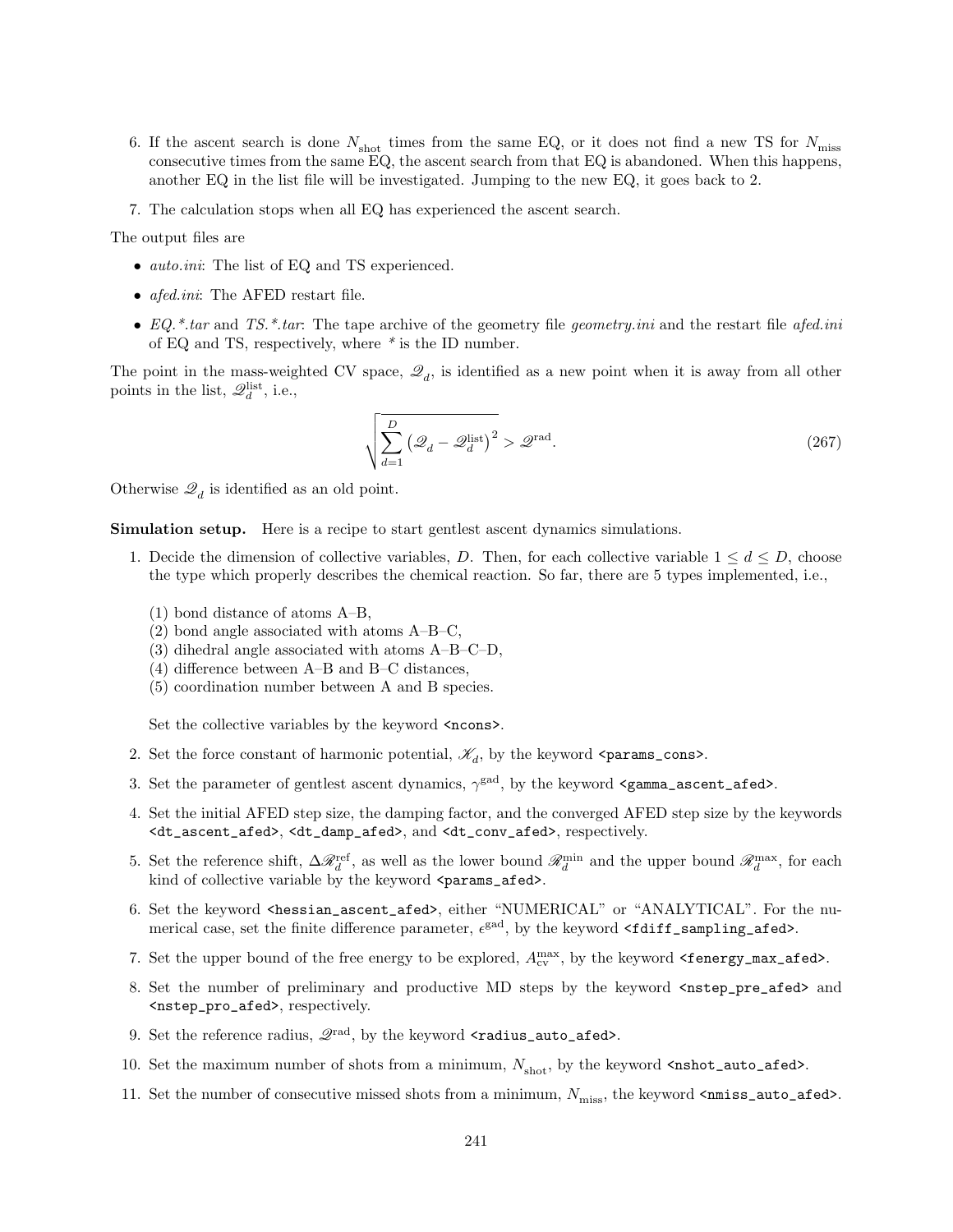6. If the ascent search is done $N_{\rm shot}$ times from the same EQ, or it does not find a new TS for $N_{\rm miss}$ consecutive times from the same EQ, the ascent search from that EQ is abandoned. When this happens, another EQ in the list file will be investigated. Jumping to the new EQ, it goes back to 2.

7. The calculation stops when all EQ has experienced the ascent search.

The output files are

- *auto.ini*: The list of EQ and TS experienced.
- *afed.ini*: The AFED restart file.
- *EQ.*.tar* and *TS.*.tar*: The tape archive of the geometry file *geometry.ini* and the restart file *afed.ini* of EQ and TS, respectively, where * is the ID number.

The point in the mass-weighted CV space, $\mathscr{Q}_d$, is identified as a new point when it is away from all other points in the list, $\mathscr{Q}_d^{\rm list}$, i.e.,

$$\sqrt{\sum_{d=1}^{D} \left( \mathscr{Q}_d - \mathscr{Q}_d^{\rm list} \right)^2} > \mathscr{Q}^{\rm rad}. \tag{267}$$

Otherwise $\mathscr{Q}_d$ is identified as an old point.

**Simulation setup.** Here is a recipe to start gentlest ascent dynamics simulations.

1. Decide the dimension of collective variables, $D$. Then, for each collective variable $1 \leq d \leq D$, choose the type which properly describes the chemical reaction. So far, there are 5 types implemented, i.e.,

   (1) bond distance of atoms A–B,
   (2) bond angle associated with atoms A–B–C,
   (3) dihedral angle associated with atoms A–B–C–D,
   (4) difference between A–B and B–C distances,
   (5) coordination number between A and B species.

   Set the collective variables by the keyword `<ncons>`.

2. Set the force constant of harmonic potential, $\mathscr{K}_d$, by the keyword `<params_cons>`.

3. Set the parameter of gentlest ascent dynamics, $\gamma^{\rm gad}$, by the keyword `<gamma_ascent_afed>`.

4. Set the initial AFED step size, the damping factor, and the converged AFED step size by the keywords `<dt_ascent_afed>`, `<dt_damp_afed>`, and `<dt_conv_afed>`, respectively.

5. Set the reference shift, $\Delta\mathscr{R}_d^{\rm ref}$, as well as the lower bound $\mathscr{R}_d^{\rm min}$ and the upper bound $\mathscr{R}_d^{\rm max}$, for each kind of collective variable by the keyword `<params_afed>`.

6. Set the keyword `<hessian_ascent_afed>`, either "NUMERICAL" or "ANALYTICAL". For the numerical case, set the finite difference parameter, $\epsilon^{\rm gad}$, by the keyword `<fdiff_sampling_afed>`.

7. Set the upper bound of the free energy to be explored, $A_{\rm cv}^{\rm max}$, by the keyword `<fenergy_max_afed>`.

8. Set the number of preliminary and productive MD steps by the keyword `<nstep_pre_afed>` and `<nstep_pro_afed>`, respectively.

9. Set the reference radius, $\mathscr{Q}^{\rm rad}$, by the keyword `<radius_auto_afed>`.

10. Set the maximum number of shots from a minimum, $N_{\rm shot}$, by the keyword `<nshot_auto_afed>`.

11. Set the number of consecutive missed shots from a minimum, $N_{\rm miss}$, the keyword `<nmiss_auto_afed>`.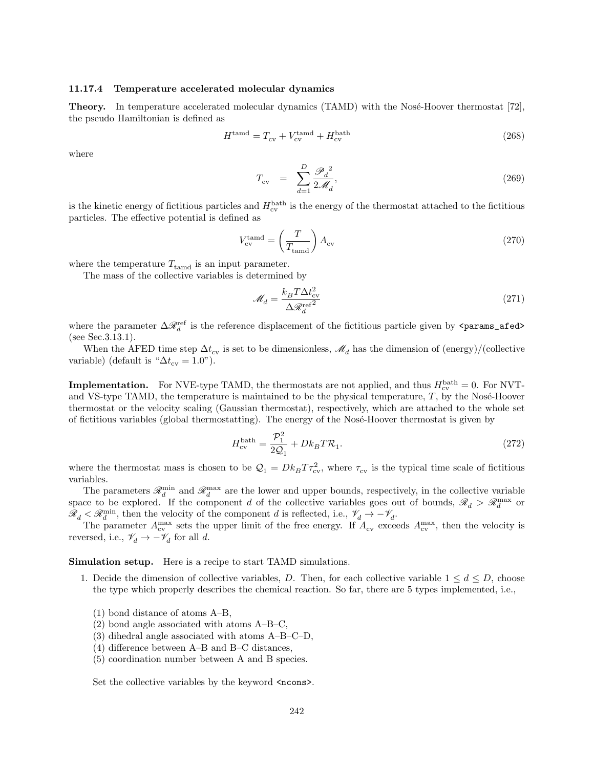### 11.17.4 Temperature accelerated molecular dynamics

**Theory.** In temperature accelerated molecular dynamics (TAMD) with the Nosé-Hoover thermostat [72], the pseudo Hamiltonian is defined as

$$H^{\mathrm{tamd}} = T_{\mathrm{cv}} + V_{\mathrm{cv}}^{\mathrm{tamd}} + H_{\mathrm{cv}}^{\mathrm{bath}} \tag{268}$$

where

$$T_{\mathrm{cv}} = \sum_{d=1}^{D} \frac{\mathscr{P}_d^{\,2}}{2\mathscr{M}_d}, \tag{269}$$

is the kinetic energy of fictitious particles and $H_{\mathrm{cv}}^{\mathrm{bath}}$ is the energy of the thermostat attached to the fictitious particles. The effective potential is defined as

$$V_{\mathrm{cv}}^{\mathrm{tamd}} = \left(\frac{T}{T_{\mathrm{tamd}}}\right) A_{\mathrm{cv}} \tag{270}$$

where the temperature $T_{\mathrm{tamd}}$ is an input parameter.

The mass of the collective variables is determined by

$$\mathscr{M}_d = \frac{k_B T \Delta t_{\mathrm{cv}}^2}{\Delta \mathscr{R}_d^{\mathrm{ref}\,2}} \tag{271}$$

where the parameter $\Delta\mathscr{R}_d^{\mathrm{ref}}$ is the reference displacement of the fictitious particle given by `<params_afed>` (see Sec.3.13.1).

When the AFED time step $\Delta t_{\mathrm{cv}}$ is set to be dimensionless, $\mathscr{M}_d$ has the dimension of (energy)/(collective variable) (default is "$\Delta t_{\mathrm{cv}} = 1.0$").

**Implementation.** For NVE-type TAMD, the thermostats are not applied, and thus $H_{\mathrm{cv}}^{\mathrm{bath}} = 0$. For NVT- and VS-type TAMD, the temperature is maintained to be the physical temperature, $T$, by the Nosé-Hoover thermostat or the velocity scaling (Gaussian thermostat), respectively, which are attached to the whole set of fictitious variables (global thermostatting). The energy of the Nosé-Hoover thermostat is given by

$$H_{\mathrm{cv}}^{\mathrm{bath}} = \frac{\mathcal{P}_1^2}{2\mathcal{Q}_1} + D k_B T \mathcal{R}_1. \tag{272}$$

where the thermostat mass is chosen to be $\mathcal{Q}_1 = D k_B T \tau_{\mathrm{cv}}^2$, where $\tau_{\mathrm{cv}}$ is the typical time scale of fictitious variables.

The parameters $\mathscr{R}_d^{\mathrm{min}}$ and $\mathscr{R}_d^{\mathrm{max}}$ are the lower and upper bounds, respectively, in the collective variable space to be explored. If the component $d$ of the collective variables goes out of bounds, $\mathscr{R}_d > \mathscr{R}_d^{\mathrm{max}}$ or $\mathscr{R}_d < \mathscr{R}_d^{\mathrm{min}}$, then the velocity of the component $d$ is reflected, i.e., $\mathscr{V}_d \to -\mathscr{V}_d$.

The parameter $A_{\mathrm{cv}}^{\mathrm{max}}$ sets the upper limit of the free energy. If $A_{\mathrm{cv}}$ exceeds $A_{\mathrm{cv}}^{\mathrm{max}}$, then the velocity is reversed, i.e., $\mathscr{V}_d \to -\mathscr{V}_d$ for all $d$.

**Simulation setup.** Here is a recipe to start TAMD simulations.

1. Decide the dimension of collective variables, $D$. Then, for each collective variable $1 \leq d \leq D$, choose the type which properly describes the chemical reaction. So far, there are 5 types implemented, i.e.,

   (1) bond distance of atoms A–B,
   (2) bond angle associated with atoms A–B–C,
   (3) dihedral angle associated with atoms A–B–C–D,
   (4) difference between A–B and B–C distances,
   (5) coordination number between A and B species.

   Set the collective variables by the keyword `<ncons>`.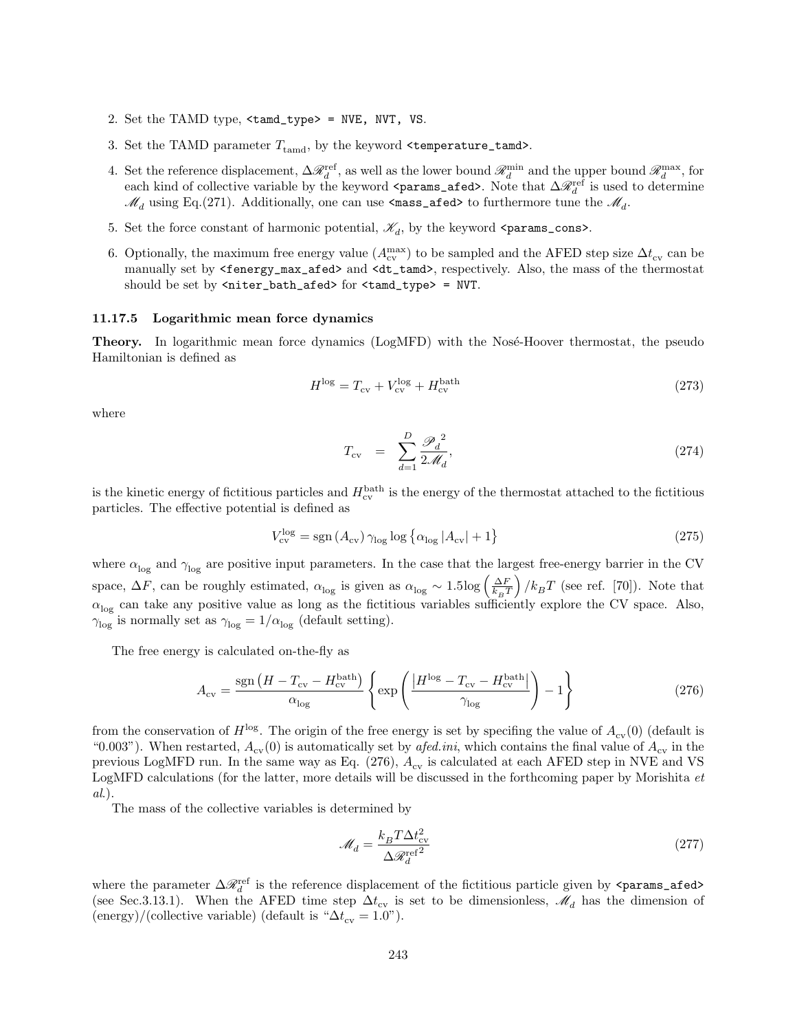2. Set the TAMD type, `<tamd_type> = NVE, NVT, VS`.
3. Set the TAMD parameter $T_{\mathrm{tamd}}$, by the keyword `<temperature_tamd>`.
4. Set the reference displacement, $\Delta\mathscr{R}_d^{\mathrm{ref}}$, as well as the lower bound $\mathscr{R}_d^{\mathrm{min}}$ and the upper bound $\mathscr{R}_d^{\mathrm{max}}$, for each kind of collective variable by the keyword `<params_afed>`. Note that $\Delta\mathscr{R}_d^{\mathrm{ref}}$ is used to determine $\mathscr{M}_d$ using Eq.(271). Additionally, one can use `<mass_afed>` to furthermore tune the $\mathscr{M}_d$.
5. Set the force constant of harmonic potential, $\mathscr{K}_d$, by the keyword `<params_cons>`.
6. Optionally, the maximum free energy value ($A_{\mathrm{cv}}^{\mathrm{max}}$) to be sampled and the AFED step size $\Delta t_{\mathrm{cv}}$ can be manually set by `<fenergy_max_afed>` and `<dt_tamd>`, respectively. Also, the mass of the thermostat should be set by `<niter_bath_afed>` for `<tamd_type> = NVT`.

### 11.17.5 Logarithmic mean force dynamics

**Theory.** In logarithmic mean force dynamics (LogMFD) with the Nosé-Hoover thermostat, the pseudo Hamiltonian is defined as

$$H^{\mathrm{log}} = T_{\mathrm{cv}} + V_{\mathrm{cv}}^{\mathrm{log}} + H_{\mathrm{cv}}^{\mathrm{bath}} \tag{273}$$

where

$$T_{\mathrm{cv}} = \sum_{d=1}^{D} \frac{{\mathscr{P}_d}^2}{2\mathscr{M}_d}, \tag{274}$$

is the kinetic energy of fictitious particles and $H_{\mathrm{cv}}^{\mathrm{bath}}$ is the energy of the thermostat attached to the fictitious particles. The effective potential is defined as

$$V_{\mathrm{cv}}^{\mathrm{log}} = \mathrm{sgn}\left(A_{\mathrm{cv}}\right)\gamma_{\mathrm{log}} \log\left\{\alpha_{\mathrm{log}}\left|A_{\mathrm{cv}}\right| + 1\right\} \tag{275}$$

where $\alpha_{\mathrm{log}}$ and $\gamma_{\mathrm{log}}$ are positive input parameters. In the case that the largest free-energy barrier in the CV space, $\Delta F$, can be roughly estimated, $\alpha_{\mathrm{log}}$ is given as $\alpha_{\mathrm{log}} \sim 1.5\log\left(\frac{\Delta F}{k_B T}\right)/k_B T$ (see ref. [70]). Note that $\alpha_{\mathrm{log}}$ can take any positive value as long as the fictitious variables sufficiently explore the CV space. Also, $\gamma_{\mathrm{log}}$ is normally set as $\gamma_{\mathrm{log}} = 1/\alpha_{\mathrm{log}}$ (default setting).

The free energy is calculated on-the-fly as

$$A_{\mathrm{cv}} = \frac{\mathrm{sgn}\left(H - T_{\mathrm{cv}} - H_{\mathrm{cv}}^{\mathrm{bath}}\right)}{\alpha_{\mathrm{log}}}\left\{\exp\left(\frac{\left|H^{\mathrm{log}} - T_{\mathrm{cv}} - H_{\mathrm{cv}}^{\mathrm{bath}}\right|}{\gamma_{\mathrm{log}}}\right) - 1\right\} \tag{276}$$

from the conservation of $H^{\mathrm{log}}$. The origin of the free energy is set by specifing the value of $A_{\mathrm{cv}}(0)$ (default is "0.003"). When restarted, $A_{\mathrm{cv}}(0)$ is automatically set by *afed.ini*, which contains the final value of $A_{\mathrm{cv}}$ in the previous LogMFD run. In the same way as Eq. (276), $A_{\mathrm{cv}}$ is calculated at each AFED step in NVE and VS LogMFD calculations (for the latter, more details will be discussed in the forthcoming paper by Morishita *et al.*).

The mass of the collective variables is determined by

$$\mathscr{M}_d = \frac{k_B T \Delta t_{\mathrm{cv}}^2}{{\Delta\mathscr{R}_d^{\mathrm{ref}}}^2} \tag{277}$$

where the parameter $\Delta\mathscr{R}_d^{\mathrm{ref}}$ is the reference displacement of the fictitious particle given by `<params_afed>` (see Sec.3.13.1). When the AFED time step $\Delta t_{\mathrm{cv}}$ is set to be dimensionless, $\mathscr{M}_d$ has the dimension of (energy)/(collective variable) (default is "$\Delta t_{\mathrm{cv}} = 1.0$").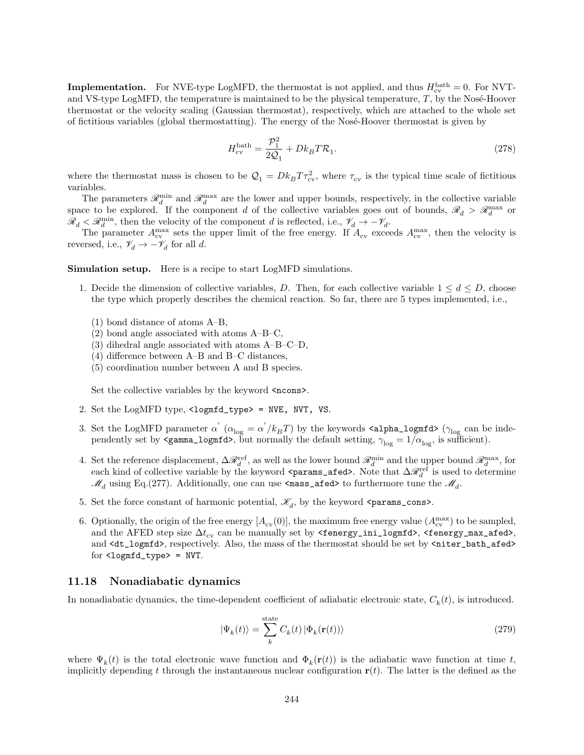**Implementation.** For NVE-type LogMFD, the thermostat is not applied, and thus $H_{\rm cv}^{\rm bath} = 0$. For NVT- and VS-type LogMFD, the temperature is maintained to be the physical temperature, $T$, by the Nosé-Hoover thermostat or the velocity scaling (Gaussian thermostat), respectively, which are attached to the whole set of fictitious variables (global thermostatting). The energy of the Nosé-Hoover thermostat is given by

$$H_{\rm cv}^{\rm bath} = \frac{\mathcal{P}_1^2}{2\mathcal{Q}_1} + Dk_BT\mathcal{R}_1. \tag{278}$$

where the thermostat mass is chosen to be $\mathcal{Q}_1 = Dk_BT\tau_{\rm cv}^2$, where $\tau_{\rm cv}$ is the typical time scale of fictitious variables.

The parameters $\mathscr{R}_d^{\rm min}$ and $\mathscr{R}_d^{\rm max}$ are the lower and upper bounds, respectively, in the collective variable space to be explored. If the component $d$ of the collective variables goes out of bounds, $\mathscr{R}_d > \mathscr{R}_d^{\rm max}$ or $\mathscr{R}_d < \mathscr{R}_d^{\rm min}$, then the velocity of the component $d$ is reflected, i.e., $\mathscr{V}_d \to -\mathscr{V}_d$.

The parameter $A_{\rm cv}^{\rm max}$ sets the upper limit of the free energy. If $A_{\rm cv}$ exceeds $A_{\rm cv}^{\rm max}$, then the velocity is reversed, i.e., $\mathscr{V}_d \to -\mathscr{V}_d$ for all $d$.

**Simulation setup.** Here is a recipe to start LogMFD simulations.

1. Decide the dimension of collective variables, $D$. Then, for each collective variable $1 \leq d \leq D$, choose the type which properly describes the chemical reaction. So far, there are 5 types implemented, i.e.,

   (1) bond distance of atoms A–B,
   (2) bond angle associated with atoms A–B–C,
   (3) dihedral angle associated with atoms A–B–C–D,
   (4) difference between A–B and B–C distances,
   (5) coordination number between A and B species.

   Set the collective variables by the keyword `<ncons>`.

2. Set the LogMFD type, `<logmfd_type> = NVE, NVT, VS`.

3. Set the LogMFD parameter $\alpha^{'}$ ($\alpha_{\rm log} = \alpha^{'}/k_BT$) by the keywords `<alpha_logmfd>` ($\gamma_{\rm log}$ can be independently set by `<gamma_logmfd>`, but normally the default setting, $\gamma_{\rm log} = 1/\alpha_{\rm log}$, is sufficient).

4. Set the reference displacement, $\Delta\mathscr{R}_d^{\rm ref}$, as well as the lower bound $\mathscr{R}_d^{\rm min}$ and the upper bound $\mathscr{R}_d^{\rm max}$, for each kind of collective variable by the keyword `<params_afed>`. Note that $\Delta\mathscr{R}_d^{\rm ref}$ is used to determine $\mathscr{M}_d$ using Eq.(277). Additionally, one can use `<mass_afed>` to furthermore tune the $\mathscr{M}_d$.

5. Set the force constant of harmonic potential, $\mathscr{K}_d$, by the keyword `<params_cons>`.

6. Optionally, the origin of the free energy [$A_{\rm cv}(0)$], the maximum free energy value ($A_{\rm cv}^{\rm max}$) to be sampled, and the AFED step size $\Delta t_{\rm cv}$ can be manually set by `<fenergy_ini_logmfd>`, `<fenergy_max_afed>`, and `<dt_logmfd>`, respectively. Also, the mass of the thermostat should be set by `<niter_bath_afed>` for `<logmfd_type> = NVT`.

### 11.18 Nonadiabatic dynamics

In nonadiabatic dynamics, the time-dependent coefficient of adiabatic electronic state, $C_k(t)$, is introduced.

$$|\Psi_k(t)\rangle = \sum_k^{\rm state} C_k(t)\,|\Phi_k(\mathbf{r}(t))\rangle \tag{279}$$

where $\Psi_k(t)$ is the total electronic wave function and $\Phi_k(\mathbf{r}(t))$ is the adiabatic wave function at time $t$, implicitly depending $t$ through the instantaneous nuclear configuration $\mathbf{r}(t)$. The latter is the defined as the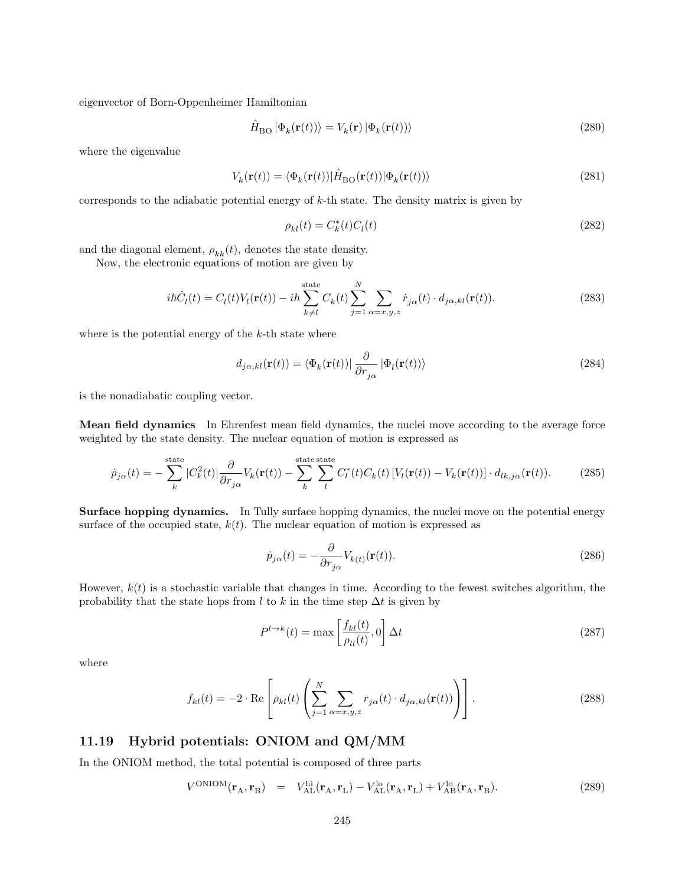eigenvector of Born-Oppenheimer Hamiltonian

$$\hat{H}_{\rm BO} \left|\Phi_k(\mathbf{r}(t))\right\rangle = V_k(\mathbf{r}) \left|\Phi_k(\mathbf{r}(t))\right\rangle \tag{280}$$

where the eigenvalue

$$V_k(\mathbf{r}(t)) = \langle \Phi_k(\mathbf{r}(t))|\hat{H}_{\rm BO}(\mathbf{r}(t))|\Phi_k(\mathbf{r}(t))\rangle \tag{281}$$

corresponds to the adiabatic potential energy of $k$-th state. The density matrix is given by

$$\rho_{kl}(t) = C_k^*(t)C_l(t) \tag{282}$$

and the diagonal element, $\rho_{kk}(t)$, denotes the state density.

Now, the electronic equations of motion are given by

$$i\hbar\dot{C}_l(t) = C_l(t)V_l(\mathbf{r}(t)) - i\hbar\sum_{k\neq l}^{\rm state} C_k(t)\sum_{j=1}^{N}\sum_{\alpha=x,y,z}\dot{r}_{j\alpha}(t)\cdot d_{j\alpha,kl}(\mathbf{r}(t)). \tag{283}$$

where is the potential energy of the $k$-th state where

$$d_{j\alpha,kl}(\mathbf{r}(t)) = \langle\Phi_k(\mathbf{r}(t))|\,\frac{\partial}{\partial r_{j\alpha}}\,|\Phi_l(\mathbf{r}(t))\rangle \tag{284}$$

is the nonadiabatic coupling vector.

**Mean field dynamics** In Ehrenfest mean field dynamics, the nuclei move according to the average force weighted by the state density. The nuclear equation of motion is expressed as

$$\dot{p}_{j\alpha}(t) = -\sum_{k}^{\rm state}|C_k^2(t)|\frac{\partial}{\partial r_{j\alpha}}V_k(\mathbf{r}(t)) - \sum_{k}^{\rm state}\sum_{l}^{\rm state}C_l^*(t)C_k(t)\left[V_l(\mathbf{r}(t)) - V_k(\mathbf{r}(t))\right]\cdot d_{lk,j\alpha}(\mathbf{r}(t)). \tag{285}$$

**Surface hopping dynamics.** In Tully surface hopping dynamics, the nuclei move on the potential energy surface of the occupied state, $k(t)$. The nuclear equation of motion is expressed as

$$\dot{p}_{j\alpha}(t) = -\frac{\partial}{\partial r_{j\alpha}}V_{k(t)}(\mathbf{r}(t)). \tag{286}$$

However, $k(t)$ is a stochastic variable that changes in time. According to the fewest switches algorithm, the probability that the state hops from $l$ to $k$ in the time step $\Delta t$ is given by

$$P^{l\to k}(t) = \max\left[\frac{f_{kl}(t)}{\rho_{ll}(t)}, 0\right]\Delta t \tag{287}$$

where

$$f_{kl}(t) = -2\cdot{\rm Re}\left[\rho_{kl}(t)\left(\sum_{j=1}^{N}\sum_{\alpha=x,y,z}r_{j\alpha}(t)\cdot d_{j\alpha,kl}(\mathbf{r}(t))\right)\right]. \tag{288}$$

## 11.19 Hybrid potentials: ONIOM and QM/MM

In the ONIOM method, the total potential is composed of three parts

$$V^{\rm ONIOM}(\mathbf{r}_{\rm A},\mathbf{r}_{\rm B}) \;\;=\;\; V^{\rm hi}_{\rm AL}(\mathbf{r}_{\rm A},\mathbf{r}_{\rm L}) - V^{\rm lo}_{\rm AL}(\mathbf{r}_{\rm A},\mathbf{r}_{\rm L}) + V^{\rm lo}_{\rm AB}(\mathbf{r}_{\rm A},\mathbf{r}_{\rm B}). \tag{289}$$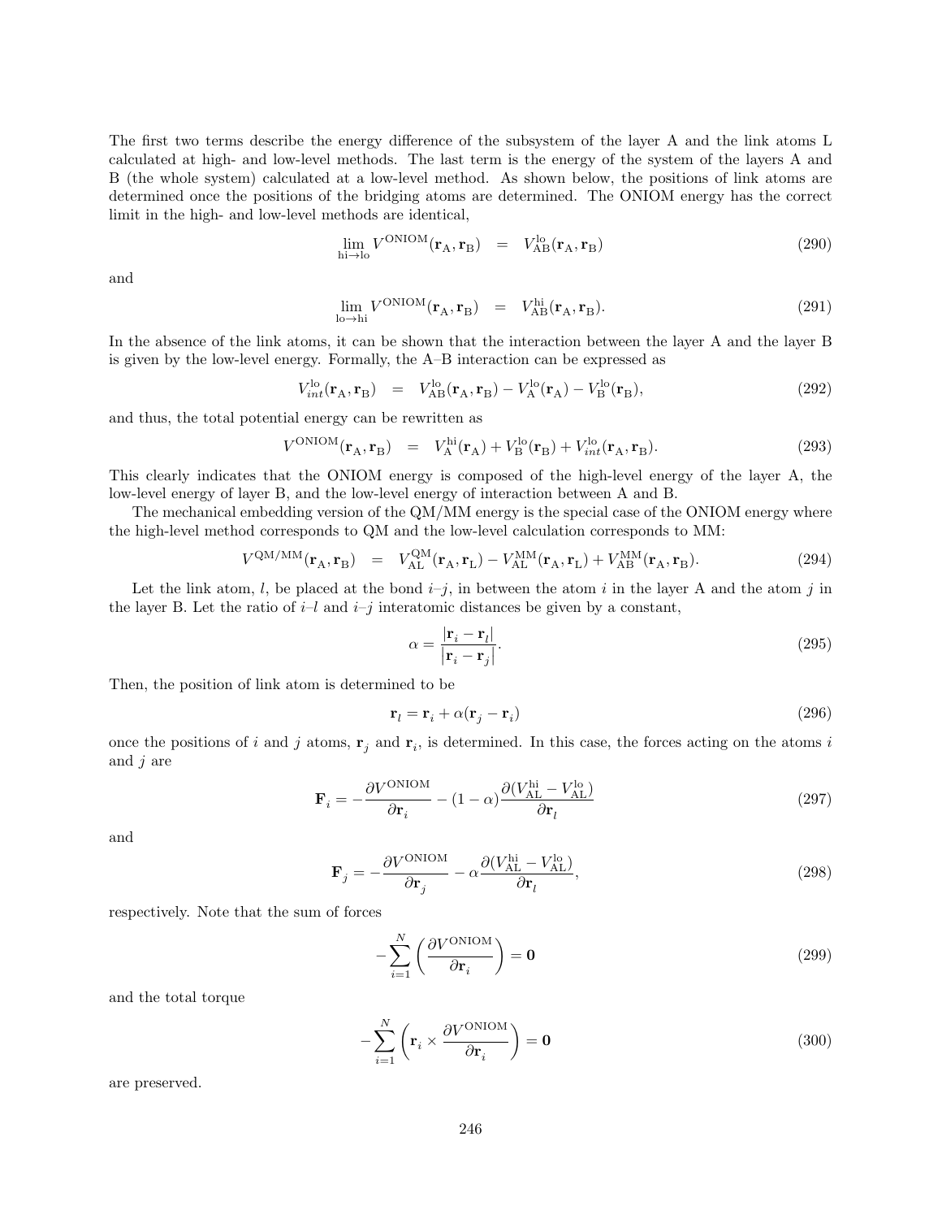The first two terms describe the energy difference of the subsystem of the layer A and the link atoms L calculated at high- and low-level methods. The last term is the energy of the system of the layers A and B (the whole system) calculated at a low-level method. As shown below, the positions of link atoms are determined once the positions of the bridging atoms are determined. The ONIOM energy has the correct limit in the high- and low-level methods are identical,

$$\lim_{\mathrm{hi}\to\mathrm{lo}} V^{\mathrm{ONIOM}}(\mathbf{r}_{\mathrm{A}}, \mathbf{r}_{\mathrm{B}}) \quad = \quad V^{\mathrm{lo}}_{\mathrm{AB}}(\mathbf{r}_{\mathrm{A}}, \mathbf{r}_{\mathrm{B}}) \tag{290}$$

and

$$\lim_{\mathrm{lo}\to\mathrm{hi}} V^{\mathrm{ONIOM}}(\mathbf{r}_{\mathrm{A}}, \mathbf{r}_{\mathrm{B}}) \quad = \quad V^{\mathrm{hi}}_{\mathrm{AB}}(\mathbf{r}_{\mathrm{A}}, \mathbf{r}_{\mathrm{B}}). \tag{291}$$

In the absence of the link atoms, it can be shown that the interaction between the layer A and the layer B is given by the low-level energy. Formally, the A–B interaction can be expressed as

$$V^{\mathrm{lo}}_{int}(\mathbf{r}_{\mathrm{A}}, \mathbf{r}_{\mathrm{B}}) \quad = \quad V^{\mathrm{lo}}_{\mathrm{AB}}(\mathbf{r}_{\mathrm{A}}, \mathbf{r}_{\mathrm{B}}) - V^{\mathrm{lo}}_{\mathrm{A}}(\mathbf{r}_{\mathrm{A}}) - V^{\mathrm{lo}}_{\mathrm{B}}(\mathbf{r}_{\mathrm{B}}), \tag{292}$$

and thus, the total potential energy can be rewritten as

$$V^{\mathrm{ONIOM}}(\mathbf{r}_{\mathrm{A}}, \mathbf{r}_{\mathrm{B}}) \quad = \quad V^{\mathrm{hi}}_{\mathrm{A}}(\mathbf{r}_{\mathrm{A}}) + V^{\mathrm{lo}}_{\mathrm{B}}(\mathbf{r}_{\mathrm{B}}) + V^{\mathrm{lo}}_{int}(\mathbf{r}_{\mathrm{A}}, \mathbf{r}_{\mathrm{B}}). \tag{293}$$

This clearly indicates that the ONIOM energy is composed of the high-level energy of the layer A, the low-level energy of layer B, and the low-level energy of interaction between A and B.

The mechanical embedding version of the QM/MM energy is the special case of the ONIOM energy where the high-level method corresponds to QM and the low-level calculation corresponds to MM:

$$V^{\mathrm{QM/MM}}(\mathbf{r}_{\mathrm{A}}, \mathbf{r}_{\mathrm{B}}) \quad = \quad V^{\mathrm{QM}}_{\mathrm{AL}}(\mathbf{r}_{\mathrm{A}}, \mathbf{r}_{\mathrm{L}}) - V^{\mathrm{MM}}_{\mathrm{AL}}(\mathbf{r}_{\mathrm{A}}, \mathbf{r}_{\mathrm{L}}) + V^{\mathrm{MM}}_{\mathrm{AB}}(\mathbf{r}_{\mathrm{A}}, \mathbf{r}_{\mathrm{B}}). \tag{294}$$

Let the link atom, $l$, be placed at the bond $i$–$j$, in between the atom $i$ in the layer A and the atom $j$ in the layer B. Let the ratio of $i$–$l$ and $i$–$j$ interatomic distances be given by a constant,

$$\alpha = \frac{|\mathbf{r}_i - \mathbf{r}_l|}{|\mathbf{r}_i - \mathbf{r}_j|}. \tag{295}$$

Then, the position of link atom is determined to be

$$\mathbf{r}_l = \mathbf{r}_i + \alpha(\mathbf{r}_j - \mathbf{r}_i) \tag{296}$$

once the positions of $i$ and $j$ atoms, $\mathbf{r}_j$ and $\mathbf{r}_i$, is determined. In this case, the forces acting on the atoms $i$ and $j$ are

$$\mathbf{F}_i = -\frac{\partial V^{\mathrm{ONIOM}}}{\partial \mathbf{r}_i} - (1-\alpha)\frac{\partial (V^{\mathrm{hi}}_{\mathrm{AL}} - V^{\mathrm{lo}}_{\mathrm{AL}})}{\partial \mathbf{r}_l} \tag{297}$$

and

$$\mathbf{F}_j = -\frac{\partial V^{\mathrm{ONIOM}}}{\partial \mathbf{r}_j} - \alpha\frac{\partial (V^{\mathrm{hi}}_{\mathrm{AL}} - V^{\mathrm{lo}}_{\mathrm{AL}})}{\partial \mathbf{r}_l}, \tag{298}$$

respectively. Note that the sum of forces

$$-\sum_{i=1}^{N} \left( \frac{\partial V^{\mathrm{ONIOM}}}{\partial \mathbf{r}_i} \right) = \mathbf{0} \tag{299}$$

and the total torque

$$-\sum_{i=1}^{N} \left( \mathbf{r}_i \times \frac{\partial V^{\mathrm{ONIOM}}}{\partial \mathbf{r}_i} \right) = \mathbf{0} \tag{300}$$

are preserved.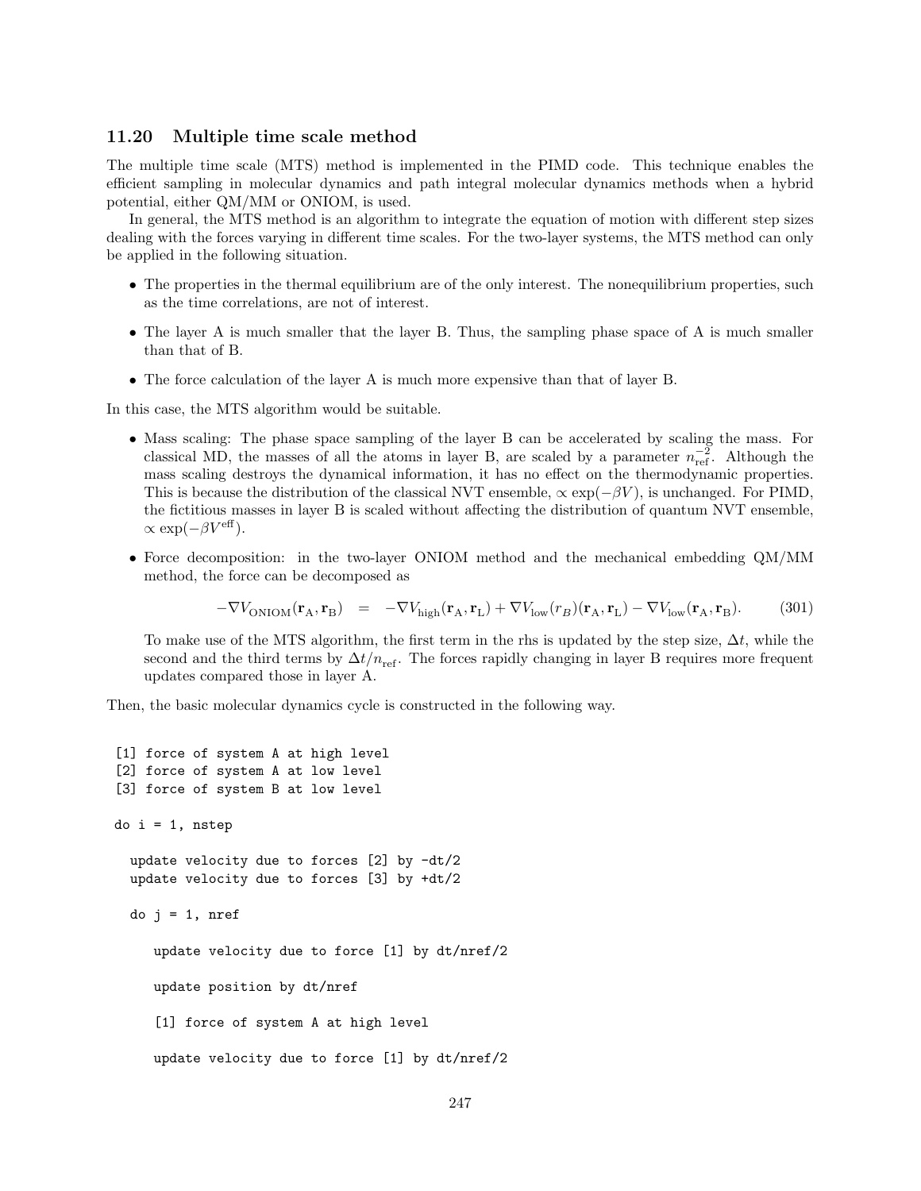### 11.20 Multiple time scale method

The multiple time scale (MTS) method is implemented in the PIMD code. This technique enables the efficient sampling in molecular dynamics and path integral molecular dynamics methods when a hybrid potential, either QM/MM or ONIOM, is used.

In general, the MTS method is an algorithm to integrate the equation of motion with different step sizes dealing with the forces varying in different time scales. For the two-layer systems, the MTS method can only be applied in the following situation.

- The properties in the thermal equilibrium are of the only interest. The nonequilibrium properties, such as the time correlations, are not of interest.
- The layer A is much smaller that the layer B. Thus, the sampling phase space of A is much smaller than that of B.
- The force calculation of the layer A is much more expensive than that of layer B.

In this case, the MTS algorithm would be suitable.

- Mass scaling: The phase space sampling of the layer B can be accelerated by scaling the mass. For classical MD, the masses of all the atoms in layer B, are scaled by a parameter $n_{\rm ref}^{-2}$. Although the mass scaling destroys the dynamical information, it has no effect on the thermodynamic properties. This is because the distribution of the classical NVT ensemble, $\propto \exp(-\beta V)$, is unchanged. For PIMD, the fictitious masses in layer B is scaled without affecting the distribution of quantum NVT ensemble, $\propto \exp(-\beta V^{\rm eff})$.
- Force decomposition: in the two-layer ONIOM method and the mechanical embedding QM/MM method, the force can be decomposed as

$$-\nabla V_{\rm ONIOM}(\mathbf{r}_{\rm A}, \mathbf{r}_{\rm B}) \quad = \quad -\nabla V_{\rm high}(\mathbf{r}_{\rm A}, \mathbf{r}_{\rm L}) + \nabla V_{\rm low}(r_B)(\mathbf{r}_{\rm A}, \mathbf{r}_{\rm L}) - \nabla V_{\rm low}(\mathbf{r}_{\rm A}, \mathbf{r}_{\rm B}). \qquad (301)$$

  To make use of the MTS algorithm, the first term in the rhs is updated by the step size, $\Delta t$, while the second and the third terms by $\Delta t / n_{\rm ref}$. The forces rapidly changing in layer B requires more frequent updates compared those in layer A.

Then, the basic molecular dynamics cycle is constructed in the following way.

```
[1] force of system A at high level
[2] force of system A at low level
[3] force of system B at low level

do i = 1, nstep

  update velocity due to forces [2] by -dt/2
  update velocity due to forces [3] by +dt/2

  do j = 1, nref

     update velocity due to force [1] by dt/nref/2

     update position by dt/nref

     [1] force of system A at high level

     update velocity due to force [1] by dt/nref/2
```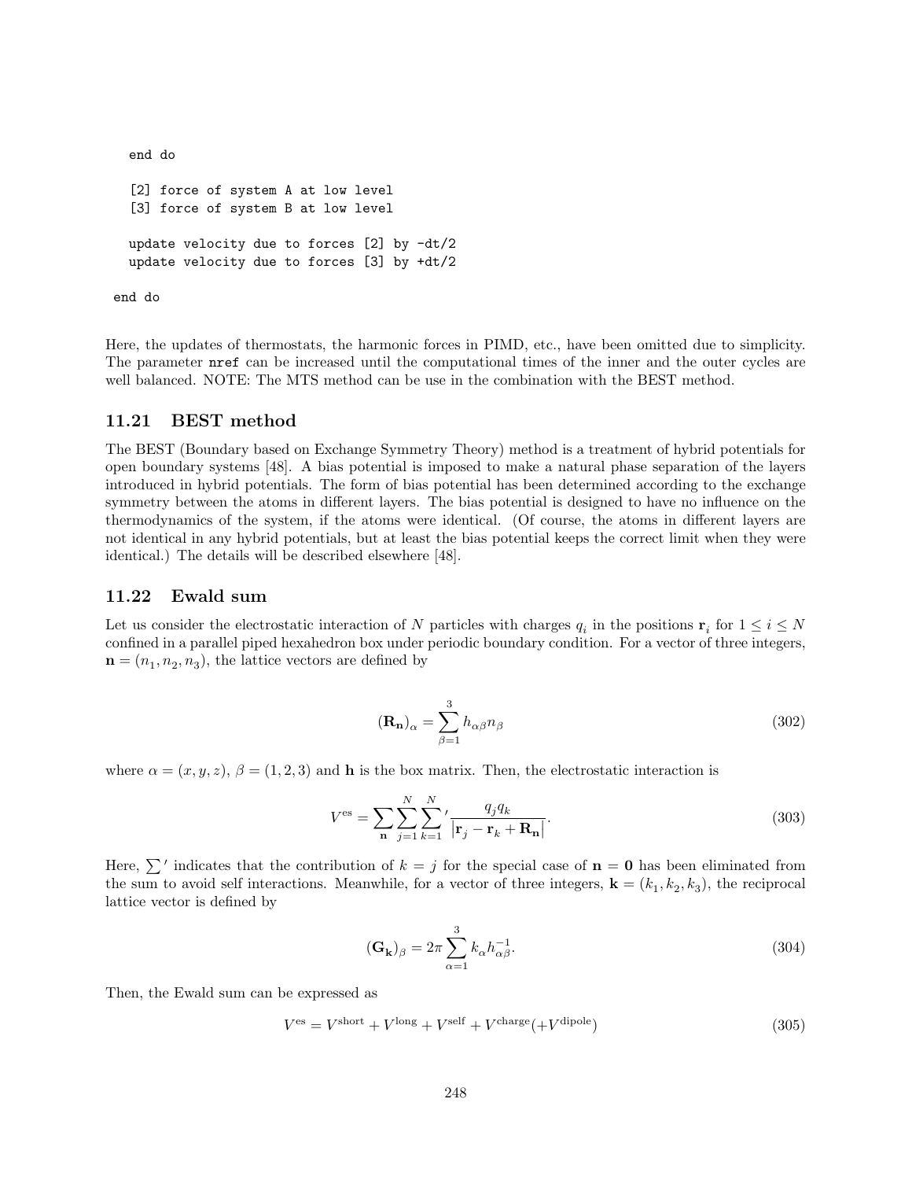```
   end do

   [2] force of system A at low level
   [3] force of system B at low level

   update velocity due to forces [2] by -dt/2
   update velocity due to forces [3] by +dt/2

 end do
```

Here, the updates of thermostats, the harmonic forces in PIMD, etc., have been omitted due to simplicity. The parameter `nref` can be increased until the computational times of the inner and the outer cycles are well balanced. NOTE: The MTS method can be use in the combination with the BEST method.

### 11.21 BEST method

The BEST (Boundary based on Exchange Symmetry Theory) method is a treatment of hybrid potentials for open boundary systems [48]. A bias potential is imposed to make a natural phase separation of the layers introduced in hybrid potentials. The form of bias potential has been determined according to the exchange symmetry between the atoms in different layers. The bias potential is designed to have no influence on the thermodynamics of the system, if the atoms were identical. (Of course, the atoms in different layers are not identical in any hybrid potentials, but at least the bias potential keeps the correct limit when they were identical.) The details will be described elsewhere [48].

### 11.22 Ewald sum

Let us consider the electrostatic interaction of $N$ particles with charges $q_i$ in the positions $\mathbf{r}_i$ for $1 \leq i \leq N$ confined in a parallel piped hexahedron box under periodic boundary condition. For a vector of three integers, $\mathbf{n} = (n_1, n_2, n_3)$, the lattice vectors are defined by

$$(\mathbf{R_n})_\alpha = \sum_{\beta=1}^{3} h_{\alpha\beta} n_\beta \tag{302}$$

where $\alpha = (x, y, z)$, $\beta = (1, 2, 3)$ and $\mathbf{h}$ is the box matrix. Then, the electrostatic interaction is

$$V^{\text{es}} = \sum_{\mathbf{n}} \sum_{j=1}^{N} \sum_{k=1}^{N}{}' \frac{q_j q_k}{\left|\mathbf{r}_j - \mathbf{r}_k + \mathbf{R_n}\right|}. \tag{303}$$

Here, $\sum{}'$ indicates that the contribution of $k = j$ for the special case of $\mathbf{n} = \mathbf{0}$ has been eliminated from the sum to avoid self interactions. Meanwhile, for a vector of three integers, $\mathbf{k} = (k_1, k_2, k_3)$, the reciprocal lattice vector is defined by

$$(\mathbf{G_k})_\beta = 2\pi \sum_{\alpha=1}^{3} k_\alpha h^{-1}_{\alpha\beta}. \tag{304}$$

Then, the Ewald sum can be expressed as

$$V^{\text{es}} = V^{\text{short}} + V^{\text{long}} + V^{\text{self}} + V^{\text{charge}} (+V^{\text{dipole}}) \tag{305}$$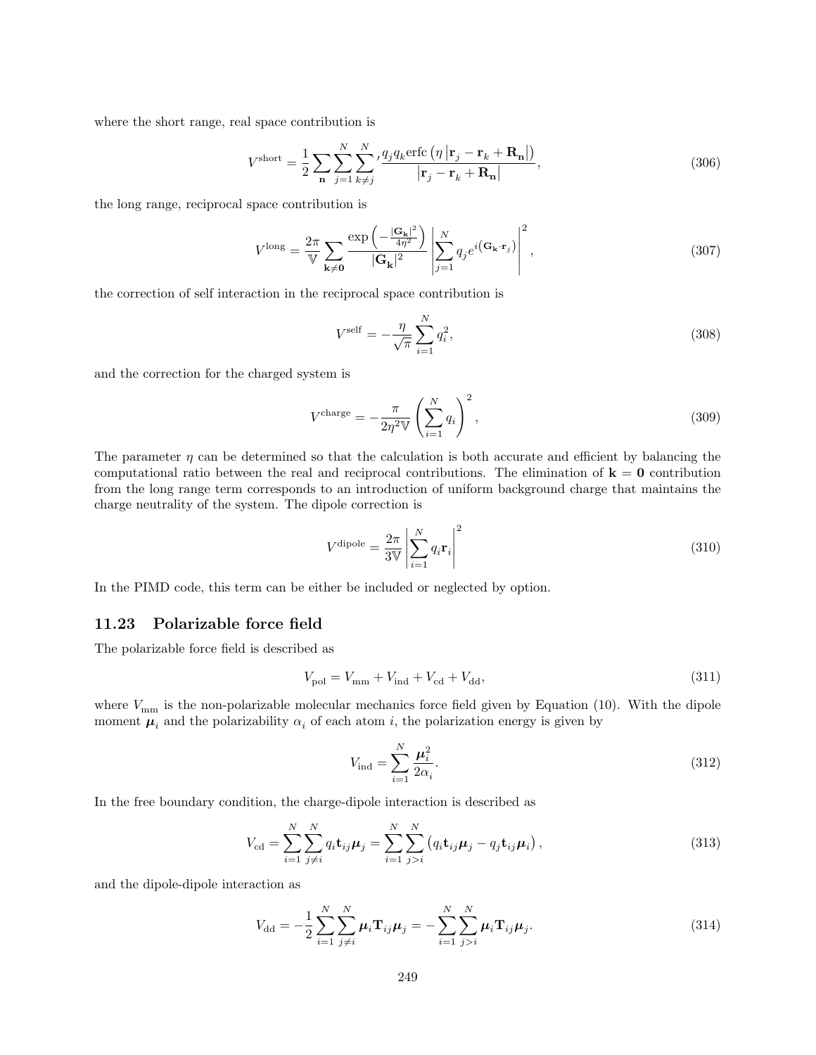where the short range, real space contribution is

$$V^{\text{short}} = \frac{1}{2} \sum_{\mathbf{n}} \sum_{j=1}^{N} \sum_{k \neq j}^{N} {}' \frac{q_j q_k \text{erfc}\left(\eta \left|\mathbf{r}_j - \mathbf{r}_k + \mathbf{R}_{\mathbf{n}}\right|\right)}{\left|\mathbf{r}_j - \mathbf{r}_k + \mathbf{R}_{\mathbf{n}}\right|}, \tag{306}$$

the long range, reciprocal space contribution is

$$V^{\text{long}} = \frac{2\pi}{\mathbb{V}} \sum_{\mathbf{k} \neq \mathbf{0}} \frac{\exp\left(-\frac{|\mathbf{G}_{\mathbf{k}}|^2}{4\eta^2}\right)}{|\mathbf{G}_{\mathbf{k}}|^2} \left| \sum_{j=1}^{N} q_j e^{i\left(\mathbf{G}_{\mathbf{k}} \cdot \mathbf{r}_j\right)} \right|^2, \tag{307}$$

the correction of self interaction in the reciprocal space contribution is

$$V^{\text{self}} = -\frac{\eta}{\sqrt{\pi}} \sum_{i=1}^{N} q_i^2, \tag{308}$$

and the correction for the charged system is

$$V^{\text{charge}} = -\frac{\pi}{2\eta^2 \mathbb{V}} \left( \sum_{i=1}^{N} q_i \right)^2, \tag{309}$$

The parameter $\eta$ can be determined so that the calculation is both accurate and efficient by balancing the computational ratio between the real and reciprocal contributions. The elimination of $\mathbf{k} = \mathbf{0}$ contribution from the long range term corresponds to an introduction of uniform background charge that maintains the charge neutrality of the system. The dipole correction is

$$V^{\text{dipole}} = \frac{2\pi}{3\mathbb{V}} \left| \sum_{i=1}^{N} q_i \mathbf{r}_i \right|^2 \tag{310}$$

In the PIMD code, this term can be either be included or neglected by option.

### 11.23 Polarizable force field

The polarizable force field is described as

$$V_{\text{pol}} = V_{\text{mm}} + V_{\text{ind}} + V_{\text{cd}} + V_{\text{dd}}, \tag{311}$$

where $V_{\text{mm}}$ is the non-polarizable molecular mechanics force field given by Equation (10). With the dipole moment $\boldsymbol{\mu}_i$ and the polarizability $\alpha_i$ of each atom $i$, the polarization energy is given by

$$V_{\text{ind}} = \sum_{i=1}^{N} \frac{\boldsymbol{\mu}_i^2}{2\alpha_i}. \tag{312}$$

In the free boundary condition, the charge-dipole interaction is described as

$$V_{\text{cd}} = \sum_{i=1}^{N} \sum_{j \neq i}^{N} q_i \mathbf{t}_{ij} \boldsymbol{\mu}_j = \sum_{i=1}^{N} \sum_{j > i}^{N} \left( q_i \mathbf{t}_{ij} \boldsymbol{\mu}_j - q_j \mathbf{t}_{ij} \boldsymbol{\mu}_i \right), \tag{313}$$

and the dipole-dipole interaction as

$$V_{\text{dd}} = -\frac{1}{2} \sum_{i=1}^{N} \sum_{j \neq i}^{N} \boldsymbol{\mu}_i \mathbf{T}_{ij} \boldsymbol{\mu}_j = -\sum_{i=1}^{N} \sum_{j > i}^{N} \boldsymbol{\mu}_i \mathbf{T}_{ij} \boldsymbol{\mu}_j. \tag{314}$$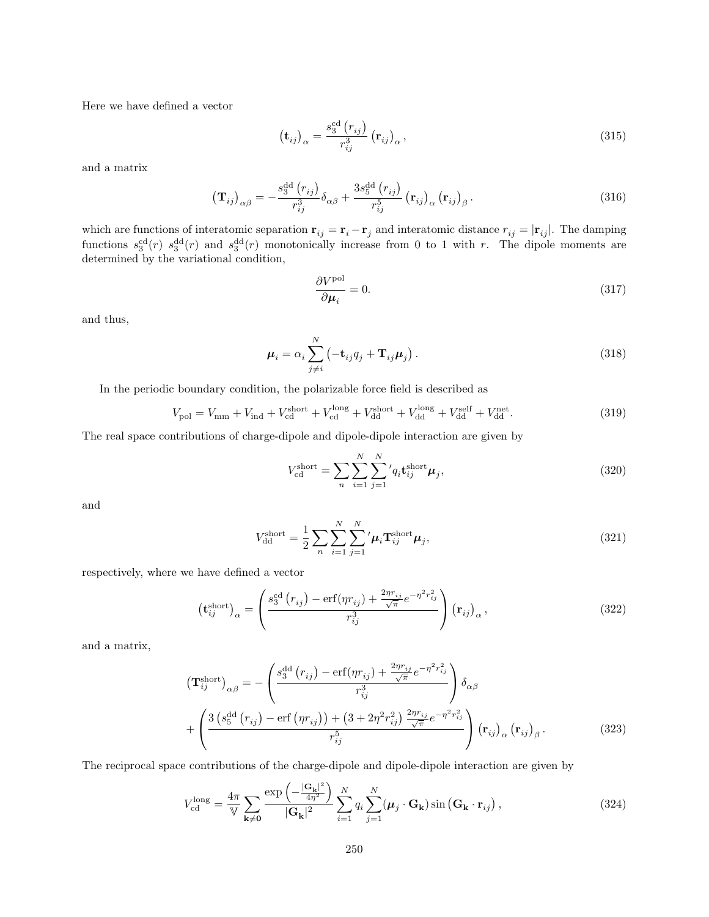Here we have defined a vector

$$
\left(\mathbf{t}_{ij}\right)_{\alpha} = \frac{s_3^{\mathrm{cd}}\left(r_{ij}\right)}{r_{ij}^3}\left(\mathbf{r}_{ij}\right)_{\alpha}, \tag{315}
$$

and a matrix

$$
\left(\mathbf{T}_{ij}\right)_{\alpha\beta} = -\frac{s_3^{\mathrm{dd}}\left(r_{ij}\right)}{r_{ij}^3}\delta_{\alpha\beta} + \frac{3 s_5^{\mathrm{dd}}\left(r_{ij}\right)}{r_{ij}^5}\left(\mathbf{r}_{ij}\right)_{\alpha}\left(\mathbf{r}_{ij}\right)_{\beta}. \tag{316}
$$

which are functions of interatomic separation $\mathbf{r}_{ij} = \mathbf{r}_i - \mathbf{r}_j$ and interatomic distance $r_{ij} = |\mathbf{r}_{ij}|$. The damping functions $s_3^{\mathrm{cd}}(r)$ $s_3^{\mathrm{dd}}(r)$ and $s_3^{\mathrm{dd}}(r)$ monotonically increase from 0 to 1 with $r$. The dipole moments are determined by the variational condition,

$$
\frac{\partial V^{\mathrm{pol}}}{\partial \boldsymbol{\mu}_i} = 0. \tag{317}
$$

and thus,

$$
\boldsymbol{\mu}_i = \alpha_i \sum_{j \neq i}^{N}\left(-\mathbf{t}_{ij} q_j + \mathbf{T}_{ij}\boldsymbol{\mu}_j\right). \tag{318}
$$

In the periodic boundary condition, the polarizable force field is described as

$$
V_{\mathrm{pol}} = V_{\mathrm{mm}} + V_{\mathrm{ind}} + V_{\mathrm{cd}}^{\mathrm{short}} + V_{\mathrm{cd}}^{\mathrm{long}} + V_{\mathrm{dd}}^{\mathrm{short}} + V_{\mathrm{dd}}^{\mathrm{long}} + V_{\mathrm{dd}}^{\mathrm{self}} + V_{\mathrm{dd}}^{\mathrm{net}}. \tag{319}
$$

The real space contributions of charge-dipole and dipole-dipole interaction are given by

$$
V_{\mathrm{cd}}^{\mathrm{short}} = \sum_{n}\sum_{i=1}^{N}\sum_{j=1}^{N}{}' q_i \mathbf{t}_{ij}^{\mathrm{short}}\boldsymbol{\mu}_j, \tag{320}
$$

and

$$
V_{\mathrm{dd}}^{\mathrm{short}} = \frac{1}{2}\sum_{n}\sum_{i=1}^{N}\sum_{j=1}^{N}{}' \boldsymbol{\mu}_i \mathbf{T}_{ij}^{\mathrm{short}}\boldsymbol{\mu}_j, \tag{321}
$$

respectively, where we have defined a vector

$$
\left(\mathbf{t}_{ij}^{\mathrm{short}}\right)_{\alpha} = \left(\frac{s_3^{\mathrm{cd}}\left(r_{ij}\right) - \mathrm{erf}(\eta r_{ij}) + \frac{2\eta r_{ij}}{\sqrt{\pi}}e^{-\eta^2 r_{ij}^2}}{r_{ij}^3}\right)\left(\mathbf{r}_{ij}\right)_{\alpha}, \tag{322}
$$

and a matrix,

$$
\begin{aligned}
\left(\mathbf{T}_{ij}^{\mathrm{short}}\right)_{\alpha\beta} &= -\left(\frac{s_3^{\mathrm{dd}}\left(r_{ij}\right) - \mathrm{erf}(\eta r_{ij}) + \frac{2\eta r_{ij}}{\sqrt{\pi}}e^{-\eta^2 r_{ij}^2}}{r_{ij}^3}\right)\delta_{\alpha\beta} \\
&+ \left(\frac{3\left(s_5^{\mathrm{dd}}\left(r_{ij}\right) - \mathrm{erf}\left(\eta r_{ij}\right)\right) + \left(3 + 2\eta^2 r_{ij}^2\right)\frac{2\eta r_{ij}}{\sqrt{\pi}}e^{-\eta^2 r_{ij}^2}}{r_{ij}^5}\right)\left(\mathbf{r}_{ij}\right)_{\alpha}\left(\mathbf{r}_{ij}\right)_{\beta}.
\end{aligned} \tag{323}
$$

The reciprocal space contributions of the charge-dipole and dipole-dipole interaction are given by

$$
V_{\mathrm{cd}}^{\mathrm{long}} = \frac{4\pi}{\mathbb{V}}\sum_{\mathbf{k}\neq\mathbf{0}}\frac{\exp\left(-\frac{|\mathbf{G}_{\mathbf{k}}|^2}{4\eta^2}\right)}{|\mathbf{G}_{\mathbf{k}}|^2}\sum_{i=1}^{N} q_i \sum_{j=1}^{N}(\boldsymbol{\mu}_j \cdot \mathbf{G}_{\mathbf{k}})\sin\left(\mathbf{G}_{\mathbf{k}} \cdot \mathbf{r}_{ij}\right), \tag{324}
$$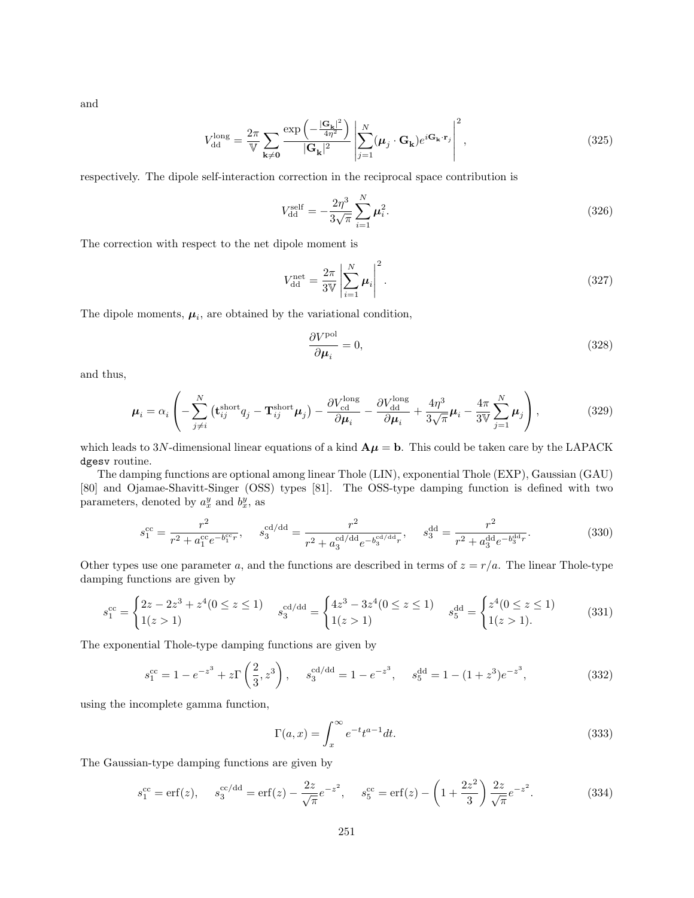and

$$V_{\rm dd}^{\rm long} = \frac{2\pi}{\mathbb{V}} \sum_{\mathbf{k}\neq\mathbf{0}} \frac{\exp\left(-\frac{|\mathbf{G}_\mathbf{k}|^2}{4\eta^2}\right)}{|\mathbf{G}_\mathbf{k}|^2} \left| \sum_{j=1}^{N} (\boldsymbol{\mu}_j \cdot \mathbf{G}_\mathbf{k}) e^{i\mathbf{G}_\mathbf{k}\cdot\mathbf{r}_j} \right|^2, \tag{325}$$

respectively. The dipole self-interaction correction in the reciprocal space contribution is

$$V_{\rm dd}^{\rm self} = -\frac{2\eta^3}{3\sqrt{\pi}} \sum_{i=1}^{N} \boldsymbol{\mu}_i^2. \tag{326}$$

The correction with respect to the net dipole moment is

$$V_{\rm dd}^{\rm net} = \frac{2\pi}{3\mathbb{V}} \left| \sum_{i=1}^{N} \boldsymbol{\mu}_i \right|^2. \tag{327}$$

The dipole moments, $\boldsymbol{\mu}_i$, are obtained by the variational condition,

$$\frac{\partial V^{\rm pol}}{\partial \boldsymbol{\mu}_i} = 0, \tag{328}$$

and thus,

$$\boldsymbol{\mu}_i = \alpha_i \left( -\sum_{j\neq i}^{N} \left( \mathbf{t}_{ij}^{\rm short} q_j - \mathbf{T}_{ij}^{\rm short} \boldsymbol{\mu}_j \right) - \frac{\partial V_{\rm cd}^{\rm long}}{\partial \boldsymbol{\mu}_i} - \frac{\partial V_{\rm dd}^{\rm long}}{\partial \boldsymbol{\mu}_i} + \frac{4\eta^3}{3\sqrt{\pi}} \boldsymbol{\mu}_i - \frac{4\pi}{3\mathbb{V}} \sum_{j=1}^{N} \boldsymbol{\mu}_j \right), \tag{329}$$

which leads to $3N$-dimensional linear equations of a kind $\mathbf{A}\boldsymbol{\mu} = \mathbf{b}$. This could be taken care by the LAPACK `dgesv` routine.

The damping functions are optional among linear Thole (LIN), exponential Thole (EXP), Gaussian (GAU) [80] and Ojamae-Shavitt-Singer (OSS) types [81]. The OSS-type damping function is defined with two parameters, denoted by $a_x^y$ and $b_x^y$, as

$$s_1^{\rm cc} = \frac{r^2}{r^2 + a_1^{\rm cc} e^{-b_1^{\rm cc} r}}, \qquad s_3^{\rm cd/dd} = \frac{r^2}{r^2 + a_3^{\rm cd/dd} e^{-b_3^{\rm cd/dd} r}}, \qquad s_3^{\rm dd} = \frac{r^2}{r^2 + a_3^{\rm dd} e^{-b_3^{\rm dd} r}}. \tag{330}$$

Other types use one parameter $a$, and the functions are described in terms of $z = r/a$. The linear Thole-type damping functions are given by

$$s_1^{\rm cc} = \begin{cases} 2z - 2z^3 + z^4 (0 \le z \le 1) \\ 1 (z > 1) \end{cases} \quad s_3^{\rm cd/dd} = \begin{cases} 4z^3 - 3z^4 (0 \le z \le 1) \\ 1 (z > 1) \end{cases} \quad s_5^{\rm dd} = \begin{cases} z^4 (0 \le z \le 1) \\ 1 (z > 1). \end{cases} \tag{331}$$

The exponential Thole-type damping functions are given by

$$s_1^{\rm cc} = 1 - e^{-z^3} + z\Gamma\left(\frac{2}{3}, z^3\right), \qquad s_3^{\rm cd/dd} = 1 - e^{-z^3}, \qquad s_5^{\rm dd} = 1 - (1 + z^3) e^{-z^3}, \tag{332}$$

using the incomplete gamma function,

$$\Gamma(a, x) = \int_x^\infty e^{-t} t^{a-1} dt. \tag{333}$$

The Gaussian-type damping functions are given by

$$s_1^{\rm cc} = \mathrm{erf}(z), \qquad s_3^{\rm cc/dd} = \mathrm{erf}(z) - \frac{2z}{\sqrt{\pi}} e^{-z^2}, \qquad s_5^{\rm cc} = \mathrm{erf}(z) - \left(1 + \frac{2z^2}{3}\right) \frac{2z}{\sqrt{\pi}} e^{-z^2}. \tag{334}$$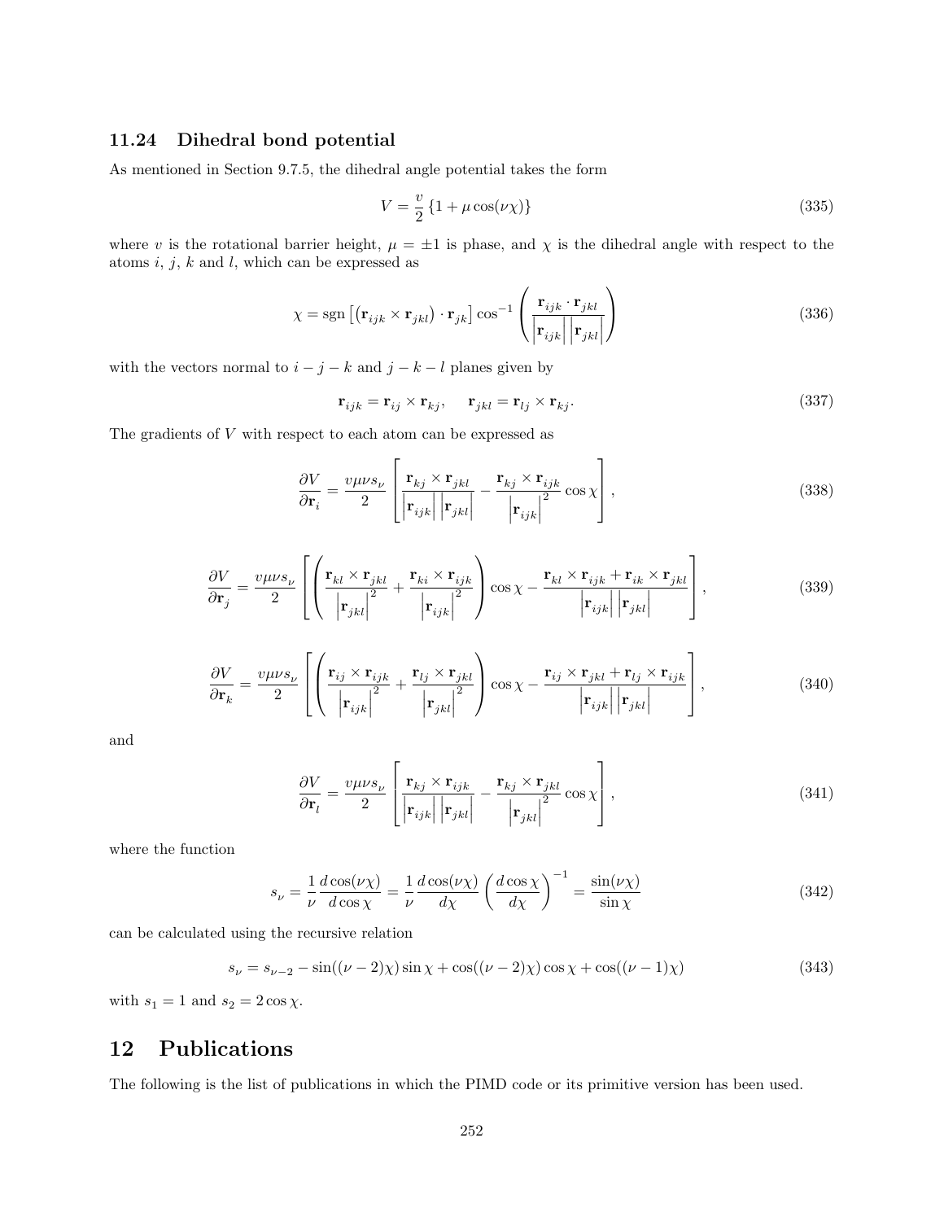### 11.24 Dihedral bond potential

As mentioned in Section 9.7.5, the dihedral angle potential takes the form

$$V = \frac{v}{2}\left\{1 + \mu\cos(\nu\chi)\right\} \tag{335}$$

where $v$ is the rotational barrier height, $\mu = \pm 1$ is phase, and $\chi$ is the dihedral angle with respect to the atoms $i$, $j$, $k$ and $l$, which can be expressed as

$$\chi = \mathrm{sgn}\left[\left(\mathbf{r}_{ijk} \times \mathbf{r}_{jkl}\right) \cdot \mathbf{r}_{jk}\right] \cos^{-1}\left(\frac{\mathbf{r}_{ijk} \cdot \mathbf{r}_{jkl}}{\left|\mathbf{r}_{ijk}\right| \left|\mathbf{r}_{jkl}\right|}\right) \tag{336}$$

with the vectors normal to $i-j-k$ and $j-k-l$ planes given by

$$\mathbf{r}_{ijk} = \mathbf{r}_{ij} \times \mathbf{r}_{kj}, \quad \mathbf{r}_{jkl} = \mathbf{r}_{lj} \times \mathbf{r}_{kj}. \tag{337}$$

The gradients of $V$ with respect to each atom can be expressed as

$$\frac{\partial V}{\partial \mathbf{r}_i} = \frac{v\mu\nu s_\nu}{2}\left[\frac{\mathbf{r}_{kj} \times \mathbf{r}_{jkl}}{\left|\mathbf{r}_{ijk}\right| \left|\mathbf{r}_{jkl}\right|} - \frac{\mathbf{r}_{kj} \times \mathbf{r}_{ijk}}{\left|\mathbf{r}_{ijk}\right|^2}\cos\chi\right], \tag{338}$$

$$\frac{\partial V}{\partial \mathbf{r}_j} = \frac{v\mu\nu s_\nu}{2}\left[\left(\frac{\mathbf{r}_{kl} \times \mathbf{r}_{jkl}}{\left|\mathbf{r}_{jkl}\right|^2} + \frac{\mathbf{r}_{ki} \times \mathbf{r}_{ijk}}{\left|\mathbf{r}_{ijk}\right|^2}\right)\cos\chi - \frac{\mathbf{r}_{kl} \times \mathbf{r}_{ijk} + \mathbf{r}_{ik} \times \mathbf{r}_{jkl}}{\left|\mathbf{r}_{ijk}\right| \left|\mathbf{r}_{jkl}\right|}\right], \tag{339}$$

$$\frac{\partial V}{\partial \mathbf{r}_k} = \frac{v\mu\nu s_\nu}{2}\left[\left(\frac{\mathbf{r}_{ij} \times \mathbf{r}_{ijk}}{\left|\mathbf{r}_{ijk}\right|^2} + \frac{\mathbf{r}_{lj} \times \mathbf{r}_{jkl}}{\left|\mathbf{r}_{jkl}\right|^2}\right)\cos\chi - \frac{\mathbf{r}_{ij} \times \mathbf{r}_{jkl} + \mathbf{r}_{lj} \times \mathbf{r}_{ijk}}{\left|\mathbf{r}_{ijk}\right| \left|\mathbf{r}_{jkl}\right|}\right], \tag{340}$$

and

$$\frac{\partial V}{\partial \mathbf{r}_l} = \frac{v\mu\nu s_\nu}{2}\left[\frac{\mathbf{r}_{kj} \times \mathbf{r}_{ijk}}{\left|\mathbf{r}_{ijk}\right| \left|\mathbf{r}_{jkl}\right|} - \frac{\mathbf{r}_{kj} \times \mathbf{r}_{jkl}}{\left|\mathbf{r}_{jkl}\right|^2}\cos\chi\right], \tag{341}$$

where the function

$$s_\nu = \frac{1}{\nu}\frac{d\cos(\nu\chi)}{d\cos\chi} = \frac{1}{\nu}\frac{d\cos(\nu\chi)}{d\chi}\left(\frac{d\cos\chi}{d\chi}\right)^{-1} = \frac{\sin(\nu\chi)}{\sin\chi} \tag{342}$$

can be calculated using the recursive relation

$$s_\nu = s_{\nu-2} - \sin((\nu-2)\chi)\sin\chi + \cos((\nu-2)\chi)\cos\chi + \cos((\nu-1)\chi) \tag{343}$$

with $s_1 = 1$ and $s_2 = 2\cos\chi$.

## 12 Publications

The following is the list of publications in which the PIMD code or its primitive version has been used.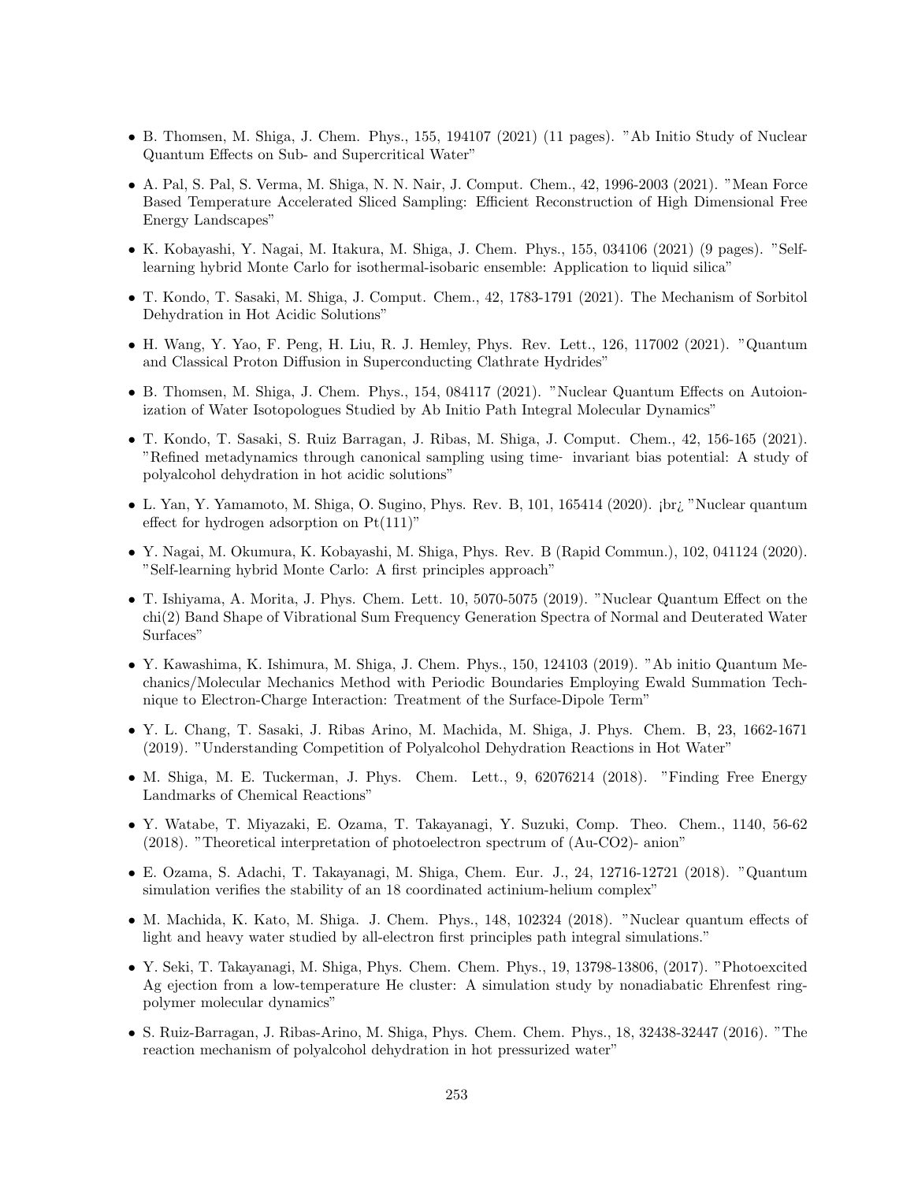- B. Thomsen, M. Shiga, J. Chem. Phys., 155, 194107 (2021) (11 pages). "Ab Initio Study of Nuclear Quantum Effects on Sub- and Supercritical Water"
- A. Pal, S. Pal, S. Verma, M. Shiga, N. N. Nair, J. Comput. Chem., 42, 1996-2003 (2021). "Mean Force Based Temperature Accelerated Sliced Sampling: Efficient Reconstruction of High Dimensional Free Energy Landscapes"
- K. Kobayashi, Y. Nagai, M. Itakura, M. Shiga, J. Chem. Phys., 155, 034106 (2021) (9 pages). "Self-learning hybrid Monte Carlo for isothermal-isobaric ensemble: Application to liquid silica"
- T. Kondo, T. Sasaki, M. Shiga, J. Comput. Chem., 42, 1783-1791 (2021). The Mechanism of Sorbitol Dehydration in Hot Acidic Solutions"
- H. Wang, Y. Yao, F. Peng, H. Liu, R. J. Hemley, Phys. Rev. Lett., 126, 117002 (2021). "Quantum and Classical Proton Diffusion in Superconducting Clathrate Hydrides"
- B. Thomsen, M. Shiga, J. Chem. Phys., 154, 084117 (2021). "Nuclear Quantum Effects on Autoionization of Water Isotopologues Studied by Ab Initio Path Integral Molecular Dynamics"
- T. Kondo, T. Sasaki, S. Ruiz Barragan, J. Ribas, M. Shiga, J. Comput. Chem., 42, 156-165 (2021). "Refined metadynamics through canonical sampling using time- invariant bias potential: A study of polyalcohol dehydration in hot acidic solutions"
- L. Yan, Y. Yamamoto, M. Shiga, O. Sugino, Phys. Rev. B, 101, 165414 (2020). ¡br¿ "Nuclear quantum effect for hydrogen adsorption on Pt(111)"
- Y. Nagai, M. Okumura, K. Kobayashi, M. Shiga, Phys. Rev. B (Rapid Commun.), 102, 041124 (2020). "Self-learning hybrid Monte Carlo: A first principles approach"
- T. Ishiyama, A. Morita, J. Phys. Chem. Lett. 10, 5070-5075 (2019). "Nuclear Quantum Effect on the chi(2) Band Shape of Vibrational Sum Frequency Generation Spectra of Normal and Deuterated Water Surfaces"
- Y. Kawashima, K. Ishimura, M. Shiga, J. Chem. Phys., 150, 124103 (2019). "Ab initio Quantum Mechanics/Molecular Mechanics Method with Periodic Boundaries Employing Ewald Summation Technique to Electron-Charge Interaction: Treatment of the Surface-Dipole Term"
- Y. L. Chang, T. Sasaki, J. Ribas Arino, M. Machida, M. Shiga, J. Phys. Chem. B, 23, 1662-1671 (2019). "Understanding Competition of Polyalcohol Dehydration Reactions in Hot Water"
- M. Shiga, M. E. Tuckerman, J. Phys. Chem. Lett., 9, 62076214 (2018). "Finding Free Energy Landmarks of Chemical Reactions"
- Y. Watabe, T. Miyazaki, E. Ozama, T. Takayanagi, Y. Suzuki, Comp. Theo. Chem., 1140, 56-62 (2018). "Theoretical interpretation of photoelectron spectrum of (Au-CO2)- anion"
- E. Ozama, S. Adachi, T. Takayanagi, M. Shiga, Chem. Eur. J., 24, 12716-12721 (2018). "Quantum simulation verifies the stability of an 18 coordinated actinium-helium complex"
- M. Machida, K. Kato, M. Shiga. J. Chem. Phys., 148, 102324 (2018). "Nuclear quantum effects of light and heavy water studied by all-electron first principles path integral simulations."
- Y. Seki, T. Takayanagi, M. Shiga, Phys. Chem. Chem. Phys., 19, 13798-13806, (2017). "Photoexcited Ag ejection from a low-temperature He cluster: A simulation study by nonadiabatic Ehrenfest ring-polymer molecular dynamics"
- S. Ruiz-Barragan, J. Ribas-Arino, M. Shiga, Phys. Chem. Chem. Phys., 18, 32438-32447 (2016). "The reaction mechanism of polyalcohol dehydration in hot pressurized water"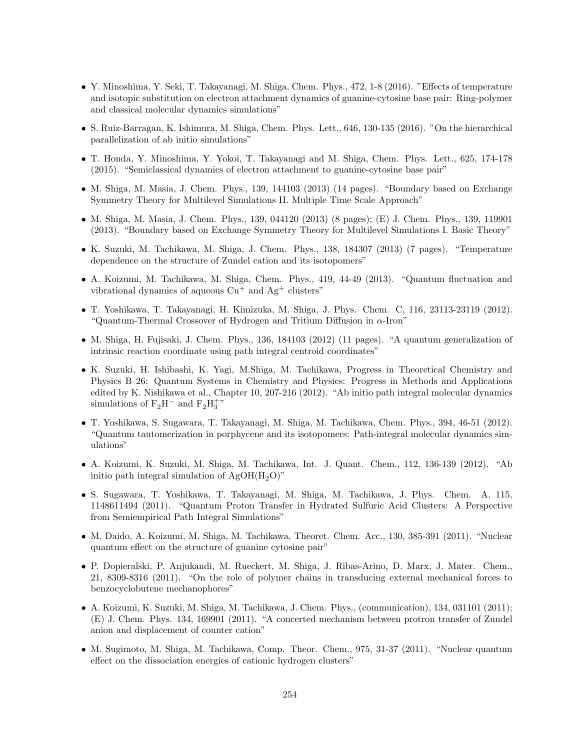- Y. Minoshima, Y. Seki, T. Takayanagi, M. Shiga, Chem. Phys., 472, 1-8 (2016). "Effects of temperature and isotopic substitution on electron attachment dynamics of guanine-cytosine base pair: Ring-polymer and classical molecular dynamics simulations"

- S. Ruiz-Barragan, K. Ishimura, M. Shiga, Chem. Phys. Lett., 646, 130-135 (2016). "On the hierarchical parallelization of ab initio simulations"

- T. Honda, Y. Minoshima, Y. Yokoi, T. Takayanagi and M. Shiga, Chem. Phys. Lett., 625, 174-178 (2015). "Semiclassical dynamics of electron attachment to guanine-cytosine base pair"

- M. Shiga, M. Masia, J. Chem. Phys., 139, 144103 (2013) (14 pages). "Boundary based on Exchange Symmetry Theory for Multilevel Simulations II. Multiple Time Scale Approach"

- M. Shiga, M. Masia, J. Chem. Phys., 139, 044120 (2013) (8 pages); (E) J. Chem. Phys., 139, 119901 (2013). "Boundary based on Exchange Symmetry Theory for Multilevel Simulations I. Basic Theory"

- K. Suzuki, M. Tachikawa, M. Shiga, J. Chem. Phys., 138, 184307 (2013) (7 pages). "Temperature dependence on the structure of Zundel cation and its isotopomers"

- A. Koizumi, M. Tachikawa, M. Shiga, Chem. Phys., 419, 44-49 (2013). "Quantum fluctuation and vibrational dynamics of aqueous $Cu^+$ and $Ag^+$ clusters"

- T. Yoshikawa, T. Takayanagi, H. Kimizuka, M. Shiga, J. Phys. Chem. C, 116, 23113-23119 (2012). "Quantum-Thermal Crossover of Hydrogen and Tritium Diffusion in $\alpha$-Iron"

- M. Shiga, H. Fujisaki, J. Chem. Phys., 136, 184103 (2012) (11 pages). "A quantum generalization of intrinsic reaction coordinate using path integral centroid coordinates"

- K. Suzuki, H. Ishibashi, K. Yagi, M.Shiga, M. Tachikawa, Progress in Theoretical Chemistry and Physics B 26: Quantum Systems in Chemistry and Physics: Progress in Methods and Applications edited by K. Nishikawa et al., Chapter 10, 207-216 (2012). "Ab initio path integral molecular dynamics simulations of $F_2H^-$ and $F_2H_3^+$"

- T. Yoshikawa, S. Sugawara, T. Takayanagi, M. Shiga, M. Tachikawa, Chem. Phys., 394, 46-51 (2012). "Quantum tautomerization in porphycene and its isotopomers: Path-integral molecular dynamics simulations"

- A. Koizumi, K. Suzuki, M. Shiga, M. Tachikawa, Int. J. Quant. Chem., 112, 136-139 (2012). "Ab initio path integral simulation of $AgOH(H_2O)$"

- S. Sugawara, T. Yoshikawa, T. Takayanagi, M. Shiga, M. Tachikawa, J. Phys. Chem. A, 115, 1148611494 (2011). "Quantum Proton Transfer in Hydrated Sulfuric Acid Clusters: A Perspective from Semiempirical Path Integral Simulations"

- M. Daido, A. Koizumi, M. Shiga, M. Tachikawa, Theoret. Chem. Acc., 130, 385-391 (2011). "Nuclear quantum effect on the structure of guanine cytosine pair"

- P. Dopieralski, P. Anjukandi, M. Rueckert, M. Shiga, J. Ribas-Arino, D. Marx, J. Mater. Chem., 21, 8309-8316 (2011). "On the role of polymer chains in transducing external mechanical forces to benzocyclobutene mechanophores"

- A. Koizumi, K. Suzuki, M. Shiga, M. Tachikawa, J. Chem. Phys., (communication), 134, 031101 (2011); (E) J. Chem. Phys. 134, 169901 (2011). "A concerted mechanism between protron transfer of Zundel anion and displacement of counter cation"

- M. Sugimoto, M. Shiga, M. Tachikawa, Comp. Theor. Chem., 975, 31-37 (2011). "Nuclear quantum effect on the dissociation energies of cationic hydrogen clusters"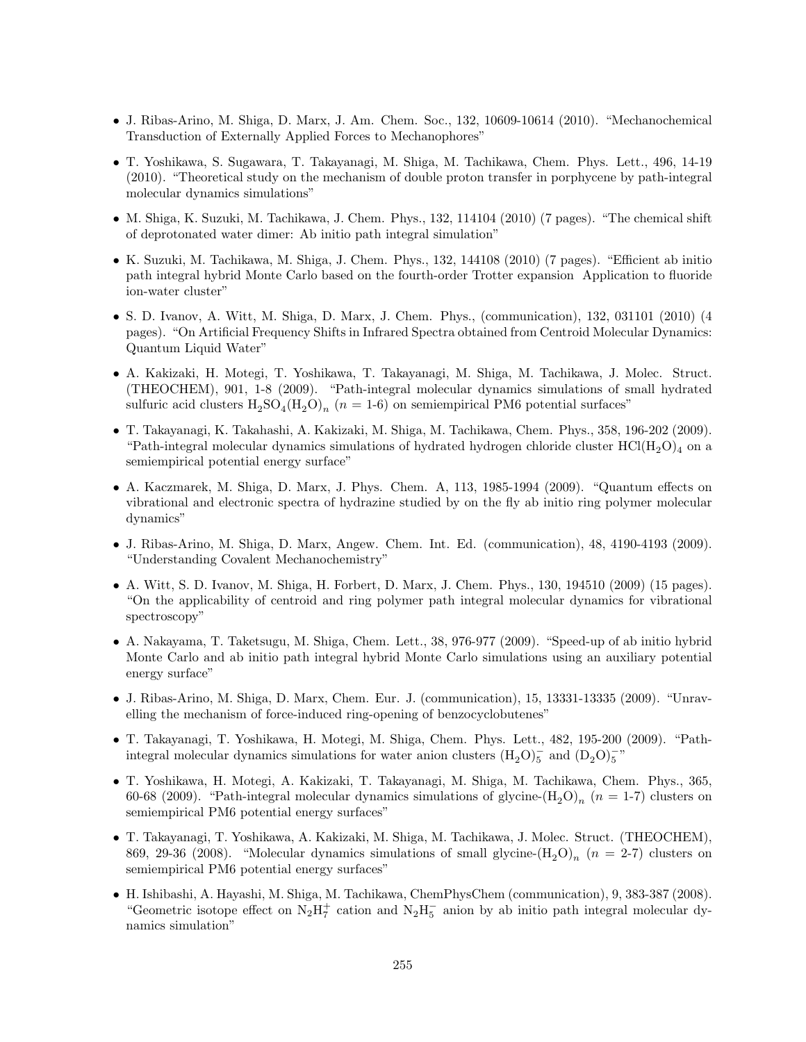- J. Ribas-Arino, M. Shiga, D. Marx, J. Am. Chem. Soc., 132, 10609-10614 (2010). "Mechanochemical Transduction of Externally Applied Forces to Mechanophores"

- T. Yoshikawa, S. Sugawara, T. Takayanagi, M. Shiga, M. Tachikawa, Chem. Phys. Lett., 496, 14-19 (2010). "Theoretical study on the mechanism of double proton transfer in porphycene by path-integral molecular dynamics simulations"

- M. Shiga, K. Suzuki, M. Tachikawa, J. Chem. Phys., 132, 114104 (2010) (7 pages). "The chemical shift of deprotonated water dimer: Ab initio path integral simulation"

- K. Suzuki, M. Tachikawa, M. Shiga, J. Chem. Phys., 132, 144108 (2010) (7 pages). "Efficient ab initio path integral hybrid Monte Carlo based on the fourth-order Trotter expansion Application to fluoride ion-water cluster"

- S. D. Ivanov, A. Witt, M. Shiga, D. Marx, J. Chem. Phys., (communication), 132, 031101 (2010) (4 pages). "On Artificial Frequency Shifts in Infrared Spectra obtained from Centroid Molecular Dynamics: Quantum Liquid Water"

- A. Kakizaki, H. Motegi, T. Yoshikawa, T. Takayanagi, M. Shiga, M. Tachikawa, J. Molec. Struct. (THEOCHEM), 901, 1-8 (2009). "Path-integral molecular dynamics simulations of small hydrated sulfuric acid clusters $H_2SO_4(H_2O)_n$ ($n$ = 1-6) on semiempirical PM6 potential surfaces"

- T. Takayanagi, K. Takahashi, A. Kakizaki, M. Shiga, M. Tachikawa, Chem. Phys., 358, 196-202 (2009). "Path-integral molecular dynamics simulations of hydrated hydrogen chloride cluster $HCl(H_2O)_4$ on a semiempirical potential energy surface"

- A. Kaczmarek, M. Shiga, D. Marx, J. Phys. Chem. A, 113, 1985-1994 (2009). "Quantum effects on vibrational and electronic spectra of hydrazine studied by on the fly ab initio ring polymer molecular dynamics"

- J. Ribas-Arino, M. Shiga, D. Marx, Angew. Chem. Int. Ed. (communication), 48, 4190-4193 (2009). "Understanding Covalent Mechanochemistry"

- A. Witt, S. D. Ivanov, M. Shiga, H. Forbert, D. Marx, J. Chem. Phys., 130, 194510 (2009) (15 pages). "On the applicability of centroid and ring polymer path integral molecular dynamics for vibrational spectroscopy"

- A. Nakayama, T. Taketsugu, M. Shiga, Chem. Lett., 38, 976-977 (2009). "Speed-up of ab initio hybrid Monte Carlo and ab initio path integral hybrid Monte Carlo simulations using an auxiliary potential energy surface"

- J. Ribas-Arino, M. Shiga, D. Marx, Chem. Eur. J. (communication), 15, 13331-13335 (2009). "Unravelling the mechanism of force-induced ring-opening of benzocyclobutenes"

- T. Takayanagi, T. Yoshikawa, H. Motegi, M. Shiga, Chem. Phys. Lett., 482, 195-200 (2009). "Path-integral molecular dynamics simulations for water anion clusters $(H_2O)_5^-$ and $(D_2O)_5^-$"

- T. Yoshikawa, H. Motegi, A. Kakizaki, T. Takayanagi, M. Shiga, M. Tachikawa, Chem. Phys., 365, 60-68 (2009). "Path-integral molecular dynamics simulations of glycine-$(H_2O)_n$ ($n$ = 1-7) clusters on semiempirical PM6 potential energy surfaces"

- T. Takayanagi, T. Yoshikawa, A. Kakizaki, M. Shiga, M. Tachikawa, J. Molec. Struct. (THEOCHEM), 869, 29-36 (2008). "Molecular dynamics simulations of small glycine-$(H_2O)_n$ ($n$ = 2-7) clusters on semiempirical PM6 potential energy surfaces"

- H. Ishibashi, A. Hayashi, M. Shiga, M. Tachikawa, ChemPhysChem (communication), 9, 383-387 (2008). "Geometric isotope effect on $N_2H_7^+$ cation and $N_2H_5^-$ anion by ab initio path integral molecular dynamics simulation"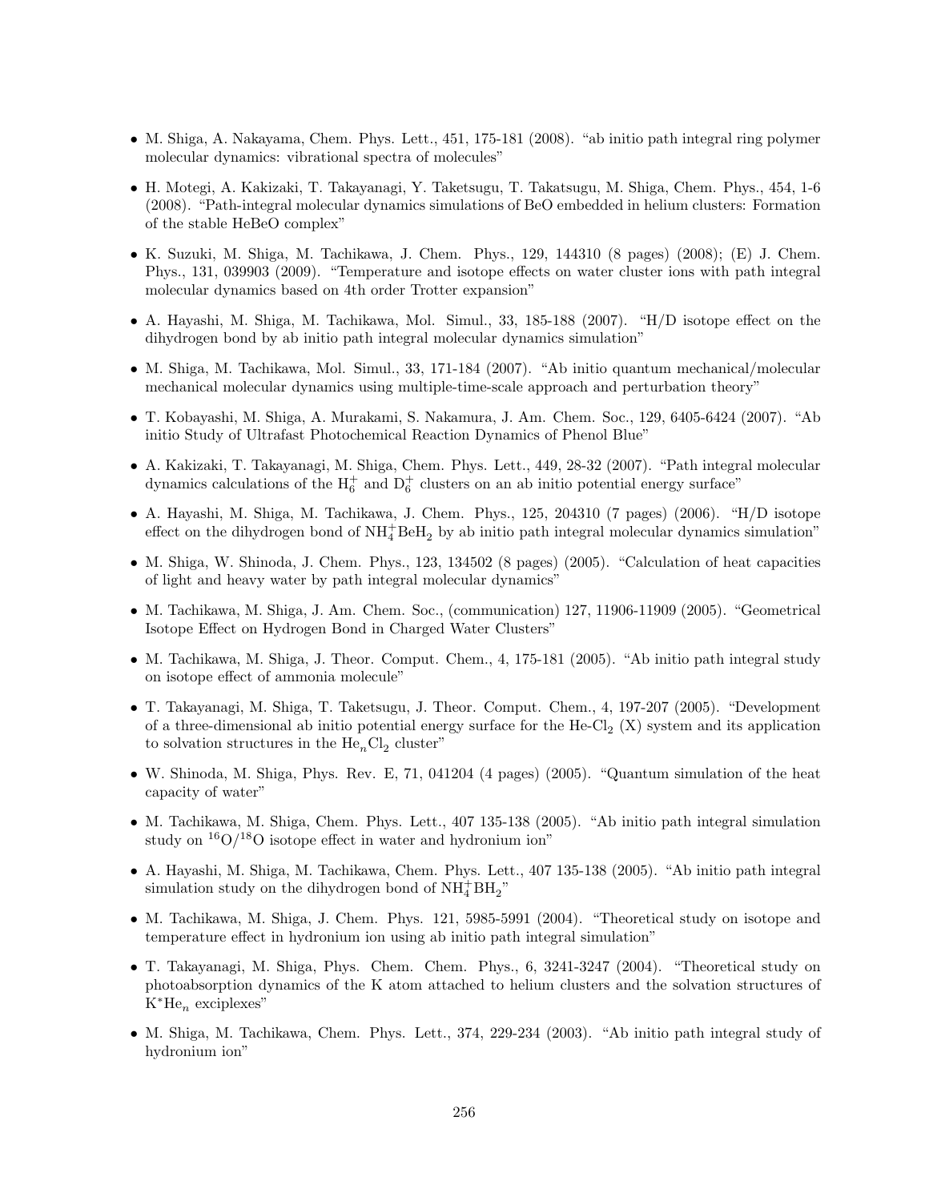- M. Shiga, A. Nakayama, Chem. Phys. Lett., 451, 175-181 (2008). "ab initio path integral ring polymer molecular dynamics: vibrational spectra of molecules"

- H. Motegi, A. Kakizaki, T. Takayanagi, Y. Taketsugu, T. Takatsugu, M. Shiga, Chem. Phys., 454, 1-6 (2008). "Path-integral molecular dynamics simulations of BeO embedded in helium clusters: Formation of the stable HeBeO complex"

- K. Suzuki, M. Shiga, M. Tachikawa, J. Chem. Phys., 129, 144310 (8 pages) (2008); (E) J. Chem. Phys., 131, 039903 (2009). "Temperature and isotope effects on water cluster ions with path integral molecular dynamics based on 4th order Trotter expansion"

- A. Hayashi, M. Shiga, M. Tachikawa, Mol. Simul., 33, 185-188 (2007). "H/D isotope effect on the dihydrogen bond by ab initio path integral molecular dynamics simulation"

- M. Shiga, M. Tachikawa, Mol. Simul., 33, 171-184 (2007). "Ab initio quantum mechanical/molecular mechanical molecular dynamics using multiple-time-scale approach and perturbation theory"

- T. Kobayashi, M. Shiga, A. Murakami, S. Nakamura, J. Am. Chem. Soc., 129, 6405-6424 (2007). "Ab initio Study of Ultrafast Photochemical Reaction Dynamics of Phenol Blue"

- A. Kakizaki, T. Takayanagi, M. Shiga, Chem. Phys. Lett., 449, 28-32 (2007). "Path integral molecular dynamics calculations of the $H_6^+$ and $D_6^+$ clusters on an ab initio potential energy surface"

- A. Hayashi, M. Shiga, M. Tachikawa, J. Chem. Phys., 125, 204310 (7 pages) (2006). "H/D isotope effect on the dihydrogen bond of $NH_4^+BeH_2$ by ab initio path integral molecular dynamics simulation"

- M. Shiga, W. Shinoda, J. Chem. Phys., 123, 134502 (8 pages) (2005). "Calculation of heat capacities of light and heavy water by path integral molecular dynamics"

- M. Tachikawa, M. Shiga, J. Am. Chem. Soc., (communication) 127, 11906-11909 (2005). "Geometrical Isotope Effect on Hydrogen Bond in Charged Water Clusters"

- M. Tachikawa, M. Shiga, J. Theor. Comput. Chem., 4, 175-181 (2005). "Ab initio path integral study on isotope effect of ammonia molecule"

- T. Takayanagi, M. Shiga, T. Taketsugu, J. Theor. Comput. Chem., 4, 197-207 (2005). "Development of a three-dimensional ab initio potential energy surface for the He-$Cl_2$ (X) system and its application to solvation structures in the $He_nCl_2$ cluster"

- W. Shinoda, M. Shiga, Phys. Rev. E, 71, 041204 (4 pages) (2005). "Quantum simulation of the heat capacity of water"

- M. Tachikawa, M. Shiga, Chem. Phys. Lett., 407 135-138 (2005). "Ab initio path integral simulation study on $^{16}O/^{18}O$ isotope effect in water and hydronium ion"

- A. Hayashi, M. Shiga, M. Tachikawa, Chem. Phys. Lett., 407 135-138 (2005). "Ab initio path integral simulation study on the dihydrogen bond of $NH_4^+BH_2$"

- M. Tachikawa, M. Shiga, J. Chem. Phys. 121, 5985-5991 (2004). "Theoretical study on isotope and temperature effect in hydronium ion using ab initio path integral simulation"

- T. Takayanagi, M. Shiga, Phys. Chem. Chem. Phys., 6, 3241-3247 (2004). "Theoretical study on photoabsorption dynamics of the K atom attached to helium clusters and the solvation structures of $K^*He_n$ exciplexes"

- M. Shiga, M. Tachikawa, Chem. Phys. Lett., 374, 229-234 (2003). "Ab initio path integral study of hydronium ion"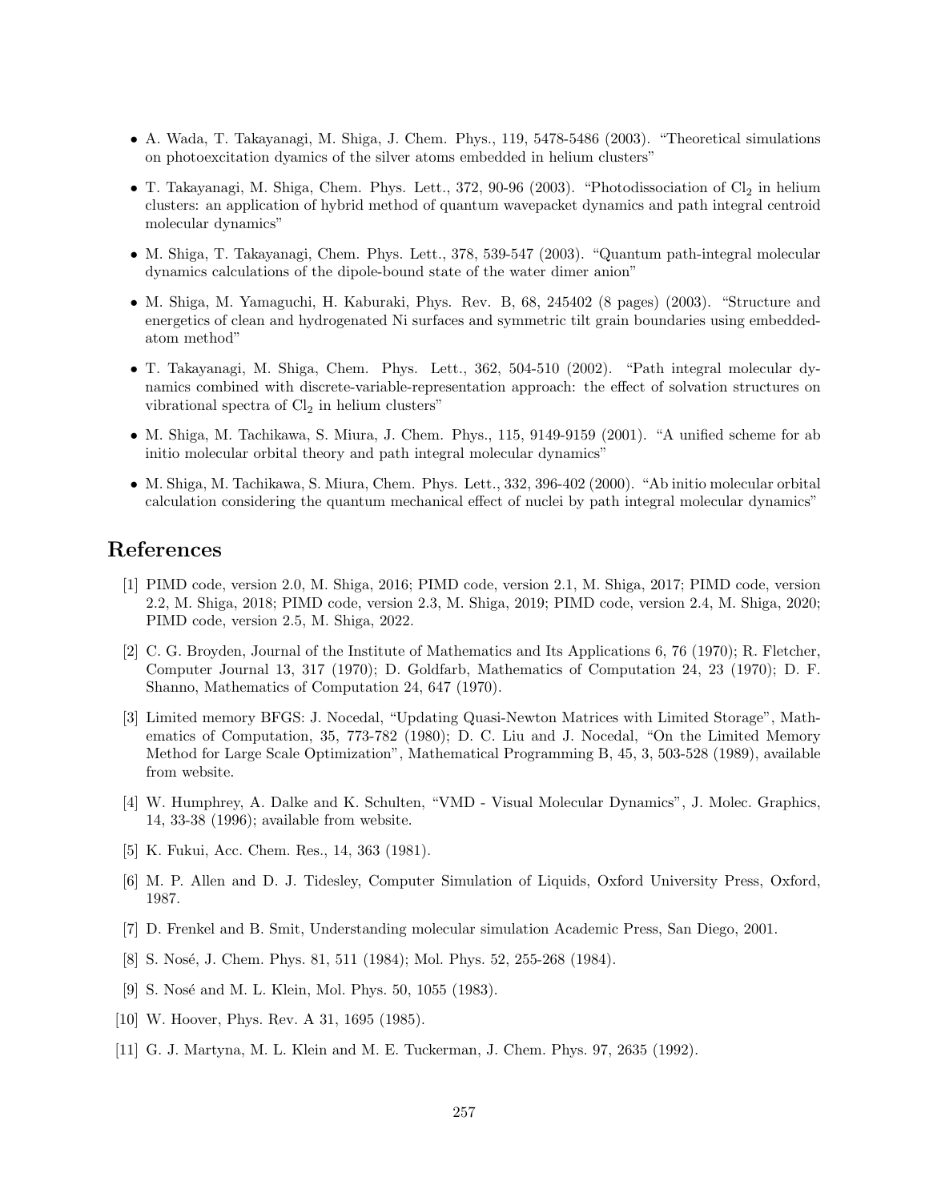- A. Wada, T. Takayanagi, M. Shiga, J. Chem. Phys., 119, 5478-5486 (2003). "Theoretical simulations on photoexcitation dyamics of the silver atoms embedded in helium clusters"

- T. Takayanagi, M. Shiga, Chem. Phys. Lett., 372, 90-96 (2003). "Photodissociation of $Cl_2$ in helium clusters: an application of hybrid method of quantum wavepacket dynamics and path integral centroid molecular dynamics"

- M. Shiga, T. Takayanagi, Chem. Phys. Lett., 378, 539-547 (2003). "Quantum path-integral molecular dynamics calculations of the dipole-bound state of the water dimer anion"

- M. Shiga, M. Yamaguchi, H. Kaburaki, Phys. Rev. B, 68, 245402 (8 pages) (2003). "Structure and energetics of clean and hydrogenated Ni surfaces and symmetric tilt grain boundaries using embedded-atom method"

- T. Takayanagi, M. Shiga, Chem. Phys. Lett., 362, 504-510 (2002). "Path integral molecular dynamics combined with discrete-variable-representation approach: the effect of solvation structures on vibrational spectra of $Cl_2$ in helium clusters"

- M. Shiga, M. Tachikawa, S. Miura, J. Chem. Phys., 115, 9149-9159 (2001). "A unified scheme for ab initio molecular orbital theory and path integral molecular dynamics"

- M. Shiga, M. Tachikawa, S. Miura, Chem. Phys. Lett., 332, 396-402 (2000). "Ab initio molecular orbital calculation considering the quantum mechanical effect of nuclei by path integral molecular dynamics"

# References

[1] PIMD code, version 2.0, M. Shiga, 2016; PIMD code, version 2.1, M. Shiga, 2017; PIMD code, version 2.2, M. Shiga, 2018; PIMD code, version 2.3, M. Shiga, 2019; PIMD code, version 2.4, M. Shiga, 2020; PIMD code, version 2.5, M. Shiga, 2022.

[2] C. G. Broyden, Journal of the Institute of Mathematics and Its Applications 6, 76 (1970); R. Fletcher, Computer Journal 13, 317 (1970); D. Goldfarb, Mathematics of Computation 24, 23 (1970); D. F. Shanno, Mathematics of Computation 24, 647 (1970).

[3] Limited memory BFGS: J. Nocedal, "Updating Quasi-Newton Matrices with Limited Storage", Mathematics of Computation, 35, 773-782 (1980); D. C. Liu and J. Nocedal, "On the Limited Memory Method for Large Scale Optimization", Mathematical Programming B, 45, 3, 503-528 (1989), available from website.

[4] W. Humphrey, A. Dalke and K. Schulten, "VMD - Visual Molecular Dynamics", J. Molec. Graphics, 14, 33-38 (1996); available from website.

[5] K. Fukui, Acc. Chem. Res., 14, 363 (1981).

[6] M. P. Allen and D. J. Tidesley, Computer Simulation of Liquids, Oxford University Press, Oxford, 1987.

[7] D. Frenkel and B. Smit, Understanding molecular simulation Academic Press, San Diego, 2001.

[8] S. Nosé, J. Chem. Phys. 81, 511 (1984); Mol. Phys. 52, 255-268 (1984).

[9] S. Nosé and M. L. Klein, Mol. Phys. 50, 1055 (1983).

[10] W. Hoover, Phys. Rev. A 31, 1695 (1985).

[11] G. J. Martyna, M. L. Klein and M. E. Tuckerman, J. Chem. Phys. 97, 2635 (1992).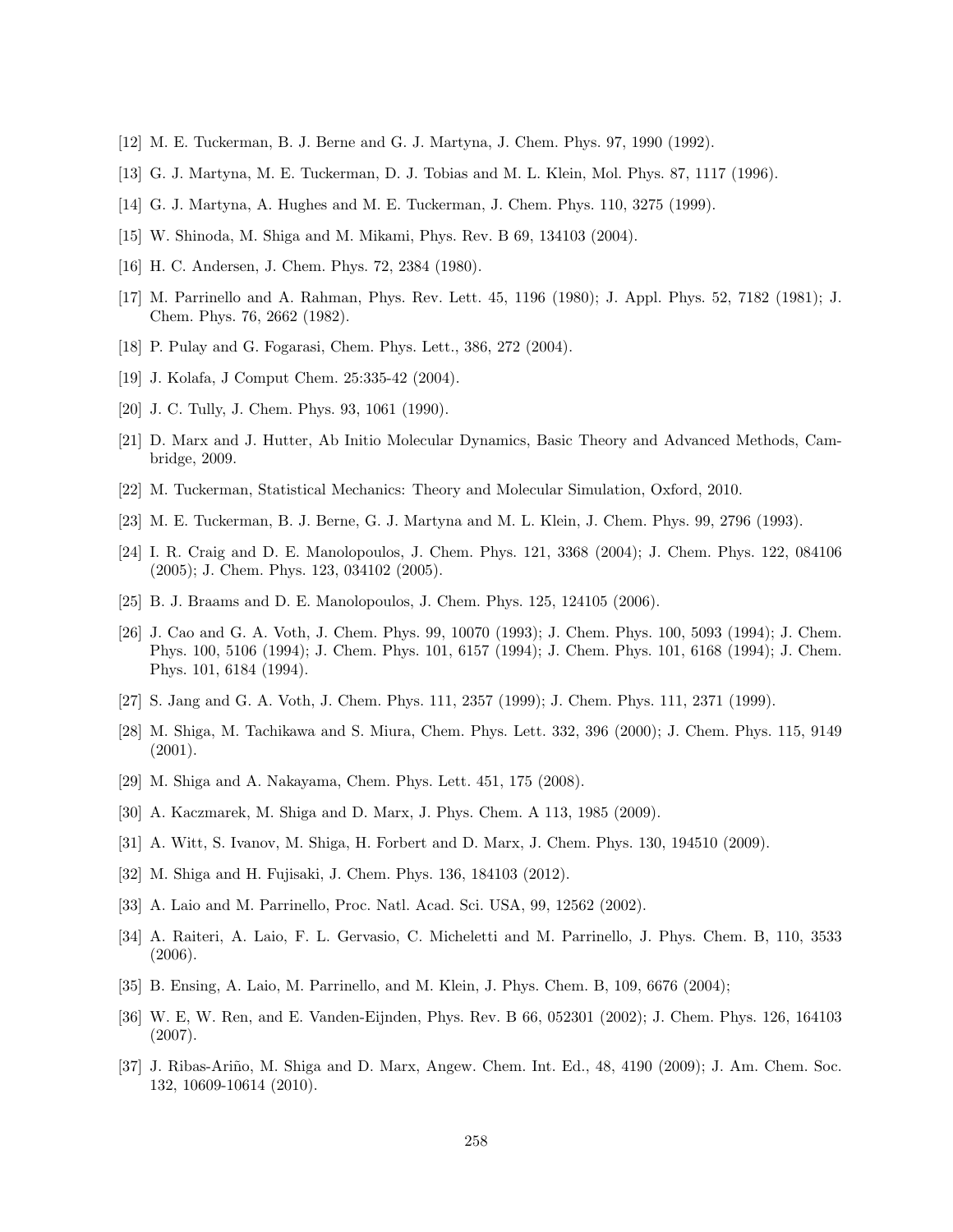[12] M. E. Tuckerman, B. J. Berne and G. J. Martyna, J. Chem. Phys. 97, 1990 (1992).

[13] G. J. Martyna, M. E. Tuckerman, D. J. Tobias and M. L. Klein, Mol. Phys. 87, 1117 (1996).

[14] G. J. Martyna, A. Hughes and M. E. Tuckerman, J. Chem. Phys. 110, 3275 (1999).

[15] W. Shinoda, M. Shiga and M. Mikami, Phys. Rev. B 69, 134103 (2004).

[16] H. C. Andersen, J. Chem. Phys. 72, 2384 (1980).

[17] M. Parrinello and A. Rahman, Phys. Rev. Lett. 45, 1196 (1980); J. Appl. Phys. 52, 7182 (1981); J. Chem. Phys. 76, 2662 (1982).

[18] P. Pulay and G. Fogarasi, Chem. Phys. Lett., 386, 272 (2004).

[19] J. Kolafa, J Comput Chem. 25:335-42 (2004).

[20] J. C. Tully, J. Chem. Phys. 93, 1061 (1990).

[21] D. Marx and J. Hutter, Ab Initio Molecular Dynamics, Basic Theory and Advanced Methods, Cambridge, 2009.

[22] M. Tuckerman, Statistical Mechanics: Theory and Molecular Simulation, Oxford, 2010.

[23] M. E. Tuckerman, B. J. Berne, G. J. Martyna and M. L. Klein, J. Chem. Phys. 99, 2796 (1993).

[24] I. R. Craig and D. E. Manolopoulos, J. Chem. Phys. 121, 3368 (2004); J. Chem. Phys. 122, 084106 (2005); J. Chem. Phys. 123, 034102 (2005).

[25] B. J. Braams and D. E. Manolopoulos, J. Chem. Phys. 125, 124105 (2006).

[26] J. Cao and G. A. Voth, J. Chem. Phys. 99, 10070 (1993); J. Chem. Phys. 100, 5093 (1994); J. Chem. Phys. 100, 5106 (1994); J. Chem. Phys. 101, 6157 (1994); J. Chem. Phys. 101, 6168 (1994); J. Chem. Phys. 101, 6184 (1994).

[27] S. Jang and G. A. Voth, J. Chem. Phys. 111, 2357 (1999); J. Chem. Phys. 111, 2371 (1999).

[28] M. Shiga, M. Tachikawa and S. Miura, Chem. Phys. Lett. 332, 396 (2000); J. Chem. Phys. 115, 9149 (2001).

[29] M. Shiga and A. Nakayama, Chem. Phys. Lett. 451, 175 (2008).

[30] A. Kaczmarek, M. Shiga and D. Marx, J. Phys. Chem. A 113, 1985 (2009).

[31] A. Witt, S. Ivanov, M. Shiga, H. Forbert and D. Marx, J. Chem. Phys. 130, 194510 (2009).

[32] M. Shiga and H. Fujisaki, J. Chem. Phys. 136, 184103 (2012).

[33] A. Laio and M. Parrinello, Proc. Natl. Acad. Sci. USA, 99, 12562 (2002).

[34] A. Raiteri, A. Laio, F. L. Gervasio, C. Micheletti and M. Parrinello, J. Phys. Chem. B, 110, 3533 (2006).

[35] B. Ensing, A. Laio, M. Parrinello, and M. Klein, J. Phys. Chem. B, 109, 6676 (2004);

[36] W. E, W. Ren, and E. Vanden-Eijnden, Phys. Rev. B 66, 052301 (2002); J. Chem. Phys. 126, 164103 (2007).

[37] J. Ribas-Ariño, M. Shiga and D. Marx, Angew. Chem. Int. Ed., 48, 4190 (2009); J. Am. Chem. Soc. 132, 10609-10614 (2010).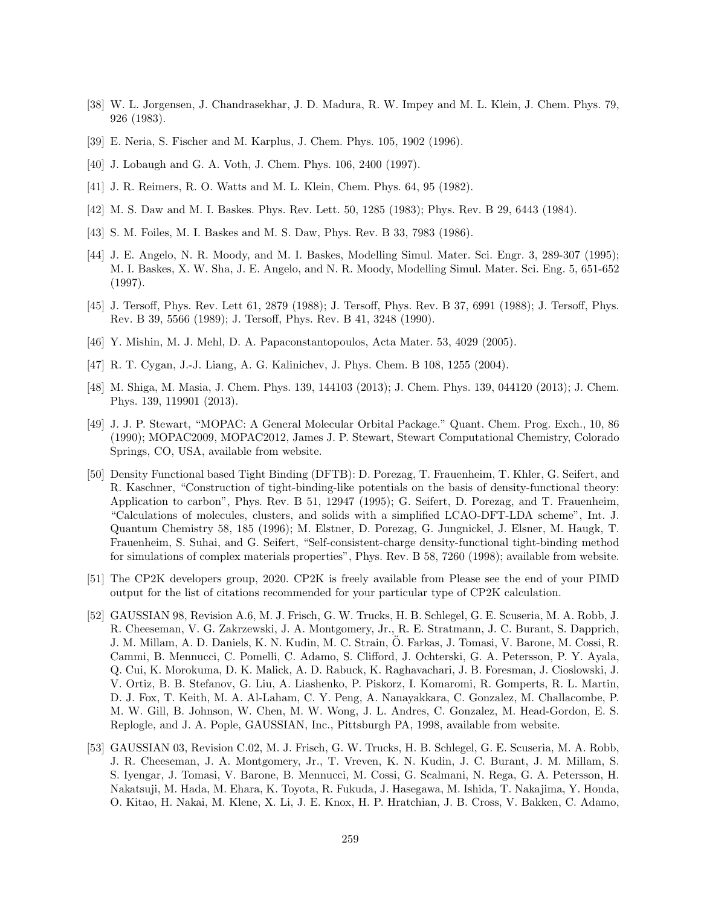[38] W. L. Jorgensen, J. Chandrasekhar, J. D. Madura, R. W. Impey and M. L. Klein, J. Chem. Phys. 79, 926 (1983).

[39] E. Neria, S. Fischer and M. Karplus, J. Chem. Phys. 105, 1902 (1996).

[40] J. Lobaugh and G. A. Voth, J. Chem. Phys. 106, 2400 (1997).

[41] J. R. Reimers, R. O. Watts and M. L. Klein, Chem. Phys. 64, 95 (1982).

[42] M. S. Daw and M. I. Baskes. Phys. Rev. Lett. 50, 1285 (1983); Phys. Rev. B 29, 6443 (1984).

[43] S. M. Foiles, M. I. Baskes and M. S. Daw, Phys. Rev. B 33, 7983 (1986).

[44] J. E. Angelo, N. R. Moody, and M. I. Baskes, Modelling Simul. Mater. Sci. Engr. 3, 289-307 (1995); M. I. Baskes, X. W. Sha, J. E. Angelo, and N. R. Moody, Modelling Simul. Mater. Sci. Eng. 5, 651-652 (1997).

[45] J. Tersoff, Phys. Rev. Lett 61, 2879 (1988); J. Tersoff, Phys. Rev. B 37, 6991 (1988); J. Tersoff, Phys. Rev. B 39, 5566 (1989); J. Tersoff, Phys. Rev. B 41, 3248 (1990).

[46] Y. Mishin, M. J. Mehl, D. A. Papaconstantopoulos, Acta Mater. 53, 4029 (2005).

[47] R. T. Cygan, J.-J. Liang, A. G. Kalinichev, J. Phys. Chem. B 108, 1255 (2004).

[48] M. Shiga, M. Masia, J. Chem. Phys. 139, 144103 (2013); J. Chem. Phys. 139, 044120 (2013); J. Chem. Phys. 139, 119901 (2013).

[49] J. J. P. Stewart, "MOPAC: A General Molecular Orbital Package." Quant. Chem. Prog. Exch., 10, 86 (1990); MOPAC2009, MOPAC2012, James J. P. Stewart, Stewart Computational Chemistry, Colorado Springs, CO, USA, available from website.

[50] Density Functional based Tight Binding (DFTB): D. Porezag, T. Frauenheim, T. Khler, G. Seifert, and R. Kaschner, "Construction of tight-binding-like potentials on the basis of density-functional theory: Application to carbon", Phys. Rev. B 51, 12947 (1995); G. Seifert, D. Porezag, and T. Frauenheim, "Calculations of molecules, clusters, and solids with a simplified LCAO-DFT-LDA scheme", Int. J. Quantum Chemistry 58, 185 (1996); M. Elstner, D. Porezag, G. Jungnickel, J. Elsner, M. Haugk, T. Frauenheim, S. Suhai, and G. Seifert, "Self-consistent-charge density-functional tight-binding method for simulations of complex materials properties", Phys. Rev. B 58, 7260 (1998); available from website.

[51] The CP2K developers group, 2020. CP2K is freely available from Please see the end of your PIMD output for the list of citations recommended for your particular type of CP2K calculation.

[52] GAUSSIAN 98, Revision A.6, M. J. Frisch, G. W. Trucks, H. B. Schlegel, G. E. Scuseria, M. A. Robb, J. R. Cheeseman, V. G. Zakrzewski, J. A. Montgomery, Jr., R. E. Stratmann, J. C. Burant, S. Dapprich, J. M. Millam, A. D. Daniels, K. N. Kudin, M. C. Strain, Ö. Farkas, J. Tomasi, V. Barone, M. Cossi, R. Cammi, B. Mennucci, C. Pomelli, C. Adamo, S. Clifford, J. Ochterski, G. A. Petersson, P. Y. Ayala, Q. Cui, K. Morokuma, D. K. Malick, A. D. Rabuck, K. Raghavachari, J. B. Foresman, J. Cioslowski, J. V. Ortiz, B. B. Stefanov, G. Liu, A. Liashenko, P. Piskorz, I. Komaromi, R. Gomperts, R. L. Martin, D. J. Fox, T. Keith, M. A. Al-Laham, C. Y. Peng, A. Nanayakkara, C. Gonzalez, M. Challacombe, P. M. W. Gill, B. Johnson, W. Chen, M. W. Wong, J. L. Andres, C. Gonzalez, M. Head-Gordon, E. S. Replogle, and J. A. Pople, GAUSSIAN, Inc., Pittsburgh PA, 1998, available from website.

[53] GAUSSIAN 03, Revision C.02, M. J. Frisch, G. W. Trucks, H. B. Schlegel, G. E. Scuseria, M. A. Robb, J. R. Cheeseman, J. A. Montgomery, Jr., T. Vreven, K. N. Kudin, J. C. Burant, J. M. Millam, S. S. Iyengar, J. Tomasi, V. Barone, B. Mennucci, M. Cossi, G. Scalmani, N. Rega, G. A. Petersson, H. Nakatsuji, M. Hada, M. Ehara, K. Toyota, R. Fukuda, J. Hasegawa, M. Ishida, T. Nakajima, Y. Honda, O. Kitao, H. Nakai, M. Klene, X. Li, J. E. Knox, H. P. Hratchian, J. B. Cross, V. Bakken, C. Adamo,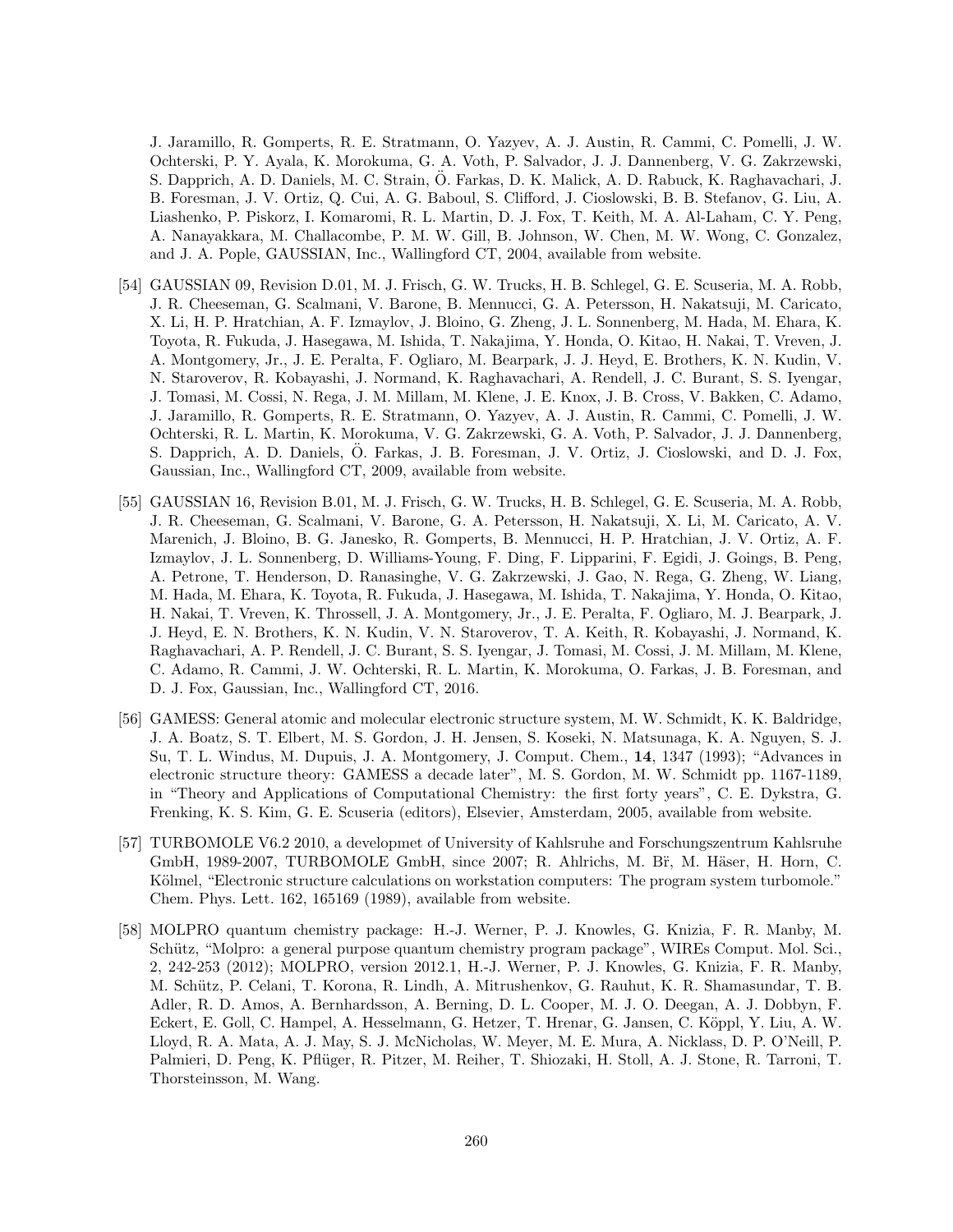J. Jaramillo, R. Gomperts, R. E. Stratmann, O. Yazyev, A. J. Austin, R. Cammi, C. Pomelli, J. W. Ochterski, P. Y. Ayala, K. Morokuma, G. A. Voth, P. Salvador, J. J. Dannenberg, V. G. Zakrzewski, S. Dapprich, A. D. Daniels, M. C. Strain, Ö. Farkas, D. K. Malick, A. D. Rabuck, K. Raghavachari, J. B. Foresman, J. V. Ortiz, Q. Cui, A. G. Baboul, S. Clifford, J. Cioslowski, B. B. Stefanov, G. Liu, A. Liashenko, P. Piskorz, I. Komaromi, R. L. Martin, D. J. Fox, T. Keith, M. A. Al-Laham, C. Y. Peng, A. Nanayakkara, M. Challacombe, P. M. W. Gill, B. Johnson, W. Chen, M. W. Wong, C. Gonzalez, and J. A. Pople, GAUSSIAN, Inc., Wallingford CT, 2004, available from website.

[54] GAUSSIAN 09, Revision D.01, M. J. Frisch, G. W. Trucks, H. B. Schlegel, G. E. Scuseria, M. A. Robb, J. R. Cheeseman, G. Scalmani, V. Barone, B. Mennucci, G. A. Petersson, H. Nakatsuji, M. Caricato, X. Li, H. P. Hratchian, A. F. Izmaylov, J. Bloino, G. Zheng, J. L. Sonnenberg, M. Hada, M. Ehara, K. Toyota, R. Fukuda, J. Hasegawa, M. Ishida, T. Nakajima, Y. Honda, O. Kitao, H. Nakai, T. Vreven, J. A. Montgomery, Jr., J. E. Peralta, F. Ogliaro, M. Bearpark, J. J. Heyd, E. Brothers, K. N. Kudin, V. N. Staroverov, R. Kobayashi, J. Normand, K. Raghavachari, A. Rendell, J. C. Burant, S. S. Iyengar, J. Tomasi, M. Cossi, N. Rega, J. M. Millam, M. Klene, J. E. Knox, J. B. Cross, V. Bakken, C. Adamo, J. Jaramillo, R. Gomperts, R. E. Stratmann, O. Yazyev, A. J. Austin, R. Cammi, C. Pomelli, J. W. Ochterski, R. L. Martin, K. Morokuma, V. G. Zakrzewski, G. A. Voth, P. Salvador, J. J. Dannenberg, S. Dapprich, A. D. Daniels, Ö. Farkas, J. B. Foresman, J. V. Ortiz, J. Cioslowski, and D. J. Fox, Gaussian, Inc., Wallingford CT, 2009, available from website.

[55] GAUSSIAN 16, Revision B.01, M. J. Frisch, G. W. Trucks, H. B. Schlegel, G. E. Scuseria, M. A. Robb, J. R. Cheeseman, G. Scalmani, V. Barone, G. A. Petersson, H. Nakatsuji, X. Li, M. Caricato, A. V. Marenich, J. Bloino, B. G. Janesko, R. Gomperts, B. Mennucci, H. P. Hratchian, J. V. Ortiz, A. F. Izmaylov, J. L. Sonnenberg, D. Williams-Young, F. Ding, F. Lipparini, F. Egidi, J. Goings, B. Peng, A. Petrone, T. Henderson, D. Ranasinghe, V. G. Zakrzewski, J. Gao, N. Rega, G. Zheng, W. Liang, M. Hada, M. Ehara, K. Toyota, R. Fukuda, J. Hasegawa, M. Ishida, T. Nakajima, Y. Honda, O. Kitao, H. Nakai, T. Vreven, K. Throssell, J. A. Montgomery, Jr., J. E. Peralta, F. Ogliaro, M. J. Bearpark, J. J. Heyd, E. N. Brothers, K. N. Kudin, V. N. Staroverov, T. A. Keith, R. Kobayashi, J. Normand, K. Raghavachari, A. P. Rendell, J. C. Burant, S. S. Iyengar, J. Tomasi, M. Cossi, J. M. Millam, M. Klene, C. Adamo, R. Cammi, J. W. Ochterski, R. L. Martin, K. Morokuma, O. Farkas, J. B. Foresman, and D. J. Fox, Gaussian, Inc., Wallingford CT, 2016.

[56] GAMESS: General atomic and molecular electronic structure system, M. W. Schmidt, K. K. Baldridge, J. A. Boatz, S. T. Elbert, M. S. Gordon, J. H. Jensen, S. Koseki, N. Matsunaga, K. A. Nguyen, S. J. Su, T. L. Windus, M. Dupuis, J. A. Montgomery, J. Comput. Chem., **14**, 1347 (1993); "Advances in electronic structure theory: GAMESS a decade later", M. S. Gordon, M. W. Schmidt pp. 1167-1189, in "Theory and Applications of Computational Chemistry: the first forty years", C. E. Dykstra, G. Frenking, K. S. Kim, G. E. Scuseria (editors), Elsevier, Amsterdam, 2005, available from website.

[57] TURBOMOLE V6.2 2010, a developmet of University of Kahlsruhe and Forschungszentrum Kahlsruhe GmbH, 1989-2007, TURBOMOLE GmbH, since 2007; R. Ahlrichs, M. Bř, M. Häser, H. Horn, C. Kölmel, "Electronic structure calculations on workstation computers: The program system turbomole." Chem. Phys. Lett. 162, 165169 (1989), available from website.

[58] MOLPRO quantum chemistry package: H.-J. Werner, P. J. Knowles, G. Knizia, F. R. Manby, M. Schütz, "Molpro: a general purpose quantum chemistry program package", WIREs Comput. Mol. Sci., 2, 242-253 (2012); MOLPRO, version 2012.1, H.-J. Werner, P. J. Knowles, G. Knizia, F. R. Manby, M. Schütz, P. Celani, T. Korona, R. Lindh, A. Mitrushenkov, G. Rauhut, K. R. Shamasundar, T. B. Adler, R. D. Amos, A. Bernhardsson, A. Berning, D. L. Cooper, M. J. O. Deegan, A. J. Dobbyn, F. Eckert, E. Goll, C. Hampel, A. Hesselmann, G. Hetzer, T. Hrenar, G. Jansen, C. Köppl, Y. Liu, A. W. Lloyd, R. A. Mata, A. J. May, S. J. McNicholas, W. Meyer, M. E. Mura, A. Nicklass, D. P. O'Neill, P. Palmieri, D. Peng, K. Pflüger, R. Pitzer, M. Reiher, T. Shiozaki, H. Stoll, A. J. Stone, R. Tarroni, T. Thorsteinsson, M. Wang.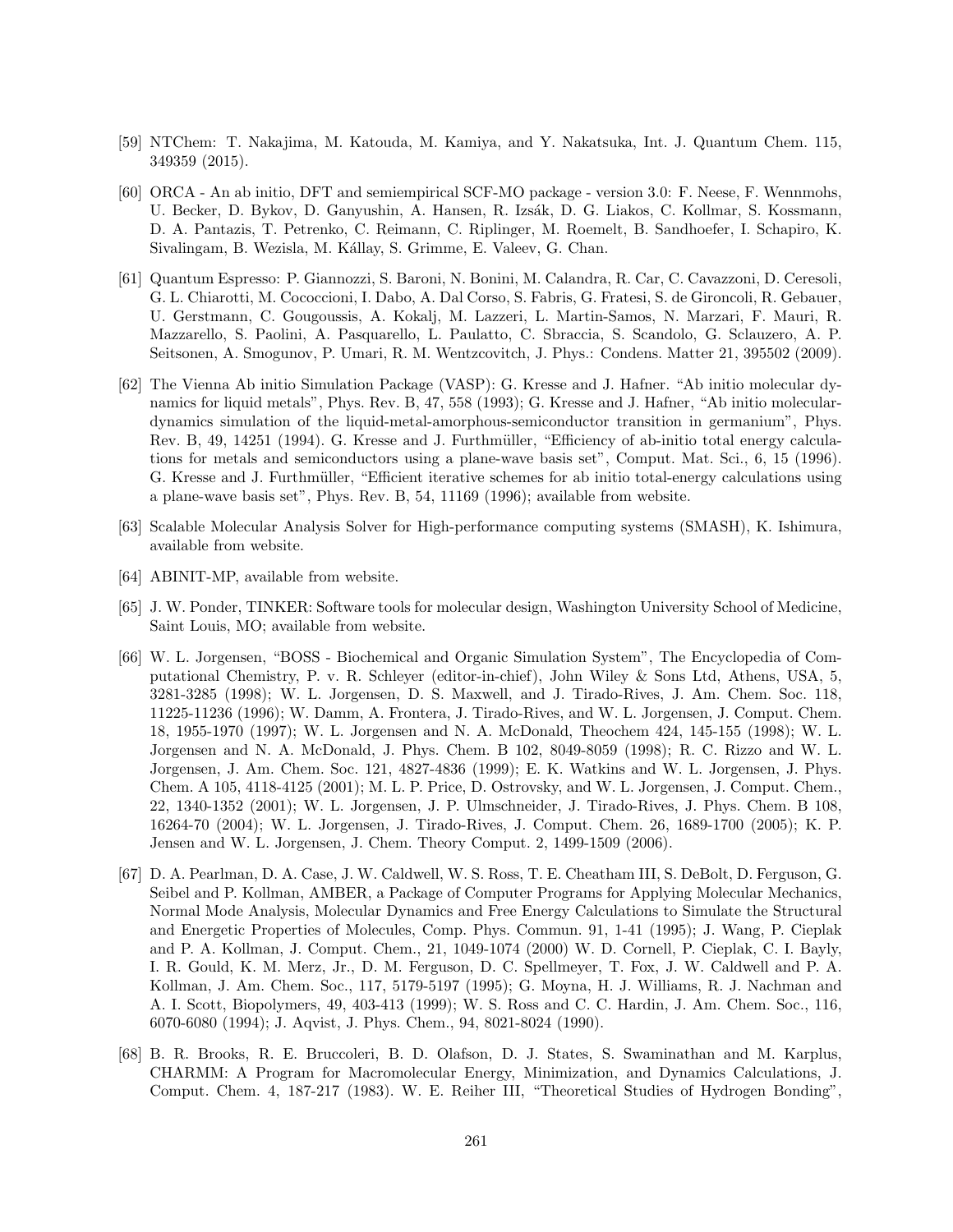[59] NTChem: T. Nakajima, M. Katouda, M. Kamiya, and Y. Nakatsuka, Int. J. Quantum Chem. 115, 349359 (2015).

[60] ORCA - An ab initio, DFT and semiempirical SCF-MO package - version 3.0: F. Neese, F. Wennmohs, U. Becker, D. Bykov, D. Ganyushin, A. Hansen, R. Izsák, D. G. Liakos, C. Kollmar, S. Kossmann, D. A. Pantazis, T. Petrenko, C. Reimann, C. Riplinger, M. Roemelt, B. Sandhoefer, I. Schapiro, K. Sivalingam, B. Wezisla, M. Kállay, S. Grimme, E. Valeev, G. Chan.

[61] Quantum Espresso: P. Giannozzi, S. Baroni, N. Bonini, M. Calandra, R. Car, C. Cavazzoni, D. Ceresoli, G. L. Chiarotti, M. Cococcioni, I. Dabo, A. Dal Corso, S. Fabris, G. Fratesi, S. de Gironcoli, R. Gebauer, U. Gerstmann, C. Gougoussis, A. Kokalj, M. Lazzeri, L. Martin-Samos, N. Marzari, F. Mauri, R. Mazzarello, S. Paolini, A. Pasquarello, L. Paulatto, C. Sbraccia, S. Scandolo, G. Sclauzero, A. P. Seitsonen, A. Smogunov, P. Umari, R. M. Wentzcovitch, J. Phys.: Condens. Matter 21, 395502 (2009).

[62] The Vienna Ab initio Simulation Package (VASP): G. Kresse and J. Hafner. "Ab initio molecular dynamics for liquid metals", Phys. Rev. B, 47, 558 (1993); G. Kresse and J. Hafner, "Ab initio molecular-dynamics simulation of the liquid-metal-amorphous-semiconductor transition in germanium", Phys. Rev. B, 49, 14251 (1994). G. Kresse and J. Furthmüller, "Efficiency of ab-initio total energy calculations for metals and semiconductors using a plane-wave basis set", Comput. Mat. Sci., 6, 15 (1996). G. Kresse and J. Furthmüller, "Efficient iterative schemes for ab initio total-energy calculations using a plane-wave basis set", Phys. Rev. B, 54, 11169 (1996); available from website.

[63] Scalable Molecular Analysis Solver for High-performance computing systems (SMASH), K. Ishimura, available from website.

[64] ABINIT-MP, available from website.

[65] J. W. Ponder, TINKER: Software tools for molecular design, Washington University School of Medicine, Saint Louis, MO; available from website.

[66] W. L. Jorgensen, "BOSS - Biochemical and Organic Simulation System", The Encyclopedia of Computational Chemistry, P. v. R. Schleyer (editor-in-chief), John Wiley & Sons Ltd, Athens, USA, 5, 3281-3285 (1998); W. L. Jorgensen, D. S. Maxwell, and J. Tirado-Rives, J. Am. Chem. Soc. 118, 11225-11236 (1996); W. Damm, A. Frontera, J. Tirado-Rives, and W. L. Jorgensen, J. Comput. Chem. 18, 1955-1970 (1997); W. L. Jorgensen and N. A. McDonald, Theochem 424, 145-155 (1998); W. L. Jorgensen and N. A. McDonald, J. Phys. Chem. B 102, 8049-8059 (1998); R. C. Rizzo and W. L. Jorgensen, J. Am. Chem. Soc. 121, 4827-4836 (1999); E. K. Watkins and W. L. Jorgensen, J. Phys. Chem. A 105, 4118-4125 (2001); M. L. P. Price, D. Ostrovsky, and W. L. Jorgensen, J. Comput. Chem., 22, 1340-1352 (2001); W. L. Jorgensen, J. P. Ulmschneider, J. Tirado-Rives, J. Phys. Chem. B 108, 16264-70 (2004); W. L. Jorgensen, J. Tirado-Rives, J. Comput. Chem. 26, 1689-1700 (2005); K. P. Jensen and W. L. Jorgensen, J. Chem. Theory Comput. 2, 1499-1509 (2006).

[67] D. A. Pearlman, D. A. Case, J. W. Caldwell, W. S. Ross, T. E. Cheatham III, S. DeBolt, D. Ferguson, G. Seibel and P. Kollman, AMBER, a Package of Computer Programs for Applying Molecular Mechanics, Normal Mode Analysis, Molecular Dynamics and Free Energy Calculations to Simulate the Structural and Energetic Properties of Molecules, Comp. Phys. Commun. 91, 1-41 (1995); J. Wang, P. Cieplak and P. A. Kollman, J. Comput. Chem., 21, 1049-1074 (2000) W. D. Cornell, P. Cieplak, C. I. Bayly, I. R. Gould, K. M. Merz, Jr., D. M. Ferguson, D. C. Spellmeyer, T. Fox, J. W. Caldwell and P. A. Kollman, J. Am. Chem. Soc., 117, 5179-5197 (1995); G. Moyna, H. J. Williams, R. J. Nachman and A. I. Scott, Biopolymers, 49, 403-413 (1999); W. S. Ross and C. C. Hardin, J. Am. Chem. Soc., 116, 6070-6080 (1994); J. Aqvist, J. Phys. Chem., 94, 8021-8024 (1990).

[68] B. R. Brooks, R. E. Bruccoleri, B. D. Olafson, D. J. States, S. Swaminathan and M. Karplus, CHARMM: A Program for Macromolecular Energy, Minimization, and Dynamics Calculations, J. Comput. Chem. 4, 187-217 (1983). W. E. Reiher III, "Theoretical Studies of Hydrogen Bonding",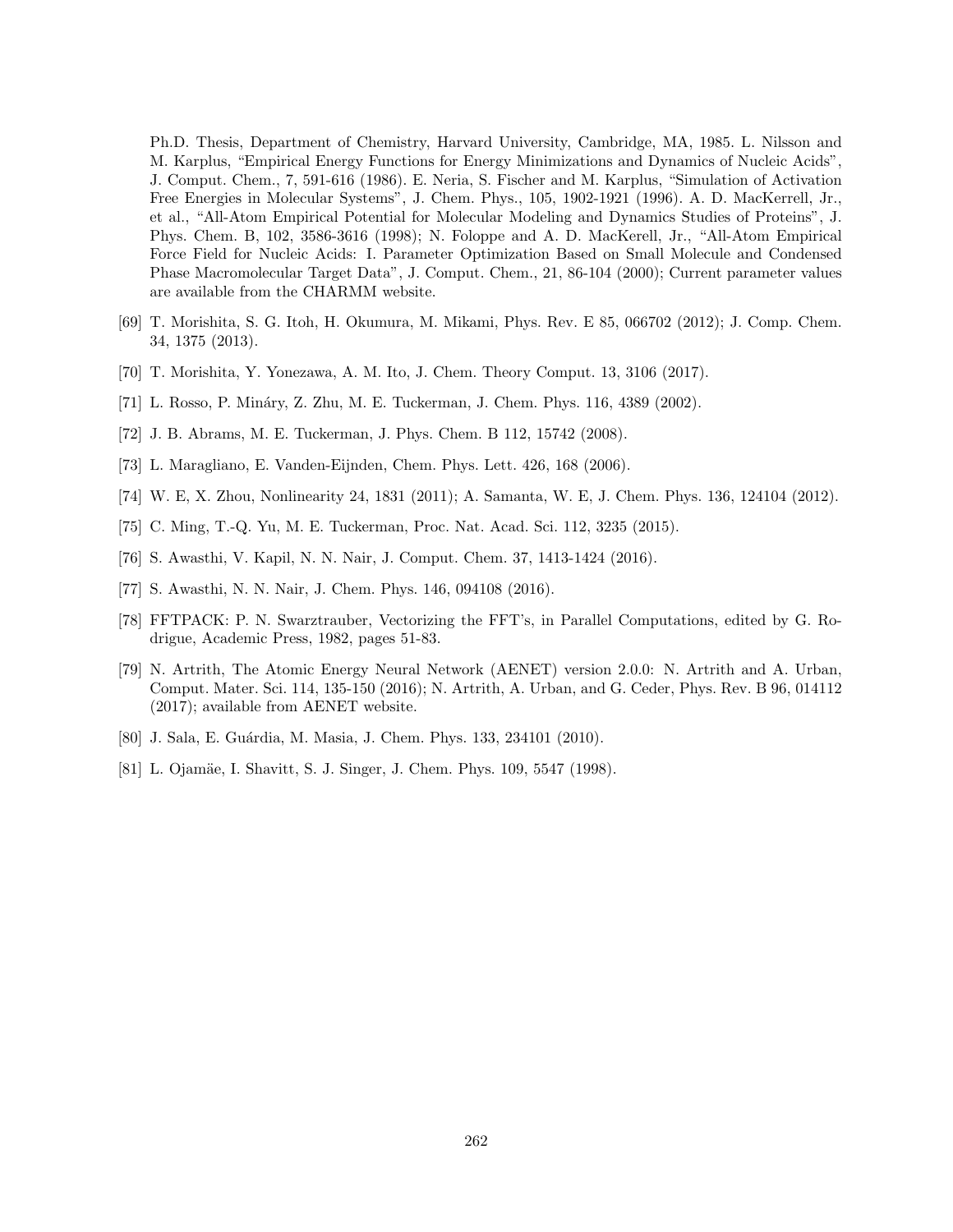Ph.D. Thesis, Department of Chemistry, Harvard University, Cambridge, MA, 1985. L. Nilsson and M. Karplus, "Empirical Energy Functions for Energy Minimizations and Dynamics of Nucleic Acids", J. Comput. Chem., 7, 591-616 (1986). E. Neria, S. Fischer and M. Karplus, "Simulation of Activation Free Energies in Molecular Systems", J. Chem. Phys., 105, 1902-1921 (1996). A. D. MacKerrell, Jr., et al., "All-Atom Empirical Potential for Molecular Modeling and Dynamics Studies of Proteins", J. Phys. Chem. B, 102, 3586-3616 (1998); N. Foloppe and A. D. MacKerell, Jr., "All-Atom Empirical Force Field for Nucleic Acids: I. Parameter Optimization Based on Small Molecule and Condensed Phase Macromolecular Target Data", J. Comput. Chem., 21, 86-104 (2000); Current parameter values are available from the CHARMM website.

[69] T. Morishita, S. G. Itoh, H. Okumura, M. Mikami, Phys. Rev. E 85, 066702 (2012); J. Comp. Chem. 34, 1375 (2013).

[70] T. Morishita, Y. Yonezawa, A. M. Ito, J. Chem. Theory Comput. 13, 3106 (2017).

[71] L. Rosso, P. Mináry, Z. Zhu, M. E. Tuckerman, J. Chem. Phys. 116, 4389 (2002).

[72] J. B. Abrams, M. E. Tuckerman, J. Phys. Chem. B 112, 15742 (2008).

[73] L. Maragliano, E. Vanden-Eijnden, Chem. Phys. Lett. 426, 168 (2006).

[74] W. E, X. Zhou, Nonlinearity 24, 1831 (2011); A. Samanta, W. E, J. Chem. Phys. 136, 124104 (2012).

[75] C. Ming, T.-Q. Yu, M. E. Tuckerman, Proc. Nat. Acad. Sci. 112, 3235 (2015).

[76] S. Awasthi, V. Kapil, N. N. Nair, J. Comput. Chem. 37, 1413-1424 (2016).

[77] S. Awasthi, N. N. Nair, J. Chem. Phys. 146, 094108 (2016).

[78] FFTPACK: P. N. Swarztrauber, Vectorizing the FFT's, in Parallel Computations, edited by G. Rodrigue, Academic Press, 1982, pages 51-83.

[79] N. Artrith, The Atomic Energy Neural Network (AENET) version 2.0.0: N. Artrith and A. Urban, Comput. Mater. Sci. 114, 135-150 (2016); N. Artrith, A. Urban, and G. Ceder, Phys. Rev. B 96, 014112 (2017); available from AENET website.

[80] J. Sala, E. Guárdia, M. Masia, J. Chem. Phys. 133, 234101 (2010).

[81] L. Ojamäe, I. Shavitt, S. J. Singer, J. Chem. Phys. 109, 5547 (1998).